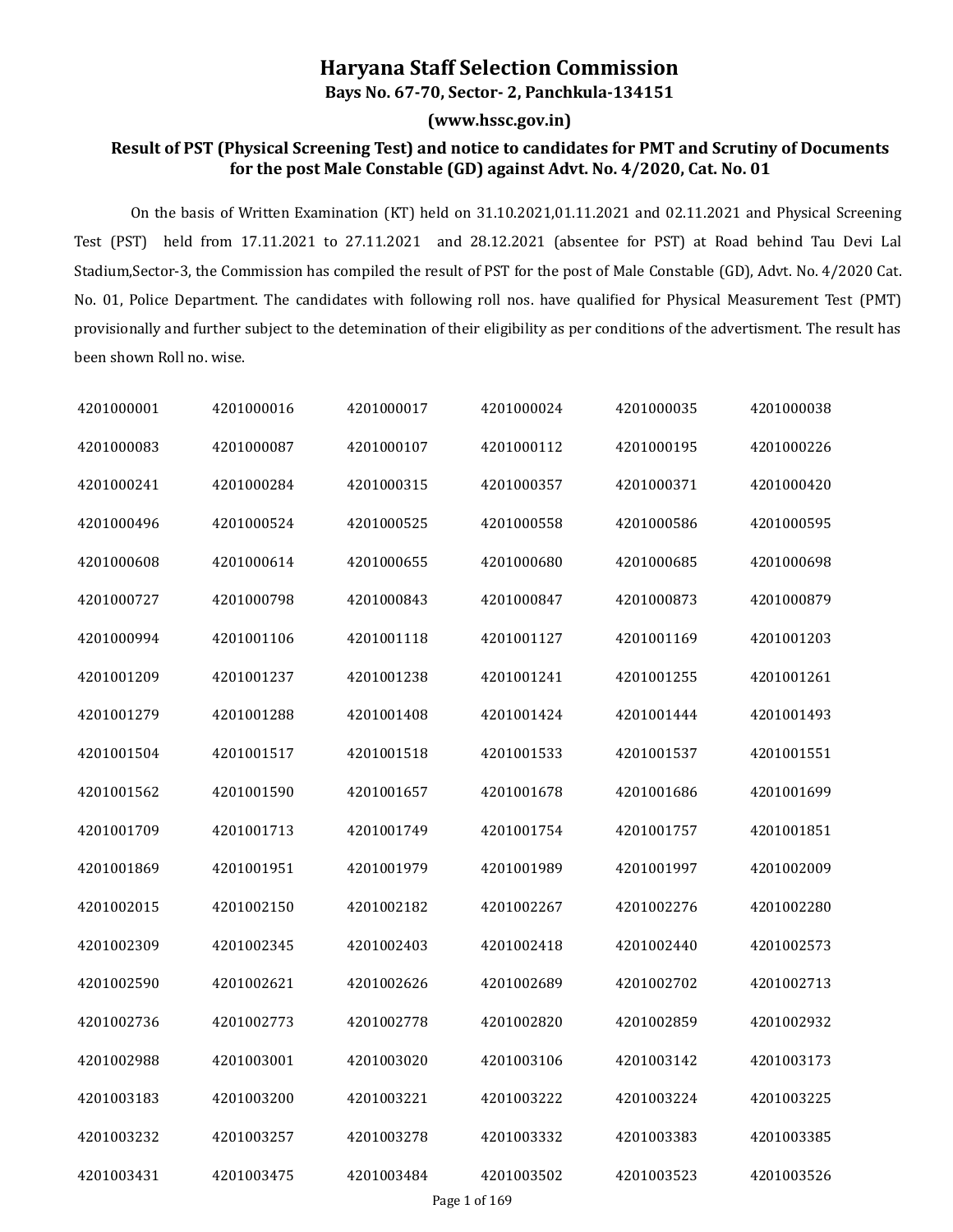# Haryana Staff Selection Commission

**Bays No. 67-70, Sector- 2, Panchkula-134151**

**(www.hssc.gov.in)**

**Result of PST (Physical Screening Test) and notice to candidates for PMT and Scrutiny of Documents for the post Male Constable (GD) against Advt. No. 4/2020, Cat. No. 01**

On the basis of Written Examination (KT) held on 31.10.2021,01.11.2021 and 02.11.2021 and Physical Screening Test (PST) held from 17.11.2021 to 27.11.2021 and 28.12.2021 (absentee for PST) at Road behind Tau Devi Lal Stadium,Sector-3, the Commission has compiled the result of PST for the post of Male Constable (GD), Advt. No. 4/2020 Cat. No. 01, Police Department. The candidates with following roll nos. have qualified for Physical Measurement Test (PMT) provisionally and further subject to the detemination of their eligibility as per conditions of the advertisment. The result has been shown Roll no. wise.

| | | | | | |
|---|---|---|---|---|---|
| 4201000001 | 4201000016 | 4201000017 | 4201000024 | 4201000035 | 4201000038 |
| 4201000083 | 4201000087 | 4201000107 | 4201000112 | 4201000195 | 4201000226 |
| 4201000241 | 4201000284 | 4201000315 | 4201000357 | 4201000371 | 4201000420 |
| 4201000496 | 4201000524 | 4201000525 | 4201000558 | 4201000586 | 4201000595 |
| 4201000608 | 4201000614 | 4201000655 | 4201000680 | 4201000685 | 4201000698 |
| 4201000727 | 4201000798 | 4201000843 | 4201000847 | 4201000873 | 4201000879 |
| 4201000994 | 4201001106 | 4201001118 | 4201001127 | 4201001169 | 4201001203 |
| 4201001209 | 4201001237 | 4201001238 | 4201001241 | 4201001255 | 4201001261 |
| 4201001279 | 4201001288 | 4201001408 | 4201001424 | 4201001444 | 4201001493 |
| 4201001504 | 4201001517 | 4201001518 | 4201001533 | 4201001537 | 4201001551 |
| 4201001562 | 4201001590 | 4201001657 | 4201001678 | 4201001686 | 4201001699 |
| 4201001709 | 4201001713 | 4201001749 | 4201001754 | 4201001757 | 4201001851 |
| 4201001869 | 4201001951 | 4201001979 | 4201001989 | 4201001997 | 4201002009 |
| 4201002015 | 4201002150 | 4201002182 | 4201002267 | 4201002276 | 4201002280 |
| 4201002309 | 4201002345 | 4201002403 | 4201002418 | 4201002440 | 4201002573 |
| 4201002590 | 4201002621 | 4201002626 | 4201002689 | 4201002702 | 4201002713 |
| 4201002736 | 4201002773 | 4201002778 | 4201002820 | 4201002859 | 4201002932 |
| 4201002988 | 4201003001 | 4201003020 | 4201003106 | 4201003142 | 4201003173 |
| 4201003183 | 4201003200 | 4201003221 | 4201003222 | 4201003224 | 4201003225 |
| 4201003232 | 4201003257 | 4201003278 | 4201003332 | 4201003383 | 4201003385 |
| 4201003431 | 4201003475 | 4201003484 | 4201003502 | 4201003523 | 4201003526 |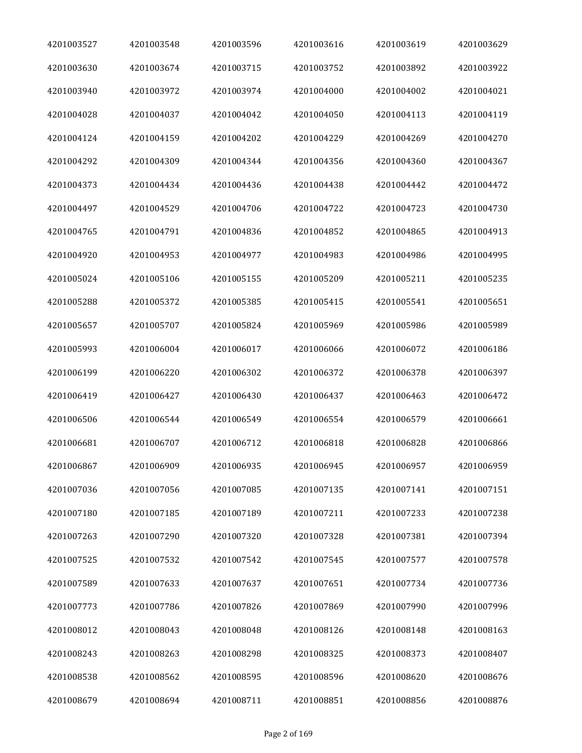| | | | | | |
|---|---|---|---|---|---|
| 4201003527 | 4201003548 | 4201003596 | 4201003616 | 4201003619 | 4201003629 |
| 4201003630 | 4201003674 | 4201003715 | 4201003752 | 4201003892 | 4201003922 |
| 4201003940 | 4201003972 | 4201003974 | 4201004000 | 4201004002 | 4201004021 |
| 4201004028 | 4201004037 | 4201004042 | 4201004050 | 4201004113 | 4201004119 |
| 4201004124 | 4201004159 | 4201004202 | 4201004229 | 4201004269 | 4201004270 |
| 4201004292 | 4201004309 | 4201004344 | 4201004356 | 4201004360 | 4201004367 |
| 4201004373 | 4201004434 | 4201004436 | 4201004438 | 4201004442 | 4201004472 |
| 4201004497 | 4201004529 | 4201004706 | 4201004722 | 4201004723 | 4201004730 |
| 4201004765 | 4201004791 | 4201004836 | 4201004852 | 4201004865 | 4201004913 |
| 4201004920 | 4201004953 | 4201004977 | 4201004983 | 4201004986 | 4201004995 |
| 4201005024 | 4201005106 | 4201005155 | 4201005209 | 4201005211 | 4201005235 |
| 4201005288 | 4201005372 | 4201005385 | 4201005415 | 4201005541 | 4201005651 |
| 4201005657 | 4201005707 | 4201005824 | 4201005969 | 4201005986 | 4201005989 |
| 4201005993 | 4201006004 | 4201006017 | 4201006066 | 4201006072 | 4201006186 |
| 4201006199 | 4201006220 | 4201006302 | 4201006372 | 4201006378 | 4201006397 |
| 4201006419 | 4201006427 | 4201006430 | 4201006437 | 4201006463 | 4201006472 |
| 4201006506 | 4201006544 | 4201006549 | 4201006554 | 4201006579 | 4201006661 |
| 4201006681 | 4201006707 | 4201006712 | 4201006818 | 4201006828 | 4201006866 |
| 4201006867 | 4201006909 | 4201006935 | 4201006945 | 4201006957 | 4201006959 |
| 4201007036 | 4201007056 | 4201007085 | 4201007135 | 4201007141 | 4201007151 |
| 4201007180 | 4201007185 | 4201007189 | 4201007211 | 4201007233 | 4201007238 |
| 4201007263 | 4201007290 | 4201007320 | 4201007328 | 4201007381 | 4201007394 |
| 4201007525 | 4201007532 | 4201007542 | 4201007545 | 4201007577 | 4201007578 |
| 4201007589 | 4201007633 | 4201007637 | 4201007651 | 4201007734 | 4201007736 |
| 4201007773 | 4201007786 | 4201007826 | 4201007869 | 4201007990 | 4201007996 |
| 4201008012 | 4201008043 | 4201008048 | 4201008126 | 4201008148 | 4201008163 |
| 4201008243 | 4201008263 | 4201008298 | 4201008325 | 4201008373 | 4201008407 |
| 4201008538 | 4201008562 | 4201008595 | 4201008596 | 4201008620 | 4201008676 |
| 4201008679 | 4201008694 | 4201008711 | 4201008851 | 4201008856 | 4201008876 |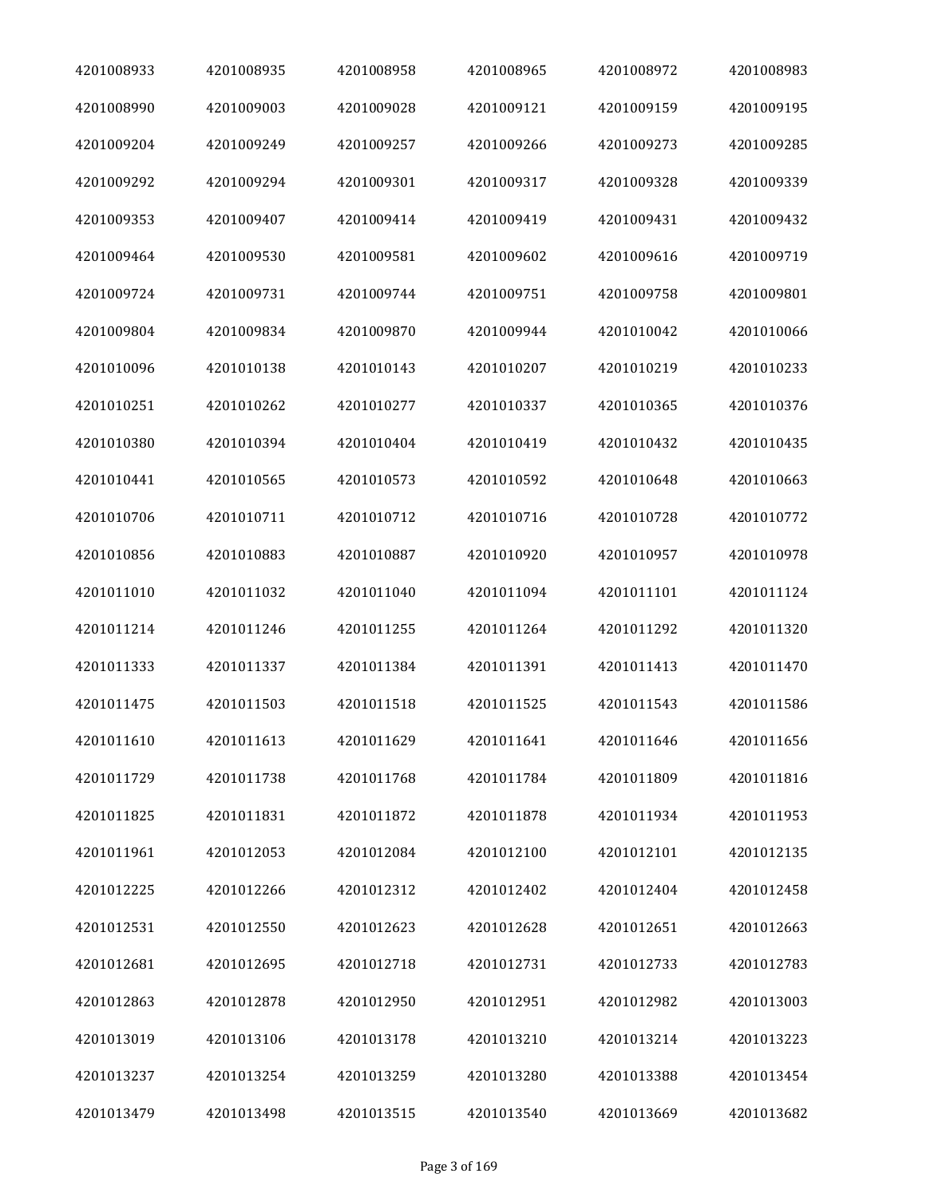| 4201008933 | 4201008935 | 4201008958 | 4201008965 | 4201008972 | 4201008983 |
|---|---|---|---|---|---|
| 4201008990 | 4201009003 | 4201009028 | 4201009121 | 4201009159 | 4201009195 |
| 4201009204 | 4201009249 | 4201009257 | 4201009266 | 4201009273 | 4201009285 |
| 4201009292 | 4201009294 | 4201009301 | 4201009317 | 4201009328 | 4201009339 |
| 4201009353 | 4201009407 | 4201009414 | 4201009419 | 4201009431 | 4201009432 |
| 4201009464 | 4201009530 | 4201009581 | 4201009602 | 4201009616 | 4201009719 |
| 4201009724 | 4201009731 | 4201009744 | 4201009751 | 4201009758 | 4201009801 |
| 4201009804 | 4201009834 | 4201009870 | 4201009944 | 4201010042 | 4201010066 |
| 4201010096 | 4201010138 | 4201010143 | 4201010207 | 4201010219 | 4201010233 |
| 4201010251 | 4201010262 | 4201010277 | 4201010337 | 4201010365 | 4201010376 |
| 4201010380 | 4201010394 | 4201010404 | 4201010419 | 4201010432 | 4201010435 |
| 4201010441 | 4201010565 | 4201010573 | 4201010592 | 4201010648 | 4201010663 |
| 4201010706 | 4201010711 | 4201010712 | 4201010716 | 4201010728 | 4201010772 |
| 4201010856 | 4201010883 | 4201010887 | 4201010920 | 4201010957 | 4201010978 |
| 4201011010 | 4201011032 | 4201011040 | 4201011094 | 4201011101 | 4201011124 |
| 4201011214 | 4201011246 | 4201011255 | 4201011264 | 4201011292 | 4201011320 |
| 4201011333 | 4201011337 | 4201011384 | 4201011391 | 4201011413 | 4201011470 |
| 4201011475 | 4201011503 | 4201011518 | 4201011525 | 4201011543 | 4201011586 |
| 4201011610 | 4201011613 | 4201011629 | 4201011641 | 4201011646 | 4201011656 |
| 4201011729 | 4201011738 | 4201011768 | 4201011784 | 4201011809 | 4201011816 |
| 4201011825 | 4201011831 | 4201011872 | 4201011878 | 4201011934 | 4201011953 |
| 4201011961 | 4201012053 | 4201012084 | 4201012100 | 4201012101 | 4201012135 |
| 4201012225 | 4201012266 | 4201012312 | 4201012402 | 4201012404 | 4201012458 |
| 4201012531 | 4201012550 | 4201012623 | 4201012628 | 4201012651 | 4201012663 |
| 4201012681 | 4201012695 | 4201012718 | 4201012731 | 4201012733 | 4201012783 |
| 4201012863 | 4201012878 | 4201012950 | 4201012951 | 4201012982 | 4201013003 |
| 4201013019 | 4201013106 | 4201013178 | 4201013210 | 4201013214 | 4201013223 |
| 4201013237 | 4201013254 | 4201013259 | 4201013280 | 4201013388 | 4201013454 |
| 4201013479 | 4201013498 | 4201013515 | 4201013540 | 4201013669 | 4201013682 |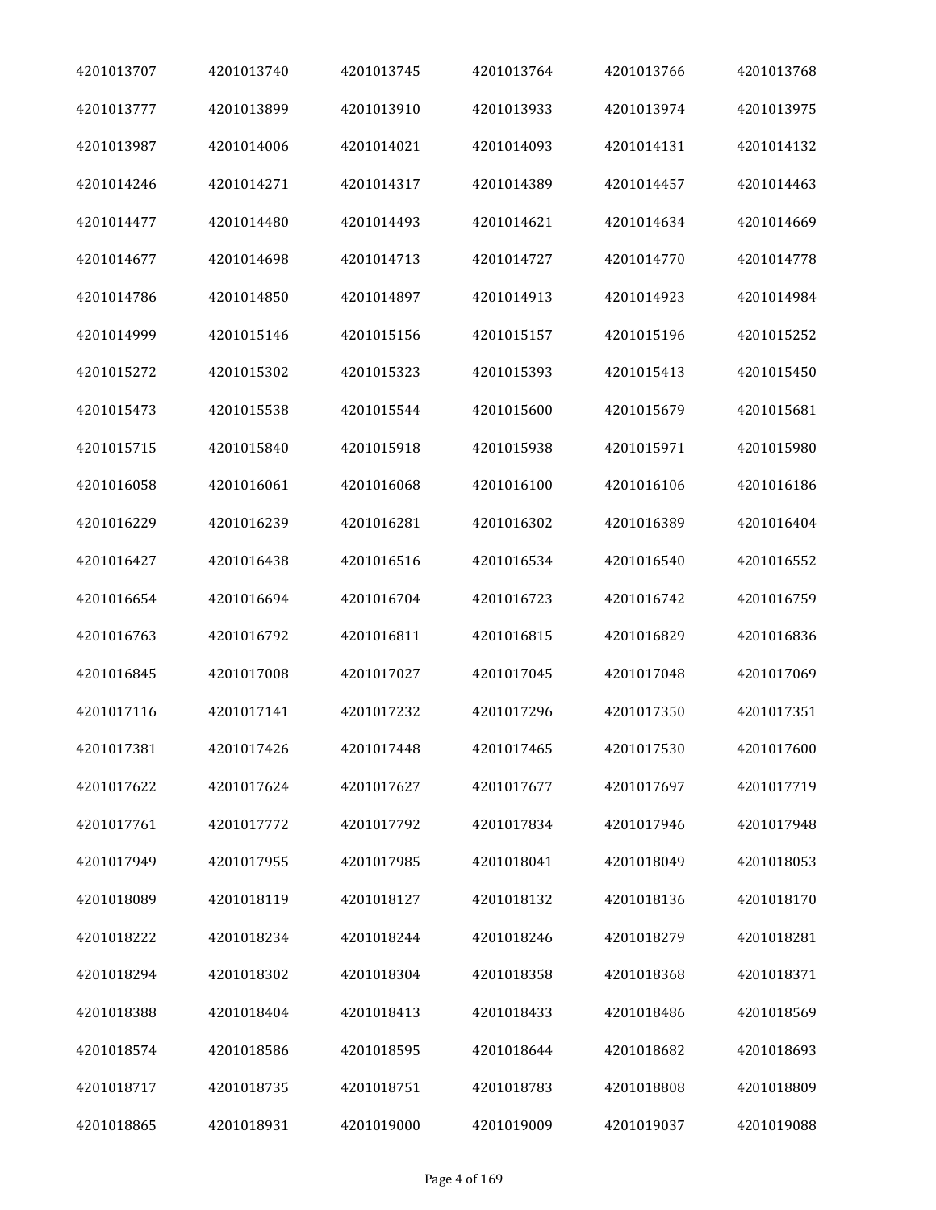| | | | | | |
|---|---|---|---|---|---|
| 4201013707 | 4201013740 | 4201013745 | 4201013764 | 4201013766 | 4201013768 |
| 4201013777 | 4201013899 | 4201013910 | 4201013933 | 4201013974 | 4201013975 |
| 4201013987 | 4201014006 | 4201014021 | 4201014093 | 4201014131 | 4201014132 |
| 4201014246 | 4201014271 | 4201014317 | 4201014389 | 4201014457 | 4201014463 |
| 4201014477 | 4201014480 | 4201014493 | 4201014621 | 4201014634 | 4201014669 |
| 4201014677 | 4201014698 | 4201014713 | 4201014727 | 4201014770 | 4201014778 |
| 4201014786 | 4201014850 | 4201014897 | 4201014913 | 4201014923 | 4201014984 |
| 4201014999 | 4201015146 | 4201015156 | 4201015157 | 4201015196 | 4201015252 |
| 4201015272 | 4201015302 | 4201015323 | 4201015393 | 4201015413 | 4201015450 |
| 4201015473 | 4201015538 | 4201015544 | 4201015600 | 4201015679 | 4201015681 |
| 4201015715 | 4201015840 | 4201015918 | 4201015938 | 4201015971 | 4201015980 |
| 4201016058 | 4201016061 | 4201016068 | 4201016100 | 4201016106 | 4201016186 |
| 4201016229 | 4201016239 | 4201016281 | 4201016302 | 4201016389 | 4201016404 |
| 4201016427 | 4201016438 | 4201016516 | 4201016534 | 4201016540 | 4201016552 |
| 4201016654 | 4201016694 | 4201016704 | 4201016723 | 4201016742 | 4201016759 |
| 4201016763 | 4201016792 | 4201016811 | 4201016815 | 4201016829 | 4201016836 |
| 4201016845 | 4201017008 | 4201017027 | 4201017045 | 4201017048 | 4201017069 |
| 4201017116 | 4201017141 | 4201017232 | 4201017296 | 4201017350 | 4201017351 |
| 4201017381 | 4201017426 | 4201017448 | 4201017465 | 4201017530 | 4201017600 |
| 4201017622 | 4201017624 | 4201017627 | 4201017677 | 4201017697 | 4201017719 |
| 4201017761 | 4201017772 | 4201017792 | 4201017834 | 4201017946 | 4201017948 |
| 4201017949 | 4201017955 | 4201017985 | 4201018041 | 4201018049 | 4201018053 |
| 4201018089 | 4201018119 | 4201018127 | 4201018132 | 4201018136 | 4201018170 |
| 4201018222 | 4201018234 | 4201018244 | 4201018246 | 4201018279 | 4201018281 |
| 4201018294 | 4201018302 | 4201018304 | 4201018358 | 4201018368 | 4201018371 |
| 4201018388 | 4201018404 | 4201018413 | 4201018433 | 4201018486 | 4201018569 |
| 4201018574 | 4201018586 | 4201018595 | 4201018644 | 4201018682 | 4201018693 |
| 4201018717 | 4201018735 | 4201018751 | 4201018783 | 4201018808 | 4201018809 |
| 4201018865 | 4201018931 | 4201019000 | 4201019009 | 4201019037 | 4201019088 |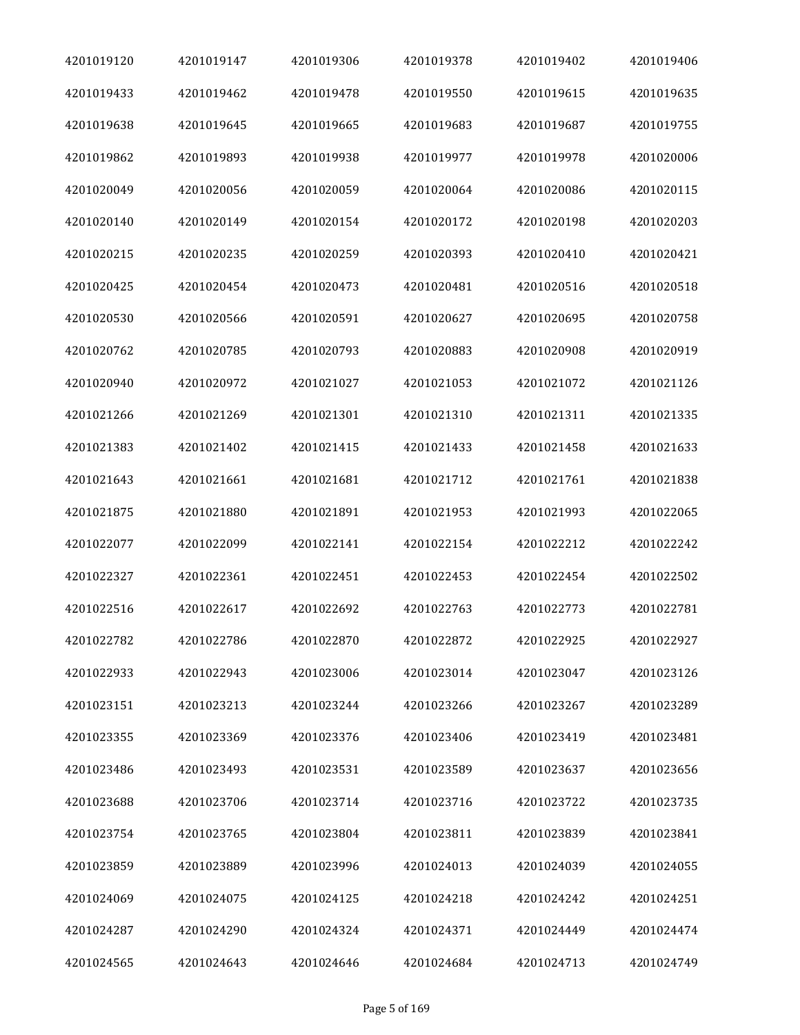| | | | | | |
|---|---|---|---|---|---|
| 4201019120 | 4201019147 | 4201019306 | 4201019378 | 4201019402 | 4201019406 |
| 4201019433 | 4201019462 | 4201019478 | 4201019550 | 4201019615 | 4201019635 |
| 4201019638 | 4201019645 | 4201019665 | 4201019683 | 4201019687 | 4201019755 |
| 4201019862 | 4201019893 | 4201019938 | 4201019977 | 4201019978 | 4201020006 |
| 4201020049 | 4201020056 | 4201020059 | 4201020064 | 4201020086 | 4201020115 |
| 4201020140 | 4201020149 | 4201020154 | 4201020172 | 4201020198 | 4201020203 |
| 4201020215 | 4201020235 | 4201020259 | 4201020393 | 4201020410 | 4201020421 |
| 4201020425 | 4201020454 | 4201020473 | 4201020481 | 4201020516 | 4201020518 |
| 4201020530 | 4201020566 | 4201020591 | 4201020627 | 4201020695 | 4201020758 |
| 4201020762 | 4201020785 | 4201020793 | 4201020883 | 4201020908 | 4201020919 |
| 4201020940 | 4201020972 | 4201021027 | 4201021053 | 4201021072 | 4201021126 |
| 4201021266 | 4201021269 | 4201021301 | 4201021310 | 4201021311 | 4201021335 |
| 4201021383 | 4201021402 | 4201021415 | 4201021433 | 4201021458 | 4201021633 |
| 4201021643 | 4201021661 | 4201021681 | 4201021712 | 4201021761 | 4201021838 |
| 4201021875 | 4201021880 | 4201021891 | 4201021953 | 4201021993 | 4201022065 |
| 4201022077 | 4201022099 | 4201022141 | 4201022154 | 4201022212 | 4201022242 |
| 4201022327 | 4201022361 | 4201022451 | 4201022453 | 4201022454 | 4201022502 |
| 4201022516 | 4201022617 | 4201022692 | 4201022763 | 4201022773 | 4201022781 |
| 4201022782 | 4201022786 | 4201022870 | 4201022872 | 4201022925 | 4201022927 |
| 4201022933 | 4201022943 | 4201023006 | 4201023014 | 4201023047 | 4201023126 |
| 4201023151 | 4201023213 | 4201023244 | 4201023266 | 4201023267 | 4201023289 |
| 4201023355 | 4201023369 | 4201023376 | 4201023406 | 4201023419 | 4201023481 |
| 4201023486 | 4201023493 | 4201023531 | 4201023589 | 4201023637 | 4201023656 |
| 4201023688 | 4201023706 | 4201023714 | 4201023716 | 4201023722 | 4201023735 |
| 4201023754 | 4201023765 | 4201023804 | 4201023811 | 4201023839 | 4201023841 |
| 4201023859 | 4201023889 | 4201023996 | 4201024013 | 4201024039 | 4201024055 |
| 4201024069 | 4201024075 | 4201024125 | 4201024218 | 4201024242 | 4201024251 |
| 4201024287 | 4201024290 | 4201024324 | 4201024371 | 4201024449 | 4201024474 |
| 4201024565 | 4201024643 | 4201024646 | 4201024684 | 4201024713 | 4201024749 |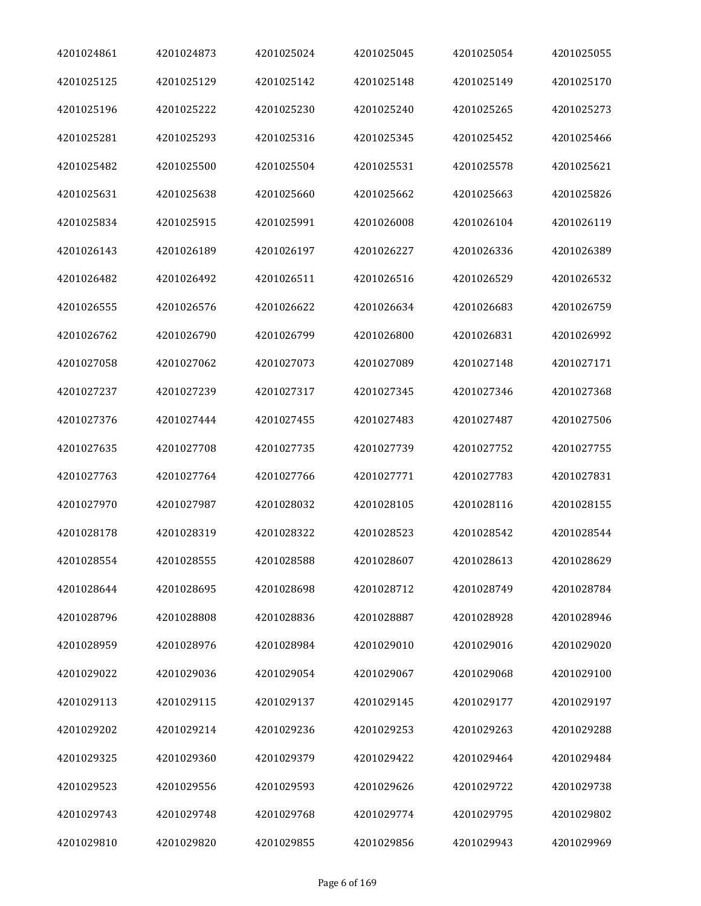| 4201024861 | 4201024873 | 4201025024 | 4201025045 | 4201025054 | 4201025055 |
|---|---|---|---|---|---|
| 4201025125 | 4201025129 | 4201025142 | 4201025148 | 4201025149 | 4201025170 |
| 4201025196 | 4201025222 | 4201025230 | 4201025240 | 4201025265 | 4201025273 |
| 4201025281 | 4201025293 | 4201025316 | 4201025345 | 4201025452 | 4201025466 |
| 4201025482 | 4201025500 | 4201025504 | 4201025531 | 4201025578 | 4201025621 |
| 4201025631 | 4201025638 | 4201025660 | 4201025662 | 4201025663 | 4201025826 |
| 4201025834 | 4201025915 | 4201025991 | 4201026008 | 4201026104 | 4201026119 |
| 4201026143 | 4201026189 | 4201026197 | 4201026227 | 4201026336 | 4201026389 |
| 4201026482 | 4201026492 | 4201026511 | 4201026516 | 4201026529 | 4201026532 |
| 4201026555 | 4201026576 | 4201026622 | 4201026634 | 4201026683 | 4201026759 |
| 4201026762 | 4201026790 | 4201026799 | 4201026800 | 4201026831 | 4201026992 |
| 4201027058 | 4201027062 | 4201027073 | 4201027089 | 4201027148 | 4201027171 |
| 4201027237 | 4201027239 | 4201027317 | 4201027345 | 4201027346 | 4201027368 |
| 4201027376 | 4201027444 | 4201027455 | 4201027483 | 4201027487 | 4201027506 |
| 4201027635 | 4201027708 | 4201027735 | 4201027739 | 4201027752 | 4201027755 |
| 4201027763 | 4201027764 | 4201027766 | 4201027771 | 4201027783 | 4201027831 |
| 4201027970 | 4201027987 | 4201028032 | 4201028105 | 4201028116 | 4201028155 |
| 4201028178 | 4201028319 | 4201028322 | 4201028523 | 4201028542 | 4201028544 |
| 4201028554 | 4201028555 | 4201028588 | 4201028607 | 4201028613 | 4201028629 |
| 4201028644 | 4201028695 | 4201028698 | 4201028712 | 4201028749 | 4201028784 |
| 4201028796 | 4201028808 | 4201028836 | 4201028887 | 4201028928 | 4201028946 |
| 4201028959 | 4201028976 | 4201028984 | 4201029010 | 4201029016 | 4201029020 |
| 4201029022 | 4201029036 | 4201029054 | 4201029067 | 4201029068 | 4201029100 |
| 4201029113 | 4201029115 | 4201029137 | 4201029145 | 4201029177 | 4201029197 |
| 4201029202 | 4201029214 | 4201029236 | 4201029253 | 4201029263 | 4201029288 |
| 4201029325 | 4201029360 | 4201029379 | 4201029422 | 4201029464 | 4201029484 |
| 4201029523 | 4201029556 | 4201029593 | 4201029626 | 4201029722 | 4201029738 |
| 4201029743 | 4201029748 | 4201029768 | 4201029774 | 4201029795 | 4201029802 |
| 4201029810 | 4201029820 | 4201029855 | 4201029856 | 4201029943 | 4201029969 |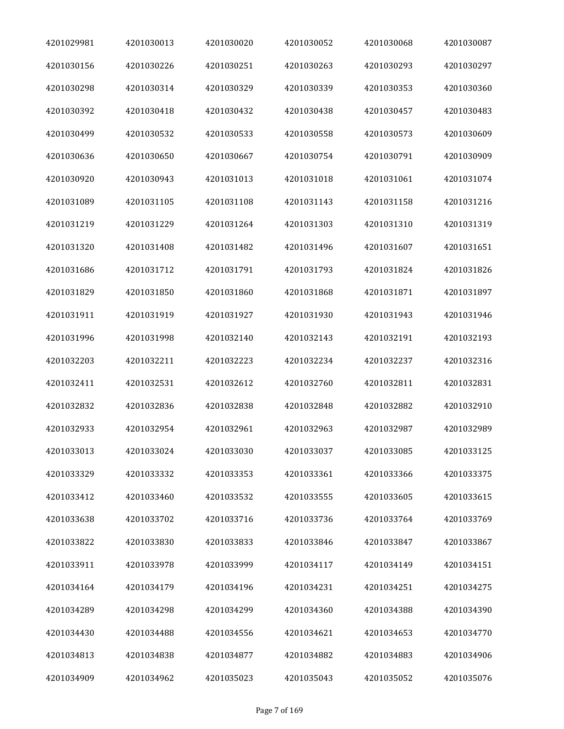| 4201029981 | 4201030013 | 4201030020 | 4201030052 | 4201030068 | 4201030087 |
|---|---|---|---|---|---|
| 4201030156 | 4201030226 | 4201030251 | 4201030263 | 4201030293 | 4201030297 |
| 4201030298 | 4201030314 | 4201030329 | 4201030339 | 4201030353 | 4201030360 |
| 4201030392 | 4201030418 | 4201030432 | 4201030438 | 4201030457 | 4201030483 |
| 4201030499 | 4201030532 | 4201030533 | 4201030558 | 4201030573 | 4201030609 |
| 4201030636 | 4201030650 | 4201030667 | 4201030754 | 4201030791 | 4201030909 |
| 4201030920 | 4201030943 | 4201031013 | 4201031018 | 4201031061 | 4201031074 |
| 4201031089 | 4201031105 | 4201031108 | 4201031143 | 4201031158 | 4201031216 |
| 4201031219 | 4201031229 | 4201031264 | 4201031303 | 4201031310 | 4201031319 |
| 4201031320 | 4201031408 | 4201031482 | 4201031496 | 4201031607 | 4201031651 |
| 4201031686 | 4201031712 | 4201031791 | 4201031793 | 4201031824 | 4201031826 |
| 4201031829 | 4201031850 | 4201031860 | 4201031868 | 4201031871 | 4201031897 |
| 4201031911 | 4201031919 | 4201031927 | 4201031930 | 4201031943 | 4201031946 |
| 4201031996 | 4201031998 | 4201032140 | 4201032143 | 4201032191 | 4201032193 |
| 4201032203 | 4201032211 | 4201032223 | 4201032234 | 4201032237 | 4201032316 |
| 4201032411 | 4201032531 | 4201032612 | 4201032760 | 4201032811 | 4201032831 |
| 4201032832 | 4201032836 | 4201032838 | 4201032848 | 4201032882 | 4201032910 |
| 4201032933 | 4201032954 | 4201032961 | 4201032963 | 4201032987 | 4201032989 |
| 4201033013 | 4201033024 | 4201033030 | 4201033037 | 4201033085 | 4201033125 |
| 4201033329 | 4201033332 | 4201033353 | 4201033361 | 4201033366 | 4201033375 |
| 4201033412 | 4201033460 | 4201033532 | 4201033555 | 4201033605 | 4201033615 |
| 4201033638 | 4201033702 | 4201033716 | 4201033736 | 4201033764 | 4201033769 |
| 4201033822 | 4201033830 | 4201033833 | 4201033846 | 4201033847 | 4201033867 |
| 4201033911 | 4201033978 | 4201033999 | 4201034117 | 4201034149 | 4201034151 |
| 4201034164 | 4201034179 | 4201034196 | 4201034231 | 4201034251 | 4201034275 |
| 4201034289 | 4201034298 | 4201034299 | 4201034360 | 4201034388 | 4201034390 |
| 4201034430 | 4201034488 | 4201034556 | 4201034621 | 4201034653 | 4201034770 |
| 4201034813 | 4201034838 | 4201034877 | 4201034882 | 4201034883 | 4201034906 |
| 4201034909 | 4201034962 | 4201035023 | 4201035043 | 4201035052 | 4201035076 |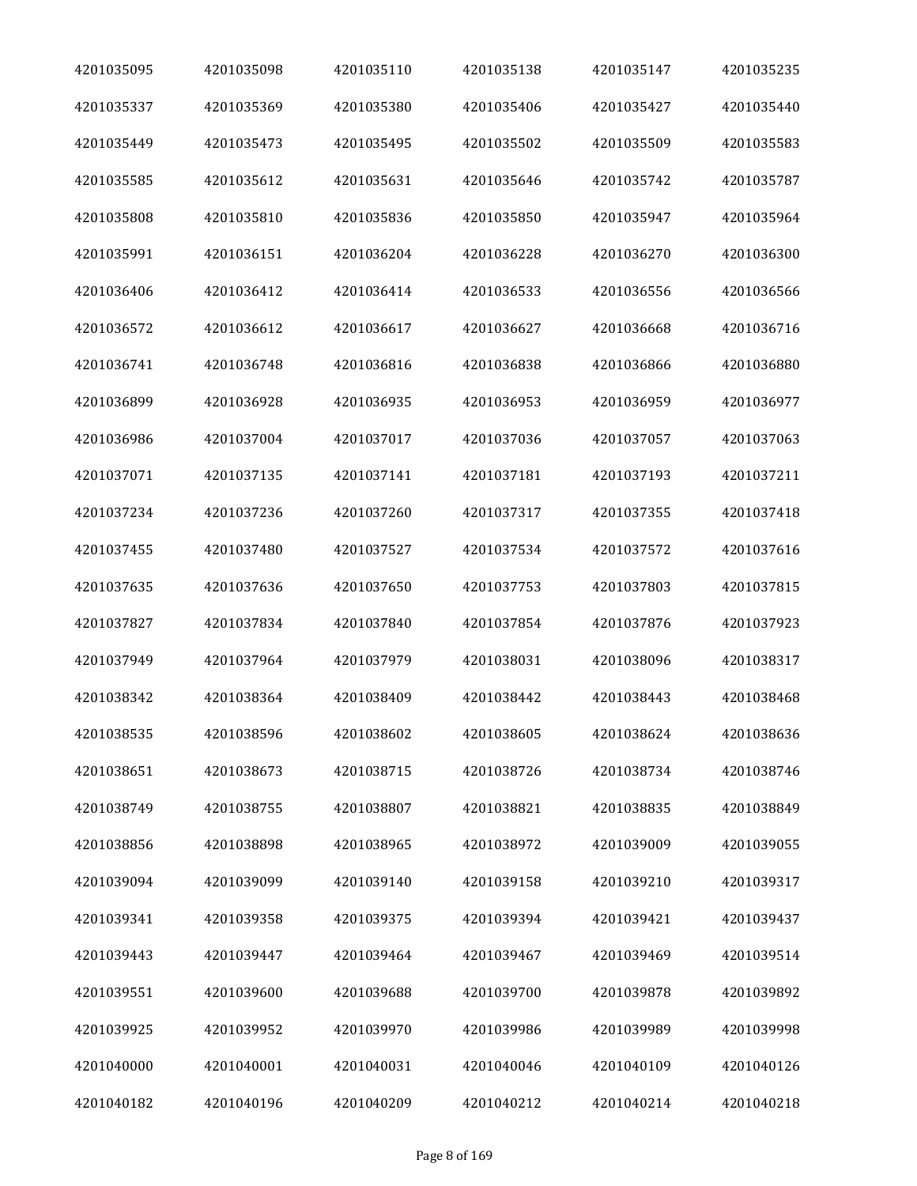| 4201035095 | 4201035098 | 4201035110 | 4201035138 | 4201035147 | 4201035235 |
|---|---|---|---|---|---|
| 4201035337 | 4201035369 | 4201035380 | 4201035406 | 4201035427 | 4201035440 |
| 4201035449 | 4201035473 | 4201035495 | 4201035502 | 4201035509 | 4201035583 |
| 4201035585 | 4201035612 | 4201035631 | 4201035646 | 4201035742 | 4201035787 |
| 4201035808 | 4201035810 | 4201035836 | 4201035850 | 4201035947 | 4201035964 |
| 4201035991 | 4201036151 | 4201036204 | 4201036228 | 4201036270 | 4201036300 |
| 4201036406 | 4201036412 | 4201036414 | 4201036533 | 4201036556 | 4201036566 |
| 4201036572 | 4201036612 | 4201036617 | 4201036627 | 4201036668 | 4201036716 |
| 4201036741 | 4201036748 | 4201036816 | 4201036838 | 4201036866 | 4201036880 |
| 4201036899 | 4201036928 | 4201036935 | 4201036953 | 4201036959 | 4201036977 |
| 4201036986 | 4201037004 | 4201037017 | 4201037036 | 4201037057 | 4201037063 |
| 4201037071 | 4201037135 | 4201037141 | 4201037181 | 4201037193 | 4201037211 |
| 4201037234 | 4201037236 | 4201037260 | 4201037317 | 4201037355 | 4201037418 |
| 4201037455 | 4201037480 | 4201037527 | 4201037534 | 4201037572 | 4201037616 |
| 4201037635 | 4201037636 | 4201037650 | 4201037753 | 4201037803 | 4201037815 |
| 4201037827 | 4201037834 | 4201037840 | 4201037854 | 4201037876 | 4201037923 |
| 4201037949 | 4201037964 | 4201037979 | 4201038031 | 4201038096 | 4201038317 |
| 4201038342 | 4201038364 | 4201038409 | 4201038442 | 4201038443 | 4201038468 |
| 4201038535 | 4201038596 | 4201038602 | 4201038605 | 4201038624 | 4201038636 |
| 4201038651 | 4201038673 | 4201038715 | 4201038726 | 4201038734 | 4201038746 |
| 4201038749 | 4201038755 | 4201038807 | 4201038821 | 4201038835 | 4201038849 |
| 4201038856 | 4201038898 | 4201038965 | 4201038972 | 4201039009 | 4201039055 |
| 4201039094 | 4201039099 | 4201039140 | 4201039158 | 4201039210 | 4201039317 |
| 4201039341 | 4201039358 | 4201039375 | 4201039394 | 4201039421 | 4201039437 |
| 4201039443 | 4201039447 | 4201039464 | 4201039467 | 4201039469 | 4201039514 |
| 4201039551 | 4201039600 | 4201039688 | 4201039700 | 4201039878 | 4201039892 |
| 4201039925 | 4201039952 | 4201039970 | 4201039986 | 4201039989 | 4201039998 |
| 4201040000 | 4201040001 | 4201040031 | 4201040046 | 4201040109 | 4201040126 |
| 4201040182 | 4201040196 | 4201040209 | 4201040212 | 4201040214 | 4201040218 |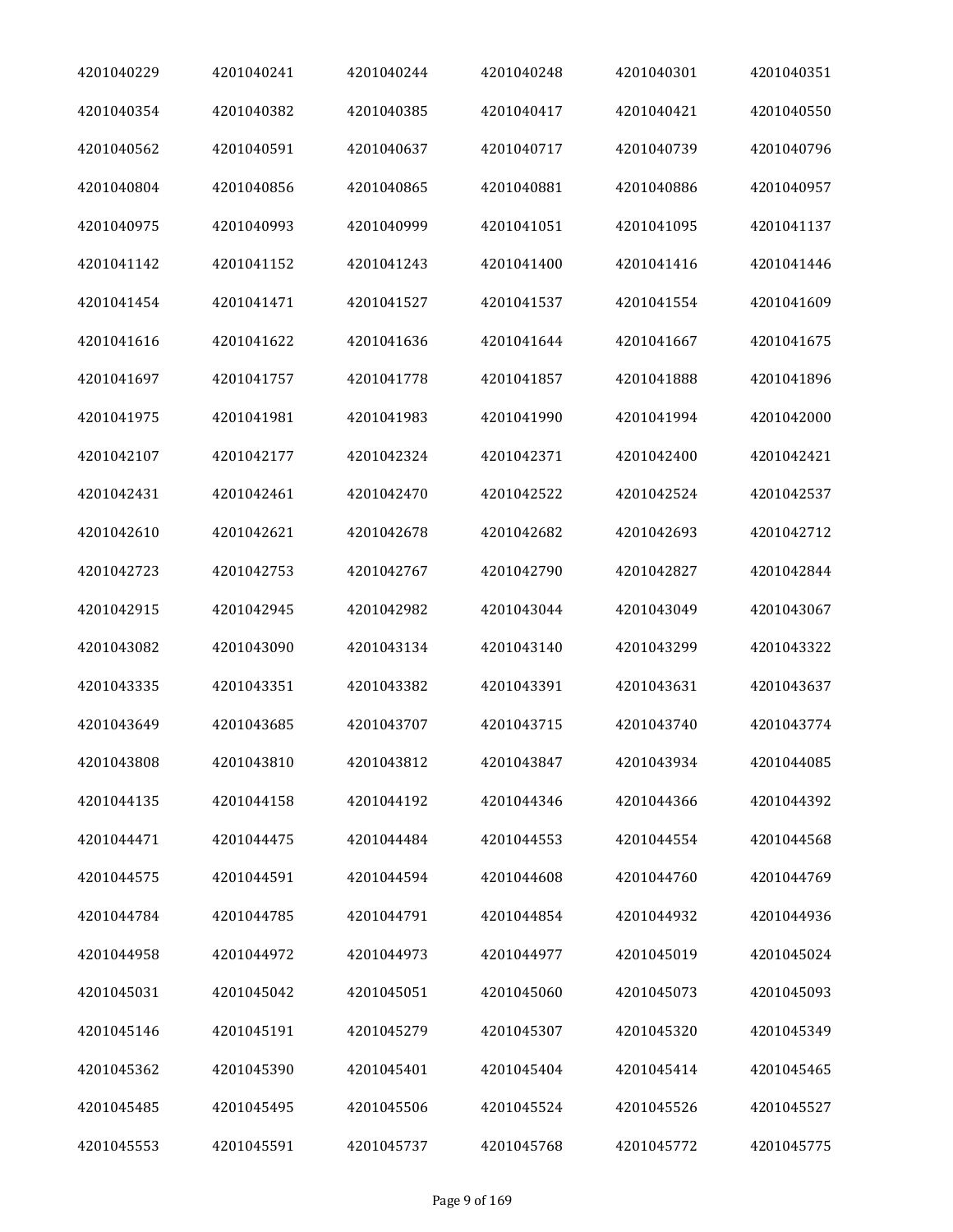| | | | | | |
|---|---|---|---|---|---|
| 4201040229 | 4201040241 | 4201040244 | 4201040248 | 4201040301 | 4201040351 |
| 4201040354 | 4201040382 | 4201040385 | 4201040417 | 4201040421 | 4201040550 |
| 4201040562 | 4201040591 | 4201040637 | 4201040717 | 4201040739 | 4201040796 |
| 4201040804 | 4201040856 | 4201040865 | 4201040881 | 4201040886 | 4201040957 |
| 4201040975 | 4201040993 | 4201040999 | 4201041051 | 4201041095 | 4201041137 |
| 4201041142 | 4201041152 | 4201041243 | 4201041400 | 4201041416 | 4201041446 |
| 4201041454 | 4201041471 | 4201041527 | 4201041537 | 4201041554 | 4201041609 |
| 4201041616 | 4201041622 | 4201041636 | 4201041644 | 4201041667 | 4201041675 |
| 4201041697 | 4201041757 | 4201041778 | 4201041857 | 4201041888 | 4201041896 |
| 4201041975 | 4201041981 | 4201041983 | 4201041990 | 4201041994 | 4201042000 |
| 4201042107 | 4201042177 | 4201042324 | 4201042371 | 4201042400 | 4201042421 |
| 4201042431 | 4201042461 | 4201042470 | 4201042522 | 4201042524 | 4201042537 |
| 4201042610 | 4201042621 | 4201042678 | 4201042682 | 4201042693 | 4201042712 |
| 4201042723 | 4201042753 | 4201042767 | 4201042790 | 4201042827 | 4201042844 |
| 4201042915 | 4201042945 | 4201042982 | 4201043044 | 4201043049 | 4201043067 |
| 4201043082 | 4201043090 | 4201043134 | 4201043140 | 4201043299 | 4201043322 |
| 4201043335 | 4201043351 | 4201043382 | 4201043391 | 4201043631 | 4201043637 |
| 4201043649 | 4201043685 | 4201043707 | 4201043715 | 4201043740 | 4201043774 |
| 4201043808 | 4201043810 | 4201043812 | 4201043847 | 4201043934 | 4201044085 |
| 4201044135 | 4201044158 | 4201044192 | 4201044346 | 4201044366 | 4201044392 |
| 4201044471 | 4201044475 | 4201044484 | 4201044553 | 4201044554 | 4201044568 |
| 4201044575 | 4201044591 | 4201044594 | 4201044608 | 4201044760 | 4201044769 |
| 4201044784 | 4201044785 | 4201044791 | 4201044854 | 4201044932 | 4201044936 |
| 4201044958 | 4201044972 | 4201044973 | 4201044977 | 4201045019 | 4201045024 |
| 4201045031 | 4201045042 | 4201045051 | 4201045060 | 4201045073 | 4201045093 |
| 4201045146 | 4201045191 | 4201045279 | 4201045307 | 4201045320 | 4201045349 |
| 4201045362 | 4201045390 | 4201045401 | 4201045404 | 4201045414 | 4201045465 |
| 4201045485 | 4201045495 | 4201045506 | 4201045524 | 4201045526 | 4201045527 |
| 4201045553 | 4201045591 | 4201045737 | 4201045768 | 4201045772 | 4201045775 |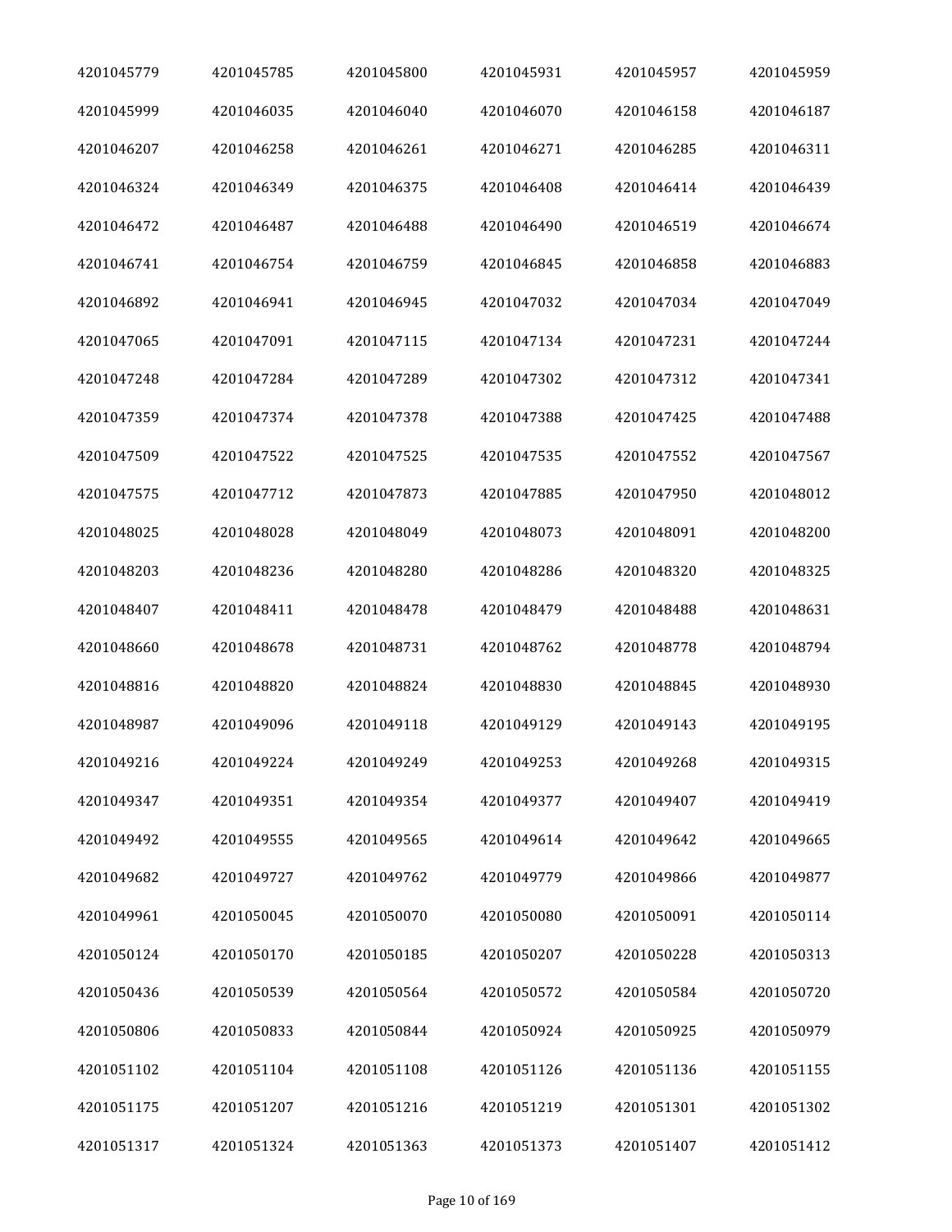| | | | | | |
|---|---|---|---|---|---|
| 4201045779 | 4201045785 | 4201045800 | 4201045931 | 4201045957 | 4201045959 |
| 4201045999 | 4201046035 | 4201046040 | 4201046070 | 4201046158 | 4201046187 |
| 4201046207 | 4201046258 | 4201046261 | 4201046271 | 4201046285 | 4201046311 |
| 4201046324 | 4201046349 | 4201046375 | 4201046408 | 4201046414 | 4201046439 |
| 4201046472 | 4201046487 | 4201046488 | 4201046490 | 4201046519 | 4201046674 |
| 4201046741 | 4201046754 | 4201046759 | 4201046845 | 4201046858 | 4201046883 |
| 4201046892 | 4201046941 | 4201046945 | 4201047032 | 4201047034 | 4201047049 |
| 4201047065 | 4201047091 | 4201047115 | 4201047134 | 4201047231 | 4201047244 |
| 4201047248 | 4201047284 | 4201047289 | 4201047302 | 4201047312 | 4201047341 |
| 4201047359 | 4201047374 | 4201047378 | 4201047388 | 4201047425 | 4201047488 |
| 4201047509 | 4201047522 | 4201047525 | 4201047535 | 4201047552 | 4201047567 |
| 4201047575 | 4201047712 | 4201047873 | 4201047885 | 4201047950 | 4201048012 |
| 4201048025 | 4201048028 | 4201048049 | 4201048073 | 4201048091 | 4201048200 |
| 4201048203 | 4201048236 | 4201048280 | 4201048286 | 4201048320 | 4201048325 |
| 4201048407 | 4201048411 | 4201048478 | 4201048479 | 4201048488 | 4201048631 |
| 4201048660 | 4201048678 | 4201048731 | 4201048762 | 4201048778 | 4201048794 |
| 4201048816 | 4201048820 | 4201048824 | 4201048830 | 4201048845 | 4201048930 |
| 4201048987 | 4201049096 | 4201049118 | 4201049129 | 4201049143 | 4201049195 |
| 4201049216 | 4201049224 | 4201049249 | 4201049253 | 4201049268 | 4201049315 |
| 4201049347 | 4201049351 | 4201049354 | 4201049377 | 4201049407 | 4201049419 |
| 4201049492 | 4201049555 | 4201049565 | 4201049614 | 4201049642 | 4201049665 |
| 4201049682 | 4201049727 | 4201049762 | 4201049779 | 4201049866 | 4201049877 |
| 4201049961 | 4201050045 | 4201050070 | 4201050080 | 4201050091 | 4201050114 |
| 4201050124 | 4201050170 | 4201050185 | 4201050207 | 4201050228 | 4201050313 |
| 4201050436 | 4201050539 | 4201050564 | 4201050572 | 4201050584 | 4201050720 |
| 4201050806 | 4201050833 | 4201050844 | 4201050924 | 4201050925 | 4201050979 |
| 4201051102 | 4201051104 | 4201051108 | 4201051126 | 4201051136 | 4201051155 |
| 4201051175 | 4201051207 | 4201051216 | 4201051219 | 4201051301 | 4201051302 |
| 4201051317 | 4201051324 | 4201051363 | 4201051373 | 4201051407 | 4201051412 |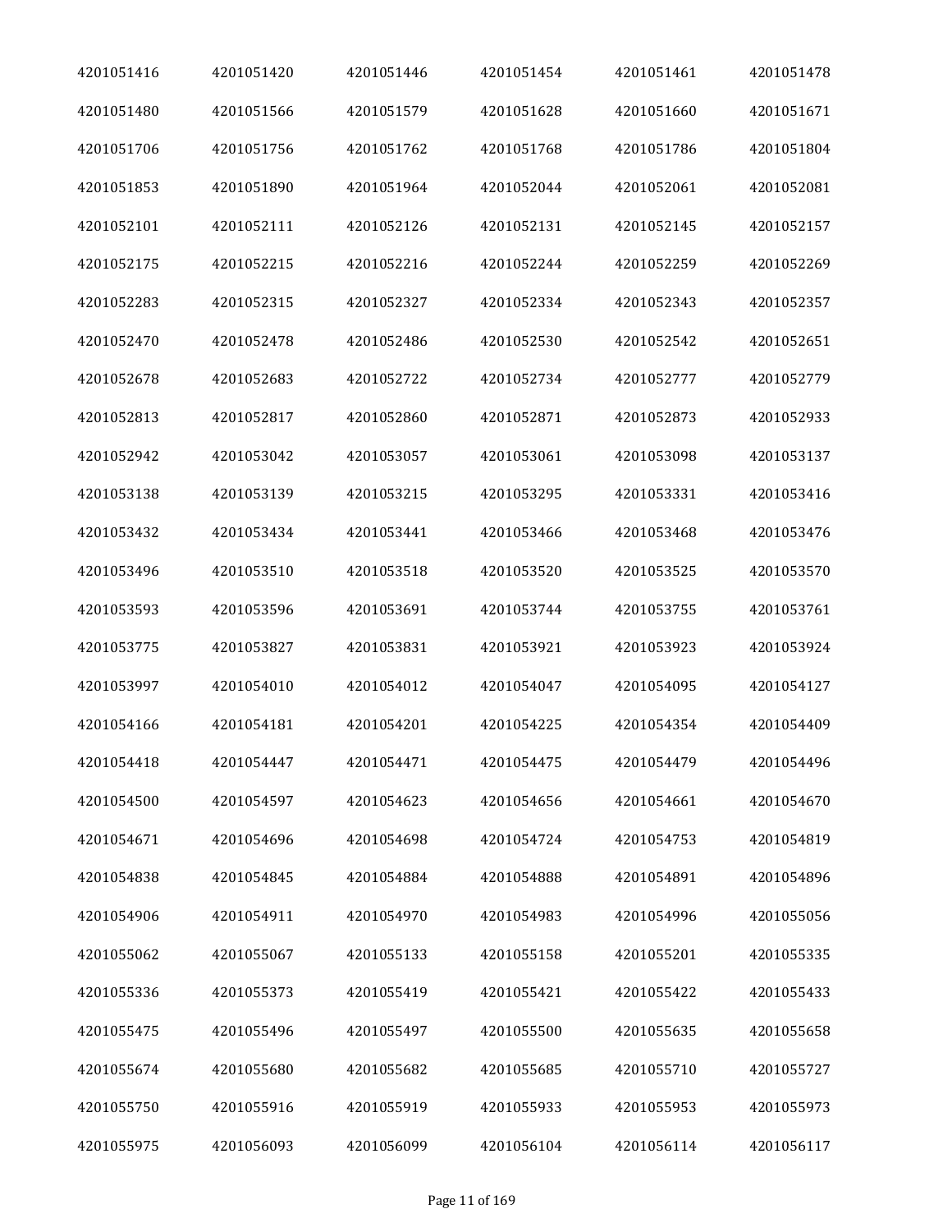| | | | | | |
|---|---|---|---|---|---|
| 4201051416 | 4201051420 | 4201051446 | 4201051454 | 4201051461 | 4201051478 |
| 4201051480 | 4201051566 | 4201051579 | 4201051628 | 4201051660 | 4201051671 |
| 4201051706 | 4201051756 | 4201051762 | 4201051768 | 4201051786 | 4201051804 |
| 4201051853 | 4201051890 | 4201051964 | 4201052044 | 4201052061 | 4201052081 |
| 4201052101 | 4201052111 | 4201052126 | 4201052131 | 4201052145 | 4201052157 |
| 4201052175 | 4201052215 | 4201052216 | 4201052244 | 4201052259 | 4201052269 |
| 4201052283 | 4201052315 | 4201052327 | 4201052334 | 4201052343 | 4201052357 |
| 4201052470 | 4201052478 | 4201052486 | 4201052530 | 4201052542 | 4201052651 |
| 4201052678 | 4201052683 | 4201052722 | 4201052734 | 4201052777 | 4201052779 |
| 4201052813 | 4201052817 | 4201052860 | 4201052871 | 4201052873 | 4201052933 |
| 4201052942 | 4201053042 | 4201053057 | 4201053061 | 4201053098 | 4201053137 |
| 4201053138 | 4201053139 | 4201053215 | 4201053295 | 4201053331 | 4201053416 |
| 4201053432 | 4201053434 | 4201053441 | 4201053466 | 4201053468 | 4201053476 |
| 4201053496 | 4201053510 | 4201053518 | 4201053520 | 4201053525 | 4201053570 |
| 4201053593 | 4201053596 | 4201053691 | 4201053744 | 4201053755 | 4201053761 |
| 4201053775 | 4201053827 | 4201053831 | 4201053921 | 4201053923 | 4201053924 |
| 4201053997 | 4201054010 | 4201054012 | 4201054047 | 4201054095 | 4201054127 |
| 4201054166 | 4201054181 | 4201054201 | 4201054225 | 4201054354 | 4201054409 |
| 4201054418 | 4201054447 | 4201054471 | 4201054475 | 4201054479 | 4201054496 |
| 4201054500 | 4201054597 | 4201054623 | 4201054656 | 4201054661 | 4201054670 |
| 4201054671 | 4201054696 | 4201054698 | 4201054724 | 4201054753 | 4201054819 |
| 4201054838 | 4201054845 | 4201054884 | 4201054888 | 4201054891 | 4201054896 |
| 4201054906 | 4201054911 | 4201054970 | 4201054983 | 4201054996 | 4201055056 |
| 4201055062 | 4201055067 | 4201055133 | 4201055158 | 4201055201 | 4201055335 |
| 4201055336 | 4201055373 | 4201055419 | 4201055421 | 4201055422 | 4201055433 |
| 4201055475 | 4201055496 | 4201055497 | 4201055500 | 4201055635 | 4201055658 |
| 4201055674 | 4201055680 | 4201055682 | 4201055685 | 4201055710 | 4201055727 |
| 4201055750 | 4201055916 | 4201055919 | 4201055933 | 4201055953 | 4201055973 |
| 4201055975 | 4201056093 | 4201056099 | 4201056104 | 4201056114 | 4201056117 |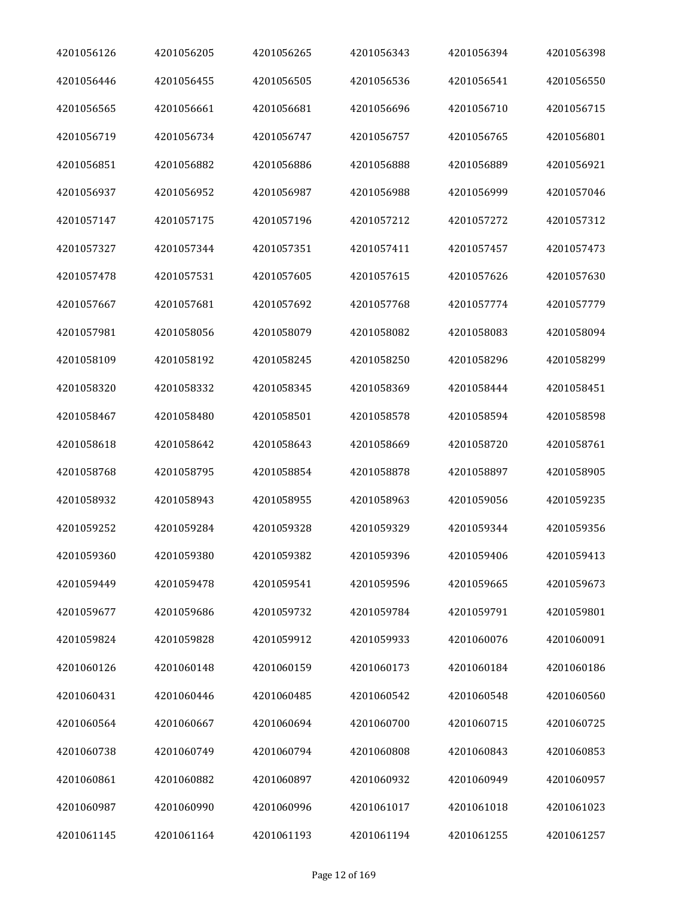| | | | | | |
|---|---|---|---|---|---|
| 4201056126 | 4201056205 | 4201056265 | 4201056343 | 4201056394 | 4201056398 |
| 4201056446 | 4201056455 | 4201056505 | 4201056536 | 4201056541 | 4201056550 |
| 4201056565 | 4201056661 | 4201056681 | 4201056696 | 4201056710 | 4201056715 |
| 4201056719 | 4201056734 | 4201056747 | 4201056757 | 4201056765 | 4201056801 |
| 4201056851 | 4201056882 | 4201056886 | 4201056888 | 4201056889 | 4201056921 |
| 4201056937 | 4201056952 | 4201056987 | 4201056988 | 4201056999 | 4201057046 |
| 4201057147 | 4201057175 | 4201057196 | 4201057212 | 4201057272 | 4201057312 |
| 4201057327 | 4201057344 | 4201057351 | 4201057411 | 4201057457 | 4201057473 |
| 4201057478 | 4201057531 | 4201057605 | 4201057615 | 4201057626 | 4201057630 |
| 4201057667 | 4201057681 | 4201057692 | 4201057768 | 4201057774 | 4201057779 |
| 4201057981 | 4201058056 | 4201058079 | 4201058082 | 4201058083 | 4201058094 |
| 4201058109 | 4201058192 | 4201058245 | 4201058250 | 4201058296 | 4201058299 |
| 4201058320 | 4201058332 | 4201058345 | 4201058369 | 4201058444 | 4201058451 |
| 4201058467 | 4201058480 | 4201058501 | 4201058578 | 4201058594 | 4201058598 |
| 4201058618 | 4201058642 | 4201058643 | 4201058669 | 4201058720 | 4201058761 |
| 4201058768 | 4201058795 | 4201058854 | 4201058878 | 4201058897 | 4201058905 |
| 4201058932 | 4201058943 | 4201058955 | 4201058963 | 4201059056 | 4201059235 |
| 4201059252 | 4201059284 | 4201059328 | 4201059329 | 4201059344 | 4201059356 |
| 4201059360 | 4201059380 | 4201059382 | 4201059396 | 4201059406 | 4201059413 |
| 4201059449 | 4201059478 | 4201059541 | 4201059596 | 4201059665 | 4201059673 |
| 4201059677 | 4201059686 | 4201059732 | 4201059784 | 4201059791 | 4201059801 |
| 4201059824 | 4201059828 | 4201059912 | 4201059933 | 4201060076 | 4201060091 |
| 4201060126 | 4201060148 | 4201060159 | 4201060173 | 4201060184 | 4201060186 |
| 4201060431 | 4201060446 | 4201060485 | 4201060542 | 4201060548 | 4201060560 |
| 4201060564 | 4201060667 | 4201060694 | 4201060700 | 4201060715 | 4201060725 |
| 4201060738 | 4201060749 | 4201060794 | 4201060808 | 4201060843 | 4201060853 |
| 4201060861 | 4201060882 | 4201060897 | 4201060932 | 4201060949 | 4201060957 |
| 4201060987 | 4201060990 | 4201060996 | 4201061017 | 4201061018 | 4201061023 |
| 4201061145 | 4201061164 | 4201061193 | 4201061194 | 4201061255 | 4201061257 |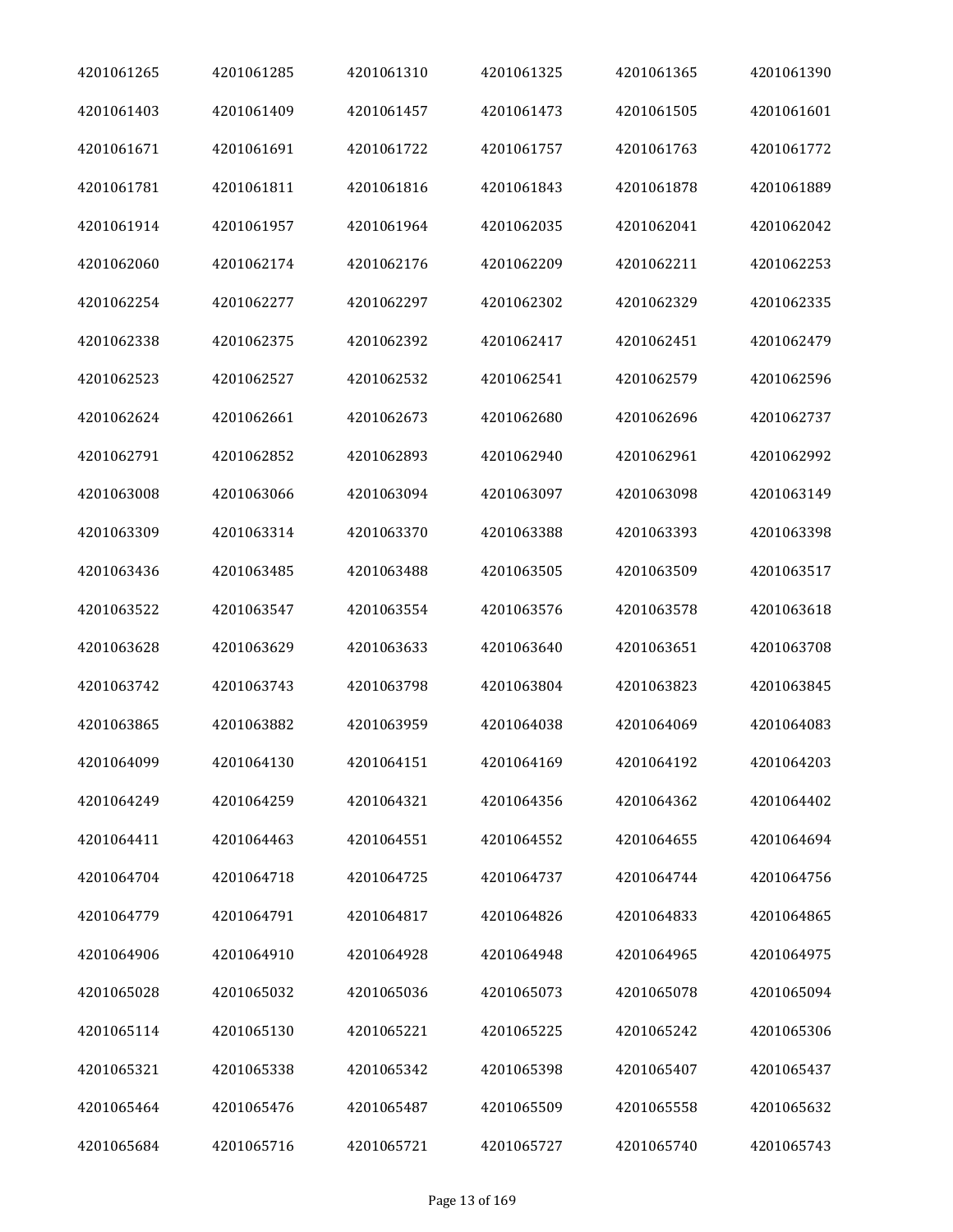| | | | | | |
|---|---|---|---|---|---|
| 4201061265 | 4201061285 | 4201061310 | 4201061325 | 4201061365 | 4201061390 |
| 4201061403 | 4201061409 | 4201061457 | 4201061473 | 4201061505 | 4201061601 |
| 4201061671 | 4201061691 | 4201061722 | 4201061757 | 4201061763 | 4201061772 |
| 4201061781 | 4201061811 | 4201061816 | 4201061843 | 4201061878 | 4201061889 |
| 4201061914 | 4201061957 | 4201061964 | 4201062035 | 4201062041 | 4201062042 |
| 4201062060 | 4201062174 | 4201062176 | 4201062209 | 4201062211 | 4201062253 |
| 4201062254 | 4201062277 | 4201062297 | 4201062302 | 4201062329 | 4201062335 |
| 4201062338 | 4201062375 | 4201062392 | 4201062417 | 4201062451 | 4201062479 |
| 4201062523 | 4201062527 | 4201062532 | 4201062541 | 4201062579 | 4201062596 |
| 4201062624 | 4201062661 | 4201062673 | 4201062680 | 4201062696 | 4201062737 |
| 4201062791 | 4201062852 | 4201062893 | 4201062940 | 4201062961 | 4201062992 |
| 4201063008 | 4201063066 | 4201063094 | 4201063097 | 4201063098 | 4201063149 |
| 4201063309 | 4201063314 | 4201063370 | 4201063388 | 4201063393 | 4201063398 |
| 4201063436 | 4201063485 | 4201063488 | 4201063505 | 4201063509 | 4201063517 |
| 4201063522 | 4201063547 | 4201063554 | 4201063576 | 4201063578 | 4201063618 |
| 4201063628 | 4201063629 | 4201063633 | 4201063640 | 4201063651 | 4201063708 |
| 4201063742 | 4201063743 | 4201063798 | 4201063804 | 4201063823 | 4201063845 |
| 4201063865 | 4201063882 | 4201063959 | 4201064038 | 4201064069 | 4201064083 |
| 4201064099 | 4201064130 | 4201064151 | 4201064169 | 4201064192 | 4201064203 |
| 4201064249 | 4201064259 | 4201064321 | 4201064356 | 4201064362 | 4201064402 |
| 4201064411 | 4201064463 | 4201064551 | 4201064552 | 4201064655 | 4201064694 |
| 4201064704 | 4201064718 | 4201064725 | 4201064737 | 4201064744 | 4201064756 |
| 4201064779 | 4201064791 | 4201064817 | 4201064826 | 4201064833 | 4201064865 |
| 4201064906 | 4201064910 | 4201064928 | 4201064948 | 4201064965 | 4201064975 |
| 4201065028 | 4201065032 | 4201065036 | 4201065073 | 4201065078 | 4201065094 |
| 4201065114 | 4201065130 | 4201065221 | 4201065225 | 4201065242 | 4201065306 |
| 4201065321 | 4201065338 | 4201065342 | 4201065398 | 4201065407 | 4201065437 |
| 4201065464 | 4201065476 | 4201065487 | 4201065509 | 4201065558 | 4201065632 |
| 4201065684 | 4201065716 | 4201065721 | 4201065727 | 4201065740 | 4201065743 |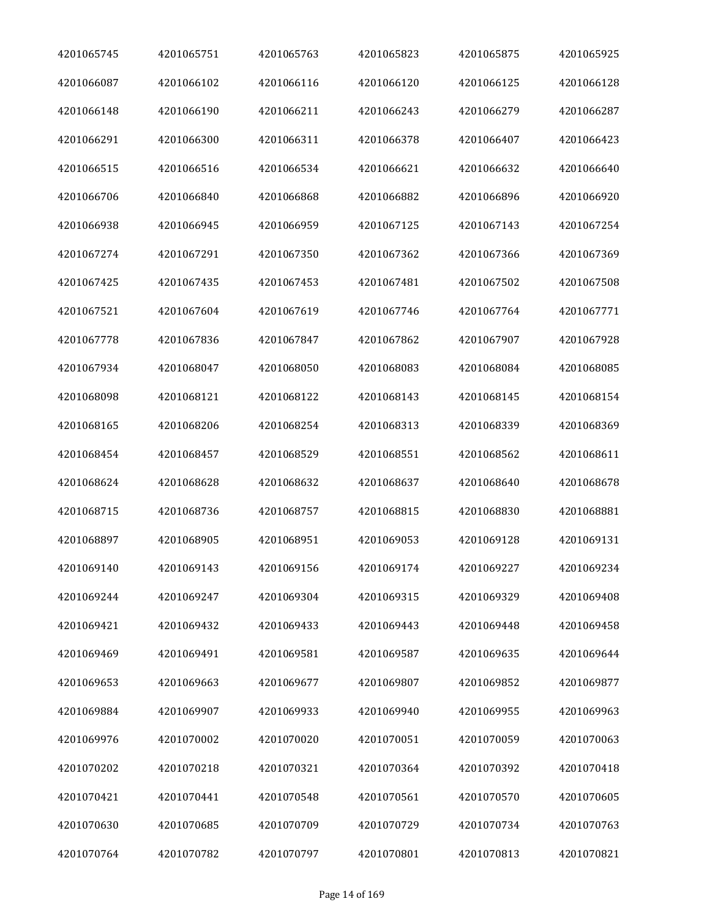| | | | | | |
|---|---|---|---|---|---|
| 4201065745 | 4201065751 | 4201065763 | 4201065823 | 4201065875 | 4201065925 |
| 4201066087 | 4201066102 | 4201066116 | 4201066120 | 4201066125 | 4201066128 |
| 4201066148 | 4201066190 | 4201066211 | 4201066243 | 4201066279 | 4201066287 |
| 4201066291 | 4201066300 | 4201066311 | 4201066378 | 4201066407 | 4201066423 |
| 4201066515 | 4201066516 | 4201066534 | 4201066621 | 4201066632 | 4201066640 |
| 4201066706 | 4201066840 | 4201066868 | 4201066882 | 4201066896 | 4201066920 |
| 4201066938 | 4201066945 | 4201066959 | 4201067125 | 4201067143 | 4201067254 |
| 4201067274 | 4201067291 | 4201067350 | 4201067362 | 4201067366 | 4201067369 |
| 4201067425 | 4201067435 | 4201067453 | 4201067481 | 4201067502 | 4201067508 |
| 4201067521 | 4201067604 | 4201067619 | 4201067746 | 4201067764 | 4201067771 |
| 4201067778 | 4201067836 | 4201067847 | 4201067862 | 4201067907 | 4201067928 |
| 4201067934 | 4201068047 | 4201068050 | 4201068083 | 4201068084 | 4201068085 |
| 4201068098 | 4201068121 | 4201068122 | 4201068143 | 4201068145 | 4201068154 |
| 4201068165 | 4201068206 | 4201068254 | 4201068313 | 4201068339 | 4201068369 |
| 4201068454 | 4201068457 | 4201068529 | 4201068551 | 4201068562 | 4201068611 |
| 4201068624 | 4201068628 | 4201068632 | 4201068637 | 4201068640 | 4201068678 |
| 4201068715 | 4201068736 | 4201068757 | 4201068815 | 4201068830 | 4201068881 |
| 4201068897 | 4201068905 | 4201068951 | 4201069053 | 4201069128 | 4201069131 |
| 4201069140 | 4201069143 | 4201069156 | 4201069174 | 4201069227 | 4201069234 |
| 4201069244 | 4201069247 | 4201069304 | 4201069315 | 4201069329 | 4201069408 |
| 4201069421 | 4201069432 | 4201069433 | 4201069443 | 4201069448 | 4201069458 |
| 4201069469 | 4201069491 | 4201069581 | 4201069587 | 4201069635 | 4201069644 |
| 4201069653 | 4201069663 | 4201069677 | 4201069807 | 4201069852 | 4201069877 |
| 4201069884 | 4201069907 | 4201069933 | 4201069940 | 4201069955 | 4201069963 |
| 4201069976 | 4201070002 | 4201070020 | 4201070051 | 4201070059 | 4201070063 |
| 4201070202 | 4201070218 | 4201070321 | 4201070364 | 4201070392 | 4201070418 |
| 4201070421 | 4201070441 | 4201070548 | 4201070561 | 4201070570 | 4201070605 |
| 4201070630 | 4201070685 | 4201070709 | 4201070729 | 4201070734 | 4201070763 |
| 4201070764 | 4201070782 | 4201070797 | 4201070801 | 4201070813 | 4201070821 |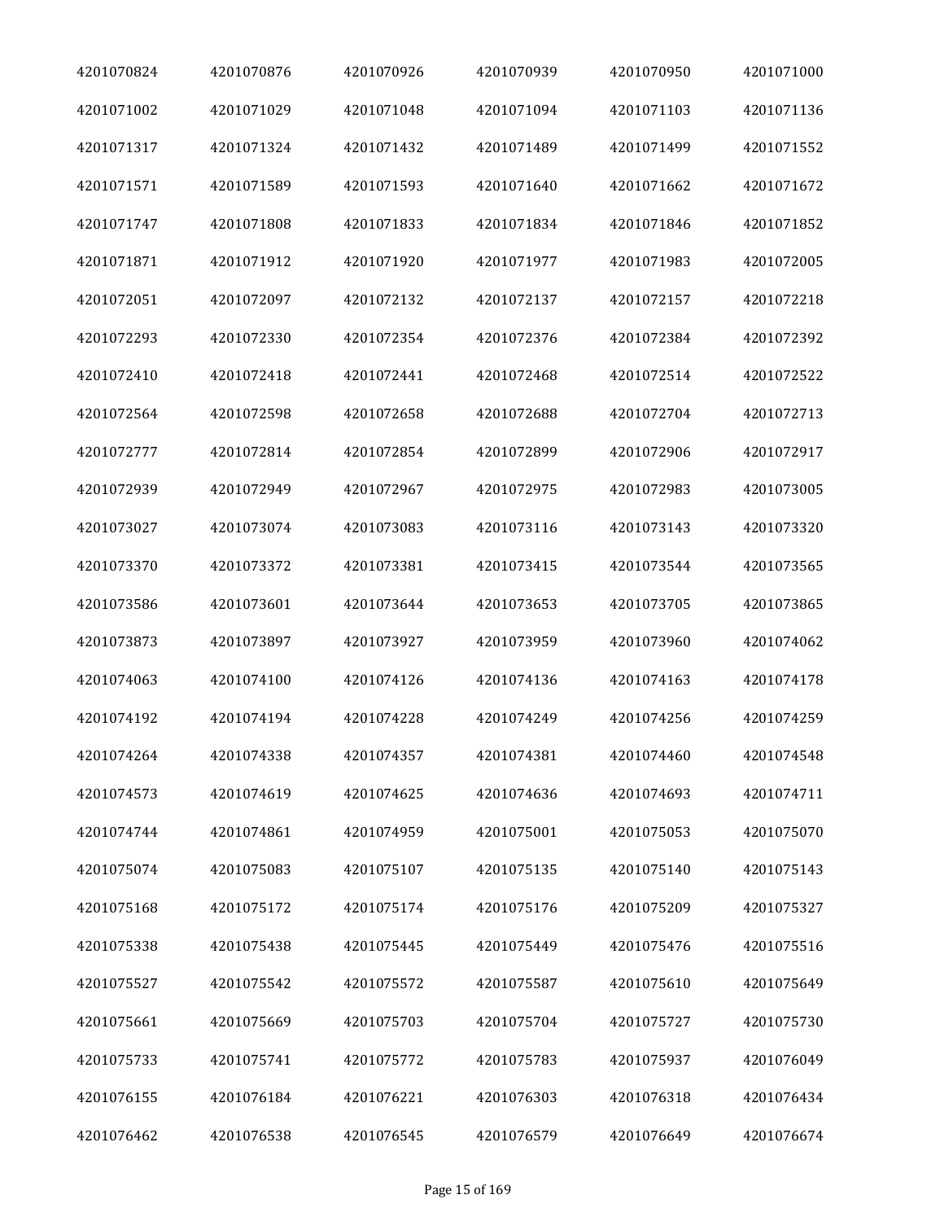| | | | | | |
|---|---|---|---|---|---|
| 4201070824 | 4201070876 | 4201070926 | 4201070939 | 4201070950 | 4201071000 |
| 4201071002 | 4201071029 | 4201071048 | 4201071094 | 4201071103 | 4201071136 |
| 4201071317 | 4201071324 | 4201071432 | 4201071489 | 4201071499 | 4201071552 |
| 4201071571 | 4201071589 | 4201071593 | 4201071640 | 4201071662 | 4201071672 |
| 4201071747 | 4201071808 | 4201071833 | 4201071834 | 4201071846 | 4201071852 |
| 4201071871 | 4201071912 | 4201071920 | 4201071977 | 4201071983 | 4201072005 |
| 4201072051 | 4201072097 | 4201072132 | 4201072137 | 4201072157 | 4201072218 |
| 4201072293 | 4201072330 | 4201072354 | 4201072376 | 4201072384 | 4201072392 |
| 4201072410 | 4201072418 | 4201072441 | 4201072468 | 4201072514 | 4201072522 |
| 4201072564 | 4201072598 | 4201072658 | 4201072688 | 4201072704 | 4201072713 |
| 4201072777 | 4201072814 | 4201072854 | 4201072899 | 4201072906 | 4201072917 |
| 4201072939 | 4201072949 | 4201072967 | 4201072975 | 4201072983 | 4201073005 |
| 4201073027 | 4201073074 | 4201073083 | 4201073116 | 4201073143 | 4201073320 |
| 4201073370 | 4201073372 | 4201073381 | 4201073415 | 4201073544 | 4201073565 |
| 4201073586 | 4201073601 | 4201073644 | 4201073653 | 4201073705 | 4201073865 |
| 4201073873 | 4201073897 | 4201073927 | 4201073959 | 4201073960 | 4201074062 |
| 4201074063 | 4201074100 | 4201074126 | 4201074136 | 4201074163 | 4201074178 |
| 4201074192 | 4201074194 | 4201074228 | 4201074249 | 4201074256 | 4201074259 |
| 4201074264 | 4201074338 | 4201074357 | 4201074381 | 4201074460 | 4201074548 |
| 4201074573 | 4201074619 | 4201074625 | 4201074636 | 4201074693 | 4201074711 |
| 4201074744 | 4201074861 | 4201074959 | 4201075001 | 4201075053 | 4201075070 |
| 4201075074 | 4201075083 | 4201075107 | 4201075135 | 4201075140 | 4201075143 |
| 4201075168 | 4201075172 | 4201075174 | 4201075176 | 4201075209 | 4201075327 |
| 4201075338 | 4201075438 | 4201075445 | 4201075449 | 4201075476 | 4201075516 |
| 4201075527 | 4201075542 | 4201075572 | 4201075587 | 4201075610 | 4201075649 |
| 4201075661 | 4201075669 | 4201075703 | 4201075704 | 4201075727 | 4201075730 |
| 4201075733 | 4201075741 | 4201075772 | 4201075783 | 4201075937 | 4201076049 |
| 4201076155 | 4201076184 | 4201076221 | 4201076303 | 4201076318 | 4201076434 |
| 4201076462 | 4201076538 | 4201076545 | 4201076579 | 4201076649 | 4201076674 |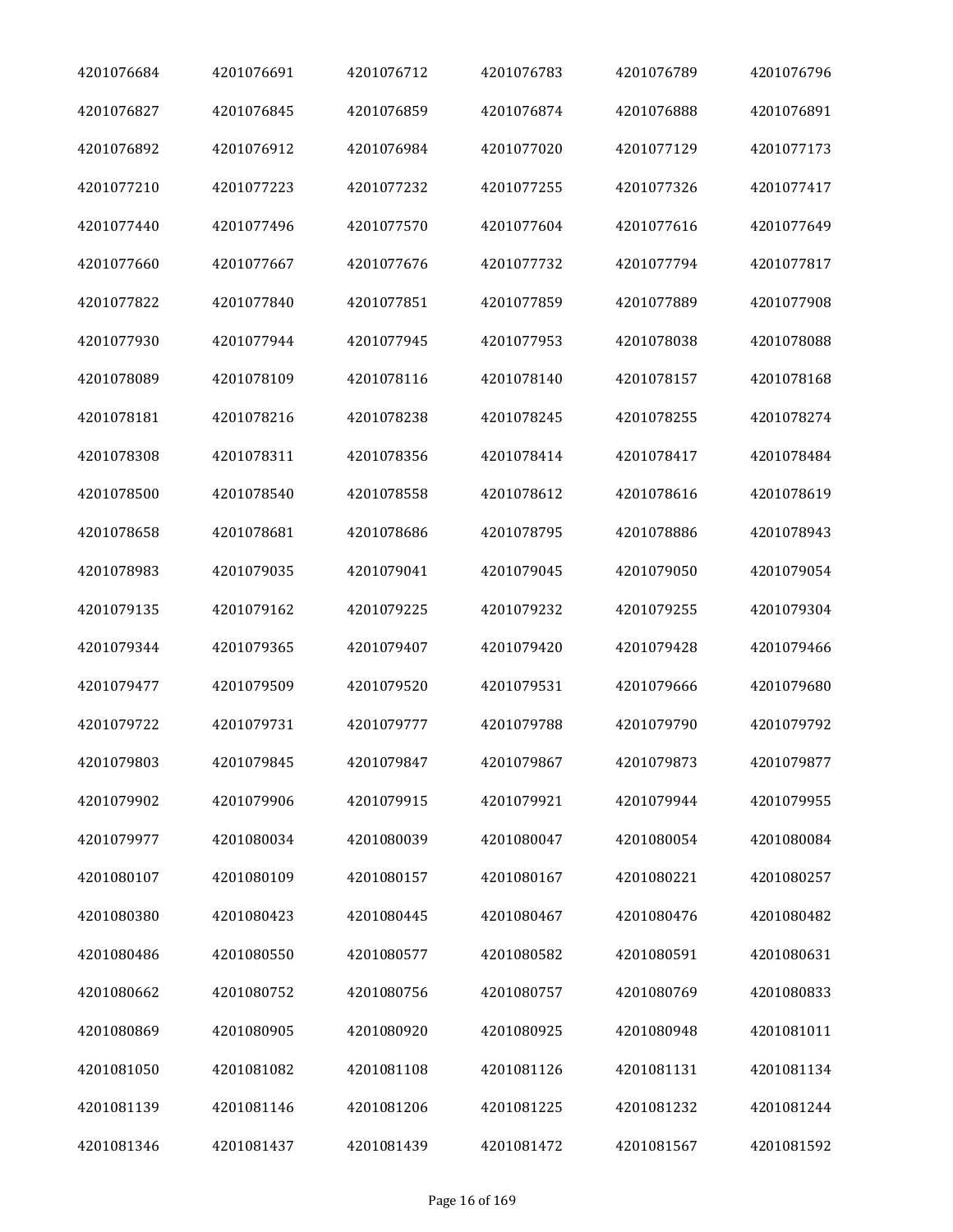| | | | | | |
|---|---|---|---|---|---|
| 4201076684 | 4201076691 | 4201076712 | 4201076783 | 4201076789 | 4201076796 |
| 4201076827 | 4201076845 | 4201076859 | 4201076874 | 4201076888 | 4201076891 |
| 4201076892 | 4201076912 | 4201076984 | 4201077020 | 4201077129 | 4201077173 |
| 4201077210 | 4201077223 | 4201077232 | 4201077255 | 4201077326 | 4201077417 |
| 4201077440 | 4201077496 | 4201077570 | 4201077604 | 4201077616 | 4201077649 |
| 4201077660 | 4201077667 | 4201077676 | 4201077732 | 4201077794 | 4201077817 |
| 4201077822 | 4201077840 | 4201077851 | 4201077859 | 4201077889 | 4201077908 |
| 4201077930 | 4201077944 | 4201077945 | 4201077953 | 4201078038 | 4201078088 |
| 4201078089 | 4201078109 | 4201078116 | 4201078140 | 4201078157 | 4201078168 |
| 4201078181 | 4201078216 | 4201078238 | 4201078245 | 4201078255 | 4201078274 |
| 4201078308 | 4201078311 | 4201078356 | 4201078414 | 4201078417 | 4201078484 |
| 4201078500 | 4201078540 | 4201078558 | 4201078612 | 4201078616 | 4201078619 |
| 4201078658 | 4201078681 | 4201078686 | 4201078795 | 4201078886 | 4201078943 |
| 4201078983 | 4201079035 | 4201079041 | 4201079045 | 4201079050 | 4201079054 |
| 4201079135 | 4201079162 | 4201079225 | 4201079232 | 4201079255 | 4201079304 |
| 4201079344 | 4201079365 | 4201079407 | 4201079420 | 4201079428 | 4201079466 |
| 4201079477 | 4201079509 | 4201079520 | 4201079531 | 4201079666 | 4201079680 |
| 4201079722 | 4201079731 | 4201079777 | 4201079788 | 4201079790 | 4201079792 |
| 4201079803 | 4201079845 | 4201079847 | 4201079867 | 4201079873 | 4201079877 |
| 4201079902 | 4201079906 | 4201079915 | 4201079921 | 4201079944 | 4201079955 |
| 4201079977 | 4201080034 | 4201080039 | 4201080047 | 4201080054 | 4201080084 |
| 4201080107 | 4201080109 | 4201080157 | 4201080167 | 4201080221 | 4201080257 |
| 4201080380 | 4201080423 | 4201080445 | 4201080467 | 4201080476 | 4201080482 |
| 4201080486 | 4201080550 | 4201080577 | 4201080582 | 4201080591 | 4201080631 |
| 4201080662 | 4201080752 | 4201080756 | 4201080757 | 4201080769 | 4201080833 |
| 4201080869 | 4201080905 | 4201080920 | 4201080925 | 4201080948 | 4201081011 |
| 4201081050 | 4201081082 | 4201081108 | 4201081126 | 4201081131 | 4201081134 |
| 4201081139 | 4201081146 | 4201081206 | 4201081225 | 4201081232 | 4201081244 |
| 4201081346 | 4201081437 | 4201081439 | 4201081472 | 4201081567 | 4201081592 |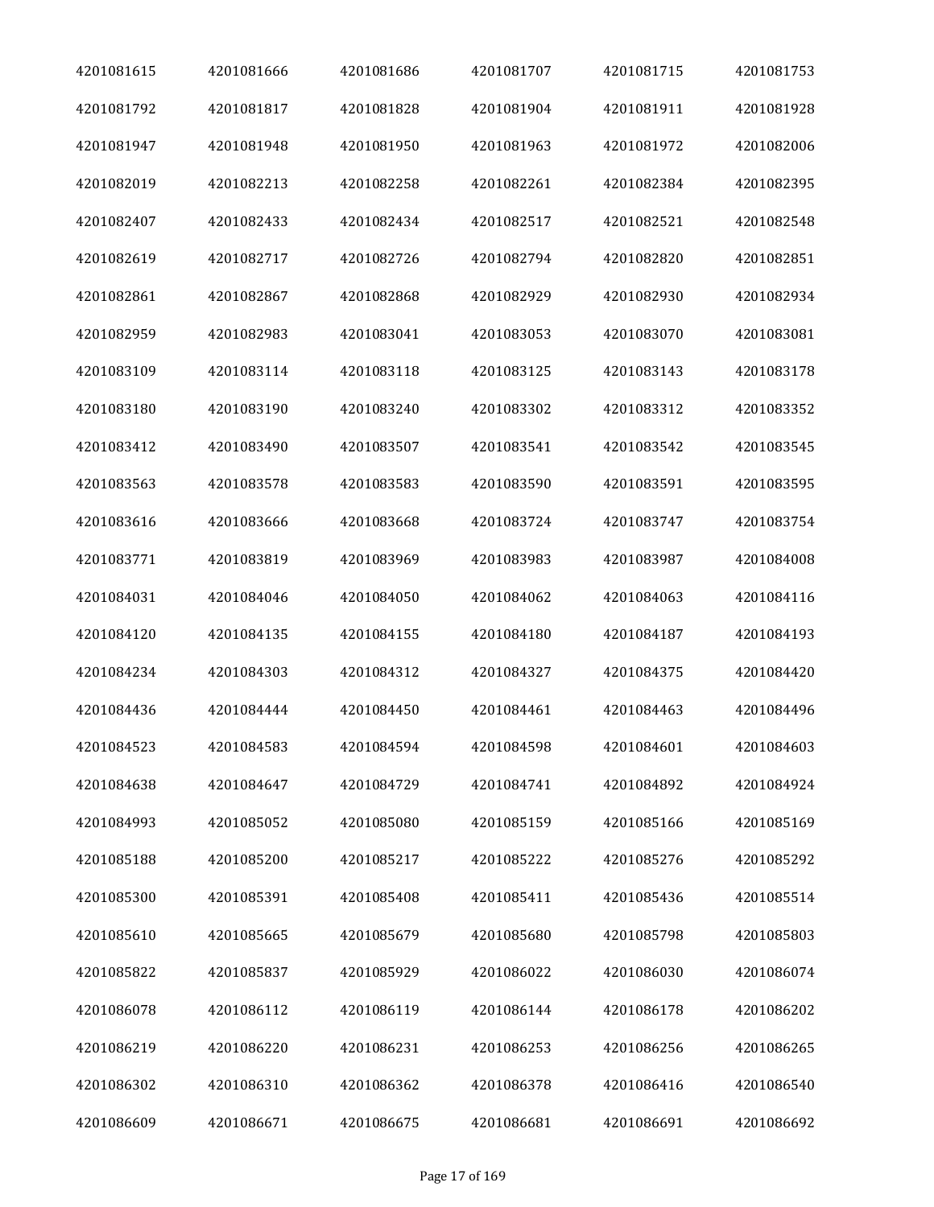| 4201081615 | 4201081666 | 4201081686 | 4201081707 | 4201081715 | 4201081753 |
|---|---|---|---|---|---|
| 4201081792 | 4201081817 | 4201081828 | 4201081904 | 4201081911 | 4201081928 |
| 4201081947 | 4201081948 | 4201081950 | 4201081963 | 4201081972 | 4201082006 |
| 4201082019 | 4201082213 | 4201082258 | 4201082261 | 4201082384 | 4201082395 |
| 4201082407 | 4201082433 | 4201082434 | 4201082517 | 4201082521 | 4201082548 |
| 4201082619 | 4201082717 | 4201082726 | 4201082794 | 4201082820 | 4201082851 |
| 4201082861 | 4201082867 | 4201082868 | 4201082929 | 4201082930 | 4201082934 |
| 4201082959 | 4201082983 | 4201083041 | 4201083053 | 4201083070 | 4201083081 |
| 4201083109 | 4201083114 | 4201083118 | 4201083125 | 4201083143 | 4201083178 |
| 4201083180 | 4201083190 | 4201083240 | 4201083302 | 4201083312 | 4201083352 |
| 4201083412 | 4201083490 | 4201083507 | 4201083541 | 4201083542 | 4201083545 |
| 4201083563 | 4201083578 | 4201083583 | 4201083590 | 4201083591 | 4201083595 |
| 4201083616 | 4201083666 | 4201083668 | 4201083724 | 4201083747 | 4201083754 |
| 4201083771 | 4201083819 | 4201083969 | 4201083983 | 4201083987 | 4201084008 |
| 4201084031 | 4201084046 | 4201084050 | 4201084062 | 4201084063 | 4201084116 |
| 4201084120 | 4201084135 | 4201084155 | 4201084180 | 4201084187 | 4201084193 |
| 4201084234 | 4201084303 | 4201084312 | 4201084327 | 4201084375 | 4201084420 |
| 4201084436 | 4201084444 | 4201084450 | 4201084461 | 4201084463 | 4201084496 |
| 4201084523 | 4201084583 | 4201084594 | 4201084598 | 4201084601 | 4201084603 |
| 4201084638 | 4201084647 | 4201084729 | 4201084741 | 4201084892 | 4201084924 |
| 4201084993 | 4201085052 | 4201085080 | 4201085159 | 4201085166 | 4201085169 |
| 4201085188 | 4201085200 | 4201085217 | 4201085222 | 4201085276 | 4201085292 |
| 4201085300 | 4201085391 | 4201085408 | 4201085411 | 4201085436 | 4201085514 |
| 4201085610 | 4201085665 | 4201085679 | 4201085680 | 4201085798 | 4201085803 |
| 4201085822 | 4201085837 | 4201085929 | 4201086022 | 4201086030 | 4201086074 |
| 4201086078 | 4201086112 | 4201086119 | 4201086144 | 4201086178 | 4201086202 |
| 4201086219 | 4201086220 | 4201086231 | 4201086253 | 4201086256 | 4201086265 |
| 4201086302 | 4201086310 | 4201086362 | 4201086378 | 4201086416 | 4201086540 |
| 4201086609 | 4201086671 | 4201086675 | 4201086681 | 4201086691 | 4201086692 |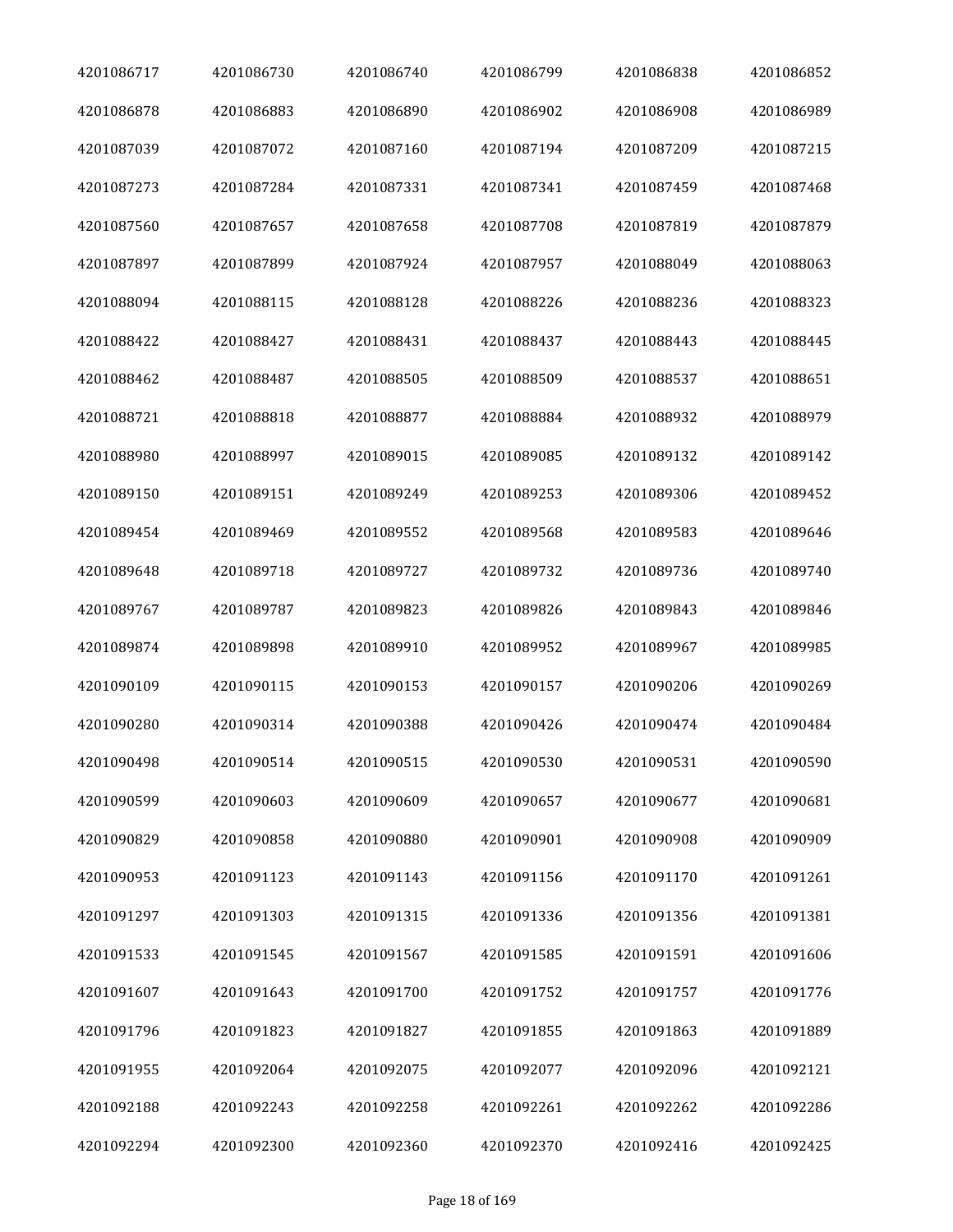| 4201086717 | 4201086730 | 4201086740 | 4201086799 | 4201086838 | 4201086852 |
|---|---|---|---|---|---|
| 4201086878 | 4201086883 | 4201086890 | 4201086902 | 4201086908 | 4201086989 |
| 4201087039 | 4201087072 | 4201087160 | 4201087194 | 4201087209 | 4201087215 |
| 4201087273 | 4201087284 | 4201087331 | 4201087341 | 4201087459 | 4201087468 |
| 4201087560 | 4201087657 | 4201087658 | 4201087708 | 4201087819 | 4201087879 |
| 4201087897 | 4201087899 | 4201087924 | 4201087957 | 4201088049 | 4201088063 |
| 4201088094 | 4201088115 | 4201088128 | 4201088226 | 4201088236 | 4201088323 |
| 4201088422 | 4201088427 | 4201088431 | 4201088437 | 4201088443 | 4201088445 |
| 4201088462 | 4201088487 | 4201088505 | 4201088509 | 4201088537 | 4201088651 |
| 4201088721 | 4201088818 | 4201088877 | 4201088884 | 4201088932 | 4201088979 |
| 4201088980 | 4201088997 | 4201089015 | 4201089085 | 4201089132 | 4201089142 |
| 4201089150 | 4201089151 | 4201089249 | 4201089253 | 4201089306 | 4201089452 |
| 4201089454 | 4201089469 | 4201089552 | 4201089568 | 4201089583 | 4201089646 |
| 4201089648 | 4201089718 | 4201089727 | 4201089732 | 4201089736 | 4201089740 |
| 4201089767 | 4201089787 | 4201089823 | 4201089826 | 4201089843 | 4201089846 |
| 4201089874 | 4201089898 | 4201089910 | 4201089952 | 4201089967 | 4201089985 |
| 4201090109 | 4201090115 | 4201090153 | 4201090157 | 4201090206 | 4201090269 |
| 4201090280 | 4201090314 | 4201090388 | 4201090426 | 4201090474 | 4201090484 |
| 4201090498 | 4201090514 | 4201090515 | 4201090530 | 4201090531 | 4201090590 |
| 4201090599 | 4201090603 | 4201090609 | 4201090657 | 4201090677 | 4201090681 |
| 4201090829 | 4201090858 | 4201090880 | 4201090901 | 4201090908 | 4201090909 |
| 4201090953 | 4201091123 | 4201091143 | 4201091156 | 4201091170 | 4201091261 |
| 4201091297 | 4201091303 | 4201091315 | 4201091336 | 4201091356 | 4201091381 |
| 4201091533 | 4201091545 | 4201091567 | 4201091585 | 4201091591 | 4201091606 |
| 4201091607 | 4201091643 | 4201091700 | 4201091752 | 4201091757 | 4201091776 |
| 4201091796 | 4201091823 | 4201091827 | 4201091855 | 4201091863 | 4201091889 |
| 4201091955 | 4201092064 | 4201092075 | 4201092077 | 4201092096 | 4201092121 |
| 4201092188 | 4201092243 | 4201092258 | 4201092261 | 4201092262 | 4201092286 |
| 4201092294 | 4201092300 | 4201092360 | 4201092370 | 4201092416 | 4201092425 |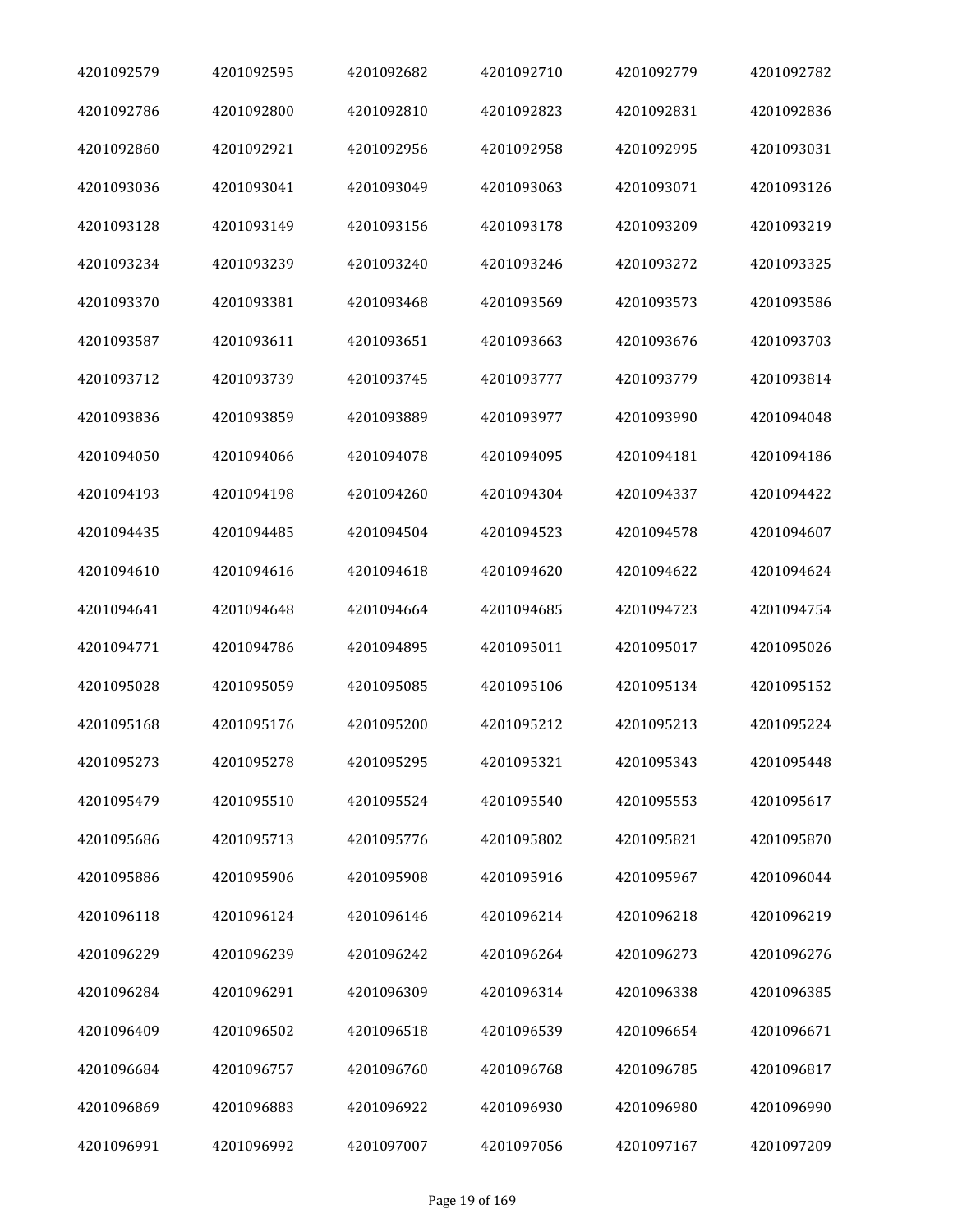| | | | | | |
|---|---|---|---|---|---|
| 4201092579 | 4201092595 | 4201092682 | 4201092710 | 4201092779 | 4201092782 |
| 4201092786 | 4201092800 | 4201092810 | 4201092823 | 4201092831 | 4201092836 |
| 4201092860 | 4201092921 | 4201092956 | 4201092958 | 4201092995 | 4201093031 |
| 4201093036 | 4201093041 | 4201093049 | 4201093063 | 4201093071 | 4201093126 |
| 4201093128 | 4201093149 | 4201093156 | 4201093178 | 4201093209 | 4201093219 |
| 4201093234 | 4201093239 | 4201093240 | 4201093246 | 4201093272 | 4201093325 |
| 4201093370 | 4201093381 | 4201093468 | 4201093569 | 4201093573 | 4201093586 |
| 4201093587 | 4201093611 | 4201093651 | 4201093663 | 4201093676 | 4201093703 |
| 4201093712 | 4201093739 | 4201093745 | 4201093777 | 4201093779 | 4201093814 |
| 4201093836 | 4201093859 | 4201093889 | 4201093977 | 4201093990 | 4201094048 |
| 4201094050 | 4201094066 | 4201094078 | 4201094095 | 4201094181 | 4201094186 |
| 4201094193 | 4201094198 | 4201094260 | 4201094304 | 4201094337 | 4201094422 |
| 4201094435 | 4201094485 | 4201094504 | 4201094523 | 4201094578 | 4201094607 |
| 4201094610 | 4201094616 | 4201094618 | 4201094620 | 4201094622 | 4201094624 |
| 4201094641 | 4201094648 | 4201094664 | 4201094685 | 4201094723 | 4201094754 |
| 4201094771 | 4201094786 | 4201094895 | 4201095011 | 4201095017 | 4201095026 |
| 4201095028 | 4201095059 | 4201095085 | 4201095106 | 4201095134 | 4201095152 |
| 4201095168 | 4201095176 | 4201095200 | 4201095212 | 4201095213 | 4201095224 |
| 4201095273 | 4201095278 | 4201095295 | 4201095321 | 4201095343 | 4201095448 |
| 4201095479 | 4201095510 | 4201095524 | 4201095540 | 4201095553 | 4201095617 |
| 4201095686 | 4201095713 | 4201095776 | 4201095802 | 4201095821 | 4201095870 |
| 4201095886 | 4201095906 | 4201095908 | 4201095916 | 4201095967 | 4201096044 |
| 4201096118 | 4201096124 | 4201096146 | 4201096214 | 4201096218 | 4201096219 |
| 4201096229 | 4201096239 | 4201096242 | 4201096264 | 4201096273 | 4201096276 |
| 4201096284 | 4201096291 | 4201096309 | 4201096314 | 4201096338 | 4201096385 |
| 4201096409 | 4201096502 | 4201096518 | 4201096539 | 4201096654 | 4201096671 |
| 4201096684 | 4201096757 | 4201096760 | 4201096768 | 4201096785 | 4201096817 |
| 4201096869 | 4201096883 | 4201096922 | 4201096930 | 4201096980 | 4201096990 |
| 4201096991 | 4201096992 | 4201097007 | 4201097056 | 4201097167 | 4201097209 |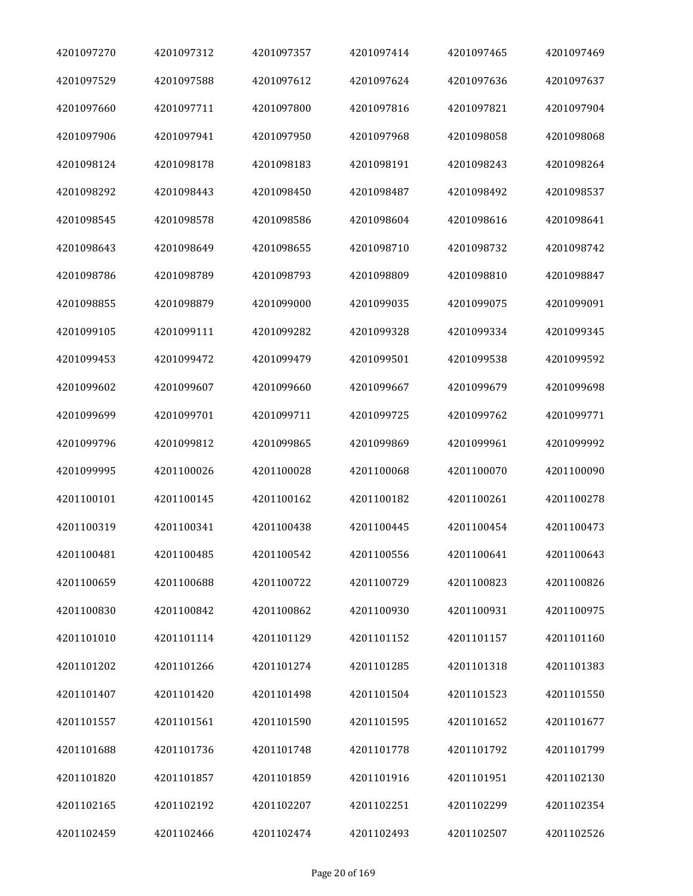| 4201097270 | 4201097312 | 4201097357 | 4201097414 | 4201097465 | 4201097469 |
|---|---|---|---|---|---|
| 4201097529 | 4201097588 | 4201097612 | 4201097624 | 4201097636 | 4201097637 |
| 4201097660 | 4201097711 | 4201097800 | 4201097816 | 4201097821 | 4201097904 |
| 4201097906 | 4201097941 | 4201097950 | 4201097968 | 4201098058 | 4201098068 |
| 4201098124 | 4201098178 | 4201098183 | 4201098191 | 4201098243 | 4201098264 |
| 4201098292 | 4201098443 | 4201098450 | 4201098487 | 4201098492 | 4201098537 |
| 4201098545 | 4201098578 | 4201098586 | 4201098604 | 4201098616 | 4201098641 |
| 4201098643 | 4201098649 | 4201098655 | 4201098710 | 4201098732 | 4201098742 |
| 4201098786 | 4201098789 | 4201098793 | 4201098809 | 4201098810 | 4201098847 |
| 4201098855 | 4201098879 | 4201099000 | 4201099035 | 4201099075 | 4201099091 |
| 4201099105 | 4201099111 | 4201099282 | 4201099328 | 4201099334 | 4201099345 |
| 4201099453 | 4201099472 | 4201099479 | 4201099501 | 4201099538 | 4201099592 |
| 4201099602 | 4201099607 | 4201099660 | 4201099667 | 4201099679 | 4201099698 |
| 4201099699 | 4201099701 | 4201099711 | 4201099725 | 4201099762 | 4201099771 |
| 4201099796 | 4201099812 | 4201099865 | 4201099869 | 4201099961 | 4201099992 |
| 4201099995 | 4201100026 | 4201100028 | 4201100068 | 4201100070 | 4201100090 |
| 4201100101 | 4201100145 | 4201100162 | 4201100182 | 4201100261 | 4201100278 |
| 4201100319 | 4201100341 | 4201100438 | 4201100445 | 4201100454 | 4201100473 |
| 4201100481 | 4201100485 | 4201100542 | 4201100556 | 4201100641 | 4201100643 |
| 4201100659 | 4201100688 | 4201100722 | 4201100729 | 4201100823 | 4201100826 |
| 4201100830 | 4201100842 | 4201100862 | 4201100930 | 4201100931 | 4201100975 |
| 4201101010 | 4201101114 | 4201101129 | 4201101152 | 4201101157 | 4201101160 |
| 4201101202 | 4201101266 | 4201101274 | 4201101285 | 4201101318 | 4201101383 |
| 4201101407 | 4201101420 | 4201101498 | 4201101504 | 4201101523 | 4201101550 |
| 4201101557 | 4201101561 | 4201101590 | 4201101595 | 4201101652 | 4201101677 |
| 4201101688 | 4201101736 | 4201101748 | 4201101778 | 4201101792 | 4201101799 |
| 4201101820 | 4201101857 | 4201101859 | 4201101916 | 4201101951 | 4201102130 |
| 4201102165 | 4201102192 | 4201102207 | 4201102251 | 4201102299 | 4201102354 |
| 4201102459 | 4201102466 | 4201102474 | 4201102493 | 4201102507 | 4201102526 |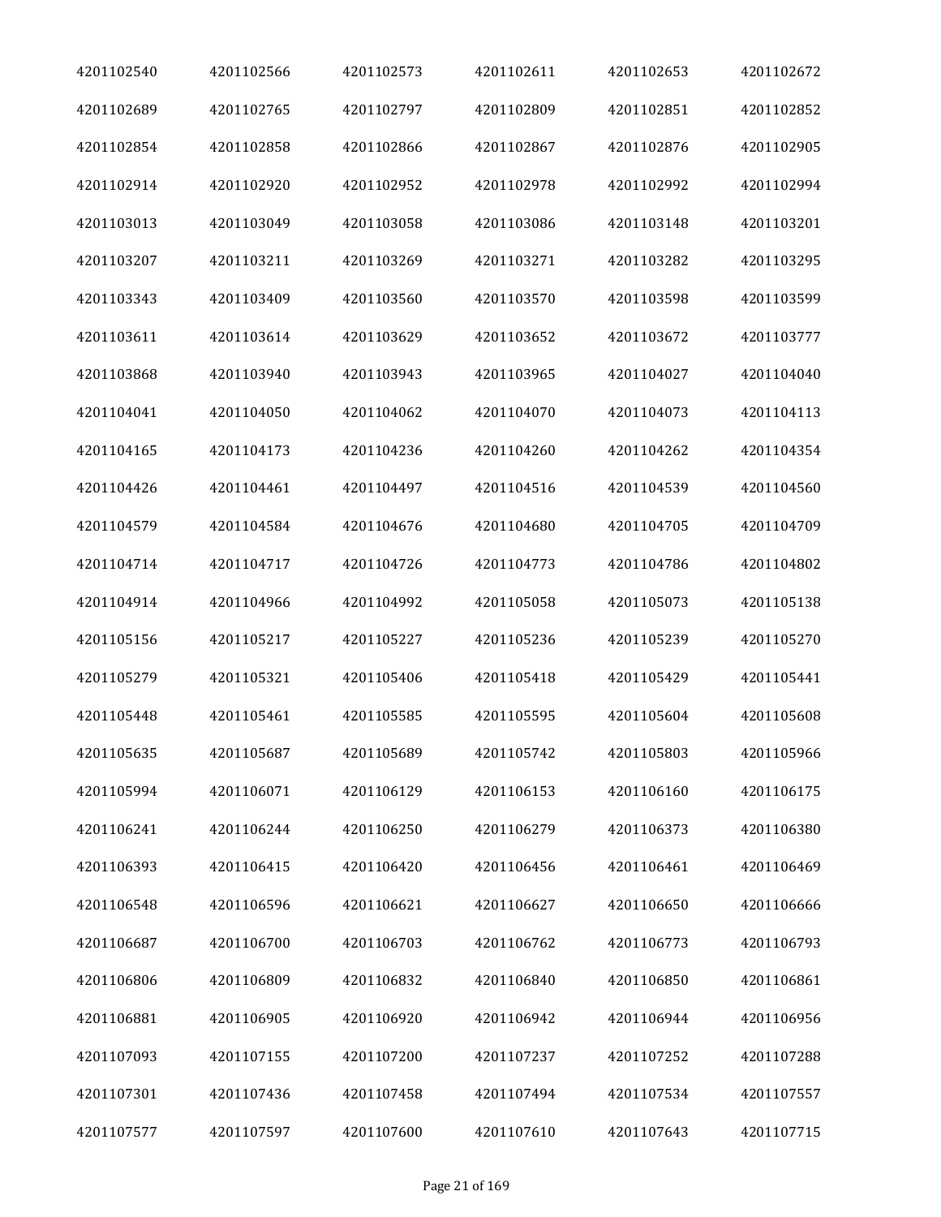| 4201102540 | 4201102566 | 4201102573 | 4201102611 | 4201102653 | 4201102672 |
|---|---|---|---|---|---|
| 4201102689 | 4201102765 | 4201102797 | 4201102809 | 4201102851 | 4201102852 |
| 4201102854 | 4201102858 | 4201102866 | 4201102867 | 4201102876 | 4201102905 |
| 4201102914 | 4201102920 | 4201102952 | 4201102978 | 4201102992 | 4201102994 |
| 4201103013 | 4201103049 | 4201103058 | 4201103086 | 4201103148 | 4201103201 |
| 4201103207 | 4201103211 | 4201103269 | 4201103271 | 4201103282 | 4201103295 |
| 4201103343 | 4201103409 | 4201103560 | 4201103570 | 4201103598 | 4201103599 |
| 4201103611 | 4201103614 | 4201103629 | 4201103652 | 4201103672 | 4201103777 |
| 4201103868 | 4201103940 | 4201103943 | 4201103965 | 4201104027 | 4201104040 |
| 4201104041 | 4201104050 | 4201104062 | 4201104070 | 4201104073 | 4201104113 |
| 4201104165 | 4201104173 | 4201104236 | 4201104260 | 4201104262 | 4201104354 |
| 4201104426 | 4201104461 | 4201104497 | 4201104516 | 4201104539 | 4201104560 |
| 4201104579 | 4201104584 | 4201104676 | 4201104680 | 4201104705 | 4201104709 |
| 4201104714 | 4201104717 | 4201104726 | 4201104773 | 4201104786 | 4201104802 |
| 4201104914 | 4201104966 | 4201104992 | 4201105058 | 4201105073 | 4201105138 |
| 4201105156 | 4201105217 | 4201105227 | 4201105236 | 4201105239 | 4201105270 |
| 4201105279 | 4201105321 | 4201105406 | 4201105418 | 4201105429 | 4201105441 |
| 4201105448 | 4201105461 | 4201105585 | 4201105595 | 4201105604 | 4201105608 |
| 4201105635 | 4201105687 | 4201105689 | 4201105742 | 4201105803 | 4201105966 |
| 4201105994 | 4201106071 | 4201106129 | 4201106153 | 4201106160 | 4201106175 |
| 4201106241 | 4201106244 | 4201106250 | 4201106279 | 4201106373 | 4201106380 |
| 4201106393 | 4201106415 | 4201106420 | 4201106456 | 4201106461 | 4201106469 |
| 4201106548 | 4201106596 | 4201106621 | 4201106627 | 4201106650 | 4201106666 |
| 4201106687 | 4201106700 | 4201106703 | 4201106762 | 4201106773 | 4201106793 |
| 4201106806 | 4201106809 | 4201106832 | 4201106840 | 4201106850 | 4201106861 |
| 4201106881 | 4201106905 | 4201106920 | 4201106942 | 4201106944 | 4201106956 |
| 4201107093 | 4201107155 | 4201107200 | 4201107237 | 4201107252 | 4201107288 |
| 4201107301 | 4201107436 | 4201107458 | 4201107494 | 4201107534 | 4201107557 |
| 4201107577 | 4201107597 | 4201107600 | 4201107610 | 4201107643 | 4201107715 |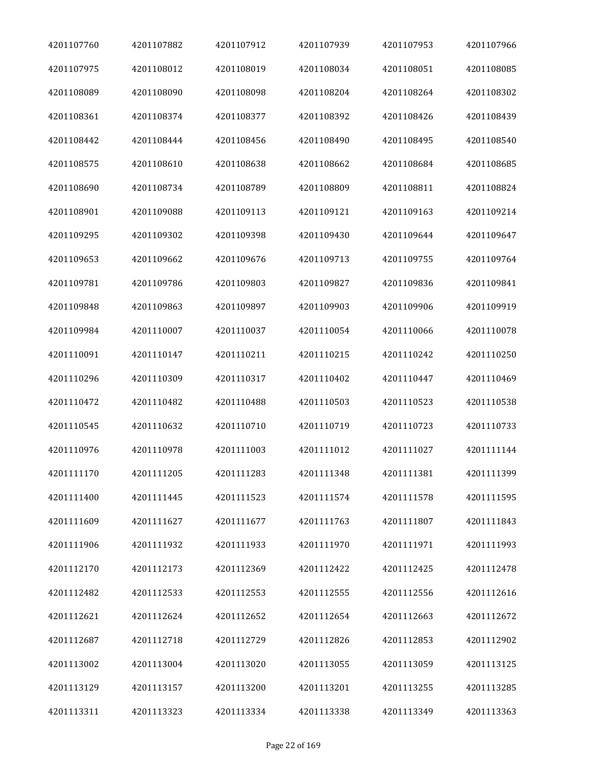| 4201107760 | 4201107882 | 4201107912 | 4201107939 | 4201107953 | 4201107966 |
|---|---|---|---|---|---|
| 4201107975 | 4201108012 | 4201108019 | 4201108034 | 4201108051 | 4201108085 |
| 4201108089 | 4201108090 | 4201108098 | 4201108204 | 4201108264 | 4201108302 |
| 4201108361 | 4201108374 | 4201108377 | 4201108392 | 4201108426 | 4201108439 |
| 4201108442 | 4201108444 | 4201108456 | 4201108490 | 4201108495 | 4201108540 |
| 4201108575 | 4201108610 | 4201108638 | 4201108662 | 4201108684 | 4201108685 |
| 4201108690 | 4201108734 | 4201108789 | 4201108809 | 4201108811 | 4201108824 |
| 4201108901 | 4201109088 | 4201109113 | 4201109121 | 4201109163 | 4201109214 |
| 4201109295 | 4201109302 | 4201109398 | 4201109430 | 4201109644 | 4201109647 |
| 4201109653 | 4201109662 | 4201109676 | 4201109713 | 4201109755 | 4201109764 |
| 4201109781 | 4201109786 | 4201109803 | 4201109827 | 4201109836 | 4201109841 |
| 4201109848 | 4201109863 | 4201109897 | 4201109903 | 4201109906 | 4201109919 |
| 4201109984 | 4201110007 | 4201110037 | 4201110054 | 4201110066 | 4201110078 |
| 4201110091 | 4201110147 | 4201110211 | 4201110215 | 4201110242 | 4201110250 |
| 4201110296 | 4201110309 | 4201110317 | 4201110402 | 4201110447 | 4201110469 |
| 4201110472 | 4201110482 | 4201110488 | 4201110503 | 4201110523 | 4201110538 |
| 4201110545 | 4201110632 | 4201110710 | 4201110719 | 4201110723 | 4201110733 |
| 4201110976 | 4201110978 | 4201111003 | 4201111012 | 4201111027 | 4201111144 |
| 4201111170 | 4201111205 | 4201111283 | 4201111348 | 4201111381 | 4201111399 |
| 4201111400 | 4201111445 | 4201111523 | 4201111574 | 4201111578 | 4201111595 |
| 4201111609 | 4201111627 | 4201111677 | 4201111763 | 4201111807 | 4201111843 |
| 4201111906 | 4201111932 | 4201111933 | 4201111970 | 4201111971 | 4201111993 |
| 4201112170 | 4201112173 | 4201112369 | 4201112422 | 4201112425 | 4201112478 |
| 4201112482 | 4201112533 | 4201112553 | 4201112555 | 4201112556 | 4201112616 |
| 4201112621 | 4201112624 | 4201112652 | 4201112654 | 4201112663 | 4201112672 |
| 4201112687 | 4201112718 | 4201112729 | 4201112826 | 4201112853 | 4201112902 |
| 4201113002 | 4201113004 | 4201113020 | 4201113055 | 4201113059 | 4201113125 |
| 4201113129 | 4201113157 | 4201113200 | 4201113201 | 4201113255 | 4201113285 |
| 4201113311 | 4201113323 | 4201113334 | 4201113338 | 4201113349 | 4201113363 |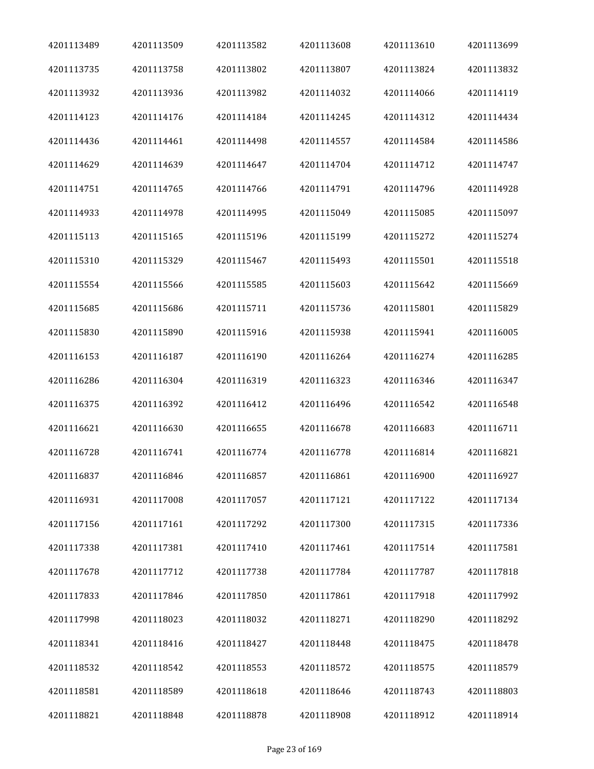| 4201113489 | 4201113509 | 4201113582 | 4201113608 | 4201113610 | 4201113699 |
|---|---|---|---|---|---|
| 4201113735 | 4201113758 | 4201113802 | 4201113807 | 4201113824 | 4201113832 |
| 4201113932 | 4201113936 | 4201113982 | 4201114032 | 4201114066 | 4201114119 |
| 4201114123 | 4201114176 | 4201114184 | 4201114245 | 4201114312 | 4201114434 |
| 4201114436 | 4201114461 | 4201114498 | 4201114557 | 4201114584 | 4201114586 |
| 4201114629 | 4201114639 | 4201114647 | 4201114704 | 4201114712 | 4201114747 |
| 4201114751 | 4201114765 | 4201114766 | 4201114791 | 4201114796 | 4201114928 |
| 4201114933 | 4201114978 | 4201114995 | 4201115049 | 4201115085 | 4201115097 |
| 4201115113 | 4201115165 | 4201115196 | 4201115199 | 4201115272 | 4201115274 |
| 4201115310 | 4201115329 | 4201115467 | 4201115493 | 4201115501 | 4201115518 |
| 4201115554 | 4201115566 | 4201115585 | 4201115603 | 4201115642 | 4201115669 |
| 4201115685 | 4201115686 | 4201115711 | 4201115736 | 4201115801 | 4201115829 |
| 4201115830 | 4201115890 | 4201115916 | 4201115938 | 4201115941 | 4201116005 |
| 4201116153 | 4201116187 | 4201116190 | 4201116264 | 4201116274 | 4201116285 |
| 4201116286 | 4201116304 | 4201116319 | 4201116323 | 4201116346 | 4201116347 |
| 4201116375 | 4201116392 | 4201116412 | 4201116496 | 4201116542 | 4201116548 |
| 4201116621 | 4201116630 | 4201116655 | 4201116678 | 4201116683 | 4201116711 |
| 4201116728 | 4201116741 | 4201116774 | 4201116778 | 4201116814 | 4201116821 |
| 4201116837 | 4201116846 | 4201116857 | 4201116861 | 4201116900 | 4201116927 |
| 4201116931 | 4201117008 | 4201117057 | 4201117121 | 4201117122 | 4201117134 |
| 4201117156 | 4201117161 | 4201117292 | 4201117300 | 4201117315 | 4201117336 |
| 4201117338 | 4201117381 | 4201117410 | 4201117461 | 4201117514 | 4201117581 |
| 4201117678 | 4201117712 | 4201117738 | 4201117784 | 4201117787 | 4201117818 |
| 4201117833 | 4201117846 | 4201117850 | 4201117861 | 4201117918 | 4201117992 |
| 4201117998 | 4201118023 | 4201118032 | 4201118271 | 4201118290 | 4201118292 |
| 4201118341 | 4201118416 | 4201118427 | 4201118448 | 4201118475 | 4201118478 |
| 4201118532 | 4201118542 | 4201118553 | 4201118572 | 4201118575 | 4201118579 |
| 4201118581 | 4201118589 | 4201118618 | 4201118646 | 4201118743 | 4201118803 |
| 4201118821 | 4201118848 | 4201118878 | 4201118908 | 4201118912 | 4201118914 |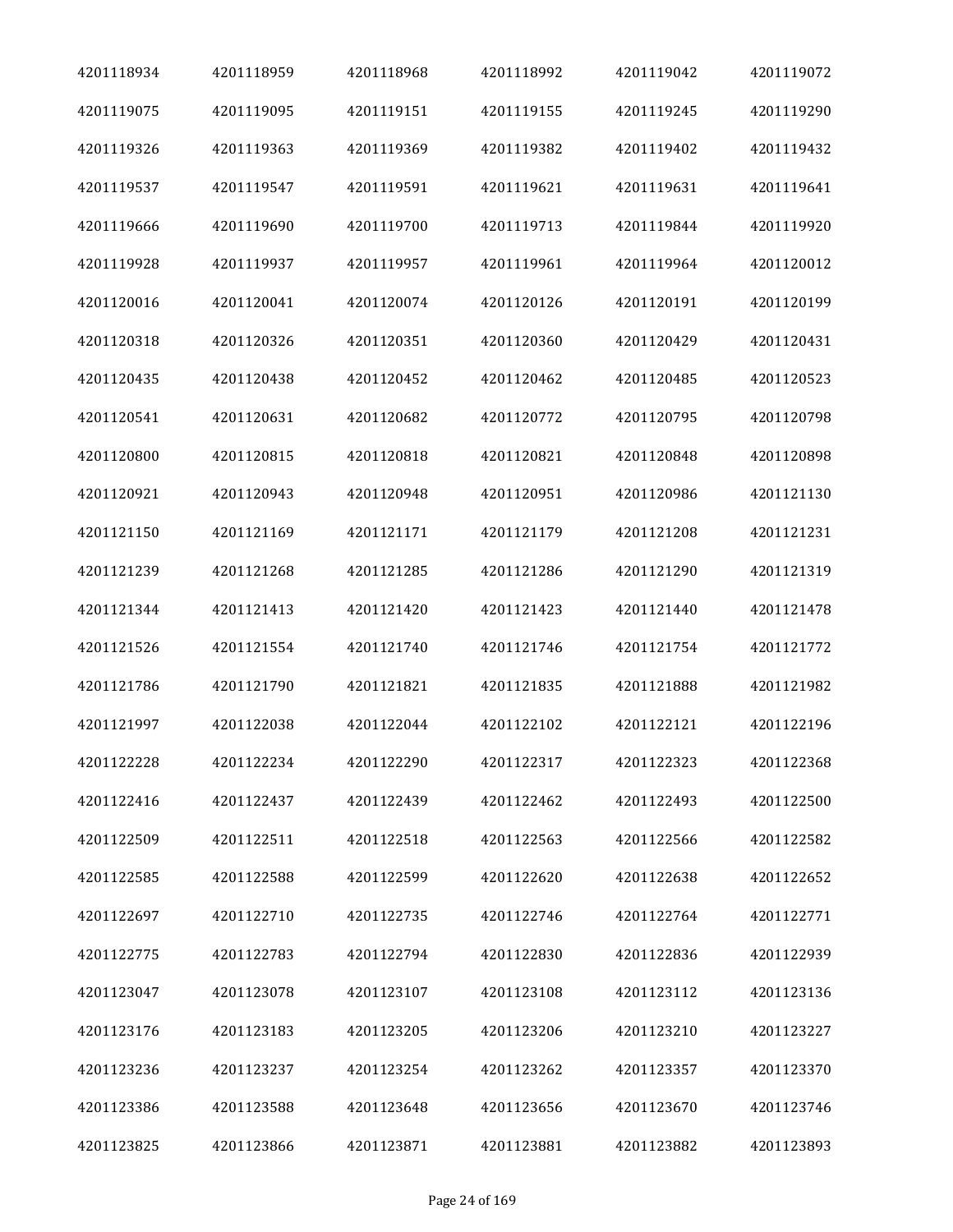| | | | | | |
|---|---|---|---|---|---|
| 4201118934 | 4201118959 | 4201118968 | 4201118992 | 4201119042 | 4201119072 |
| 4201119075 | 4201119095 | 4201119151 | 4201119155 | 4201119245 | 4201119290 |
| 4201119326 | 4201119363 | 4201119369 | 4201119382 | 4201119402 | 4201119432 |
| 4201119537 | 4201119547 | 4201119591 | 4201119621 | 4201119631 | 4201119641 |
| 4201119666 | 4201119690 | 4201119700 | 4201119713 | 4201119844 | 4201119920 |
| 4201119928 | 4201119937 | 4201119957 | 4201119961 | 4201119964 | 4201120012 |
| 4201120016 | 4201120041 | 4201120074 | 4201120126 | 4201120191 | 4201120199 |
| 4201120318 | 4201120326 | 4201120351 | 4201120360 | 4201120429 | 4201120431 |
| 4201120435 | 4201120438 | 4201120452 | 4201120462 | 4201120485 | 4201120523 |
| 4201120541 | 4201120631 | 4201120682 | 4201120772 | 4201120795 | 4201120798 |
| 4201120800 | 4201120815 | 4201120818 | 4201120821 | 4201120848 | 4201120898 |
| 4201120921 | 4201120943 | 4201120948 | 4201120951 | 4201120986 | 4201121130 |
| 4201121150 | 4201121169 | 4201121171 | 4201121179 | 4201121208 | 4201121231 |
| 4201121239 | 4201121268 | 4201121285 | 4201121286 | 4201121290 | 4201121319 |
| 4201121344 | 4201121413 | 4201121420 | 4201121423 | 4201121440 | 4201121478 |
| 4201121526 | 4201121554 | 4201121740 | 4201121746 | 4201121754 | 4201121772 |
| 4201121786 | 4201121790 | 4201121821 | 4201121835 | 4201121888 | 4201121982 |
| 4201121997 | 4201122038 | 4201122044 | 4201122102 | 4201122121 | 4201122196 |
| 4201122228 | 4201122234 | 4201122290 | 4201122317 | 4201122323 | 4201122368 |
| 4201122416 | 4201122437 | 4201122439 | 4201122462 | 4201122493 | 4201122500 |
| 4201122509 | 4201122511 | 4201122518 | 4201122563 | 4201122566 | 4201122582 |
| 4201122585 | 4201122588 | 4201122599 | 4201122620 | 4201122638 | 4201122652 |
| 4201122697 | 4201122710 | 4201122735 | 4201122746 | 4201122764 | 4201122771 |
| 4201122775 | 4201122783 | 4201122794 | 4201122830 | 4201122836 | 4201122939 |
| 4201123047 | 4201123078 | 4201123107 | 4201123108 | 4201123112 | 4201123136 |
| 4201123176 | 4201123183 | 4201123205 | 4201123206 | 4201123210 | 4201123227 |
| 4201123236 | 4201123237 | 4201123254 | 4201123262 | 4201123357 | 4201123370 |
| 4201123386 | 4201123588 | 4201123648 | 4201123656 | 4201123670 | 4201123746 |
| 4201123825 | 4201123866 | 4201123871 | 4201123881 | 4201123882 | 4201123893 |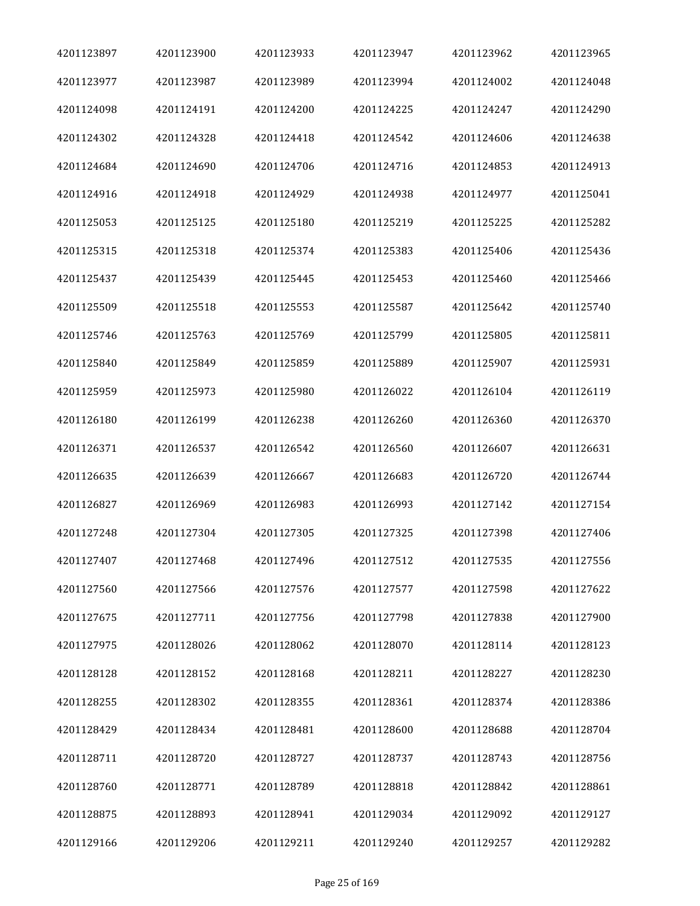| | | | | | |
|---|---|---|---|---|---|
| 4201123897 | 4201123900 | 4201123933 | 4201123947 | 4201123962 | 4201123965 |
| 4201123977 | 4201123987 | 4201123989 | 4201123994 | 4201124002 | 4201124048 |
| 4201124098 | 4201124191 | 4201124200 | 4201124225 | 4201124247 | 4201124290 |
| 4201124302 | 4201124328 | 4201124418 | 4201124542 | 4201124606 | 4201124638 |
| 4201124684 | 4201124690 | 4201124706 | 4201124716 | 4201124853 | 4201124913 |
| 4201124916 | 4201124918 | 4201124929 | 4201124938 | 4201124977 | 4201125041 |
| 4201125053 | 4201125125 | 4201125180 | 4201125219 | 4201125225 | 4201125282 |
| 4201125315 | 4201125318 | 4201125374 | 4201125383 | 4201125406 | 4201125436 |
| 4201125437 | 4201125439 | 4201125445 | 4201125453 | 4201125460 | 4201125466 |
| 4201125509 | 4201125518 | 4201125553 | 4201125587 | 4201125642 | 4201125740 |
| 4201125746 | 4201125763 | 4201125769 | 4201125799 | 4201125805 | 4201125811 |
| 4201125840 | 4201125849 | 4201125859 | 4201125889 | 4201125907 | 4201125931 |
| 4201125959 | 4201125973 | 4201125980 | 4201126022 | 4201126104 | 4201126119 |
| 4201126180 | 4201126199 | 4201126238 | 4201126260 | 4201126360 | 4201126370 |
| 4201126371 | 4201126537 | 4201126542 | 4201126560 | 4201126607 | 4201126631 |
| 4201126635 | 4201126639 | 4201126667 | 4201126683 | 4201126720 | 4201126744 |
| 4201126827 | 4201126969 | 4201126983 | 4201126993 | 4201127142 | 4201127154 |
| 4201127248 | 4201127304 | 4201127305 | 4201127325 | 4201127398 | 4201127406 |
| 4201127407 | 4201127468 | 4201127496 | 4201127512 | 4201127535 | 4201127556 |
| 4201127560 | 4201127566 | 4201127576 | 4201127577 | 4201127598 | 4201127622 |
| 4201127675 | 4201127711 | 4201127756 | 4201127798 | 4201127838 | 4201127900 |
| 4201127975 | 4201128026 | 4201128062 | 4201128070 | 4201128114 | 4201128123 |
| 4201128128 | 4201128152 | 4201128168 | 4201128211 | 4201128227 | 4201128230 |
| 4201128255 | 4201128302 | 4201128355 | 4201128361 | 4201128374 | 4201128386 |
| 4201128429 | 4201128434 | 4201128481 | 4201128600 | 4201128688 | 4201128704 |
| 4201128711 | 4201128720 | 4201128727 | 4201128737 | 4201128743 | 4201128756 |
| 4201128760 | 4201128771 | 4201128789 | 4201128818 | 4201128842 | 4201128861 |
| 4201128875 | 4201128893 | 4201128941 | 4201129034 | 4201129092 | 4201129127 |
| 4201129166 | 4201129206 | 4201129211 | 4201129240 | 4201129257 | 4201129282 |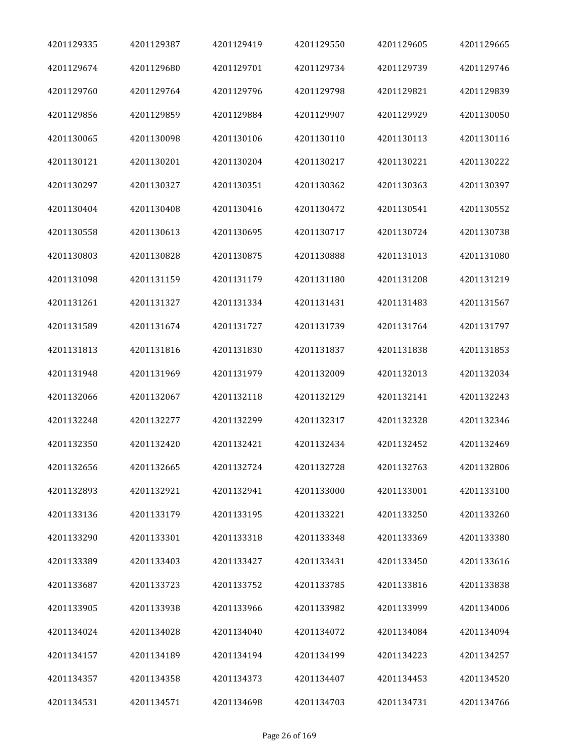| | | | | | |
|---|---|---|---|---|---|
| 4201129335 | 4201129387 | 4201129419 | 4201129550 | 4201129605 | 4201129665 |
| 4201129674 | 4201129680 | 4201129701 | 4201129734 | 4201129739 | 4201129746 |
| 4201129760 | 4201129764 | 4201129796 | 4201129798 | 4201129821 | 4201129839 |
| 4201129856 | 4201129859 | 4201129884 | 4201129907 | 4201129929 | 4201130050 |
| 4201130065 | 4201130098 | 4201130106 | 4201130110 | 4201130113 | 4201130116 |
| 4201130121 | 4201130201 | 4201130204 | 4201130217 | 4201130221 | 4201130222 |
| 4201130297 | 4201130327 | 4201130351 | 4201130362 | 4201130363 | 4201130397 |
| 4201130404 | 4201130408 | 4201130416 | 4201130472 | 4201130541 | 4201130552 |
| 4201130558 | 4201130613 | 4201130695 | 4201130717 | 4201130724 | 4201130738 |
| 4201130803 | 4201130828 | 4201130875 | 4201130888 | 4201131013 | 4201131080 |
| 4201131098 | 4201131159 | 4201131179 | 4201131180 | 4201131208 | 4201131219 |
| 4201131261 | 4201131327 | 4201131334 | 4201131431 | 4201131483 | 4201131567 |
| 4201131589 | 4201131674 | 4201131727 | 4201131739 | 4201131764 | 4201131797 |
| 4201131813 | 4201131816 | 4201131830 | 4201131837 | 4201131838 | 4201131853 |
| 4201131948 | 4201131969 | 4201131979 | 4201132009 | 4201132013 | 4201132034 |
| 4201132066 | 4201132067 | 4201132118 | 4201132129 | 4201132141 | 4201132243 |
| 4201132248 | 4201132277 | 4201132299 | 4201132317 | 4201132328 | 4201132346 |
| 4201132350 | 4201132420 | 4201132421 | 4201132434 | 4201132452 | 4201132469 |
| 4201132656 | 4201132665 | 4201132724 | 4201132728 | 4201132763 | 4201132806 |
| 4201132893 | 4201132921 | 4201132941 | 4201133000 | 4201133001 | 4201133100 |
| 4201133136 | 4201133179 | 4201133195 | 4201133221 | 4201133250 | 4201133260 |
| 4201133290 | 4201133301 | 4201133318 | 4201133348 | 4201133369 | 4201133380 |
| 4201133389 | 4201133403 | 4201133427 | 4201133431 | 4201133450 | 4201133616 |
| 4201133687 | 4201133723 | 4201133752 | 4201133785 | 4201133816 | 4201133838 |
| 4201133905 | 4201133938 | 4201133966 | 4201133982 | 4201133999 | 4201134006 |
| 4201134024 | 4201134028 | 4201134040 | 4201134072 | 4201134084 | 4201134094 |
| 4201134157 | 4201134189 | 4201134194 | 4201134199 | 4201134223 | 4201134257 |
| 4201134357 | 4201134358 | 4201134373 | 4201134407 | 4201134453 | 4201134520 |
| 4201134531 | 4201134571 | 4201134698 | 4201134703 | 4201134731 | 4201134766 |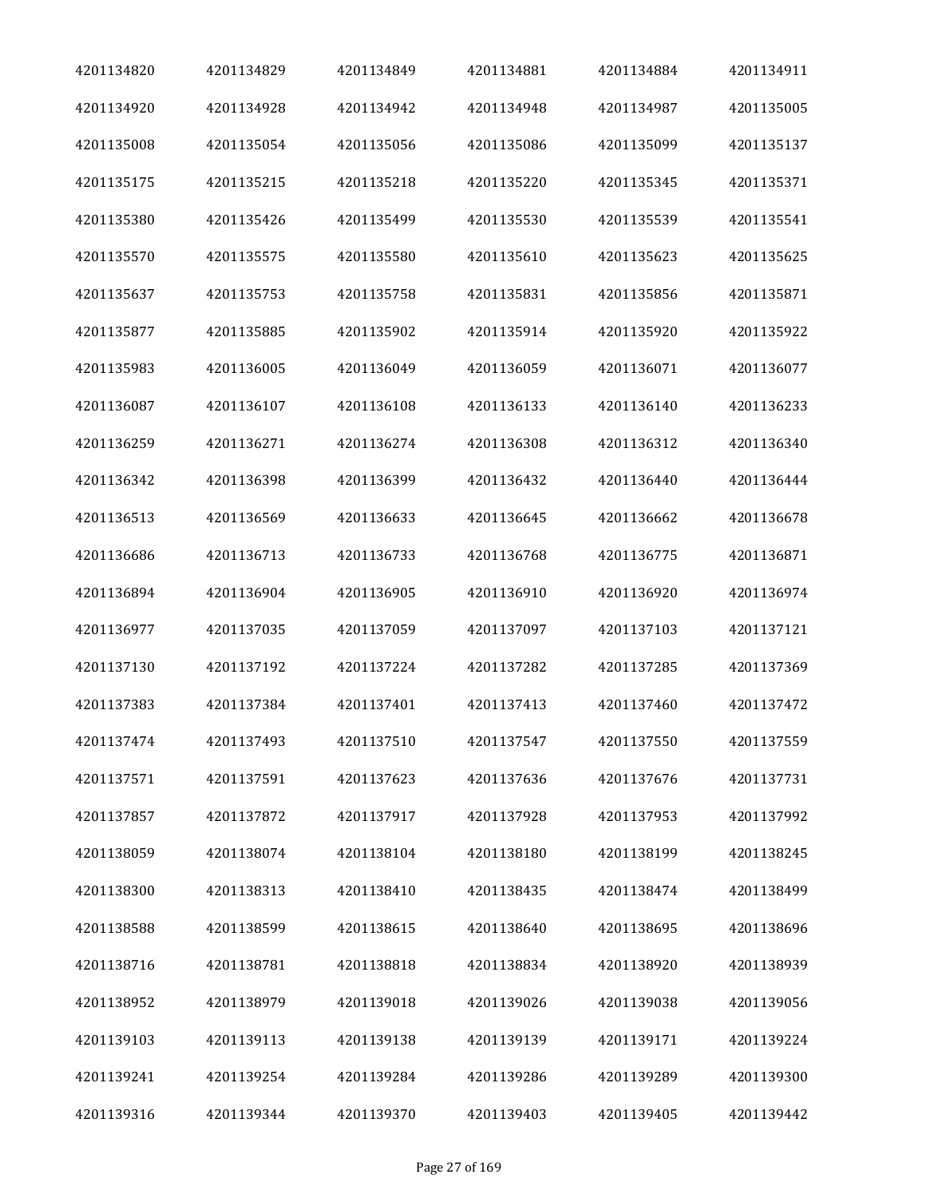| | | | | | |
|---|---|---|---|---|---|
| 4201134820 | 4201134829 | 4201134849 | 4201134881 | 4201134884 | 4201134911 |
| 4201134920 | 4201134928 | 4201134942 | 4201134948 | 4201134987 | 4201135005 |
| 4201135008 | 4201135054 | 4201135056 | 4201135086 | 4201135099 | 4201135137 |
| 4201135175 | 4201135215 | 4201135218 | 4201135220 | 4201135345 | 4201135371 |
| 4201135380 | 4201135426 | 4201135499 | 4201135530 | 4201135539 | 4201135541 |
| 4201135570 | 4201135575 | 4201135580 | 4201135610 | 4201135623 | 4201135625 |
| 4201135637 | 4201135753 | 4201135758 | 4201135831 | 4201135856 | 4201135871 |
| 4201135877 | 4201135885 | 4201135902 | 4201135914 | 4201135920 | 4201135922 |
| 4201135983 | 4201136005 | 4201136049 | 4201136059 | 4201136071 | 4201136077 |
| 4201136087 | 4201136107 | 4201136108 | 4201136133 | 4201136140 | 4201136233 |
| 4201136259 | 4201136271 | 4201136274 | 4201136308 | 4201136312 | 4201136340 |
| 4201136342 | 4201136398 | 4201136399 | 4201136432 | 4201136440 | 4201136444 |
| 4201136513 | 4201136569 | 4201136633 | 4201136645 | 4201136662 | 4201136678 |
| 4201136686 | 4201136713 | 4201136733 | 4201136768 | 4201136775 | 4201136871 |
| 4201136894 | 4201136904 | 4201136905 | 4201136910 | 4201136920 | 4201136974 |
| 4201136977 | 4201137035 | 4201137059 | 4201137097 | 4201137103 | 4201137121 |
| 4201137130 | 4201137192 | 4201137224 | 4201137282 | 4201137285 | 4201137369 |
| 4201137383 | 4201137384 | 4201137401 | 4201137413 | 4201137460 | 4201137472 |
| 4201137474 | 4201137493 | 4201137510 | 4201137547 | 4201137550 | 4201137559 |
| 4201137571 | 4201137591 | 4201137623 | 4201137636 | 4201137676 | 4201137731 |
| 4201137857 | 4201137872 | 4201137917 | 4201137928 | 4201137953 | 4201137992 |
| 4201138059 | 4201138074 | 4201138104 | 4201138180 | 4201138199 | 4201138245 |
| 4201138300 | 4201138313 | 4201138410 | 4201138435 | 4201138474 | 4201138499 |
| 4201138588 | 4201138599 | 4201138615 | 4201138640 | 4201138695 | 4201138696 |
| 4201138716 | 4201138781 | 4201138818 | 4201138834 | 4201138920 | 4201138939 |
| 4201138952 | 4201138979 | 4201139018 | 4201139026 | 4201139038 | 4201139056 |
| 4201139103 | 4201139113 | 4201139138 | 4201139139 | 4201139171 | 4201139224 |
| 4201139241 | 4201139254 | 4201139284 | 4201139286 | 4201139289 | 4201139300 |
| 4201139316 | 4201139344 | 4201139370 | 4201139403 | 4201139405 | 4201139442 |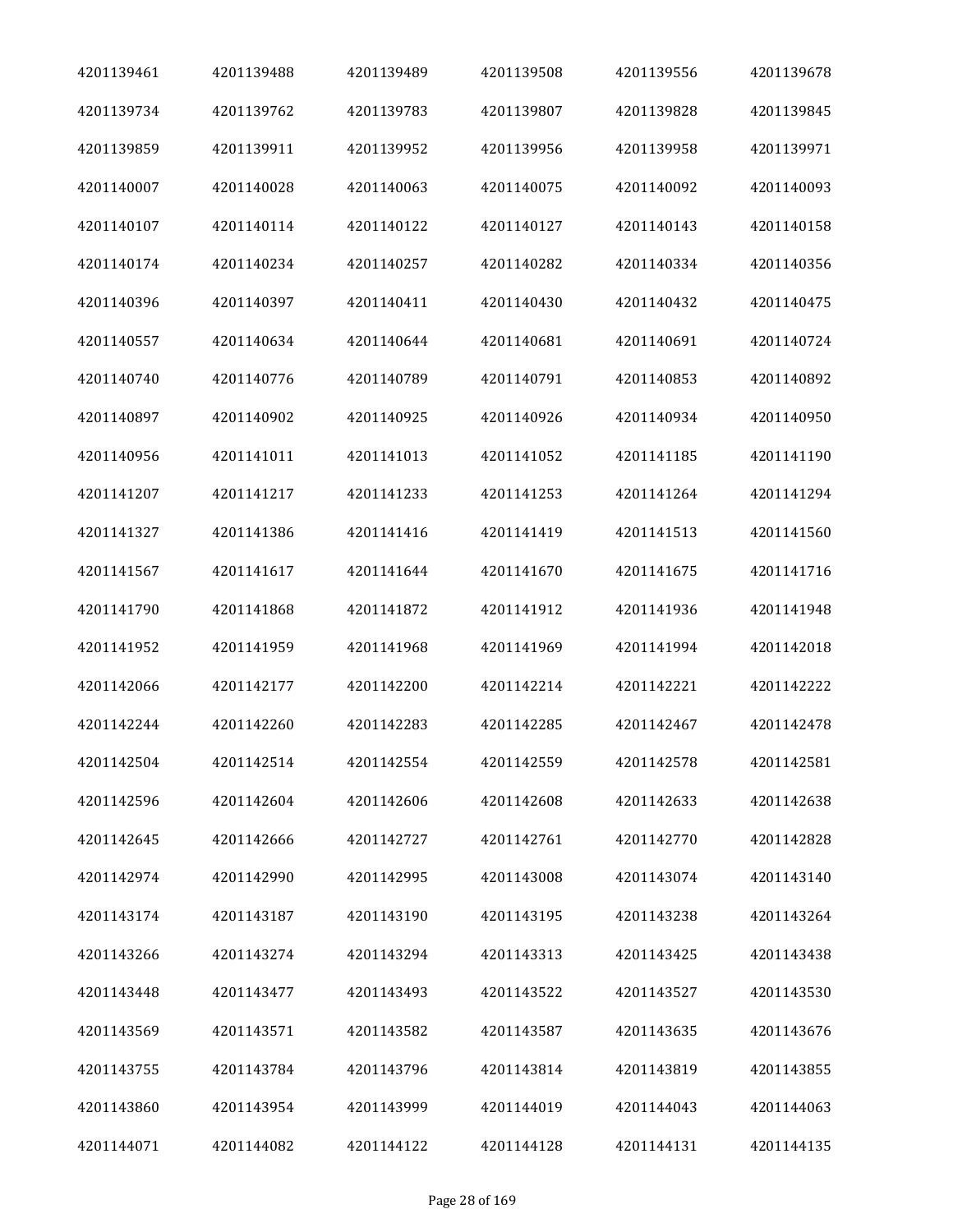| | | | | | |
|---|---|---|---|---|---|
| 4201139461 | 4201139488 | 4201139489 | 4201139508 | 4201139556 | 4201139678 |
| 4201139734 | 4201139762 | 4201139783 | 4201139807 | 4201139828 | 4201139845 |
| 4201139859 | 4201139911 | 4201139952 | 4201139956 | 4201139958 | 4201139971 |
| 4201140007 | 4201140028 | 4201140063 | 4201140075 | 4201140092 | 4201140093 |
| 4201140107 | 4201140114 | 4201140122 | 4201140127 | 4201140143 | 4201140158 |
| 4201140174 | 4201140234 | 4201140257 | 4201140282 | 4201140334 | 4201140356 |
| 4201140396 | 4201140397 | 4201140411 | 4201140430 | 4201140432 | 4201140475 |
| 4201140557 | 4201140634 | 4201140644 | 4201140681 | 4201140691 | 4201140724 |
| 4201140740 | 4201140776 | 4201140789 | 4201140791 | 4201140853 | 4201140892 |
| 4201140897 | 4201140902 | 4201140925 | 4201140926 | 4201140934 | 4201140950 |
| 4201140956 | 4201141011 | 4201141013 | 4201141052 | 4201141185 | 4201141190 |
| 4201141207 | 4201141217 | 4201141233 | 4201141253 | 4201141264 | 4201141294 |
| 4201141327 | 4201141386 | 4201141416 | 4201141419 | 4201141513 | 4201141560 |
| 4201141567 | 4201141617 | 4201141644 | 4201141670 | 4201141675 | 4201141716 |
| 4201141790 | 4201141868 | 4201141872 | 4201141912 | 4201141936 | 4201141948 |
| 4201141952 | 4201141959 | 4201141968 | 4201141969 | 4201141994 | 4201142018 |
| 4201142066 | 4201142177 | 4201142200 | 4201142214 | 4201142221 | 4201142222 |
| 4201142244 | 4201142260 | 4201142283 | 4201142285 | 4201142467 | 4201142478 |
| 4201142504 | 4201142514 | 4201142554 | 4201142559 | 4201142578 | 4201142581 |
| 4201142596 | 4201142604 | 4201142606 | 4201142608 | 4201142633 | 4201142638 |
| 4201142645 | 4201142666 | 4201142727 | 4201142761 | 4201142770 | 4201142828 |
| 4201142974 | 4201142990 | 4201142995 | 4201143008 | 4201143074 | 4201143140 |
| 4201143174 | 4201143187 | 4201143190 | 4201143195 | 4201143238 | 4201143264 |
| 4201143266 | 4201143274 | 4201143294 | 4201143313 | 4201143425 | 4201143438 |
| 4201143448 | 4201143477 | 4201143493 | 4201143522 | 4201143527 | 4201143530 |
| 4201143569 | 4201143571 | 4201143582 | 4201143587 | 4201143635 | 4201143676 |
| 4201143755 | 4201143784 | 4201143796 | 4201143814 | 4201143819 | 4201143855 |
| 4201143860 | 4201143954 | 4201143999 | 4201144019 | 4201144043 | 4201144063 |
| 4201144071 | 4201144082 | 4201144122 | 4201144128 | 4201144131 | 4201144135 |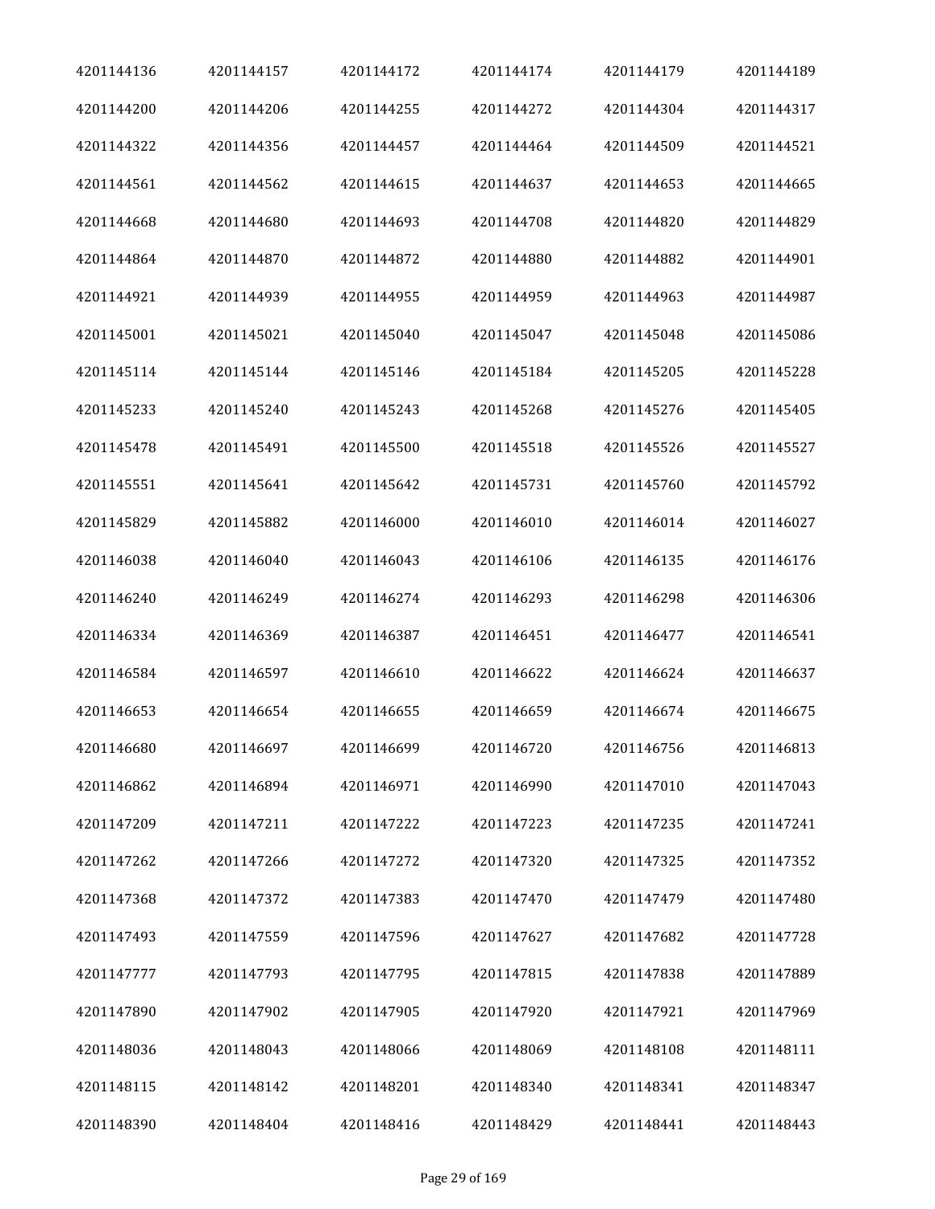| | | | | | |
|---|---|---|---|---|---|
| 4201144136 | 4201144157 | 4201144172 | 4201144174 | 4201144179 | 4201144189 |
| 4201144200 | 4201144206 | 4201144255 | 4201144272 | 4201144304 | 4201144317 |
| 4201144322 | 4201144356 | 4201144457 | 4201144464 | 4201144509 | 4201144521 |
| 4201144561 | 4201144562 | 4201144615 | 4201144637 | 4201144653 | 4201144665 |
| 4201144668 | 4201144680 | 4201144693 | 4201144708 | 4201144820 | 4201144829 |
| 4201144864 | 4201144870 | 4201144872 | 4201144880 | 4201144882 | 4201144901 |
| 4201144921 | 4201144939 | 4201144955 | 4201144959 | 4201144963 | 4201144987 |
| 4201145001 | 4201145021 | 4201145040 | 4201145047 | 4201145048 | 4201145086 |
| 4201145114 | 4201145144 | 4201145146 | 4201145184 | 4201145205 | 4201145228 |
| 4201145233 | 4201145240 | 4201145243 | 4201145268 | 4201145276 | 4201145405 |
| 4201145478 | 4201145491 | 4201145500 | 4201145518 | 4201145526 | 4201145527 |
| 4201145551 | 4201145641 | 4201145642 | 4201145731 | 4201145760 | 4201145792 |
| 4201145829 | 4201145882 | 4201146000 | 4201146010 | 4201146014 | 4201146027 |
| 4201146038 | 4201146040 | 4201146043 | 4201146106 | 4201146135 | 4201146176 |
| 4201146240 | 4201146249 | 4201146274 | 4201146293 | 4201146298 | 4201146306 |
| 4201146334 | 4201146369 | 4201146387 | 4201146451 | 4201146477 | 4201146541 |
| 4201146584 | 4201146597 | 4201146610 | 4201146622 | 4201146624 | 4201146637 |
| 4201146653 | 4201146654 | 4201146655 | 4201146659 | 4201146674 | 4201146675 |
| 4201146680 | 4201146697 | 4201146699 | 4201146720 | 4201146756 | 4201146813 |
| 4201146862 | 4201146894 | 4201146971 | 4201146990 | 4201147010 | 4201147043 |
| 4201147209 | 4201147211 | 4201147222 | 4201147223 | 4201147235 | 4201147241 |
| 4201147262 | 4201147266 | 4201147272 | 4201147320 | 4201147325 | 4201147352 |
| 4201147368 | 4201147372 | 4201147383 | 4201147470 | 4201147479 | 4201147480 |
| 4201147493 | 4201147559 | 4201147596 | 4201147627 | 4201147682 | 4201147728 |
| 4201147777 | 4201147793 | 4201147795 | 4201147815 | 4201147838 | 4201147889 |
| 4201147890 | 4201147902 | 4201147905 | 4201147920 | 4201147921 | 4201147969 |
| 4201148036 | 4201148043 | 4201148066 | 4201148069 | 4201148108 | 4201148111 |
| 4201148115 | 4201148142 | 4201148201 | 4201148340 | 4201148341 | 4201148347 |
| 4201148390 | 4201148404 | 4201148416 | 4201148429 | 4201148441 | 4201148443 |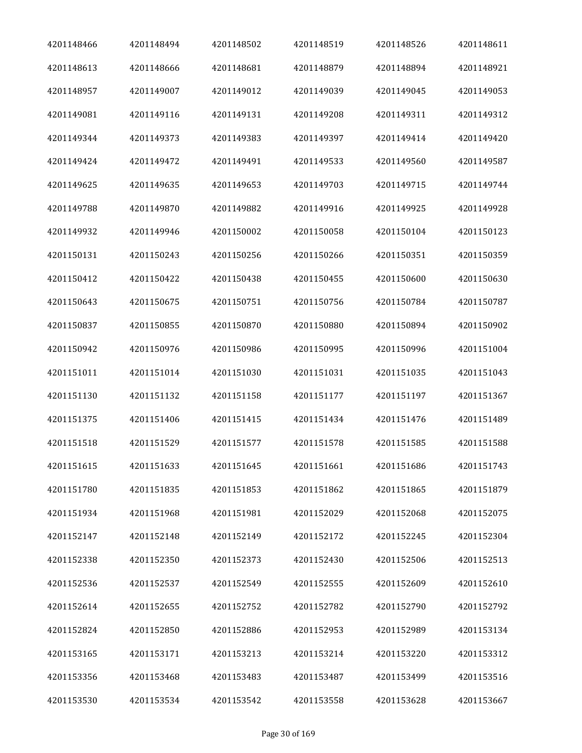| 4201148466 | 4201148494 | 4201148502 | 4201148519 | 4201148526 | 4201148611 |
|---|---|---|---|---|---|
| 4201148613 | 4201148666 | 4201148681 | 4201148879 | 4201148894 | 4201148921 |
| 4201148957 | 4201149007 | 4201149012 | 4201149039 | 4201149045 | 4201149053 |
| 4201149081 | 4201149116 | 4201149131 | 4201149208 | 4201149311 | 4201149312 |
| 4201149344 | 4201149373 | 4201149383 | 4201149397 | 4201149414 | 4201149420 |
| 4201149424 | 4201149472 | 4201149491 | 4201149533 | 4201149560 | 4201149587 |
| 4201149625 | 4201149635 | 4201149653 | 4201149703 | 4201149715 | 4201149744 |
| 4201149788 | 4201149870 | 4201149882 | 4201149916 | 4201149925 | 4201149928 |
| 4201149932 | 4201149946 | 4201150002 | 4201150058 | 4201150104 | 4201150123 |
| 4201150131 | 4201150243 | 4201150256 | 4201150266 | 4201150351 | 4201150359 |
| 4201150412 | 4201150422 | 4201150438 | 4201150455 | 4201150600 | 4201150630 |
| 4201150643 | 4201150675 | 4201150751 | 4201150756 | 4201150784 | 4201150787 |
| 4201150837 | 4201150855 | 4201150870 | 4201150880 | 4201150894 | 4201150902 |
| 4201150942 | 4201150976 | 4201150986 | 4201150995 | 4201150996 | 4201151004 |
| 4201151011 | 4201151014 | 4201151030 | 4201151031 | 4201151035 | 4201151043 |
| 4201151130 | 4201151132 | 4201151158 | 4201151177 | 4201151197 | 4201151367 |
| 4201151375 | 4201151406 | 4201151415 | 4201151434 | 4201151476 | 4201151489 |
| 4201151518 | 4201151529 | 4201151577 | 4201151578 | 4201151585 | 4201151588 |
| 4201151615 | 4201151633 | 4201151645 | 4201151661 | 4201151686 | 4201151743 |
| 4201151780 | 4201151835 | 4201151853 | 4201151862 | 4201151865 | 4201151879 |
| 4201151934 | 4201151968 | 4201151981 | 4201152029 | 4201152068 | 4201152075 |
| 4201152147 | 4201152148 | 4201152149 | 4201152172 | 4201152245 | 4201152304 |
| 4201152338 | 4201152350 | 4201152373 | 4201152430 | 4201152506 | 4201152513 |
| 4201152536 | 4201152537 | 4201152549 | 4201152555 | 4201152609 | 4201152610 |
| 4201152614 | 4201152655 | 4201152752 | 4201152782 | 4201152790 | 4201152792 |
| 4201152824 | 4201152850 | 4201152886 | 4201152953 | 4201152989 | 4201153134 |
| 4201153165 | 4201153171 | 4201153213 | 4201153214 | 4201153220 | 4201153312 |
| 4201153356 | 4201153468 | 4201153483 | 4201153487 | 4201153499 | 4201153516 |
| 4201153530 | 4201153534 | 4201153542 | 4201153558 | 4201153628 | 4201153667 |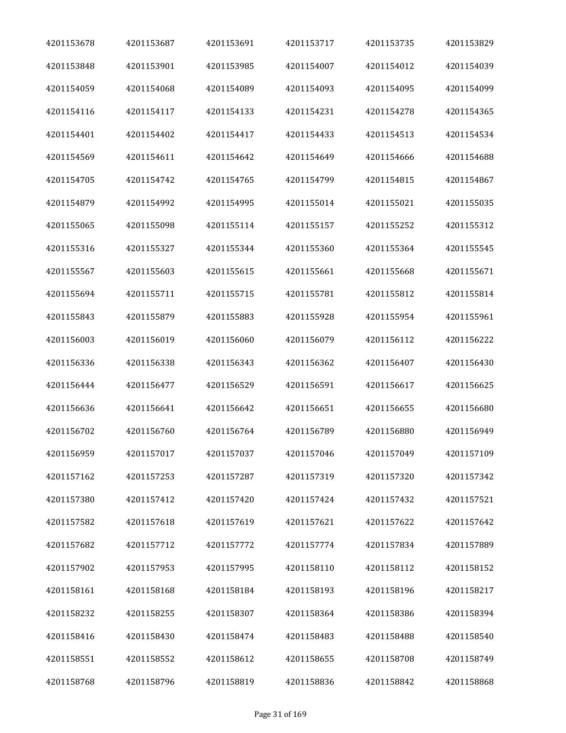| 4201153678 | 4201153687 | 4201153691 | 4201153717 | 4201153735 | 4201153829 |
|---|---|---|---|---|---|
| 4201153848 | 4201153901 | 4201153985 | 4201154007 | 4201154012 | 4201154039 |
| 4201154059 | 4201154068 | 4201154089 | 4201154093 | 4201154095 | 4201154099 |
| 4201154116 | 4201154117 | 4201154133 | 4201154231 | 4201154278 | 4201154365 |
| 4201154401 | 4201154402 | 4201154417 | 4201154433 | 4201154513 | 4201154534 |
| 4201154569 | 4201154611 | 4201154642 | 4201154649 | 4201154666 | 4201154688 |
| 4201154705 | 4201154742 | 4201154765 | 4201154799 | 4201154815 | 4201154867 |
| 4201154879 | 4201154992 | 4201154995 | 4201155014 | 4201155021 | 4201155035 |
| 4201155065 | 4201155098 | 4201155114 | 4201155157 | 4201155252 | 4201155312 |
| 4201155316 | 4201155327 | 4201155344 | 4201155360 | 4201155364 | 4201155545 |
| 4201155567 | 4201155603 | 4201155615 | 4201155661 | 4201155668 | 4201155671 |
| 4201155694 | 4201155711 | 4201155715 | 4201155781 | 4201155812 | 4201155814 |
| 4201155843 | 4201155879 | 4201155883 | 4201155928 | 4201155954 | 4201155961 |
| 4201156003 | 4201156019 | 4201156060 | 4201156079 | 4201156112 | 4201156222 |
| 4201156336 | 4201156338 | 4201156343 | 4201156362 | 4201156407 | 4201156430 |
| 4201156444 | 4201156477 | 4201156529 | 4201156591 | 4201156617 | 4201156625 |
| 4201156636 | 4201156641 | 4201156642 | 4201156651 | 4201156655 | 4201156680 |
| 4201156702 | 4201156760 | 4201156764 | 4201156789 | 4201156880 | 4201156949 |
| 4201156959 | 4201157017 | 4201157037 | 4201157046 | 4201157049 | 4201157109 |
| 4201157162 | 4201157253 | 4201157287 | 4201157319 | 4201157320 | 4201157342 |
| 4201157380 | 4201157412 | 4201157420 | 4201157424 | 4201157432 | 4201157521 |
| 4201157582 | 4201157618 | 4201157619 | 4201157621 | 4201157622 | 4201157642 |
| 4201157682 | 4201157712 | 4201157772 | 4201157774 | 4201157834 | 4201157889 |
| 4201157902 | 4201157953 | 4201157995 | 4201158110 | 4201158112 | 4201158152 |
| 4201158161 | 4201158168 | 4201158184 | 4201158193 | 4201158196 | 4201158217 |
| 4201158232 | 4201158255 | 4201158307 | 4201158364 | 4201158386 | 4201158394 |
| 4201158416 | 4201158430 | 4201158474 | 4201158483 | 4201158488 | 4201158540 |
| 4201158551 | 4201158552 | 4201158612 | 4201158655 | 4201158708 | 4201158749 |
| 4201158768 | 4201158796 | 4201158819 | 4201158836 | 4201158842 | 4201158868 |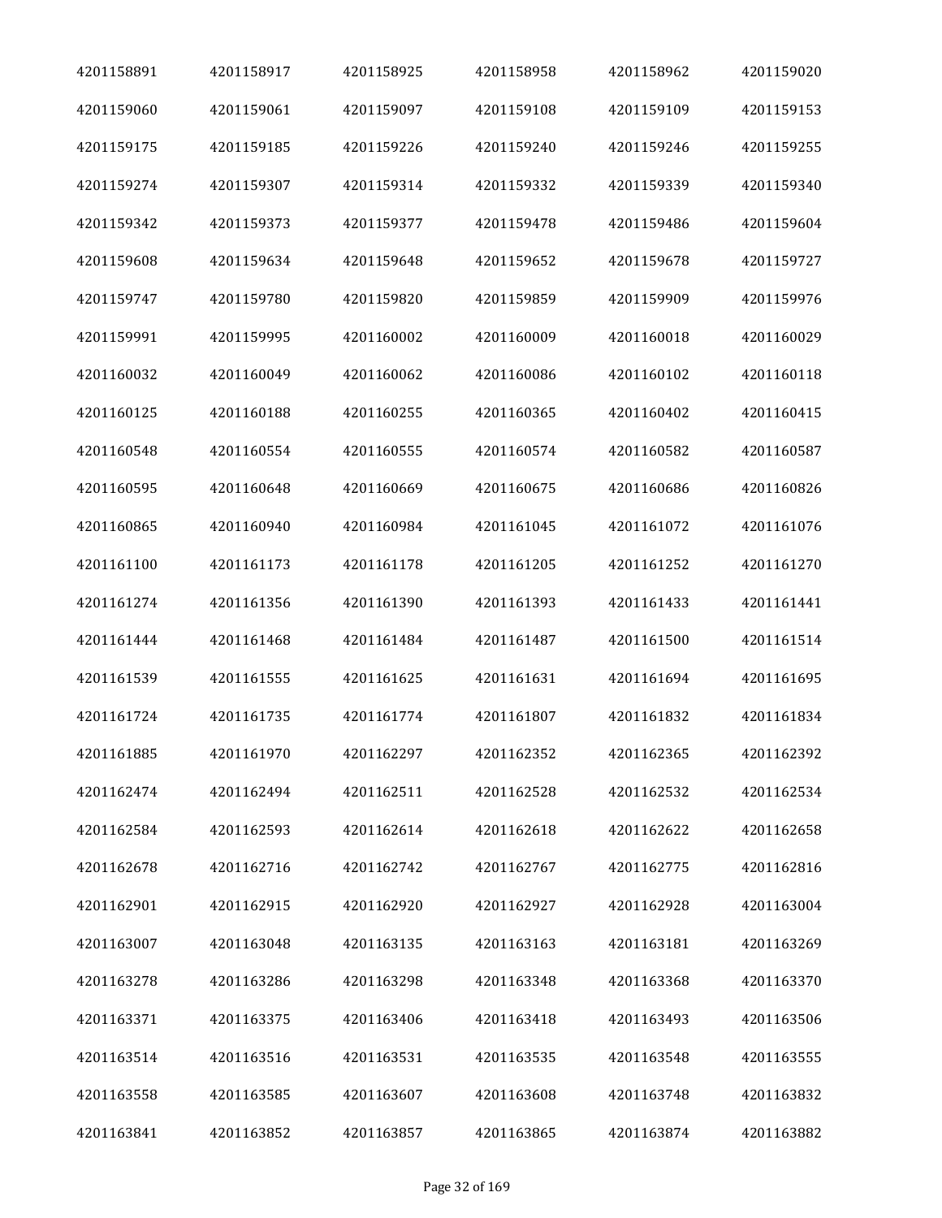| 4201158891 | 4201158917 | 4201158925 | 4201158958 | 4201158962 | 4201159020 |
|---|---|---|---|---|---|
| 4201159060 | 4201159061 | 4201159097 | 4201159108 | 4201159109 | 4201159153 |
| 4201159175 | 4201159185 | 4201159226 | 4201159240 | 4201159246 | 4201159255 |
| 4201159274 | 4201159307 | 4201159314 | 4201159332 | 4201159339 | 4201159340 |
| 4201159342 | 4201159373 | 4201159377 | 4201159478 | 4201159486 | 4201159604 |
| 4201159608 | 4201159634 | 4201159648 | 4201159652 | 4201159678 | 4201159727 |
| 4201159747 | 4201159780 | 4201159820 | 4201159859 | 4201159909 | 4201159976 |
| 4201159991 | 4201159995 | 4201160002 | 4201160009 | 4201160018 | 4201160029 |
| 4201160032 | 4201160049 | 4201160062 | 4201160086 | 4201160102 | 4201160118 |
| 4201160125 | 4201160188 | 4201160255 | 4201160365 | 4201160402 | 4201160415 |
| 4201160548 | 4201160554 | 4201160555 | 4201160574 | 4201160582 | 4201160587 |
| 4201160595 | 4201160648 | 4201160669 | 4201160675 | 4201160686 | 4201160826 |
| 4201160865 | 4201160940 | 4201160984 | 4201161045 | 4201161072 | 4201161076 |
| 4201161100 | 4201161173 | 4201161178 | 4201161205 | 4201161252 | 4201161270 |
| 4201161274 | 4201161356 | 4201161390 | 4201161393 | 4201161433 | 4201161441 |
| 4201161444 | 4201161468 | 4201161484 | 4201161487 | 4201161500 | 4201161514 |
| 4201161539 | 4201161555 | 4201161625 | 4201161631 | 4201161694 | 4201161695 |
| 4201161724 | 4201161735 | 4201161774 | 4201161807 | 4201161832 | 4201161834 |
| 4201161885 | 4201161970 | 4201162297 | 4201162352 | 4201162365 | 4201162392 |
| 4201162474 | 4201162494 | 4201162511 | 4201162528 | 4201162532 | 4201162534 |
| 4201162584 | 4201162593 | 4201162614 | 4201162618 | 4201162622 | 4201162658 |
| 4201162678 | 4201162716 | 4201162742 | 4201162767 | 4201162775 | 4201162816 |
| 4201162901 | 4201162915 | 4201162920 | 4201162927 | 4201162928 | 4201163004 |
| 4201163007 | 4201163048 | 4201163135 | 4201163163 | 4201163181 | 4201163269 |
| 4201163278 | 4201163286 | 4201163298 | 4201163348 | 4201163368 | 4201163370 |
| 4201163371 | 4201163375 | 4201163406 | 4201163418 | 4201163493 | 4201163506 |
| 4201163514 | 4201163516 | 4201163531 | 4201163535 | 4201163548 | 4201163555 |
| 4201163558 | 4201163585 | 4201163607 | 4201163608 | 4201163748 | 4201163832 |
| 4201163841 | 4201163852 | 4201163857 | 4201163865 | 4201163874 | 4201163882 |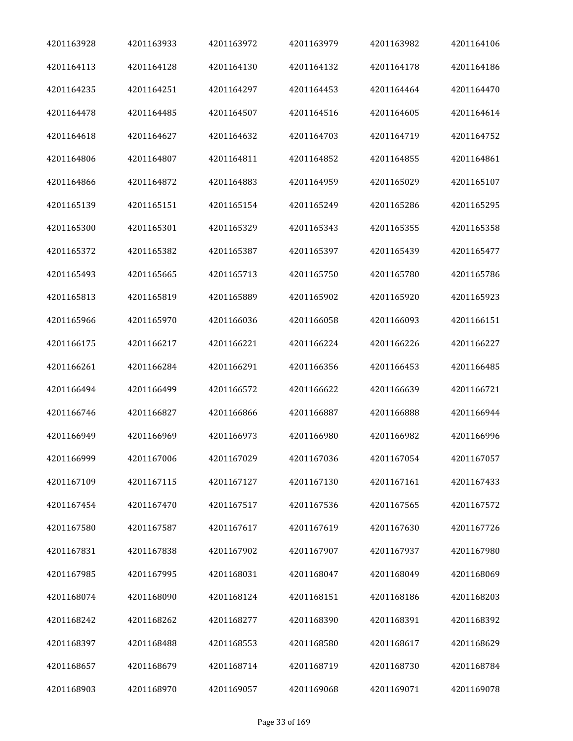| | | | | | |
|---|---|---|---|---|---|
| 4201163928 | 4201163933 | 4201163972 | 4201163979 | 4201163982 | 4201164106 |
| 4201164113 | 4201164128 | 4201164130 | 4201164132 | 4201164178 | 4201164186 |
| 4201164235 | 4201164251 | 4201164297 | 4201164453 | 4201164464 | 4201164470 |
| 4201164478 | 4201164485 | 4201164507 | 4201164516 | 4201164605 | 4201164614 |
| 4201164618 | 4201164627 | 4201164632 | 4201164703 | 4201164719 | 4201164752 |
| 4201164806 | 4201164807 | 4201164811 | 4201164852 | 4201164855 | 4201164861 |
| 4201164866 | 4201164872 | 4201164883 | 4201164959 | 4201165029 | 4201165107 |
| 4201165139 | 4201165151 | 4201165154 | 4201165249 | 4201165286 | 4201165295 |
| 4201165300 | 4201165301 | 4201165329 | 4201165343 | 4201165355 | 4201165358 |
| 4201165372 | 4201165382 | 4201165387 | 4201165397 | 4201165439 | 4201165477 |
| 4201165493 | 4201165665 | 4201165713 | 4201165750 | 4201165780 | 4201165786 |
| 4201165813 | 4201165819 | 4201165889 | 4201165902 | 4201165920 | 4201165923 |
| 4201165966 | 4201165970 | 4201166036 | 4201166058 | 4201166093 | 4201166151 |
| 4201166175 | 4201166217 | 4201166221 | 4201166224 | 4201166226 | 4201166227 |
| 4201166261 | 4201166284 | 4201166291 | 4201166356 | 4201166453 | 4201166485 |
| 4201166494 | 4201166499 | 4201166572 | 4201166622 | 4201166639 | 4201166721 |
| 4201166746 | 4201166827 | 4201166866 | 4201166887 | 4201166888 | 4201166944 |
| 4201166949 | 4201166969 | 4201166973 | 4201166980 | 4201166982 | 4201166996 |
| 4201166999 | 4201167006 | 4201167029 | 4201167036 | 4201167054 | 4201167057 |
| 4201167109 | 4201167115 | 4201167127 | 4201167130 | 4201167161 | 4201167433 |
| 4201167454 | 4201167470 | 4201167517 | 4201167536 | 4201167565 | 4201167572 |
| 4201167580 | 4201167587 | 4201167617 | 4201167619 | 4201167630 | 4201167726 |
| 4201167831 | 4201167838 | 4201167902 | 4201167907 | 4201167937 | 4201167980 |
| 4201167985 | 4201167995 | 4201168031 | 4201168047 | 4201168049 | 4201168069 |
| 4201168074 | 4201168090 | 4201168124 | 4201168151 | 4201168186 | 4201168203 |
| 4201168242 | 4201168262 | 4201168277 | 4201168390 | 4201168391 | 4201168392 |
| 4201168397 | 4201168488 | 4201168553 | 4201168580 | 4201168617 | 4201168629 |
| 4201168657 | 4201168679 | 4201168714 | 4201168719 | 4201168730 | 4201168784 |
| 4201168903 | 4201168970 | 4201169057 | 4201169068 | 4201169071 | 4201169078 |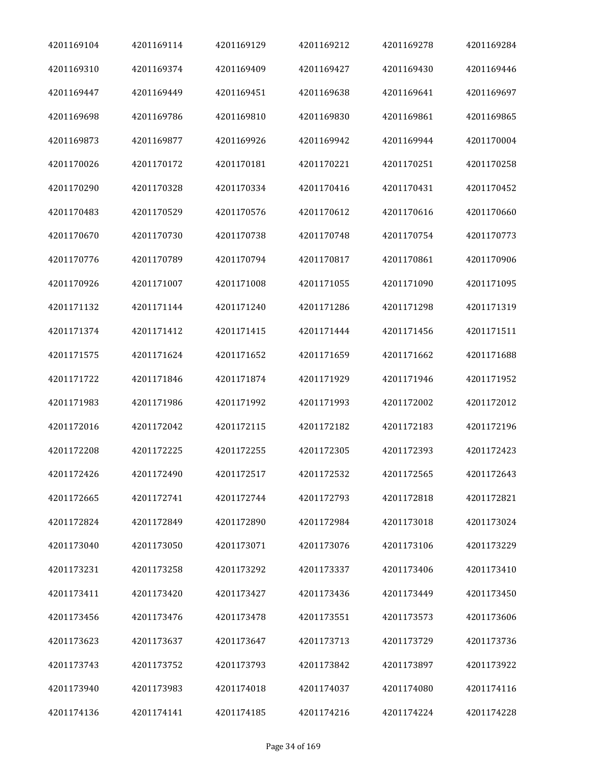| | | | | | |
|---|---|---|---|---|---|
| 4201169104 | 4201169114 | 4201169129 | 4201169212 | 4201169278 | 4201169284 |
| 4201169310 | 4201169374 | 4201169409 | 4201169427 | 4201169430 | 4201169446 |
| 4201169447 | 4201169449 | 4201169451 | 4201169638 | 4201169641 | 4201169697 |
| 4201169698 | 4201169786 | 4201169810 | 4201169830 | 4201169861 | 4201169865 |
| 4201169873 | 4201169877 | 4201169926 | 4201169942 | 4201169944 | 4201170004 |
| 4201170026 | 4201170172 | 4201170181 | 4201170221 | 4201170251 | 4201170258 |
| 4201170290 | 4201170328 | 4201170334 | 4201170416 | 4201170431 | 4201170452 |
| 4201170483 | 4201170529 | 4201170576 | 4201170612 | 4201170616 | 4201170660 |
| 4201170670 | 4201170730 | 4201170738 | 4201170748 | 4201170754 | 4201170773 |
| 4201170776 | 4201170789 | 4201170794 | 4201170817 | 4201170861 | 4201170906 |
| 4201170926 | 4201171007 | 4201171008 | 4201171055 | 4201171090 | 4201171095 |
| 4201171132 | 4201171144 | 4201171240 | 4201171286 | 4201171298 | 4201171319 |
| 4201171374 | 4201171412 | 4201171415 | 4201171444 | 4201171456 | 4201171511 |
| 4201171575 | 4201171624 | 4201171652 | 4201171659 | 4201171662 | 4201171688 |
| 4201171722 | 4201171846 | 4201171874 | 4201171929 | 4201171946 | 4201171952 |
| 4201171983 | 4201171986 | 4201171992 | 4201171993 | 4201172002 | 4201172012 |
| 4201172016 | 4201172042 | 4201172115 | 4201172182 | 4201172183 | 4201172196 |
| 4201172208 | 4201172225 | 4201172255 | 4201172305 | 4201172393 | 4201172423 |
| 4201172426 | 4201172490 | 4201172517 | 4201172532 | 4201172565 | 4201172643 |
| 4201172665 | 4201172741 | 4201172744 | 4201172793 | 4201172818 | 4201172821 |
| 4201172824 | 4201172849 | 4201172890 | 4201172984 | 4201173018 | 4201173024 |
| 4201173040 | 4201173050 | 4201173071 | 4201173076 | 4201173106 | 4201173229 |
| 4201173231 | 4201173258 | 4201173292 | 4201173337 | 4201173406 | 4201173410 |
| 4201173411 | 4201173420 | 4201173427 | 4201173436 | 4201173449 | 4201173450 |
| 4201173456 | 4201173476 | 4201173478 | 4201173551 | 4201173573 | 4201173606 |
| 4201173623 | 4201173637 | 4201173647 | 4201173713 | 4201173729 | 4201173736 |
| 4201173743 | 4201173752 | 4201173793 | 4201173842 | 4201173897 | 4201173922 |
| 4201173940 | 4201173983 | 4201174018 | 4201174037 | 4201174080 | 4201174116 |
| 4201174136 | 4201174141 | 4201174185 | 4201174216 | 4201174224 | 4201174228 |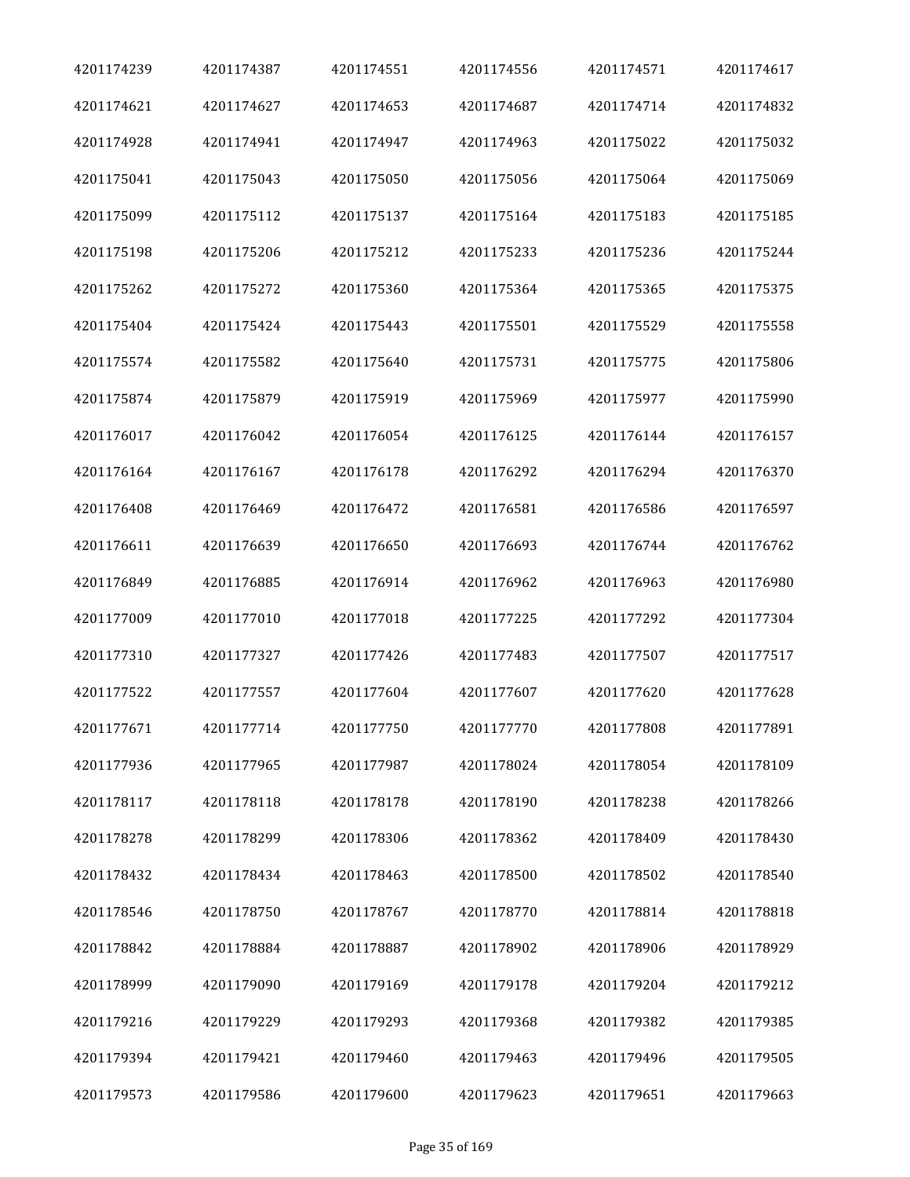| | | | | | |
|---|---|---|---|---|---|
| 4201174239 | 4201174387 | 4201174551 | 4201174556 | 4201174571 | 4201174617 |
| 4201174621 | 4201174627 | 4201174653 | 4201174687 | 4201174714 | 4201174832 |
| 4201174928 | 4201174941 | 4201174947 | 4201174963 | 4201175022 | 4201175032 |
| 4201175041 | 4201175043 | 4201175050 | 4201175056 | 4201175064 | 4201175069 |
| 4201175099 | 4201175112 | 4201175137 | 4201175164 | 4201175183 | 4201175185 |
| 4201175198 | 4201175206 | 4201175212 | 4201175233 | 4201175236 | 4201175244 |
| 4201175262 | 4201175272 | 4201175360 | 4201175364 | 4201175365 | 4201175375 |
| 4201175404 | 4201175424 | 4201175443 | 4201175501 | 4201175529 | 4201175558 |
| 4201175574 | 4201175582 | 4201175640 | 4201175731 | 4201175775 | 4201175806 |
| 4201175874 | 4201175879 | 4201175919 | 4201175969 | 4201175977 | 4201175990 |
| 4201176017 | 4201176042 | 4201176054 | 4201176125 | 4201176144 | 4201176157 |
| 4201176164 | 4201176167 | 4201176178 | 4201176292 | 4201176294 | 4201176370 |
| 4201176408 | 4201176469 | 4201176472 | 4201176581 | 4201176586 | 4201176597 |
| 4201176611 | 4201176639 | 4201176650 | 4201176693 | 4201176744 | 4201176762 |
| 4201176849 | 4201176885 | 4201176914 | 4201176962 | 4201176963 | 4201176980 |
| 4201177009 | 4201177010 | 4201177018 | 4201177225 | 4201177292 | 4201177304 |
| 4201177310 | 4201177327 | 4201177426 | 4201177483 | 4201177507 | 4201177517 |
| 4201177522 | 4201177557 | 4201177604 | 4201177607 | 4201177620 | 4201177628 |
| 4201177671 | 4201177714 | 4201177750 | 4201177770 | 4201177808 | 4201177891 |
| 4201177936 | 4201177965 | 4201177987 | 4201178024 | 4201178054 | 4201178109 |
| 4201178117 | 4201178118 | 4201178178 | 4201178190 | 4201178238 | 4201178266 |
| 4201178278 | 4201178299 | 4201178306 | 4201178362 | 4201178409 | 4201178430 |
| 4201178432 | 4201178434 | 4201178463 | 4201178500 | 4201178502 | 4201178540 |
| 4201178546 | 4201178750 | 4201178767 | 4201178770 | 4201178814 | 4201178818 |
| 4201178842 | 4201178884 | 4201178887 | 4201178902 | 4201178906 | 4201178929 |
| 4201178999 | 4201179090 | 4201179169 | 4201179178 | 4201179204 | 4201179212 |
| 4201179216 | 4201179229 | 4201179293 | 4201179368 | 4201179382 | 4201179385 |
| 4201179394 | 4201179421 | 4201179460 | 4201179463 | 4201179496 | 4201179505 |
| 4201179573 | 4201179586 | 4201179600 | 4201179623 | 4201179651 | 4201179663 |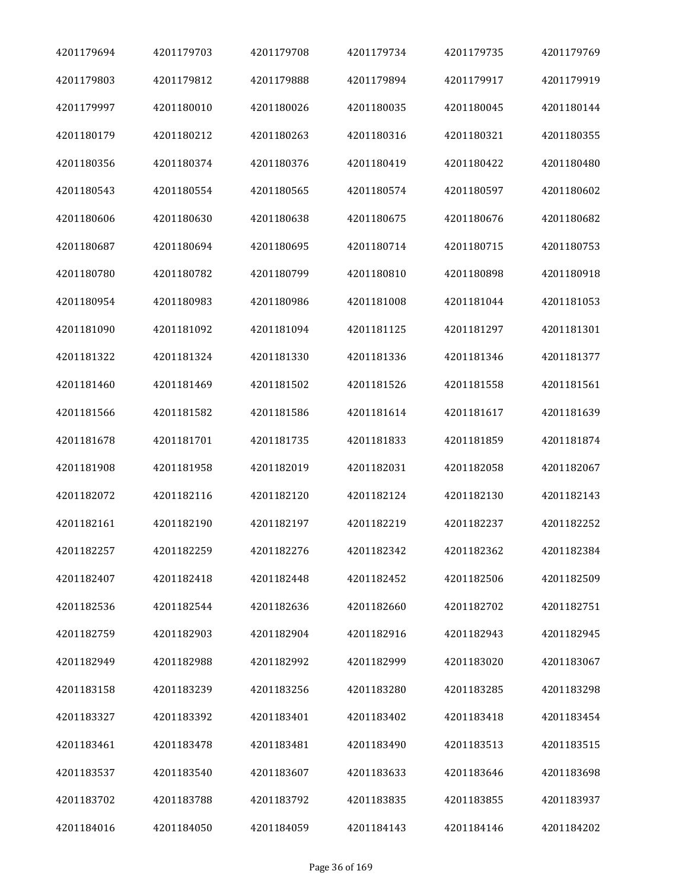| | | | | | |
|---|---|---|---|---|---|
| 4201179694 | 4201179703 | 4201179708 | 4201179734 | 4201179735 | 4201179769 |
| 4201179803 | 4201179812 | 4201179888 | 4201179894 | 4201179917 | 4201179919 |
| 4201179997 | 4201180010 | 4201180026 | 4201180035 | 4201180045 | 4201180144 |
| 4201180179 | 4201180212 | 4201180263 | 4201180316 | 4201180321 | 4201180355 |
| 4201180356 | 4201180374 | 4201180376 | 4201180419 | 4201180422 | 4201180480 |
| 4201180543 | 4201180554 | 4201180565 | 4201180574 | 4201180597 | 4201180602 |
| 4201180606 | 4201180630 | 4201180638 | 4201180675 | 4201180676 | 4201180682 |
| 4201180687 | 4201180694 | 4201180695 | 4201180714 | 4201180715 | 4201180753 |
| 4201180780 | 4201180782 | 4201180799 | 4201180810 | 4201180898 | 4201180918 |
| 4201180954 | 4201180983 | 4201180986 | 4201181008 | 4201181044 | 4201181053 |
| 4201181090 | 4201181092 | 4201181094 | 4201181125 | 4201181297 | 4201181301 |
| 4201181322 | 4201181324 | 4201181330 | 4201181336 | 4201181346 | 4201181377 |
| 4201181460 | 4201181469 | 4201181502 | 4201181526 | 4201181558 | 4201181561 |
| 4201181566 | 4201181582 | 4201181586 | 4201181614 | 4201181617 | 4201181639 |
| 4201181678 | 4201181701 | 4201181735 | 4201181833 | 4201181859 | 4201181874 |
| 4201181908 | 4201181958 | 4201182019 | 4201182031 | 4201182058 | 4201182067 |
| 4201182072 | 4201182116 | 4201182120 | 4201182124 | 4201182130 | 4201182143 |
| 4201182161 | 4201182190 | 4201182197 | 4201182219 | 4201182237 | 4201182252 |
| 4201182257 | 4201182259 | 4201182276 | 4201182342 | 4201182362 | 4201182384 |
| 4201182407 | 4201182418 | 4201182448 | 4201182452 | 4201182506 | 4201182509 |
| 4201182536 | 4201182544 | 4201182636 | 4201182660 | 4201182702 | 4201182751 |
| 4201182759 | 4201182903 | 4201182904 | 4201182916 | 4201182943 | 4201182945 |
| 4201182949 | 4201182988 | 4201182992 | 4201182999 | 4201183020 | 4201183067 |
| 4201183158 | 4201183239 | 4201183256 | 4201183280 | 4201183285 | 4201183298 |
| 4201183327 | 4201183392 | 4201183401 | 4201183402 | 4201183418 | 4201183454 |
| 4201183461 | 4201183478 | 4201183481 | 4201183490 | 4201183513 | 4201183515 |
| 4201183537 | 4201183540 | 4201183607 | 4201183633 | 4201183646 | 4201183698 |
| 4201183702 | 4201183788 | 4201183792 | 4201183835 | 4201183855 | 4201183937 |
| 4201184016 | 4201184050 | 4201184059 | 4201184143 | 4201184146 | 4201184202 |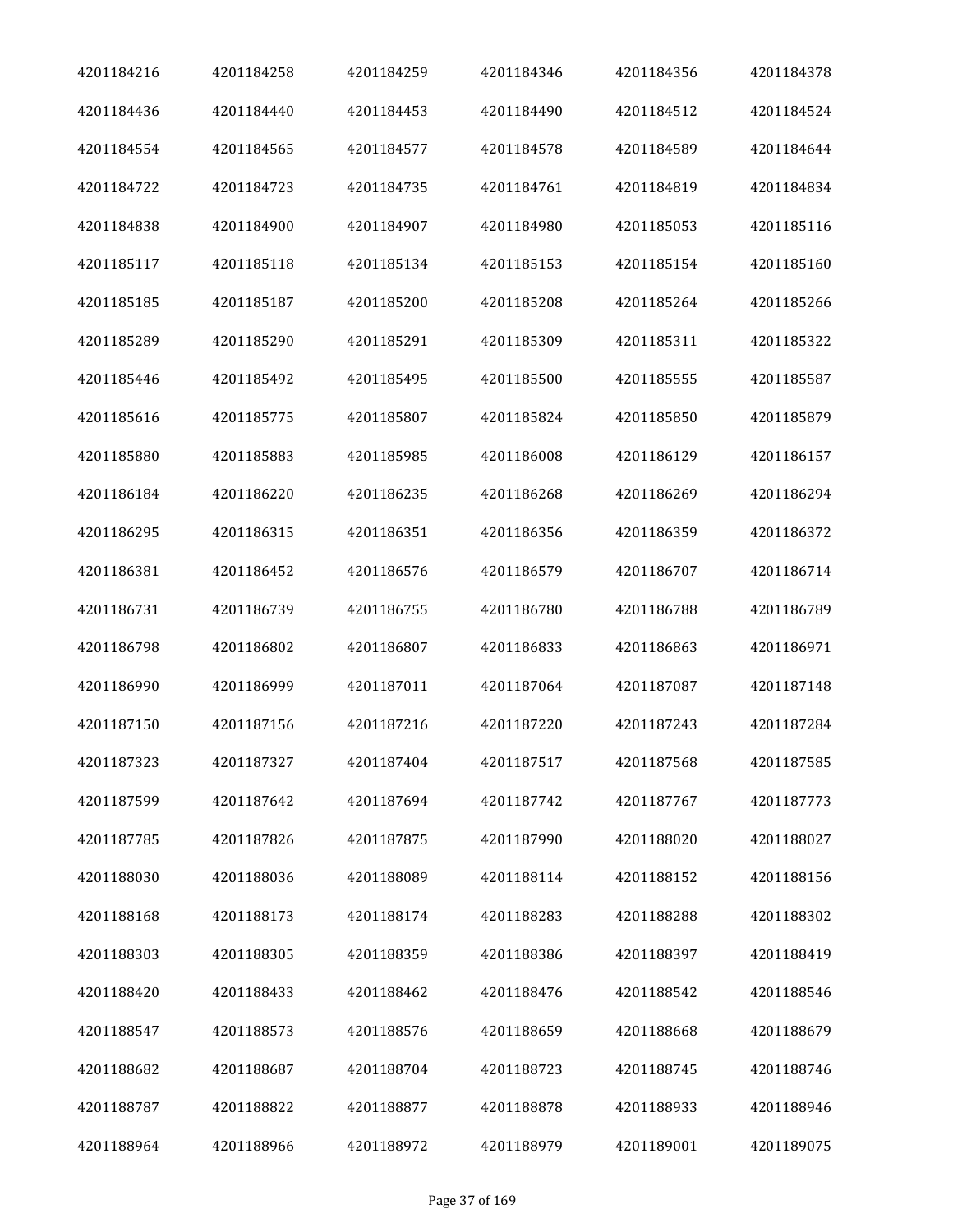| | | | | | |
|---|---|---|---|---|---|
| 4201184216 | 4201184258 | 4201184259 | 4201184346 | 4201184356 | 4201184378 |
| 4201184436 | 4201184440 | 4201184453 | 4201184490 | 4201184512 | 4201184524 |
| 4201184554 | 4201184565 | 4201184577 | 4201184578 | 4201184589 | 4201184644 |
| 4201184722 | 4201184723 | 4201184735 | 4201184761 | 4201184819 | 4201184834 |
| 4201184838 | 4201184900 | 4201184907 | 4201184980 | 4201185053 | 4201185116 |
| 4201185117 | 4201185118 | 4201185134 | 4201185153 | 4201185154 | 4201185160 |
| 4201185185 | 4201185187 | 4201185200 | 4201185208 | 4201185264 | 4201185266 |
| 4201185289 | 4201185290 | 4201185291 | 4201185309 | 4201185311 | 4201185322 |
| 4201185446 | 4201185492 | 4201185495 | 4201185500 | 4201185555 | 4201185587 |
| 4201185616 | 4201185775 | 4201185807 | 4201185824 | 4201185850 | 4201185879 |
| 4201185880 | 4201185883 | 4201185985 | 4201186008 | 4201186129 | 4201186157 |
| 4201186184 | 4201186220 | 4201186235 | 4201186268 | 4201186269 | 4201186294 |
| 4201186295 | 4201186315 | 4201186351 | 4201186356 | 4201186359 | 4201186372 |
| 4201186381 | 4201186452 | 4201186576 | 4201186579 | 4201186707 | 4201186714 |
| 4201186731 | 4201186739 | 4201186755 | 4201186780 | 4201186788 | 4201186789 |
| 4201186798 | 4201186802 | 4201186807 | 4201186833 | 4201186863 | 4201186971 |
| 4201186990 | 4201186999 | 4201187011 | 4201187064 | 4201187087 | 4201187148 |
| 4201187150 | 4201187156 | 4201187216 | 4201187220 | 4201187243 | 4201187284 |
| 4201187323 | 4201187327 | 4201187404 | 4201187517 | 4201187568 | 4201187585 |
| 4201187599 | 4201187642 | 4201187694 | 4201187742 | 4201187767 | 4201187773 |
| 4201187785 | 4201187826 | 4201187875 | 4201187990 | 4201188020 | 4201188027 |
| 4201188030 | 4201188036 | 4201188089 | 4201188114 | 4201188152 | 4201188156 |
| 4201188168 | 4201188173 | 4201188174 | 4201188283 | 4201188288 | 4201188302 |
| 4201188303 | 4201188305 | 4201188359 | 4201188386 | 4201188397 | 4201188419 |
| 4201188420 | 4201188433 | 4201188462 | 4201188476 | 4201188542 | 4201188546 |
| 4201188547 | 4201188573 | 4201188576 | 4201188659 | 4201188668 | 4201188679 |
| 4201188682 | 4201188687 | 4201188704 | 4201188723 | 4201188745 | 4201188746 |
| 4201188787 | 4201188822 | 4201188877 | 4201188878 | 4201188933 | 4201188946 |
| 4201188964 | 4201188966 | 4201188972 | 4201188979 | 4201189001 | 4201189075 |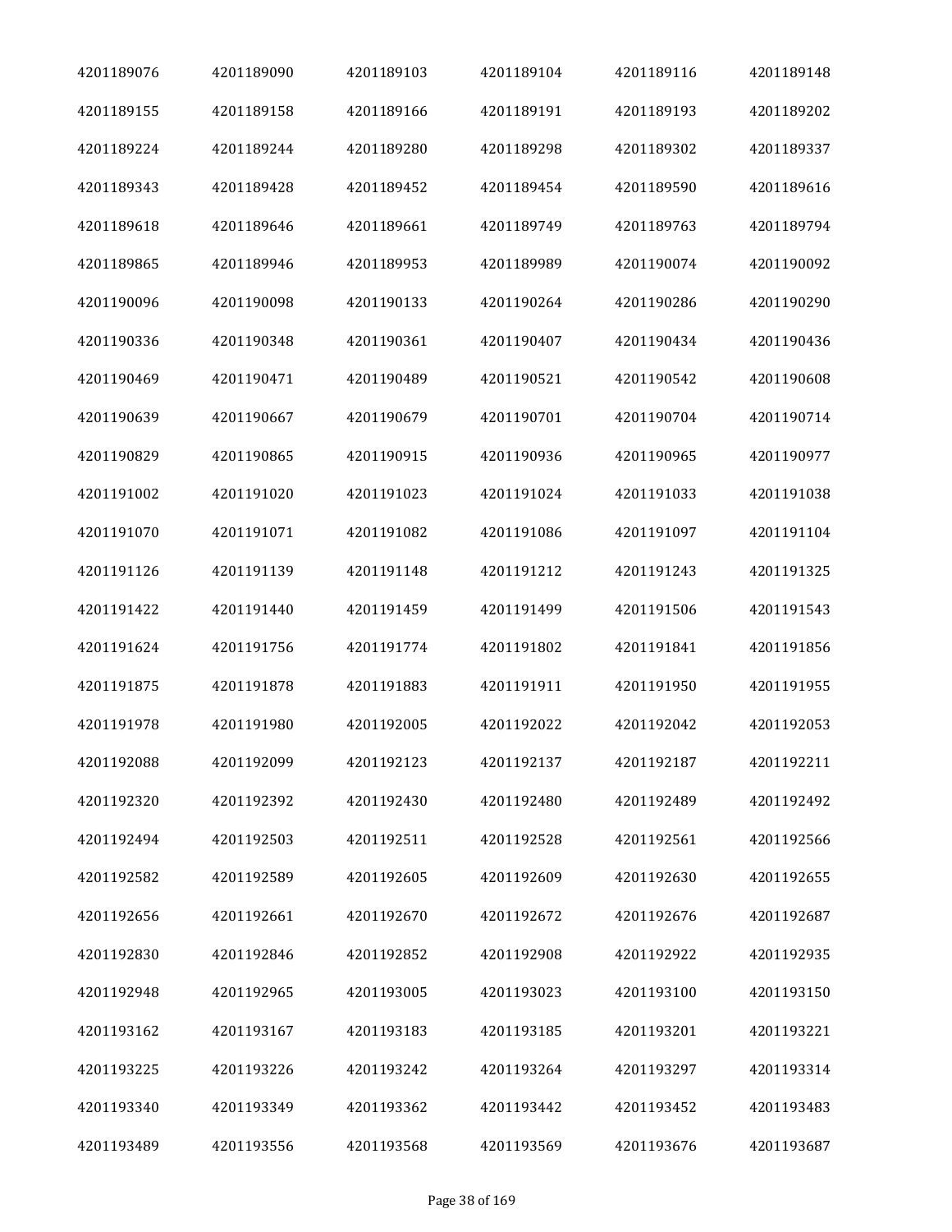| | | | | | |
|---|---|---|---|---|---|
| 4201189076 | 4201189090 | 4201189103 | 4201189104 | 4201189116 | 4201189148 |
| 4201189155 | 4201189158 | 4201189166 | 4201189191 | 4201189193 | 4201189202 |
| 4201189224 | 4201189244 | 4201189280 | 4201189298 | 4201189302 | 4201189337 |
| 4201189343 | 4201189428 | 4201189452 | 4201189454 | 4201189590 | 4201189616 |
| 4201189618 | 4201189646 | 4201189661 | 4201189749 | 4201189763 | 4201189794 |
| 4201189865 | 4201189946 | 4201189953 | 4201189989 | 4201190074 | 4201190092 |
| 4201190096 | 4201190098 | 4201190133 | 4201190264 | 4201190286 | 4201190290 |
| 4201190336 | 4201190348 | 4201190361 | 4201190407 | 4201190434 | 4201190436 |
| 4201190469 | 4201190471 | 4201190489 | 4201190521 | 4201190542 | 4201190608 |
| 4201190639 | 4201190667 | 4201190679 | 4201190701 | 4201190704 | 4201190714 |
| 4201190829 | 4201190865 | 4201190915 | 4201190936 | 4201190965 | 4201190977 |
| 4201191002 | 4201191020 | 4201191023 | 4201191024 | 4201191033 | 4201191038 |
| 4201191070 | 4201191071 | 4201191082 | 4201191086 | 4201191097 | 4201191104 |
| 4201191126 | 4201191139 | 4201191148 | 4201191212 | 4201191243 | 4201191325 |
| 4201191422 | 4201191440 | 4201191459 | 4201191499 | 4201191506 | 4201191543 |
| 4201191624 | 4201191756 | 4201191774 | 4201191802 | 4201191841 | 4201191856 |
| 4201191875 | 4201191878 | 4201191883 | 4201191911 | 4201191950 | 4201191955 |
| 4201191978 | 4201191980 | 4201192005 | 4201192022 | 4201192042 | 4201192053 |
| 4201192088 | 4201192099 | 4201192123 | 4201192137 | 4201192187 | 4201192211 |
| 4201192320 | 4201192392 | 4201192430 | 4201192480 | 4201192489 | 4201192492 |
| 4201192494 | 4201192503 | 4201192511 | 4201192528 | 4201192561 | 4201192566 |
| 4201192582 | 4201192589 | 4201192605 | 4201192609 | 4201192630 | 4201192655 |
| 4201192656 | 4201192661 | 4201192670 | 4201192672 | 4201192676 | 4201192687 |
| 4201192830 | 4201192846 | 4201192852 | 4201192908 | 4201192922 | 4201192935 |
| 4201192948 | 4201192965 | 4201193005 | 4201193023 | 4201193100 | 4201193150 |
| 4201193162 | 4201193167 | 4201193183 | 4201193185 | 4201193201 | 4201193221 |
| 4201193225 | 4201193226 | 4201193242 | 4201193264 | 4201193297 | 4201193314 |
| 4201193340 | 4201193349 | 4201193362 | 4201193442 | 4201193452 | 4201193483 |
| 4201193489 | 4201193556 | 4201193568 | 4201193569 | 4201193676 | 4201193687 |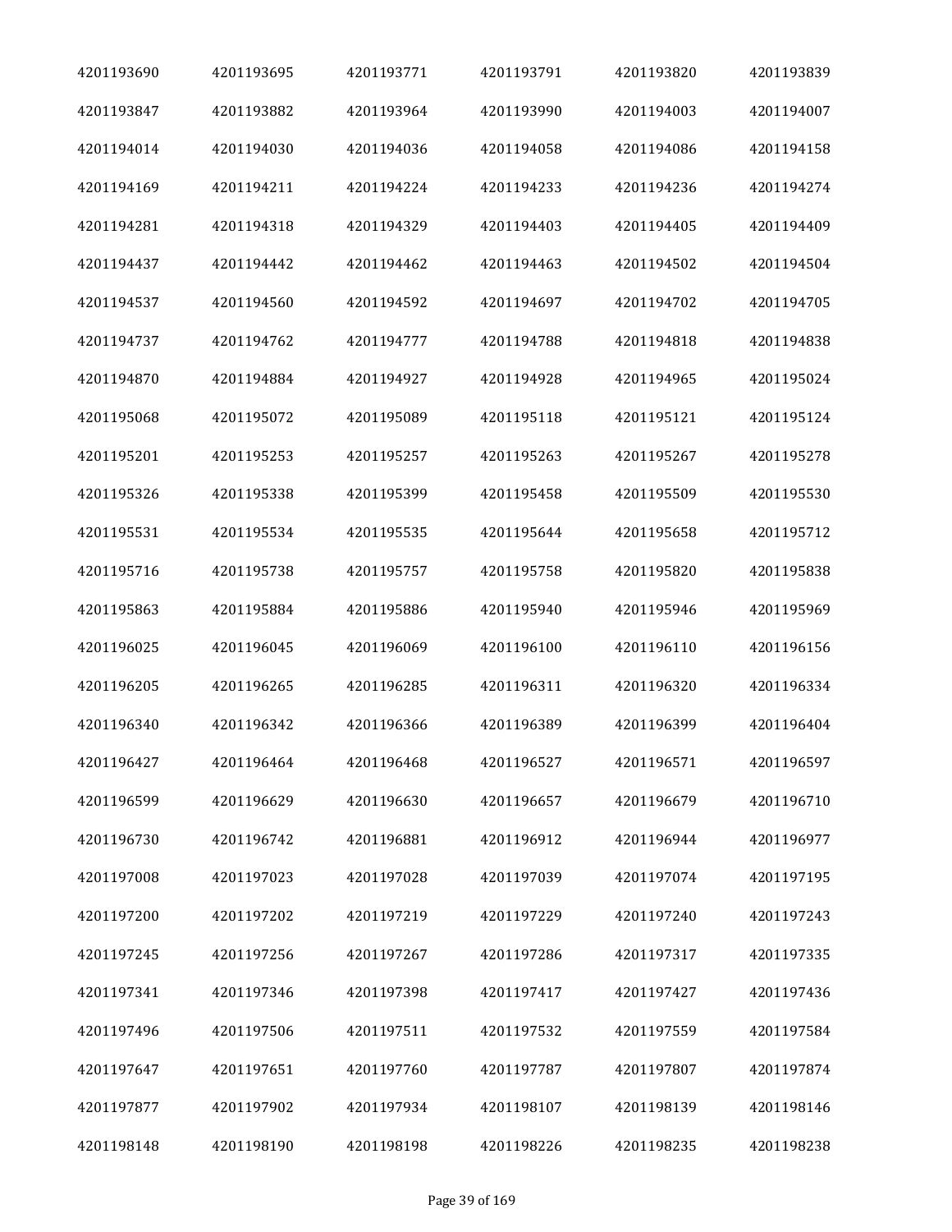| | | | | | |
|---|---|---|---|---|---|
| 4201193690 | 4201193695 | 4201193771 | 4201193791 | 4201193820 | 4201193839 |
| 4201193847 | 4201193882 | 4201193964 | 4201193990 | 4201194003 | 4201194007 |
| 4201194014 | 4201194030 | 4201194036 | 4201194058 | 4201194086 | 4201194158 |
| 4201194169 | 4201194211 | 4201194224 | 4201194233 | 4201194236 | 4201194274 |
| 4201194281 | 4201194318 | 4201194329 | 4201194403 | 4201194405 | 4201194409 |
| 4201194437 | 4201194442 | 4201194462 | 4201194463 | 4201194502 | 4201194504 |
| 4201194537 | 4201194560 | 4201194592 | 4201194697 | 4201194702 | 4201194705 |
| 4201194737 | 4201194762 | 4201194777 | 4201194788 | 4201194818 | 4201194838 |
| 4201194870 | 4201194884 | 4201194927 | 4201194928 | 4201194965 | 4201195024 |
| 4201195068 | 4201195072 | 4201195089 | 4201195118 | 4201195121 | 4201195124 |
| 4201195201 | 4201195253 | 4201195257 | 4201195263 | 4201195267 | 4201195278 |
| 4201195326 | 4201195338 | 4201195399 | 4201195458 | 4201195509 | 4201195530 |
| 4201195531 | 4201195534 | 4201195535 | 4201195644 | 4201195658 | 4201195712 |
| 4201195716 | 4201195738 | 4201195757 | 4201195758 | 4201195820 | 4201195838 |
| 4201195863 | 4201195884 | 4201195886 | 4201195940 | 4201195946 | 4201195969 |
| 4201196025 | 4201196045 | 4201196069 | 4201196100 | 4201196110 | 4201196156 |
| 4201196205 | 4201196265 | 4201196285 | 4201196311 | 4201196320 | 4201196334 |
| 4201196340 | 4201196342 | 4201196366 | 4201196389 | 4201196399 | 4201196404 |
| 4201196427 | 4201196464 | 4201196468 | 4201196527 | 4201196571 | 4201196597 |
| 4201196599 | 4201196629 | 4201196630 | 4201196657 | 4201196679 | 4201196710 |
| 4201196730 | 4201196742 | 4201196881 | 4201196912 | 4201196944 | 4201196977 |
| 4201197008 | 4201197023 | 4201197028 | 4201197039 | 4201197074 | 4201197195 |
| 4201197200 | 4201197202 | 4201197219 | 4201197229 | 4201197240 | 4201197243 |
| 4201197245 | 4201197256 | 4201197267 | 4201197286 | 4201197317 | 4201197335 |
| 4201197341 | 4201197346 | 4201197398 | 4201197417 | 4201197427 | 4201197436 |
| 4201197496 | 4201197506 | 4201197511 | 4201197532 | 4201197559 | 4201197584 |
| 4201197647 | 4201197651 | 4201197760 | 4201197787 | 4201197807 | 4201197874 |
| 4201197877 | 4201197902 | 4201197934 | 4201198107 | 4201198139 | 4201198146 |
| 4201198148 | 4201198190 | 4201198198 | 4201198226 | 4201198235 | 4201198238 |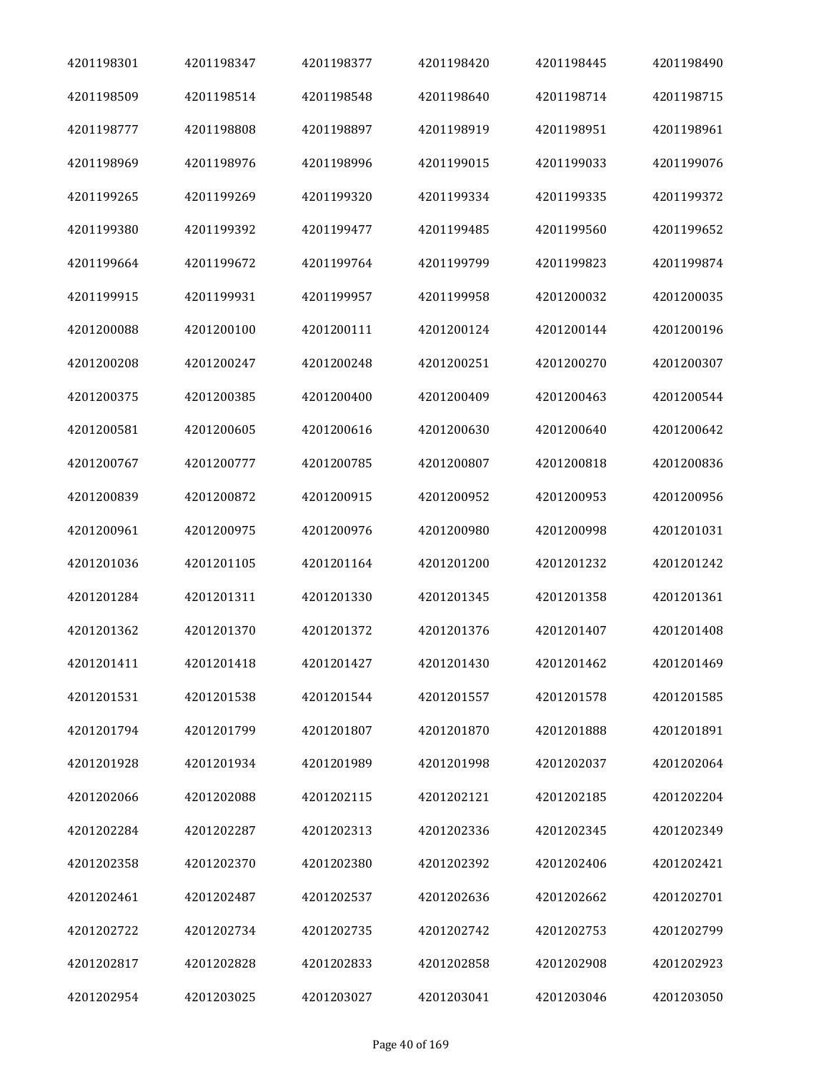| | | | | | |
|---|---|---|---|---|---|
| 4201198301 | 4201198347 | 4201198377 | 4201198420 | 4201198445 | 4201198490 |
| 4201198509 | 4201198514 | 4201198548 | 4201198640 | 4201198714 | 4201198715 |
| 4201198777 | 4201198808 | 4201198897 | 4201198919 | 4201198951 | 4201198961 |
| 4201198969 | 4201198976 | 4201198996 | 4201199015 | 4201199033 | 4201199076 |
| 4201199265 | 4201199269 | 4201199320 | 4201199334 | 4201199335 | 4201199372 |
| 4201199380 | 4201199392 | 4201199477 | 4201199485 | 4201199560 | 4201199652 |
| 4201199664 | 4201199672 | 4201199764 | 4201199799 | 4201199823 | 4201199874 |
| 4201199915 | 4201199931 | 4201199957 | 4201199958 | 4201200032 | 4201200035 |
| 4201200088 | 4201200100 | 4201200111 | 4201200124 | 4201200144 | 4201200196 |
| 4201200208 | 4201200247 | 4201200248 | 4201200251 | 4201200270 | 4201200307 |
| 4201200375 | 4201200385 | 4201200400 | 4201200409 | 4201200463 | 4201200544 |
| 4201200581 | 4201200605 | 4201200616 | 4201200630 | 4201200640 | 4201200642 |
| 4201200767 | 4201200777 | 4201200785 | 4201200807 | 4201200818 | 4201200836 |
| 4201200839 | 4201200872 | 4201200915 | 4201200952 | 4201200953 | 4201200956 |
| 4201200961 | 4201200975 | 4201200976 | 4201200980 | 4201200998 | 4201201031 |
| 4201201036 | 4201201105 | 4201201164 | 4201201200 | 4201201232 | 4201201242 |
| 4201201284 | 4201201311 | 4201201330 | 4201201345 | 4201201358 | 4201201361 |
| 4201201362 | 4201201370 | 4201201372 | 4201201376 | 4201201407 | 4201201408 |
| 4201201411 | 4201201418 | 4201201427 | 4201201430 | 4201201462 | 4201201469 |
| 4201201531 | 4201201538 | 4201201544 | 4201201557 | 4201201578 | 4201201585 |
| 4201201794 | 4201201799 | 4201201807 | 4201201870 | 4201201888 | 4201201891 |
| 4201201928 | 4201201934 | 4201201989 | 4201201998 | 4201202037 | 4201202064 |
| 4201202066 | 4201202088 | 4201202115 | 4201202121 | 4201202185 | 4201202204 |
| 4201202284 | 4201202287 | 4201202313 | 4201202336 | 4201202345 | 4201202349 |
| 4201202358 | 4201202370 | 4201202380 | 4201202392 | 4201202406 | 4201202421 |
| 4201202461 | 4201202487 | 4201202537 | 4201202636 | 4201202662 | 4201202701 |
| 4201202722 | 4201202734 | 4201202735 | 4201202742 | 4201202753 | 4201202799 |
| 4201202817 | 4201202828 | 4201202833 | 4201202858 | 4201202908 | 4201202923 |
| 4201202954 | 4201203025 | 4201203027 | 4201203041 | 4201203046 | 4201203050 |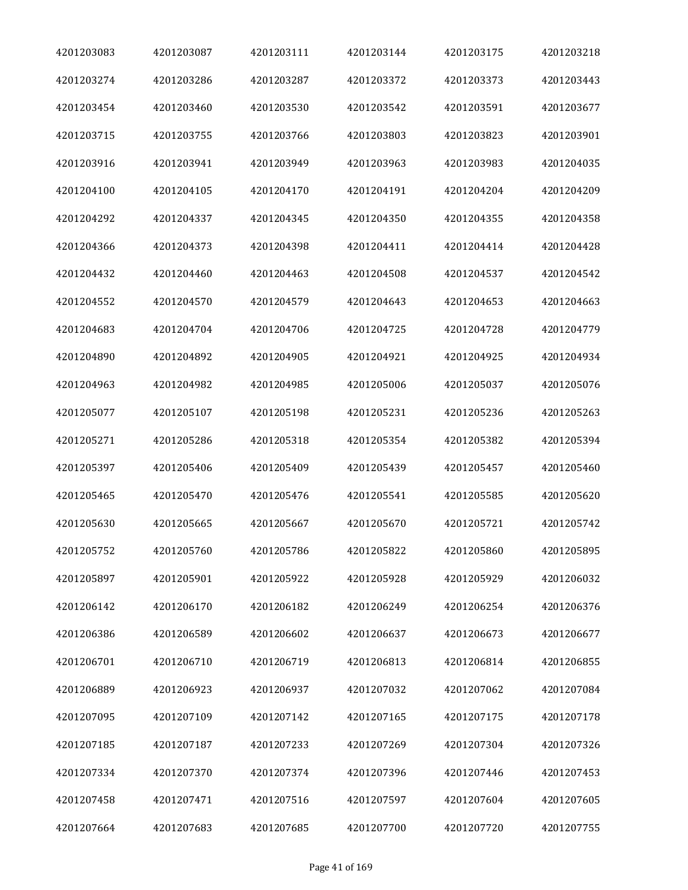| | | | | | |
|---|---|---|---|---|---|
| 4201203083 | 4201203087 | 4201203111 | 4201203144 | 4201203175 | 4201203218 |
| 4201203274 | 4201203286 | 4201203287 | 4201203372 | 4201203373 | 4201203443 |
| 4201203454 | 4201203460 | 4201203530 | 4201203542 | 4201203591 | 4201203677 |
| 4201203715 | 4201203755 | 4201203766 | 4201203803 | 4201203823 | 4201203901 |
| 4201203916 | 4201203941 | 4201203949 | 4201203963 | 4201203983 | 4201204035 |
| 4201204100 | 4201204105 | 4201204170 | 4201204191 | 4201204204 | 4201204209 |
| 4201204292 | 4201204337 | 4201204345 | 4201204350 | 4201204355 | 4201204358 |
| 4201204366 | 4201204373 | 4201204398 | 4201204411 | 4201204414 | 4201204428 |
| 4201204432 | 4201204460 | 4201204463 | 4201204508 | 4201204537 | 4201204542 |
| 4201204552 | 4201204570 | 4201204579 | 4201204643 | 4201204653 | 4201204663 |
| 4201204683 | 4201204704 | 4201204706 | 4201204725 | 4201204728 | 4201204779 |
| 4201204890 | 4201204892 | 4201204905 | 4201204921 | 4201204925 | 4201204934 |
| 4201204963 | 4201204982 | 4201204985 | 4201205006 | 4201205037 | 4201205076 |
| 4201205077 | 4201205107 | 4201205198 | 4201205231 | 4201205236 | 4201205263 |
| 4201205271 | 4201205286 | 4201205318 | 4201205354 | 4201205382 | 4201205394 |
| 4201205397 | 4201205406 | 4201205409 | 4201205439 | 4201205457 | 4201205460 |
| 4201205465 | 4201205470 | 4201205476 | 4201205541 | 4201205585 | 4201205620 |
| 4201205630 | 4201205665 | 4201205667 | 4201205670 | 4201205721 | 4201205742 |
| 4201205752 | 4201205760 | 4201205786 | 4201205822 | 4201205860 | 4201205895 |
| 4201205897 | 4201205901 | 4201205922 | 4201205928 | 4201205929 | 4201206032 |
| 4201206142 | 4201206170 | 4201206182 | 4201206249 | 4201206254 | 4201206376 |
| 4201206386 | 4201206589 | 4201206602 | 4201206637 | 4201206673 | 4201206677 |
| 4201206701 | 4201206710 | 4201206719 | 4201206813 | 4201206814 | 4201206855 |
| 4201206889 | 4201206923 | 4201206937 | 4201207032 | 4201207062 | 4201207084 |
| 4201207095 | 4201207109 | 4201207142 | 4201207165 | 4201207175 | 4201207178 |
| 4201207185 | 4201207187 | 4201207233 | 4201207269 | 4201207304 | 4201207326 |
| 4201207334 | 4201207370 | 4201207374 | 4201207396 | 4201207446 | 4201207453 |
| 4201207458 | 4201207471 | 4201207516 | 4201207597 | 4201207604 | 4201207605 |
| 4201207664 | 4201207683 | 4201207685 | 4201207700 | 4201207720 | 4201207755 |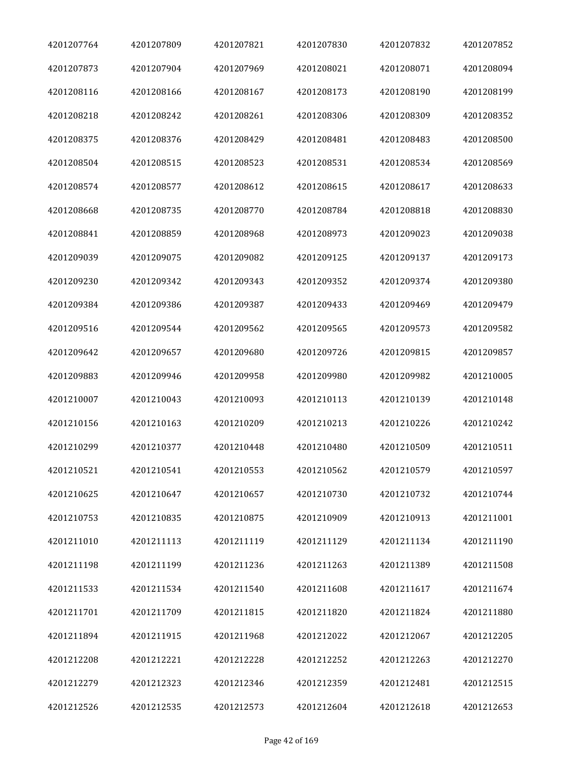| | | | | | |
|---|---|---|---|---|---|
| 4201207764 | 4201207809 | 4201207821 | 4201207830 | 4201207832 | 4201207852 |
| 4201207873 | 4201207904 | 4201207969 | 4201208021 | 4201208071 | 4201208094 |
| 4201208116 | 4201208166 | 4201208167 | 4201208173 | 4201208190 | 4201208199 |
| 4201208218 | 4201208242 | 4201208261 | 4201208306 | 4201208309 | 4201208352 |
| 4201208375 | 4201208376 | 4201208429 | 4201208481 | 4201208483 | 4201208500 |
| 4201208504 | 4201208515 | 4201208523 | 4201208531 | 4201208534 | 4201208569 |
| 4201208574 | 4201208577 | 4201208612 | 4201208615 | 4201208617 | 4201208633 |
| 4201208668 | 4201208735 | 4201208770 | 4201208784 | 4201208818 | 4201208830 |
| 4201208841 | 4201208859 | 4201208968 | 4201208973 | 4201209023 | 4201209038 |
| 4201209039 | 4201209075 | 4201209082 | 4201209125 | 4201209137 | 4201209173 |
| 4201209230 | 4201209342 | 4201209343 | 4201209352 | 4201209374 | 4201209380 |
| 4201209384 | 4201209386 | 4201209387 | 4201209433 | 4201209469 | 4201209479 |
| 4201209516 | 4201209544 | 4201209562 | 4201209565 | 4201209573 | 4201209582 |
| 4201209642 | 4201209657 | 4201209680 | 4201209726 | 4201209815 | 4201209857 |
| 4201209883 | 4201209946 | 4201209958 | 4201209980 | 4201209982 | 4201210005 |
| 4201210007 | 4201210043 | 4201210093 | 4201210113 | 4201210139 | 4201210148 |
| 4201210156 | 4201210163 | 4201210209 | 4201210213 | 4201210226 | 4201210242 |
| 4201210299 | 4201210377 | 4201210448 | 4201210480 | 4201210509 | 4201210511 |
| 4201210521 | 4201210541 | 4201210553 | 4201210562 | 4201210579 | 4201210597 |
| 4201210625 | 4201210647 | 4201210657 | 4201210730 | 4201210732 | 4201210744 |
| 4201210753 | 4201210835 | 4201210875 | 4201210909 | 4201210913 | 4201211001 |
| 4201211010 | 4201211113 | 4201211119 | 4201211129 | 4201211134 | 4201211190 |
| 4201211198 | 4201211199 | 4201211236 | 4201211263 | 4201211389 | 4201211508 |
| 4201211533 | 4201211534 | 4201211540 | 4201211608 | 4201211617 | 4201211674 |
| 4201211701 | 4201211709 | 4201211815 | 4201211820 | 4201211824 | 4201211880 |
| 4201211894 | 4201211915 | 4201211968 | 4201212022 | 4201212067 | 4201212205 |
| 4201212208 | 4201212221 | 4201212228 | 4201212252 | 4201212263 | 4201212270 |
| 4201212279 | 4201212323 | 4201212346 | 4201212359 | 4201212481 | 4201212515 |
| 4201212526 | 4201212535 | 4201212573 | 4201212604 | 4201212618 | 4201212653 |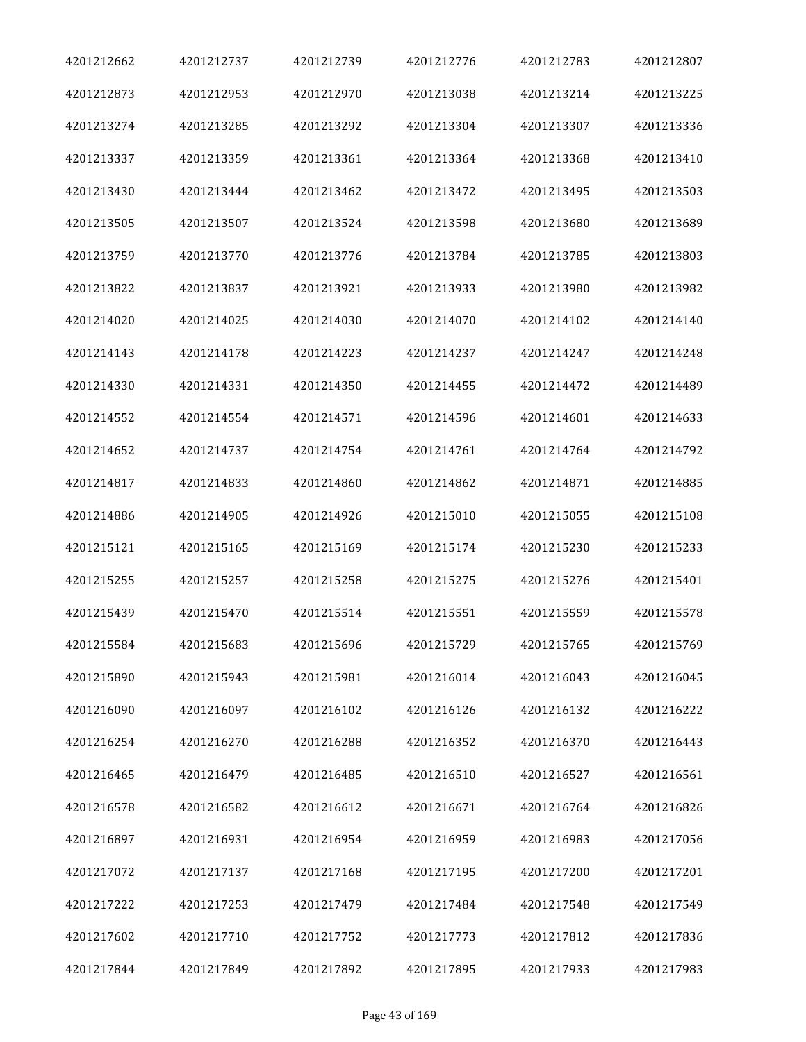| | | | | | |
|---|---|---|---|---|---|
| 4201212662 | 4201212737 | 4201212739 | 4201212776 | 4201212783 | 4201212807 |
| 4201212873 | 4201212953 | 4201212970 | 4201213038 | 4201213214 | 4201213225 |
| 4201213274 | 4201213285 | 4201213292 | 4201213304 | 4201213307 | 4201213336 |
| 4201213337 | 4201213359 | 4201213361 | 4201213364 | 4201213368 | 4201213410 |
| 4201213430 | 4201213444 | 4201213462 | 4201213472 | 4201213495 | 4201213503 |
| 4201213505 | 4201213507 | 4201213524 | 4201213598 | 4201213680 | 4201213689 |
| 4201213759 | 4201213770 | 4201213776 | 4201213784 | 4201213785 | 4201213803 |
| 4201213822 | 4201213837 | 4201213921 | 4201213933 | 4201213980 | 4201213982 |
| 4201214020 | 4201214025 | 4201214030 | 4201214070 | 4201214102 | 4201214140 |
| 4201214143 | 4201214178 | 4201214223 | 4201214237 | 4201214247 | 4201214248 |
| 4201214330 | 4201214331 | 4201214350 | 4201214455 | 4201214472 | 4201214489 |
| 4201214552 | 4201214554 | 4201214571 | 4201214596 | 4201214601 | 4201214633 |
| 4201214652 | 4201214737 | 4201214754 | 4201214761 | 4201214764 | 4201214792 |
| 4201214817 | 4201214833 | 4201214860 | 4201214862 | 4201214871 | 4201214885 |
| 4201214886 | 4201214905 | 4201214926 | 4201215010 | 4201215055 | 4201215108 |
| 4201215121 | 4201215165 | 4201215169 | 4201215174 | 4201215230 | 4201215233 |
| 4201215255 | 4201215257 | 4201215258 | 4201215275 | 4201215276 | 4201215401 |
| 4201215439 | 4201215470 | 4201215514 | 4201215551 | 4201215559 | 4201215578 |
| 4201215584 | 4201215683 | 4201215696 | 4201215729 | 4201215765 | 4201215769 |
| 4201215890 | 4201215943 | 4201215981 | 4201216014 | 4201216043 | 4201216045 |
| 4201216090 | 4201216097 | 4201216102 | 4201216126 | 4201216132 | 4201216222 |
| 4201216254 | 4201216270 | 4201216288 | 4201216352 | 4201216370 | 4201216443 |
| 4201216465 | 4201216479 | 4201216485 | 4201216510 | 4201216527 | 4201216561 |
| 4201216578 | 4201216582 | 4201216612 | 4201216671 | 4201216764 | 4201216826 |
| 4201216897 | 4201216931 | 4201216954 | 4201216959 | 4201216983 | 4201217056 |
| 4201217072 | 4201217137 | 4201217168 | 4201217195 | 4201217200 | 4201217201 |
| 4201217222 | 4201217253 | 4201217479 | 4201217484 | 4201217548 | 4201217549 |
| 4201217602 | 4201217710 | 4201217752 | 4201217773 | 4201217812 | 4201217836 |
| 4201217844 | 4201217849 | 4201217892 | 4201217895 | 4201217933 | 4201217983 |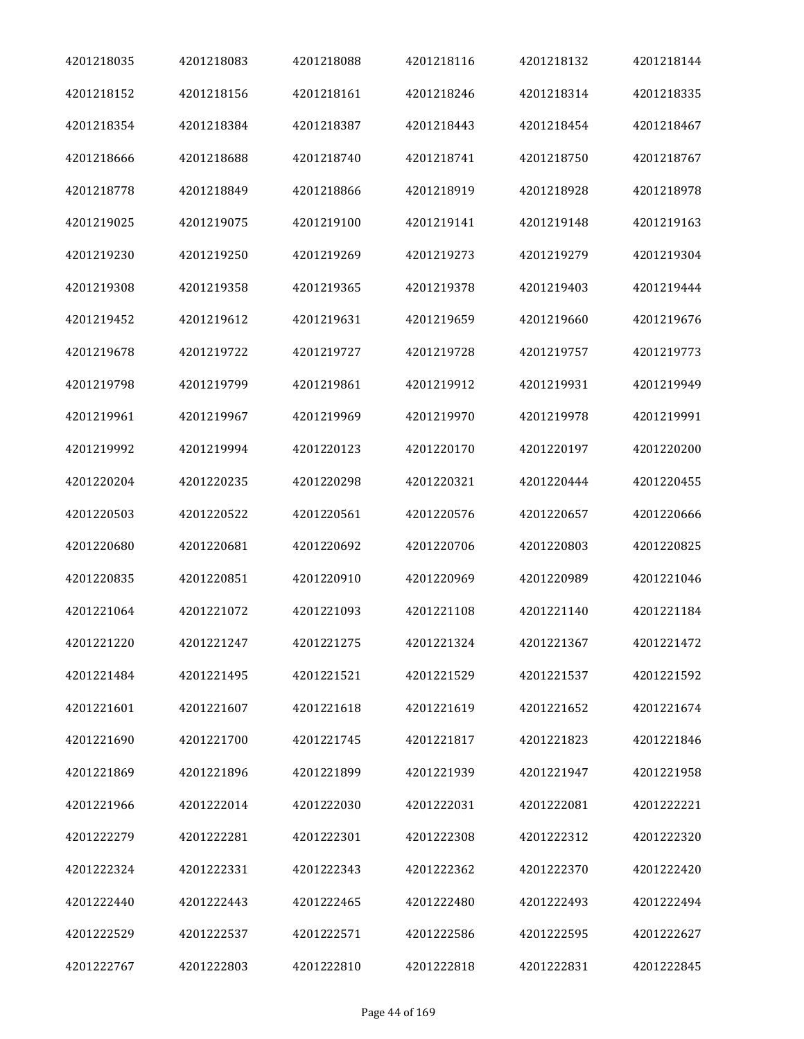| | | | | | |
|---|---|---|---|---|---|
| 4201218035 | 4201218083 | 4201218088 | 4201218116 | 4201218132 | 4201218144 |
| 4201218152 | 4201218156 | 4201218161 | 4201218246 | 4201218314 | 4201218335 |
| 4201218354 | 4201218384 | 4201218387 | 4201218443 | 4201218454 | 4201218467 |
| 4201218666 | 4201218688 | 4201218740 | 4201218741 | 4201218750 | 4201218767 |
| 4201218778 | 4201218849 | 4201218866 | 4201218919 | 4201218928 | 4201218978 |
| 4201219025 | 4201219075 | 4201219100 | 4201219141 | 4201219148 | 4201219163 |
| 4201219230 | 4201219250 | 4201219269 | 4201219273 | 4201219279 | 4201219304 |
| 4201219308 | 4201219358 | 4201219365 | 4201219378 | 4201219403 | 4201219444 |
| 4201219452 | 4201219612 | 4201219631 | 4201219659 | 4201219660 | 4201219676 |
| 4201219678 | 4201219722 | 4201219727 | 4201219728 | 4201219757 | 4201219773 |
| 4201219798 | 4201219799 | 4201219861 | 4201219912 | 4201219931 | 4201219949 |
| 4201219961 | 4201219967 | 4201219969 | 4201219970 | 4201219978 | 4201219991 |
| 4201219992 | 4201219994 | 4201220123 | 4201220170 | 4201220197 | 4201220200 |
| 4201220204 | 4201220235 | 4201220298 | 4201220321 | 4201220444 | 4201220455 |
| 4201220503 | 4201220522 | 4201220561 | 4201220576 | 4201220657 | 4201220666 |
| 4201220680 | 4201220681 | 4201220692 | 4201220706 | 4201220803 | 4201220825 |
| 4201220835 | 4201220851 | 4201220910 | 4201220969 | 4201220989 | 4201221046 |
| 4201221064 | 4201221072 | 4201221093 | 4201221108 | 4201221140 | 4201221184 |
| 4201221220 | 4201221247 | 4201221275 | 4201221324 | 4201221367 | 4201221472 |
| 4201221484 | 4201221495 | 4201221521 | 4201221529 | 4201221537 | 4201221592 |
| 4201221601 | 4201221607 | 4201221618 | 4201221619 | 4201221652 | 4201221674 |
| 4201221690 | 4201221700 | 4201221745 | 4201221817 | 4201221823 | 4201221846 |
| 4201221869 | 4201221896 | 4201221899 | 4201221939 | 4201221947 | 4201221958 |
| 4201221966 | 4201222014 | 4201222030 | 4201222031 | 4201222081 | 4201222221 |
| 4201222279 | 4201222281 | 4201222301 | 4201222308 | 4201222312 | 4201222320 |
| 4201222324 | 4201222331 | 4201222343 | 4201222362 | 4201222370 | 4201222420 |
| 4201222440 | 4201222443 | 4201222465 | 4201222480 | 4201222493 | 4201222494 |
| 4201222529 | 4201222537 | 4201222571 | 4201222586 | 4201222595 | 4201222627 |
| 4201222767 | 4201222803 | 4201222810 | 4201222818 | 4201222831 | 4201222845 |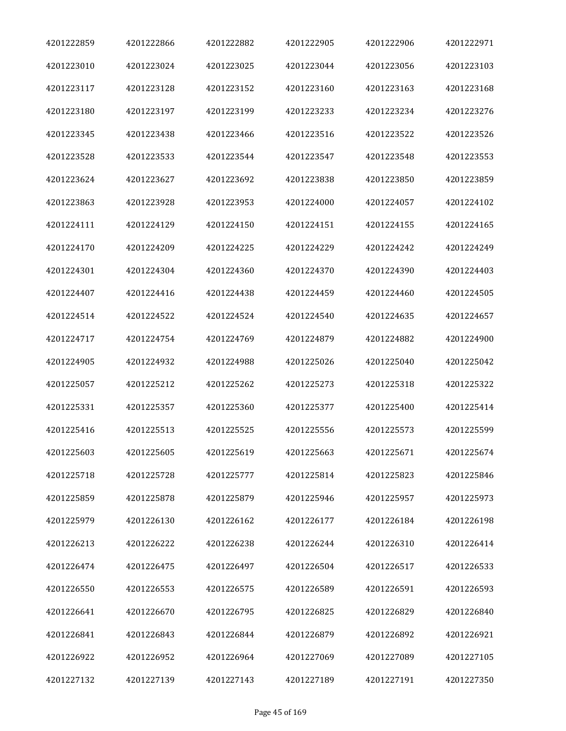| | | | | | |
|---|---|---|---|---|---|
| 4201222859 | 4201222866 | 4201222882 | 4201222905 | 4201222906 | 4201222971 |
| 4201223010 | 4201223024 | 4201223025 | 4201223044 | 4201223056 | 4201223103 |
| 4201223117 | 4201223128 | 4201223152 | 4201223160 | 4201223163 | 4201223168 |
| 4201223180 | 4201223197 | 4201223199 | 4201223233 | 4201223234 | 4201223276 |
| 4201223345 | 4201223438 | 4201223466 | 4201223516 | 4201223522 | 4201223526 |
| 4201223528 | 4201223533 | 4201223544 | 4201223547 | 4201223548 | 4201223553 |
| 4201223624 | 4201223627 | 4201223692 | 4201223838 | 4201223850 | 4201223859 |
| 4201223863 | 4201223928 | 4201223953 | 4201224000 | 4201224057 | 4201224102 |
| 4201224111 | 4201224129 | 4201224150 | 4201224151 | 4201224155 | 4201224165 |
| 4201224170 | 4201224209 | 4201224225 | 4201224229 | 4201224242 | 4201224249 |
| 4201224301 | 4201224304 | 4201224360 | 4201224370 | 4201224390 | 4201224403 |
| 4201224407 | 4201224416 | 4201224438 | 4201224459 | 4201224460 | 4201224505 |
| 4201224514 | 4201224522 | 4201224524 | 4201224540 | 4201224635 | 4201224657 |
| 4201224717 | 4201224754 | 4201224769 | 4201224879 | 4201224882 | 4201224900 |
| 4201224905 | 4201224932 | 4201224988 | 4201225026 | 4201225040 | 4201225042 |
| 4201225057 | 4201225212 | 4201225262 | 4201225273 | 4201225318 | 4201225322 |
| 4201225331 | 4201225357 | 4201225360 | 4201225377 | 4201225400 | 4201225414 |
| 4201225416 | 4201225513 | 4201225525 | 4201225556 | 4201225573 | 4201225599 |
| 4201225603 | 4201225605 | 4201225619 | 4201225663 | 4201225671 | 4201225674 |
| 4201225718 | 4201225728 | 4201225777 | 4201225814 | 4201225823 | 4201225846 |
| 4201225859 | 4201225878 | 4201225879 | 4201225946 | 4201225957 | 4201225973 |
| 4201225979 | 4201226130 | 4201226162 | 4201226177 | 4201226184 | 4201226198 |
| 4201226213 | 4201226222 | 4201226238 | 4201226244 | 4201226310 | 4201226414 |
| 4201226474 | 4201226475 | 4201226497 | 4201226504 | 4201226517 | 4201226533 |
| 4201226550 | 4201226553 | 4201226575 | 4201226589 | 4201226591 | 4201226593 |
| 4201226641 | 4201226670 | 4201226795 | 4201226825 | 4201226829 | 4201226840 |
| 4201226841 | 4201226843 | 4201226844 | 4201226879 | 4201226892 | 4201226921 |
| 4201226922 | 4201226952 | 4201226964 | 4201227069 | 4201227089 | 4201227105 |
| 4201227132 | 4201227139 | 4201227143 | 4201227189 | 4201227191 | 4201227350 |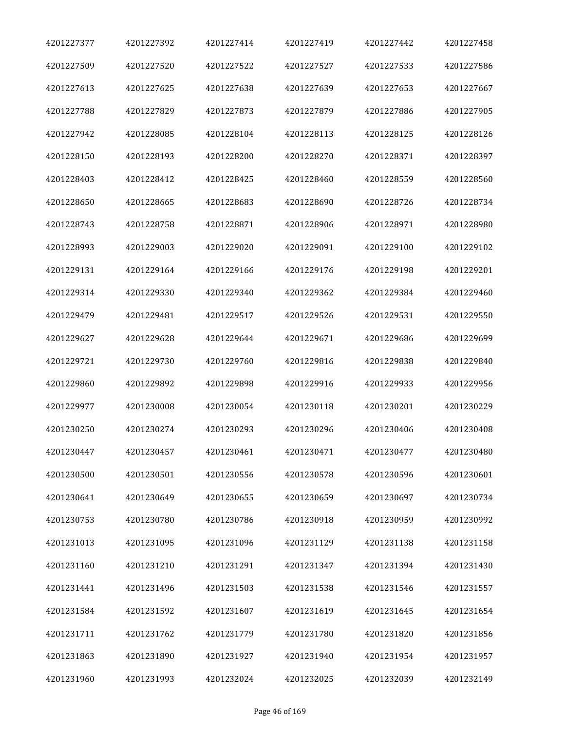| | | | | | |
|---|---|---|---|---|---|
| 4201227377 | 4201227392 | 4201227414 | 4201227419 | 4201227442 | 4201227458 |
| 4201227509 | 4201227520 | 4201227522 | 4201227527 | 4201227533 | 4201227586 |
| 4201227613 | 4201227625 | 4201227638 | 4201227639 | 4201227653 | 4201227667 |
| 4201227788 | 4201227829 | 4201227873 | 4201227879 | 4201227886 | 4201227905 |
| 4201227942 | 4201228085 | 4201228104 | 4201228113 | 4201228125 | 4201228126 |
| 4201228150 | 4201228193 | 4201228200 | 4201228270 | 4201228371 | 4201228397 |
| 4201228403 | 4201228412 | 4201228425 | 4201228460 | 4201228559 | 4201228560 |
| 4201228650 | 4201228665 | 4201228683 | 4201228690 | 4201228726 | 4201228734 |
| 4201228743 | 4201228758 | 4201228871 | 4201228906 | 4201228971 | 4201228980 |
| 4201228993 | 4201229003 | 4201229020 | 4201229091 | 4201229100 | 4201229102 |
| 4201229131 | 4201229164 | 4201229166 | 4201229176 | 4201229198 | 4201229201 |
| 4201229314 | 4201229330 | 4201229340 | 4201229362 | 4201229384 | 4201229460 |
| 4201229479 | 4201229481 | 4201229517 | 4201229526 | 4201229531 | 4201229550 |
| 4201229627 | 4201229628 | 4201229644 | 4201229671 | 4201229686 | 4201229699 |
| 4201229721 | 4201229730 | 4201229760 | 4201229816 | 4201229838 | 4201229840 |
| 4201229860 | 4201229892 | 4201229898 | 4201229916 | 4201229933 | 4201229956 |
| 4201229977 | 4201230008 | 4201230054 | 4201230118 | 4201230201 | 4201230229 |
| 4201230250 | 4201230274 | 4201230293 | 4201230296 | 4201230406 | 4201230408 |
| 4201230447 | 4201230457 | 4201230461 | 4201230471 | 4201230477 | 4201230480 |
| 4201230500 | 4201230501 | 4201230556 | 4201230578 | 4201230596 | 4201230601 |
| 4201230641 | 4201230649 | 4201230655 | 4201230659 | 4201230697 | 4201230734 |
| 4201230753 | 4201230780 | 4201230786 | 4201230918 | 4201230959 | 4201230992 |
| 4201231013 | 4201231095 | 4201231096 | 4201231129 | 4201231138 | 4201231158 |
| 4201231160 | 4201231210 | 4201231291 | 4201231347 | 4201231394 | 4201231430 |
| 4201231441 | 4201231496 | 4201231503 | 4201231538 | 4201231546 | 4201231557 |
| 4201231584 | 4201231592 | 4201231607 | 4201231619 | 4201231645 | 4201231654 |
| 4201231711 | 4201231762 | 4201231779 | 4201231780 | 4201231820 | 4201231856 |
| 4201231863 | 4201231890 | 4201231927 | 4201231940 | 4201231954 | 4201231957 |
| 4201231960 | 4201231993 | 4201232024 | 4201232025 | 4201232039 | 4201232149 |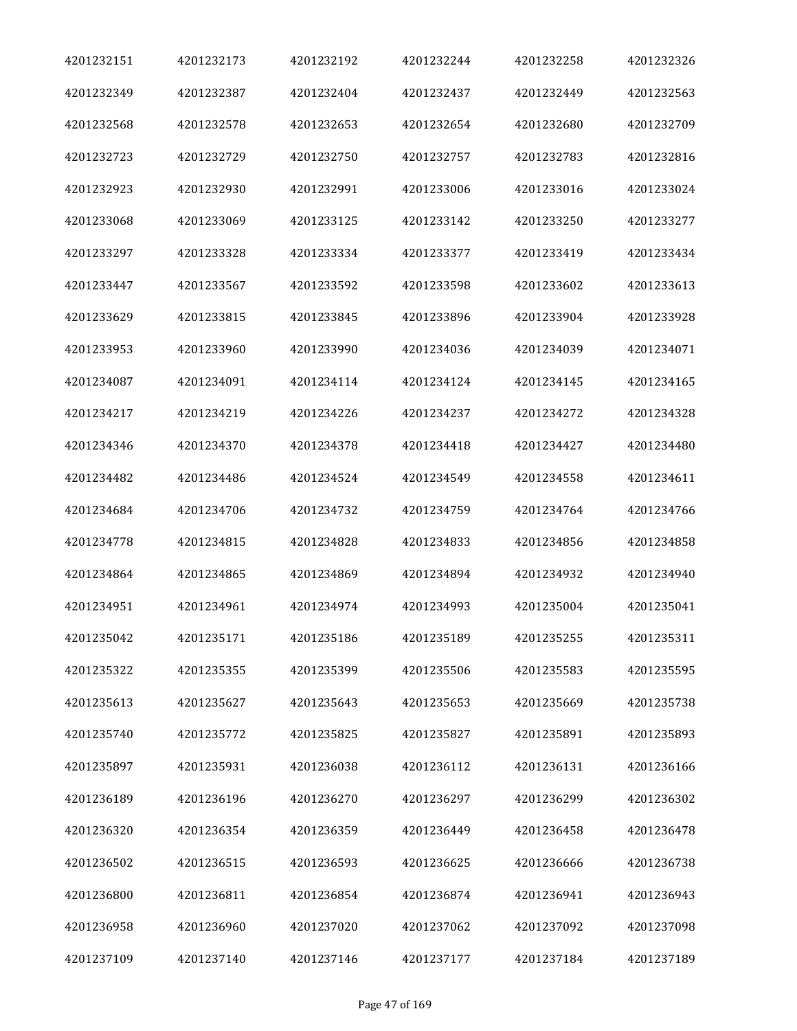| | | | | | |
|---|---|---|---|---|---|
| 4201232151 | 4201232173 | 4201232192 | 4201232244 | 4201232258 | 4201232326 |
| 4201232349 | 4201232387 | 4201232404 | 4201232437 | 4201232449 | 4201232563 |
| 4201232568 | 4201232578 | 4201232653 | 4201232654 | 4201232680 | 4201232709 |
| 4201232723 | 4201232729 | 4201232750 | 4201232757 | 4201232783 | 4201232816 |
| 4201232923 | 4201232930 | 4201232991 | 4201233006 | 4201233016 | 4201233024 |
| 4201233068 | 4201233069 | 4201233125 | 4201233142 | 4201233250 | 4201233277 |
| 4201233297 | 4201233328 | 4201233334 | 4201233377 | 4201233419 | 4201233434 |
| 4201233447 | 4201233567 | 4201233592 | 4201233598 | 4201233602 | 4201233613 |
| 4201233629 | 4201233815 | 4201233845 | 4201233896 | 4201233904 | 4201233928 |
| 4201233953 | 4201233960 | 4201233990 | 4201234036 | 4201234039 | 4201234071 |
| 4201234087 | 4201234091 | 4201234114 | 4201234124 | 4201234145 | 4201234165 |
| 4201234217 | 4201234219 | 4201234226 | 4201234237 | 4201234272 | 4201234328 |
| 4201234346 | 4201234370 | 4201234378 | 4201234418 | 4201234427 | 4201234480 |
| 4201234482 | 4201234486 | 4201234524 | 4201234549 | 4201234558 | 4201234611 |
| 4201234684 | 4201234706 | 4201234732 | 4201234759 | 4201234764 | 4201234766 |
| 4201234778 | 4201234815 | 4201234828 | 4201234833 | 4201234856 | 4201234858 |
| 4201234864 | 4201234865 | 4201234869 | 4201234894 | 4201234932 | 4201234940 |
| 4201234951 | 4201234961 | 4201234974 | 4201234993 | 4201235004 | 4201235041 |
| 4201235042 | 4201235171 | 4201235186 | 4201235189 | 4201235255 | 4201235311 |
| 4201235322 | 4201235355 | 4201235399 | 4201235506 | 4201235583 | 4201235595 |
| 4201235613 | 4201235627 | 4201235643 | 4201235653 | 4201235669 | 4201235738 |
| 4201235740 | 4201235772 | 4201235825 | 4201235827 | 4201235891 | 4201235893 |
| 4201235897 | 4201235931 | 4201236038 | 4201236112 | 4201236131 | 4201236166 |
| 4201236189 | 4201236196 | 4201236270 | 4201236297 | 4201236299 | 4201236302 |
| 4201236320 | 4201236354 | 4201236359 | 4201236449 | 4201236458 | 4201236478 |
| 4201236502 | 4201236515 | 4201236593 | 4201236625 | 4201236666 | 4201236738 |
| 4201236800 | 4201236811 | 4201236854 | 4201236874 | 4201236941 | 4201236943 |
| 4201236958 | 4201236960 | 4201237020 | 4201237062 | 4201237092 | 4201237098 |
| 4201237109 | 4201237140 | 4201237146 | 4201237177 | 4201237184 | 4201237189 |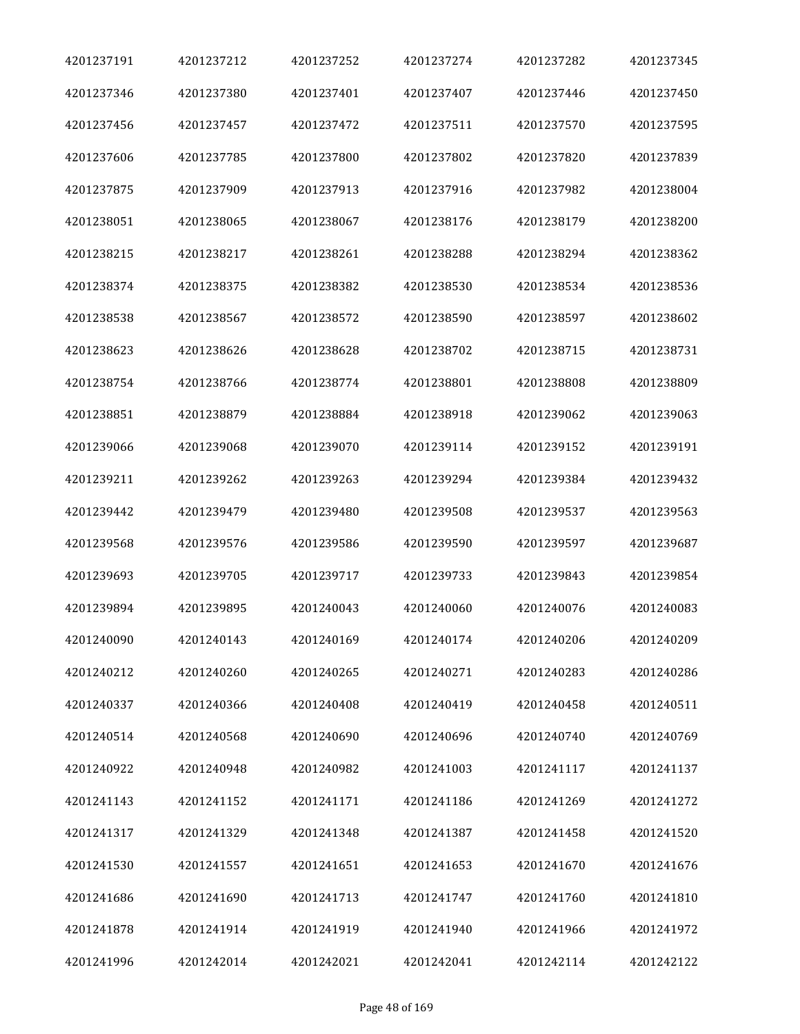| | | | | | |
|---|---|---|---|---|---|
| 4201237191 | 4201237212 | 4201237252 | 4201237274 | 4201237282 | 4201237345 |
| 4201237346 | 4201237380 | 4201237401 | 4201237407 | 4201237446 | 4201237450 |
| 4201237456 | 4201237457 | 4201237472 | 4201237511 | 4201237570 | 4201237595 |
| 4201237606 | 4201237785 | 4201237800 | 4201237802 | 4201237820 | 4201237839 |
| 4201237875 | 4201237909 | 4201237913 | 4201237916 | 4201237982 | 4201238004 |
| 4201238051 | 4201238065 | 4201238067 | 4201238176 | 4201238179 | 4201238200 |
| 4201238215 | 4201238217 | 4201238261 | 4201238288 | 4201238294 | 4201238362 |
| 4201238374 | 4201238375 | 4201238382 | 4201238530 | 4201238534 | 4201238536 |
| 4201238538 | 4201238567 | 4201238572 | 4201238590 | 4201238597 | 4201238602 |
| 4201238623 | 4201238626 | 4201238628 | 4201238702 | 4201238715 | 4201238731 |
| 4201238754 | 4201238766 | 4201238774 | 4201238801 | 4201238808 | 4201238809 |
| 4201238851 | 4201238879 | 4201238884 | 4201238918 | 4201239062 | 4201239063 |
| 4201239066 | 4201239068 | 4201239070 | 4201239114 | 4201239152 | 4201239191 |
| 4201239211 | 4201239262 | 4201239263 | 4201239294 | 4201239384 | 4201239432 |
| 4201239442 | 4201239479 | 4201239480 | 4201239508 | 4201239537 | 4201239563 |
| 4201239568 | 4201239576 | 4201239586 | 4201239590 | 4201239597 | 4201239687 |
| 4201239693 | 4201239705 | 4201239717 | 4201239733 | 4201239843 | 4201239854 |
| 4201239894 | 4201239895 | 4201240043 | 4201240060 | 4201240076 | 4201240083 |
| 4201240090 | 4201240143 | 4201240169 | 4201240174 | 4201240206 | 4201240209 |
| 4201240212 | 4201240260 | 4201240265 | 4201240271 | 4201240283 | 4201240286 |
| 4201240337 | 4201240366 | 4201240408 | 4201240419 | 4201240458 | 4201240511 |
| 4201240514 | 4201240568 | 4201240690 | 4201240696 | 4201240740 | 4201240769 |
| 4201240922 | 4201240948 | 4201240982 | 4201241003 | 4201241117 | 4201241137 |
| 4201241143 | 4201241152 | 4201241171 | 4201241186 | 4201241269 | 4201241272 |
| 4201241317 | 4201241329 | 4201241348 | 4201241387 | 4201241458 | 4201241520 |
| 4201241530 | 4201241557 | 4201241651 | 4201241653 | 4201241670 | 4201241676 |
| 4201241686 | 4201241690 | 4201241713 | 4201241747 | 4201241760 | 4201241810 |
| 4201241878 | 4201241914 | 4201241919 | 4201241940 | 4201241966 | 4201241972 |
| 4201241996 | 4201242014 | 4201242021 | 4201242041 | 4201242114 | 4201242122 |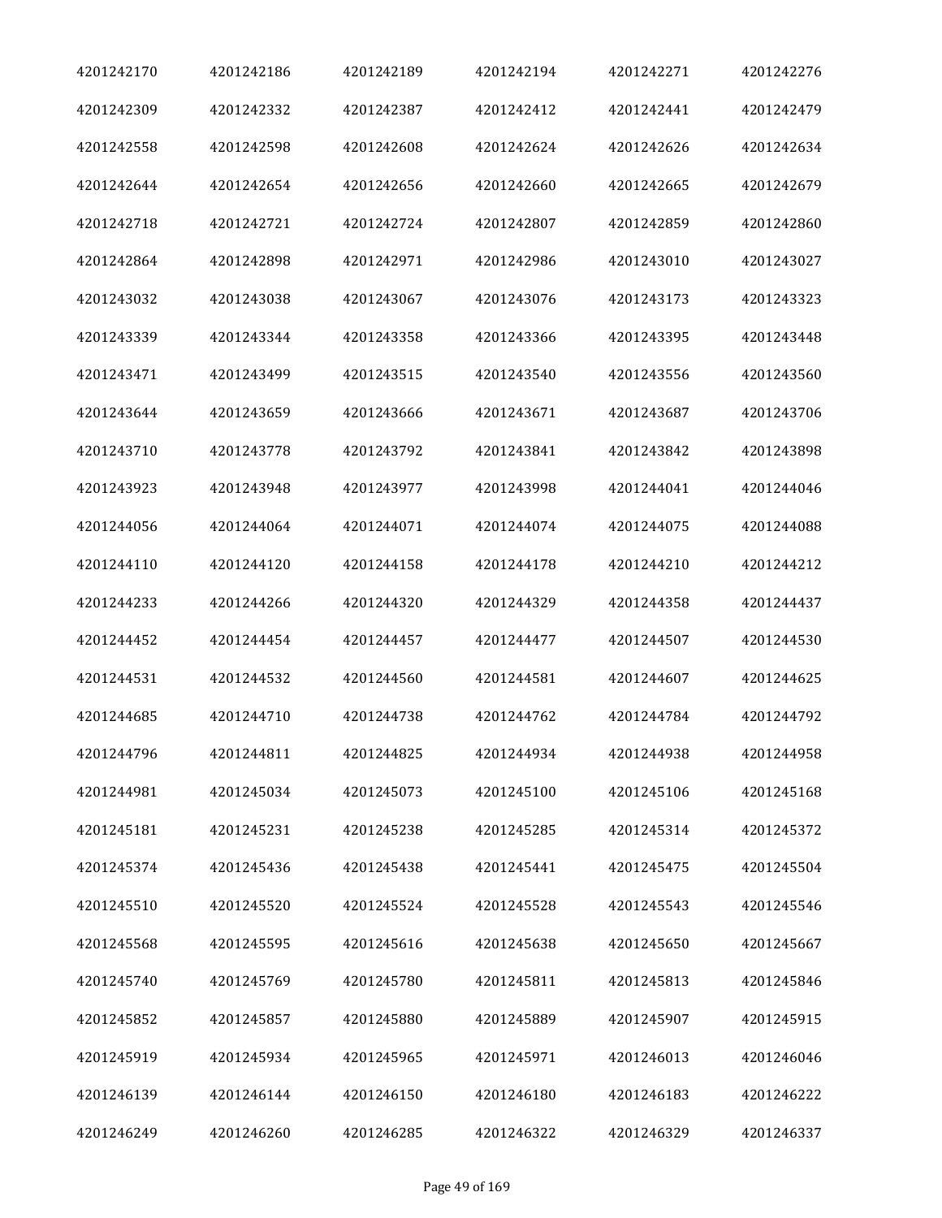| 4201242170 | 4201242186 | 4201242189 | 4201242194 | 4201242271 | 4201242276 |
|---|---|---|---|---|---|
| 4201242309 | 4201242332 | 4201242387 | 4201242412 | 4201242441 | 4201242479 |
| 4201242558 | 4201242598 | 4201242608 | 4201242624 | 4201242626 | 4201242634 |
| 4201242644 | 4201242654 | 4201242656 | 4201242660 | 4201242665 | 4201242679 |
| 4201242718 | 4201242721 | 4201242724 | 4201242807 | 4201242859 | 4201242860 |
| 4201242864 | 4201242898 | 4201242971 | 4201242986 | 4201243010 | 4201243027 |
| 4201243032 | 4201243038 | 4201243067 | 4201243076 | 4201243173 | 4201243323 |
| 4201243339 | 4201243344 | 4201243358 | 4201243366 | 4201243395 | 4201243448 |
| 4201243471 | 4201243499 | 4201243515 | 4201243540 | 4201243556 | 4201243560 |
| 4201243644 | 4201243659 | 4201243666 | 4201243671 | 4201243687 | 4201243706 |
| 4201243710 | 4201243778 | 4201243792 | 4201243841 | 4201243842 | 4201243898 |
| 4201243923 | 4201243948 | 4201243977 | 4201243998 | 4201244041 | 4201244046 |
| 4201244056 | 4201244064 | 4201244071 | 4201244074 | 4201244075 | 4201244088 |
| 4201244110 | 4201244120 | 4201244158 | 4201244178 | 4201244210 | 4201244212 |
| 4201244233 | 4201244266 | 4201244320 | 4201244329 | 4201244358 | 4201244437 |
| 4201244452 | 4201244454 | 4201244457 | 4201244477 | 4201244507 | 4201244530 |
| 4201244531 | 4201244532 | 4201244560 | 4201244581 | 4201244607 | 4201244625 |
| 4201244685 | 4201244710 | 4201244738 | 4201244762 | 4201244784 | 4201244792 |
| 4201244796 | 4201244811 | 4201244825 | 4201244934 | 4201244938 | 4201244958 |
| 4201244981 | 4201245034 | 4201245073 | 4201245100 | 4201245106 | 4201245168 |
| 4201245181 | 4201245231 | 4201245238 | 4201245285 | 4201245314 | 4201245372 |
| 4201245374 | 4201245436 | 4201245438 | 4201245441 | 4201245475 | 4201245504 |
| 4201245510 | 4201245520 | 4201245524 | 4201245528 | 4201245543 | 4201245546 |
| 4201245568 | 4201245595 | 4201245616 | 4201245638 | 4201245650 | 4201245667 |
| 4201245740 | 4201245769 | 4201245780 | 4201245811 | 4201245813 | 4201245846 |
| 4201245852 | 4201245857 | 4201245880 | 4201245889 | 4201245907 | 4201245915 |
| 4201245919 | 4201245934 | 4201245965 | 4201245971 | 4201246013 | 4201246046 |
| 4201246139 | 4201246144 | 4201246150 | 4201246180 | 4201246183 | 4201246222 |
| 4201246249 | 4201246260 | 4201246285 | 4201246322 | 4201246329 | 4201246337 |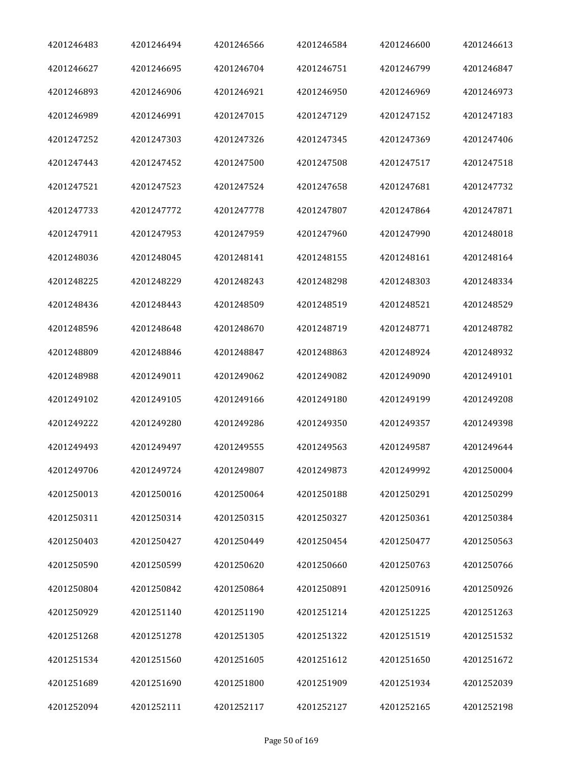| 4201246483 | 4201246494 | 4201246566 | 4201246584 | 4201246600 | 4201246613 |
|---|---|---|---|---|---|
| 4201246627 | 4201246695 | 4201246704 | 4201246751 | 4201246799 | 4201246847 |
| 4201246893 | 4201246906 | 4201246921 | 4201246950 | 4201246969 | 4201246973 |
| 4201246989 | 4201246991 | 4201247015 | 4201247129 | 4201247152 | 4201247183 |
| 4201247252 | 4201247303 | 4201247326 | 4201247345 | 4201247369 | 4201247406 |
| 4201247443 | 4201247452 | 4201247500 | 4201247508 | 4201247517 | 4201247518 |
| 4201247521 | 4201247523 | 4201247524 | 4201247658 | 4201247681 | 4201247732 |
| 4201247733 | 4201247772 | 4201247778 | 4201247807 | 4201247864 | 4201247871 |
| 4201247911 | 4201247953 | 4201247959 | 4201247960 | 4201247990 | 4201248018 |
| 4201248036 | 4201248045 | 4201248141 | 4201248155 | 4201248161 | 4201248164 |
| 4201248225 | 4201248229 | 4201248243 | 4201248298 | 4201248303 | 4201248334 |
| 4201248436 | 4201248443 | 4201248509 | 4201248519 | 4201248521 | 4201248529 |
| 4201248596 | 4201248648 | 4201248670 | 4201248719 | 4201248771 | 4201248782 |
| 4201248809 | 4201248846 | 4201248847 | 4201248863 | 4201248924 | 4201248932 |
| 4201248988 | 4201249011 | 4201249062 | 4201249082 | 4201249090 | 4201249101 |
| 4201249102 | 4201249105 | 4201249166 | 4201249180 | 4201249199 | 4201249208 |
| 4201249222 | 4201249280 | 4201249286 | 4201249350 | 4201249357 | 4201249398 |
| 4201249493 | 4201249497 | 4201249555 | 4201249563 | 4201249587 | 4201249644 |
| 4201249706 | 4201249724 | 4201249807 | 4201249873 | 4201249992 | 4201250004 |
| 4201250013 | 4201250016 | 4201250064 | 4201250188 | 4201250291 | 4201250299 |
| 4201250311 | 4201250314 | 4201250315 | 4201250327 | 4201250361 | 4201250384 |
| 4201250403 | 4201250427 | 4201250449 | 4201250454 | 4201250477 | 4201250563 |
| 4201250590 | 4201250599 | 4201250620 | 4201250660 | 4201250763 | 4201250766 |
| 4201250804 | 4201250842 | 4201250864 | 4201250891 | 4201250916 | 4201250926 |
| 4201250929 | 4201251140 | 4201251190 | 4201251214 | 4201251225 | 4201251263 |
| 4201251268 | 4201251278 | 4201251305 | 4201251322 | 4201251519 | 4201251532 |
| 4201251534 | 4201251560 | 4201251605 | 4201251612 | 4201251650 | 4201251672 |
| 4201251689 | 4201251690 | 4201251800 | 4201251909 | 4201251934 | 4201252039 |
| 4201252094 | 4201252111 | 4201252117 | 4201252127 | 4201252165 | 4201252198 |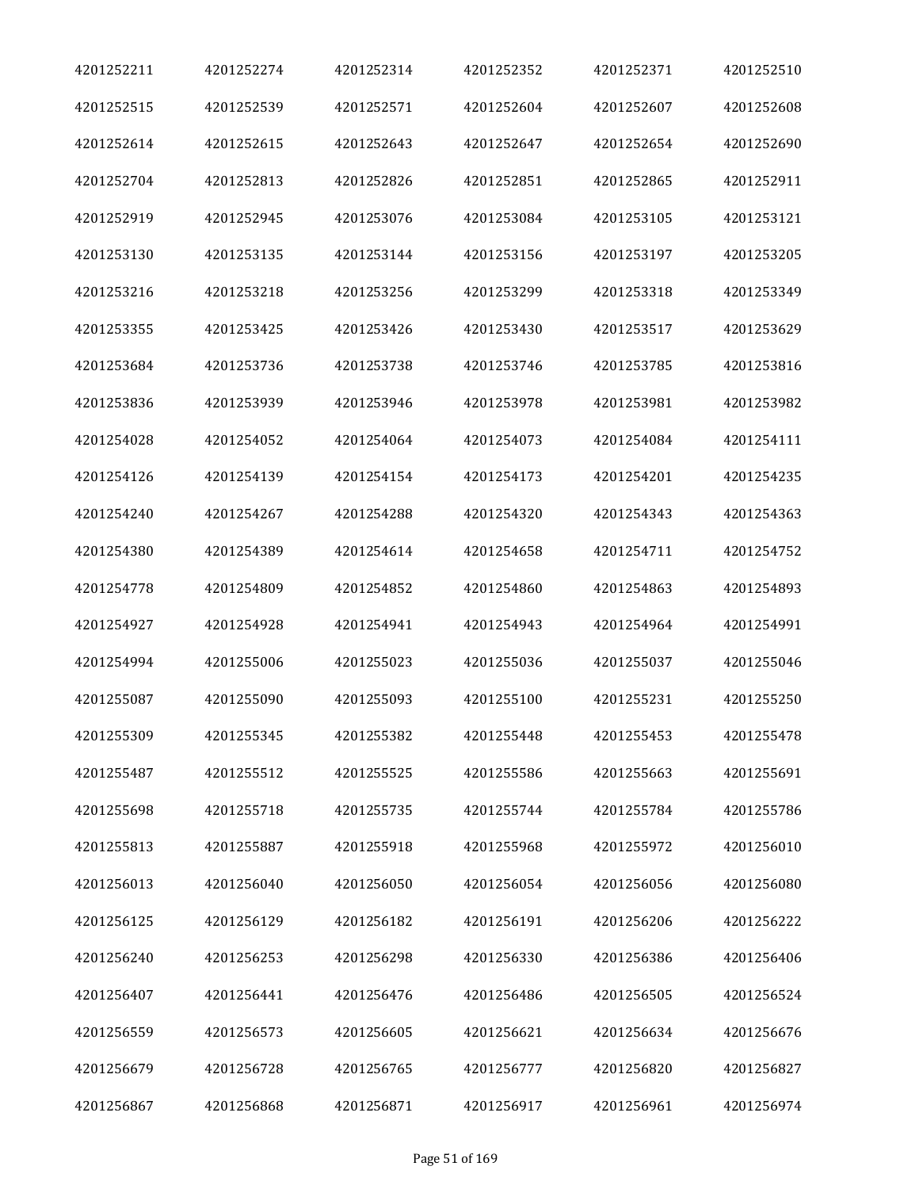| 4201252211 | 4201252274 | 4201252314 | 4201252352 | 4201252371 | 4201252510 |
|---|---|---|---|---|---|
| 4201252515 | 4201252539 | 4201252571 | 4201252604 | 4201252607 | 4201252608 |
| 4201252614 | 4201252615 | 4201252643 | 4201252647 | 4201252654 | 4201252690 |
| 4201252704 | 4201252813 | 4201252826 | 4201252851 | 4201252865 | 4201252911 |
| 4201252919 | 4201252945 | 4201253076 | 4201253084 | 4201253105 | 4201253121 |
| 4201253130 | 4201253135 | 4201253144 | 4201253156 | 4201253197 | 4201253205 |
| 4201253216 | 4201253218 | 4201253256 | 4201253299 | 4201253318 | 4201253349 |
| 4201253355 | 4201253425 | 4201253426 | 4201253430 | 4201253517 | 4201253629 |
| 4201253684 | 4201253736 | 4201253738 | 4201253746 | 4201253785 | 4201253816 |
| 4201253836 | 4201253939 | 4201253946 | 4201253978 | 4201253981 | 4201253982 |
| 4201254028 | 4201254052 | 4201254064 | 4201254073 | 4201254084 | 4201254111 |
| 4201254126 | 4201254139 | 4201254154 | 4201254173 | 4201254201 | 4201254235 |
| 4201254240 | 4201254267 | 4201254288 | 4201254320 | 4201254343 | 4201254363 |
| 4201254380 | 4201254389 | 4201254614 | 4201254658 | 4201254711 | 4201254752 |
| 4201254778 | 4201254809 | 4201254852 | 4201254860 | 4201254863 | 4201254893 |
| 4201254927 | 4201254928 | 4201254941 | 4201254943 | 4201254964 | 4201254991 |
| 4201254994 | 4201255006 | 4201255023 | 4201255036 | 4201255037 | 4201255046 |
| 4201255087 | 4201255090 | 4201255093 | 4201255100 | 4201255231 | 4201255250 |
| 4201255309 | 4201255345 | 4201255382 | 4201255448 | 4201255453 | 4201255478 |
| 4201255487 | 4201255512 | 4201255525 | 4201255586 | 4201255663 | 4201255691 |
| 4201255698 | 4201255718 | 4201255735 | 4201255744 | 4201255784 | 4201255786 |
| 4201255813 | 4201255887 | 4201255918 | 4201255968 | 4201255972 | 4201256010 |
| 4201256013 | 4201256040 | 4201256050 | 4201256054 | 4201256056 | 4201256080 |
| 4201256125 | 4201256129 | 4201256182 | 4201256191 | 4201256206 | 4201256222 |
| 4201256240 | 4201256253 | 4201256298 | 4201256330 | 4201256386 | 4201256406 |
| 4201256407 | 4201256441 | 4201256476 | 4201256486 | 4201256505 | 4201256524 |
| 4201256559 | 4201256573 | 4201256605 | 4201256621 | 4201256634 | 4201256676 |
| 4201256679 | 4201256728 | 4201256765 | 4201256777 | 4201256820 | 4201256827 |
| 4201256867 | 4201256868 | 4201256871 | 4201256917 | 4201256961 | 4201256974 |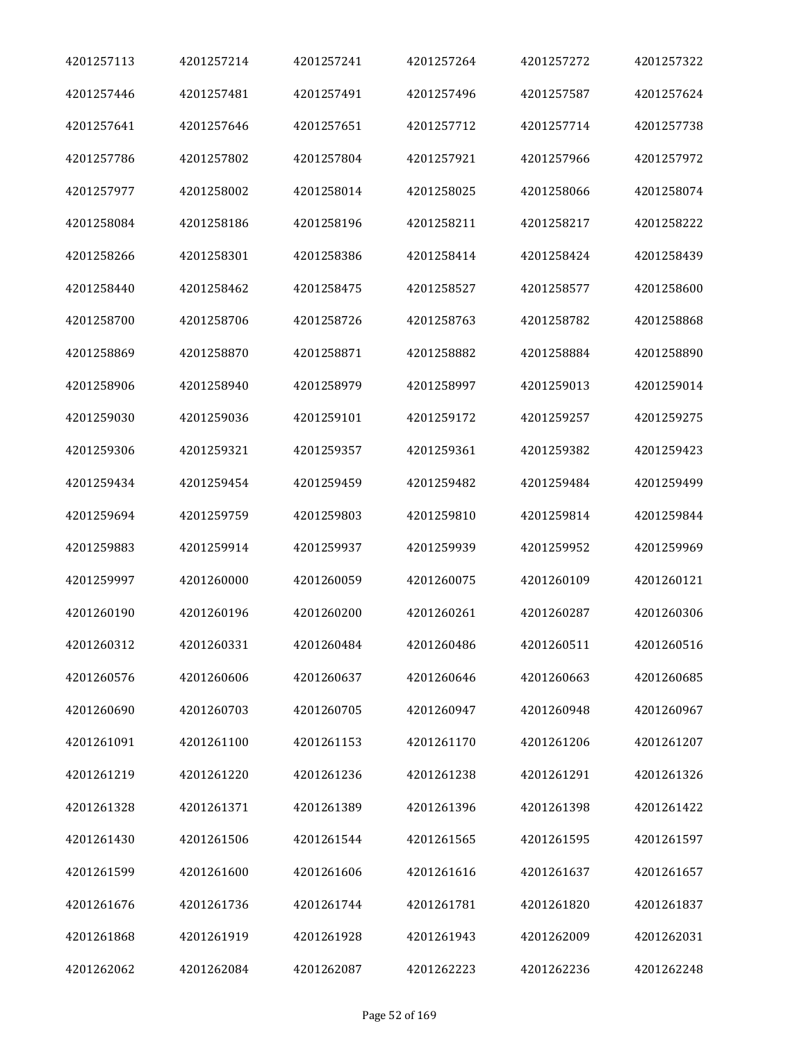| 4201257113 | 4201257214 | 4201257241 | 4201257264 | 4201257272 | 4201257322 |
|---|---|---|---|---|---|
| 4201257446 | 4201257481 | 4201257491 | 4201257496 | 4201257587 | 4201257624 |
| 4201257641 | 4201257646 | 4201257651 | 4201257712 | 4201257714 | 4201257738 |
| 4201257786 | 4201257802 | 4201257804 | 4201257921 | 4201257966 | 4201257972 |
| 4201257977 | 4201258002 | 4201258014 | 4201258025 | 4201258066 | 4201258074 |
| 4201258084 | 4201258186 | 4201258196 | 4201258211 | 4201258217 | 4201258222 |
| 4201258266 | 4201258301 | 4201258386 | 4201258414 | 4201258424 | 4201258439 |
| 4201258440 | 4201258462 | 4201258475 | 4201258527 | 4201258577 | 4201258600 |
| 4201258700 | 4201258706 | 4201258726 | 4201258763 | 4201258782 | 4201258868 |
| 4201258869 | 4201258870 | 4201258871 | 4201258882 | 4201258884 | 4201258890 |
| 4201258906 | 4201258940 | 4201258979 | 4201258997 | 4201259013 | 4201259014 |
| 4201259030 | 4201259036 | 4201259101 | 4201259172 | 4201259257 | 4201259275 |
| 4201259306 | 4201259321 | 4201259357 | 4201259361 | 4201259382 | 4201259423 |
| 4201259434 | 4201259454 | 4201259459 | 4201259482 | 4201259484 | 4201259499 |
| 4201259694 | 4201259759 | 4201259803 | 4201259810 | 4201259814 | 4201259844 |
| 4201259883 | 4201259914 | 4201259937 | 4201259939 | 4201259952 | 4201259969 |
| 4201259997 | 4201260000 | 4201260059 | 4201260075 | 4201260109 | 4201260121 |
| 4201260190 | 4201260196 | 4201260200 | 4201260261 | 4201260287 | 4201260306 |
| 4201260312 | 4201260331 | 4201260484 | 4201260486 | 4201260511 | 4201260516 |
| 4201260576 | 4201260606 | 4201260637 | 4201260646 | 4201260663 | 4201260685 |
| 4201260690 | 4201260703 | 4201260705 | 4201260947 | 4201260948 | 4201260967 |
| 4201261091 | 4201261100 | 4201261153 | 4201261170 | 4201261206 | 4201261207 |
| 4201261219 | 4201261220 | 4201261236 | 4201261238 | 4201261291 | 4201261326 |
| 4201261328 | 4201261371 | 4201261389 | 4201261396 | 4201261398 | 4201261422 |
| 4201261430 | 4201261506 | 4201261544 | 4201261565 | 4201261595 | 4201261597 |
| 4201261599 | 4201261600 | 4201261606 | 4201261616 | 4201261637 | 4201261657 |
| 4201261676 | 4201261736 | 4201261744 | 4201261781 | 4201261820 | 4201261837 |
| 4201261868 | 4201261919 | 4201261928 | 4201261943 | 4201262009 | 4201262031 |
| 4201262062 | 4201262084 | 4201262087 | 4201262223 | 4201262236 | 4201262248 |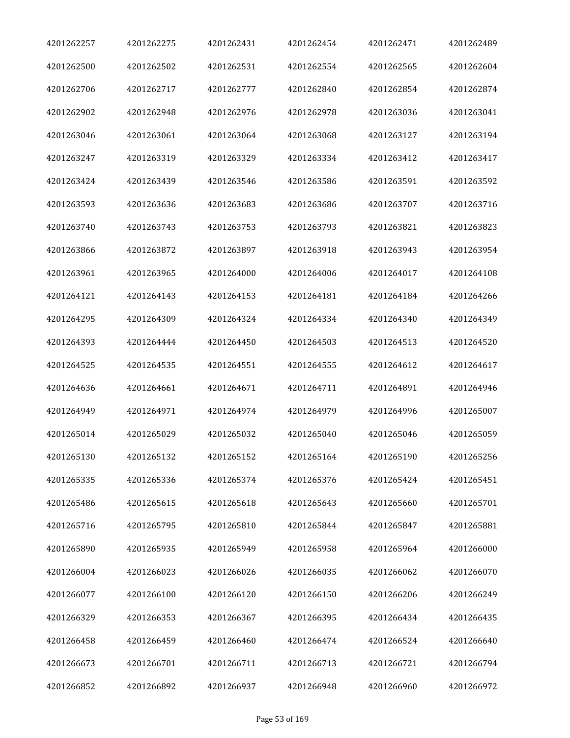| | | | | | |
|---|---|---|---|---|---|
| 4201262257 | 4201262275 | 4201262431 | 4201262454 | 4201262471 | 4201262489 |
| 4201262500 | 4201262502 | 4201262531 | 4201262554 | 4201262565 | 4201262604 |
| 4201262706 | 4201262717 | 4201262777 | 4201262840 | 4201262854 | 4201262874 |
| 4201262902 | 4201262948 | 4201262976 | 4201262978 | 4201263036 | 4201263041 |
| 4201263046 | 4201263061 | 4201263064 | 4201263068 | 4201263127 | 4201263194 |
| 4201263247 | 4201263319 | 4201263329 | 4201263334 | 4201263412 | 4201263417 |
| 4201263424 | 4201263439 | 4201263546 | 4201263586 | 4201263591 | 4201263592 |
| 4201263593 | 4201263636 | 4201263683 | 4201263686 | 4201263707 | 4201263716 |
| 4201263740 | 4201263743 | 4201263753 | 4201263793 | 4201263821 | 4201263823 |
| 4201263866 | 4201263872 | 4201263897 | 4201263918 | 4201263943 | 4201263954 |
| 4201263961 | 4201263965 | 4201264000 | 4201264006 | 4201264017 | 4201264108 |
| 4201264121 | 4201264143 | 4201264153 | 4201264181 | 4201264184 | 4201264266 |
| 4201264295 | 4201264309 | 4201264324 | 4201264334 | 4201264340 | 4201264349 |
| 4201264393 | 4201264444 | 4201264450 | 4201264503 | 4201264513 | 4201264520 |
| 4201264525 | 4201264535 | 4201264551 | 4201264555 | 4201264612 | 4201264617 |
| 4201264636 | 4201264661 | 4201264671 | 4201264711 | 4201264891 | 4201264946 |
| 4201264949 | 4201264971 | 4201264974 | 4201264979 | 4201264996 | 4201265007 |
| 4201265014 | 4201265029 | 4201265032 | 4201265040 | 4201265046 | 4201265059 |
| 4201265130 | 4201265132 | 4201265152 | 4201265164 | 4201265190 | 4201265256 |
| 4201265335 | 4201265336 | 4201265374 | 4201265376 | 4201265424 | 4201265451 |
| 4201265486 | 4201265615 | 4201265618 | 4201265643 | 4201265660 | 4201265701 |
| 4201265716 | 4201265795 | 4201265810 | 4201265844 | 4201265847 | 4201265881 |
| 4201265890 | 4201265935 | 4201265949 | 4201265958 | 4201265964 | 4201266000 |
| 4201266004 | 4201266023 | 4201266026 | 4201266035 | 4201266062 | 4201266070 |
| 4201266077 | 4201266100 | 4201266120 | 4201266150 | 4201266206 | 4201266249 |
| 4201266329 | 4201266353 | 4201266367 | 4201266395 | 4201266434 | 4201266435 |
| 4201266458 | 4201266459 | 4201266460 | 4201266474 | 4201266524 | 4201266640 |
| 4201266673 | 4201266701 | 4201266711 | 4201266713 | 4201266721 | 4201266794 |
| 4201266852 | 4201266892 | 4201266937 | 4201266948 | 4201266960 | 4201266972 |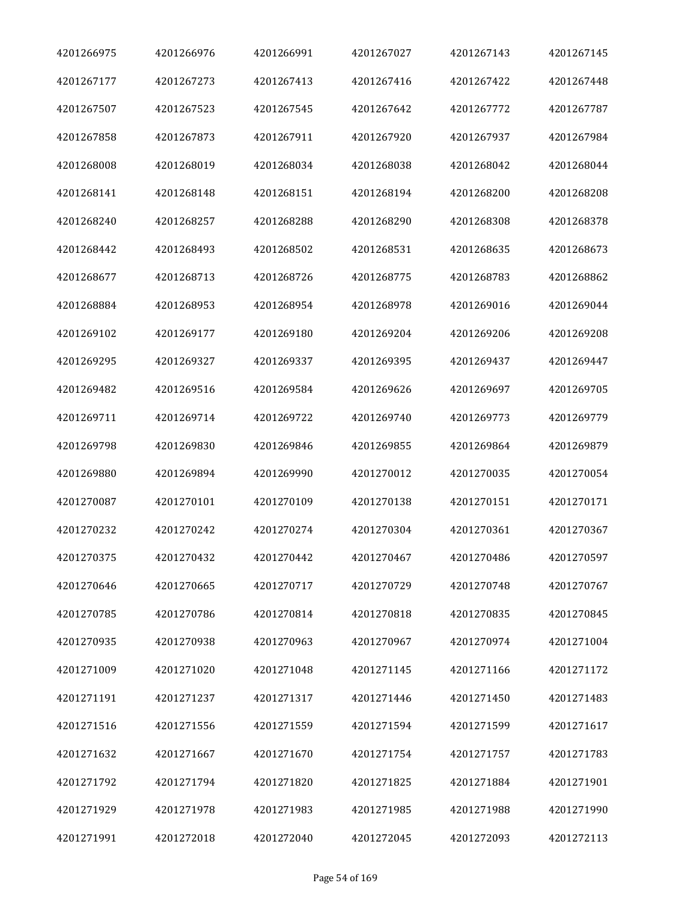| | | | | | |
|---|---|---|---|---|---|
| 4201266975 | 4201266976 | 4201266991 | 4201267027 | 4201267143 | 4201267145 |
| 4201267177 | 4201267273 | 4201267413 | 4201267416 | 4201267422 | 4201267448 |
| 4201267507 | 4201267523 | 4201267545 | 4201267642 | 4201267772 | 4201267787 |
| 4201267858 | 4201267873 | 4201267911 | 4201267920 | 4201267937 | 4201267984 |
| 4201268008 | 4201268019 | 4201268034 | 4201268038 | 4201268042 | 4201268044 |
| 4201268141 | 4201268148 | 4201268151 | 4201268194 | 4201268200 | 4201268208 |
| 4201268240 | 4201268257 | 4201268288 | 4201268290 | 4201268308 | 4201268378 |
| 4201268442 | 4201268493 | 4201268502 | 4201268531 | 4201268635 | 4201268673 |
| 4201268677 | 4201268713 | 4201268726 | 4201268775 | 4201268783 | 4201268862 |
| 4201268884 | 4201268953 | 4201268954 | 4201268978 | 4201269016 | 4201269044 |
| 4201269102 | 4201269177 | 4201269180 | 4201269204 | 4201269206 | 4201269208 |
| 4201269295 | 4201269327 | 4201269337 | 4201269395 | 4201269437 | 4201269447 |
| 4201269482 | 4201269516 | 4201269584 | 4201269626 | 4201269697 | 4201269705 |
| 4201269711 | 4201269714 | 4201269722 | 4201269740 | 4201269773 | 4201269779 |
| 4201269798 | 4201269830 | 4201269846 | 4201269855 | 4201269864 | 4201269879 |
| 4201269880 | 4201269894 | 4201269990 | 4201270012 | 4201270035 | 4201270054 |
| 4201270087 | 4201270101 | 4201270109 | 4201270138 | 4201270151 | 4201270171 |
| 4201270232 | 4201270242 | 4201270274 | 4201270304 | 4201270361 | 4201270367 |
| 4201270375 | 4201270432 | 4201270442 | 4201270467 | 4201270486 | 4201270597 |
| 4201270646 | 4201270665 | 4201270717 | 4201270729 | 4201270748 | 4201270767 |
| 4201270785 | 4201270786 | 4201270814 | 4201270818 | 4201270835 | 4201270845 |
| 4201270935 | 4201270938 | 4201270963 | 4201270967 | 4201270974 | 4201271004 |
| 4201271009 | 4201271020 | 4201271048 | 4201271145 | 4201271166 | 4201271172 |
| 4201271191 | 4201271237 | 4201271317 | 4201271446 | 4201271450 | 4201271483 |
| 4201271516 | 4201271556 | 4201271559 | 4201271594 | 4201271599 | 4201271617 |
| 4201271632 | 4201271667 | 4201271670 | 4201271754 | 4201271757 | 4201271783 |
| 4201271792 | 4201271794 | 4201271820 | 4201271825 | 4201271884 | 4201271901 |
| 4201271929 | 4201271978 | 4201271983 | 4201271985 | 4201271988 | 4201271990 |
| 4201271991 | 4201272018 | 4201272040 | 4201272045 | 4201272093 | 4201272113 |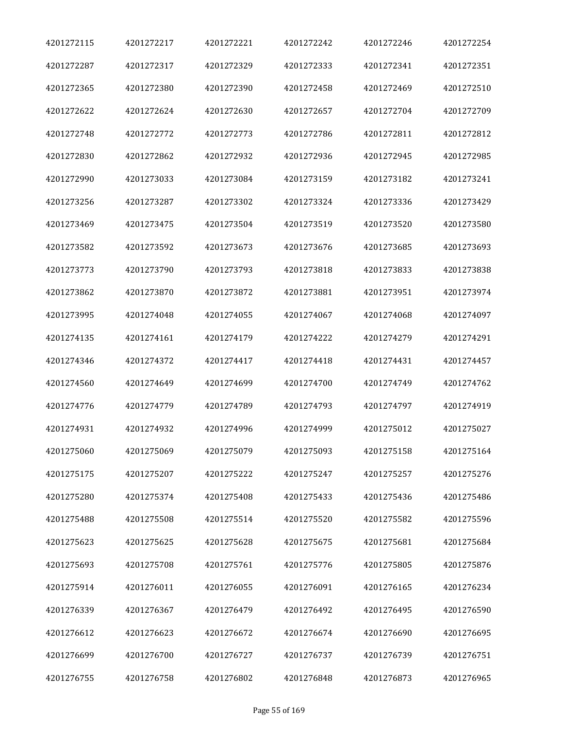| | | | | | |
|---|---|---|---|---|---|
| 4201272115 | 4201272217 | 4201272221 | 4201272242 | 4201272246 | 4201272254 |
| 4201272287 | 4201272317 | 4201272329 | 4201272333 | 4201272341 | 4201272351 |
| 4201272365 | 4201272380 | 4201272390 | 4201272458 | 4201272469 | 4201272510 |
| 4201272622 | 4201272624 | 4201272630 | 4201272657 | 4201272704 | 4201272709 |
| 4201272748 | 4201272772 | 4201272773 | 4201272786 | 4201272811 | 4201272812 |
| 4201272830 | 4201272862 | 4201272932 | 4201272936 | 4201272945 | 4201272985 |
| 4201272990 | 4201273033 | 4201273084 | 4201273159 | 4201273182 | 4201273241 |
| 4201273256 | 4201273287 | 4201273302 | 4201273324 | 4201273336 | 4201273429 |
| 4201273469 | 4201273475 | 4201273504 | 4201273519 | 4201273520 | 4201273580 |
| 4201273582 | 4201273592 | 4201273673 | 4201273676 | 4201273685 | 4201273693 |
| 4201273773 | 4201273790 | 4201273793 | 4201273818 | 4201273833 | 4201273838 |
| 4201273862 | 4201273870 | 4201273872 | 4201273881 | 4201273951 | 4201273974 |
| 4201273995 | 4201274048 | 4201274055 | 4201274067 | 4201274068 | 4201274097 |
| 4201274135 | 4201274161 | 4201274179 | 4201274222 | 4201274279 | 4201274291 |
| 4201274346 | 4201274372 | 4201274417 | 4201274418 | 4201274431 | 4201274457 |
| 4201274560 | 4201274649 | 4201274699 | 4201274700 | 4201274749 | 4201274762 |
| 4201274776 | 4201274779 | 4201274789 | 4201274793 | 4201274797 | 4201274919 |
| 4201274931 | 4201274932 | 4201274996 | 4201274999 | 4201275012 | 4201275027 |
| 4201275060 | 4201275069 | 4201275079 | 4201275093 | 4201275158 | 4201275164 |
| 4201275175 | 4201275207 | 4201275222 | 4201275247 | 4201275257 | 4201275276 |
| 4201275280 | 4201275374 | 4201275408 | 4201275433 | 4201275436 | 4201275486 |
| 4201275488 | 4201275508 | 4201275514 | 4201275520 | 4201275582 | 4201275596 |
| 4201275623 | 4201275625 | 4201275628 | 4201275675 | 4201275681 | 4201275684 |
| 4201275693 | 4201275708 | 4201275761 | 4201275776 | 4201275805 | 4201275876 |
| 4201275914 | 4201276011 | 4201276055 | 4201276091 | 4201276165 | 4201276234 |
| 4201276339 | 4201276367 | 4201276479 | 4201276492 | 4201276495 | 4201276590 |
| 4201276612 | 4201276623 | 4201276672 | 4201276674 | 4201276690 | 4201276695 |
| 4201276699 | 4201276700 | 4201276727 | 4201276737 | 4201276739 | 4201276751 |
| 4201276755 | 4201276758 | 4201276802 | 4201276848 | 4201276873 | 4201276965 |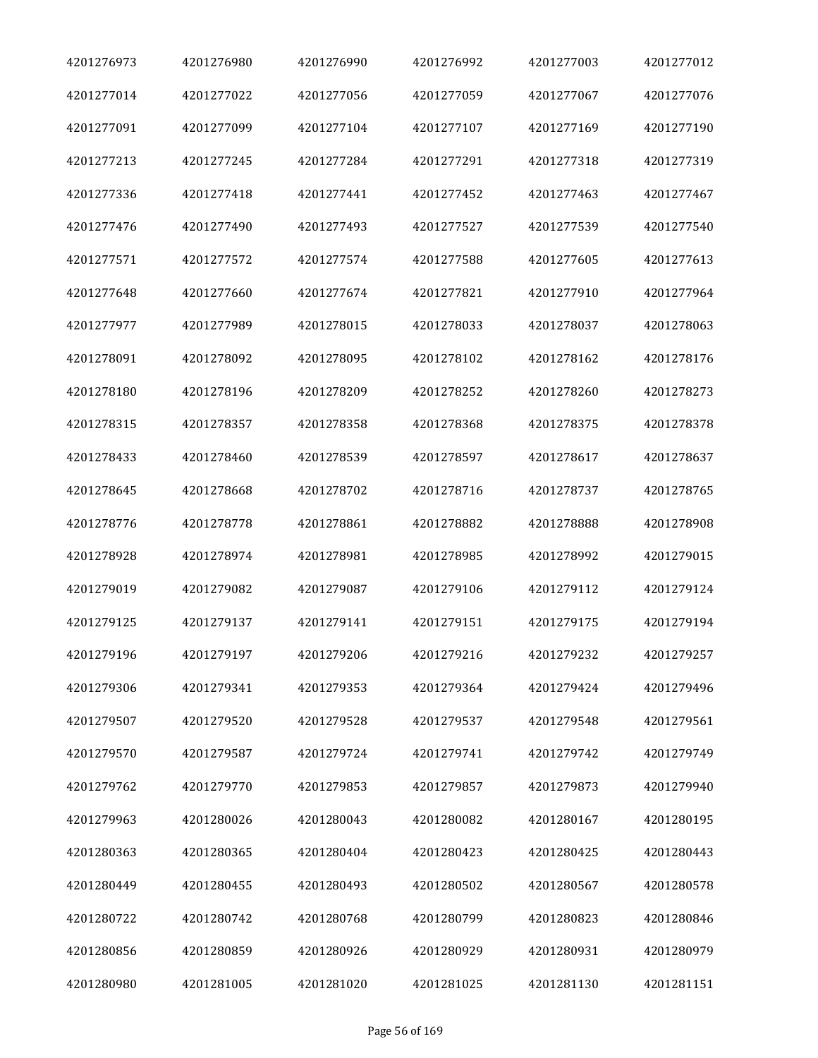| | | | | | |
|---|---|---|---|---|---|
| 4201276973 | 4201276980 | 4201276990 | 4201276992 | 4201277003 | 4201277012 |
| 4201277014 | 4201277022 | 4201277056 | 4201277059 | 4201277067 | 4201277076 |
| 4201277091 | 4201277099 | 4201277104 | 4201277107 | 4201277169 | 4201277190 |
| 4201277213 | 4201277245 | 4201277284 | 4201277291 | 4201277318 | 4201277319 |
| 4201277336 | 4201277418 | 4201277441 | 4201277452 | 4201277463 | 4201277467 |
| 4201277476 | 4201277490 | 4201277493 | 4201277527 | 4201277539 | 4201277540 |
| 4201277571 | 4201277572 | 4201277574 | 4201277588 | 4201277605 | 4201277613 |
| 4201277648 | 4201277660 | 4201277674 | 4201277821 | 4201277910 | 4201277964 |
| 4201277977 | 4201277989 | 4201278015 | 4201278033 | 4201278037 | 4201278063 |
| 4201278091 | 4201278092 | 4201278095 | 4201278102 | 4201278162 | 4201278176 |
| 4201278180 | 4201278196 | 4201278209 | 4201278252 | 4201278260 | 4201278273 |
| 4201278315 | 4201278357 | 4201278358 | 4201278368 | 4201278375 | 4201278378 |
| 4201278433 | 4201278460 | 4201278539 | 4201278597 | 4201278617 | 4201278637 |
| 4201278645 | 4201278668 | 4201278702 | 4201278716 | 4201278737 | 4201278765 |
| 4201278776 | 4201278778 | 4201278861 | 4201278882 | 4201278888 | 4201278908 |
| 4201278928 | 4201278974 | 4201278981 | 4201278985 | 4201278992 | 4201279015 |
| 4201279019 | 4201279082 | 4201279087 | 4201279106 | 4201279112 | 4201279124 |
| 4201279125 | 4201279137 | 4201279141 | 4201279151 | 4201279175 | 4201279194 |
| 4201279196 | 4201279197 | 4201279206 | 4201279216 | 4201279232 | 4201279257 |
| 4201279306 | 4201279341 | 4201279353 | 4201279364 | 4201279424 | 4201279496 |
| 4201279507 | 4201279520 | 4201279528 | 4201279537 | 4201279548 | 4201279561 |
| 4201279570 | 4201279587 | 4201279724 | 4201279741 | 4201279742 | 4201279749 |
| 4201279762 | 4201279770 | 4201279853 | 4201279857 | 4201279873 | 4201279940 |
| 4201279963 | 4201280026 | 4201280043 | 4201280082 | 4201280167 | 4201280195 |
| 4201280363 | 4201280365 | 4201280404 | 4201280423 | 4201280425 | 4201280443 |
| 4201280449 | 4201280455 | 4201280493 | 4201280502 | 4201280567 | 4201280578 |
| 4201280722 | 4201280742 | 4201280768 | 4201280799 | 4201280823 | 4201280846 |
| 4201280856 | 4201280859 | 4201280926 | 4201280929 | 4201280931 | 4201280979 |
| 4201280980 | 4201281005 | 4201281020 | 4201281025 | 4201281130 | 4201281151 |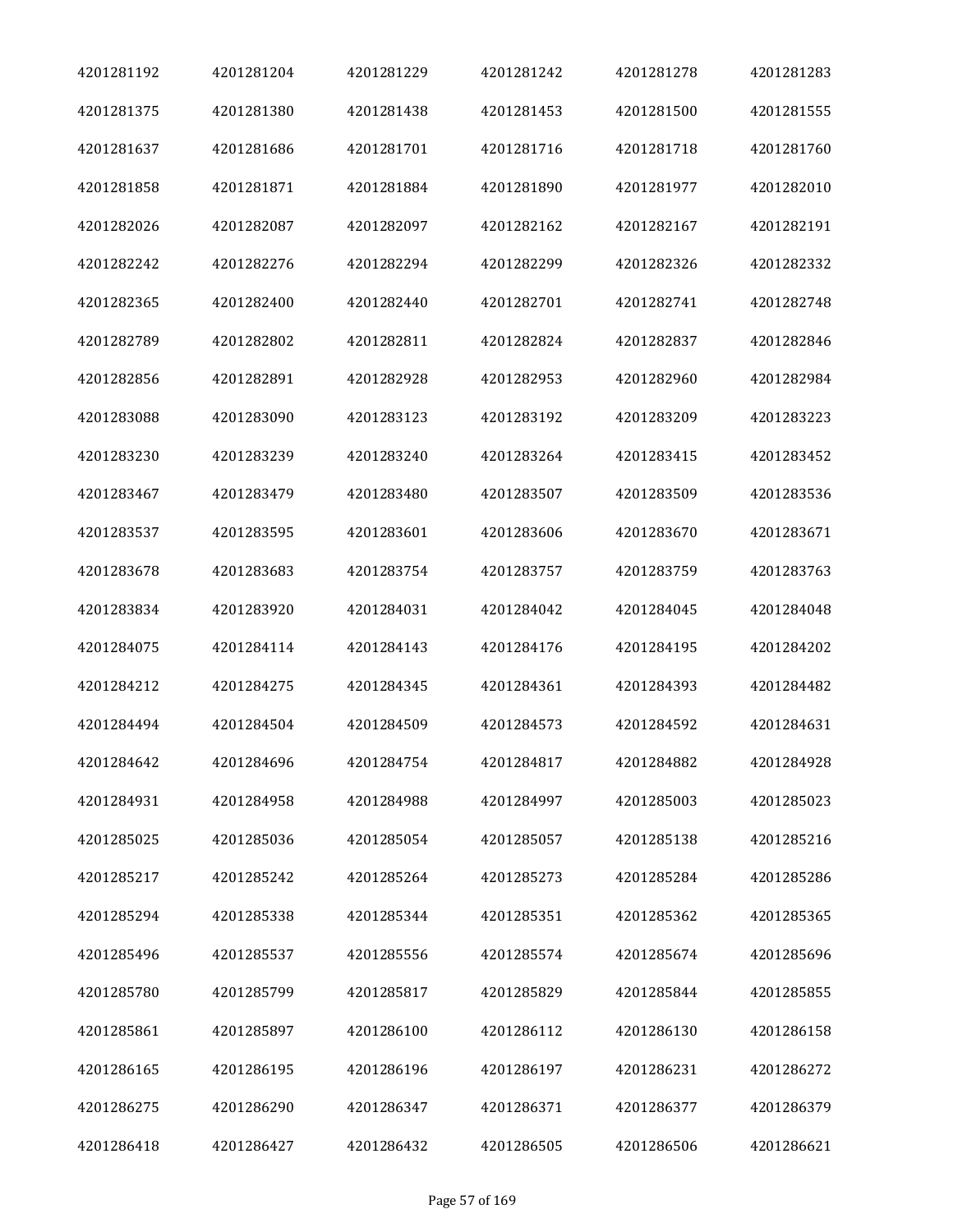| | | | | | |
|---|---|---|---|---|---|
| 4201281192 | 4201281204 | 4201281229 | 4201281242 | 4201281278 | 4201281283 |
| 4201281375 | 4201281380 | 4201281438 | 4201281453 | 4201281500 | 4201281555 |
| 4201281637 | 4201281686 | 4201281701 | 4201281716 | 4201281718 | 4201281760 |
| 4201281858 | 4201281871 | 4201281884 | 4201281890 | 4201281977 | 4201282010 |
| 4201282026 | 4201282087 | 4201282097 | 4201282162 | 4201282167 | 4201282191 |
| 4201282242 | 4201282276 | 4201282294 | 4201282299 | 4201282326 | 4201282332 |
| 4201282365 | 4201282400 | 4201282440 | 4201282701 | 4201282741 | 4201282748 |
| 4201282789 | 4201282802 | 4201282811 | 4201282824 | 4201282837 | 4201282846 |
| 4201282856 | 4201282891 | 4201282928 | 4201282953 | 4201282960 | 4201282984 |
| 4201283088 | 4201283090 | 4201283123 | 4201283192 | 4201283209 | 4201283223 |
| 4201283230 | 4201283239 | 4201283240 | 4201283264 | 4201283415 | 4201283452 |
| 4201283467 | 4201283479 | 4201283480 | 4201283507 | 4201283509 | 4201283536 |
| 4201283537 | 4201283595 | 4201283601 | 4201283606 | 4201283670 | 4201283671 |
| 4201283678 | 4201283683 | 4201283754 | 4201283757 | 4201283759 | 4201283763 |
| 4201283834 | 4201283920 | 4201284031 | 4201284042 | 4201284045 | 4201284048 |
| 4201284075 | 4201284114 | 4201284143 | 4201284176 | 4201284195 | 4201284202 |
| 4201284212 | 4201284275 | 4201284345 | 4201284361 | 4201284393 | 4201284482 |
| 4201284494 | 4201284504 | 4201284509 | 4201284573 | 4201284592 | 4201284631 |
| 4201284642 | 4201284696 | 4201284754 | 4201284817 | 4201284882 | 4201284928 |
| 4201284931 | 4201284958 | 4201284988 | 4201284997 | 4201285003 | 4201285023 |
| 4201285025 | 4201285036 | 4201285054 | 4201285057 | 4201285138 | 4201285216 |
| 4201285217 | 4201285242 | 4201285264 | 4201285273 | 4201285284 | 4201285286 |
| 4201285294 | 4201285338 | 4201285344 | 4201285351 | 4201285362 | 4201285365 |
| 4201285496 | 4201285537 | 4201285556 | 4201285574 | 4201285674 | 4201285696 |
| 4201285780 | 4201285799 | 4201285817 | 4201285829 | 4201285844 | 4201285855 |
| 4201285861 | 4201285897 | 4201286100 | 4201286112 | 4201286130 | 4201286158 |
| 4201286165 | 4201286195 | 4201286196 | 4201286197 | 4201286231 | 4201286272 |
| 4201286275 | 4201286290 | 4201286347 | 4201286371 | 4201286377 | 4201286379 |
| 4201286418 | 4201286427 | 4201286432 | 4201286505 | 4201286506 | 4201286621 |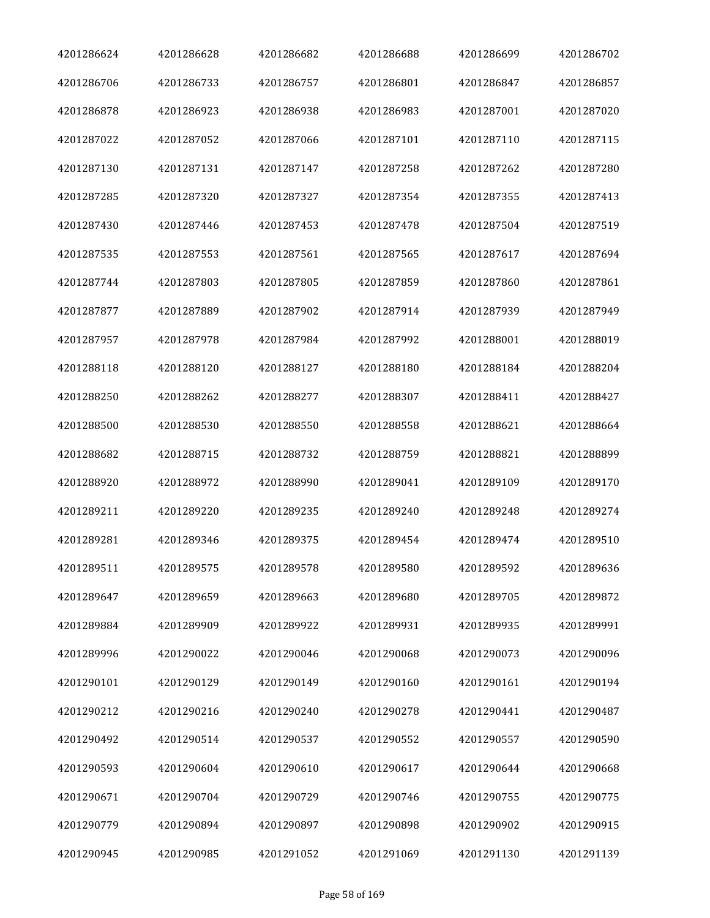| | | | | | |
|---|---|---|---|---|---|
| 4201286624 | 4201286628 | 4201286682 | 4201286688 | 4201286699 | 4201286702 |
| 4201286706 | 4201286733 | 4201286757 | 4201286801 | 4201286847 | 4201286857 |
| 4201286878 | 4201286923 | 4201286938 | 4201286983 | 4201287001 | 4201287020 |
| 4201287022 | 4201287052 | 4201287066 | 4201287101 | 4201287110 | 4201287115 |
| 4201287130 | 4201287131 | 4201287147 | 4201287258 | 4201287262 | 4201287280 |
| 4201287285 | 4201287320 | 4201287327 | 4201287354 | 4201287355 | 4201287413 |
| 4201287430 | 4201287446 | 4201287453 | 4201287478 | 4201287504 | 4201287519 |
| 4201287535 | 4201287553 | 4201287561 | 4201287565 | 4201287617 | 4201287694 |
| 4201287744 | 4201287803 | 4201287805 | 4201287859 | 4201287860 | 4201287861 |
| 4201287877 | 4201287889 | 4201287902 | 4201287914 | 4201287939 | 4201287949 |
| 4201287957 | 4201287978 | 4201287984 | 4201287992 | 4201288001 | 4201288019 |
| 4201288118 | 4201288120 | 4201288127 | 4201288180 | 4201288184 | 4201288204 |
| 4201288250 | 4201288262 | 4201288277 | 4201288307 | 4201288411 | 4201288427 |
| 4201288500 | 4201288530 | 4201288550 | 4201288558 | 4201288621 | 4201288664 |
| 4201288682 | 4201288715 | 4201288732 | 4201288759 | 4201288821 | 4201288899 |
| 4201288920 | 4201288972 | 4201288990 | 4201289041 | 4201289109 | 4201289170 |
| 4201289211 | 4201289220 | 4201289235 | 4201289240 | 4201289248 | 4201289274 |
| 4201289281 | 4201289346 | 4201289375 | 4201289454 | 4201289474 | 4201289510 |
| 4201289511 | 4201289575 | 4201289578 | 4201289580 | 4201289592 | 4201289636 |
| 4201289647 | 4201289659 | 4201289663 | 4201289680 | 4201289705 | 4201289872 |
| 4201289884 | 4201289909 | 4201289922 | 4201289931 | 4201289935 | 4201289991 |
| 4201289996 | 4201290022 | 4201290046 | 4201290068 | 4201290073 | 4201290096 |
| 4201290101 | 4201290129 | 4201290149 | 4201290160 | 4201290161 | 4201290194 |
| 4201290212 | 4201290216 | 4201290240 | 4201290278 | 4201290441 | 4201290487 |
| 4201290492 | 4201290514 | 4201290537 | 4201290552 | 4201290557 | 4201290590 |
| 4201290593 | 4201290604 | 4201290610 | 4201290617 | 4201290644 | 4201290668 |
| 4201290671 | 4201290704 | 4201290729 | 4201290746 | 4201290755 | 4201290775 |
| 4201290779 | 4201290894 | 4201290897 | 4201290898 | 4201290902 | 4201290915 |
| 4201290945 | 4201290985 | 4201291052 | 4201291069 | 4201291130 | 4201291139 |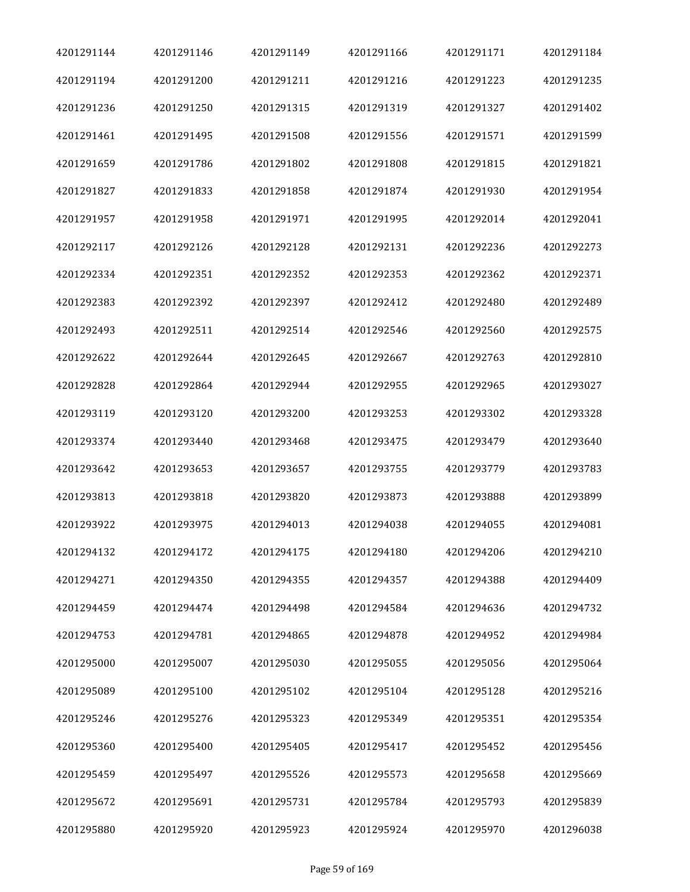| 4201291144 | 4201291146 | 4201291149 | 4201291166 | 4201291171 | 4201291184 |
|---|---|---|---|---|---|
| 4201291194 | 4201291200 | 4201291211 | 4201291216 | 4201291223 | 4201291235 |
| 4201291236 | 4201291250 | 4201291315 | 4201291319 | 4201291327 | 4201291402 |
| 4201291461 | 4201291495 | 4201291508 | 4201291556 | 4201291571 | 4201291599 |
| 4201291659 | 4201291786 | 4201291802 | 4201291808 | 4201291815 | 4201291821 |
| 4201291827 | 4201291833 | 4201291858 | 4201291874 | 4201291930 | 4201291954 |
| 4201291957 | 4201291958 | 4201291971 | 4201291995 | 4201292014 | 4201292041 |
| 4201292117 | 4201292126 | 4201292128 | 4201292131 | 4201292236 | 4201292273 |
| 4201292334 | 4201292351 | 4201292352 | 4201292353 | 4201292362 | 4201292371 |
| 4201292383 | 4201292392 | 4201292397 | 4201292412 | 4201292480 | 4201292489 |
| 4201292493 | 4201292511 | 4201292514 | 4201292546 | 4201292560 | 4201292575 |
| 4201292622 | 4201292644 | 4201292645 | 4201292667 | 4201292763 | 4201292810 |
| 4201292828 | 4201292864 | 4201292944 | 4201292955 | 4201292965 | 4201293027 |
| 4201293119 | 4201293120 | 4201293200 | 4201293253 | 4201293302 | 4201293328 |
| 4201293374 | 4201293440 | 4201293468 | 4201293475 | 4201293479 | 4201293640 |
| 4201293642 | 4201293653 | 4201293657 | 4201293755 | 4201293779 | 4201293783 |
| 4201293813 | 4201293818 | 4201293820 | 4201293873 | 4201293888 | 4201293899 |
| 4201293922 | 4201293975 | 4201294013 | 4201294038 | 4201294055 | 4201294081 |
| 4201294132 | 4201294172 | 4201294175 | 4201294180 | 4201294206 | 4201294210 |
| 4201294271 | 4201294350 | 4201294355 | 4201294357 | 4201294388 | 4201294409 |
| 4201294459 | 4201294474 | 4201294498 | 4201294584 | 4201294636 | 4201294732 |
| 4201294753 | 4201294781 | 4201294865 | 4201294878 | 4201294952 | 4201294984 |
| 4201295000 | 4201295007 | 4201295030 | 4201295055 | 4201295056 | 4201295064 |
| 4201295089 | 4201295100 | 4201295102 | 4201295104 | 4201295128 | 4201295216 |
| 4201295246 | 4201295276 | 4201295323 | 4201295349 | 4201295351 | 4201295354 |
| 4201295360 | 4201295400 | 4201295405 | 4201295417 | 4201295452 | 4201295456 |
| 4201295459 | 4201295497 | 4201295526 | 4201295573 | 4201295658 | 4201295669 |
| 4201295672 | 4201295691 | 4201295731 | 4201295784 | 4201295793 | 4201295839 |
| 4201295880 | 4201295920 | 4201295923 | 4201295924 | 4201295970 | 4201296038 |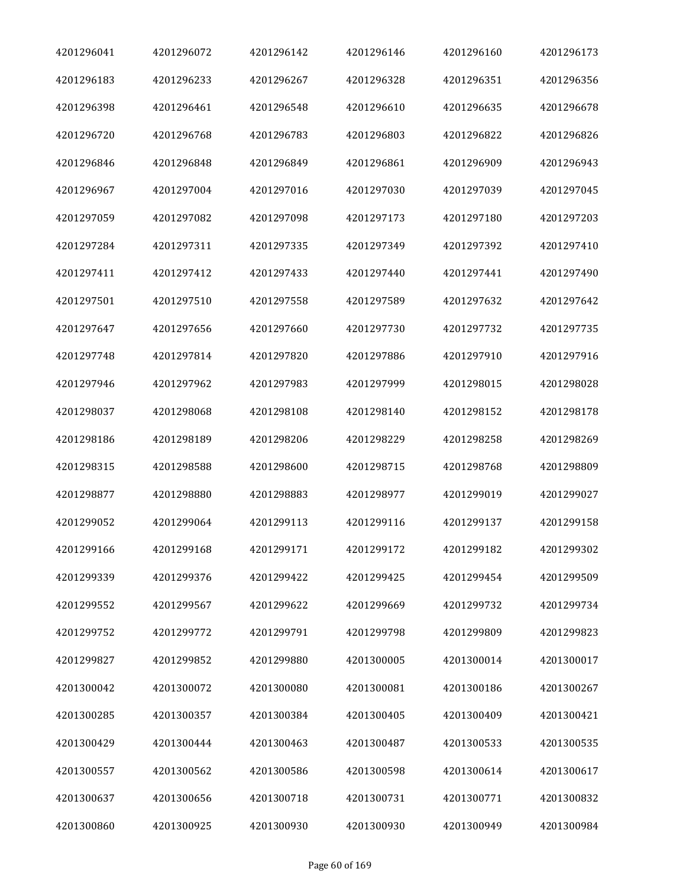| 4201296041 | 4201296072 | 4201296142 | 4201296146 | 4201296160 | 4201296173 |
|---|---|---|---|---|---|
| 4201296183 | 4201296233 | 4201296267 | 4201296328 | 4201296351 | 4201296356 |
| 4201296398 | 4201296461 | 4201296548 | 4201296610 | 4201296635 | 4201296678 |
| 4201296720 | 4201296768 | 4201296783 | 4201296803 | 4201296822 | 4201296826 |
| 4201296846 | 4201296848 | 4201296849 | 4201296861 | 4201296909 | 4201296943 |
| 4201296967 | 4201297004 | 4201297016 | 4201297030 | 4201297039 | 4201297045 |
| 4201297059 | 4201297082 | 4201297098 | 4201297173 | 4201297180 | 4201297203 |
| 4201297284 | 4201297311 | 4201297335 | 4201297349 | 4201297392 | 4201297410 |
| 4201297411 | 4201297412 | 4201297433 | 4201297440 | 4201297441 | 4201297490 |
| 4201297501 | 4201297510 | 4201297558 | 4201297589 | 4201297632 | 4201297642 |
| 4201297647 | 4201297656 | 4201297660 | 4201297730 | 4201297732 | 4201297735 |
| 4201297748 | 4201297814 | 4201297820 | 4201297886 | 4201297910 | 4201297916 |
| 4201297946 | 4201297962 | 4201297983 | 4201297999 | 4201298015 | 4201298028 |
| 4201298037 | 4201298068 | 4201298108 | 4201298140 | 4201298152 | 4201298178 |
| 4201298186 | 4201298189 | 4201298206 | 4201298229 | 4201298258 | 4201298269 |
| 4201298315 | 4201298588 | 4201298600 | 4201298715 | 4201298768 | 4201298809 |
| 4201298877 | 4201298880 | 4201298883 | 4201298977 | 4201299019 | 4201299027 |
| 4201299052 | 4201299064 | 4201299113 | 4201299116 | 4201299137 | 4201299158 |
| 4201299166 | 4201299168 | 4201299171 | 4201299172 | 4201299182 | 4201299302 |
| 4201299339 | 4201299376 | 4201299422 | 4201299425 | 4201299454 | 4201299509 |
| 4201299552 | 4201299567 | 4201299622 | 4201299669 | 4201299732 | 4201299734 |
| 4201299752 | 4201299772 | 4201299791 | 4201299798 | 4201299809 | 4201299823 |
| 4201299827 | 4201299852 | 4201299880 | 4201300005 | 4201300014 | 4201300017 |
| 4201300042 | 4201300072 | 4201300080 | 4201300081 | 4201300186 | 4201300267 |
| 4201300285 | 4201300357 | 4201300384 | 4201300405 | 4201300409 | 4201300421 |
| 4201300429 | 4201300444 | 4201300463 | 4201300487 | 4201300533 | 4201300535 |
| 4201300557 | 4201300562 | 4201300586 | 4201300598 | 4201300614 | 4201300617 |
| 4201300637 | 4201300656 | 4201300718 | 4201300731 | 4201300771 | 4201300832 |
| 4201300860 | 4201300925 | 4201300930 | 4201300930 | 4201300949 | 4201300984 |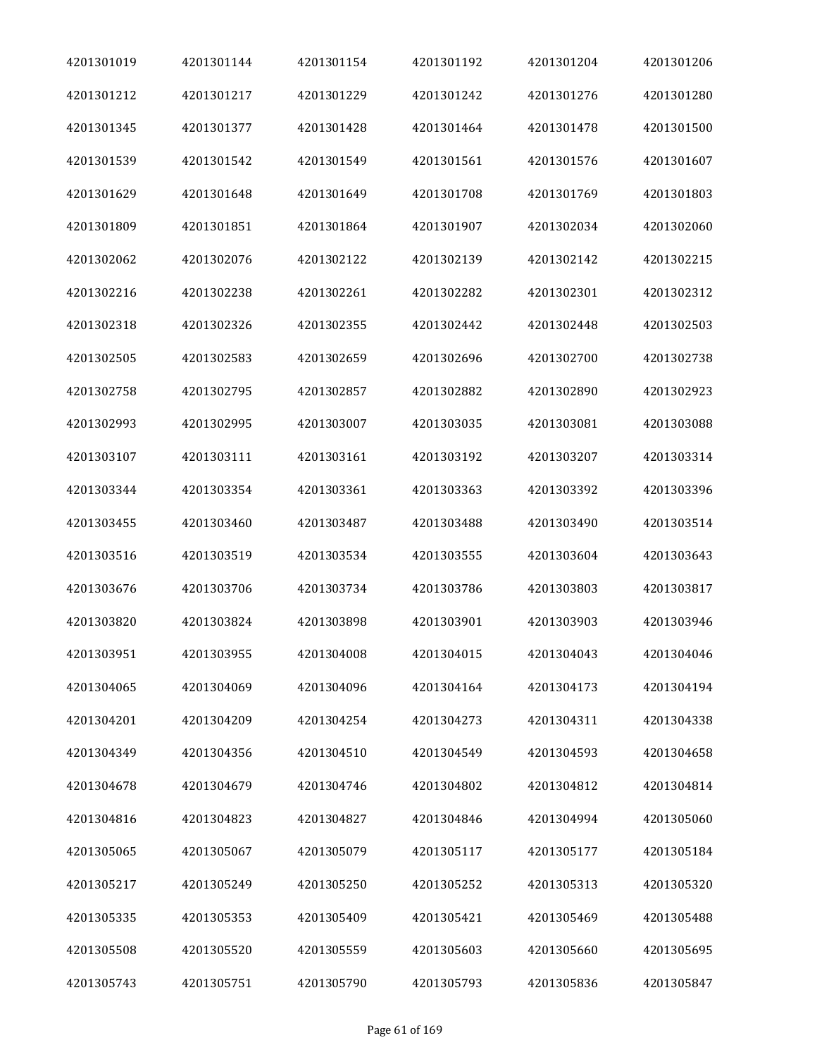| | | | | | |
|---|---|---|---|---|---|
| 4201301019 | 4201301144 | 4201301154 | 4201301192 | 4201301204 | 4201301206 |
| 4201301212 | 4201301217 | 4201301229 | 4201301242 | 4201301276 | 4201301280 |
| 4201301345 | 4201301377 | 4201301428 | 4201301464 | 4201301478 | 4201301500 |
| 4201301539 | 4201301542 | 4201301549 | 4201301561 | 4201301576 | 4201301607 |
| 4201301629 | 4201301648 | 4201301649 | 4201301708 | 4201301769 | 4201301803 |
| 4201301809 | 4201301851 | 4201301864 | 4201301907 | 4201302034 | 4201302060 |
| 4201302062 | 4201302076 | 4201302122 | 4201302139 | 4201302142 | 4201302215 |
| 4201302216 | 4201302238 | 4201302261 | 4201302282 | 4201302301 | 4201302312 |
| 4201302318 | 4201302326 | 4201302355 | 4201302442 | 4201302448 | 4201302503 |
| 4201302505 | 4201302583 | 4201302659 | 4201302696 | 4201302700 | 4201302738 |
| 4201302758 | 4201302795 | 4201302857 | 4201302882 | 4201302890 | 4201302923 |
| 4201302993 | 4201302995 | 4201303007 | 4201303035 | 4201303081 | 4201303088 |
| 4201303107 | 4201303111 | 4201303161 | 4201303192 | 4201303207 | 4201303314 |
| 4201303344 | 4201303354 | 4201303361 | 4201303363 | 4201303392 | 4201303396 |
| 4201303455 | 4201303460 | 4201303487 | 4201303488 | 4201303490 | 4201303514 |
| 4201303516 | 4201303519 | 4201303534 | 4201303555 | 4201303604 | 4201303643 |
| 4201303676 | 4201303706 | 4201303734 | 4201303786 | 4201303803 | 4201303817 |
| 4201303820 | 4201303824 | 4201303898 | 4201303901 | 4201303903 | 4201303946 |
| 4201303951 | 4201303955 | 4201304008 | 4201304015 | 4201304043 | 4201304046 |
| 4201304065 | 4201304069 | 4201304096 | 4201304164 | 4201304173 | 4201304194 |
| 4201304201 | 4201304209 | 4201304254 | 4201304273 | 4201304311 | 4201304338 |
| 4201304349 | 4201304356 | 4201304510 | 4201304549 | 4201304593 | 4201304658 |
| 4201304678 | 4201304679 | 4201304746 | 4201304802 | 4201304812 | 4201304814 |
| 4201304816 | 4201304823 | 4201304827 | 4201304846 | 4201304994 | 4201305060 |
| 4201305065 | 4201305067 | 4201305079 | 4201305117 | 4201305177 | 4201305184 |
| 4201305217 | 4201305249 | 4201305250 | 4201305252 | 4201305313 | 4201305320 |
| 4201305335 | 4201305353 | 4201305409 | 4201305421 | 4201305469 | 4201305488 |
| 4201305508 | 4201305520 | 4201305559 | 4201305603 | 4201305660 | 4201305695 |
| 4201305743 | 4201305751 | 4201305790 | 4201305793 | 4201305836 | 4201305847 |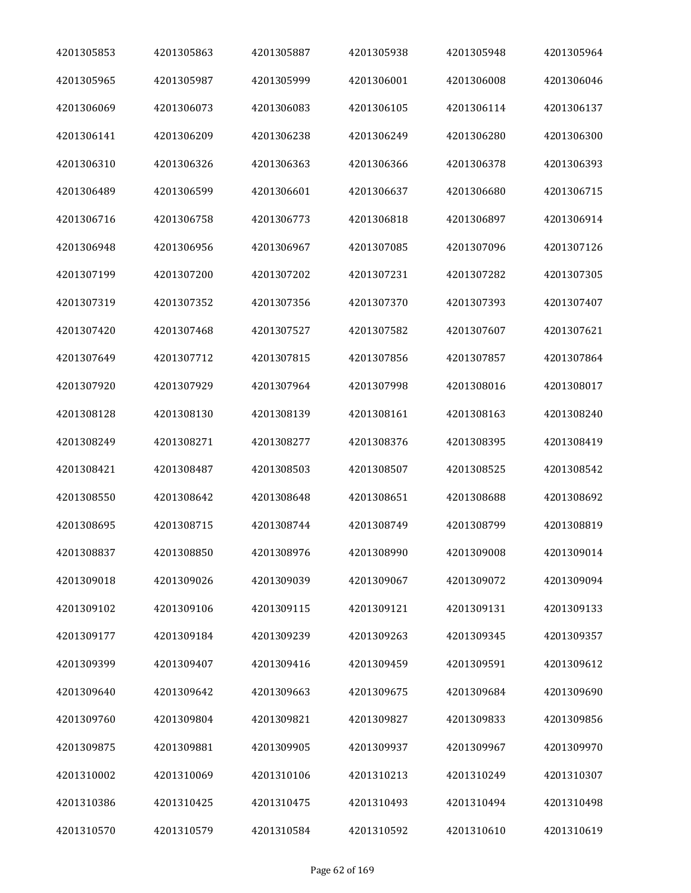| | | | | | |
|---|---|---|---|---|---|
| 4201305853 | 4201305863 | 4201305887 | 4201305938 | 4201305948 | 4201305964 |
| 4201305965 | 4201305987 | 4201305999 | 4201306001 | 4201306008 | 4201306046 |
| 4201306069 | 4201306073 | 4201306083 | 4201306105 | 4201306114 | 4201306137 |
| 4201306141 | 4201306209 | 4201306238 | 4201306249 | 4201306280 | 4201306300 |
| 4201306310 | 4201306326 | 4201306363 | 4201306366 | 4201306378 | 4201306393 |
| 4201306489 | 4201306599 | 4201306601 | 4201306637 | 4201306680 | 4201306715 |
| 4201306716 | 4201306758 | 4201306773 | 4201306818 | 4201306897 | 4201306914 |
| 4201306948 | 4201306956 | 4201306967 | 4201307085 | 4201307096 | 4201307126 |
| 4201307199 | 4201307200 | 4201307202 | 4201307231 | 4201307282 | 4201307305 |
| 4201307319 | 4201307352 | 4201307356 | 4201307370 | 4201307393 | 4201307407 |
| 4201307420 | 4201307468 | 4201307527 | 4201307582 | 4201307607 | 4201307621 |
| 4201307649 | 4201307712 | 4201307815 | 4201307856 | 4201307857 | 4201307864 |
| 4201307920 | 4201307929 | 4201307964 | 4201307998 | 4201308016 | 4201308017 |
| 4201308128 | 4201308130 | 4201308139 | 4201308161 | 4201308163 | 4201308240 |
| 4201308249 | 4201308271 | 4201308277 | 4201308376 | 4201308395 | 4201308419 |
| 4201308421 | 4201308487 | 4201308503 | 4201308507 | 4201308525 | 4201308542 |
| 4201308550 | 4201308642 | 4201308648 | 4201308651 | 4201308688 | 4201308692 |
| 4201308695 | 4201308715 | 4201308744 | 4201308749 | 4201308799 | 4201308819 |
| 4201308837 | 4201308850 | 4201308976 | 4201308990 | 4201309008 | 4201309014 |
| 4201309018 | 4201309026 | 4201309039 | 4201309067 | 4201309072 | 4201309094 |
| 4201309102 | 4201309106 | 4201309115 | 4201309121 | 4201309131 | 4201309133 |
| 4201309177 | 4201309184 | 4201309239 | 4201309263 | 4201309345 | 4201309357 |
| 4201309399 | 4201309407 | 4201309416 | 4201309459 | 4201309591 | 4201309612 |
| 4201309640 | 4201309642 | 4201309663 | 4201309675 | 4201309684 | 4201309690 |
| 4201309760 | 4201309804 | 4201309821 | 4201309827 | 4201309833 | 4201309856 |
| 4201309875 | 4201309881 | 4201309905 | 4201309937 | 4201309967 | 4201309970 |
| 4201310002 | 4201310069 | 4201310106 | 4201310213 | 4201310249 | 4201310307 |
| 4201310386 | 4201310425 | 4201310475 | 4201310493 | 4201310494 | 4201310498 |
| 4201310570 | 4201310579 | 4201310584 | 4201310592 | 4201310610 | 4201310619 |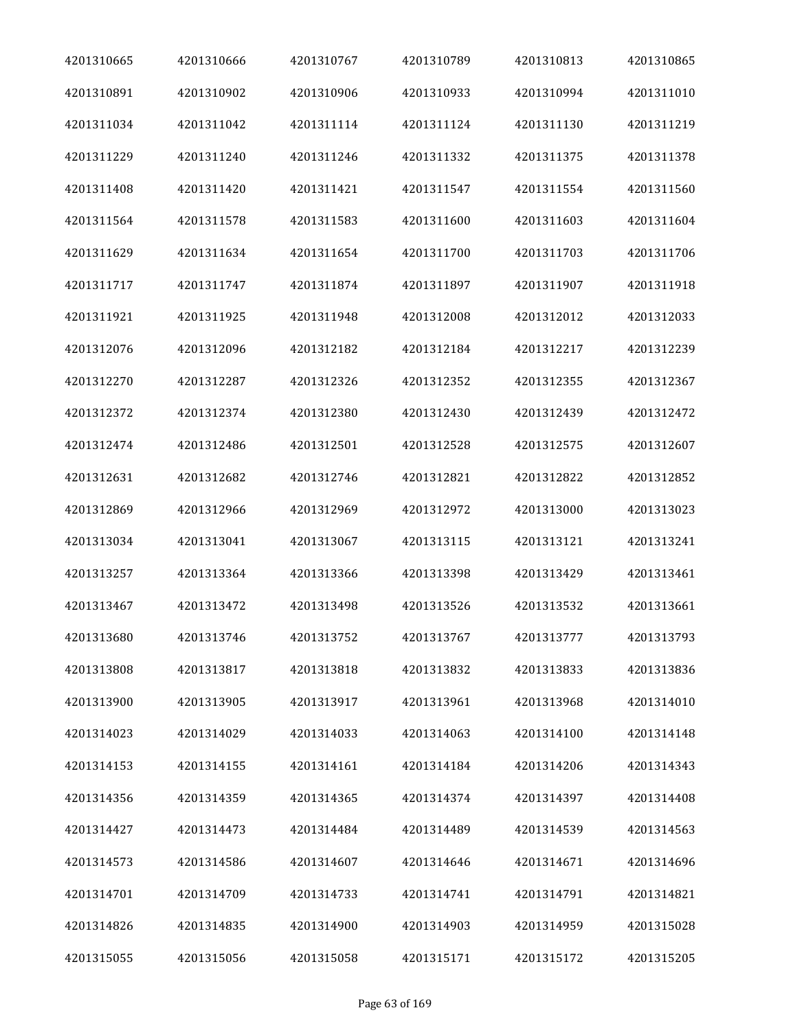| 4201310665 | 4201310666 | 4201310767 | 4201310789 | 4201310813 | 4201310865 |
|---|---|---|---|---|---|
| 4201310891 | 4201310902 | 4201310906 | 4201310933 | 4201310994 | 4201311010 |
| 4201311034 | 4201311042 | 4201311114 | 4201311124 | 4201311130 | 4201311219 |
| 4201311229 | 4201311240 | 4201311246 | 4201311332 | 4201311375 | 4201311378 |
| 4201311408 | 4201311420 | 4201311421 | 4201311547 | 4201311554 | 4201311560 |
| 4201311564 | 4201311578 | 4201311583 | 4201311600 | 4201311603 | 4201311604 |
| 4201311629 | 4201311634 | 4201311654 | 4201311700 | 4201311703 | 4201311706 |
| 4201311717 | 4201311747 | 4201311874 | 4201311897 | 4201311907 | 4201311918 |
| 4201311921 | 4201311925 | 4201311948 | 4201312008 | 4201312012 | 4201312033 |
| 4201312076 | 4201312096 | 4201312182 | 4201312184 | 4201312217 | 4201312239 |
| 4201312270 | 4201312287 | 4201312326 | 4201312352 | 4201312355 | 4201312367 |
| 4201312372 | 4201312374 | 4201312380 | 4201312430 | 4201312439 | 4201312472 |
| 4201312474 | 4201312486 | 4201312501 | 4201312528 | 4201312575 | 4201312607 |
| 4201312631 | 4201312682 | 4201312746 | 4201312821 | 4201312822 | 4201312852 |
| 4201312869 | 4201312966 | 4201312969 | 4201312972 | 4201313000 | 4201313023 |
| 4201313034 | 4201313041 | 4201313067 | 4201313115 | 4201313121 | 4201313241 |
| 4201313257 | 4201313364 | 4201313366 | 4201313398 | 4201313429 | 4201313461 |
| 4201313467 | 4201313472 | 4201313498 | 4201313526 | 4201313532 | 4201313661 |
| 4201313680 | 4201313746 | 4201313752 | 4201313767 | 4201313777 | 4201313793 |
| 4201313808 | 4201313817 | 4201313818 | 4201313832 | 4201313833 | 4201313836 |
| 4201313900 | 4201313905 | 4201313917 | 4201313961 | 4201313968 | 4201314010 |
| 4201314023 | 4201314029 | 4201314033 | 4201314063 | 4201314100 | 4201314148 |
| 4201314153 | 4201314155 | 4201314161 | 4201314184 | 4201314206 | 4201314343 |
| 4201314356 | 4201314359 | 4201314365 | 4201314374 | 4201314397 | 4201314408 |
| 4201314427 | 4201314473 | 4201314484 | 4201314489 | 4201314539 | 4201314563 |
| 4201314573 | 4201314586 | 4201314607 | 4201314646 | 4201314671 | 4201314696 |
| 4201314701 | 4201314709 | 4201314733 | 4201314741 | 4201314791 | 4201314821 |
| 4201314826 | 4201314835 | 4201314900 | 4201314903 | 4201314959 | 4201315028 |
| 4201315055 | 4201315056 | 4201315058 | 4201315171 | 4201315172 | 4201315205 |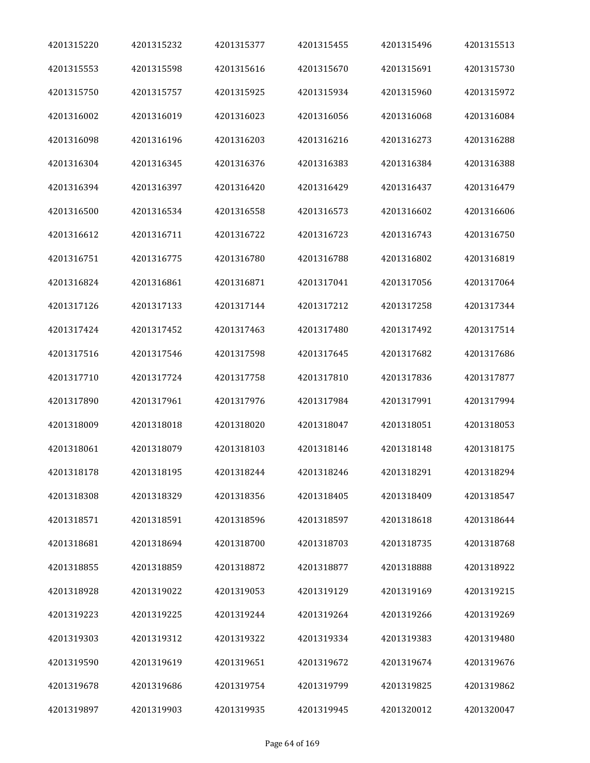| | | | | | |
|---|---|---|---|---|---|
| 4201315220 | 4201315232 | 4201315377 | 4201315455 | 4201315496 | 4201315513 |
| 4201315553 | 4201315598 | 4201315616 | 4201315670 | 4201315691 | 4201315730 |
| 4201315750 | 4201315757 | 4201315925 | 4201315934 | 4201315960 | 4201315972 |
| 4201316002 | 4201316019 | 4201316023 | 4201316056 | 4201316068 | 4201316084 |
| 4201316098 | 4201316196 | 4201316203 | 4201316216 | 4201316273 | 4201316288 |
| 4201316304 | 4201316345 | 4201316376 | 4201316383 | 4201316384 | 4201316388 |
| 4201316394 | 4201316397 | 4201316420 | 4201316429 | 4201316437 | 4201316479 |
| 4201316500 | 4201316534 | 4201316558 | 4201316573 | 4201316602 | 4201316606 |
| 4201316612 | 4201316711 | 4201316722 | 4201316723 | 4201316743 | 4201316750 |
| 4201316751 | 4201316775 | 4201316780 | 4201316788 | 4201316802 | 4201316819 |
| 4201316824 | 4201316861 | 4201316871 | 4201317041 | 4201317056 | 4201317064 |
| 4201317126 | 4201317133 | 4201317144 | 4201317212 | 4201317258 | 4201317344 |
| 4201317424 | 4201317452 | 4201317463 | 4201317480 | 4201317492 | 4201317514 |
| 4201317516 | 4201317546 | 4201317598 | 4201317645 | 4201317682 | 4201317686 |
| 4201317710 | 4201317724 | 4201317758 | 4201317810 | 4201317836 | 4201317877 |
| 4201317890 | 4201317961 | 4201317976 | 4201317984 | 4201317991 | 4201317994 |
| 4201318009 | 4201318018 | 4201318020 | 4201318047 | 4201318051 | 4201318053 |
| 4201318061 | 4201318079 | 4201318103 | 4201318146 | 4201318148 | 4201318175 |
| 4201318178 | 4201318195 | 4201318244 | 4201318246 | 4201318291 | 4201318294 |
| 4201318308 | 4201318329 | 4201318356 | 4201318405 | 4201318409 | 4201318547 |
| 4201318571 | 4201318591 | 4201318596 | 4201318597 | 4201318618 | 4201318644 |
| 4201318681 | 4201318694 | 4201318700 | 4201318703 | 4201318735 | 4201318768 |
| 4201318855 | 4201318859 | 4201318872 | 4201318877 | 4201318888 | 4201318922 |
| 4201318928 | 4201319022 | 4201319053 | 4201319129 | 4201319169 | 4201319215 |
| 4201319223 | 4201319225 | 4201319244 | 4201319264 | 4201319266 | 4201319269 |
| 4201319303 | 4201319312 | 4201319322 | 4201319334 | 4201319383 | 4201319480 |
| 4201319590 | 4201319619 | 4201319651 | 4201319672 | 4201319674 | 4201319676 |
| 4201319678 | 4201319686 | 4201319754 | 4201319799 | 4201319825 | 4201319862 |
| 4201319897 | 4201319903 | 4201319935 | 4201319945 | 4201320012 | 4201320047 |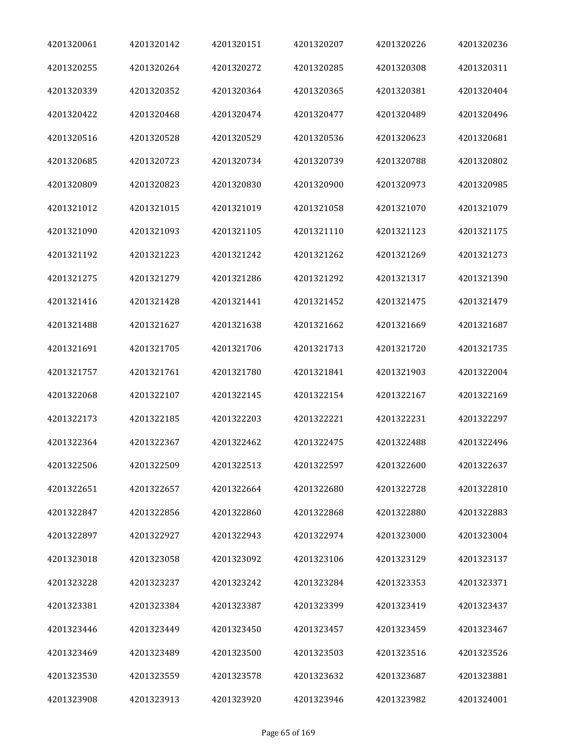| | | | | | |
|---|---|---|---|---|---|
| 4201320061 | 4201320142 | 4201320151 | 4201320207 | 4201320226 | 4201320236 |
| 4201320255 | 4201320264 | 4201320272 | 4201320285 | 4201320308 | 4201320311 |
| 4201320339 | 4201320352 | 4201320364 | 4201320365 | 4201320381 | 4201320404 |
| 4201320422 | 4201320468 | 4201320474 | 4201320477 | 4201320489 | 4201320496 |
| 4201320516 | 4201320528 | 4201320529 | 4201320536 | 4201320623 | 4201320681 |
| 4201320685 | 4201320723 | 4201320734 | 4201320739 | 4201320788 | 4201320802 |
| 4201320809 | 4201320823 | 4201320830 | 4201320900 | 4201320973 | 4201320985 |
| 4201321012 | 4201321015 | 4201321019 | 4201321058 | 4201321070 | 4201321079 |
| 4201321090 | 4201321093 | 4201321105 | 4201321110 | 4201321123 | 4201321175 |
| 4201321192 | 4201321223 | 4201321242 | 4201321262 | 4201321269 | 4201321273 |
| 4201321275 | 4201321279 | 4201321286 | 4201321292 | 4201321317 | 4201321390 |
| 4201321416 | 4201321428 | 4201321441 | 4201321452 | 4201321475 | 4201321479 |
| 4201321488 | 4201321627 | 4201321638 | 4201321662 | 4201321669 | 4201321687 |
| 4201321691 | 4201321705 | 4201321706 | 4201321713 | 4201321720 | 4201321735 |
| 4201321757 | 4201321761 | 4201321780 | 4201321841 | 4201321903 | 4201322004 |
| 4201322068 | 4201322107 | 4201322145 | 4201322154 | 4201322167 | 4201322169 |
| 4201322173 | 4201322185 | 4201322203 | 4201322221 | 4201322231 | 4201322297 |
| 4201322364 | 4201322367 | 4201322462 | 4201322475 | 4201322488 | 4201322496 |
| 4201322506 | 4201322509 | 4201322513 | 4201322597 | 4201322600 | 4201322637 |
| 4201322651 | 4201322657 | 4201322664 | 4201322680 | 4201322728 | 4201322810 |
| 4201322847 | 4201322856 | 4201322860 | 4201322868 | 4201322880 | 4201322883 |
| 4201322897 | 4201322927 | 4201322943 | 4201322974 | 4201323000 | 4201323004 |
| 4201323018 | 4201323058 | 4201323092 | 4201323106 | 4201323129 | 4201323137 |
| 4201323228 | 4201323237 | 4201323242 | 4201323284 | 4201323353 | 4201323371 |
| 4201323381 | 4201323384 | 4201323387 | 4201323399 | 4201323419 | 4201323437 |
| 4201323446 | 4201323449 | 4201323450 | 4201323457 | 4201323459 | 4201323467 |
| 4201323469 | 4201323489 | 4201323500 | 4201323503 | 4201323516 | 4201323526 |
| 4201323530 | 4201323559 | 4201323578 | 4201323632 | 4201323687 | 4201323881 |
| 4201323908 | 4201323913 | 4201323920 | 4201323946 | 4201323982 | 4201324001 |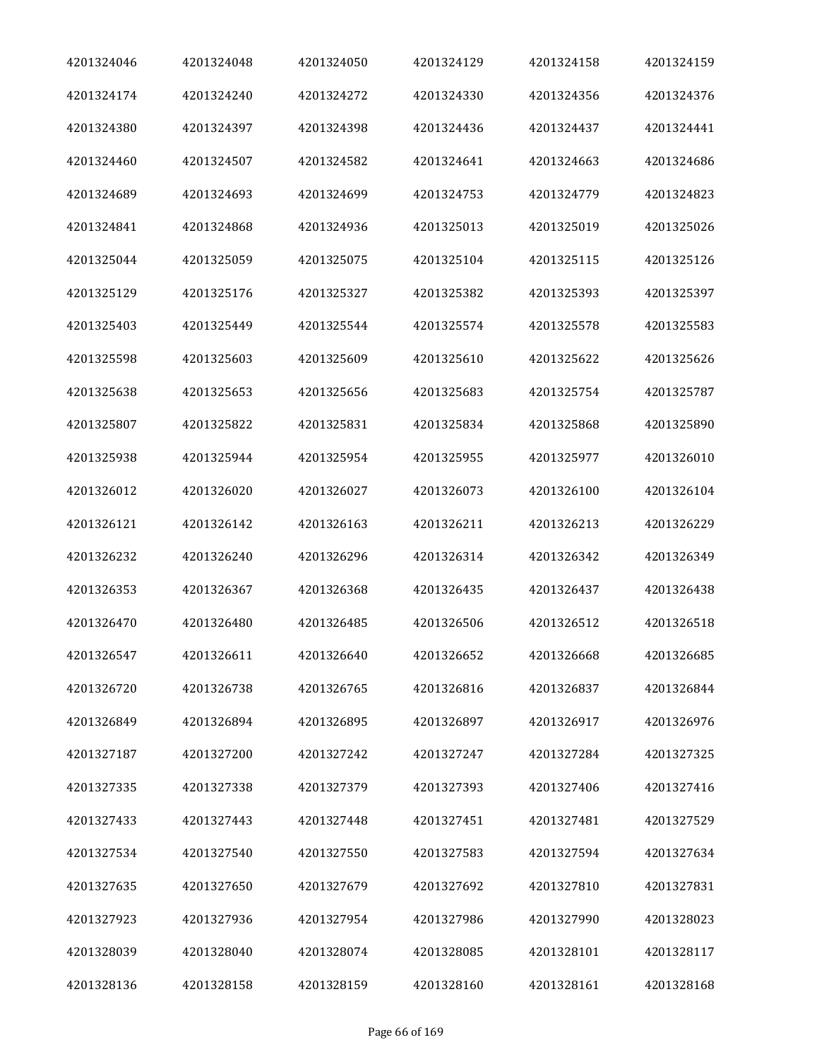| | | | | | |
|---|---|---|---|---|---|
| 4201324046 | 4201324048 | 4201324050 | 4201324129 | 4201324158 | 4201324159 |
| 4201324174 | 4201324240 | 4201324272 | 4201324330 | 4201324356 | 4201324376 |
| 4201324380 | 4201324397 | 4201324398 | 4201324436 | 4201324437 | 4201324441 |
| 4201324460 | 4201324507 | 4201324582 | 4201324641 | 4201324663 | 4201324686 |
| 4201324689 | 4201324693 | 4201324699 | 4201324753 | 4201324779 | 4201324823 |
| 4201324841 | 4201324868 | 4201324936 | 4201325013 | 4201325019 | 4201325026 |
| 4201325044 | 4201325059 | 4201325075 | 4201325104 | 4201325115 | 4201325126 |
| 4201325129 | 4201325176 | 4201325327 | 4201325382 | 4201325393 | 4201325397 |
| 4201325403 | 4201325449 | 4201325544 | 4201325574 | 4201325578 | 4201325583 |
| 4201325598 | 4201325603 | 4201325609 | 4201325610 | 4201325622 | 4201325626 |
| 4201325638 | 4201325653 | 4201325656 | 4201325683 | 4201325754 | 4201325787 |
| 4201325807 | 4201325822 | 4201325831 | 4201325834 | 4201325868 | 4201325890 |
| 4201325938 | 4201325944 | 4201325954 | 4201325955 | 4201325977 | 4201326010 |
| 4201326012 | 4201326020 | 4201326027 | 4201326073 | 4201326100 | 4201326104 |
| 4201326121 | 4201326142 | 4201326163 | 4201326211 | 4201326213 | 4201326229 |
| 4201326232 | 4201326240 | 4201326296 | 4201326314 | 4201326342 | 4201326349 |
| 4201326353 | 4201326367 | 4201326368 | 4201326435 | 4201326437 | 4201326438 |
| 4201326470 | 4201326480 | 4201326485 | 4201326506 | 4201326512 | 4201326518 |
| 4201326547 | 4201326611 | 4201326640 | 4201326652 | 4201326668 | 4201326685 |
| 4201326720 | 4201326738 | 4201326765 | 4201326816 | 4201326837 | 4201326844 |
| 4201326849 | 4201326894 | 4201326895 | 4201326897 | 4201326917 | 4201326976 |
| 4201327187 | 4201327200 | 4201327242 | 4201327247 | 4201327284 | 4201327325 |
| 4201327335 | 4201327338 | 4201327379 | 4201327393 | 4201327406 | 4201327416 |
| 4201327433 | 4201327443 | 4201327448 | 4201327451 | 4201327481 | 4201327529 |
| 4201327534 | 4201327540 | 4201327550 | 4201327583 | 4201327594 | 4201327634 |
| 4201327635 | 4201327650 | 4201327679 | 4201327692 | 4201327810 | 4201327831 |
| 4201327923 | 4201327936 | 4201327954 | 4201327986 | 4201327990 | 4201328023 |
| 4201328039 | 4201328040 | 4201328074 | 4201328085 | 4201328101 | 4201328117 |
| 4201328136 | 4201328158 | 4201328159 | 4201328160 | 4201328161 | 4201328168 |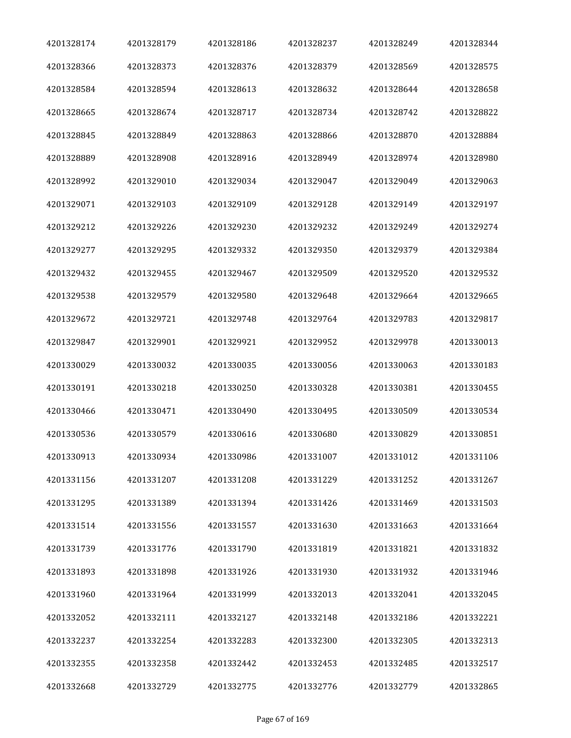| 4201328174 | 4201328179 | 4201328186 | 4201328237 | 4201328249 | 4201328344 |
|---|---|---|---|---|---|
| 4201328366 | 4201328373 | 4201328376 | 4201328379 | 4201328569 | 4201328575 |
| 4201328584 | 4201328594 | 4201328613 | 4201328632 | 4201328644 | 4201328658 |
| 4201328665 | 4201328674 | 4201328717 | 4201328734 | 4201328742 | 4201328822 |
| 4201328845 | 4201328849 | 4201328863 | 4201328866 | 4201328870 | 4201328884 |
| 4201328889 | 4201328908 | 4201328916 | 4201328949 | 4201328974 | 4201328980 |
| 4201328992 | 4201329010 | 4201329034 | 4201329047 | 4201329049 | 4201329063 |
| 4201329071 | 4201329103 | 4201329109 | 4201329128 | 4201329149 | 4201329197 |
| 4201329212 | 4201329226 | 4201329230 | 4201329232 | 4201329249 | 4201329274 |
| 4201329277 | 4201329295 | 4201329332 | 4201329350 | 4201329379 | 4201329384 |
| 4201329432 | 4201329455 | 4201329467 | 4201329509 | 4201329520 | 4201329532 |
| 4201329538 | 4201329579 | 4201329580 | 4201329648 | 4201329664 | 4201329665 |
| 4201329672 | 4201329721 | 4201329748 | 4201329764 | 4201329783 | 4201329817 |
| 4201329847 | 4201329901 | 4201329921 | 4201329952 | 4201329978 | 4201330013 |
| 4201330029 | 4201330032 | 4201330035 | 4201330056 | 4201330063 | 4201330183 |
| 4201330191 | 4201330218 | 4201330250 | 4201330328 | 4201330381 | 4201330455 |
| 4201330466 | 4201330471 | 4201330490 | 4201330495 | 4201330509 | 4201330534 |
| 4201330536 | 4201330579 | 4201330616 | 4201330680 | 4201330829 | 4201330851 |
| 4201330913 | 4201330934 | 4201330986 | 4201331007 | 4201331012 | 4201331106 |
| 4201331156 | 4201331207 | 4201331208 | 4201331229 | 4201331252 | 4201331267 |
| 4201331295 | 4201331389 | 4201331394 | 4201331426 | 4201331469 | 4201331503 |
| 4201331514 | 4201331556 | 4201331557 | 4201331630 | 4201331663 | 4201331664 |
| 4201331739 | 4201331776 | 4201331790 | 4201331819 | 4201331821 | 4201331832 |
| 4201331893 | 4201331898 | 4201331926 | 4201331930 | 4201331932 | 4201331946 |
| 4201331960 | 4201331964 | 4201331999 | 4201332013 | 4201332041 | 4201332045 |
| 4201332052 | 4201332111 | 4201332127 | 4201332148 | 4201332186 | 4201332221 |
| 4201332237 | 4201332254 | 4201332283 | 4201332300 | 4201332305 | 4201332313 |
| 4201332355 | 4201332358 | 4201332442 | 4201332453 | 4201332485 | 4201332517 |
| 4201332668 | 4201332729 | 4201332775 | 4201332776 | 4201332779 | 4201332865 |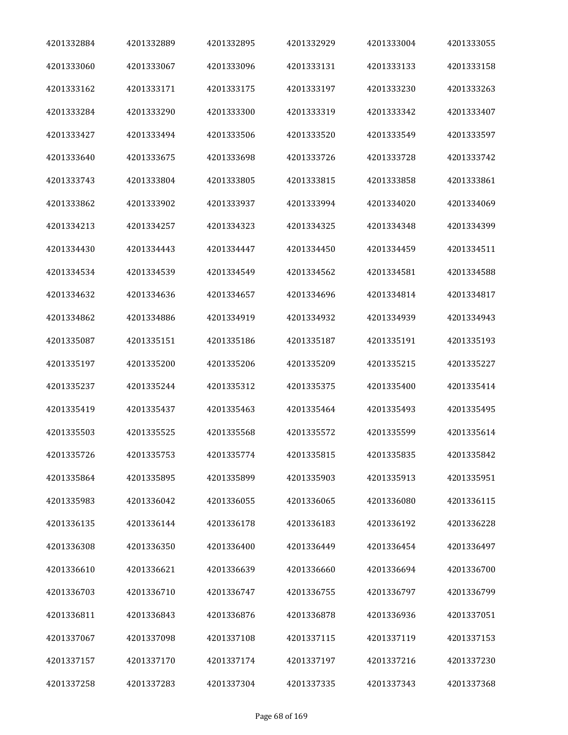| 4201332884 | 4201332889 | 4201332895 | 4201332929 | 4201333004 | 4201333055 |
|---|---|---|---|---|---|
| 4201333060 | 4201333067 | 4201333096 | 4201333131 | 4201333133 | 4201333158 |
| 4201333162 | 4201333171 | 4201333175 | 4201333197 | 4201333230 | 4201333263 |
| 4201333284 | 4201333290 | 4201333300 | 4201333319 | 4201333342 | 4201333407 |
| 4201333427 | 4201333494 | 4201333506 | 4201333520 | 4201333549 | 4201333597 |
| 4201333640 | 4201333675 | 4201333698 | 4201333726 | 4201333728 | 4201333742 |
| 4201333743 | 4201333804 | 4201333805 | 4201333815 | 4201333858 | 4201333861 |
| 4201333862 | 4201333902 | 4201333937 | 4201333994 | 4201334020 | 4201334069 |
| 4201334213 | 4201334257 | 4201334323 | 4201334325 | 4201334348 | 4201334399 |
| 4201334430 | 4201334443 | 4201334447 | 4201334450 | 4201334459 | 4201334511 |
| 4201334534 | 4201334539 | 4201334549 | 4201334562 | 4201334581 | 4201334588 |
| 4201334632 | 4201334636 | 4201334657 | 4201334696 | 4201334814 | 4201334817 |
| 4201334862 | 4201334886 | 4201334919 | 4201334932 | 4201334939 | 4201334943 |
| 4201335087 | 4201335151 | 4201335186 | 4201335187 | 4201335191 | 4201335193 |
| 4201335197 | 4201335200 | 4201335206 | 4201335209 | 4201335215 | 4201335227 |
| 4201335237 | 4201335244 | 4201335312 | 4201335375 | 4201335400 | 4201335414 |
| 4201335419 | 4201335437 | 4201335463 | 4201335464 | 4201335493 | 4201335495 |
| 4201335503 | 4201335525 | 4201335568 | 4201335572 | 4201335599 | 4201335614 |
| 4201335726 | 4201335753 | 4201335774 | 4201335815 | 4201335835 | 4201335842 |
| 4201335864 | 4201335895 | 4201335899 | 4201335903 | 4201335913 | 4201335951 |
| 4201335983 | 4201336042 | 4201336055 | 4201336065 | 4201336080 | 4201336115 |
| 4201336135 | 4201336144 | 4201336178 | 4201336183 | 4201336192 | 4201336228 |
| 4201336308 | 4201336350 | 4201336400 | 4201336449 | 4201336454 | 4201336497 |
| 4201336610 | 4201336621 | 4201336639 | 4201336660 | 4201336694 | 4201336700 |
| 4201336703 | 4201336710 | 4201336747 | 4201336755 | 4201336797 | 4201336799 |
| 4201336811 | 4201336843 | 4201336876 | 4201336878 | 4201336936 | 4201337051 |
| 4201337067 | 4201337098 | 4201337108 | 4201337115 | 4201337119 | 4201337153 |
| 4201337157 | 4201337170 | 4201337174 | 4201337197 | 4201337216 | 4201337230 |
| 4201337258 | 4201337283 | 4201337304 | 4201337335 | 4201337343 | 4201337368 |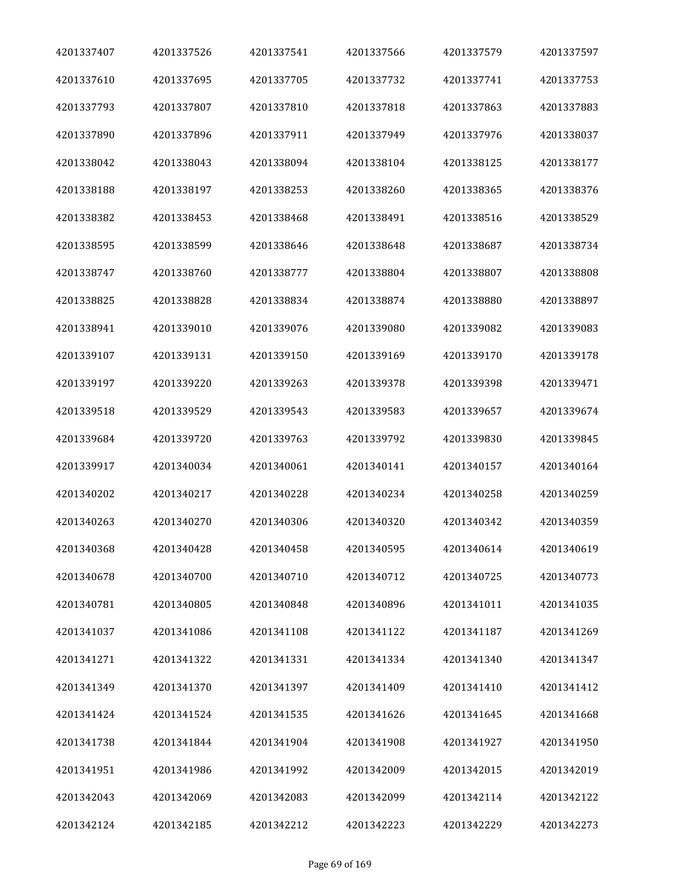| | | | | | |
|---|---|---|---|---|---|
| 4201337407 | 4201337526 | 4201337541 | 4201337566 | 4201337579 | 4201337597 |
| 4201337610 | 4201337695 | 4201337705 | 4201337732 | 4201337741 | 4201337753 |
| 4201337793 | 4201337807 | 4201337810 | 4201337818 | 4201337863 | 4201337883 |
| 4201337890 | 4201337896 | 4201337911 | 4201337949 | 4201337976 | 4201338037 |
| 4201338042 | 4201338043 | 4201338094 | 4201338104 | 4201338125 | 4201338177 |
| 4201338188 | 4201338197 | 4201338253 | 4201338260 | 4201338365 | 4201338376 |
| 4201338382 | 4201338453 | 4201338468 | 4201338491 | 4201338516 | 4201338529 |
| 4201338595 | 4201338599 | 4201338646 | 4201338648 | 4201338687 | 4201338734 |
| 4201338747 | 4201338760 | 4201338777 | 4201338804 | 4201338807 | 4201338808 |
| 4201338825 | 4201338828 | 4201338834 | 4201338874 | 4201338880 | 4201338897 |
| 4201338941 | 4201339010 | 4201339076 | 4201339080 | 4201339082 | 4201339083 |
| 4201339107 | 4201339131 | 4201339150 | 4201339169 | 4201339170 | 4201339178 |
| 4201339197 | 4201339220 | 4201339263 | 4201339378 | 4201339398 | 4201339471 |
| 4201339518 | 4201339529 | 4201339543 | 4201339583 | 4201339657 | 4201339674 |
| 4201339684 | 4201339720 | 4201339763 | 4201339792 | 4201339830 | 4201339845 |
| 4201339917 | 4201340034 | 4201340061 | 4201340141 | 4201340157 | 4201340164 |
| 4201340202 | 4201340217 | 4201340228 | 4201340234 | 4201340258 | 4201340259 |
| 4201340263 | 4201340270 | 4201340306 | 4201340320 | 4201340342 | 4201340359 |
| 4201340368 | 4201340428 | 4201340458 | 4201340595 | 4201340614 | 4201340619 |
| 4201340678 | 4201340700 | 4201340710 | 4201340712 | 4201340725 | 4201340773 |
| 4201340781 | 4201340805 | 4201340848 | 4201340896 | 4201341011 | 4201341035 |
| 4201341037 | 4201341086 | 4201341108 | 4201341122 | 4201341187 | 4201341269 |
| 4201341271 | 4201341322 | 4201341331 | 4201341334 | 4201341340 | 4201341347 |
| 4201341349 | 4201341370 | 4201341397 | 4201341409 | 4201341410 | 4201341412 |
| 4201341424 | 4201341524 | 4201341535 | 4201341626 | 4201341645 | 4201341668 |
| 4201341738 | 4201341844 | 4201341904 | 4201341908 | 4201341927 | 4201341950 |
| 4201341951 | 4201341986 | 4201341992 | 4201342009 | 4201342015 | 4201342019 |
| 4201342043 | 4201342069 | 4201342083 | 4201342099 | 4201342114 | 4201342122 |
| 4201342124 | 4201342185 | 4201342212 | 4201342223 | 4201342229 | 4201342273 |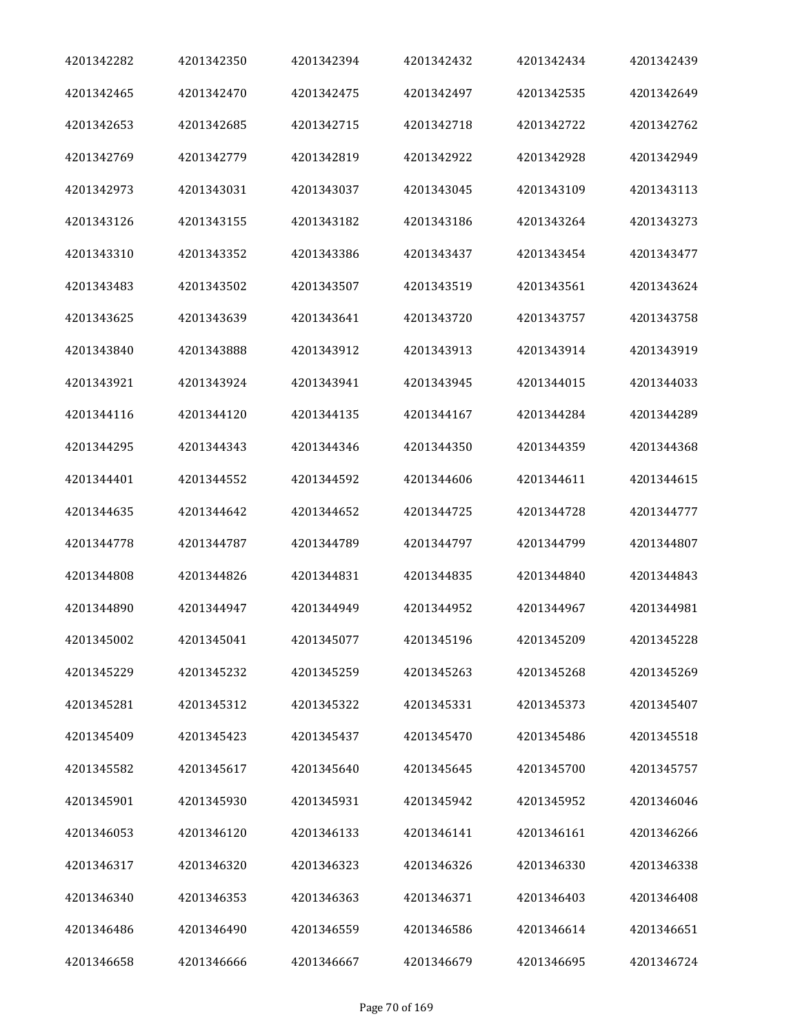| 4201342282 | 4201342350 | 4201342394 | 4201342432 | 4201342434 | 4201342439 |
|---|---|---|---|---|---|
| 4201342465 | 4201342470 | 4201342475 | 4201342497 | 4201342535 | 4201342649 |
| 4201342653 | 4201342685 | 4201342715 | 4201342718 | 4201342722 | 4201342762 |
| 4201342769 | 4201342779 | 4201342819 | 4201342922 | 4201342928 | 4201342949 |
| 4201342973 | 4201343031 | 4201343037 | 4201343045 | 4201343109 | 4201343113 |
| 4201343126 | 4201343155 | 4201343182 | 4201343186 | 4201343264 | 4201343273 |
| 4201343310 | 4201343352 | 4201343386 | 4201343437 | 4201343454 | 4201343477 |
| 4201343483 | 4201343502 | 4201343507 | 4201343519 | 4201343561 | 4201343624 |
| 4201343625 | 4201343639 | 4201343641 | 4201343720 | 4201343757 | 4201343758 |
| 4201343840 | 4201343888 | 4201343912 | 4201343913 | 4201343914 | 4201343919 |
| 4201343921 | 4201343924 | 4201343941 | 4201343945 | 4201344015 | 4201344033 |
| 4201344116 | 4201344120 | 4201344135 | 4201344167 | 4201344284 | 4201344289 |
| 4201344295 | 4201344343 | 4201344346 | 4201344350 | 4201344359 | 4201344368 |
| 4201344401 | 4201344552 | 4201344592 | 4201344606 | 4201344611 | 4201344615 |
| 4201344635 | 4201344642 | 4201344652 | 4201344725 | 4201344728 | 4201344777 |
| 4201344778 | 4201344787 | 4201344789 | 4201344797 | 4201344799 | 4201344807 |
| 4201344808 | 4201344826 | 4201344831 | 4201344835 | 4201344840 | 4201344843 |
| 4201344890 | 4201344947 | 4201344949 | 4201344952 | 4201344967 | 4201344981 |
| 4201345002 | 4201345041 | 4201345077 | 4201345196 | 4201345209 | 4201345228 |
| 4201345229 | 4201345232 | 4201345259 | 4201345263 | 4201345268 | 4201345269 |
| 4201345281 | 4201345312 | 4201345322 | 4201345331 | 4201345373 | 4201345407 |
| 4201345409 | 4201345423 | 4201345437 | 4201345470 | 4201345486 | 4201345518 |
| 4201345582 | 4201345617 | 4201345640 | 4201345645 | 4201345700 | 4201345757 |
| 4201345901 | 4201345930 | 4201345931 | 4201345942 | 4201345952 | 4201346046 |
| 4201346053 | 4201346120 | 4201346133 | 4201346141 | 4201346161 | 4201346266 |
| 4201346317 | 4201346320 | 4201346323 | 4201346326 | 4201346330 | 4201346338 |
| 4201346340 | 4201346353 | 4201346363 | 4201346371 | 4201346403 | 4201346408 |
| 4201346486 | 4201346490 | 4201346559 | 4201346586 | 4201346614 | 4201346651 |
| 4201346658 | 4201346666 | 4201346667 | 4201346679 | 4201346695 | 4201346724 |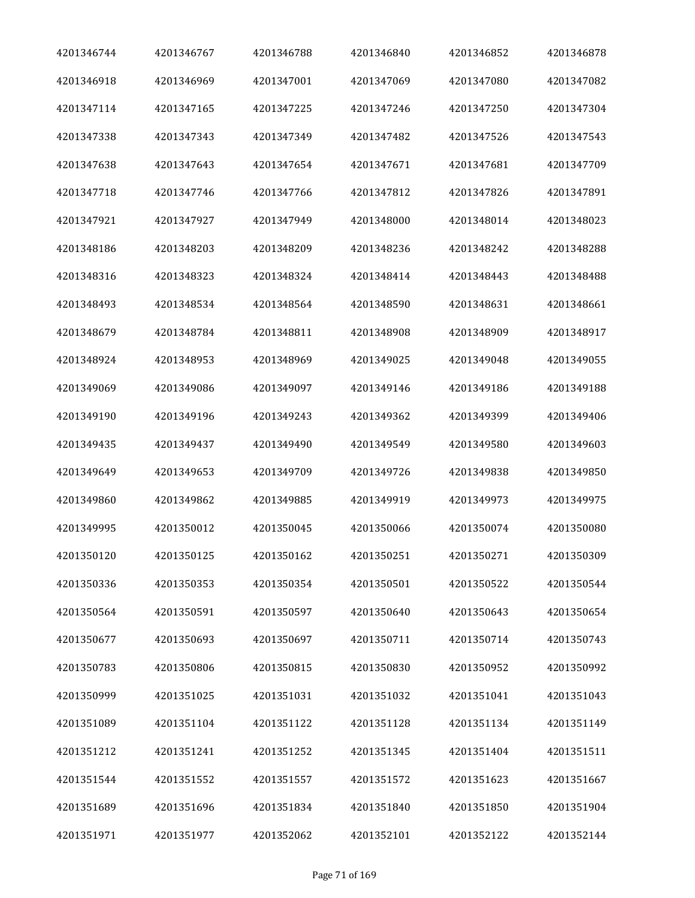| | | | | | |
|---|---|---|---|---|---|
| 4201346744 | 4201346767 | 4201346788 | 4201346840 | 4201346852 | 4201346878 |
| 4201346918 | 4201346969 | 4201347001 | 4201347069 | 4201347080 | 4201347082 |
| 4201347114 | 4201347165 | 4201347225 | 4201347246 | 4201347250 | 4201347304 |
| 4201347338 | 4201347343 | 4201347349 | 4201347482 | 4201347526 | 4201347543 |
| 4201347638 | 4201347643 | 4201347654 | 4201347671 | 4201347681 | 4201347709 |
| 4201347718 | 4201347746 | 4201347766 | 4201347812 | 4201347826 | 4201347891 |
| 4201347921 | 4201347927 | 4201347949 | 4201348000 | 4201348014 | 4201348023 |
| 4201348186 | 4201348203 | 4201348209 | 4201348236 | 4201348242 | 4201348288 |
| 4201348316 | 4201348323 | 4201348324 | 4201348414 | 4201348443 | 4201348488 |
| 4201348493 | 4201348534 | 4201348564 | 4201348590 | 4201348631 | 4201348661 |
| 4201348679 | 4201348784 | 4201348811 | 4201348908 | 4201348909 | 4201348917 |
| 4201348924 | 4201348953 | 4201348969 | 4201349025 | 4201349048 | 4201349055 |
| 4201349069 | 4201349086 | 4201349097 | 4201349146 | 4201349186 | 4201349188 |
| 4201349190 | 4201349196 | 4201349243 | 4201349362 | 4201349399 | 4201349406 |
| 4201349435 | 4201349437 | 4201349490 | 4201349549 | 4201349580 | 4201349603 |
| 4201349649 | 4201349653 | 4201349709 | 4201349726 | 4201349838 | 4201349850 |
| 4201349860 | 4201349862 | 4201349885 | 4201349919 | 4201349973 | 4201349975 |
| 4201349995 | 4201350012 | 4201350045 | 4201350066 | 4201350074 | 4201350080 |
| 4201350120 | 4201350125 | 4201350162 | 4201350251 | 4201350271 | 4201350309 |
| 4201350336 | 4201350353 | 4201350354 | 4201350501 | 4201350522 | 4201350544 |
| 4201350564 | 4201350591 | 4201350597 | 4201350640 | 4201350643 | 4201350654 |
| 4201350677 | 4201350693 | 4201350697 | 4201350711 | 4201350714 | 4201350743 |
| 4201350783 | 4201350806 | 4201350815 | 4201350830 | 4201350952 | 4201350992 |
| 4201350999 | 4201351025 | 4201351031 | 4201351032 | 4201351041 | 4201351043 |
| 4201351089 | 4201351104 | 4201351122 | 4201351128 | 4201351134 | 4201351149 |
| 4201351212 | 4201351241 | 4201351252 | 4201351345 | 4201351404 | 4201351511 |
| 4201351544 | 4201351552 | 4201351557 | 4201351572 | 4201351623 | 4201351667 |
| 4201351689 | 4201351696 | 4201351834 | 4201351840 | 4201351850 | 4201351904 |
| 4201351971 | 4201351977 | 4201352062 | 4201352101 | 4201352122 | 4201352144 |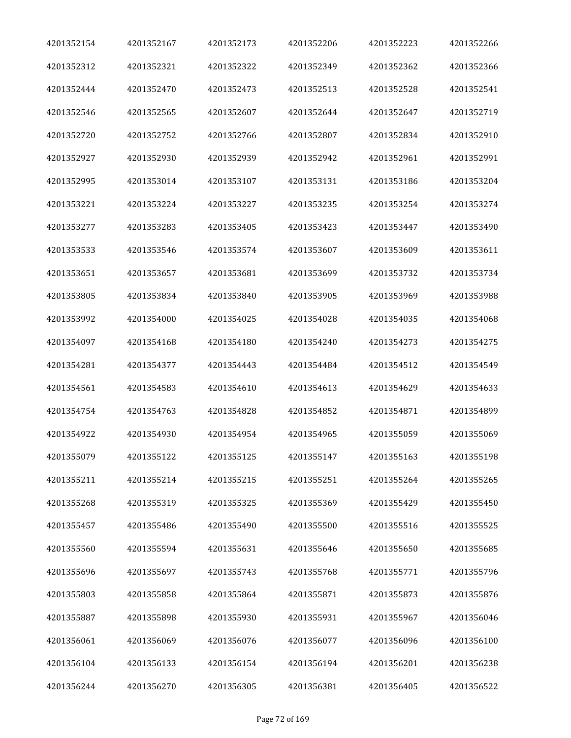| 4201352154 | 4201352167 | 4201352173 | 4201352206 | 4201352223 | 4201352266 |
|---|---|---|---|---|---|
| 4201352312 | 4201352321 | 4201352322 | 4201352349 | 4201352362 | 4201352366 |
| 4201352444 | 4201352470 | 4201352473 | 4201352513 | 4201352528 | 4201352541 |
| 4201352546 | 4201352565 | 4201352607 | 4201352644 | 4201352647 | 4201352719 |
| 4201352720 | 4201352752 | 4201352766 | 4201352807 | 4201352834 | 4201352910 |
| 4201352927 | 4201352930 | 4201352939 | 4201352942 | 4201352961 | 4201352991 |
| 4201352995 | 4201353014 | 4201353107 | 4201353131 | 4201353186 | 4201353204 |
| 4201353221 | 4201353224 | 4201353227 | 4201353235 | 4201353254 | 4201353274 |
| 4201353277 | 4201353283 | 4201353405 | 4201353423 | 4201353447 | 4201353490 |
| 4201353533 | 4201353546 | 4201353574 | 4201353607 | 4201353609 | 4201353611 |
| 4201353651 | 4201353657 | 4201353681 | 4201353699 | 4201353732 | 4201353734 |
| 4201353805 | 4201353834 | 4201353840 | 4201353905 | 4201353969 | 4201353988 |
| 4201353992 | 4201354000 | 4201354025 | 4201354028 | 4201354035 | 4201354068 |
| 4201354097 | 4201354168 | 4201354180 | 4201354240 | 4201354273 | 4201354275 |
| 4201354281 | 4201354377 | 4201354443 | 4201354484 | 4201354512 | 4201354549 |
| 4201354561 | 4201354583 | 4201354610 | 4201354613 | 4201354629 | 4201354633 |
| 4201354754 | 4201354763 | 4201354828 | 4201354852 | 4201354871 | 4201354899 |
| 4201354922 | 4201354930 | 4201354954 | 4201354965 | 4201355059 | 4201355069 |
| 4201355079 | 4201355122 | 4201355125 | 4201355147 | 4201355163 | 4201355198 |
| 4201355211 | 4201355214 | 4201355215 | 4201355251 | 4201355264 | 4201355265 |
| 4201355268 | 4201355319 | 4201355325 | 4201355369 | 4201355429 | 4201355450 |
| 4201355457 | 4201355486 | 4201355490 | 4201355500 | 4201355516 | 4201355525 |
| 4201355560 | 4201355594 | 4201355631 | 4201355646 | 4201355650 | 4201355685 |
| 4201355696 | 4201355697 | 4201355743 | 4201355768 | 4201355771 | 4201355796 |
| 4201355803 | 4201355858 | 4201355864 | 4201355871 | 4201355873 | 4201355876 |
| 4201355887 | 4201355898 | 4201355930 | 4201355931 | 4201355967 | 4201356046 |
| 4201356061 | 4201356069 | 4201356076 | 4201356077 | 4201356096 | 4201356100 |
| 4201356104 | 4201356133 | 4201356154 | 4201356194 | 4201356201 | 4201356238 |
| 4201356244 | 4201356270 | 4201356305 | 4201356381 | 4201356405 | 4201356522 |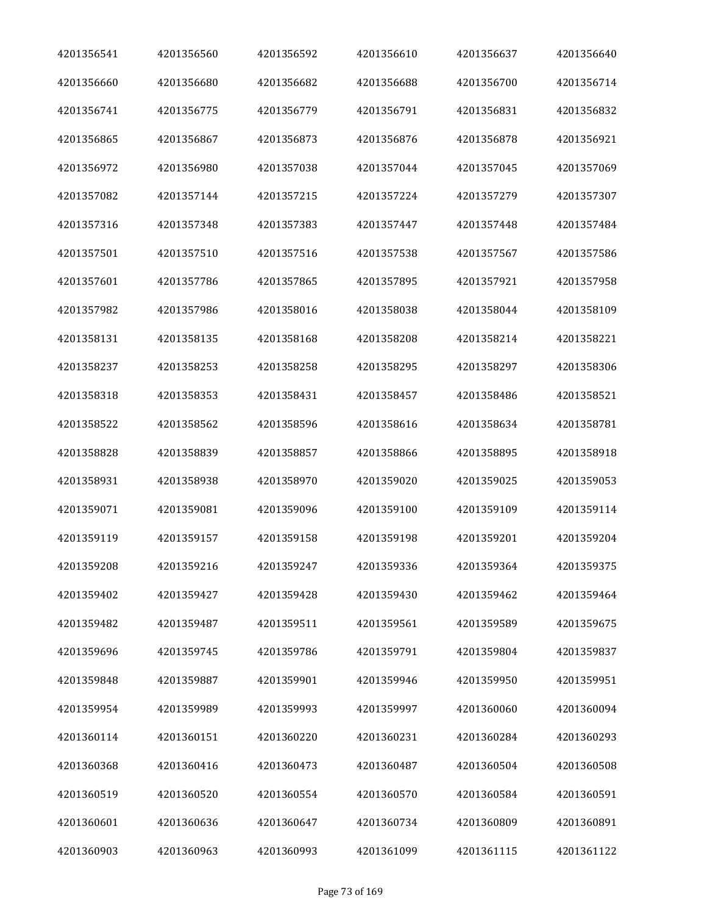| 4201356541 | 4201356560 | 4201356592 | 4201356610 | 4201356637 | 4201356640 |
|---|---|---|---|---|---|
| 4201356660 | 4201356680 | 4201356682 | 4201356688 | 4201356700 | 4201356714 |
| 4201356741 | 4201356775 | 4201356779 | 4201356791 | 4201356831 | 4201356832 |
| 4201356865 | 4201356867 | 4201356873 | 4201356876 | 4201356878 | 4201356921 |
| 4201356972 | 4201356980 | 4201357038 | 4201357044 | 4201357045 | 4201357069 |
| 4201357082 | 4201357144 | 4201357215 | 4201357224 | 4201357279 | 4201357307 |
| 4201357316 | 4201357348 | 4201357383 | 4201357447 | 4201357448 | 4201357484 |
| 4201357501 | 4201357510 | 4201357516 | 4201357538 | 4201357567 | 4201357586 |
| 4201357601 | 4201357786 | 4201357865 | 4201357895 | 4201357921 | 4201357958 |
| 4201357982 | 4201357986 | 4201358016 | 4201358038 | 4201358044 | 4201358109 |
| 4201358131 | 4201358135 | 4201358168 | 4201358208 | 4201358214 | 4201358221 |
| 4201358237 | 4201358253 | 4201358258 | 4201358295 | 4201358297 | 4201358306 |
| 4201358318 | 4201358353 | 4201358431 | 4201358457 | 4201358486 | 4201358521 |
| 4201358522 | 4201358562 | 4201358596 | 4201358616 | 4201358634 | 4201358781 |
| 4201358828 | 4201358839 | 4201358857 | 4201358866 | 4201358895 | 4201358918 |
| 4201358931 | 4201358938 | 4201358970 | 4201359020 | 4201359025 | 4201359053 |
| 4201359071 | 4201359081 | 4201359096 | 4201359100 | 4201359109 | 4201359114 |
| 4201359119 | 4201359157 | 4201359158 | 4201359198 | 4201359201 | 4201359204 |
| 4201359208 | 4201359216 | 4201359247 | 4201359336 | 4201359364 | 4201359375 |
| 4201359402 | 4201359427 | 4201359428 | 4201359430 | 4201359462 | 4201359464 |
| 4201359482 | 4201359487 | 4201359511 | 4201359561 | 4201359589 | 4201359675 |
| 4201359696 | 4201359745 | 4201359786 | 4201359791 | 4201359804 | 4201359837 |
| 4201359848 | 4201359887 | 4201359901 | 4201359946 | 4201359950 | 4201359951 |
| 4201359954 | 4201359989 | 4201359993 | 4201359997 | 4201360060 | 4201360094 |
| 4201360114 | 4201360151 | 4201360220 | 4201360231 | 4201360284 | 4201360293 |
| 4201360368 | 4201360416 | 4201360473 | 4201360487 | 4201360504 | 4201360508 |
| 4201360519 | 4201360520 | 4201360554 | 4201360570 | 4201360584 | 4201360591 |
| 4201360601 | 4201360636 | 4201360647 | 4201360734 | 4201360809 | 4201360891 |
| 4201360903 | 4201360963 | 4201360993 | 4201361099 | 4201361115 | 4201361122 |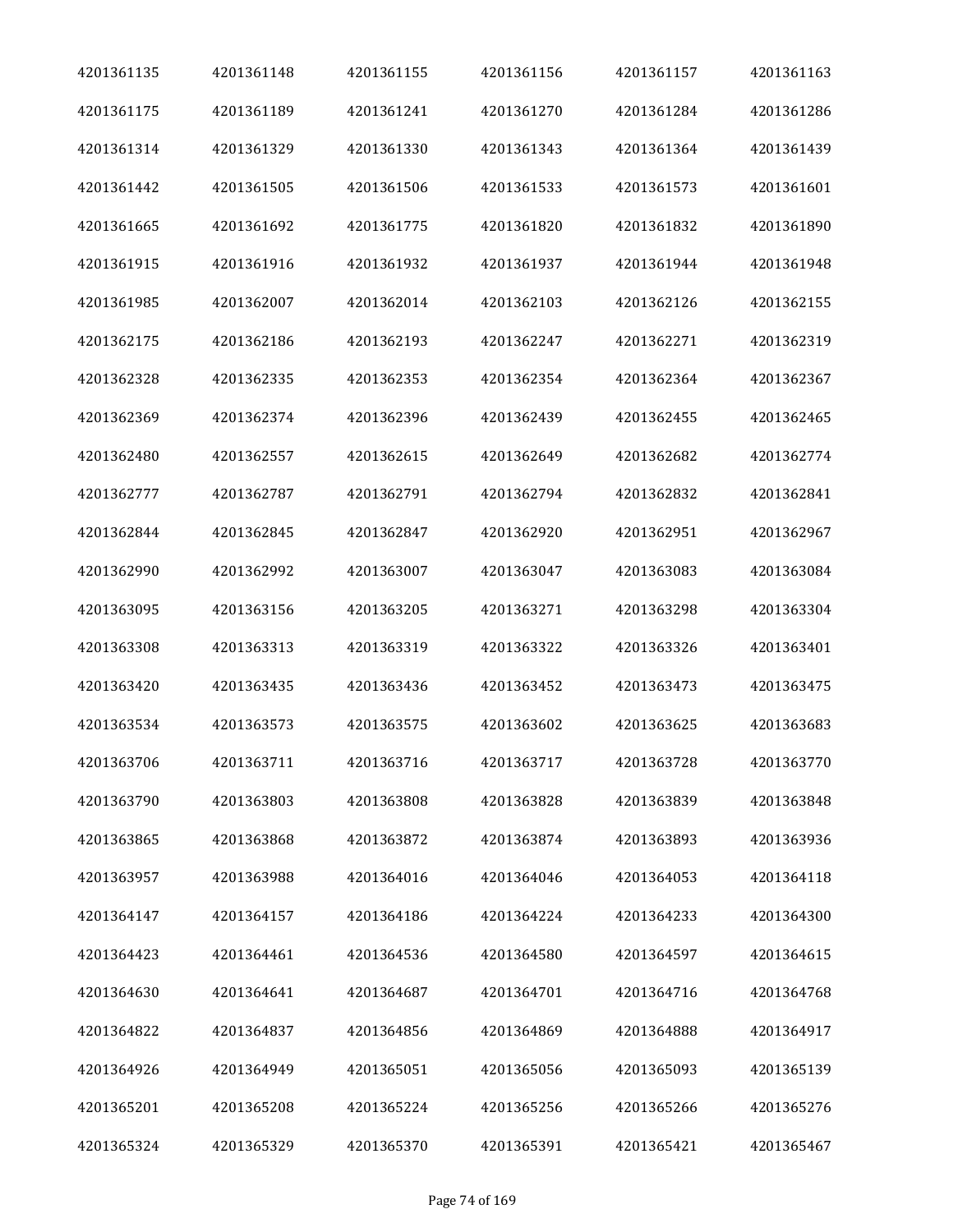| 4201361135 | 4201361148 | 4201361155 | 4201361156 | 4201361157 | 4201361163 |
|---|---|---|---|---|---|
| 4201361175 | 4201361189 | 4201361241 | 4201361270 | 4201361284 | 4201361286 |
| 4201361314 | 4201361329 | 4201361330 | 4201361343 | 4201361364 | 4201361439 |
| 4201361442 | 4201361505 | 4201361506 | 4201361533 | 4201361573 | 4201361601 |
| 4201361665 | 4201361692 | 4201361775 | 4201361820 | 4201361832 | 4201361890 |
| 4201361915 | 4201361916 | 4201361932 | 4201361937 | 4201361944 | 4201361948 |
| 4201361985 | 4201362007 | 4201362014 | 4201362103 | 4201362126 | 4201362155 |
| 4201362175 | 4201362186 | 4201362193 | 4201362247 | 4201362271 | 4201362319 |
| 4201362328 | 4201362335 | 4201362353 | 4201362354 | 4201362364 | 4201362367 |
| 4201362369 | 4201362374 | 4201362396 | 4201362439 | 4201362455 | 4201362465 |
| 4201362480 | 4201362557 | 4201362615 | 4201362649 | 4201362682 | 4201362774 |
| 4201362777 | 4201362787 | 4201362791 | 4201362794 | 4201362832 | 4201362841 |
| 4201362844 | 4201362845 | 4201362847 | 4201362920 | 4201362951 | 4201362967 |
| 4201362990 | 4201362992 | 4201363007 | 4201363047 | 4201363083 | 4201363084 |
| 4201363095 | 4201363156 | 4201363205 | 4201363271 | 4201363298 | 4201363304 |
| 4201363308 | 4201363313 | 4201363319 | 4201363322 | 4201363326 | 4201363401 |
| 4201363420 | 4201363435 | 4201363436 | 4201363452 | 4201363473 | 4201363475 |
| 4201363534 | 4201363573 | 4201363575 | 4201363602 | 4201363625 | 4201363683 |
| 4201363706 | 4201363711 | 4201363716 | 4201363717 | 4201363728 | 4201363770 |
| 4201363790 | 4201363803 | 4201363808 | 4201363828 | 4201363839 | 4201363848 |
| 4201363865 | 4201363868 | 4201363872 | 4201363874 | 4201363893 | 4201363936 |
| 4201363957 | 4201363988 | 4201364016 | 4201364046 | 4201364053 | 4201364118 |
| 4201364147 | 4201364157 | 4201364186 | 4201364224 | 4201364233 | 4201364300 |
| 4201364423 | 4201364461 | 4201364536 | 4201364580 | 4201364597 | 4201364615 |
| 4201364630 | 4201364641 | 4201364687 | 4201364701 | 4201364716 | 4201364768 |
| 4201364822 | 4201364837 | 4201364856 | 4201364869 | 4201364888 | 4201364917 |
| 4201364926 | 4201364949 | 4201365051 | 4201365056 | 4201365093 | 4201365139 |
| 4201365201 | 4201365208 | 4201365224 | 4201365256 | 4201365266 | 4201365276 |
| 4201365324 | 4201365329 | 4201365370 | 4201365391 | 4201365421 | 4201365467 |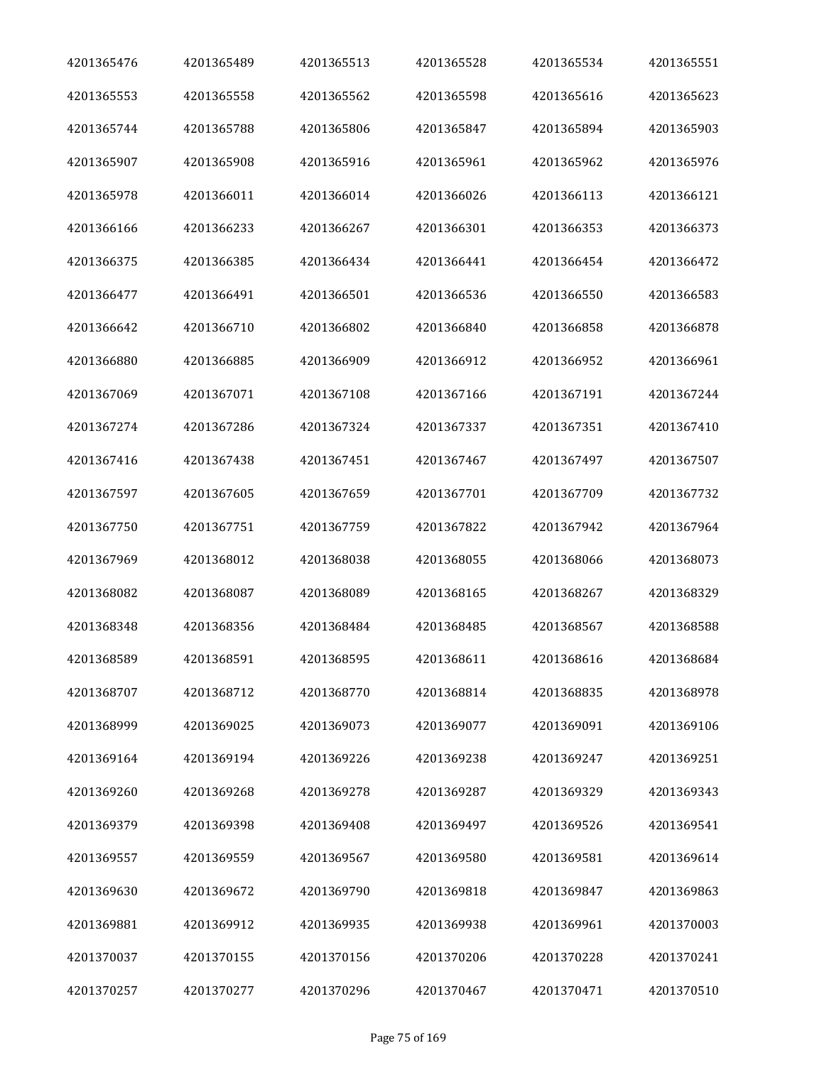| 4201365476 | 4201365489 | 4201365513 | 4201365528 | 4201365534 | 4201365551 |
|---|---|---|---|---|---|
| 4201365553 | 4201365558 | 4201365562 | 4201365598 | 4201365616 | 4201365623 |
| 4201365744 | 4201365788 | 4201365806 | 4201365847 | 4201365894 | 4201365903 |
| 4201365907 | 4201365908 | 4201365916 | 4201365961 | 4201365962 | 4201365976 |
| 4201365978 | 4201366011 | 4201366014 | 4201366026 | 4201366113 | 4201366121 |
| 4201366166 | 4201366233 | 4201366267 | 4201366301 | 4201366353 | 4201366373 |
| 4201366375 | 4201366385 | 4201366434 | 4201366441 | 4201366454 | 4201366472 |
| 4201366477 | 4201366491 | 4201366501 | 4201366536 | 4201366550 | 4201366583 |
| 4201366642 | 4201366710 | 4201366802 | 4201366840 | 4201366858 | 4201366878 |
| 4201366880 | 4201366885 | 4201366909 | 4201366912 | 4201366952 | 4201366961 |
| 4201367069 | 4201367071 | 4201367108 | 4201367166 | 4201367191 | 4201367244 |
| 4201367274 | 4201367286 | 4201367324 | 4201367337 | 4201367351 | 4201367410 |
| 4201367416 | 4201367438 | 4201367451 | 4201367467 | 4201367497 | 4201367507 |
| 4201367597 | 4201367605 | 4201367659 | 4201367701 | 4201367709 | 4201367732 |
| 4201367750 | 4201367751 | 4201367759 | 4201367822 | 4201367942 | 4201367964 |
| 4201367969 | 4201368012 | 4201368038 | 4201368055 | 4201368066 | 4201368073 |
| 4201368082 | 4201368087 | 4201368089 | 4201368165 | 4201368267 | 4201368329 |
| 4201368348 | 4201368356 | 4201368484 | 4201368485 | 4201368567 | 4201368588 |
| 4201368589 | 4201368591 | 4201368595 | 4201368611 | 4201368616 | 4201368684 |
| 4201368707 | 4201368712 | 4201368770 | 4201368814 | 4201368835 | 4201368978 |
| 4201368999 | 4201369025 | 4201369073 | 4201369077 | 4201369091 | 4201369106 |
| 4201369164 | 4201369194 | 4201369226 | 4201369238 | 4201369247 | 4201369251 |
| 4201369260 | 4201369268 | 4201369278 | 4201369287 | 4201369329 | 4201369343 |
| 4201369379 | 4201369398 | 4201369408 | 4201369497 | 4201369526 | 4201369541 |
| 4201369557 | 4201369559 | 4201369567 | 4201369580 | 4201369581 | 4201369614 |
| 4201369630 | 4201369672 | 4201369790 | 4201369818 | 4201369847 | 4201369863 |
| 4201369881 | 4201369912 | 4201369935 | 4201369938 | 4201369961 | 4201370003 |
| 4201370037 | 4201370155 | 4201370156 | 4201370206 | 4201370228 | 4201370241 |
| 4201370257 | 4201370277 | 4201370296 | 4201370467 | 4201370471 | 4201370510 |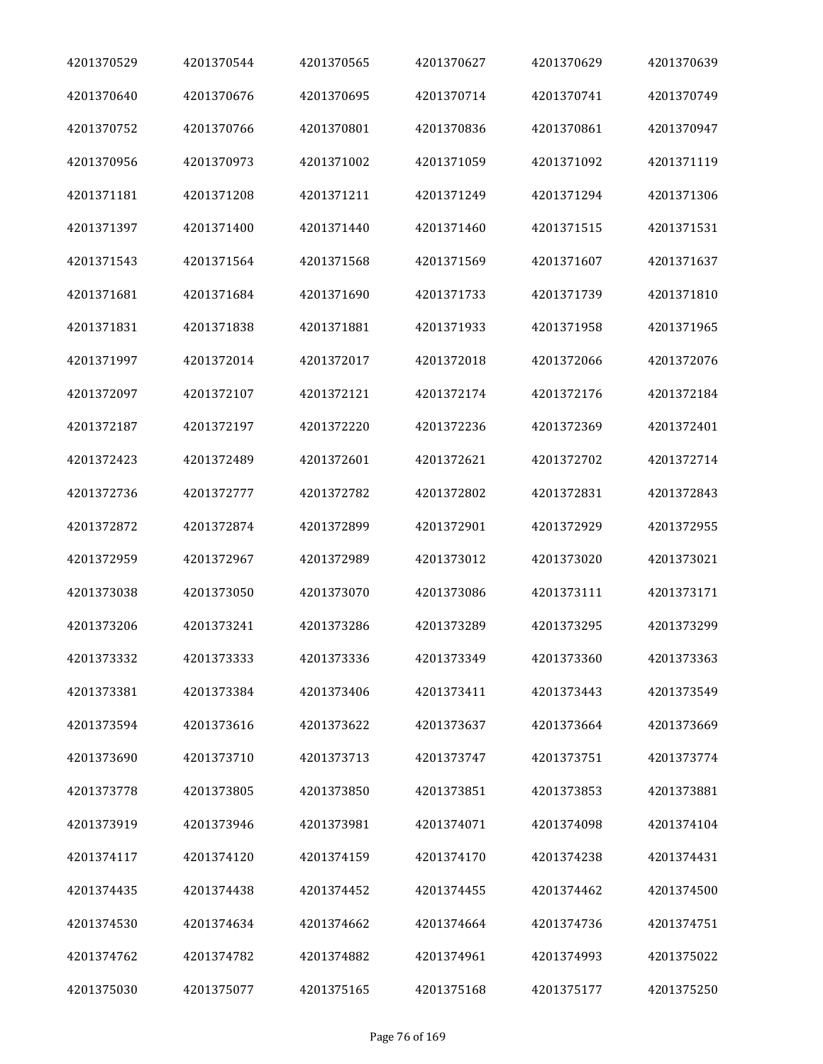| | | | | | |
|---|---|---|---|---|---|
| 4201370529 | 4201370544 | 4201370565 | 4201370627 | 4201370629 | 4201370639 |
| 4201370640 | 4201370676 | 4201370695 | 4201370714 | 4201370741 | 4201370749 |
| 4201370752 | 4201370766 | 4201370801 | 4201370836 | 4201370861 | 4201370947 |
| 4201370956 | 4201370973 | 4201371002 | 4201371059 | 4201371092 | 4201371119 |
| 4201371181 | 4201371208 | 4201371211 | 4201371249 | 4201371294 | 4201371306 |
| 4201371397 | 4201371400 | 4201371440 | 4201371460 | 4201371515 | 4201371531 |
| 4201371543 | 4201371564 | 4201371568 | 4201371569 | 4201371607 | 4201371637 |
| 4201371681 | 4201371684 | 4201371690 | 4201371733 | 4201371739 | 4201371810 |
| 4201371831 | 4201371838 | 4201371881 | 4201371933 | 4201371958 | 4201371965 |
| 4201371997 | 4201372014 | 4201372017 | 4201372018 | 4201372066 | 4201372076 |
| 4201372097 | 4201372107 | 4201372121 | 4201372174 | 4201372176 | 4201372184 |
| 4201372187 | 4201372197 | 4201372220 | 4201372236 | 4201372369 | 4201372401 |
| 4201372423 | 4201372489 | 4201372601 | 4201372621 | 4201372702 | 4201372714 |
| 4201372736 | 4201372777 | 4201372782 | 4201372802 | 4201372831 | 4201372843 |
| 4201372872 | 4201372874 | 4201372899 | 4201372901 | 4201372929 | 4201372955 |
| 4201372959 | 4201372967 | 4201372989 | 4201373012 | 4201373020 | 4201373021 |
| 4201373038 | 4201373050 | 4201373070 | 4201373086 | 4201373111 | 4201373171 |
| 4201373206 | 4201373241 | 4201373286 | 4201373289 | 4201373295 | 4201373299 |
| 4201373332 | 4201373333 | 4201373336 | 4201373349 | 4201373360 | 4201373363 |
| 4201373381 | 4201373384 | 4201373406 | 4201373411 | 4201373443 | 4201373549 |
| 4201373594 | 4201373616 | 4201373622 | 4201373637 | 4201373664 | 4201373669 |
| 4201373690 | 4201373710 | 4201373713 | 4201373747 | 4201373751 | 4201373774 |
| 4201373778 | 4201373805 | 4201373850 | 4201373851 | 4201373853 | 4201373881 |
| 4201373919 | 4201373946 | 4201373981 | 4201374071 | 4201374098 | 4201374104 |
| 4201374117 | 4201374120 | 4201374159 | 4201374170 | 4201374238 | 4201374431 |
| 4201374435 | 4201374438 | 4201374452 | 4201374455 | 4201374462 | 4201374500 |
| 4201374530 | 4201374634 | 4201374662 | 4201374664 | 4201374736 | 4201374751 |
| 4201374762 | 4201374782 | 4201374882 | 4201374961 | 4201374993 | 4201375022 |
| 4201375030 | 4201375077 | 4201375165 | 4201375168 | 4201375177 | 4201375250 |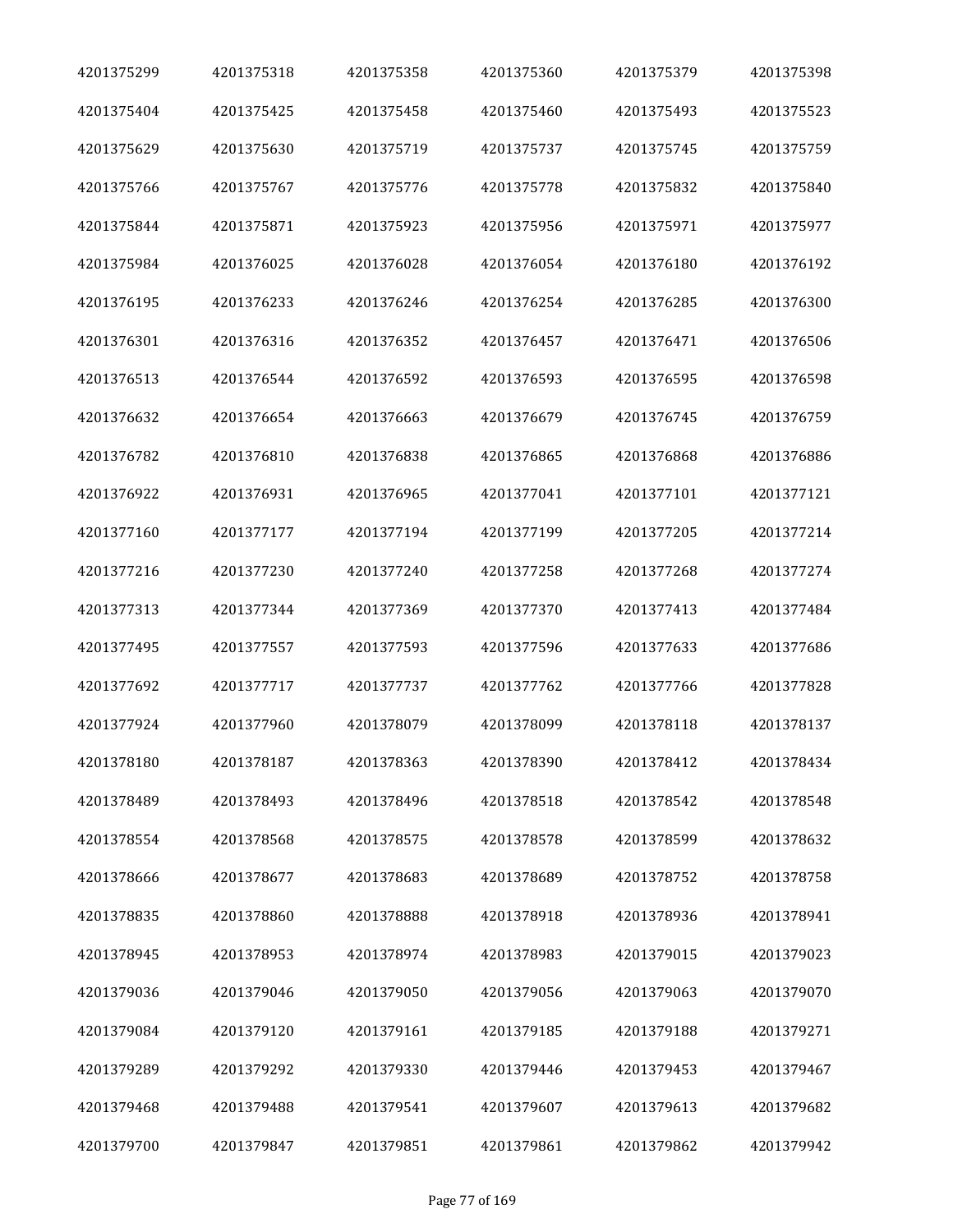| 4201375299 | 4201375318 | 4201375358 | 4201375360 | 4201375379 | 4201375398 |
|---|---|---|---|---|---|
| 4201375404 | 4201375425 | 4201375458 | 4201375460 | 4201375493 | 4201375523 |
| 4201375629 | 4201375630 | 4201375719 | 4201375737 | 4201375745 | 4201375759 |
| 4201375766 | 4201375767 | 4201375776 | 4201375778 | 4201375832 | 4201375840 |
| 4201375844 | 4201375871 | 4201375923 | 4201375956 | 4201375971 | 4201375977 |
| 4201375984 | 4201376025 | 4201376028 | 4201376054 | 4201376180 | 4201376192 |
| 4201376195 | 4201376233 | 4201376246 | 4201376254 | 4201376285 | 4201376300 |
| 4201376301 | 4201376316 | 4201376352 | 4201376457 | 4201376471 | 4201376506 |
| 4201376513 | 4201376544 | 4201376592 | 4201376593 | 4201376595 | 4201376598 |
| 4201376632 | 4201376654 | 4201376663 | 4201376679 | 4201376745 | 4201376759 |
| 4201376782 | 4201376810 | 4201376838 | 4201376865 | 4201376868 | 4201376886 |
| 4201376922 | 4201376931 | 4201376965 | 4201377041 | 4201377101 | 4201377121 |
| 4201377160 | 4201377177 | 4201377194 | 4201377199 | 4201377205 | 4201377214 |
| 4201377216 | 4201377230 | 4201377240 | 4201377258 | 4201377268 | 4201377274 |
| 4201377313 | 4201377344 | 4201377369 | 4201377370 | 4201377413 | 4201377484 |
| 4201377495 | 4201377557 | 4201377593 | 4201377596 | 4201377633 | 4201377686 |
| 4201377692 | 4201377717 | 4201377737 | 4201377762 | 4201377766 | 4201377828 |
| 4201377924 | 4201377960 | 4201378079 | 4201378099 | 4201378118 | 4201378137 |
| 4201378180 | 4201378187 | 4201378363 | 4201378390 | 4201378412 | 4201378434 |
| 4201378489 | 4201378493 | 4201378496 | 4201378518 | 4201378542 | 4201378548 |
| 4201378554 | 4201378568 | 4201378575 | 4201378578 | 4201378599 | 4201378632 |
| 4201378666 | 4201378677 | 4201378683 | 4201378689 | 4201378752 | 4201378758 |
| 4201378835 | 4201378860 | 4201378888 | 4201378918 | 4201378936 | 4201378941 |
| 4201378945 | 4201378953 | 4201378974 | 4201378983 | 4201379015 | 4201379023 |
| 4201379036 | 4201379046 | 4201379050 | 4201379056 | 4201379063 | 4201379070 |
| 4201379084 | 4201379120 | 4201379161 | 4201379185 | 4201379188 | 4201379271 |
| 4201379289 | 4201379292 | 4201379330 | 4201379446 | 4201379453 | 4201379467 |
| 4201379468 | 4201379488 | 4201379541 | 4201379607 | 4201379613 | 4201379682 |
| 4201379700 | 4201379847 | 4201379851 | 4201379861 | 4201379862 | 4201379942 |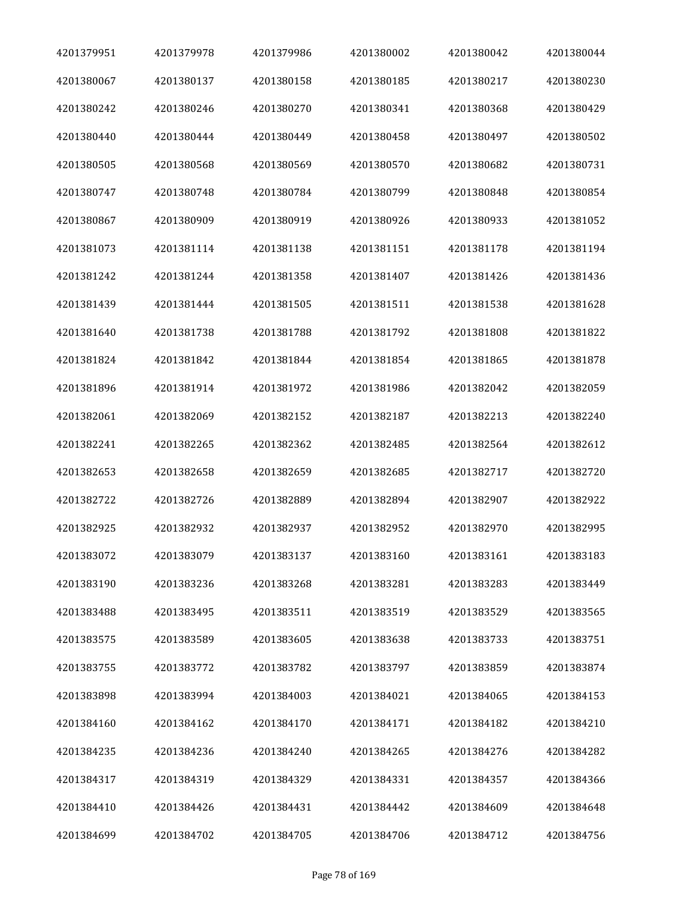| 4201379951 | 4201379978 | 4201379986 | 4201380002 | 4201380042 | 4201380044 |
|---|---|---|---|---|---|
| 4201380067 | 4201380137 | 4201380158 | 4201380185 | 4201380217 | 4201380230 |
| 4201380242 | 4201380246 | 4201380270 | 4201380341 | 4201380368 | 4201380429 |
| 4201380440 | 4201380444 | 4201380449 | 4201380458 | 4201380497 | 4201380502 |
| 4201380505 | 4201380568 | 4201380569 | 4201380570 | 4201380682 | 4201380731 |
| 4201380747 | 4201380748 | 4201380784 | 4201380799 | 4201380848 | 4201380854 |
| 4201380867 | 4201380909 | 4201380919 | 4201380926 | 4201380933 | 4201381052 |
| 4201381073 | 4201381114 | 4201381138 | 4201381151 | 4201381178 | 4201381194 |
| 4201381242 | 4201381244 | 4201381358 | 4201381407 | 4201381426 | 4201381436 |
| 4201381439 | 4201381444 | 4201381505 | 4201381511 | 4201381538 | 4201381628 |
| 4201381640 | 4201381738 | 4201381788 | 4201381792 | 4201381808 | 4201381822 |
| 4201381824 | 4201381842 | 4201381844 | 4201381854 | 4201381865 | 4201381878 |
| 4201381896 | 4201381914 | 4201381972 | 4201381986 | 4201382042 | 4201382059 |
| 4201382061 | 4201382069 | 4201382152 | 4201382187 | 4201382213 | 4201382240 |
| 4201382241 | 4201382265 | 4201382362 | 4201382485 | 4201382564 | 4201382612 |
| 4201382653 | 4201382658 | 4201382659 | 4201382685 | 4201382717 | 4201382720 |
| 4201382722 | 4201382726 | 4201382889 | 4201382894 | 4201382907 | 4201382922 |
| 4201382925 | 4201382932 | 4201382937 | 4201382952 | 4201382970 | 4201382995 |
| 4201383072 | 4201383079 | 4201383137 | 4201383160 | 4201383161 | 4201383183 |
| 4201383190 | 4201383236 | 4201383268 | 4201383281 | 4201383283 | 4201383449 |
| 4201383488 | 4201383495 | 4201383511 | 4201383519 | 4201383529 | 4201383565 |
| 4201383575 | 4201383589 | 4201383605 | 4201383638 | 4201383733 | 4201383751 |
| 4201383755 | 4201383772 | 4201383782 | 4201383797 | 4201383859 | 4201383874 |
| 4201383898 | 4201383994 | 4201384003 | 4201384021 | 4201384065 | 4201384153 |
| 4201384160 | 4201384162 | 4201384170 | 4201384171 | 4201384182 | 4201384210 |
| 4201384235 | 4201384236 | 4201384240 | 4201384265 | 4201384276 | 4201384282 |
| 4201384317 | 4201384319 | 4201384329 | 4201384331 | 4201384357 | 4201384366 |
| 4201384410 | 4201384426 | 4201384431 | 4201384442 | 4201384609 | 4201384648 |
| 4201384699 | 4201384702 | 4201384705 | 4201384706 | 4201384712 | 4201384756 |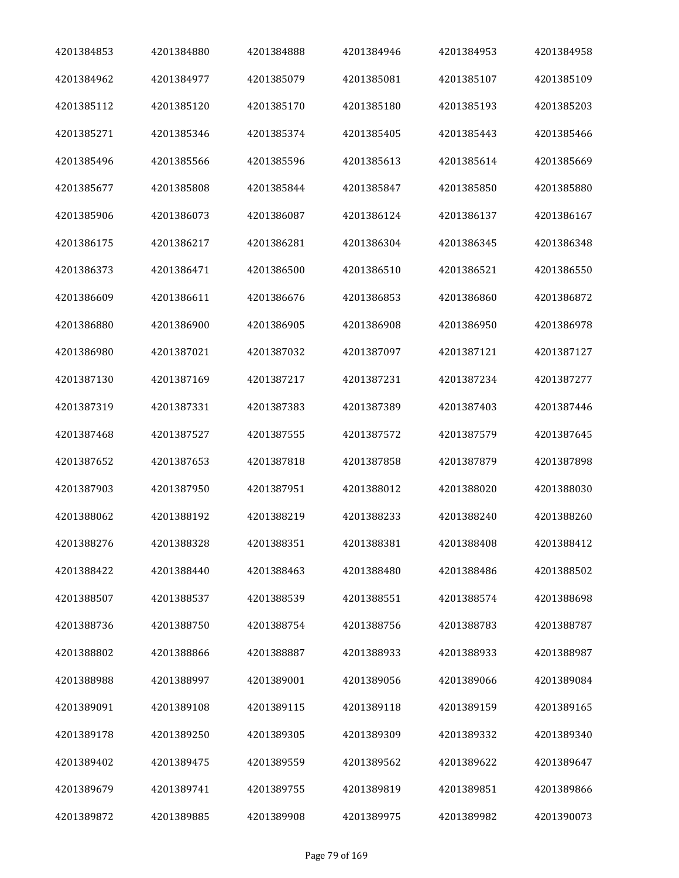| | | | | | |
|---|---|---|---|---|---|
| 4201384853 | 4201384880 | 4201384888 | 4201384946 | 4201384953 | 4201384958 |
| 4201384962 | 4201384977 | 4201385079 | 4201385081 | 4201385107 | 4201385109 |
| 4201385112 | 4201385120 | 4201385170 | 4201385180 | 4201385193 | 4201385203 |
| 4201385271 | 4201385346 | 4201385374 | 4201385405 | 4201385443 | 4201385466 |
| 4201385496 | 4201385566 | 4201385596 | 4201385613 | 4201385614 | 4201385669 |
| 4201385677 | 4201385808 | 4201385844 | 4201385847 | 4201385850 | 4201385880 |
| 4201385906 | 4201386073 | 4201386087 | 4201386124 | 4201386137 | 4201386167 |
| 4201386175 | 4201386217 | 4201386281 | 4201386304 | 4201386345 | 4201386348 |
| 4201386373 | 4201386471 | 4201386500 | 4201386510 | 4201386521 | 4201386550 |
| 4201386609 | 4201386611 | 4201386676 | 4201386853 | 4201386860 | 4201386872 |
| 4201386880 | 4201386900 | 4201386905 | 4201386908 | 4201386950 | 4201386978 |
| 4201386980 | 4201387021 | 4201387032 | 4201387097 | 4201387121 | 4201387127 |
| 4201387130 | 4201387169 | 4201387217 | 4201387231 | 4201387234 | 4201387277 |
| 4201387319 | 4201387331 | 4201387383 | 4201387389 | 4201387403 | 4201387446 |
| 4201387468 | 4201387527 | 4201387555 | 4201387572 | 4201387579 | 4201387645 |
| 4201387652 | 4201387653 | 4201387818 | 4201387858 | 4201387879 | 4201387898 |
| 4201387903 | 4201387950 | 4201387951 | 4201388012 | 4201388020 | 4201388030 |
| 4201388062 | 4201388192 | 4201388219 | 4201388233 | 4201388240 | 4201388260 |
| 4201388276 | 4201388328 | 4201388351 | 4201388381 | 4201388408 | 4201388412 |
| 4201388422 | 4201388440 | 4201388463 | 4201388480 | 4201388486 | 4201388502 |
| 4201388507 | 4201388537 | 4201388539 | 4201388551 | 4201388574 | 4201388698 |
| 4201388736 | 4201388750 | 4201388754 | 4201388756 | 4201388783 | 4201388787 |
| 4201388802 | 4201388866 | 4201388887 | 4201388933 | 4201388933 | 4201388987 |
| 4201388988 | 4201388997 | 4201389001 | 4201389056 | 4201389066 | 4201389084 |
| 4201389091 | 4201389108 | 4201389115 | 4201389118 | 4201389159 | 4201389165 |
| 4201389178 | 4201389250 | 4201389305 | 4201389309 | 4201389332 | 4201389340 |
| 4201389402 | 4201389475 | 4201389559 | 4201389562 | 4201389622 | 4201389647 |
| 4201389679 | 4201389741 | 4201389755 | 4201389819 | 4201389851 | 4201389866 |
| 4201389872 | 4201389885 | 4201389908 | 4201389975 | 4201389982 | 4201390073 |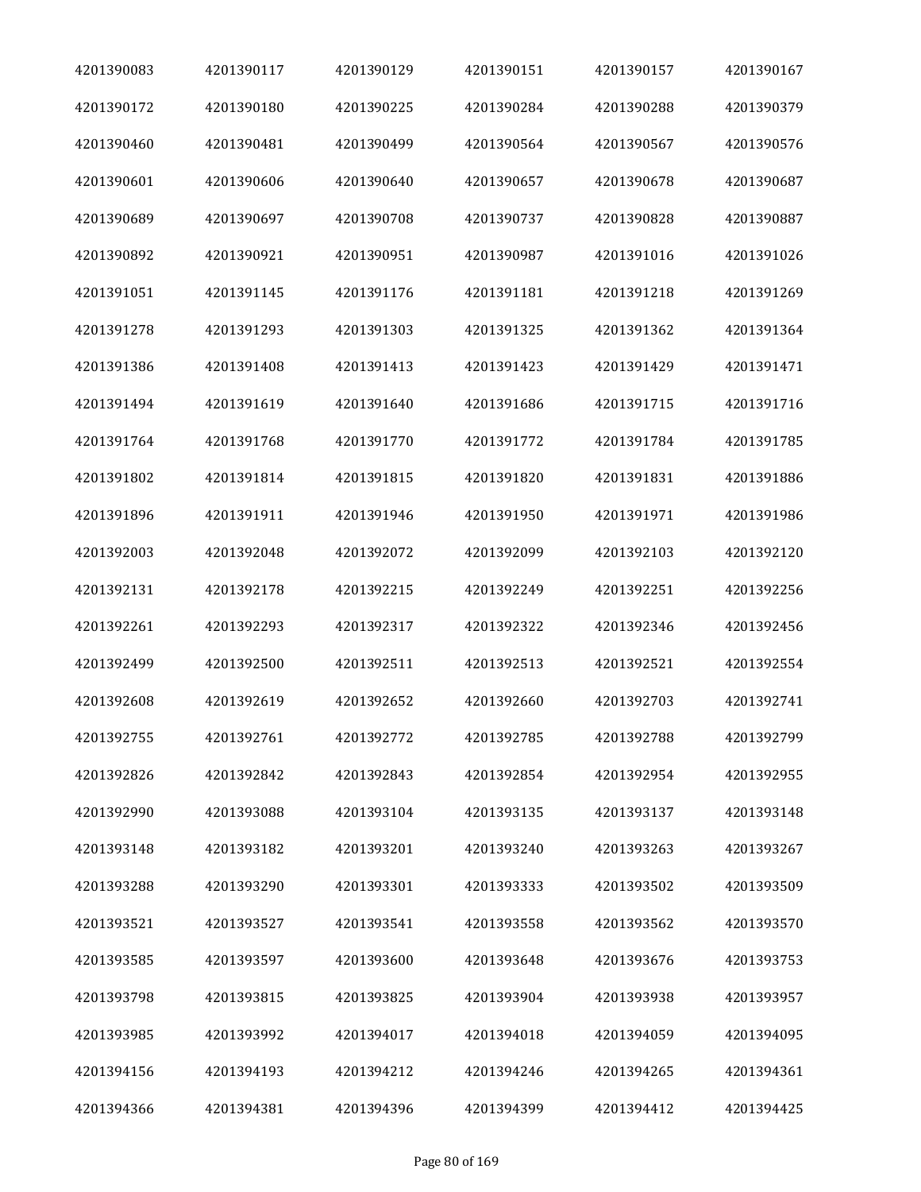| 4201390083 | 4201390117 | 4201390129 | 4201390151 | 4201390157 | 4201390167 |
|---|---|---|---|---|---|
| 4201390172 | 4201390180 | 4201390225 | 4201390284 | 4201390288 | 4201390379 |
| 4201390460 | 4201390481 | 4201390499 | 4201390564 | 4201390567 | 4201390576 |
| 4201390601 | 4201390606 | 4201390640 | 4201390657 | 4201390678 | 4201390687 |
| 4201390689 | 4201390697 | 4201390708 | 4201390737 | 4201390828 | 4201390887 |
| 4201390892 | 4201390921 | 4201390951 | 4201390987 | 4201391016 | 4201391026 |
| 4201391051 | 4201391145 | 4201391176 | 4201391181 | 4201391218 | 4201391269 |
| 4201391278 | 4201391293 | 4201391303 | 4201391325 | 4201391362 | 4201391364 |
| 4201391386 | 4201391408 | 4201391413 | 4201391423 | 4201391429 | 4201391471 |
| 4201391494 | 4201391619 | 4201391640 | 4201391686 | 4201391715 | 4201391716 |
| 4201391764 | 4201391768 | 4201391770 | 4201391772 | 4201391784 | 4201391785 |
| 4201391802 | 4201391814 | 4201391815 | 4201391820 | 4201391831 | 4201391886 |
| 4201391896 | 4201391911 | 4201391946 | 4201391950 | 4201391971 | 4201391986 |
| 4201392003 | 4201392048 | 4201392072 | 4201392099 | 4201392103 | 4201392120 |
| 4201392131 | 4201392178 | 4201392215 | 4201392249 | 4201392251 | 4201392256 |
| 4201392261 | 4201392293 | 4201392317 | 4201392322 | 4201392346 | 4201392456 |
| 4201392499 | 4201392500 | 4201392511 | 4201392513 | 4201392521 | 4201392554 |
| 4201392608 | 4201392619 | 4201392652 | 4201392660 | 4201392703 | 4201392741 |
| 4201392755 | 4201392761 | 4201392772 | 4201392785 | 4201392788 | 4201392799 |
| 4201392826 | 4201392842 | 4201392843 | 4201392854 | 4201392954 | 4201392955 |
| 4201392990 | 4201393088 | 4201393104 | 4201393135 | 4201393137 | 4201393148 |
| 4201393148 | 4201393182 | 4201393201 | 4201393240 | 4201393263 | 4201393267 |
| 4201393288 | 4201393290 | 4201393301 | 4201393333 | 4201393502 | 4201393509 |
| 4201393521 | 4201393527 | 4201393541 | 4201393558 | 4201393562 | 4201393570 |
| 4201393585 | 4201393597 | 4201393600 | 4201393648 | 4201393676 | 4201393753 |
| 4201393798 | 4201393815 | 4201393825 | 4201393904 | 4201393938 | 4201393957 |
| 4201393985 | 4201393992 | 4201394017 | 4201394018 | 4201394059 | 4201394095 |
| 4201394156 | 4201394193 | 4201394212 | 4201394246 | 4201394265 | 4201394361 |
| 4201394366 | 4201394381 | 4201394396 | 4201394399 | 4201394412 | 4201394425 |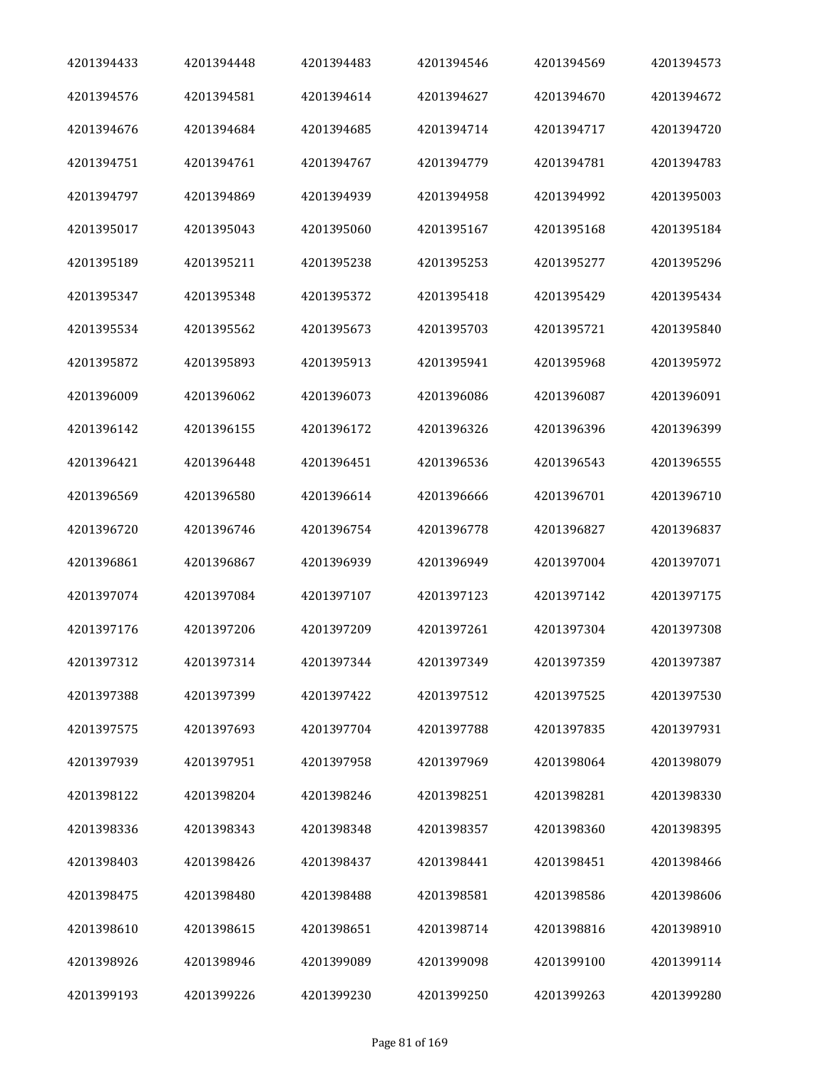| 4201394433 | 4201394448 | 4201394483 | 4201394546 | 4201394569 | 4201394573 |
|---|---|---|---|---|---|
| 4201394576 | 4201394581 | 4201394614 | 4201394627 | 4201394670 | 4201394672 |
| 4201394676 | 4201394684 | 4201394685 | 4201394714 | 4201394717 | 4201394720 |
| 4201394751 | 4201394761 | 4201394767 | 4201394779 | 4201394781 | 4201394783 |
| 4201394797 | 4201394869 | 4201394939 | 4201394958 | 4201394992 | 4201395003 |
| 4201395017 | 4201395043 | 4201395060 | 4201395167 | 4201395168 | 4201395184 |
| 4201395189 | 4201395211 | 4201395238 | 4201395253 | 4201395277 | 4201395296 |
| 4201395347 | 4201395348 | 4201395372 | 4201395418 | 4201395429 | 4201395434 |
| 4201395534 | 4201395562 | 4201395673 | 4201395703 | 4201395721 | 4201395840 |
| 4201395872 | 4201395893 | 4201395913 | 4201395941 | 4201395968 | 4201395972 |
| 4201396009 | 4201396062 | 4201396073 | 4201396086 | 4201396087 | 4201396091 |
| 4201396142 | 4201396155 | 4201396172 | 4201396326 | 4201396396 | 4201396399 |
| 4201396421 | 4201396448 | 4201396451 | 4201396536 | 4201396543 | 4201396555 |
| 4201396569 | 4201396580 | 4201396614 | 4201396666 | 4201396701 | 4201396710 |
| 4201396720 | 4201396746 | 4201396754 | 4201396778 | 4201396827 | 4201396837 |
| 4201396861 | 4201396867 | 4201396939 | 4201396949 | 4201397004 | 4201397071 |
| 4201397074 | 4201397084 | 4201397107 | 4201397123 | 4201397142 | 4201397175 |
| 4201397176 | 4201397206 | 4201397209 | 4201397261 | 4201397304 | 4201397308 |
| 4201397312 | 4201397314 | 4201397344 | 4201397349 | 4201397359 | 4201397387 |
| 4201397388 | 4201397399 | 4201397422 | 4201397512 | 4201397525 | 4201397530 |
| 4201397575 | 4201397693 | 4201397704 | 4201397788 | 4201397835 | 4201397931 |
| 4201397939 | 4201397951 | 4201397958 | 4201397969 | 4201398064 | 4201398079 |
| 4201398122 | 4201398204 | 4201398246 | 4201398251 | 4201398281 | 4201398330 |
| 4201398336 | 4201398343 | 4201398348 | 4201398357 | 4201398360 | 4201398395 |
| 4201398403 | 4201398426 | 4201398437 | 4201398441 | 4201398451 | 4201398466 |
| 4201398475 | 4201398480 | 4201398488 | 4201398581 | 4201398586 | 4201398606 |
| 4201398610 | 4201398615 | 4201398651 | 4201398714 | 4201398816 | 4201398910 |
| 4201398926 | 4201398946 | 4201399089 | 4201399098 | 4201399100 | 4201399114 |
| 4201399193 | 4201399226 | 4201399230 | 4201399250 | 4201399263 | 4201399280 |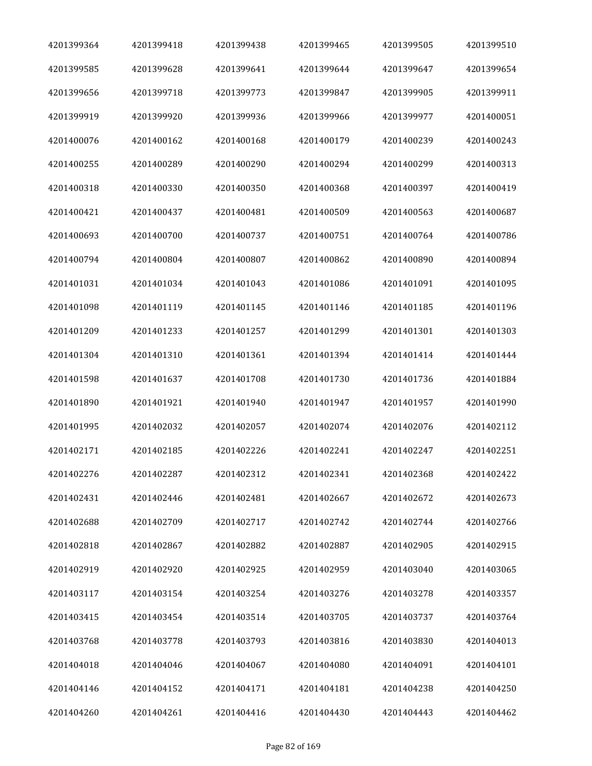| | | | | | |
|---|---|---|---|---|---|
| 4201399364 | 4201399418 | 4201399438 | 4201399465 | 4201399505 | 4201399510 |
| 4201399585 | 4201399628 | 4201399641 | 4201399644 | 4201399647 | 4201399654 |
| 4201399656 | 4201399718 | 4201399773 | 4201399847 | 4201399905 | 4201399911 |
| 4201399919 | 4201399920 | 4201399936 | 4201399966 | 4201399977 | 4201400051 |
| 4201400076 | 4201400162 | 4201400168 | 4201400179 | 4201400239 | 4201400243 |
| 4201400255 | 4201400289 | 4201400290 | 4201400294 | 4201400299 | 4201400313 |
| 4201400318 | 4201400330 | 4201400350 | 4201400368 | 4201400397 | 4201400419 |
| 4201400421 | 4201400437 | 4201400481 | 4201400509 | 4201400563 | 4201400687 |
| 4201400693 | 4201400700 | 4201400737 | 4201400751 | 4201400764 | 4201400786 |
| 4201400794 | 4201400804 | 4201400807 | 4201400862 | 4201400890 | 4201400894 |
| 4201401031 | 4201401034 | 4201401043 | 4201401086 | 4201401091 | 4201401095 |
| 4201401098 | 4201401119 | 4201401145 | 4201401146 | 4201401185 | 4201401196 |
| 4201401209 | 4201401233 | 4201401257 | 4201401299 | 4201401301 | 4201401303 |
| 4201401304 | 4201401310 | 4201401361 | 4201401394 | 4201401414 | 4201401444 |
| 4201401598 | 4201401637 | 4201401708 | 4201401730 | 4201401736 | 4201401884 |
| 4201401890 | 4201401921 | 4201401940 | 4201401947 | 4201401957 | 4201401990 |
| 4201401995 | 4201402032 | 4201402057 | 4201402074 | 4201402076 | 4201402112 |
| 4201402171 | 4201402185 | 4201402226 | 4201402241 | 4201402247 | 4201402251 |
| 4201402276 | 4201402287 | 4201402312 | 4201402341 | 4201402368 | 4201402422 |
| 4201402431 | 4201402446 | 4201402481 | 4201402667 | 4201402672 | 4201402673 |
| 4201402688 | 4201402709 | 4201402717 | 4201402742 | 4201402744 | 4201402766 |
| 4201402818 | 4201402867 | 4201402882 | 4201402887 | 4201402905 | 4201402915 |
| 4201402919 | 4201402920 | 4201402925 | 4201402959 | 4201403040 | 4201403065 |
| 4201403117 | 4201403154 | 4201403254 | 4201403276 | 4201403278 | 4201403357 |
| 4201403415 | 4201403454 | 4201403514 | 4201403705 | 4201403737 | 4201403764 |
| 4201403768 | 4201403778 | 4201403793 | 4201403816 | 4201403830 | 4201404013 |
| 4201404018 | 4201404046 | 4201404067 | 4201404080 | 4201404091 | 4201404101 |
| 4201404146 | 4201404152 | 4201404171 | 4201404181 | 4201404238 | 4201404250 |
| 4201404260 | 4201404261 | 4201404416 | 4201404430 | 4201404443 | 4201404462 |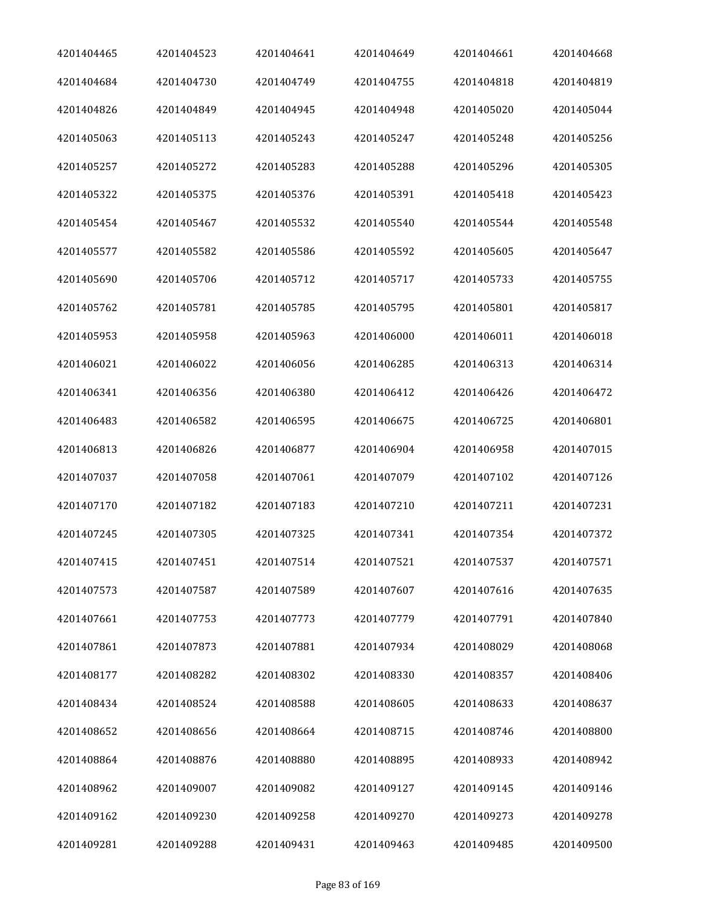| | | | | | |
|---|---|---|---|---|---|
| 4201404465 | 4201404523 | 4201404641 | 4201404649 | 4201404661 | 4201404668 |
| 4201404684 | 4201404730 | 4201404749 | 4201404755 | 4201404818 | 4201404819 |
| 4201404826 | 4201404849 | 4201404945 | 4201404948 | 4201405020 | 4201405044 |
| 4201405063 | 4201405113 | 4201405243 | 4201405247 | 4201405248 | 4201405256 |
| 4201405257 | 4201405272 | 4201405283 | 4201405288 | 4201405296 | 4201405305 |
| 4201405322 | 4201405375 | 4201405376 | 4201405391 | 4201405418 | 4201405423 |
| 4201405454 | 4201405467 | 4201405532 | 4201405540 | 4201405544 | 4201405548 |
| 4201405577 | 4201405582 | 4201405586 | 4201405592 | 4201405605 | 4201405647 |
| 4201405690 | 4201405706 | 4201405712 | 4201405717 | 4201405733 | 4201405755 |
| 4201405762 | 4201405781 | 4201405785 | 4201405795 | 4201405801 | 4201405817 |
| 4201405953 | 4201405958 | 4201405963 | 4201406000 | 4201406011 | 4201406018 |
| 4201406021 | 4201406022 | 4201406056 | 4201406285 | 4201406313 | 4201406314 |
| 4201406341 | 4201406356 | 4201406380 | 4201406412 | 4201406426 | 4201406472 |
| 4201406483 | 4201406582 | 4201406595 | 4201406675 | 4201406725 | 4201406801 |
| 4201406813 | 4201406826 | 4201406877 | 4201406904 | 4201406958 | 4201407015 |
| 4201407037 | 4201407058 | 4201407061 | 4201407079 | 4201407102 | 4201407126 |
| 4201407170 | 4201407182 | 4201407183 | 4201407210 | 4201407211 | 4201407231 |
| 4201407245 | 4201407305 | 4201407325 | 4201407341 | 4201407354 | 4201407372 |
| 4201407415 | 4201407451 | 4201407514 | 4201407521 | 4201407537 | 4201407571 |
| 4201407573 | 4201407587 | 4201407589 | 4201407607 | 4201407616 | 4201407635 |
| 4201407661 | 4201407753 | 4201407773 | 4201407779 | 4201407791 | 4201407840 |
| 4201407861 | 4201407873 | 4201407881 | 4201407934 | 4201408029 | 4201408068 |
| 4201408177 | 4201408282 | 4201408302 | 4201408330 | 4201408357 | 4201408406 |
| 4201408434 | 4201408524 | 4201408588 | 4201408605 | 4201408633 | 4201408637 |
| 4201408652 | 4201408656 | 4201408664 | 4201408715 | 4201408746 | 4201408800 |
| 4201408864 | 4201408876 | 4201408880 | 4201408895 | 4201408933 | 4201408942 |
| 4201408962 | 4201409007 | 4201409082 | 4201409127 | 4201409145 | 4201409146 |
| 4201409162 | 4201409230 | 4201409258 | 4201409270 | 4201409273 | 4201409278 |
| 4201409281 | 4201409288 | 4201409431 | 4201409463 | 4201409485 | 4201409500 |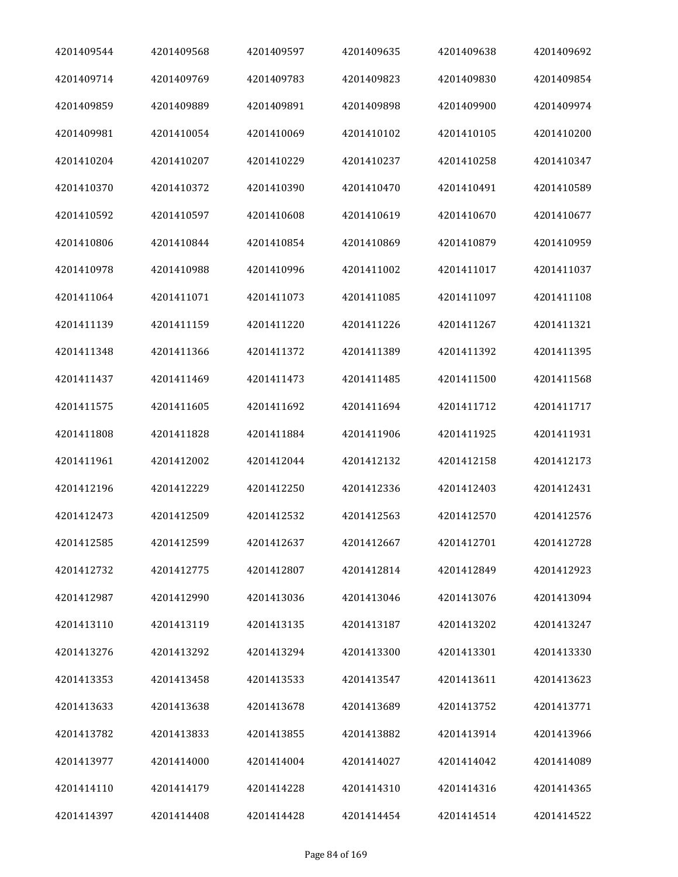| 4201409544 | 4201409568 | 4201409597 | 4201409635 | 4201409638 | 4201409692 |
|---|---|---|---|---|---|
| 4201409714 | 4201409769 | 4201409783 | 4201409823 | 4201409830 | 4201409854 |
| 4201409859 | 4201409889 | 4201409891 | 4201409898 | 4201409900 | 4201409974 |
| 4201409981 | 4201410054 | 4201410069 | 4201410102 | 4201410105 | 4201410200 |
| 4201410204 | 4201410207 | 4201410229 | 4201410237 | 4201410258 | 4201410347 |
| 4201410370 | 4201410372 | 4201410390 | 4201410470 | 4201410491 | 4201410589 |
| 4201410592 | 4201410597 | 4201410608 | 4201410619 | 4201410670 | 4201410677 |
| 4201410806 | 4201410844 | 4201410854 | 4201410869 | 4201410879 | 4201410959 |
| 4201410978 | 4201410988 | 4201410996 | 4201411002 | 4201411017 | 4201411037 |
| 4201411064 | 4201411071 | 4201411073 | 4201411085 | 4201411097 | 4201411108 |
| 4201411139 | 4201411159 | 4201411220 | 4201411226 | 4201411267 | 4201411321 |
| 4201411348 | 4201411366 | 4201411372 | 4201411389 | 4201411392 | 4201411395 |
| 4201411437 | 4201411469 | 4201411473 | 4201411485 | 4201411500 | 4201411568 |
| 4201411575 | 4201411605 | 4201411692 | 4201411694 | 4201411712 | 4201411717 |
| 4201411808 | 4201411828 | 4201411884 | 4201411906 | 4201411925 | 4201411931 |
| 4201411961 | 4201412002 | 4201412044 | 4201412132 | 4201412158 | 4201412173 |
| 4201412196 | 4201412229 | 4201412250 | 4201412336 | 4201412403 | 4201412431 |
| 4201412473 | 4201412509 | 4201412532 | 4201412563 | 4201412570 | 4201412576 |
| 4201412585 | 4201412599 | 4201412637 | 4201412667 | 4201412701 | 4201412728 |
| 4201412732 | 4201412775 | 4201412807 | 4201412814 | 4201412849 | 4201412923 |
| 4201412987 | 4201412990 | 4201413036 | 4201413046 | 4201413076 | 4201413094 |
| 4201413110 | 4201413119 | 4201413135 | 4201413187 | 4201413202 | 4201413247 |
| 4201413276 | 4201413292 | 4201413294 | 4201413300 | 4201413301 | 4201413330 |
| 4201413353 | 4201413458 | 4201413533 | 4201413547 | 4201413611 | 4201413623 |
| 4201413633 | 4201413638 | 4201413678 | 4201413689 | 4201413752 | 4201413771 |
| 4201413782 | 4201413833 | 4201413855 | 4201413882 | 4201413914 | 4201413966 |
| 4201413977 | 4201414000 | 4201414004 | 4201414027 | 4201414042 | 4201414089 |
| 4201414110 | 4201414179 | 4201414228 | 4201414310 | 4201414316 | 4201414365 |
| 4201414397 | 4201414408 | 4201414428 | 4201414454 | 4201414514 | 4201414522 |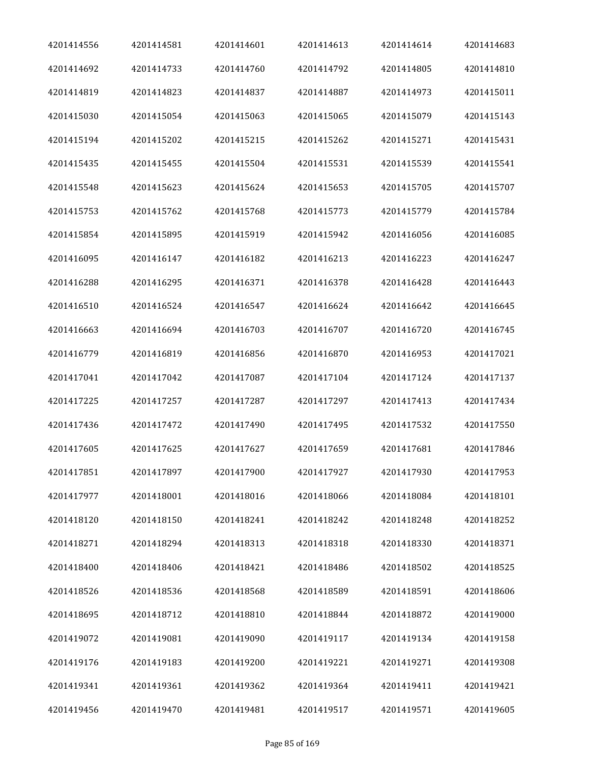| 4201414556 | 4201414581 | 4201414601 | 4201414613 | 4201414614 | 4201414683 |
|---|---|---|---|---|---|
| 4201414692 | 4201414733 | 4201414760 | 4201414792 | 4201414805 | 4201414810 |
| 4201414819 | 4201414823 | 4201414837 | 4201414887 | 4201414973 | 4201415011 |
| 4201415030 | 4201415054 | 4201415063 | 4201415065 | 4201415079 | 4201415143 |
| 4201415194 | 4201415202 | 4201415215 | 4201415262 | 4201415271 | 4201415431 |
| 4201415435 | 4201415455 | 4201415504 | 4201415531 | 4201415539 | 4201415541 |
| 4201415548 | 4201415623 | 4201415624 | 4201415653 | 4201415705 | 4201415707 |
| 4201415753 | 4201415762 | 4201415768 | 4201415773 | 4201415779 | 4201415784 |
| 4201415854 | 4201415895 | 4201415919 | 4201415942 | 4201416056 | 4201416085 |
| 4201416095 | 4201416147 | 4201416182 | 4201416213 | 4201416223 | 4201416247 |
| 4201416288 | 4201416295 | 4201416371 | 4201416378 | 4201416428 | 4201416443 |
| 4201416510 | 4201416524 | 4201416547 | 4201416624 | 4201416642 | 4201416645 |
| 4201416663 | 4201416694 | 4201416703 | 4201416707 | 4201416720 | 4201416745 |
| 4201416779 | 4201416819 | 4201416856 | 4201416870 | 4201416953 | 4201417021 |
| 4201417041 | 4201417042 | 4201417087 | 4201417104 | 4201417124 | 4201417137 |
| 4201417225 | 4201417257 | 4201417287 | 4201417297 | 4201417413 | 4201417434 |
| 4201417436 | 4201417472 | 4201417490 | 4201417495 | 4201417532 | 4201417550 |
| 4201417605 | 4201417625 | 4201417627 | 4201417659 | 4201417681 | 4201417846 |
| 4201417851 | 4201417897 | 4201417900 | 4201417927 | 4201417930 | 4201417953 |
| 4201417977 | 4201418001 | 4201418016 | 4201418066 | 4201418084 | 4201418101 |
| 4201418120 | 4201418150 | 4201418241 | 4201418242 | 4201418248 | 4201418252 |
| 4201418271 | 4201418294 | 4201418313 | 4201418318 | 4201418330 | 4201418371 |
| 4201418400 | 4201418406 | 4201418421 | 4201418486 | 4201418502 | 4201418525 |
| 4201418526 | 4201418536 | 4201418568 | 4201418589 | 4201418591 | 4201418606 |
| 4201418695 | 4201418712 | 4201418810 | 4201418844 | 4201418872 | 4201419000 |
| 4201419072 | 4201419081 | 4201419090 | 4201419117 | 4201419134 | 4201419158 |
| 4201419176 | 4201419183 | 4201419200 | 4201419221 | 4201419271 | 4201419308 |
| 4201419341 | 4201419361 | 4201419362 | 4201419364 | 4201419411 | 4201419421 |
| 4201419456 | 4201419470 | 4201419481 | 4201419517 | 4201419571 | 4201419605 |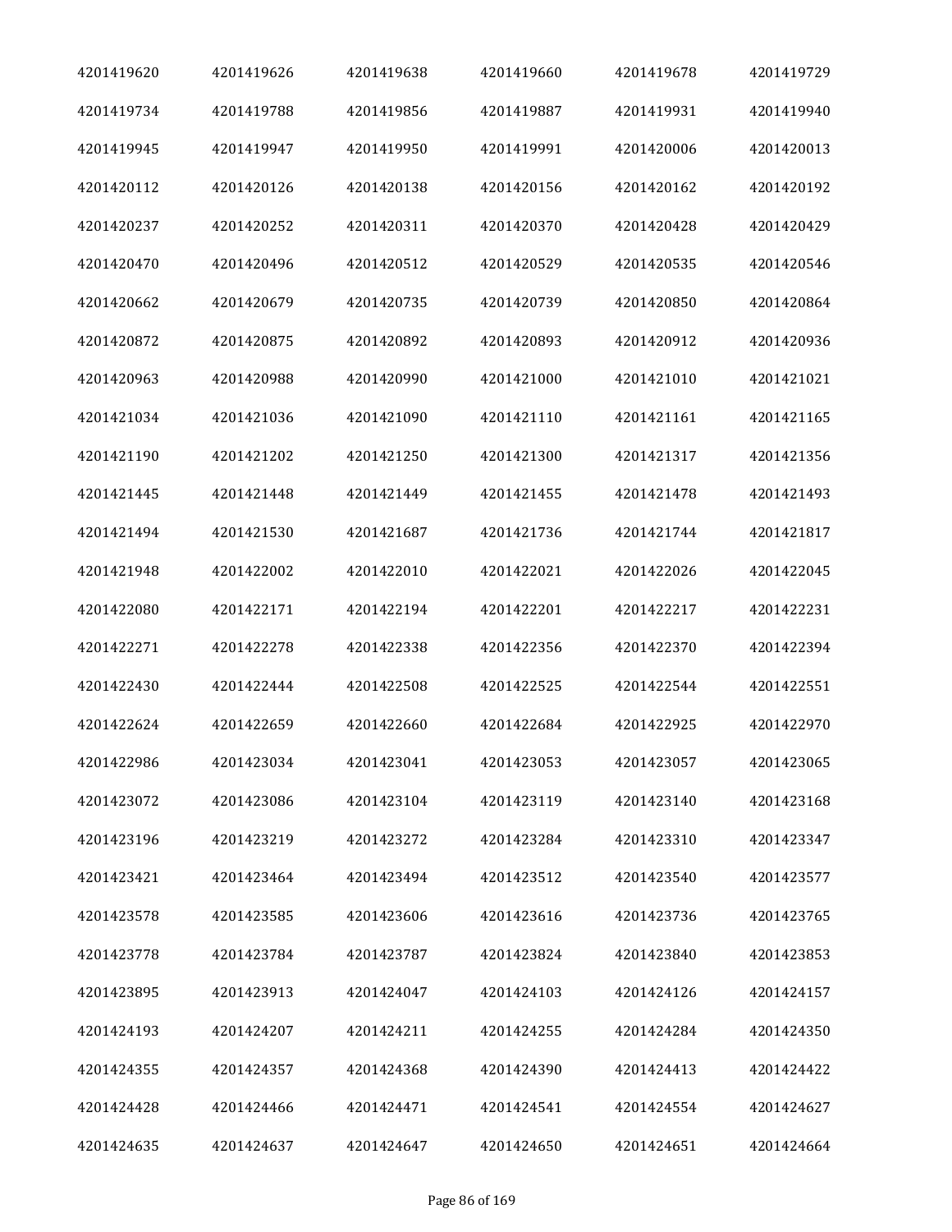| 4201419620 | 4201419626 | 4201419638 | 4201419660 | 4201419678 | 4201419729 |
|---|---|---|---|---|---|
| 4201419734 | 4201419788 | 4201419856 | 4201419887 | 4201419931 | 4201419940 |
| 4201419945 | 4201419947 | 4201419950 | 4201419991 | 4201420006 | 4201420013 |
| 4201420112 | 4201420126 | 4201420138 | 4201420156 | 4201420162 | 4201420192 |
| 4201420237 | 4201420252 | 4201420311 | 4201420370 | 4201420428 | 4201420429 |
| 4201420470 | 4201420496 | 4201420512 | 4201420529 | 4201420535 | 4201420546 |
| 4201420662 | 4201420679 | 4201420735 | 4201420739 | 4201420850 | 4201420864 |
| 4201420872 | 4201420875 | 4201420892 | 4201420893 | 4201420912 | 4201420936 |
| 4201420963 | 4201420988 | 4201420990 | 4201421000 | 4201421010 | 4201421021 |
| 4201421034 | 4201421036 | 4201421090 | 4201421110 | 4201421161 | 4201421165 |
| 4201421190 | 4201421202 | 4201421250 | 4201421300 | 4201421317 | 4201421356 |
| 4201421445 | 4201421448 | 4201421449 | 4201421455 | 4201421478 | 4201421493 |
| 4201421494 | 4201421530 | 4201421687 | 4201421736 | 4201421744 | 4201421817 |
| 4201421948 | 4201422002 | 4201422010 | 4201422021 | 4201422026 | 4201422045 |
| 4201422080 | 4201422171 | 4201422194 | 4201422201 | 4201422217 | 4201422231 |
| 4201422271 | 4201422278 | 4201422338 | 4201422356 | 4201422370 | 4201422394 |
| 4201422430 | 4201422444 | 4201422508 | 4201422525 | 4201422544 | 4201422551 |
| 4201422624 | 4201422659 | 4201422660 | 4201422684 | 4201422925 | 4201422970 |
| 4201422986 | 4201423034 | 4201423041 | 4201423053 | 4201423057 | 4201423065 |
| 4201423072 | 4201423086 | 4201423104 | 4201423119 | 4201423140 | 4201423168 |
| 4201423196 | 4201423219 | 4201423272 | 4201423284 | 4201423310 | 4201423347 |
| 4201423421 | 4201423464 | 4201423494 | 4201423512 | 4201423540 | 4201423577 |
| 4201423578 | 4201423585 | 4201423606 | 4201423616 | 4201423736 | 4201423765 |
| 4201423778 | 4201423784 | 4201423787 | 4201423824 | 4201423840 | 4201423853 |
| 4201423895 | 4201423913 | 4201424047 | 4201424103 | 4201424126 | 4201424157 |
| 4201424193 | 4201424207 | 4201424211 | 4201424255 | 4201424284 | 4201424350 |
| 4201424355 | 4201424357 | 4201424368 | 4201424390 | 4201424413 | 4201424422 |
| 4201424428 | 4201424466 | 4201424471 | 4201424541 | 4201424554 | 4201424627 |
| 4201424635 | 4201424637 | 4201424647 | 4201424650 | 4201424651 | 4201424664 |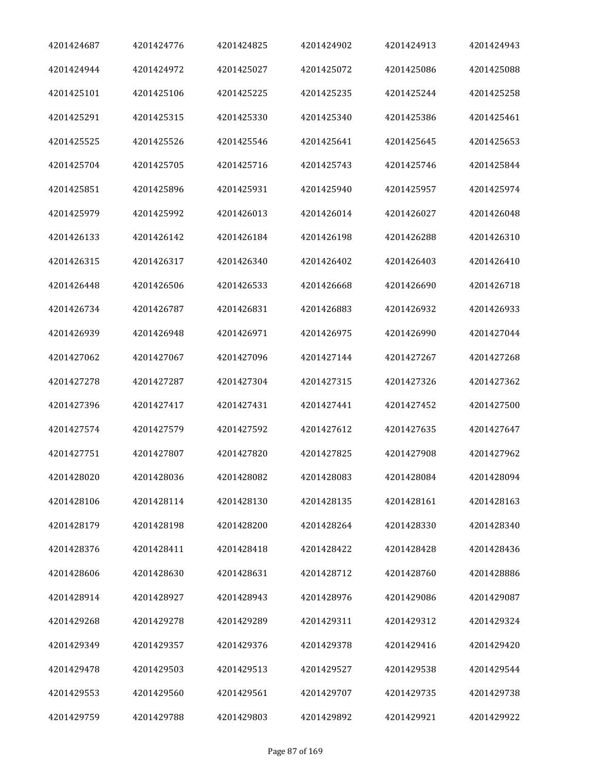| 4201424687 | 4201424776 | 4201424825 | 4201424902 | 4201424913 | 4201424943 |
|---|---|---|---|---|---|
| 4201424944 | 4201424972 | 4201425027 | 4201425072 | 4201425086 | 4201425088 |
| 4201425101 | 4201425106 | 4201425225 | 4201425235 | 4201425244 | 4201425258 |
| 4201425291 | 4201425315 | 4201425330 | 4201425340 | 4201425386 | 4201425461 |
| 4201425525 | 4201425526 | 4201425546 | 4201425641 | 4201425645 | 4201425653 |
| 4201425704 | 4201425705 | 4201425716 | 4201425743 | 4201425746 | 4201425844 |
| 4201425851 | 4201425896 | 4201425931 | 4201425940 | 4201425957 | 4201425974 |
| 4201425979 | 4201425992 | 4201426013 | 4201426014 | 4201426027 | 4201426048 |
| 4201426133 | 4201426142 | 4201426184 | 4201426198 | 4201426288 | 4201426310 |
| 4201426315 | 4201426317 | 4201426340 | 4201426402 | 4201426403 | 4201426410 |
| 4201426448 | 4201426506 | 4201426533 | 4201426668 | 4201426690 | 4201426718 |
| 4201426734 | 4201426787 | 4201426831 | 4201426883 | 4201426932 | 4201426933 |
| 4201426939 | 4201426948 | 4201426971 | 4201426975 | 4201426990 | 4201427044 |
| 4201427062 | 4201427067 | 4201427096 | 4201427144 | 4201427267 | 4201427268 |
| 4201427278 | 4201427287 | 4201427304 | 4201427315 | 4201427326 | 4201427362 |
| 4201427396 | 4201427417 | 4201427431 | 4201427441 | 4201427452 | 4201427500 |
| 4201427574 | 4201427579 | 4201427592 | 4201427612 | 4201427635 | 4201427647 |
| 4201427751 | 4201427807 | 4201427820 | 4201427825 | 4201427908 | 4201427962 |
| 4201428020 | 4201428036 | 4201428082 | 4201428083 | 4201428084 | 4201428094 |
| 4201428106 | 4201428114 | 4201428130 | 4201428135 | 4201428161 | 4201428163 |
| 4201428179 | 4201428198 | 4201428200 | 4201428264 | 4201428330 | 4201428340 |
| 4201428376 | 4201428411 | 4201428418 | 4201428422 | 4201428428 | 4201428436 |
| 4201428606 | 4201428630 | 4201428631 | 4201428712 | 4201428760 | 4201428886 |
| 4201428914 | 4201428927 | 4201428943 | 4201428976 | 4201429086 | 4201429087 |
| 4201429268 | 4201429278 | 4201429289 | 4201429311 | 4201429312 | 4201429324 |
| 4201429349 | 4201429357 | 4201429376 | 4201429378 | 4201429416 | 4201429420 |
| 4201429478 | 4201429503 | 4201429513 | 4201429527 | 4201429538 | 4201429544 |
| 4201429553 | 4201429560 | 4201429561 | 4201429707 | 4201429735 | 4201429738 |
| 4201429759 | 4201429788 | 4201429803 | 4201429892 | 4201429921 | 4201429922 |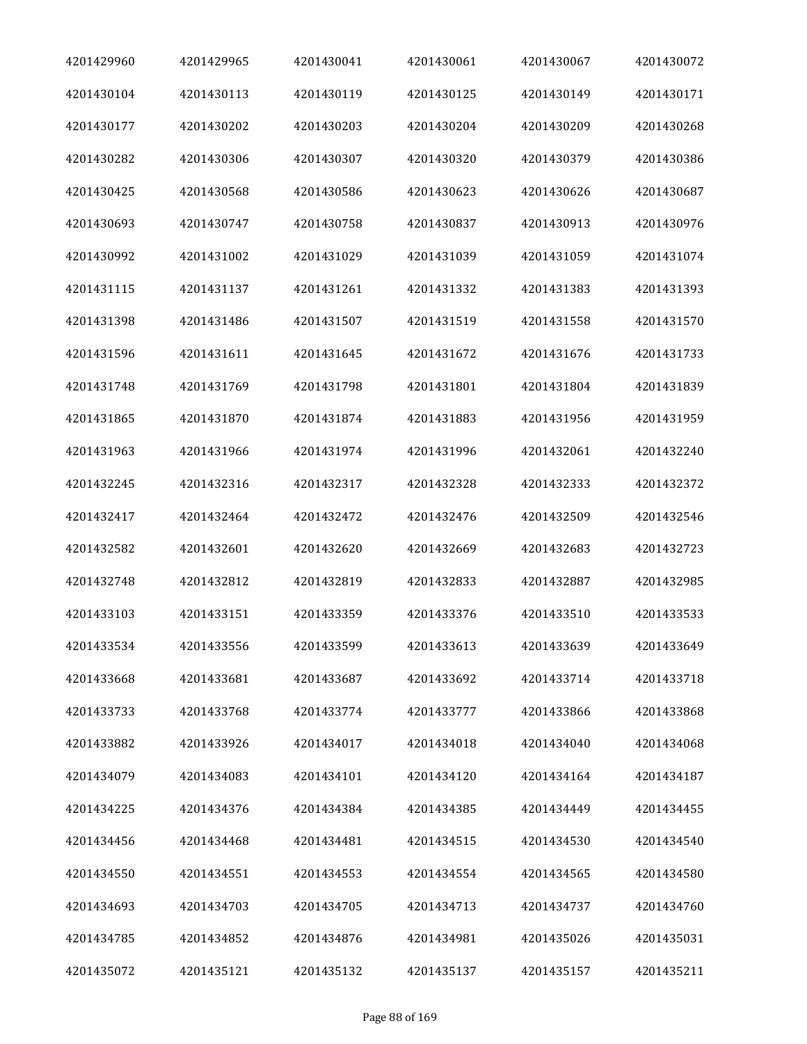| 4201429960 | 4201429965 | 4201430041 | 4201430061 | 4201430067 | 4201430072 |
|---|---|---|---|---|---|
| 4201430104 | 4201430113 | 4201430119 | 4201430125 | 4201430149 | 4201430171 |
| 4201430177 | 4201430202 | 4201430203 | 4201430204 | 4201430209 | 4201430268 |
| 4201430282 | 4201430306 | 4201430307 | 4201430320 | 4201430379 | 4201430386 |
| 4201430425 | 4201430568 | 4201430586 | 4201430623 | 4201430626 | 4201430687 |
| 4201430693 | 4201430747 | 4201430758 | 4201430837 | 4201430913 | 4201430976 |
| 4201430992 | 4201431002 | 4201431029 | 4201431039 | 4201431059 | 4201431074 |
| 4201431115 | 4201431137 | 4201431261 | 4201431332 | 4201431383 | 4201431393 |
| 4201431398 | 4201431486 | 4201431507 | 4201431519 | 4201431558 | 4201431570 |
| 4201431596 | 4201431611 | 4201431645 | 4201431672 | 4201431676 | 4201431733 |
| 4201431748 | 4201431769 | 4201431798 | 4201431801 | 4201431804 | 4201431839 |
| 4201431865 | 4201431870 | 4201431874 | 4201431883 | 4201431956 | 4201431959 |
| 4201431963 | 4201431966 | 4201431974 | 4201431996 | 4201432061 | 4201432240 |
| 4201432245 | 4201432316 | 4201432317 | 4201432328 | 4201432333 | 4201432372 |
| 4201432417 | 4201432464 | 4201432472 | 4201432476 | 4201432509 | 4201432546 |
| 4201432582 | 4201432601 | 4201432620 | 4201432669 | 4201432683 | 4201432723 |
| 4201432748 | 4201432812 | 4201432819 | 4201432833 | 4201432887 | 4201432985 |
| 4201433103 | 4201433151 | 4201433359 | 4201433376 | 4201433510 | 4201433533 |
| 4201433534 | 4201433556 | 4201433599 | 4201433613 | 4201433639 | 4201433649 |
| 4201433668 | 4201433681 | 4201433687 | 4201433692 | 4201433714 | 4201433718 |
| 4201433733 | 4201433768 | 4201433774 | 4201433777 | 4201433866 | 4201433868 |
| 4201433882 | 4201433926 | 4201434017 | 4201434018 | 4201434040 | 4201434068 |
| 4201434079 | 4201434083 | 4201434101 | 4201434120 | 4201434164 | 4201434187 |
| 4201434225 | 4201434376 | 4201434384 | 4201434385 | 4201434449 | 4201434455 |
| 4201434456 | 4201434468 | 4201434481 | 4201434515 | 4201434530 | 4201434540 |
| 4201434550 | 4201434551 | 4201434553 | 4201434554 | 4201434565 | 4201434580 |
| 4201434693 | 4201434703 | 4201434705 | 4201434713 | 4201434737 | 4201434760 |
| 4201434785 | 4201434852 | 4201434876 | 4201434981 | 4201435026 | 4201435031 |
| 4201435072 | 4201435121 | 4201435132 | 4201435137 | 4201435157 | 4201435211 |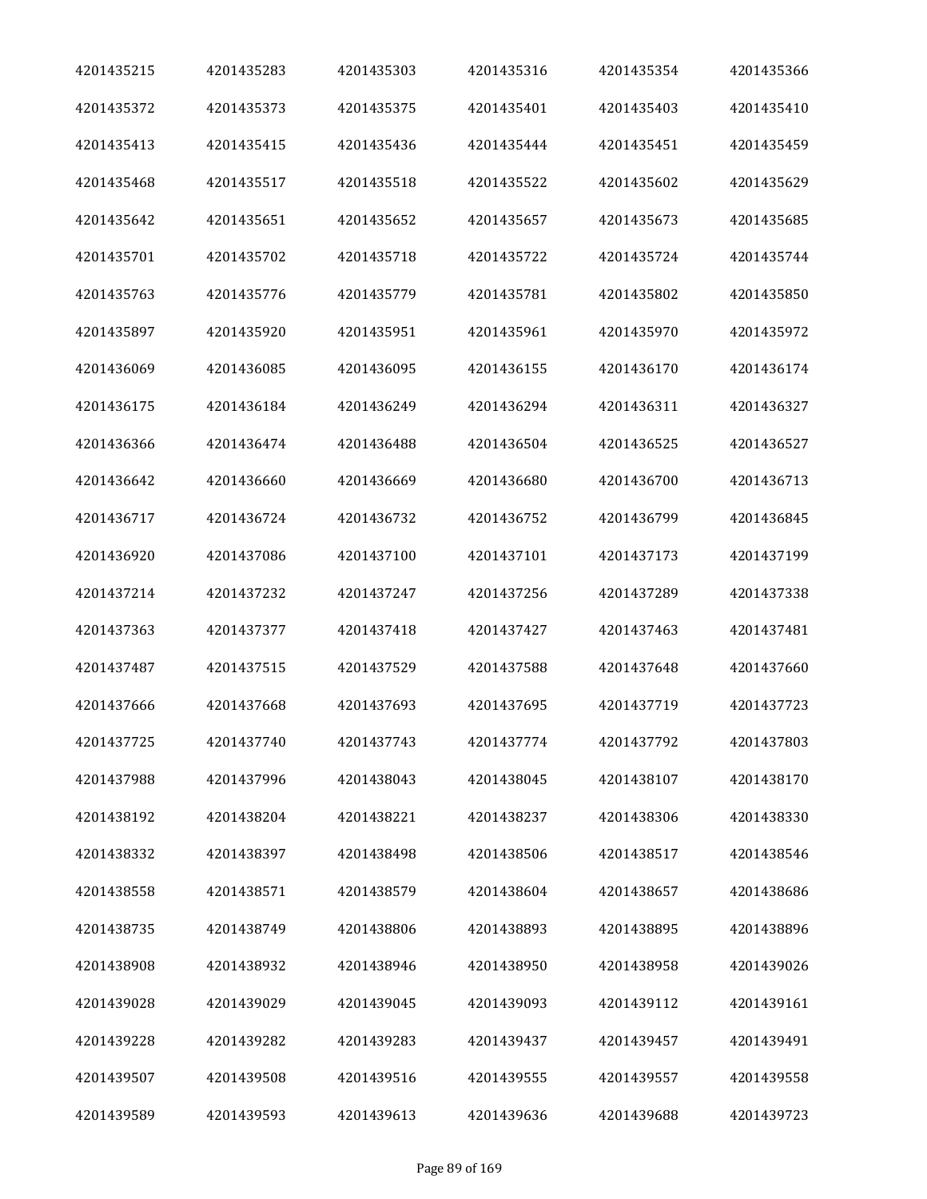| 4201435215 | 4201435283 | 4201435303 | 4201435316 | 4201435354 | 4201435366 |
|---|---|---|---|---|---|
| 4201435372 | 4201435373 | 4201435375 | 4201435401 | 4201435403 | 4201435410 |
| 4201435413 | 4201435415 | 4201435436 | 4201435444 | 4201435451 | 4201435459 |
| 4201435468 | 4201435517 | 4201435518 | 4201435522 | 4201435602 | 4201435629 |
| 4201435642 | 4201435651 | 4201435652 | 4201435657 | 4201435673 | 4201435685 |
| 4201435701 | 4201435702 | 4201435718 | 4201435722 | 4201435724 | 4201435744 |
| 4201435763 | 4201435776 | 4201435779 | 4201435781 | 4201435802 | 4201435850 |
| 4201435897 | 4201435920 | 4201435951 | 4201435961 | 4201435970 | 4201435972 |
| 4201436069 | 4201436085 | 4201436095 | 4201436155 | 4201436170 | 4201436174 |
| 4201436175 | 4201436184 | 4201436249 | 4201436294 | 4201436311 | 4201436327 |
| 4201436366 | 4201436474 | 4201436488 | 4201436504 | 4201436525 | 4201436527 |
| 4201436642 | 4201436660 | 4201436669 | 4201436680 | 4201436700 | 4201436713 |
| 4201436717 | 4201436724 | 4201436732 | 4201436752 | 4201436799 | 4201436845 |
| 4201436920 | 4201437086 | 4201437100 | 4201437101 | 4201437173 | 4201437199 |
| 4201437214 | 4201437232 | 4201437247 | 4201437256 | 4201437289 | 4201437338 |
| 4201437363 | 4201437377 | 4201437418 | 4201437427 | 4201437463 | 4201437481 |
| 4201437487 | 4201437515 | 4201437529 | 4201437588 | 4201437648 | 4201437660 |
| 4201437666 | 4201437668 | 4201437693 | 4201437695 | 4201437719 | 4201437723 |
| 4201437725 | 4201437740 | 4201437743 | 4201437774 | 4201437792 | 4201437803 |
| 4201437988 | 4201437996 | 4201438043 | 4201438045 | 4201438107 | 4201438170 |
| 4201438192 | 4201438204 | 4201438221 | 4201438237 | 4201438306 | 4201438330 |
| 4201438332 | 4201438397 | 4201438498 | 4201438506 | 4201438517 | 4201438546 |
| 4201438558 | 4201438571 | 4201438579 | 4201438604 | 4201438657 | 4201438686 |
| 4201438735 | 4201438749 | 4201438806 | 4201438893 | 4201438895 | 4201438896 |
| 4201438908 | 4201438932 | 4201438946 | 4201438950 | 4201438958 | 4201439026 |
| 4201439028 | 4201439029 | 4201439045 | 4201439093 | 4201439112 | 4201439161 |
| 4201439228 | 4201439282 | 4201439283 | 4201439437 | 4201439457 | 4201439491 |
| 4201439507 | 4201439508 | 4201439516 | 4201439555 | 4201439557 | 4201439558 |
| 4201439589 | 4201439593 | 4201439613 | 4201439636 | 4201439688 | 4201439723 |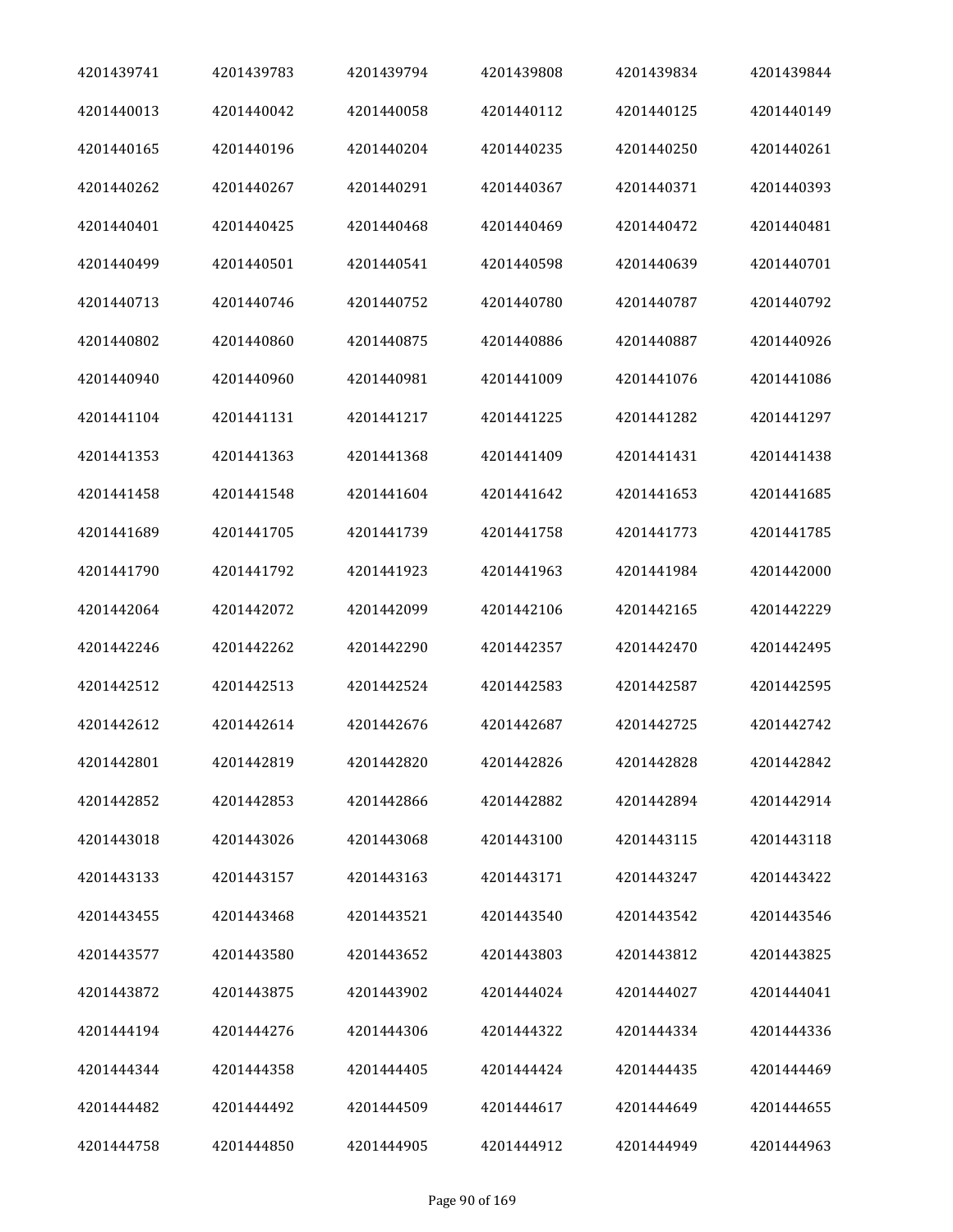| 4201439741 | 4201439783 | 4201439794 | 4201439808 | 4201439834 | 4201439844 |
|---|---|---|---|---|---|
| 4201440013 | 4201440042 | 4201440058 | 4201440112 | 4201440125 | 4201440149 |
| 4201440165 | 4201440196 | 4201440204 | 4201440235 | 4201440250 | 4201440261 |
| 4201440262 | 4201440267 | 4201440291 | 4201440367 | 4201440371 | 4201440393 |
| 4201440401 | 4201440425 | 4201440468 | 4201440469 | 4201440472 | 4201440481 |
| 4201440499 | 4201440501 | 4201440541 | 4201440598 | 4201440639 | 4201440701 |
| 4201440713 | 4201440746 | 4201440752 | 4201440780 | 4201440787 | 4201440792 |
| 4201440802 | 4201440860 | 4201440875 | 4201440886 | 4201440887 | 4201440926 |
| 4201440940 | 4201440960 | 4201440981 | 4201441009 | 4201441076 | 4201441086 |
| 4201441104 | 4201441131 | 4201441217 | 4201441225 | 4201441282 | 4201441297 |
| 4201441353 | 4201441363 | 4201441368 | 4201441409 | 4201441431 | 4201441438 |
| 4201441458 | 4201441548 | 4201441604 | 4201441642 | 4201441653 | 4201441685 |
| 4201441689 | 4201441705 | 4201441739 | 4201441758 | 4201441773 | 4201441785 |
| 4201441790 | 4201441792 | 4201441923 | 4201441963 | 4201441984 | 4201442000 |
| 4201442064 | 4201442072 | 4201442099 | 4201442106 | 4201442165 | 4201442229 |
| 4201442246 | 4201442262 | 4201442290 | 4201442357 | 4201442470 | 4201442495 |
| 4201442512 | 4201442513 | 4201442524 | 4201442583 | 4201442587 | 4201442595 |
| 4201442612 | 4201442614 | 4201442676 | 4201442687 | 4201442725 | 4201442742 |
| 4201442801 | 4201442819 | 4201442820 | 4201442826 | 4201442828 | 4201442842 |
| 4201442852 | 4201442853 | 4201442866 | 4201442882 | 4201442894 | 4201442914 |
| 4201443018 | 4201443026 | 4201443068 | 4201443100 | 4201443115 | 4201443118 |
| 4201443133 | 4201443157 | 4201443163 | 4201443171 | 4201443247 | 4201443422 |
| 4201443455 | 4201443468 | 4201443521 | 4201443540 | 4201443542 | 4201443546 |
| 4201443577 | 4201443580 | 4201443652 | 4201443803 | 4201443812 | 4201443825 |
| 4201443872 | 4201443875 | 4201443902 | 4201444024 | 4201444027 | 4201444041 |
| 4201444194 | 4201444276 | 4201444306 | 4201444322 | 4201444334 | 4201444336 |
| 4201444344 | 4201444358 | 4201444405 | 4201444424 | 4201444435 | 4201444469 |
| 4201444482 | 4201444492 | 4201444509 | 4201444617 | 4201444649 | 4201444655 |
| 4201444758 | 4201444850 | 4201444905 | 4201444912 | 4201444949 | 4201444963 |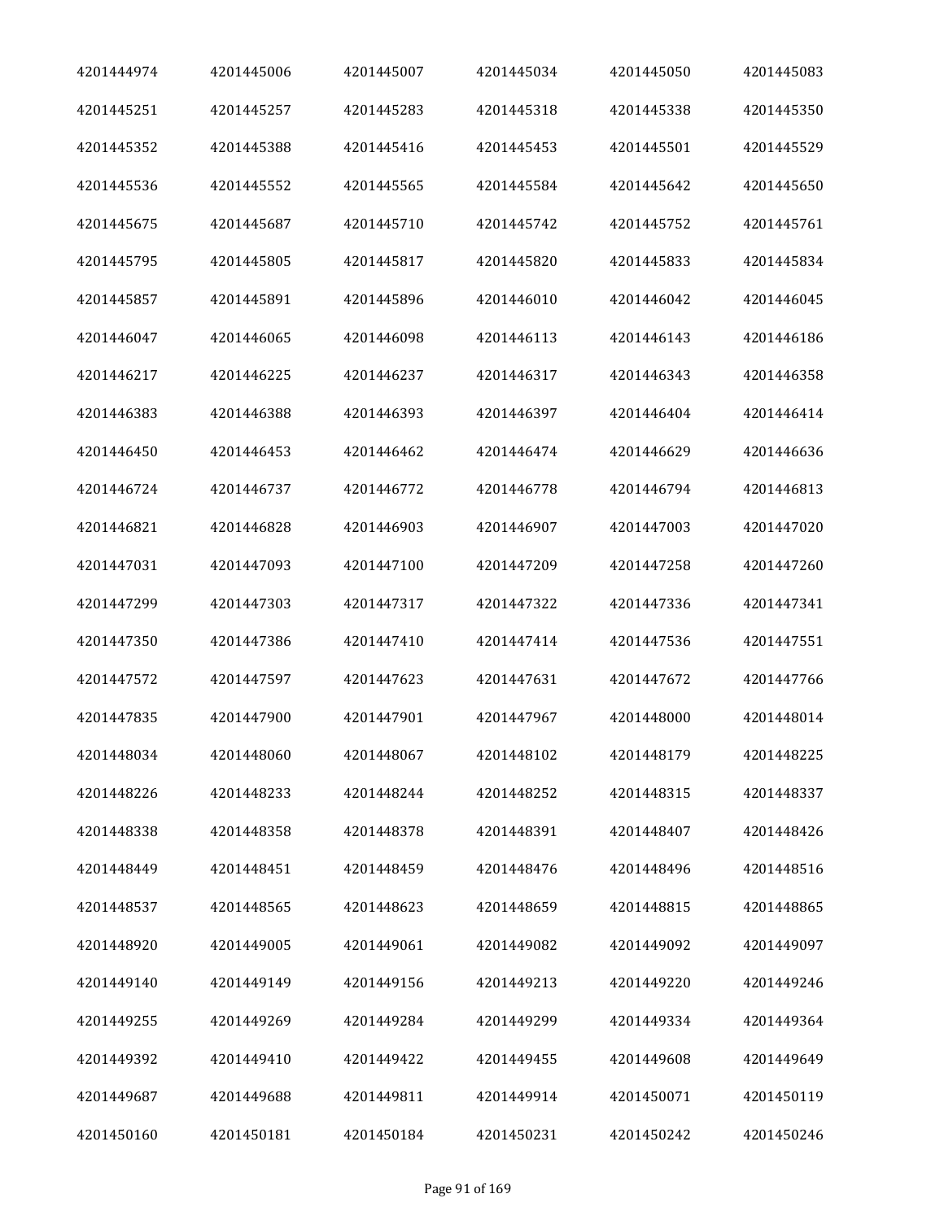| 4201444974 | 4201445006 | 4201445007 | 4201445034 | 4201445050 | 4201445083 |
|---|---|---|---|---|---|
| 4201445251 | 4201445257 | 4201445283 | 4201445318 | 4201445338 | 4201445350 |
| 4201445352 | 4201445388 | 4201445416 | 4201445453 | 4201445501 | 4201445529 |
| 4201445536 | 4201445552 | 4201445565 | 4201445584 | 4201445642 | 4201445650 |
| 4201445675 | 4201445687 | 4201445710 | 4201445742 | 4201445752 | 4201445761 |
| 4201445795 | 4201445805 | 4201445817 | 4201445820 | 4201445833 | 4201445834 |
| 4201445857 | 4201445891 | 4201445896 | 4201446010 | 4201446042 | 4201446045 |
| 4201446047 | 4201446065 | 4201446098 | 4201446113 | 4201446143 | 4201446186 |
| 4201446217 | 4201446225 | 4201446237 | 4201446317 | 4201446343 | 4201446358 |
| 4201446383 | 4201446388 | 4201446393 | 4201446397 | 4201446404 | 4201446414 |
| 4201446450 | 4201446453 | 4201446462 | 4201446474 | 4201446629 | 4201446636 |
| 4201446724 | 4201446737 | 4201446772 | 4201446778 | 4201446794 | 4201446813 |
| 4201446821 | 4201446828 | 4201446903 | 4201446907 | 4201447003 | 4201447020 |
| 4201447031 | 4201447093 | 4201447100 | 4201447209 | 4201447258 | 4201447260 |
| 4201447299 | 4201447303 | 4201447317 | 4201447322 | 4201447336 | 4201447341 |
| 4201447350 | 4201447386 | 4201447410 | 4201447414 | 4201447536 | 4201447551 |
| 4201447572 | 4201447597 | 4201447623 | 4201447631 | 4201447672 | 4201447766 |
| 4201447835 | 4201447900 | 4201447901 | 4201447967 | 4201448000 | 4201448014 |
| 4201448034 | 4201448060 | 4201448067 | 4201448102 | 4201448179 | 4201448225 |
| 4201448226 | 4201448233 | 4201448244 | 4201448252 | 4201448315 | 4201448337 |
| 4201448338 | 4201448358 | 4201448378 | 4201448391 | 4201448407 | 4201448426 |
| 4201448449 | 4201448451 | 4201448459 | 4201448476 | 4201448496 | 4201448516 |
| 4201448537 | 4201448565 | 4201448623 | 4201448659 | 4201448815 | 4201448865 |
| 4201448920 | 4201449005 | 4201449061 | 4201449082 | 4201449092 | 4201449097 |
| 4201449140 | 4201449149 | 4201449156 | 4201449213 | 4201449220 | 4201449246 |
| 4201449255 | 4201449269 | 4201449284 | 4201449299 | 4201449334 | 4201449364 |
| 4201449392 | 4201449410 | 4201449422 | 4201449455 | 4201449608 | 4201449649 |
| 4201449687 | 4201449688 | 4201449811 | 4201449914 | 4201450071 | 4201450119 |
| 4201450160 | 4201450181 | 4201450184 | 4201450231 | 4201450242 | 4201450246 |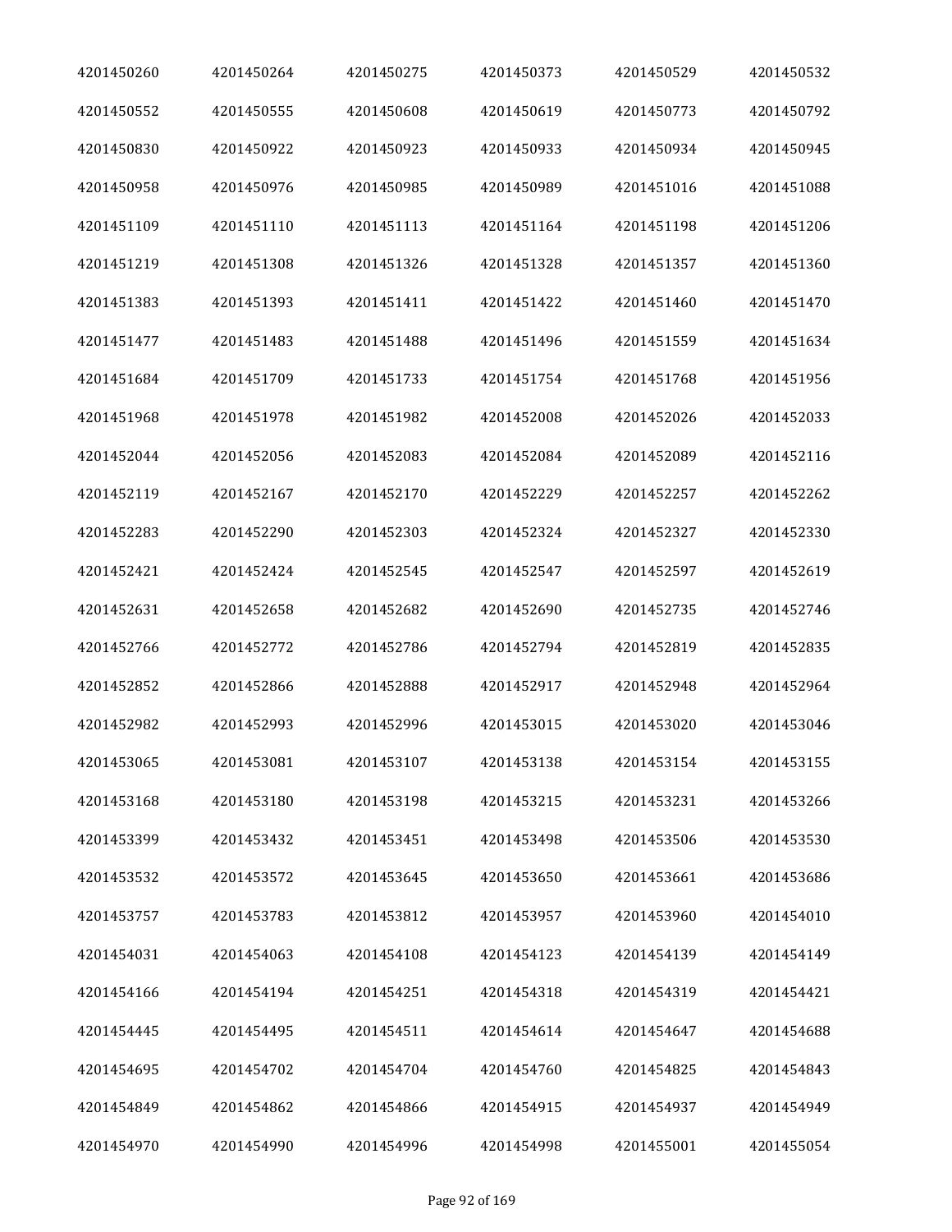| 4201450260 | 4201450264 | 4201450275 | 4201450373 | 4201450529 | 4201450532 |
|---|---|---|---|---|---|
| 4201450552 | 4201450555 | 4201450608 | 4201450619 | 4201450773 | 4201450792 |
| 4201450830 | 4201450922 | 4201450923 | 4201450933 | 4201450934 | 4201450945 |
| 4201450958 | 4201450976 | 4201450985 | 4201450989 | 4201451016 | 4201451088 |
| 4201451109 | 4201451110 | 4201451113 | 4201451164 | 4201451198 | 4201451206 |
| 4201451219 | 4201451308 | 4201451326 | 4201451328 | 4201451357 | 4201451360 |
| 4201451383 | 4201451393 | 4201451411 | 4201451422 | 4201451460 | 4201451470 |
| 4201451477 | 4201451483 | 4201451488 | 4201451496 | 4201451559 | 4201451634 |
| 4201451684 | 4201451709 | 4201451733 | 4201451754 | 4201451768 | 4201451956 |
| 4201451968 | 4201451978 | 4201451982 | 4201452008 | 4201452026 | 4201452033 |
| 4201452044 | 4201452056 | 4201452083 | 4201452084 | 4201452089 | 4201452116 |
| 4201452119 | 4201452167 | 4201452170 | 4201452229 | 4201452257 | 4201452262 |
| 4201452283 | 4201452290 | 4201452303 | 4201452324 | 4201452327 | 4201452330 |
| 4201452421 | 4201452424 | 4201452545 | 4201452547 | 4201452597 | 4201452619 |
| 4201452631 | 4201452658 | 4201452682 | 4201452690 | 4201452735 | 4201452746 |
| 4201452766 | 4201452772 | 4201452786 | 4201452794 | 4201452819 | 4201452835 |
| 4201452852 | 4201452866 | 4201452888 | 4201452917 | 4201452948 | 4201452964 |
| 4201452982 | 4201452993 | 4201452996 | 4201453015 | 4201453020 | 4201453046 |
| 4201453065 | 4201453081 | 4201453107 | 4201453138 | 4201453154 | 4201453155 |
| 4201453168 | 4201453180 | 4201453198 | 4201453215 | 4201453231 | 4201453266 |
| 4201453399 | 4201453432 | 4201453451 | 4201453498 | 4201453506 | 4201453530 |
| 4201453532 | 4201453572 | 4201453645 | 4201453650 | 4201453661 | 4201453686 |
| 4201453757 | 4201453783 | 4201453812 | 4201453957 | 4201453960 | 4201454010 |
| 4201454031 | 4201454063 | 4201454108 | 4201454123 | 4201454139 | 4201454149 |
| 4201454166 | 4201454194 | 4201454251 | 4201454318 | 4201454319 | 4201454421 |
| 4201454445 | 4201454495 | 4201454511 | 4201454614 | 4201454647 | 4201454688 |
| 4201454695 | 4201454702 | 4201454704 | 4201454760 | 4201454825 | 4201454843 |
| 4201454849 | 4201454862 | 4201454866 | 4201454915 | 4201454937 | 4201454949 |
| 4201454970 | 4201454990 | 4201454996 | 4201454998 | 4201455001 | 4201455054 |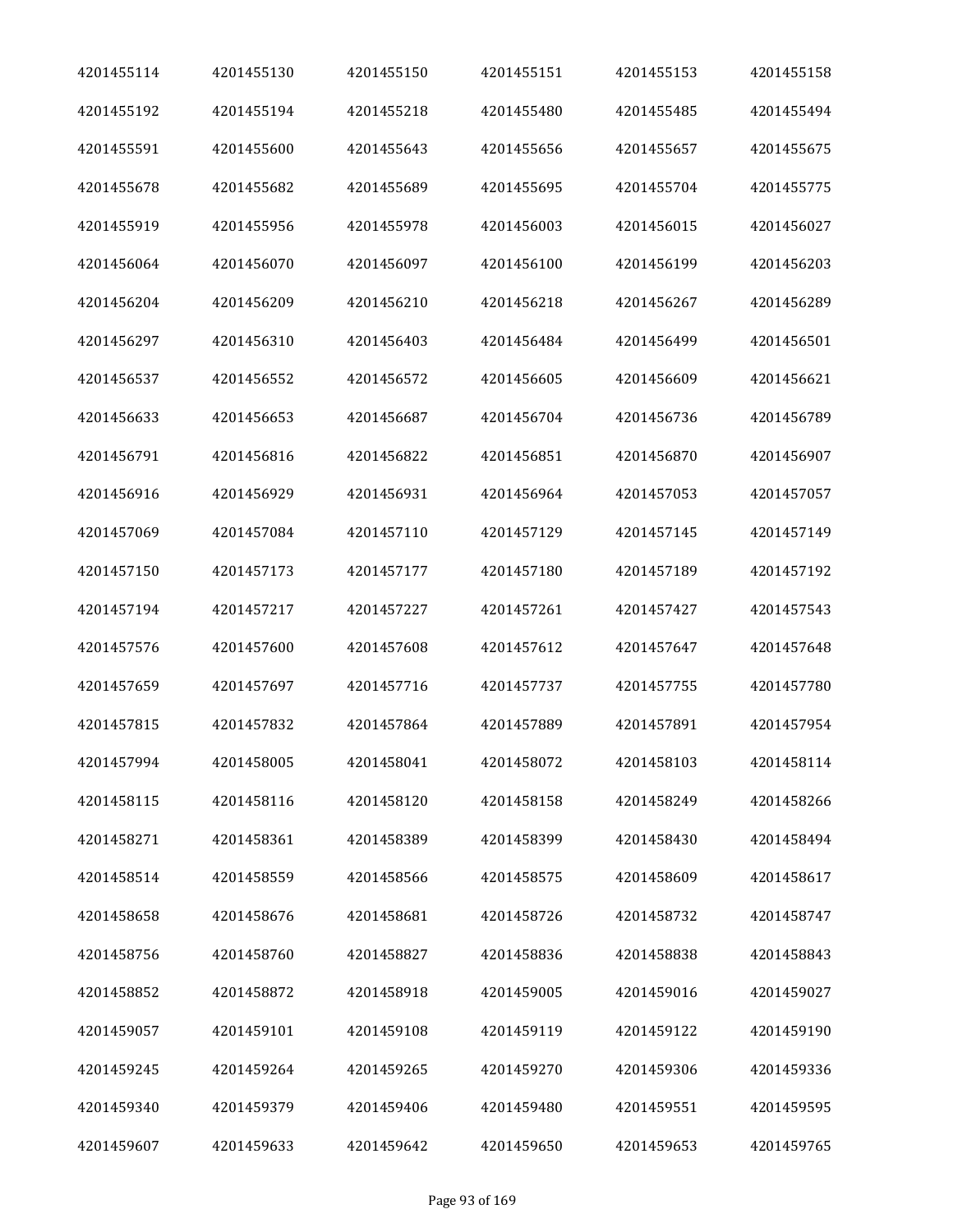| | | | | | |
|---|---|---|---|---|---|
| 4201455114 | 4201455130 | 4201455150 | 4201455151 | 4201455153 | 4201455158 |
| 4201455192 | 4201455194 | 4201455218 | 4201455480 | 4201455485 | 4201455494 |
| 4201455591 | 4201455600 | 4201455643 | 4201455656 | 4201455657 | 4201455675 |
| 4201455678 | 4201455682 | 4201455689 | 4201455695 | 4201455704 | 4201455775 |
| 4201455919 | 4201455956 | 4201455978 | 4201456003 | 4201456015 | 4201456027 |
| 4201456064 | 4201456070 | 4201456097 | 4201456100 | 4201456199 | 4201456203 |
| 4201456204 | 4201456209 | 4201456210 | 4201456218 | 4201456267 | 4201456289 |
| 4201456297 | 4201456310 | 4201456403 | 4201456484 | 4201456499 | 4201456501 |
| 4201456537 | 4201456552 | 4201456572 | 4201456605 | 4201456609 | 4201456621 |
| 4201456633 | 4201456653 | 4201456687 | 4201456704 | 4201456736 | 4201456789 |
| 4201456791 | 4201456816 | 4201456822 | 4201456851 | 4201456870 | 4201456907 |
| 4201456916 | 4201456929 | 4201456931 | 4201456964 | 4201457053 | 4201457057 |
| 4201457069 | 4201457084 | 4201457110 | 4201457129 | 4201457145 | 4201457149 |
| 4201457150 | 4201457173 | 4201457177 | 4201457180 | 4201457189 | 4201457192 |
| 4201457194 | 4201457217 | 4201457227 | 4201457261 | 4201457427 | 4201457543 |
| 4201457576 | 4201457600 | 4201457608 | 4201457612 | 4201457647 | 4201457648 |
| 4201457659 | 4201457697 | 4201457716 | 4201457737 | 4201457755 | 4201457780 |
| 4201457815 | 4201457832 | 4201457864 | 4201457889 | 4201457891 | 4201457954 |
| 4201457994 | 4201458005 | 4201458041 | 4201458072 | 4201458103 | 4201458114 |
| 4201458115 | 4201458116 | 4201458120 | 4201458158 | 4201458249 | 4201458266 |
| 4201458271 | 4201458361 | 4201458389 | 4201458399 | 4201458430 | 4201458494 |
| 4201458514 | 4201458559 | 4201458566 | 4201458575 | 4201458609 | 4201458617 |
| 4201458658 | 4201458676 | 4201458681 | 4201458726 | 4201458732 | 4201458747 |
| 4201458756 | 4201458760 | 4201458827 | 4201458836 | 4201458838 | 4201458843 |
| 4201458852 | 4201458872 | 4201458918 | 4201459005 | 4201459016 | 4201459027 |
| 4201459057 | 4201459101 | 4201459108 | 4201459119 | 4201459122 | 4201459190 |
| 4201459245 | 4201459264 | 4201459265 | 4201459270 | 4201459306 | 4201459336 |
| 4201459340 | 4201459379 | 4201459406 | 4201459480 | 4201459551 | 4201459595 |
| 4201459607 | 4201459633 | 4201459642 | 4201459650 | 4201459653 | 4201459765 |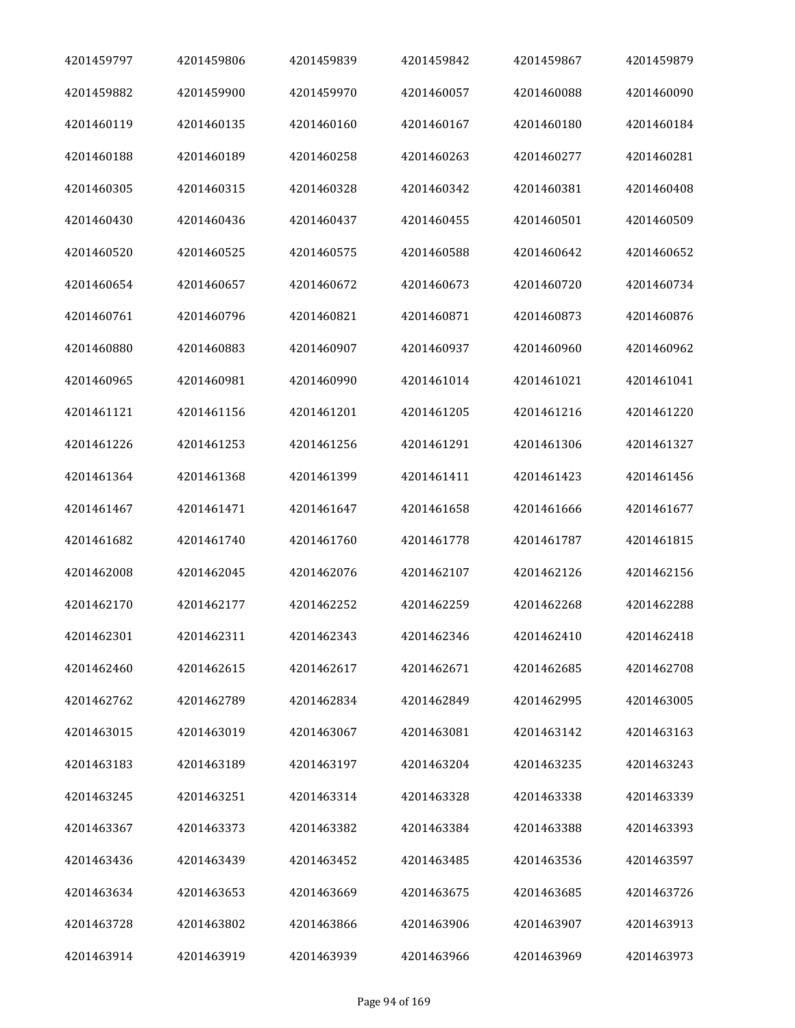| 4201459797 | 4201459806 | 4201459839 | 4201459842 | 4201459867 | 4201459879 |
|---|---|---|---|---|---|
| 4201459882 | 4201459900 | 4201459970 | 4201460057 | 4201460088 | 4201460090 |
| 4201460119 | 4201460135 | 4201460160 | 4201460167 | 4201460180 | 4201460184 |
| 4201460188 | 4201460189 | 4201460258 | 4201460263 | 4201460277 | 4201460281 |
| 4201460305 | 4201460315 | 4201460328 | 4201460342 | 4201460381 | 4201460408 |
| 4201460430 | 4201460436 | 4201460437 | 4201460455 | 4201460501 | 4201460509 |
| 4201460520 | 4201460525 | 4201460575 | 4201460588 | 4201460642 | 4201460652 |
| 4201460654 | 4201460657 | 4201460672 | 4201460673 | 4201460720 | 4201460734 |
| 4201460761 | 4201460796 | 4201460821 | 4201460871 | 4201460873 | 4201460876 |
| 4201460880 | 4201460883 | 4201460907 | 4201460937 | 4201460960 | 4201460962 |
| 4201460965 | 4201460981 | 4201460990 | 4201461014 | 4201461021 | 4201461041 |
| 4201461121 | 4201461156 | 4201461201 | 4201461205 | 4201461216 | 4201461220 |
| 4201461226 | 4201461253 | 4201461256 | 4201461291 | 4201461306 | 4201461327 |
| 4201461364 | 4201461368 | 4201461399 | 4201461411 | 4201461423 | 4201461456 |
| 4201461467 | 4201461471 | 4201461647 | 4201461658 | 4201461666 | 4201461677 |
| 4201461682 | 4201461740 | 4201461760 | 4201461778 | 4201461787 | 4201461815 |
| 4201462008 | 4201462045 | 4201462076 | 4201462107 | 4201462126 | 4201462156 |
| 4201462170 | 4201462177 | 4201462252 | 4201462259 | 4201462268 | 4201462288 |
| 4201462301 | 4201462311 | 4201462343 | 4201462346 | 4201462410 | 4201462418 |
| 4201462460 | 4201462615 | 4201462617 | 4201462671 | 4201462685 | 4201462708 |
| 4201462762 | 4201462789 | 4201462834 | 4201462849 | 4201462995 | 4201463005 |
| 4201463015 | 4201463019 | 4201463067 | 4201463081 | 4201463142 | 4201463163 |
| 4201463183 | 4201463189 | 4201463197 | 4201463204 | 4201463235 | 4201463243 |
| 4201463245 | 4201463251 | 4201463314 | 4201463328 | 4201463338 | 4201463339 |
| 4201463367 | 4201463373 | 4201463382 | 4201463384 | 4201463388 | 4201463393 |
| 4201463436 | 4201463439 | 4201463452 | 4201463485 | 4201463536 | 4201463597 |
| 4201463634 | 4201463653 | 4201463669 | 4201463675 | 4201463685 | 4201463726 |
| 4201463728 | 4201463802 | 4201463866 | 4201463906 | 4201463907 | 4201463913 |
| 4201463914 | 4201463919 | 4201463939 | 4201463966 | 4201463969 | 4201463973 |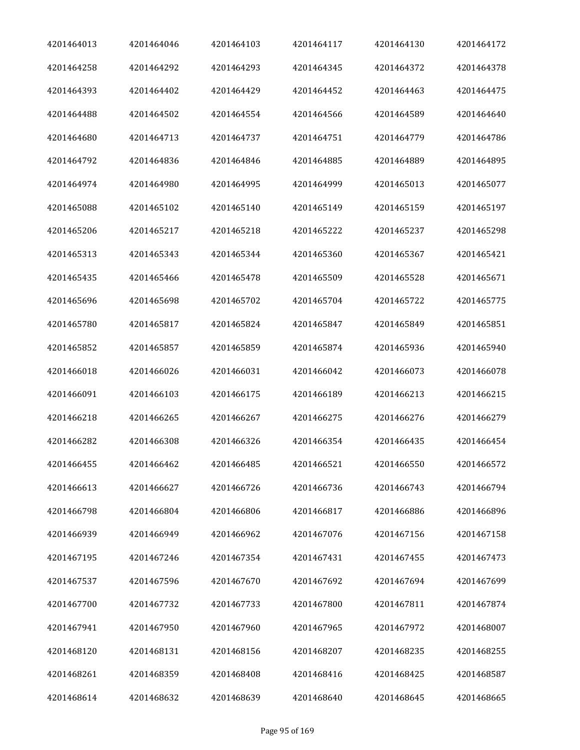| | | | | | |
|---|---|---|---|---|---|
| 4201464013 | 4201464046 | 4201464103 | 4201464117 | 4201464130 | 4201464172 |
| 4201464258 | 4201464292 | 4201464293 | 4201464345 | 4201464372 | 4201464378 |
| 4201464393 | 4201464402 | 4201464429 | 4201464452 | 4201464463 | 4201464475 |
| 4201464488 | 4201464502 | 4201464554 | 4201464566 | 4201464589 | 4201464640 |
| 4201464680 | 4201464713 | 4201464737 | 4201464751 | 4201464779 | 4201464786 |
| 4201464792 | 4201464836 | 4201464846 | 4201464885 | 4201464889 | 4201464895 |
| 4201464974 | 4201464980 | 4201464995 | 4201464999 | 4201465013 | 4201465077 |
| 4201465088 | 4201465102 | 4201465140 | 4201465149 | 4201465159 | 4201465197 |
| 4201465206 | 4201465217 | 4201465218 | 4201465222 | 4201465237 | 4201465298 |
| 4201465313 | 4201465343 | 4201465344 | 4201465360 | 4201465367 | 4201465421 |
| 4201465435 | 4201465466 | 4201465478 | 4201465509 | 4201465528 | 4201465671 |
| 4201465696 | 4201465698 | 4201465702 | 4201465704 | 4201465722 | 4201465775 |
| 4201465780 | 4201465817 | 4201465824 | 4201465847 | 4201465849 | 4201465851 |
| 4201465852 | 4201465857 | 4201465859 | 4201465874 | 4201465936 | 4201465940 |
| 4201466018 | 4201466026 | 4201466031 | 4201466042 | 4201466073 | 4201466078 |
| 4201466091 | 4201466103 | 4201466175 | 4201466189 | 4201466213 | 4201466215 |
| 4201466218 | 4201466265 | 4201466267 | 4201466275 | 4201466276 | 4201466279 |
| 4201466282 | 4201466308 | 4201466326 | 4201466354 | 4201466435 | 4201466454 |
| 4201466455 | 4201466462 | 4201466485 | 4201466521 | 4201466550 | 4201466572 |
| 4201466613 | 4201466627 | 4201466726 | 4201466736 | 4201466743 | 4201466794 |
| 4201466798 | 4201466804 | 4201466806 | 4201466817 | 4201466886 | 4201466896 |
| 4201466939 | 4201466949 | 4201466962 | 4201467076 | 4201467156 | 4201467158 |
| 4201467195 | 4201467246 | 4201467354 | 4201467431 | 4201467455 | 4201467473 |
| 4201467537 | 4201467596 | 4201467670 | 4201467692 | 4201467694 | 4201467699 |
| 4201467700 | 4201467732 | 4201467733 | 4201467800 | 4201467811 | 4201467874 |
| 4201467941 | 4201467950 | 4201467960 | 4201467965 | 4201467972 | 4201468007 |
| 4201468120 | 4201468131 | 4201468156 | 4201468207 | 4201468235 | 4201468255 |
| 4201468261 | 4201468359 | 4201468408 | 4201468416 | 4201468425 | 4201468587 |
| 4201468614 | 4201468632 | 4201468639 | 4201468640 | 4201468645 | 4201468665 |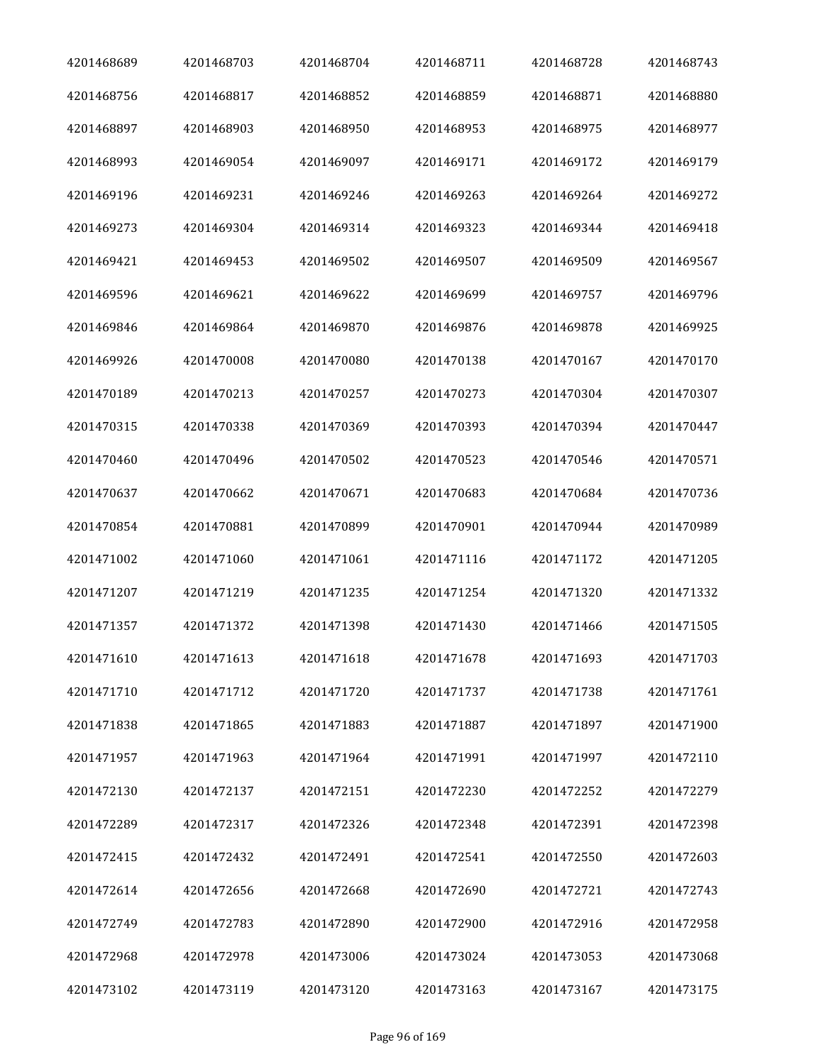| 4201468689 | 4201468703 | 4201468704 | 4201468711 | 4201468728 | 4201468743 |
|---|---|---|---|---|---|
| 4201468756 | 4201468817 | 4201468852 | 4201468859 | 4201468871 | 4201468880 |
| 4201468897 | 4201468903 | 4201468950 | 4201468953 | 4201468975 | 4201468977 |
| 4201468993 | 4201469054 | 4201469097 | 4201469171 | 4201469172 | 4201469179 |
| 4201469196 | 4201469231 | 4201469246 | 4201469263 | 4201469264 | 4201469272 |
| 4201469273 | 4201469304 | 4201469314 | 4201469323 | 4201469344 | 4201469418 |
| 4201469421 | 4201469453 | 4201469502 | 4201469507 | 4201469509 | 4201469567 |
| 4201469596 | 4201469621 | 4201469622 | 4201469699 | 4201469757 | 4201469796 |
| 4201469846 | 4201469864 | 4201469870 | 4201469876 | 4201469878 | 4201469925 |
| 4201469926 | 4201470008 | 4201470080 | 4201470138 | 4201470167 | 4201470170 |
| 4201470189 | 4201470213 | 4201470257 | 4201470273 | 4201470304 | 4201470307 |
| 4201470315 | 4201470338 | 4201470369 | 4201470393 | 4201470394 | 4201470447 |
| 4201470460 | 4201470496 | 4201470502 | 4201470523 | 4201470546 | 4201470571 |
| 4201470637 | 4201470662 | 4201470671 | 4201470683 | 4201470684 | 4201470736 |
| 4201470854 | 4201470881 | 4201470899 | 4201470901 | 4201470944 | 4201470989 |
| 4201471002 | 4201471060 | 4201471061 | 4201471116 | 4201471172 | 4201471205 |
| 4201471207 | 4201471219 | 4201471235 | 4201471254 | 4201471320 | 4201471332 |
| 4201471357 | 4201471372 | 4201471398 | 4201471430 | 4201471466 | 4201471505 |
| 4201471610 | 4201471613 | 4201471618 | 4201471678 | 4201471693 | 4201471703 |
| 4201471710 | 4201471712 | 4201471720 | 4201471737 | 4201471738 | 4201471761 |
| 4201471838 | 4201471865 | 4201471883 | 4201471887 | 4201471897 | 4201471900 |
| 4201471957 | 4201471963 | 4201471964 | 4201471991 | 4201471997 | 4201472110 |
| 4201472130 | 4201472137 | 4201472151 | 4201472230 | 4201472252 | 4201472279 |
| 4201472289 | 4201472317 | 4201472326 | 4201472348 | 4201472391 | 4201472398 |
| 4201472415 | 4201472432 | 4201472491 | 4201472541 | 4201472550 | 4201472603 |
| 4201472614 | 4201472656 | 4201472668 | 4201472690 | 4201472721 | 4201472743 |
| 4201472749 | 4201472783 | 4201472890 | 4201472900 | 4201472916 | 4201472958 |
| 4201472968 | 4201472978 | 4201473006 | 4201473024 | 4201473053 | 4201473068 |
| 4201473102 | 4201473119 | 4201473120 | 4201473163 | 4201473167 | 4201473175 |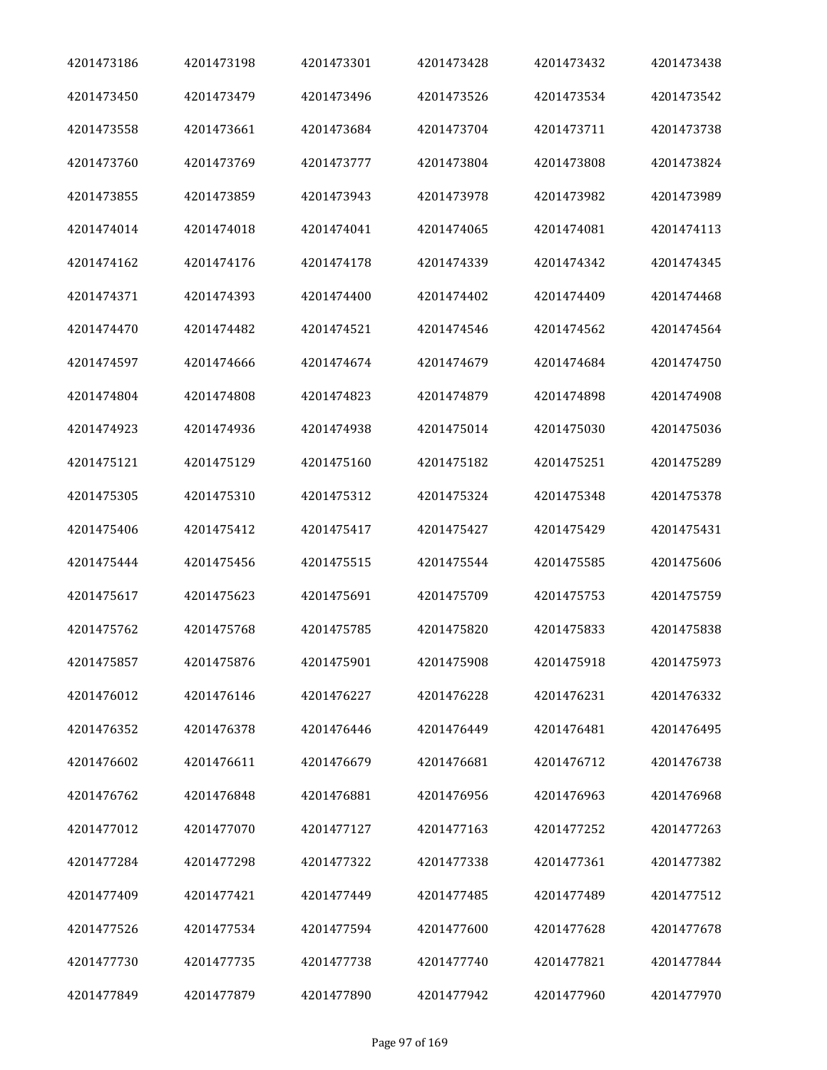| | | | | | |
|---|---|---|---|---|---|
| 4201473186 | 4201473198 | 4201473301 | 4201473428 | 4201473432 | 4201473438 |
| 4201473450 | 4201473479 | 4201473496 | 4201473526 | 4201473534 | 4201473542 |
| 4201473558 | 4201473661 | 4201473684 | 4201473704 | 4201473711 | 4201473738 |
| 4201473760 | 4201473769 | 4201473777 | 4201473804 | 4201473808 | 4201473824 |
| 4201473855 | 4201473859 | 4201473943 | 4201473978 | 4201473982 | 4201473989 |
| 4201474014 | 4201474018 | 4201474041 | 4201474065 | 4201474081 | 4201474113 |
| 4201474162 | 4201474176 | 4201474178 | 4201474339 | 4201474342 | 4201474345 |
| 4201474371 | 4201474393 | 4201474400 | 4201474402 | 4201474409 | 4201474468 |
| 4201474470 | 4201474482 | 4201474521 | 4201474546 | 4201474562 | 4201474564 |
| 4201474597 | 4201474666 | 4201474674 | 4201474679 | 4201474684 | 4201474750 |
| 4201474804 | 4201474808 | 4201474823 | 4201474879 | 4201474898 | 4201474908 |
| 4201474923 | 4201474936 | 4201474938 | 4201475014 | 4201475030 | 4201475036 |
| 4201475121 | 4201475129 | 4201475160 | 4201475182 | 4201475251 | 4201475289 |
| 4201475305 | 4201475310 | 4201475312 | 4201475324 | 4201475348 | 4201475378 |
| 4201475406 | 4201475412 | 4201475417 | 4201475427 | 4201475429 | 4201475431 |
| 4201475444 | 4201475456 | 4201475515 | 4201475544 | 4201475585 | 4201475606 |
| 4201475617 | 4201475623 | 4201475691 | 4201475709 | 4201475753 | 4201475759 |
| 4201475762 | 4201475768 | 4201475785 | 4201475820 | 4201475833 | 4201475838 |
| 4201475857 | 4201475876 | 4201475901 | 4201475908 | 4201475918 | 4201475973 |
| 4201476012 | 4201476146 | 4201476227 | 4201476228 | 4201476231 | 4201476332 |
| 4201476352 | 4201476378 | 4201476446 | 4201476449 | 4201476481 | 4201476495 |
| 4201476602 | 4201476611 | 4201476679 | 4201476681 | 4201476712 | 4201476738 |
| 4201476762 | 4201476848 | 4201476881 | 4201476956 | 4201476963 | 4201476968 |
| 4201477012 | 4201477070 | 4201477127 | 4201477163 | 4201477252 | 4201477263 |
| 4201477284 | 4201477298 | 4201477322 | 4201477338 | 4201477361 | 4201477382 |
| 4201477409 | 4201477421 | 4201477449 | 4201477485 | 4201477489 | 4201477512 |
| 4201477526 | 4201477534 | 4201477594 | 4201477600 | 4201477628 | 4201477678 |
| 4201477730 | 4201477735 | 4201477738 | 4201477740 | 4201477821 | 4201477844 |
| 4201477849 | 4201477879 | 4201477890 | 4201477942 | 4201477960 | 4201477970 |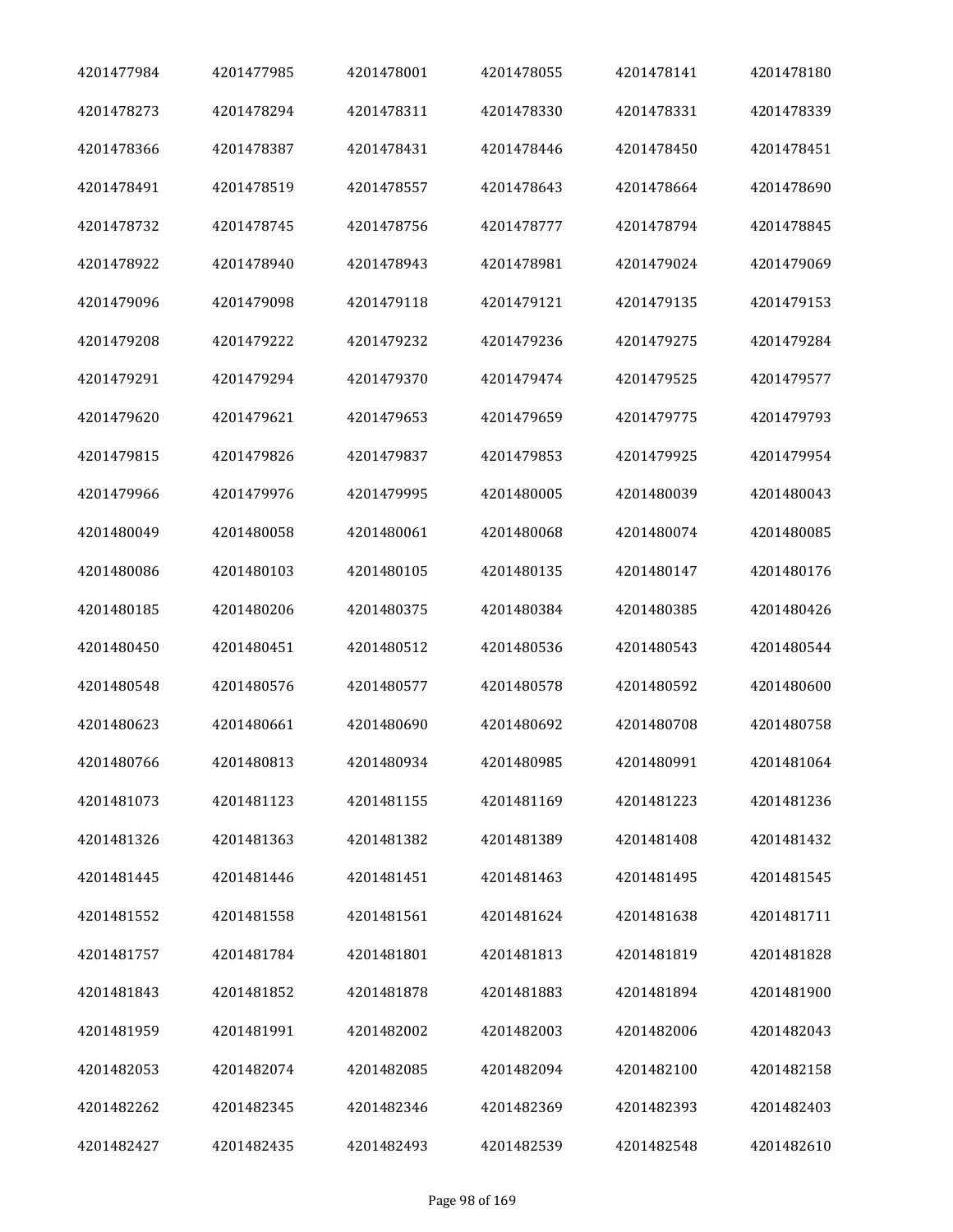| | | | | | |
|---|---|---|---|---|---|
| 4201477984 | 4201477985 | 4201478001 | 4201478055 | 4201478141 | 4201478180 |
| 4201478273 | 4201478294 | 4201478311 | 4201478330 | 4201478331 | 4201478339 |
| 4201478366 | 4201478387 | 4201478431 | 4201478446 | 4201478450 | 4201478451 |
| 4201478491 | 4201478519 | 4201478557 | 4201478643 | 4201478664 | 4201478690 |
| 4201478732 | 4201478745 | 4201478756 | 4201478777 | 4201478794 | 4201478845 |
| 4201478922 | 4201478940 | 4201478943 | 4201478981 | 4201479024 | 4201479069 |
| 4201479096 | 4201479098 | 4201479118 | 4201479121 | 4201479135 | 4201479153 |
| 4201479208 | 4201479222 | 4201479232 | 4201479236 | 4201479275 | 4201479284 |
| 4201479291 | 4201479294 | 4201479370 | 4201479474 | 4201479525 | 4201479577 |
| 4201479620 | 4201479621 | 4201479653 | 4201479659 | 4201479775 | 4201479793 |
| 4201479815 | 4201479826 | 4201479837 | 4201479853 | 4201479925 | 4201479954 |
| 4201479966 | 4201479976 | 4201479995 | 4201480005 | 4201480039 | 4201480043 |
| 4201480049 | 4201480058 | 4201480061 | 4201480068 | 4201480074 | 4201480085 |
| 4201480086 | 4201480103 | 4201480105 | 4201480135 | 4201480147 | 4201480176 |
| 4201480185 | 4201480206 | 4201480375 | 4201480384 | 4201480385 | 4201480426 |
| 4201480450 | 4201480451 | 4201480512 | 4201480536 | 4201480543 | 4201480544 |
| 4201480548 | 4201480576 | 4201480577 | 4201480578 | 4201480592 | 4201480600 |
| 4201480623 | 4201480661 | 4201480690 | 4201480692 | 4201480708 | 4201480758 |
| 4201480766 | 4201480813 | 4201480934 | 4201480985 | 4201480991 | 4201481064 |
| 4201481073 | 4201481123 | 4201481155 | 4201481169 | 4201481223 | 4201481236 |
| 4201481326 | 4201481363 | 4201481382 | 4201481389 | 4201481408 | 4201481432 |
| 4201481445 | 4201481446 | 4201481451 | 4201481463 | 4201481495 | 4201481545 |
| 4201481552 | 4201481558 | 4201481561 | 4201481624 | 4201481638 | 4201481711 |
| 4201481757 | 4201481784 | 4201481801 | 4201481813 | 4201481819 | 4201481828 |
| 4201481843 | 4201481852 | 4201481878 | 4201481883 | 4201481894 | 4201481900 |
| 4201481959 | 4201481991 | 4201482002 | 4201482003 | 4201482006 | 4201482043 |
| 4201482053 | 4201482074 | 4201482085 | 4201482094 | 4201482100 | 4201482158 |
| 4201482262 | 4201482345 | 4201482346 | 4201482369 | 4201482393 | 4201482403 |
| 4201482427 | 4201482435 | 4201482493 | 4201482539 | 4201482548 | 4201482610 |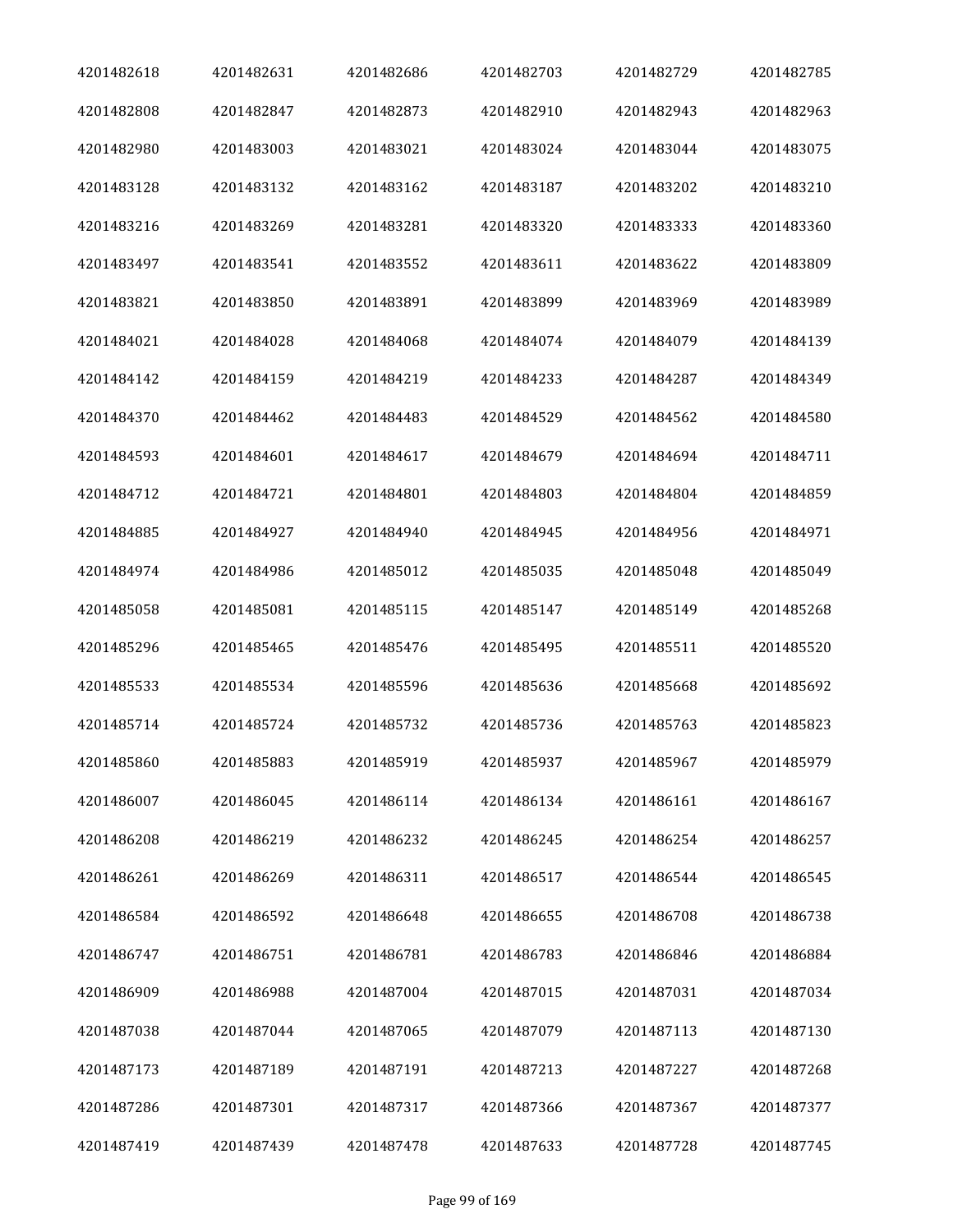| 4201482618 | 4201482631 | 4201482686 | 4201482703 | 4201482729 | 4201482785 |
|---|---|---|---|---|---|
| 4201482808 | 4201482847 | 4201482873 | 4201482910 | 4201482943 | 4201482963 |
| 4201482980 | 4201483003 | 4201483021 | 4201483024 | 4201483044 | 4201483075 |
| 4201483128 | 4201483132 | 4201483162 | 4201483187 | 4201483202 | 4201483210 |
| 4201483216 | 4201483269 | 4201483281 | 4201483320 | 4201483333 | 4201483360 |
| 4201483497 | 4201483541 | 4201483552 | 4201483611 | 4201483622 | 4201483809 |
| 4201483821 | 4201483850 | 4201483891 | 4201483899 | 4201483969 | 4201483989 |
| 4201484021 | 4201484028 | 4201484068 | 4201484074 | 4201484079 | 4201484139 |
| 4201484142 | 4201484159 | 4201484219 | 4201484233 | 4201484287 | 4201484349 |
| 4201484370 | 4201484462 | 4201484483 | 4201484529 | 4201484562 | 4201484580 |
| 4201484593 | 4201484601 | 4201484617 | 4201484679 | 4201484694 | 4201484711 |
| 4201484712 | 4201484721 | 4201484801 | 4201484803 | 4201484804 | 4201484859 |
| 4201484885 | 4201484927 | 4201484940 | 4201484945 | 4201484956 | 4201484971 |
| 4201484974 | 4201484986 | 4201485012 | 4201485035 | 4201485048 | 4201485049 |
| 4201485058 | 4201485081 | 4201485115 | 4201485147 | 4201485149 | 4201485268 |
| 4201485296 | 4201485465 | 4201485476 | 4201485495 | 4201485511 | 4201485520 |
| 4201485533 | 4201485534 | 4201485596 | 4201485636 | 4201485668 | 4201485692 |
| 4201485714 | 4201485724 | 4201485732 | 4201485736 | 4201485763 | 4201485823 |
| 4201485860 | 4201485883 | 4201485919 | 4201485937 | 4201485967 | 4201485979 |
| 4201486007 | 4201486045 | 4201486114 | 4201486134 | 4201486161 | 4201486167 |
| 4201486208 | 4201486219 | 4201486232 | 4201486245 | 4201486254 | 4201486257 |
| 4201486261 | 4201486269 | 4201486311 | 4201486517 | 4201486544 | 4201486545 |
| 4201486584 | 4201486592 | 4201486648 | 4201486655 | 4201486708 | 4201486738 |
| 4201486747 | 4201486751 | 4201486781 | 4201486783 | 4201486846 | 4201486884 |
| 4201486909 | 4201486988 | 4201487004 | 4201487015 | 4201487031 | 4201487034 |
| 4201487038 | 4201487044 | 4201487065 | 4201487079 | 4201487113 | 4201487130 |
| 4201487173 | 4201487189 | 4201487191 | 4201487213 | 4201487227 | 4201487268 |
| 4201487286 | 4201487301 | 4201487317 | 4201487366 | 4201487367 | 4201487377 |
| 4201487419 | 4201487439 | 4201487478 | 4201487633 | 4201487728 | 4201487745 |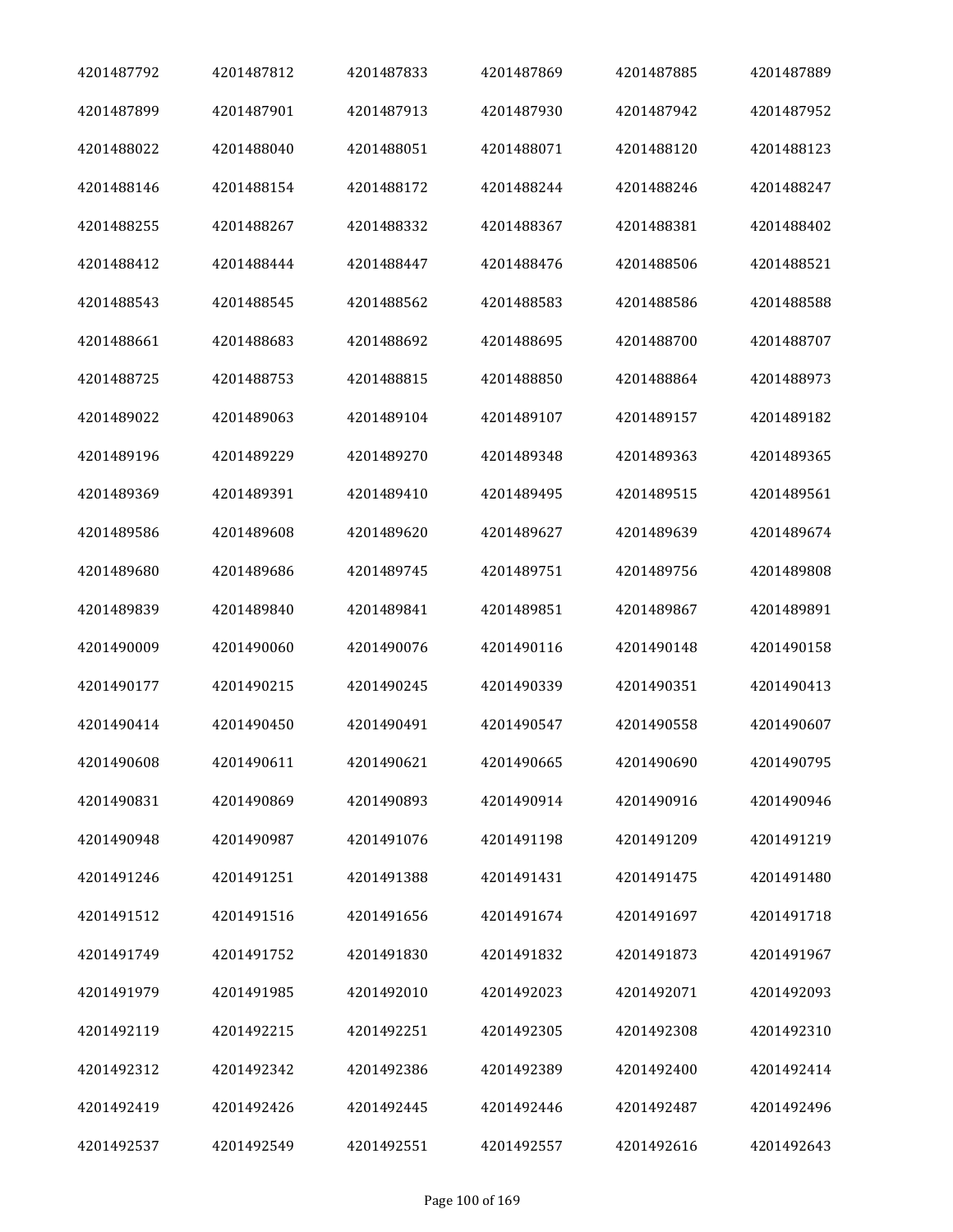| | | | | | |
|---|---|---|---|---|---|
| 4201487792 | 4201487812 | 4201487833 | 4201487869 | 4201487885 | 4201487889 |
| 4201487899 | 4201487901 | 4201487913 | 4201487930 | 4201487942 | 4201487952 |
| 4201488022 | 4201488040 | 4201488051 | 4201488071 | 4201488120 | 4201488123 |
| 4201488146 | 4201488154 | 4201488172 | 4201488244 | 4201488246 | 4201488247 |
| 4201488255 | 4201488267 | 4201488332 | 4201488367 | 4201488381 | 4201488402 |
| 4201488412 | 4201488444 | 4201488447 | 4201488476 | 4201488506 | 4201488521 |
| 4201488543 | 4201488545 | 4201488562 | 4201488583 | 4201488586 | 4201488588 |
| 4201488661 | 4201488683 | 4201488692 | 4201488695 | 4201488700 | 4201488707 |
| 4201488725 | 4201488753 | 4201488815 | 4201488850 | 4201488864 | 4201488973 |
| 4201489022 | 4201489063 | 4201489104 | 4201489107 | 4201489157 | 4201489182 |
| 4201489196 | 4201489229 | 4201489270 | 4201489348 | 4201489363 | 4201489365 |
| 4201489369 | 4201489391 | 4201489410 | 4201489495 | 4201489515 | 4201489561 |
| 4201489586 | 4201489608 | 4201489620 | 4201489627 | 4201489639 | 4201489674 |
| 4201489680 | 4201489686 | 4201489745 | 4201489751 | 4201489756 | 4201489808 |
| 4201489839 | 4201489840 | 4201489841 | 4201489851 | 4201489867 | 4201489891 |
| 4201490009 | 4201490060 | 4201490076 | 4201490116 | 4201490148 | 4201490158 |
| 4201490177 | 4201490215 | 4201490245 | 4201490339 | 4201490351 | 4201490413 |
| 4201490414 | 4201490450 | 4201490491 | 4201490547 | 4201490558 | 4201490607 |
| 4201490608 | 4201490611 | 4201490621 | 4201490665 | 4201490690 | 4201490795 |
| 4201490831 | 4201490869 | 4201490893 | 4201490914 | 4201490916 | 4201490946 |
| 4201490948 | 4201490987 | 4201491076 | 4201491198 | 4201491209 | 4201491219 |
| 4201491246 | 4201491251 | 4201491388 | 4201491431 | 4201491475 | 4201491480 |
| 4201491512 | 4201491516 | 4201491656 | 4201491674 | 4201491697 | 4201491718 |
| 4201491749 | 4201491752 | 4201491830 | 4201491832 | 4201491873 | 4201491967 |
| 4201491979 | 4201491985 | 4201492010 | 4201492023 | 4201492071 | 4201492093 |
| 4201492119 | 4201492215 | 4201492251 | 4201492305 | 4201492308 | 4201492310 |
| 4201492312 | 4201492342 | 4201492386 | 4201492389 | 4201492400 | 4201492414 |
| 4201492419 | 4201492426 | 4201492445 | 4201492446 | 4201492487 | 4201492496 |
| 4201492537 | 4201492549 | 4201492551 | 4201492557 | 4201492616 | 4201492643 |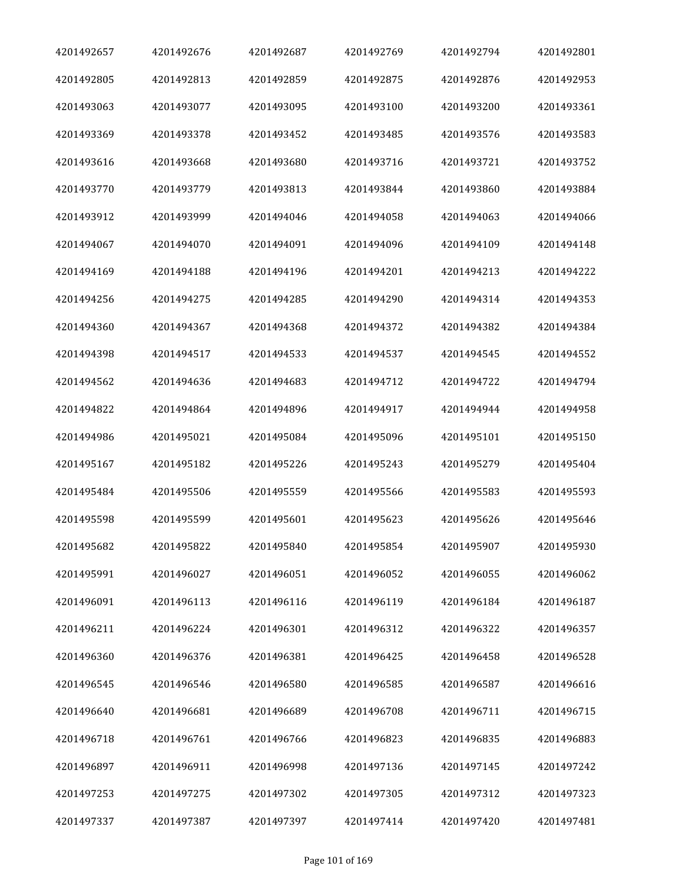| 4201492657 | 4201492676 | 4201492687 | 4201492769 | 4201492794 | 4201492801 |
|---|---|---|---|---|---|
| 4201492805 | 4201492813 | 4201492859 | 4201492875 | 4201492876 | 4201492953 |
| 4201493063 | 4201493077 | 4201493095 | 4201493100 | 4201493200 | 4201493361 |
| 4201493369 | 4201493378 | 4201493452 | 4201493485 | 4201493576 | 4201493583 |
| 4201493616 | 4201493668 | 4201493680 | 4201493716 | 4201493721 | 4201493752 |
| 4201493770 | 4201493779 | 4201493813 | 4201493844 | 4201493860 | 4201493884 |
| 4201493912 | 4201493999 | 4201494046 | 4201494058 | 4201494063 | 4201494066 |
| 4201494067 | 4201494070 | 4201494091 | 4201494096 | 4201494109 | 4201494148 |
| 4201494169 | 4201494188 | 4201494196 | 4201494201 | 4201494213 | 4201494222 |
| 4201494256 | 4201494275 | 4201494285 | 4201494290 | 4201494314 | 4201494353 |
| 4201494360 | 4201494367 | 4201494368 | 4201494372 | 4201494382 | 4201494384 |
| 4201494398 | 4201494517 | 4201494533 | 4201494537 | 4201494545 | 4201494552 |
| 4201494562 | 4201494636 | 4201494683 | 4201494712 | 4201494722 | 4201494794 |
| 4201494822 | 4201494864 | 4201494896 | 4201494917 | 4201494944 | 4201494958 |
| 4201494986 | 4201495021 | 4201495084 | 4201495096 | 4201495101 | 4201495150 |
| 4201495167 | 4201495182 | 4201495226 | 4201495243 | 4201495279 | 4201495404 |
| 4201495484 | 4201495506 | 4201495559 | 4201495566 | 4201495583 | 4201495593 |
| 4201495598 | 4201495599 | 4201495601 | 4201495623 | 4201495626 | 4201495646 |
| 4201495682 | 4201495822 | 4201495840 | 4201495854 | 4201495907 | 4201495930 |
| 4201495991 | 4201496027 | 4201496051 | 4201496052 | 4201496055 | 4201496062 |
| 4201496091 | 4201496113 | 4201496116 | 4201496119 | 4201496184 | 4201496187 |
| 4201496211 | 4201496224 | 4201496301 | 4201496312 | 4201496322 | 4201496357 |
| 4201496360 | 4201496376 | 4201496381 | 4201496425 | 4201496458 | 4201496528 |
| 4201496545 | 4201496546 | 4201496580 | 4201496585 | 4201496587 | 4201496616 |
| 4201496640 | 4201496681 | 4201496689 | 4201496708 | 4201496711 | 4201496715 |
| 4201496718 | 4201496761 | 4201496766 | 4201496823 | 4201496835 | 4201496883 |
| 4201496897 | 4201496911 | 4201496998 | 4201497136 | 4201497145 | 4201497242 |
| 4201497253 | 4201497275 | 4201497302 | 4201497305 | 4201497312 | 4201497323 |
| 4201497337 | 4201497387 | 4201497397 | 4201497414 | 4201497420 | 4201497481 |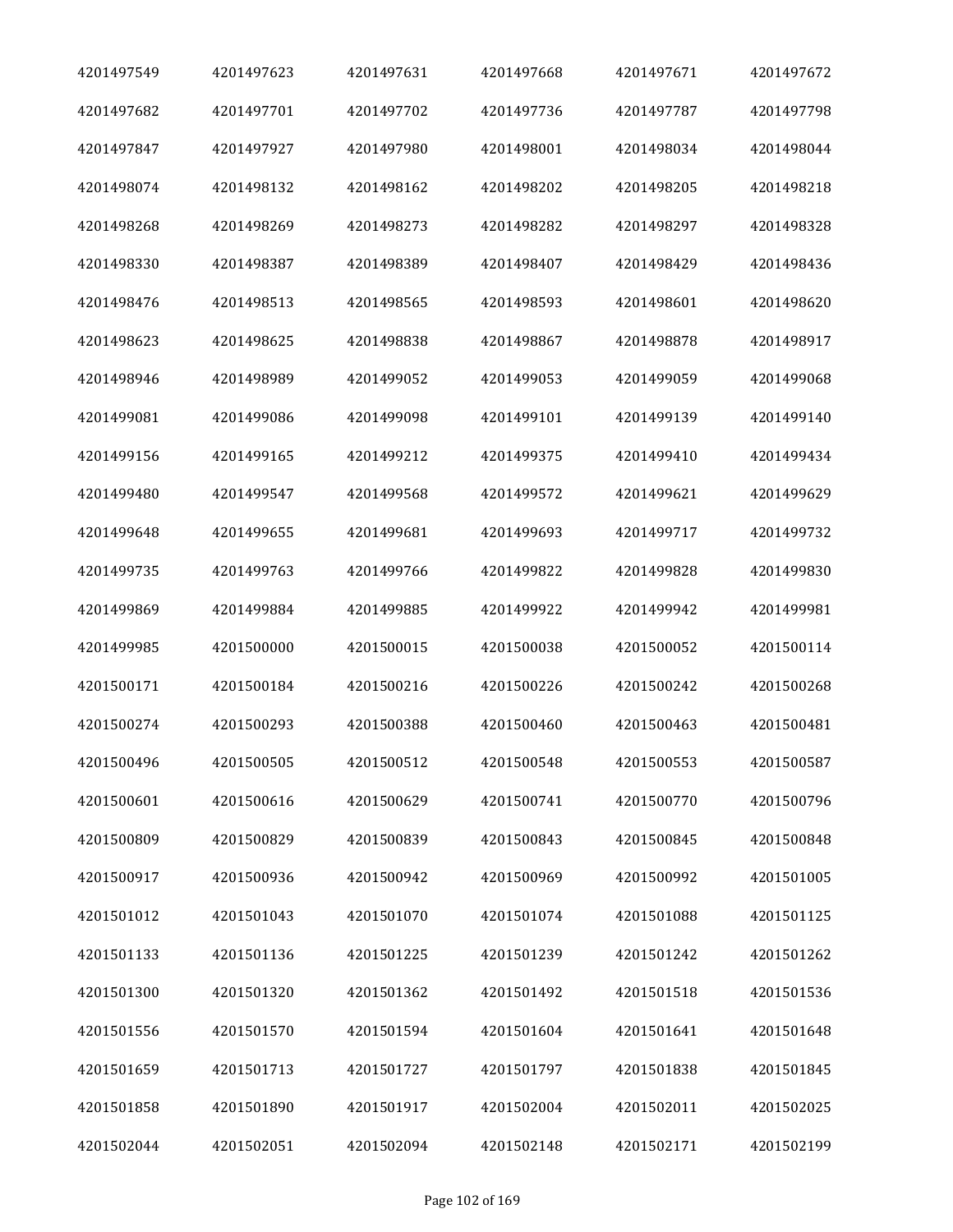| 4201497549 | 4201497623 | 4201497631 | 4201497668 | 4201497671 | 4201497672 |
|---|---|---|---|---|---|
| 4201497682 | 4201497701 | 4201497702 | 4201497736 | 4201497787 | 4201497798 |
| 4201497847 | 4201497927 | 4201497980 | 4201498001 | 4201498034 | 4201498044 |
| 4201498074 | 4201498132 | 4201498162 | 4201498202 | 4201498205 | 4201498218 |
| 4201498268 | 4201498269 | 4201498273 | 4201498282 | 4201498297 | 4201498328 |
| 4201498330 | 4201498387 | 4201498389 | 4201498407 | 4201498429 | 4201498436 |
| 4201498476 | 4201498513 | 4201498565 | 4201498593 | 4201498601 | 4201498620 |
| 4201498623 | 4201498625 | 4201498838 | 4201498867 | 4201498878 | 4201498917 |
| 4201498946 | 4201498989 | 4201499052 | 4201499053 | 4201499059 | 4201499068 |
| 4201499081 | 4201499086 | 4201499098 | 4201499101 | 4201499139 | 4201499140 |
| 4201499156 | 4201499165 | 4201499212 | 4201499375 | 4201499410 | 4201499434 |
| 4201499480 | 4201499547 | 4201499568 | 4201499572 | 4201499621 | 4201499629 |
| 4201499648 | 4201499655 | 4201499681 | 4201499693 | 4201499717 | 4201499732 |
| 4201499735 | 4201499763 | 4201499766 | 4201499822 | 4201499828 | 4201499830 |
| 4201499869 | 4201499884 | 4201499885 | 4201499922 | 4201499942 | 4201499981 |
| 4201499985 | 4201500000 | 4201500015 | 4201500038 | 4201500052 | 4201500114 |
| 4201500171 | 4201500184 | 4201500216 | 4201500226 | 4201500242 | 4201500268 |
| 4201500274 | 4201500293 | 4201500388 | 4201500460 | 4201500463 | 4201500481 |
| 4201500496 | 4201500505 | 4201500512 | 4201500548 | 4201500553 | 4201500587 |
| 4201500601 | 4201500616 | 4201500629 | 4201500741 | 4201500770 | 4201500796 |
| 4201500809 | 4201500829 | 4201500839 | 4201500843 | 4201500845 | 4201500848 |
| 4201500917 | 4201500936 | 4201500942 | 4201500969 | 4201500992 | 4201501005 |
| 4201501012 | 4201501043 | 4201501070 | 4201501074 | 4201501088 | 4201501125 |
| 4201501133 | 4201501136 | 4201501225 | 4201501239 | 4201501242 | 4201501262 |
| 4201501300 | 4201501320 | 4201501362 | 4201501492 | 4201501518 | 4201501536 |
| 4201501556 | 4201501570 | 4201501594 | 4201501604 | 4201501641 | 4201501648 |
| 4201501659 | 4201501713 | 4201501727 | 4201501797 | 4201501838 | 4201501845 |
| 4201501858 | 4201501890 | 4201501917 | 4201502004 | 4201502011 | 4201502025 |
| 4201502044 | 4201502051 | 4201502094 | 4201502148 | 4201502171 | 4201502199 |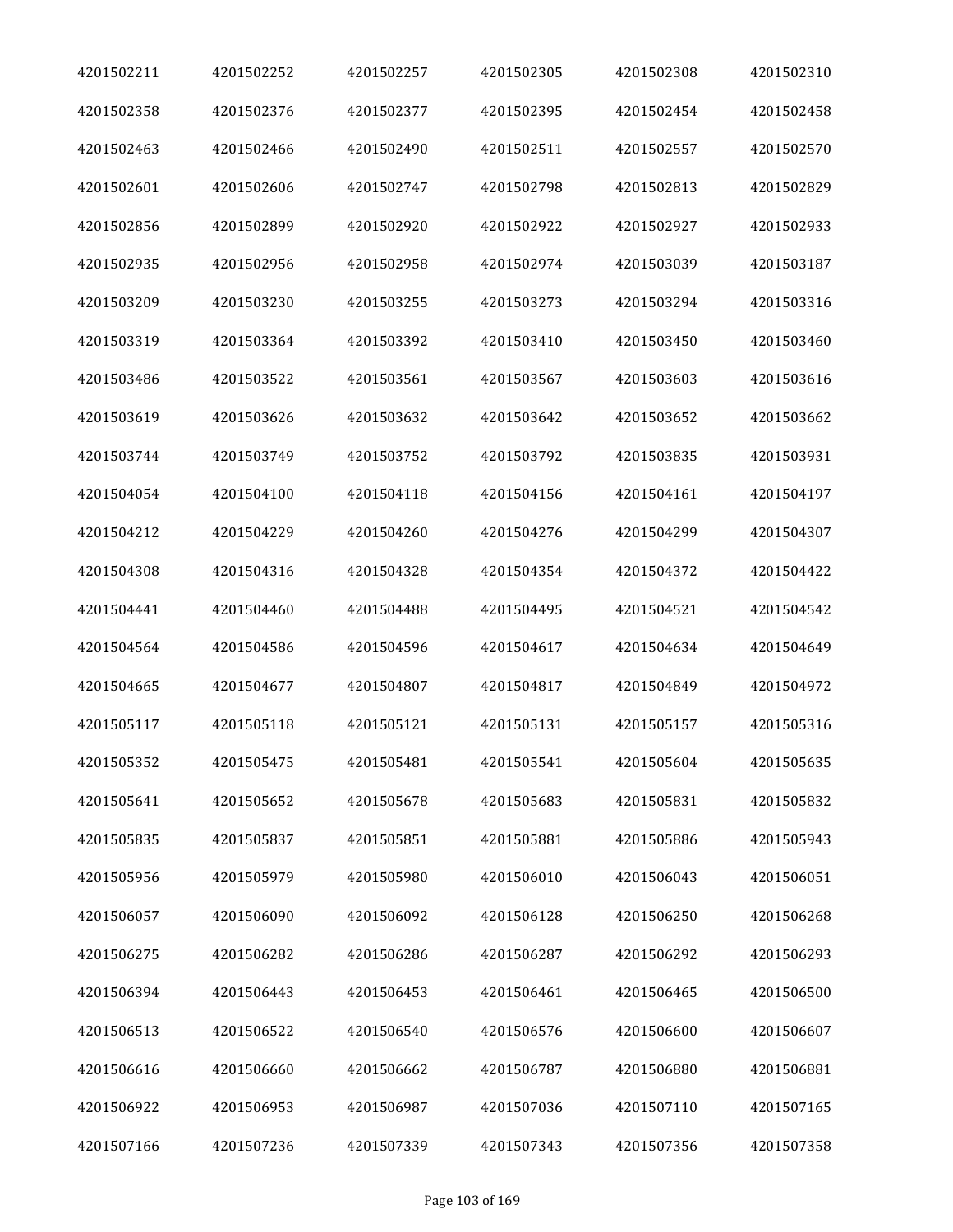| | | | | | |
|---|---|---|---|---|---|
| 4201502211 | 4201502252 | 4201502257 | 4201502305 | 4201502308 | 4201502310 |
| 4201502358 | 4201502376 | 4201502377 | 4201502395 | 4201502454 | 4201502458 |
| 4201502463 | 4201502466 | 4201502490 | 4201502511 | 4201502557 | 4201502570 |
| 4201502601 | 4201502606 | 4201502747 | 4201502798 | 4201502813 | 4201502829 |
| 4201502856 | 4201502899 | 4201502920 | 4201502922 | 4201502927 | 4201502933 |
| 4201502935 | 4201502956 | 4201502958 | 4201502974 | 4201503039 | 4201503187 |
| 4201503209 | 4201503230 | 4201503255 | 4201503273 | 4201503294 | 4201503316 |
| 4201503319 | 4201503364 | 4201503392 | 4201503410 | 4201503450 | 4201503460 |
| 4201503486 | 4201503522 | 4201503561 | 4201503567 | 4201503603 | 4201503616 |
| 4201503619 | 4201503626 | 4201503632 | 4201503642 | 4201503652 | 4201503662 |
| 4201503744 | 4201503749 | 4201503752 | 4201503792 | 4201503835 | 4201503931 |
| 4201504054 | 4201504100 | 4201504118 | 4201504156 | 4201504161 | 4201504197 |
| 4201504212 | 4201504229 | 4201504260 | 4201504276 | 4201504299 | 4201504307 |
| 4201504308 | 4201504316 | 4201504328 | 4201504354 | 4201504372 | 4201504422 |
| 4201504441 | 4201504460 | 4201504488 | 4201504495 | 4201504521 | 4201504542 |
| 4201504564 | 4201504586 | 4201504596 | 4201504617 | 4201504634 | 4201504649 |
| 4201504665 | 4201504677 | 4201504807 | 4201504817 | 4201504849 | 4201504972 |
| 4201505117 | 4201505118 | 4201505121 | 4201505131 | 4201505157 | 4201505316 |
| 4201505352 | 4201505475 | 4201505481 | 4201505541 | 4201505604 | 4201505635 |
| 4201505641 | 4201505652 | 4201505678 | 4201505683 | 4201505831 | 4201505832 |
| 4201505835 | 4201505837 | 4201505851 | 4201505881 | 4201505886 | 4201505943 |
| 4201505956 | 4201505979 | 4201505980 | 4201506010 | 4201506043 | 4201506051 |
| 4201506057 | 4201506090 | 4201506092 | 4201506128 | 4201506250 | 4201506268 |
| 4201506275 | 4201506282 | 4201506286 | 4201506287 | 4201506292 | 4201506293 |
| 4201506394 | 4201506443 | 4201506453 | 4201506461 | 4201506465 | 4201506500 |
| 4201506513 | 4201506522 | 4201506540 | 4201506576 | 4201506600 | 4201506607 |
| 4201506616 | 4201506660 | 4201506662 | 4201506787 | 4201506880 | 4201506881 |
| 4201506922 | 4201506953 | 4201506987 | 4201507036 | 4201507110 | 4201507165 |
| 4201507166 | 4201507236 | 4201507339 | 4201507343 | 4201507356 | 4201507358 |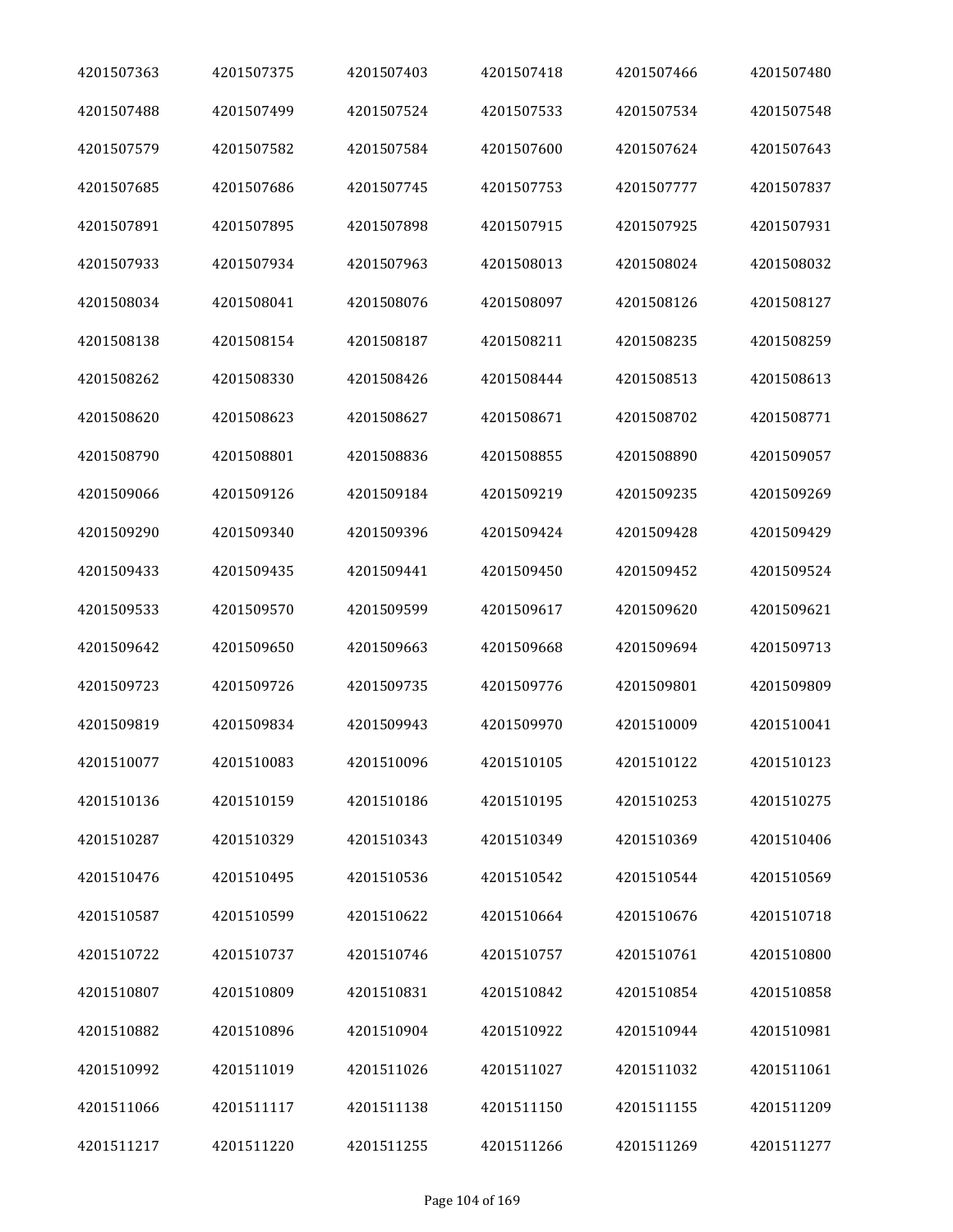| | | | | | |
|---|---|---|---|---|---|
| 4201507363 | 4201507375 | 4201507403 | 4201507418 | 4201507466 | 4201507480 |
| 4201507488 | 4201507499 | 4201507524 | 4201507533 | 4201507534 | 4201507548 |
| 4201507579 | 4201507582 | 4201507584 | 4201507600 | 4201507624 | 4201507643 |
| 4201507685 | 4201507686 | 4201507745 | 4201507753 | 4201507777 | 4201507837 |
| 4201507891 | 4201507895 | 4201507898 | 4201507915 | 4201507925 | 4201507931 |
| 4201507933 | 4201507934 | 4201507963 | 4201508013 | 4201508024 | 4201508032 |
| 4201508034 | 4201508041 | 4201508076 | 4201508097 | 4201508126 | 4201508127 |
| 4201508138 | 4201508154 | 4201508187 | 4201508211 | 4201508235 | 4201508259 |
| 4201508262 | 4201508330 | 4201508426 | 4201508444 | 4201508513 | 4201508613 |
| 4201508620 | 4201508623 | 4201508627 | 4201508671 | 4201508702 | 4201508771 |
| 4201508790 | 4201508801 | 4201508836 | 4201508855 | 4201508890 | 4201509057 |
| 4201509066 | 4201509126 | 4201509184 | 4201509219 | 4201509235 | 4201509269 |
| 4201509290 | 4201509340 | 4201509396 | 4201509424 | 4201509428 | 4201509429 |
| 4201509433 | 4201509435 | 4201509441 | 4201509450 | 4201509452 | 4201509524 |
| 4201509533 | 4201509570 | 4201509599 | 4201509617 | 4201509620 | 4201509621 |
| 4201509642 | 4201509650 | 4201509663 | 4201509668 | 4201509694 | 4201509713 |
| 4201509723 | 4201509726 | 4201509735 | 4201509776 | 4201509801 | 4201509809 |
| 4201509819 | 4201509834 | 4201509943 | 4201509970 | 4201510009 | 4201510041 |
| 4201510077 | 4201510083 | 4201510096 | 4201510105 | 4201510122 | 4201510123 |
| 4201510136 | 4201510159 | 4201510186 | 4201510195 | 4201510253 | 4201510275 |
| 4201510287 | 4201510329 | 4201510343 | 4201510349 | 4201510369 | 4201510406 |
| 4201510476 | 4201510495 | 4201510536 | 4201510542 | 4201510544 | 4201510569 |
| 4201510587 | 4201510599 | 4201510622 | 4201510664 | 4201510676 | 4201510718 |
| 4201510722 | 4201510737 | 4201510746 | 4201510757 | 4201510761 | 4201510800 |
| 4201510807 | 4201510809 | 4201510831 | 4201510842 | 4201510854 | 4201510858 |
| 4201510882 | 4201510896 | 4201510904 | 4201510922 | 4201510944 | 4201510981 |
| 4201510992 | 4201511019 | 4201511026 | 4201511027 | 4201511032 | 4201511061 |
| 4201511066 | 4201511117 | 4201511138 | 4201511150 | 4201511155 | 4201511209 |
| 4201511217 | 4201511220 | 4201511255 | 4201511266 | 4201511269 | 4201511277 |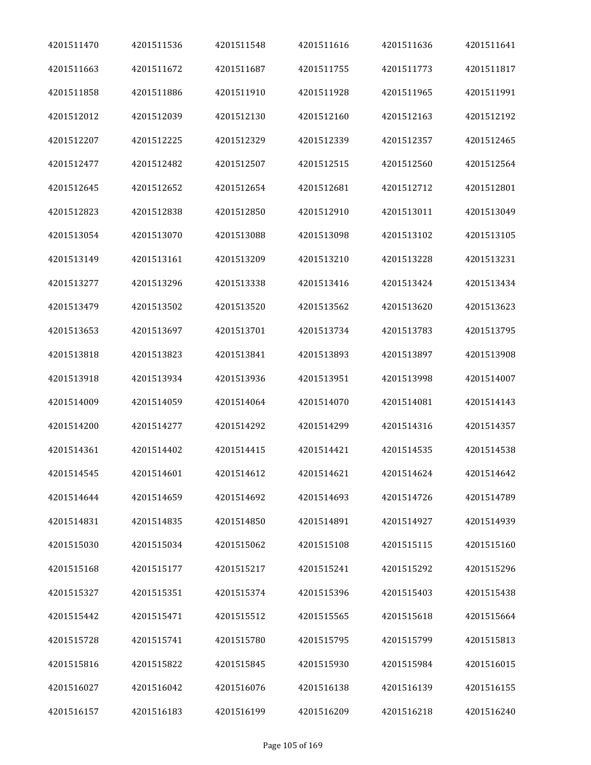| | | | | | |
|---|---|---|---|---|---|
| 4201511470 | 4201511536 | 4201511548 | 4201511616 | 4201511636 | 4201511641 |
| 4201511663 | 4201511672 | 4201511687 | 4201511755 | 4201511773 | 4201511817 |
| 4201511858 | 4201511886 | 4201511910 | 4201511928 | 4201511965 | 4201511991 |
| 4201512012 | 4201512039 | 4201512130 | 4201512160 | 4201512163 | 4201512192 |
| 4201512207 | 4201512225 | 4201512329 | 4201512339 | 4201512357 | 4201512465 |
| 4201512477 | 4201512482 | 4201512507 | 4201512515 | 4201512560 | 4201512564 |
| 4201512645 | 4201512652 | 4201512654 | 4201512681 | 4201512712 | 4201512801 |
| 4201512823 | 4201512838 | 4201512850 | 4201512910 | 4201513011 | 4201513049 |
| 4201513054 | 4201513070 | 4201513088 | 4201513098 | 4201513102 | 4201513105 |
| 4201513149 | 4201513161 | 4201513209 | 4201513210 | 4201513228 | 4201513231 |
| 4201513277 | 4201513296 | 4201513338 | 4201513416 | 4201513424 | 4201513434 |
| 4201513479 | 4201513502 | 4201513520 | 4201513562 | 4201513620 | 4201513623 |
| 4201513653 | 4201513697 | 4201513701 | 4201513734 | 4201513783 | 4201513795 |
| 4201513818 | 4201513823 | 4201513841 | 4201513893 | 4201513897 | 4201513908 |
| 4201513918 | 4201513934 | 4201513936 | 4201513951 | 4201513998 | 4201514007 |
| 4201514009 | 4201514059 | 4201514064 | 4201514070 | 4201514081 | 4201514143 |
| 4201514200 | 4201514277 | 4201514292 | 4201514299 | 4201514316 | 4201514357 |
| 4201514361 | 4201514402 | 4201514415 | 4201514421 | 4201514535 | 4201514538 |
| 4201514545 | 4201514601 | 4201514612 | 4201514621 | 4201514624 | 4201514642 |
| 4201514644 | 4201514659 | 4201514692 | 4201514693 | 4201514726 | 4201514789 |
| 4201514831 | 4201514835 | 4201514850 | 4201514891 | 4201514927 | 4201514939 |
| 4201515030 | 4201515034 | 4201515062 | 4201515108 | 4201515115 | 4201515160 |
| 4201515168 | 4201515177 | 4201515217 | 4201515241 | 4201515292 | 4201515296 |
| 4201515327 | 4201515351 | 4201515374 | 4201515396 | 4201515403 | 4201515438 |
| 4201515442 | 4201515471 | 4201515512 | 4201515565 | 4201515618 | 4201515664 |
| 4201515728 | 4201515741 | 4201515780 | 4201515795 | 4201515799 | 4201515813 |
| 4201515816 | 4201515822 | 4201515845 | 4201515930 | 4201515984 | 4201516015 |
| 4201516027 | 4201516042 | 4201516076 | 4201516138 | 4201516139 | 4201516155 |
| 4201516157 | 4201516183 | 4201516199 | 4201516209 | 4201516218 | 4201516240 |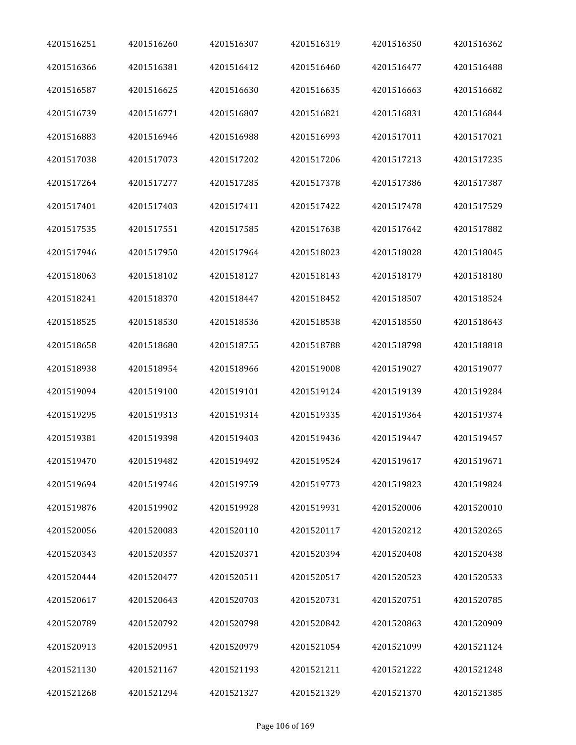| | | | | | |
|---|---|---|---|---|---|
| 4201516251 | 4201516260 | 4201516307 | 4201516319 | 4201516350 | 4201516362 |
| 4201516366 | 4201516381 | 4201516412 | 4201516460 | 4201516477 | 4201516488 |
| 4201516587 | 4201516625 | 4201516630 | 4201516635 | 4201516663 | 4201516682 |
| 4201516739 | 4201516771 | 4201516807 | 4201516821 | 4201516831 | 4201516844 |
| 4201516883 | 4201516946 | 4201516988 | 4201516993 | 4201517011 | 4201517021 |
| 4201517038 | 4201517073 | 4201517202 | 4201517206 | 4201517213 | 4201517235 |
| 4201517264 | 4201517277 | 4201517285 | 4201517378 | 4201517386 | 4201517387 |
| 4201517401 | 4201517403 | 4201517411 | 4201517422 | 4201517478 | 4201517529 |
| 4201517535 | 4201517551 | 4201517585 | 4201517638 | 4201517642 | 4201517882 |
| 4201517946 | 4201517950 | 4201517964 | 4201518023 | 4201518028 | 4201518045 |
| 4201518063 | 4201518102 | 4201518127 | 4201518143 | 4201518179 | 4201518180 |
| 4201518241 | 4201518370 | 4201518447 | 4201518452 | 4201518507 | 4201518524 |
| 4201518525 | 4201518530 | 4201518536 | 4201518538 | 4201518550 | 4201518643 |
| 4201518658 | 4201518680 | 4201518755 | 4201518788 | 4201518798 | 4201518818 |
| 4201518938 | 4201518954 | 4201518966 | 4201519008 | 4201519027 | 4201519077 |
| 4201519094 | 4201519100 | 4201519101 | 4201519124 | 4201519139 | 4201519284 |
| 4201519295 | 4201519313 | 4201519314 | 4201519335 | 4201519364 | 4201519374 |
| 4201519381 | 4201519398 | 4201519403 | 4201519436 | 4201519447 | 4201519457 |
| 4201519470 | 4201519482 | 4201519492 | 4201519524 | 4201519617 | 4201519671 |
| 4201519694 | 4201519746 | 4201519759 | 4201519773 | 4201519823 | 4201519824 |
| 4201519876 | 4201519902 | 4201519928 | 4201519931 | 4201520006 | 4201520010 |
| 4201520056 | 4201520083 | 4201520110 | 4201520117 | 4201520212 | 4201520265 |
| 4201520343 | 4201520357 | 4201520371 | 4201520394 | 4201520408 | 4201520438 |
| 4201520444 | 4201520477 | 4201520511 | 4201520517 | 4201520523 | 4201520533 |
| 4201520617 | 4201520643 | 4201520703 | 4201520731 | 4201520751 | 4201520785 |
| 4201520789 | 4201520792 | 4201520798 | 4201520842 | 4201520863 | 4201520909 |
| 4201520913 | 4201520951 | 4201520979 | 4201521054 | 4201521099 | 4201521124 |
| 4201521130 | 4201521167 | 4201521193 | 4201521211 | 4201521222 | 4201521248 |
| 4201521268 | 4201521294 | 4201521327 | 4201521329 | 4201521370 | 4201521385 |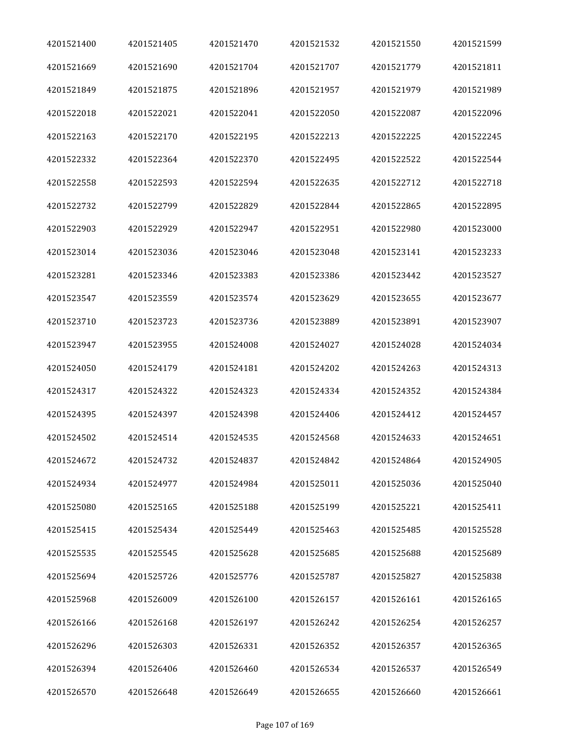| | | | | | |
|---|---|---|---|---|---|
| 4201521400 | 4201521405 | 4201521470 | 4201521532 | 4201521550 | 4201521599 |
| 4201521669 | 4201521690 | 4201521704 | 4201521707 | 4201521779 | 4201521811 |
| 4201521849 | 4201521875 | 4201521896 | 4201521957 | 4201521979 | 4201521989 |
| 4201522018 | 4201522021 | 4201522041 | 4201522050 | 4201522087 | 4201522096 |
| 4201522163 | 4201522170 | 4201522195 | 4201522213 | 4201522225 | 4201522245 |
| 4201522332 | 4201522364 | 4201522370 | 4201522495 | 4201522522 | 4201522544 |
| 4201522558 | 4201522593 | 4201522594 | 4201522635 | 4201522712 | 4201522718 |
| 4201522732 | 4201522799 | 4201522829 | 4201522844 | 4201522865 | 4201522895 |
| 4201522903 | 4201522929 | 4201522947 | 4201522951 | 4201522980 | 4201523000 |
| 4201523014 | 4201523036 | 4201523046 | 4201523048 | 4201523141 | 4201523233 |
| 4201523281 | 4201523346 | 4201523383 | 4201523386 | 4201523442 | 4201523527 |
| 4201523547 | 4201523559 | 4201523574 | 4201523629 | 4201523655 | 4201523677 |
| 4201523710 | 4201523723 | 4201523736 | 4201523889 | 4201523891 | 4201523907 |
| 4201523947 | 4201523955 | 4201524008 | 4201524027 | 4201524028 | 4201524034 |
| 4201524050 | 4201524179 | 4201524181 | 4201524202 | 4201524263 | 4201524313 |
| 4201524317 | 4201524322 | 4201524323 | 4201524334 | 4201524352 | 4201524384 |
| 4201524395 | 4201524397 | 4201524398 | 4201524406 | 4201524412 | 4201524457 |
| 4201524502 | 4201524514 | 4201524535 | 4201524568 | 4201524633 | 4201524651 |
| 4201524672 | 4201524732 | 4201524837 | 4201524842 | 4201524864 | 4201524905 |
| 4201524934 | 4201524977 | 4201524984 | 4201525011 | 4201525036 | 4201525040 |
| 4201525080 | 4201525165 | 4201525188 | 4201525199 | 4201525221 | 4201525411 |
| 4201525415 | 4201525434 | 4201525449 | 4201525463 | 4201525485 | 4201525528 |
| 4201525535 | 4201525545 | 4201525628 | 4201525685 | 4201525688 | 4201525689 |
| 4201525694 | 4201525726 | 4201525776 | 4201525787 | 4201525827 | 4201525838 |
| 4201525968 | 4201526009 | 4201526100 | 4201526157 | 4201526161 | 4201526165 |
| 4201526166 | 4201526168 | 4201526197 | 4201526242 | 4201526254 | 4201526257 |
| 4201526296 | 4201526303 | 4201526331 | 4201526352 | 4201526357 | 4201526365 |
| 4201526394 | 4201526406 | 4201526460 | 4201526534 | 4201526537 | 4201526549 |
| 4201526570 | 4201526648 | 4201526649 | 4201526655 | 4201526660 | 4201526661 |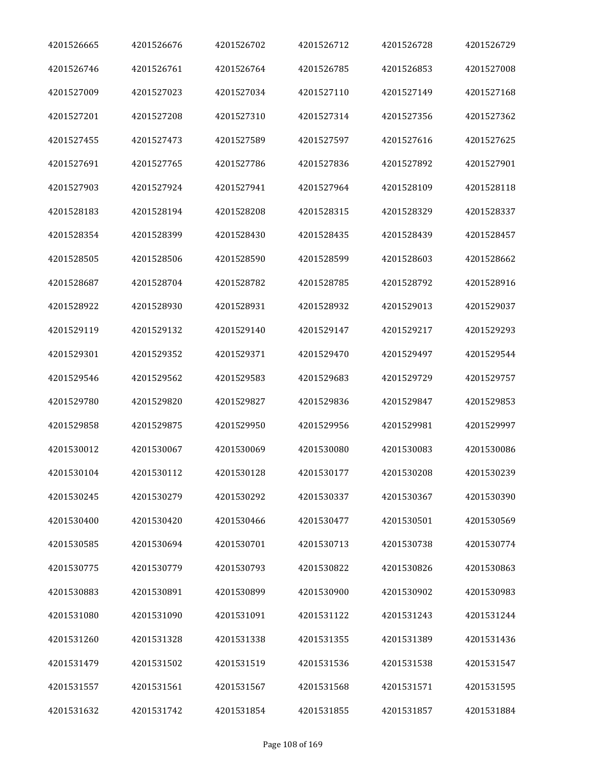| | | | | | |
|---|---|---|---|---|---|
| 4201526665 | 4201526676 | 4201526702 | 4201526712 | 4201526728 | 4201526729 |
| 4201526746 | 4201526761 | 4201526764 | 4201526785 | 4201526853 | 4201527008 |
| 4201527009 | 4201527023 | 4201527034 | 4201527110 | 4201527149 | 4201527168 |
| 4201527201 | 4201527208 | 4201527310 | 4201527314 | 4201527356 | 4201527362 |
| 4201527455 | 4201527473 | 4201527589 | 4201527597 | 4201527616 | 4201527625 |
| 4201527691 | 4201527765 | 4201527786 | 4201527836 | 4201527892 | 4201527901 |
| 4201527903 | 4201527924 | 4201527941 | 4201527964 | 4201528109 | 4201528118 |
| 4201528183 | 4201528194 | 4201528208 | 4201528315 | 4201528329 | 4201528337 |
| 4201528354 | 4201528399 | 4201528430 | 4201528435 | 4201528439 | 4201528457 |
| 4201528505 | 4201528506 | 4201528590 | 4201528599 | 4201528603 | 4201528662 |
| 4201528687 | 4201528704 | 4201528782 | 4201528785 | 4201528792 | 4201528916 |
| 4201528922 | 4201528930 | 4201528931 | 4201528932 | 4201529013 | 4201529037 |
| 4201529119 | 4201529132 | 4201529140 | 4201529147 | 4201529217 | 4201529293 |
| 4201529301 | 4201529352 | 4201529371 | 4201529470 | 4201529497 | 4201529544 |
| 4201529546 | 4201529562 | 4201529583 | 4201529683 | 4201529729 | 4201529757 |
| 4201529780 | 4201529820 | 4201529827 | 4201529836 | 4201529847 | 4201529853 |
| 4201529858 | 4201529875 | 4201529950 | 4201529956 | 4201529981 | 4201529997 |
| 4201530012 | 4201530067 | 4201530069 | 4201530080 | 4201530083 | 4201530086 |
| 4201530104 | 4201530112 | 4201530128 | 4201530177 | 4201530208 | 4201530239 |
| 4201530245 | 4201530279 | 4201530292 | 4201530337 | 4201530367 | 4201530390 |
| 4201530400 | 4201530420 | 4201530466 | 4201530477 | 4201530501 | 4201530569 |
| 4201530585 | 4201530694 | 4201530701 | 4201530713 | 4201530738 | 4201530774 |
| 4201530775 | 4201530779 | 4201530793 | 4201530822 | 4201530826 | 4201530863 |
| 4201530883 | 4201530891 | 4201530899 | 4201530900 | 4201530902 | 4201530983 |
| 4201531080 | 4201531090 | 4201531091 | 4201531122 | 4201531243 | 4201531244 |
| 4201531260 | 4201531328 | 4201531338 | 4201531355 | 4201531389 | 4201531436 |
| 4201531479 | 4201531502 | 4201531519 | 4201531536 | 4201531538 | 4201531547 |
| 4201531557 | 4201531561 | 4201531567 | 4201531568 | 4201531571 | 4201531595 |
| 4201531632 | 4201531742 | 4201531854 | 4201531855 | 4201531857 | 4201531884 |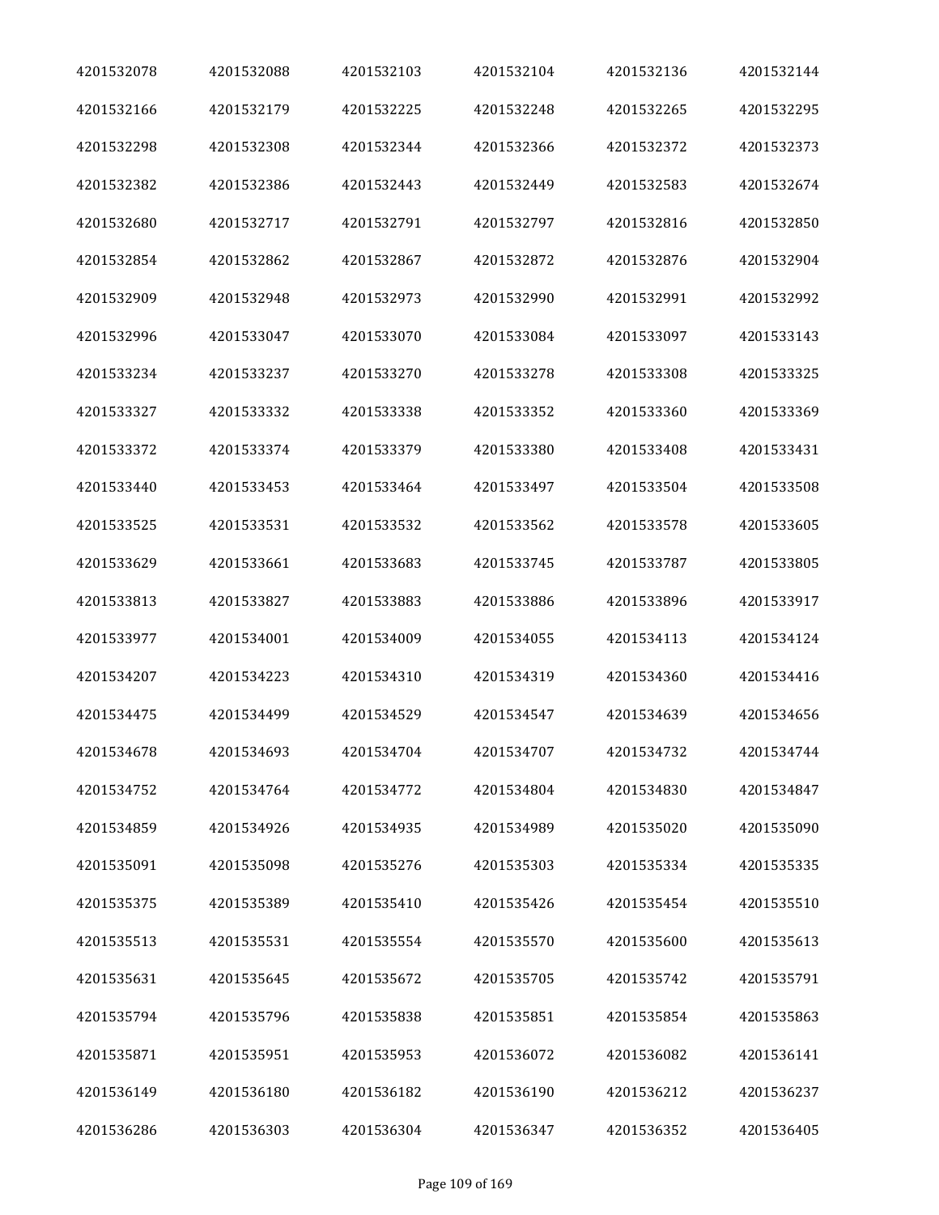| | | | | | |
|---|---|---|---|---|---|
| 4201532078 | 4201532088 | 4201532103 | 4201532104 | 4201532136 | 4201532144 |
| 4201532166 | 4201532179 | 4201532225 | 4201532248 | 4201532265 | 4201532295 |
| 4201532298 | 4201532308 | 4201532344 | 4201532366 | 4201532372 | 4201532373 |
| 4201532382 | 4201532386 | 4201532443 | 4201532449 | 4201532583 | 4201532674 |
| 4201532680 | 4201532717 | 4201532791 | 4201532797 | 4201532816 | 4201532850 |
| 4201532854 | 4201532862 | 4201532867 | 4201532872 | 4201532876 | 4201532904 |
| 4201532909 | 4201532948 | 4201532973 | 4201532990 | 4201532991 | 4201532992 |
| 4201532996 | 4201533047 | 4201533070 | 4201533084 | 4201533097 | 4201533143 |
| 4201533234 | 4201533237 | 4201533270 | 4201533278 | 4201533308 | 4201533325 |
| 4201533327 | 4201533332 | 4201533338 | 4201533352 | 4201533360 | 4201533369 |
| 4201533372 | 4201533374 | 4201533379 | 4201533380 | 4201533408 | 4201533431 |
| 4201533440 | 4201533453 | 4201533464 | 4201533497 | 4201533504 | 4201533508 |
| 4201533525 | 4201533531 | 4201533532 | 4201533562 | 4201533578 | 4201533605 |
| 4201533629 | 4201533661 | 4201533683 | 4201533745 | 4201533787 | 4201533805 |
| 4201533813 | 4201533827 | 4201533883 | 4201533886 | 4201533896 | 4201533917 |
| 4201533977 | 4201534001 | 4201534009 | 4201534055 | 4201534113 | 4201534124 |
| 4201534207 | 4201534223 | 4201534310 | 4201534319 | 4201534360 | 4201534416 |
| 4201534475 | 4201534499 | 4201534529 | 4201534547 | 4201534639 | 4201534656 |
| 4201534678 | 4201534693 | 4201534704 | 4201534707 | 4201534732 | 4201534744 |
| 4201534752 | 4201534764 | 4201534772 | 4201534804 | 4201534830 | 4201534847 |
| 4201534859 | 4201534926 | 4201534935 | 4201534989 | 4201535020 | 4201535090 |
| 4201535091 | 4201535098 | 4201535276 | 4201535303 | 4201535334 | 4201535335 |
| 4201535375 | 4201535389 | 4201535410 | 4201535426 | 4201535454 | 4201535510 |
| 4201535513 | 4201535531 | 4201535554 | 4201535570 | 4201535600 | 4201535613 |
| 4201535631 | 4201535645 | 4201535672 | 4201535705 | 4201535742 | 4201535791 |
| 4201535794 | 4201535796 | 4201535838 | 4201535851 | 4201535854 | 4201535863 |
| 4201535871 | 4201535951 | 4201535953 | 4201536072 | 4201536082 | 4201536141 |
| 4201536149 | 4201536180 | 4201536182 | 4201536190 | 4201536212 | 4201536237 |
| 4201536286 | 4201536303 | 4201536304 | 4201536347 | 4201536352 | 4201536405 |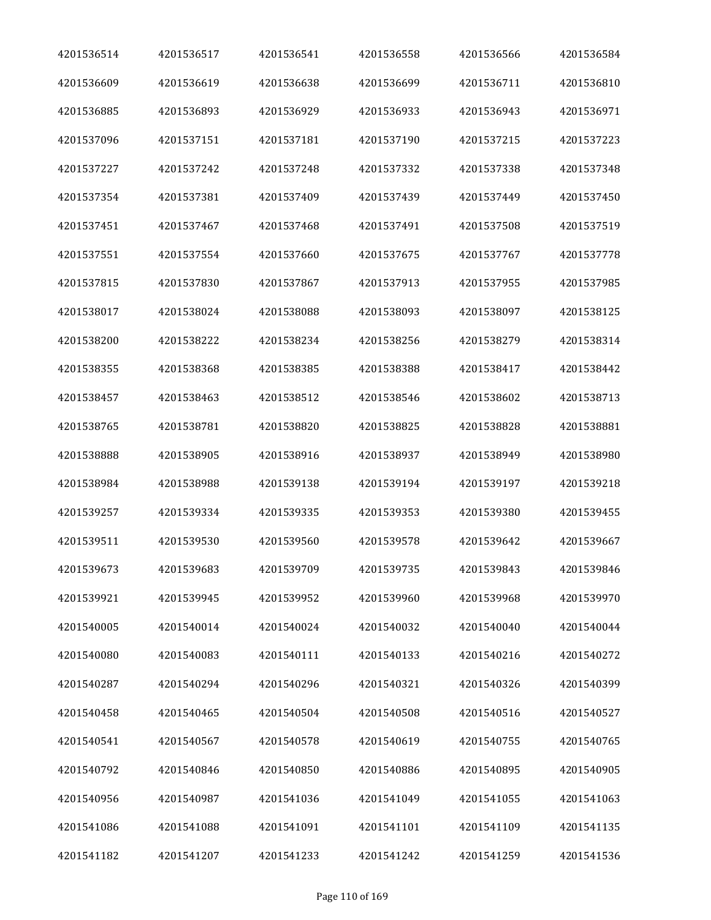| | | | | | |
|---|---|---|---|---|---|
| 4201536514 | 4201536517 | 4201536541 | 4201536558 | 4201536566 | 4201536584 |
| 4201536609 | 4201536619 | 4201536638 | 4201536699 | 4201536711 | 4201536810 |
| 4201536885 | 4201536893 | 4201536929 | 4201536933 | 4201536943 | 4201536971 |
| 4201537096 | 4201537151 | 4201537181 | 4201537190 | 4201537215 | 4201537223 |
| 4201537227 | 4201537242 | 4201537248 | 4201537332 | 4201537338 | 4201537348 |
| 4201537354 | 4201537381 | 4201537409 | 4201537439 | 4201537449 | 4201537450 |
| 4201537451 | 4201537467 | 4201537468 | 4201537491 | 4201537508 | 4201537519 |
| 4201537551 | 4201537554 | 4201537660 | 4201537675 | 4201537767 | 4201537778 |
| 4201537815 | 4201537830 | 4201537867 | 4201537913 | 4201537955 | 4201537985 |
| 4201538017 | 4201538024 | 4201538088 | 4201538093 | 4201538097 | 4201538125 |
| 4201538200 | 4201538222 | 4201538234 | 4201538256 | 4201538279 | 4201538314 |
| 4201538355 | 4201538368 | 4201538385 | 4201538388 | 4201538417 | 4201538442 |
| 4201538457 | 4201538463 | 4201538512 | 4201538546 | 4201538602 | 4201538713 |
| 4201538765 | 4201538781 | 4201538820 | 4201538825 | 4201538828 | 4201538881 |
| 4201538888 | 4201538905 | 4201538916 | 4201538937 | 4201538949 | 4201538980 |
| 4201538984 | 4201538988 | 4201539138 | 4201539194 | 4201539197 | 4201539218 |
| 4201539257 | 4201539334 | 4201539335 | 4201539353 | 4201539380 | 4201539455 |
| 4201539511 | 4201539530 | 4201539560 | 4201539578 | 4201539642 | 4201539667 |
| 4201539673 | 4201539683 | 4201539709 | 4201539735 | 4201539843 | 4201539846 |
| 4201539921 | 4201539945 | 4201539952 | 4201539960 | 4201539968 | 4201539970 |
| 4201540005 | 4201540014 | 4201540024 | 4201540032 | 4201540040 | 4201540044 |
| 4201540080 | 4201540083 | 4201540111 | 4201540133 | 4201540216 | 4201540272 |
| 4201540287 | 4201540294 | 4201540296 | 4201540321 | 4201540326 | 4201540399 |
| 4201540458 | 4201540465 | 4201540504 | 4201540508 | 4201540516 | 4201540527 |
| 4201540541 | 4201540567 | 4201540578 | 4201540619 | 4201540755 | 4201540765 |
| 4201540792 | 4201540846 | 4201540850 | 4201540886 | 4201540895 | 4201540905 |
| 4201540956 | 4201540987 | 4201541036 | 4201541049 | 4201541055 | 4201541063 |
| 4201541086 | 4201541088 | 4201541091 | 4201541101 | 4201541109 | 4201541135 |
| 4201541182 | 4201541207 | 4201541233 | 4201541242 | 4201541259 | 4201541536 |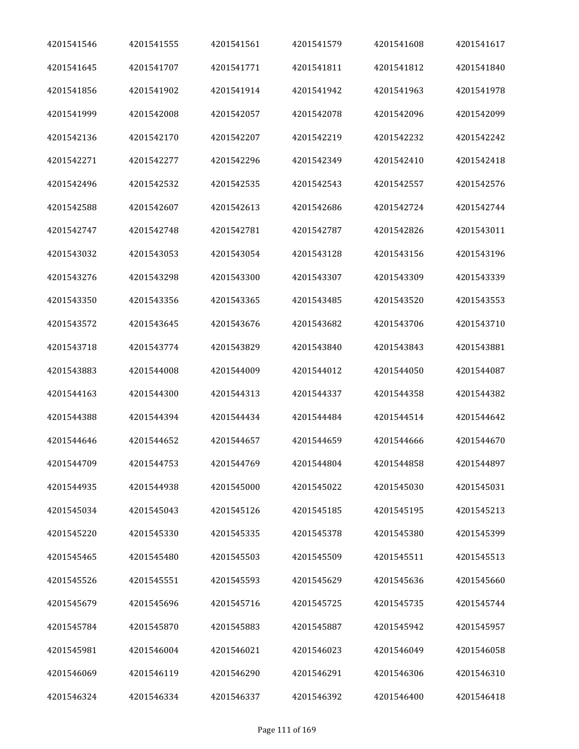| 4201541546 | 4201541555 | 4201541561 | 4201541579 | 4201541608 | 4201541617 |
|---|---|---|---|---|---|
| 4201541645 | 4201541707 | 4201541771 | 4201541811 | 4201541812 | 4201541840 |
| 4201541856 | 4201541902 | 4201541914 | 4201541942 | 4201541963 | 4201541978 |
| 4201541999 | 4201542008 | 4201542057 | 4201542078 | 4201542096 | 4201542099 |
| 4201542136 | 4201542170 | 4201542207 | 4201542219 | 4201542232 | 4201542242 |
| 4201542271 | 4201542277 | 4201542296 | 4201542349 | 4201542410 | 4201542418 |
| 4201542496 | 4201542532 | 4201542535 | 4201542543 | 4201542557 | 4201542576 |
| 4201542588 | 4201542607 | 4201542613 | 4201542686 | 4201542724 | 4201542744 |
| 4201542747 | 4201542748 | 4201542781 | 4201542787 | 4201542826 | 4201543011 |
| 4201543032 | 4201543053 | 4201543054 | 4201543128 | 4201543156 | 4201543196 |
| 4201543276 | 4201543298 | 4201543300 | 4201543307 | 4201543309 | 4201543339 |
| 4201543350 | 4201543356 | 4201543365 | 4201543485 | 4201543520 | 4201543553 |
| 4201543572 | 4201543645 | 4201543676 | 4201543682 | 4201543706 | 4201543710 |
| 4201543718 | 4201543774 | 4201543829 | 4201543840 | 4201543843 | 4201543881 |
| 4201543883 | 4201544008 | 4201544009 | 4201544012 | 4201544050 | 4201544087 |
| 4201544163 | 4201544300 | 4201544313 | 4201544337 | 4201544358 | 4201544382 |
| 4201544388 | 4201544394 | 4201544434 | 4201544484 | 4201544514 | 4201544642 |
| 4201544646 | 4201544652 | 4201544657 | 4201544659 | 4201544666 | 4201544670 |
| 4201544709 | 4201544753 | 4201544769 | 4201544804 | 4201544858 | 4201544897 |
| 4201544935 | 4201544938 | 4201545000 | 4201545022 | 4201545030 | 4201545031 |
| 4201545034 | 4201545043 | 4201545126 | 4201545185 | 4201545195 | 4201545213 |
| 4201545220 | 4201545330 | 4201545335 | 4201545378 | 4201545380 | 4201545399 |
| 4201545465 | 4201545480 | 4201545503 | 4201545509 | 4201545511 | 4201545513 |
| 4201545526 | 4201545551 | 4201545593 | 4201545629 | 4201545636 | 4201545660 |
| 4201545679 | 4201545696 | 4201545716 | 4201545725 | 4201545735 | 4201545744 |
| 4201545784 | 4201545870 | 4201545883 | 4201545887 | 4201545942 | 4201545957 |
| 4201545981 | 4201546004 | 4201546021 | 4201546023 | 4201546049 | 4201546058 |
| 4201546069 | 4201546119 | 4201546290 | 4201546291 | 4201546306 | 4201546310 |
| 4201546324 | 4201546334 | 4201546337 | 4201546392 | 4201546400 | 4201546418 |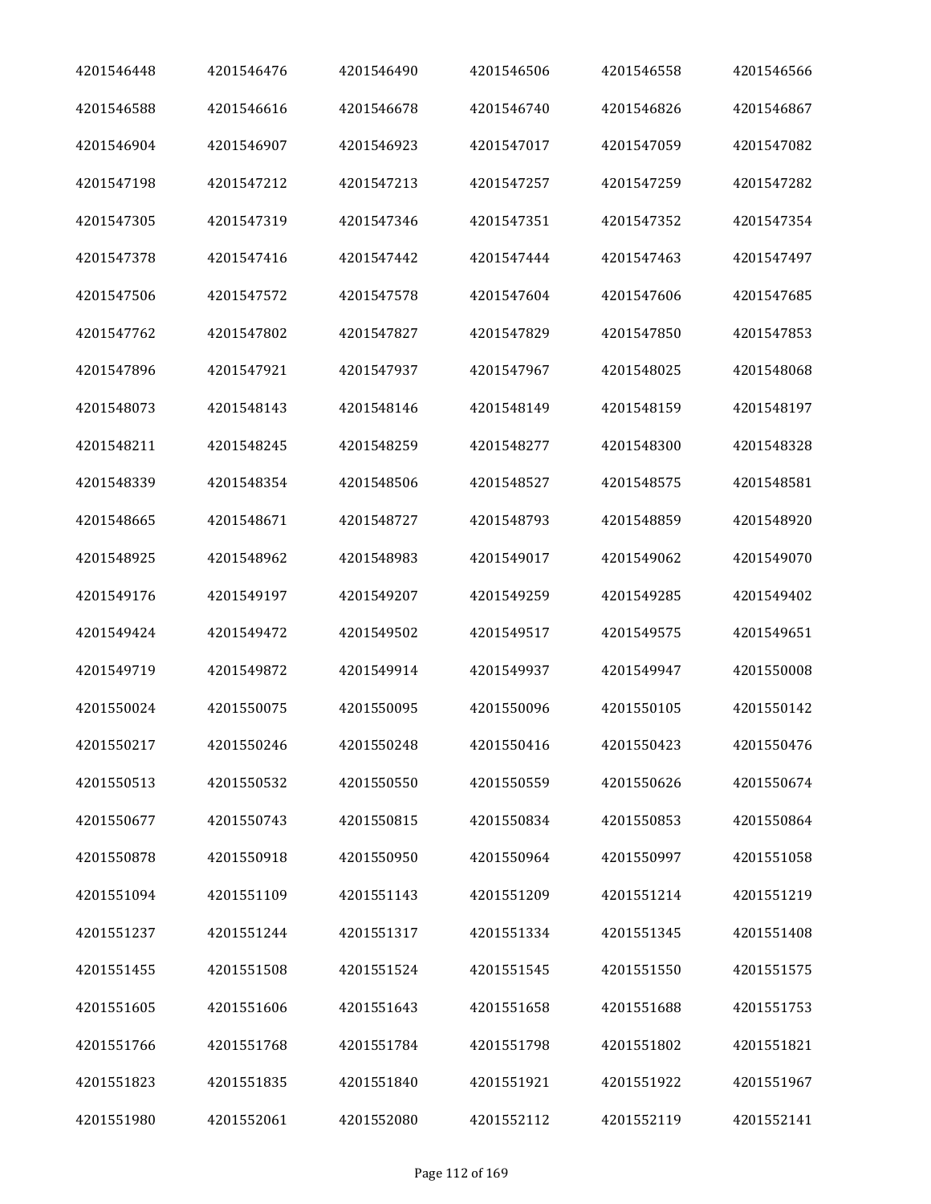| | | | | | |
|---|---|---|---|---|---|
| 4201546448 | 4201546476 | 4201546490 | 4201546506 | 4201546558 | 4201546566 |
| 4201546588 | 4201546616 | 4201546678 | 4201546740 | 4201546826 | 4201546867 |
| 4201546904 | 4201546907 | 4201546923 | 4201547017 | 4201547059 | 4201547082 |
| 4201547198 | 4201547212 | 4201547213 | 4201547257 | 4201547259 | 4201547282 |
| 4201547305 | 4201547319 | 4201547346 | 4201547351 | 4201547352 | 4201547354 |
| 4201547378 | 4201547416 | 4201547442 | 4201547444 | 4201547463 | 4201547497 |
| 4201547506 | 4201547572 | 4201547578 | 4201547604 | 4201547606 | 4201547685 |
| 4201547762 | 4201547802 | 4201547827 | 4201547829 | 4201547850 | 4201547853 |
| 4201547896 | 4201547921 | 4201547937 | 4201547967 | 4201548025 | 4201548068 |
| 4201548073 | 4201548143 | 4201548146 | 4201548149 | 4201548159 | 4201548197 |
| 4201548211 | 4201548245 | 4201548259 | 4201548277 | 4201548300 | 4201548328 |
| 4201548339 | 4201548354 | 4201548506 | 4201548527 | 4201548575 | 4201548581 |
| 4201548665 | 4201548671 | 4201548727 | 4201548793 | 4201548859 | 4201548920 |
| 4201548925 | 4201548962 | 4201548983 | 4201549017 | 4201549062 | 4201549070 |
| 4201549176 | 4201549197 | 4201549207 | 4201549259 | 4201549285 | 4201549402 |
| 4201549424 | 4201549472 | 4201549502 | 4201549517 | 4201549575 | 4201549651 |
| 4201549719 | 4201549872 | 4201549914 | 4201549937 | 4201549947 | 4201550008 |
| 4201550024 | 4201550075 | 4201550095 | 4201550096 | 4201550105 | 4201550142 |
| 4201550217 | 4201550246 | 4201550248 | 4201550416 | 4201550423 | 4201550476 |
| 4201550513 | 4201550532 | 4201550550 | 4201550559 | 4201550626 | 4201550674 |
| 4201550677 | 4201550743 | 4201550815 | 4201550834 | 4201550853 | 4201550864 |
| 4201550878 | 4201550918 | 4201550950 | 4201550964 | 4201550997 | 4201551058 |
| 4201551094 | 4201551109 | 4201551143 | 4201551209 | 4201551214 | 4201551219 |
| 4201551237 | 4201551244 | 4201551317 | 4201551334 | 4201551345 | 4201551408 |
| 4201551455 | 4201551508 | 4201551524 | 4201551545 | 4201551550 | 4201551575 |
| 4201551605 | 4201551606 | 4201551643 | 4201551658 | 4201551688 | 4201551753 |
| 4201551766 | 4201551768 | 4201551784 | 4201551798 | 4201551802 | 4201551821 |
| 4201551823 | 4201551835 | 4201551840 | 4201551921 | 4201551922 | 4201551967 |
| 4201551980 | 4201552061 | 4201552080 | 4201552112 | 4201552119 | 4201552141 |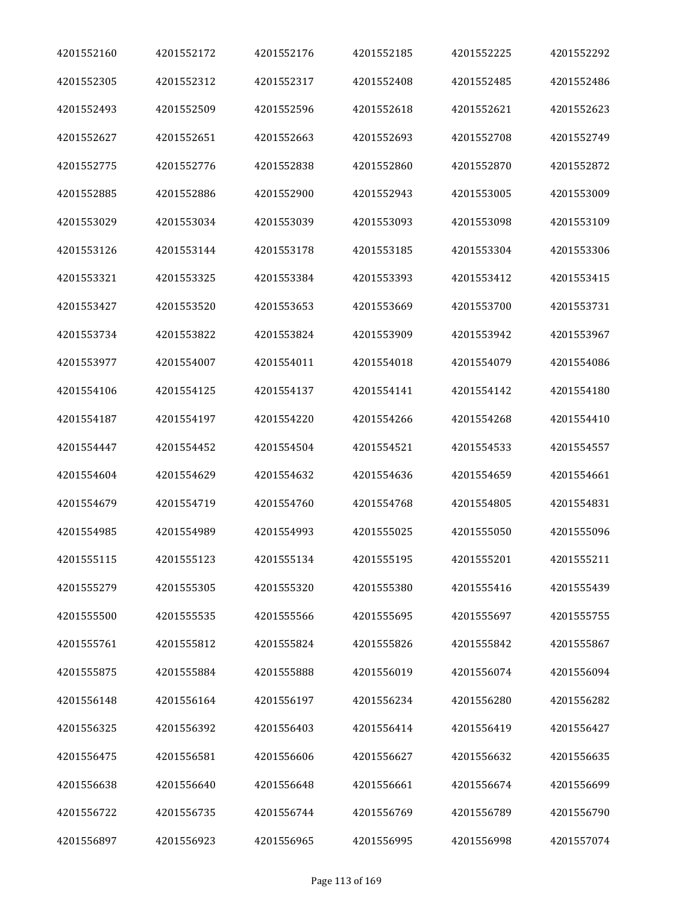| 4201552160 | 4201552172 | 4201552176 | 4201552185 | 4201552225 | 4201552292 |
|---|---|---|---|---|---|
| 4201552305 | 4201552312 | 4201552317 | 4201552408 | 4201552485 | 4201552486 |
| 4201552493 | 4201552509 | 4201552596 | 4201552618 | 4201552621 | 4201552623 |
| 4201552627 | 4201552651 | 4201552663 | 4201552693 | 4201552708 | 4201552749 |
| 4201552775 | 4201552776 | 4201552838 | 4201552860 | 4201552870 | 4201552872 |
| 4201552885 | 4201552886 | 4201552900 | 4201552943 | 4201553005 | 4201553009 |
| 4201553029 | 4201553034 | 4201553039 | 4201553093 | 4201553098 | 4201553109 |
| 4201553126 | 4201553144 | 4201553178 | 4201553185 | 4201553304 | 4201553306 |
| 4201553321 | 4201553325 | 4201553384 | 4201553393 | 4201553412 | 4201553415 |
| 4201553427 | 4201553520 | 4201553653 | 4201553669 | 4201553700 | 4201553731 |
| 4201553734 | 4201553822 | 4201553824 | 4201553909 | 4201553942 | 4201553967 |
| 4201553977 | 4201554007 | 4201554011 | 4201554018 | 4201554079 | 4201554086 |
| 4201554106 | 4201554125 | 4201554137 | 4201554141 | 4201554142 | 4201554180 |
| 4201554187 | 4201554197 | 4201554220 | 4201554266 | 4201554268 | 4201554410 |
| 4201554447 | 4201554452 | 4201554504 | 4201554521 | 4201554533 | 4201554557 |
| 4201554604 | 4201554629 | 4201554632 | 4201554636 | 4201554659 | 4201554661 |
| 4201554679 | 4201554719 | 4201554760 | 4201554768 | 4201554805 | 4201554831 |
| 4201554985 | 4201554989 | 4201554993 | 4201555025 | 4201555050 | 4201555096 |
| 4201555115 | 4201555123 | 4201555134 | 4201555195 | 4201555201 | 4201555211 |
| 4201555279 | 4201555305 | 4201555320 | 4201555380 | 4201555416 | 4201555439 |
| 4201555500 | 4201555535 | 4201555566 | 4201555695 | 4201555697 | 4201555755 |
| 4201555761 | 4201555812 | 4201555824 | 4201555826 | 4201555842 | 4201555867 |
| 4201555875 | 4201555884 | 4201555888 | 4201556019 | 4201556074 | 4201556094 |
| 4201556148 | 4201556164 | 4201556197 | 4201556234 | 4201556280 | 4201556282 |
| 4201556325 | 4201556392 | 4201556403 | 4201556414 | 4201556419 | 4201556427 |
| 4201556475 | 4201556581 | 4201556606 | 4201556627 | 4201556632 | 4201556635 |
| 4201556638 | 4201556640 | 4201556648 | 4201556661 | 4201556674 | 4201556699 |
| 4201556722 | 4201556735 | 4201556744 | 4201556769 | 4201556789 | 4201556790 |
| 4201556897 | 4201556923 | 4201556965 | 4201556995 | 4201556998 | 4201557074 |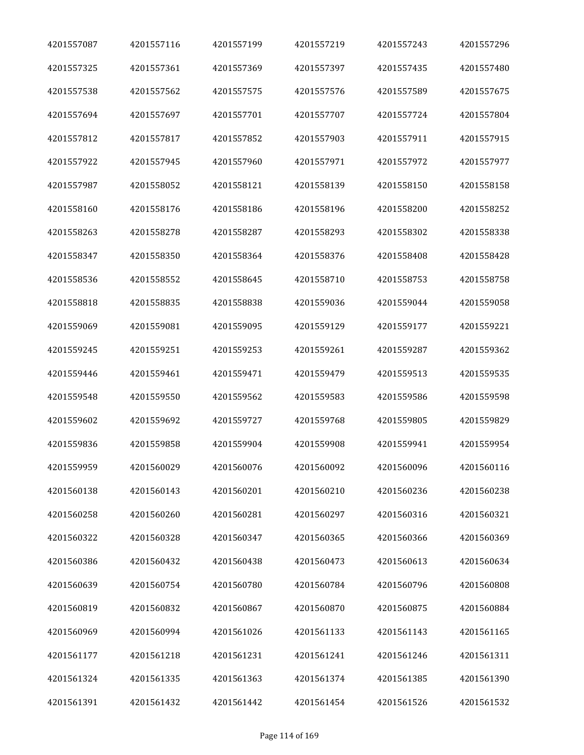| 4201557087 | 4201557116 | 4201557199 | 4201557219 | 4201557243 | 4201557296 |
|---|---|---|---|---|---|
| 4201557325 | 4201557361 | 4201557369 | 4201557397 | 4201557435 | 4201557480 |
| 4201557538 | 4201557562 | 4201557575 | 4201557576 | 4201557589 | 4201557675 |
| 4201557694 | 4201557697 | 4201557701 | 4201557707 | 4201557724 | 4201557804 |
| 4201557812 | 4201557817 | 4201557852 | 4201557903 | 4201557911 | 4201557915 |
| 4201557922 | 4201557945 | 4201557960 | 4201557971 | 4201557972 | 4201557977 |
| 4201557987 | 4201558052 | 4201558121 | 4201558139 | 4201558150 | 4201558158 |
| 4201558160 | 4201558176 | 4201558186 | 4201558196 | 4201558200 | 4201558252 |
| 4201558263 | 4201558278 | 4201558287 | 4201558293 | 4201558302 | 4201558338 |
| 4201558347 | 4201558350 | 4201558364 | 4201558376 | 4201558408 | 4201558428 |
| 4201558536 | 4201558552 | 4201558645 | 4201558710 | 4201558753 | 4201558758 |
| 4201558818 | 4201558835 | 4201558838 | 4201559036 | 4201559044 | 4201559058 |
| 4201559069 | 4201559081 | 4201559095 | 4201559129 | 4201559177 | 4201559221 |
| 4201559245 | 4201559251 | 4201559253 | 4201559261 | 4201559287 | 4201559362 |
| 4201559446 | 4201559461 | 4201559471 | 4201559479 | 4201559513 | 4201559535 |
| 4201559548 | 4201559550 | 4201559562 | 4201559583 | 4201559586 | 4201559598 |
| 4201559602 | 4201559692 | 4201559727 | 4201559768 | 4201559805 | 4201559829 |
| 4201559836 | 4201559858 | 4201559904 | 4201559908 | 4201559941 | 4201559954 |
| 4201559959 | 4201560029 | 4201560076 | 4201560092 | 4201560096 | 4201560116 |
| 4201560138 | 4201560143 | 4201560201 | 4201560210 | 4201560236 | 4201560238 |
| 4201560258 | 4201560260 | 4201560281 | 4201560297 | 4201560316 | 4201560321 |
| 4201560322 | 4201560328 | 4201560347 | 4201560365 | 4201560366 | 4201560369 |
| 4201560386 | 4201560432 | 4201560438 | 4201560473 | 4201560613 | 4201560634 |
| 4201560639 | 4201560754 | 4201560780 | 4201560784 | 4201560796 | 4201560808 |
| 4201560819 | 4201560832 | 4201560867 | 4201560870 | 4201560875 | 4201560884 |
| 4201560969 | 4201560994 | 4201561026 | 4201561133 | 4201561143 | 4201561165 |
| 4201561177 | 4201561218 | 4201561231 | 4201561241 | 4201561246 | 4201561311 |
| 4201561324 | 4201561335 | 4201561363 | 4201561374 | 4201561385 | 4201561390 |
| 4201561391 | 4201561432 | 4201561442 | 4201561454 | 4201561526 | 4201561532 |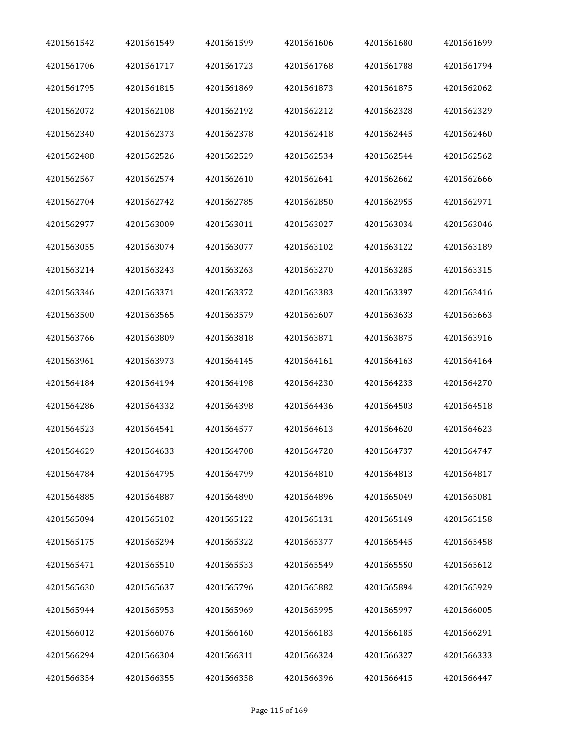| 4201561542 | 4201561549 | 4201561599 | 4201561606 | 4201561680 | 4201561699 |
|---|---|---|---|---|---|
| 4201561706 | 4201561717 | 4201561723 | 4201561768 | 4201561788 | 4201561794 |
| 4201561795 | 4201561815 | 4201561869 | 4201561873 | 4201561875 | 4201562062 |
| 4201562072 | 4201562108 | 4201562192 | 4201562212 | 4201562328 | 4201562329 |
| 4201562340 | 4201562373 | 4201562378 | 4201562418 | 4201562445 | 4201562460 |
| 4201562488 | 4201562526 | 4201562529 | 4201562534 | 4201562544 | 4201562562 |
| 4201562567 | 4201562574 | 4201562610 | 4201562641 | 4201562662 | 4201562666 |
| 4201562704 | 4201562742 | 4201562785 | 4201562850 | 4201562955 | 4201562971 |
| 4201562977 | 4201563009 | 4201563011 | 4201563027 | 4201563034 | 4201563046 |
| 4201563055 | 4201563074 | 4201563077 | 4201563102 | 4201563122 | 4201563189 |
| 4201563214 | 4201563243 | 4201563263 | 4201563270 | 4201563285 | 4201563315 |
| 4201563346 | 4201563371 | 4201563372 | 4201563383 | 4201563397 | 4201563416 |
| 4201563500 | 4201563565 | 4201563579 | 4201563607 | 4201563633 | 4201563663 |
| 4201563766 | 4201563809 | 4201563818 | 4201563871 | 4201563875 | 4201563916 |
| 4201563961 | 4201563973 | 4201564145 | 4201564161 | 4201564163 | 4201564164 |
| 4201564184 | 4201564194 | 4201564198 | 4201564230 | 4201564233 | 4201564270 |
| 4201564286 | 4201564332 | 4201564398 | 4201564436 | 4201564503 | 4201564518 |
| 4201564523 | 4201564541 | 4201564577 | 4201564613 | 4201564620 | 4201564623 |
| 4201564629 | 4201564633 | 4201564708 | 4201564720 | 4201564737 | 4201564747 |
| 4201564784 | 4201564795 | 4201564799 | 4201564810 | 4201564813 | 4201564817 |
| 4201564885 | 4201564887 | 4201564890 | 4201564896 | 4201565049 | 4201565081 |
| 4201565094 | 4201565102 | 4201565122 | 4201565131 | 4201565149 | 4201565158 |
| 4201565175 | 4201565294 | 4201565322 | 4201565377 | 4201565445 | 4201565458 |
| 4201565471 | 4201565510 | 4201565533 | 4201565549 | 4201565550 | 4201565612 |
| 4201565630 | 4201565637 | 4201565796 | 4201565882 | 4201565894 | 4201565929 |
| 4201565944 | 4201565953 | 4201565969 | 4201565995 | 4201565997 | 4201566005 |
| 4201566012 | 4201566076 | 4201566160 | 4201566183 | 4201566185 | 4201566291 |
| 4201566294 | 4201566304 | 4201566311 | 4201566324 | 4201566327 | 4201566333 |
| 4201566354 | 4201566355 | 4201566358 | 4201566396 | 4201566415 | 4201566447 |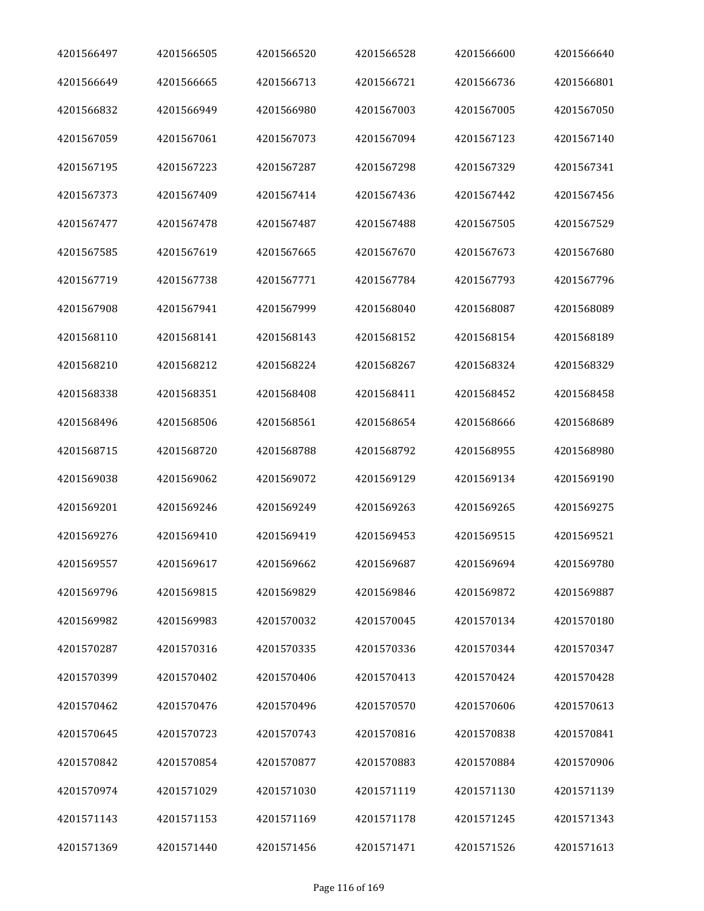| | | | | | |
|---|---|---|---|---|---|
| 4201566497 | 4201566505 | 4201566520 | 4201566528 | 4201566600 | 4201566640 |
| 4201566649 | 4201566665 | 4201566713 | 4201566721 | 4201566736 | 4201566801 |
| 4201566832 | 4201566949 | 4201566980 | 4201567003 | 4201567005 | 4201567050 |
| 4201567059 | 4201567061 | 4201567073 | 4201567094 | 4201567123 | 4201567140 |
| 4201567195 | 4201567223 | 4201567287 | 4201567298 | 4201567329 | 4201567341 |
| 4201567373 | 4201567409 | 4201567414 | 4201567436 | 4201567442 | 4201567456 |
| 4201567477 | 4201567478 | 4201567487 | 4201567488 | 4201567505 | 4201567529 |
| 4201567585 | 4201567619 | 4201567665 | 4201567670 | 4201567673 | 4201567680 |
| 4201567719 | 4201567738 | 4201567771 | 4201567784 | 4201567793 | 4201567796 |
| 4201567908 | 4201567941 | 4201567999 | 4201568040 | 4201568087 | 4201568089 |
| 4201568110 | 4201568141 | 4201568143 | 4201568152 | 4201568154 | 4201568189 |
| 4201568210 | 4201568212 | 4201568224 | 4201568267 | 4201568324 | 4201568329 |
| 4201568338 | 4201568351 | 4201568408 | 4201568411 | 4201568452 | 4201568458 |
| 4201568496 | 4201568506 | 4201568561 | 4201568654 | 4201568666 | 4201568689 |
| 4201568715 | 4201568720 | 4201568788 | 4201568792 | 4201568955 | 4201568980 |
| 4201569038 | 4201569062 | 4201569072 | 4201569129 | 4201569134 | 4201569190 |
| 4201569201 | 4201569246 | 4201569249 | 4201569263 | 4201569265 | 4201569275 |
| 4201569276 | 4201569410 | 4201569419 | 4201569453 | 4201569515 | 4201569521 |
| 4201569557 | 4201569617 | 4201569662 | 4201569687 | 4201569694 | 4201569780 |
| 4201569796 | 4201569815 | 4201569829 | 4201569846 | 4201569872 | 4201569887 |
| 4201569982 | 4201569983 | 4201570032 | 4201570045 | 4201570134 | 4201570180 |
| 4201570287 | 4201570316 | 4201570335 | 4201570336 | 4201570344 | 4201570347 |
| 4201570399 | 4201570402 | 4201570406 | 4201570413 | 4201570424 | 4201570428 |
| 4201570462 | 4201570476 | 4201570496 | 4201570570 | 4201570606 | 4201570613 |
| 4201570645 | 4201570723 | 4201570743 | 4201570816 | 4201570838 | 4201570841 |
| 4201570842 | 4201570854 | 4201570877 | 4201570883 | 4201570884 | 4201570906 |
| 4201570974 | 4201571029 | 4201571030 | 4201571119 | 4201571130 | 4201571139 |
| 4201571143 | 4201571153 | 4201571169 | 4201571178 | 4201571245 | 4201571343 |
| 4201571369 | 4201571440 | 4201571456 | 4201571471 | 4201571526 | 4201571613 |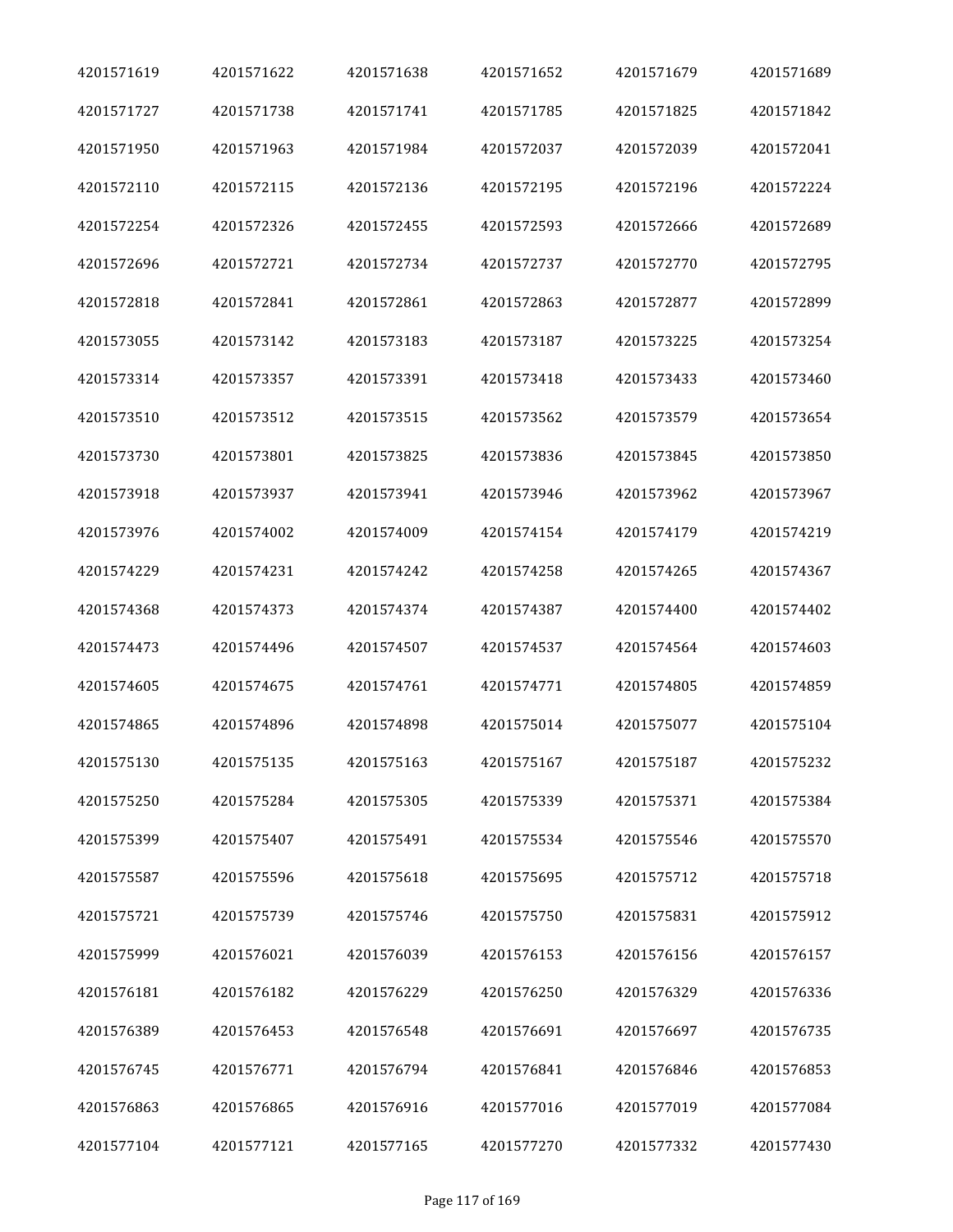| | | | | | |
|---|---|---|---|---|---|
| 4201571619 | 4201571622 | 4201571638 | 4201571652 | 4201571679 | 4201571689 |
| 4201571727 | 4201571738 | 4201571741 | 4201571785 | 4201571825 | 4201571842 |
| 4201571950 | 4201571963 | 4201571984 | 4201572037 | 4201572039 | 4201572041 |
| 4201572110 | 4201572115 | 4201572136 | 4201572195 | 4201572196 | 4201572224 |
| 4201572254 | 4201572326 | 4201572455 | 4201572593 | 4201572666 | 4201572689 |
| 4201572696 | 4201572721 | 4201572734 | 4201572737 | 4201572770 | 4201572795 |
| 4201572818 | 4201572841 | 4201572861 | 4201572863 | 4201572877 | 4201572899 |
| 4201573055 | 4201573142 | 4201573183 | 4201573187 | 4201573225 | 4201573254 |
| 4201573314 | 4201573357 | 4201573391 | 4201573418 | 4201573433 | 4201573460 |
| 4201573510 | 4201573512 | 4201573515 | 4201573562 | 4201573579 | 4201573654 |
| 4201573730 | 4201573801 | 4201573825 | 4201573836 | 4201573845 | 4201573850 |
| 4201573918 | 4201573937 | 4201573941 | 4201573946 | 4201573962 | 4201573967 |
| 4201573976 | 4201574002 | 4201574009 | 4201574154 | 4201574179 | 4201574219 |
| 4201574229 | 4201574231 | 4201574242 | 4201574258 | 4201574265 | 4201574367 |
| 4201574368 | 4201574373 | 4201574374 | 4201574387 | 4201574400 | 4201574402 |
| 4201574473 | 4201574496 | 4201574507 | 4201574537 | 4201574564 | 4201574603 |
| 4201574605 | 4201574675 | 4201574761 | 4201574771 | 4201574805 | 4201574859 |
| 4201574865 | 4201574896 | 4201574898 | 4201575014 | 4201575077 | 4201575104 |
| 4201575130 | 4201575135 | 4201575163 | 4201575167 | 4201575187 | 4201575232 |
| 4201575250 | 4201575284 | 4201575305 | 4201575339 | 4201575371 | 4201575384 |
| 4201575399 | 4201575407 | 4201575491 | 4201575534 | 4201575546 | 4201575570 |
| 4201575587 | 4201575596 | 4201575618 | 4201575695 | 4201575712 | 4201575718 |
| 4201575721 | 4201575739 | 4201575746 | 4201575750 | 4201575831 | 4201575912 |
| 4201575999 | 4201576021 | 4201576039 | 4201576153 | 4201576156 | 4201576157 |
| 4201576181 | 4201576182 | 4201576229 | 4201576250 | 4201576329 | 4201576336 |
| 4201576389 | 4201576453 | 4201576548 | 4201576691 | 4201576697 | 4201576735 |
| 4201576745 | 4201576771 | 4201576794 | 4201576841 | 4201576846 | 4201576853 |
| 4201576863 | 4201576865 | 4201576916 | 4201577016 | 4201577019 | 4201577084 |
| 4201577104 | 4201577121 | 4201577165 | 4201577270 | 4201577332 | 4201577430 |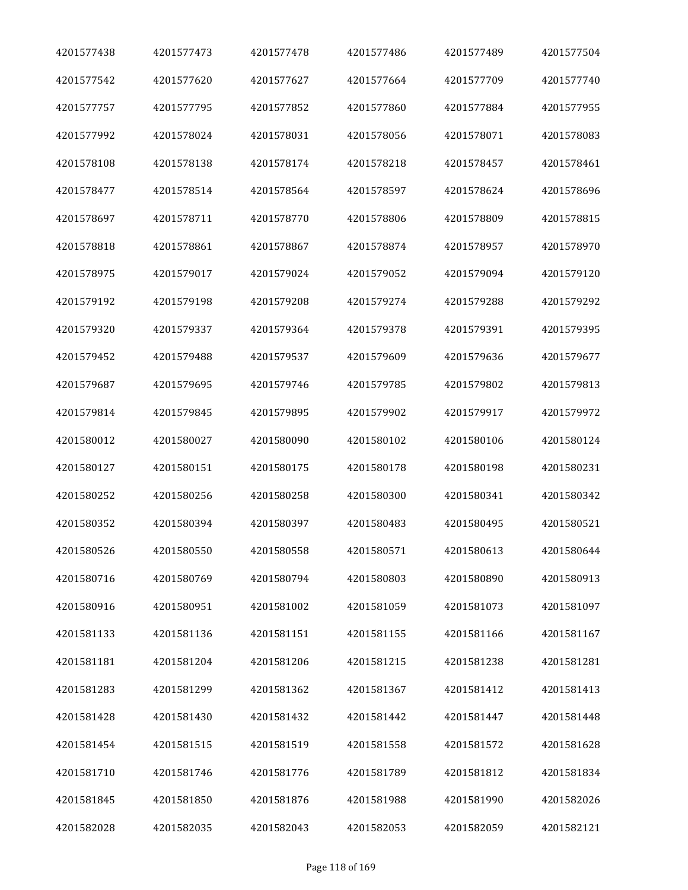| 4201577438 | 4201577473 | 4201577478 | 4201577486 | 4201577489 | 4201577504 |
|---|---|---|---|---|---|
| 4201577542 | 4201577620 | 4201577627 | 4201577664 | 4201577709 | 4201577740 |
| 4201577757 | 4201577795 | 4201577852 | 4201577860 | 4201577884 | 4201577955 |
| 4201577992 | 4201578024 | 4201578031 | 4201578056 | 4201578071 | 4201578083 |
| 4201578108 | 4201578138 | 4201578174 | 4201578218 | 4201578457 | 4201578461 |
| 4201578477 | 4201578514 | 4201578564 | 4201578597 | 4201578624 | 4201578696 |
| 4201578697 | 4201578711 | 4201578770 | 4201578806 | 4201578809 | 4201578815 |
| 4201578818 | 4201578861 | 4201578867 | 4201578874 | 4201578957 | 4201578970 |
| 4201578975 | 4201579017 | 4201579024 | 4201579052 | 4201579094 | 4201579120 |
| 4201579192 | 4201579198 | 4201579208 | 4201579274 | 4201579288 | 4201579292 |
| 4201579320 | 4201579337 | 4201579364 | 4201579378 | 4201579391 | 4201579395 |
| 4201579452 | 4201579488 | 4201579537 | 4201579609 | 4201579636 | 4201579677 |
| 4201579687 | 4201579695 | 4201579746 | 4201579785 | 4201579802 | 4201579813 |
| 4201579814 | 4201579845 | 4201579895 | 4201579902 | 4201579917 | 4201579972 |
| 4201580012 | 4201580027 | 4201580090 | 4201580102 | 4201580106 | 4201580124 |
| 4201580127 | 4201580151 | 4201580175 | 4201580178 | 4201580198 | 4201580231 |
| 4201580252 | 4201580256 | 4201580258 | 4201580300 | 4201580341 | 4201580342 |
| 4201580352 | 4201580394 | 4201580397 | 4201580483 | 4201580495 | 4201580521 |
| 4201580526 | 4201580550 | 4201580558 | 4201580571 | 4201580613 | 4201580644 |
| 4201580716 | 4201580769 | 4201580794 | 4201580803 | 4201580890 | 4201580913 |
| 4201580916 | 4201580951 | 4201581002 | 4201581059 | 4201581073 | 4201581097 |
| 4201581133 | 4201581136 | 4201581151 | 4201581155 | 4201581166 | 4201581167 |
| 4201581181 | 4201581204 | 4201581206 | 4201581215 | 4201581238 | 4201581281 |
| 4201581283 | 4201581299 | 4201581362 | 4201581367 | 4201581412 | 4201581413 |
| 4201581428 | 4201581430 | 4201581432 | 4201581442 | 4201581447 | 4201581448 |
| 4201581454 | 4201581515 | 4201581519 | 4201581558 | 4201581572 | 4201581628 |
| 4201581710 | 4201581746 | 4201581776 | 4201581789 | 4201581812 | 4201581834 |
| 4201581845 | 4201581850 | 4201581876 | 4201581988 | 4201581990 | 4201582026 |
| 4201582028 | 4201582035 | 4201582043 | 4201582053 | 4201582059 | 4201582121 |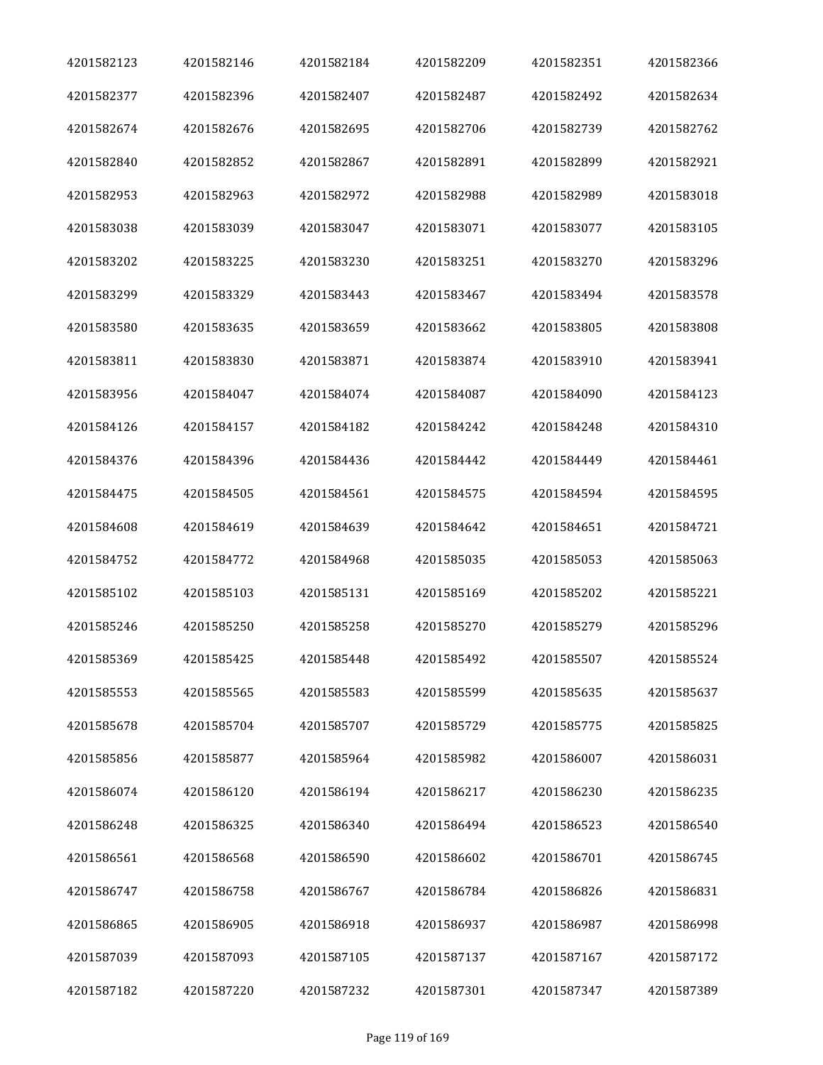| | | | | | |
|---|---|---|---|---|---|
| 4201582123 | 4201582146 | 4201582184 | 4201582209 | 4201582351 | 4201582366 |
| 4201582377 | 4201582396 | 4201582407 | 4201582487 | 4201582492 | 4201582634 |
| 4201582674 | 4201582676 | 4201582695 | 4201582706 | 4201582739 | 4201582762 |
| 4201582840 | 4201582852 | 4201582867 | 4201582891 | 4201582899 | 4201582921 |
| 4201582953 | 4201582963 | 4201582972 | 4201582988 | 4201582989 | 4201583018 |
| 4201583038 | 4201583039 | 4201583047 | 4201583071 | 4201583077 | 4201583105 |
| 4201583202 | 4201583225 | 4201583230 | 4201583251 | 4201583270 | 4201583296 |
| 4201583299 | 4201583329 | 4201583443 | 4201583467 | 4201583494 | 4201583578 |
| 4201583580 | 4201583635 | 4201583659 | 4201583662 | 4201583805 | 4201583808 |
| 4201583811 | 4201583830 | 4201583871 | 4201583874 | 4201583910 | 4201583941 |
| 4201583956 | 4201584047 | 4201584074 | 4201584087 | 4201584090 | 4201584123 |
| 4201584126 | 4201584157 | 4201584182 | 4201584242 | 4201584248 | 4201584310 |
| 4201584376 | 4201584396 | 4201584436 | 4201584442 | 4201584449 | 4201584461 |
| 4201584475 | 4201584505 | 4201584561 | 4201584575 | 4201584594 | 4201584595 |
| 4201584608 | 4201584619 | 4201584639 | 4201584642 | 4201584651 | 4201584721 |
| 4201584752 | 4201584772 | 4201584968 | 4201585035 | 4201585053 | 4201585063 |
| 4201585102 | 4201585103 | 4201585131 | 4201585169 | 4201585202 | 4201585221 |
| 4201585246 | 4201585250 | 4201585258 | 4201585270 | 4201585279 | 4201585296 |
| 4201585369 | 4201585425 | 4201585448 | 4201585492 | 4201585507 | 4201585524 |
| 4201585553 | 4201585565 | 4201585583 | 4201585599 | 4201585635 | 4201585637 |
| 4201585678 | 4201585704 | 4201585707 | 4201585729 | 4201585775 | 4201585825 |
| 4201585856 | 4201585877 | 4201585964 | 4201585982 | 4201586007 | 4201586031 |
| 4201586074 | 4201586120 | 4201586194 | 4201586217 | 4201586230 | 4201586235 |
| 4201586248 | 4201586325 | 4201586340 | 4201586494 | 4201586523 | 4201586540 |
| 4201586561 | 4201586568 | 4201586590 | 4201586602 | 4201586701 | 4201586745 |
| 4201586747 | 4201586758 | 4201586767 | 4201586784 | 4201586826 | 4201586831 |
| 4201586865 | 4201586905 | 4201586918 | 4201586937 | 4201586987 | 4201586998 |
| 4201587039 | 4201587093 | 4201587105 | 4201587137 | 4201587167 | 4201587172 |
| 4201587182 | 4201587220 | 4201587232 | 4201587301 | 4201587347 | 4201587389 |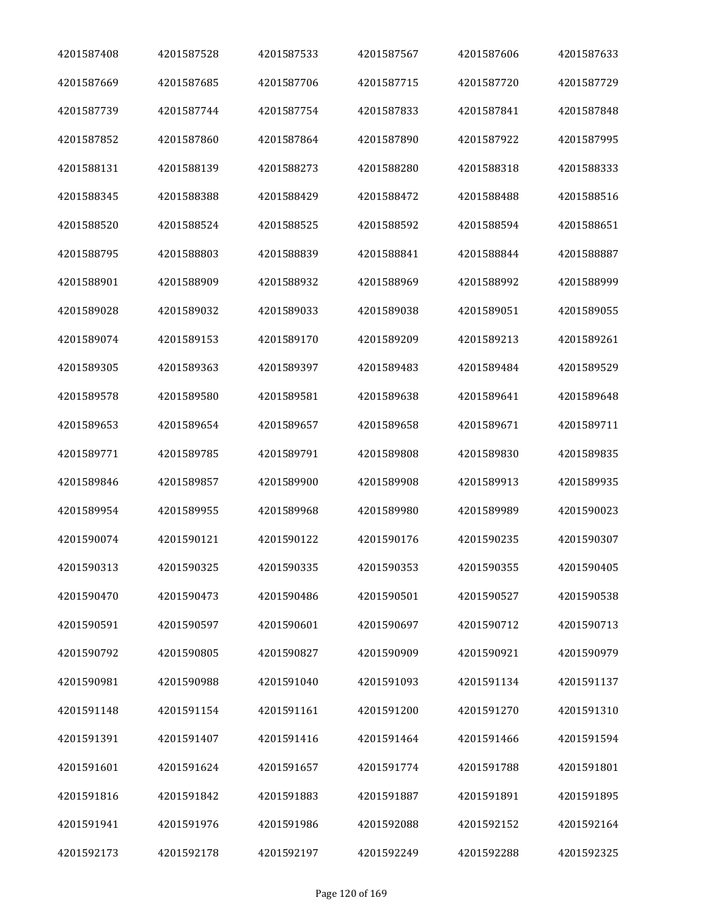| 4201587408 | 4201587528 | 4201587533 | 4201587567 | 4201587606 | 4201587633 |
|---|---|---|---|---|---|
| 4201587669 | 4201587685 | 4201587706 | 4201587715 | 4201587720 | 4201587729 |
| 4201587739 | 4201587744 | 4201587754 | 4201587833 | 4201587841 | 4201587848 |
| 4201587852 | 4201587860 | 4201587864 | 4201587890 | 4201587922 | 4201587995 |
| 4201588131 | 4201588139 | 4201588273 | 4201588280 | 4201588318 | 4201588333 |
| 4201588345 | 4201588388 | 4201588429 | 4201588472 | 4201588488 | 4201588516 |
| 4201588520 | 4201588524 | 4201588525 | 4201588592 | 4201588594 | 4201588651 |
| 4201588795 | 4201588803 | 4201588839 | 4201588841 | 4201588844 | 4201588887 |
| 4201588901 | 4201588909 | 4201588932 | 4201588969 | 4201588992 | 4201588999 |
| 4201589028 | 4201589032 | 4201589033 | 4201589038 | 4201589051 | 4201589055 |
| 4201589074 | 4201589153 | 4201589170 | 4201589209 | 4201589213 | 4201589261 |
| 4201589305 | 4201589363 | 4201589397 | 4201589483 | 4201589484 | 4201589529 |
| 4201589578 | 4201589580 | 4201589581 | 4201589638 | 4201589641 | 4201589648 |
| 4201589653 | 4201589654 | 4201589657 | 4201589658 | 4201589671 | 4201589711 |
| 4201589771 | 4201589785 | 4201589791 | 4201589808 | 4201589830 | 4201589835 |
| 4201589846 | 4201589857 | 4201589900 | 4201589908 | 4201589913 | 4201589935 |
| 4201589954 | 4201589955 | 4201589968 | 4201589980 | 4201589989 | 4201590023 |
| 4201590074 | 4201590121 | 4201590122 | 4201590176 | 4201590235 | 4201590307 |
| 4201590313 | 4201590325 | 4201590335 | 4201590353 | 4201590355 | 4201590405 |
| 4201590470 | 4201590473 | 4201590486 | 4201590501 | 4201590527 | 4201590538 |
| 4201590591 | 4201590597 | 4201590601 | 4201590697 | 4201590712 | 4201590713 |
| 4201590792 | 4201590805 | 4201590827 | 4201590909 | 4201590921 | 4201590979 |
| 4201590981 | 4201590988 | 4201591040 | 4201591093 | 4201591134 | 4201591137 |
| 4201591148 | 4201591154 | 4201591161 | 4201591200 | 4201591270 | 4201591310 |
| 4201591391 | 4201591407 | 4201591416 | 4201591464 | 4201591466 | 4201591594 |
| 4201591601 | 4201591624 | 4201591657 | 4201591774 | 4201591788 | 4201591801 |
| 4201591816 | 4201591842 | 4201591883 | 4201591887 | 4201591891 | 4201591895 |
| 4201591941 | 4201591976 | 4201591986 | 4201592088 | 4201592152 | 4201592164 |
| 4201592173 | 4201592178 | 4201592197 | 4201592249 | 4201592288 | 4201592325 |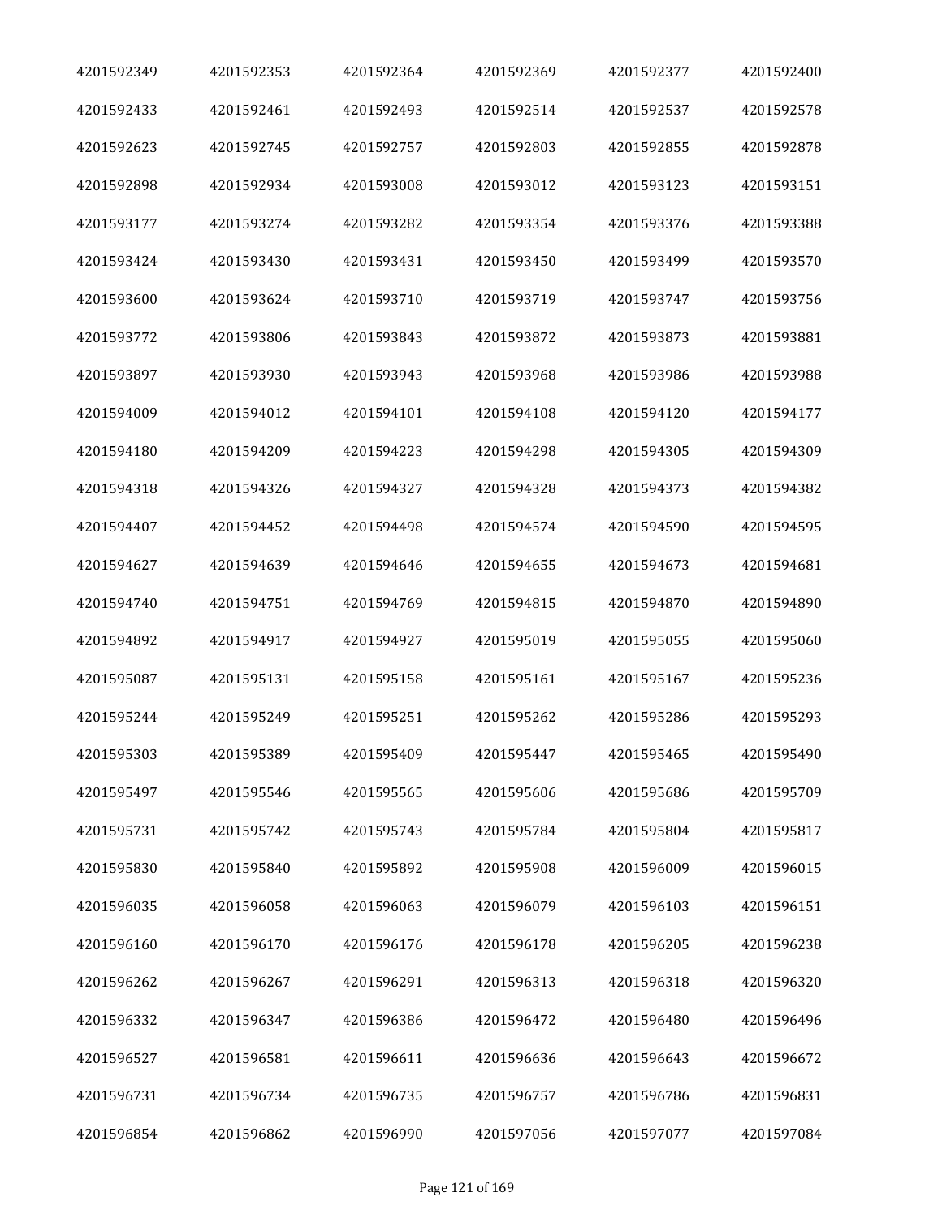| | | | | | |
|---|---|---|---|---|---|
| 4201592349 | 4201592353 | 4201592364 | 4201592369 | 4201592377 | 4201592400 |
| 4201592433 | 4201592461 | 4201592493 | 4201592514 | 4201592537 | 4201592578 |
| 4201592623 | 4201592745 | 4201592757 | 4201592803 | 4201592855 | 4201592878 |
| 4201592898 | 4201592934 | 4201593008 | 4201593012 | 4201593123 | 4201593151 |
| 4201593177 | 4201593274 | 4201593282 | 4201593354 | 4201593376 | 4201593388 |
| 4201593424 | 4201593430 | 4201593431 | 4201593450 | 4201593499 | 4201593570 |
| 4201593600 | 4201593624 | 4201593710 | 4201593719 | 4201593747 | 4201593756 |
| 4201593772 | 4201593806 | 4201593843 | 4201593872 | 4201593873 | 4201593881 |
| 4201593897 | 4201593930 | 4201593943 | 4201593968 | 4201593986 | 4201593988 |
| 4201594009 | 4201594012 | 4201594101 | 4201594108 | 4201594120 | 4201594177 |
| 4201594180 | 4201594209 | 4201594223 | 4201594298 | 4201594305 | 4201594309 |
| 4201594318 | 4201594326 | 4201594327 | 4201594328 | 4201594373 | 4201594382 |
| 4201594407 | 4201594452 | 4201594498 | 4201594574 | 4201594590 | 4201594595 |
| 4201594627 | 4201594639 | 4201594646 | 4201594655 | 4201594673 | 4201594681 |
| 4201594740 | 4201594751 | 4201594769 | 4201594815 | 4201594870 | 4201594890 |
| 4201594892 | 4201594917 | 4201594927 | 4201595019 | 4201595055 | 4201595060 |
| 4201595087 | 4201595131 | 4201595158 | 4201595161 | 4201595167 | 4201595236 |
| 4201595244 | 4201595249 | 4201595251 | 4201595262 | 4201595286 | 4201595293 |
| 4201595303 | 4201595389 | 4201595409 | 4201595447 | 4201595465 | 4201595490 |
| 4201595497 | 4201595546 | 4201595565 | 4201595606 | 4201595686 | 4201595709 |
| 4201595731 | 4201595742 | 4201595743 | 4201595784 | 4201595804 | 4201595817 |
| 4201595830 | 4201595840 | 4201595892 | 4201595908 | 4201596009 | 4201596015 |
| 4201596035 | 4201596058 | 4201596063 | 4201596079 | 4201596103 | 4201596151 |
| 4201596160 | 4201596170 | 4201596176 | 4201596178 | 4201596205 | 4201596238 |
| 4201596262 | 4201596267 | 4201596291 | 4201596313 | 4201596318 | 4201596320 |
| 4201596332 | 4201596347 | 4201596386 | 4201596472 | 4201596480 | 4201596496 |
| 4201596527 | 4201596581 | 4201596611 | 4201596636 | 4201596643 | 4201596672 |
| 4201596731 | 4201596734 | 4201596735 | 4201596757 | 4201596786 | 4201596831 |
| 4201596854 | 4201596862 | 4201596990 | 4201597056 | 4201597077 | 4201597084 |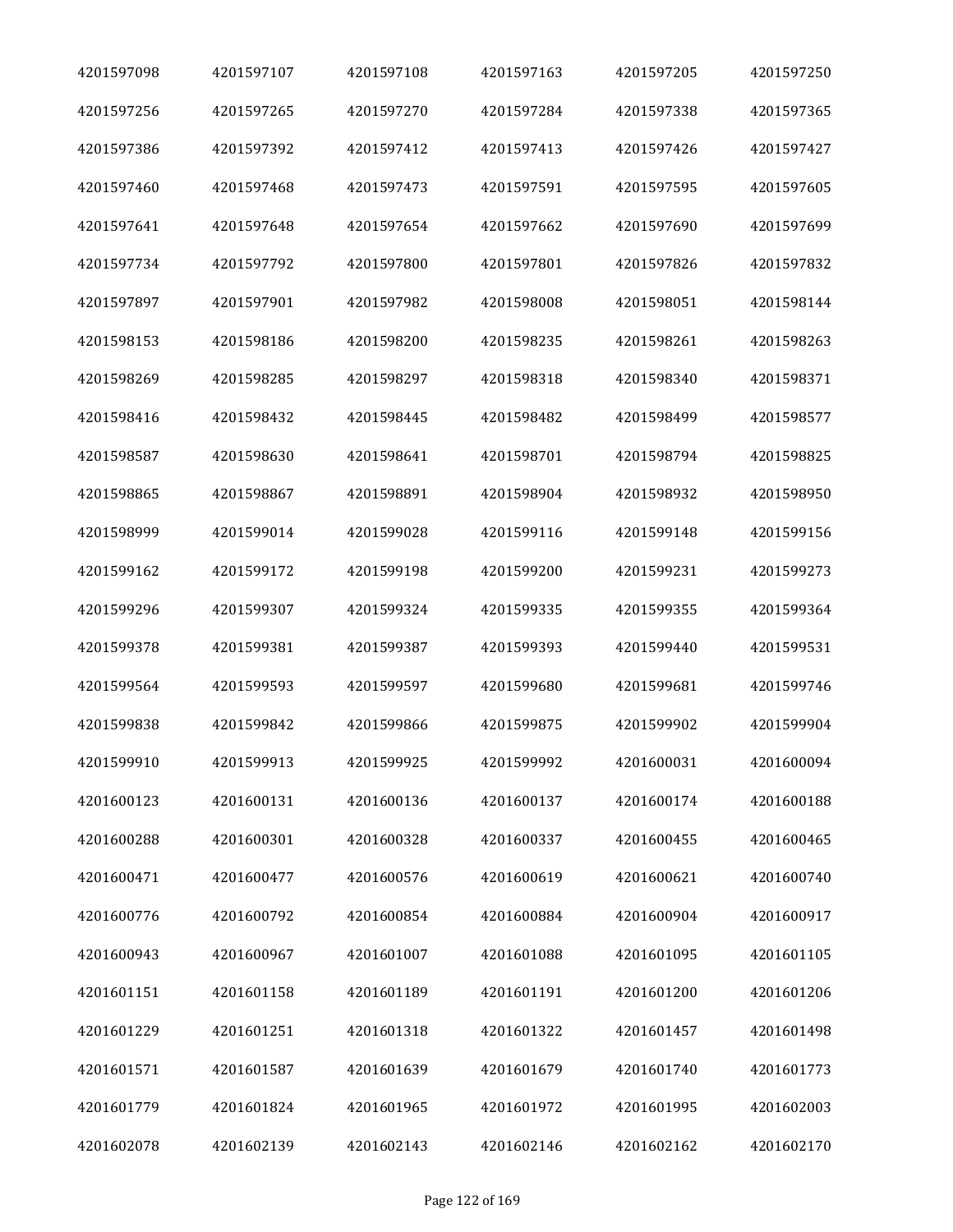| 4201597098 | 4201597107 | 4201597108 | 4201597163 | 4201597205 | 4201597250 |
|---|---|---|---|---|---|
| 4201597256 | 4201597265 | 4201597270 | 4201597284 | 4201597338 | 4201597365 |
| 4201597386 | 4201597392 | 4201597412 | 4201597413 | 4201597426 | 4201597427 |
| 4201597460 | 4201597468 | 4201597473 | 4201597591 | 4201597595 | 4201597605 |
| 4201597641 | 4201597648 | 4201597654 | 4201597662 | 4201597690 | 4201597699 |
| 4201597734 | 4201597792 | 4201597800 | 4201597801 | 4201597826 | 4201597832 |
| 4201597897 | 4201597901 | 4201597982 | 4201598008 | 4201598051 | 4201598144 |
| 4201598153 | 4201598186 | 4201598200 | 4201598235 | 4201598261 | 4201598263 |
| 4201598269 | 4201598285 | 4201598297 | 4201598318 | 4201598340 | 4201598371 |
| 4201598416 | 4201598432 | 4201598445 | 4201598482 | 4201598499 | 4201598577 |
| 4201598587 | 4201598630 | 4201598641 | 4201598701 | 4201598794 | 4201598825 |
| 4201598865 | 4201598867 | 4201598891 | 4201598904 | 4201598932 | 4201598950 |
| 4201598999 | 4201599014 | 4201599028 | 4201599116 | 4201599148 | 4201599156 |
| 4201599162 | 4201599172 | 4201599198 | 4201599200 | 4201599231 | 4201599273 |
| 4201599296 | 4201599307 | 4201599324 | 4201599335 | 4201599355 | 4201599364 |
| 4201599378 | 4201599381 | 4201599387 | 4201599393 | 4201599440 | 4201599531 |
| 4201599564 | 4201599593 | 4201599597 | 4201599680 | 4201599681 | 4201599746 |
| 4201599838 | 4201599842 | 4201599866 | 4201599875 | 4201599902 | 4201599904 |
| 4201599910 | 4201599913 | 4201599925 | 4201599992 | 4201600031 | 4201600094 |
| 4201600123 | 4201600131 | 4201600136 | 4201600137 | 4201600174 | 4201600188 |
| 4201600288 | 4201600301 | 4201600328 | 4201600337 | 4201600455 | 4201600465 |
| 4201600471 | 4201600477 | 4201600576 | 4201600619 | 4201600621 | 4201600740 |
| 4201600776 | 4201600792 | 4201600854 | 4201600884 | 4201600904 | 4201600917 |
| 4201600943 | 4201600967 | 4201601007 | 4201601088 | 4201601095 | 4201601105 |
| 4201601151 | 4201601158 | 4201601189 | 4201601191 | 4201601200 | 4201601206 |
| 4201601229 | 4201601251 | 4201601318 | 4201601322 | 4201601457 | 4201601498 |
| 4201601571 | 4201601587 | 4201601639 | 4201601679 | 4201601740 | 4201601773 |
| 4201601779 | 4201601824 | 4201601965 | 4201601972 | 4201601995 | 4201602003 |
| 4201602078 | 4201602139 | 4201602143 | 4201602146 | 4201602162 | 4201602170 |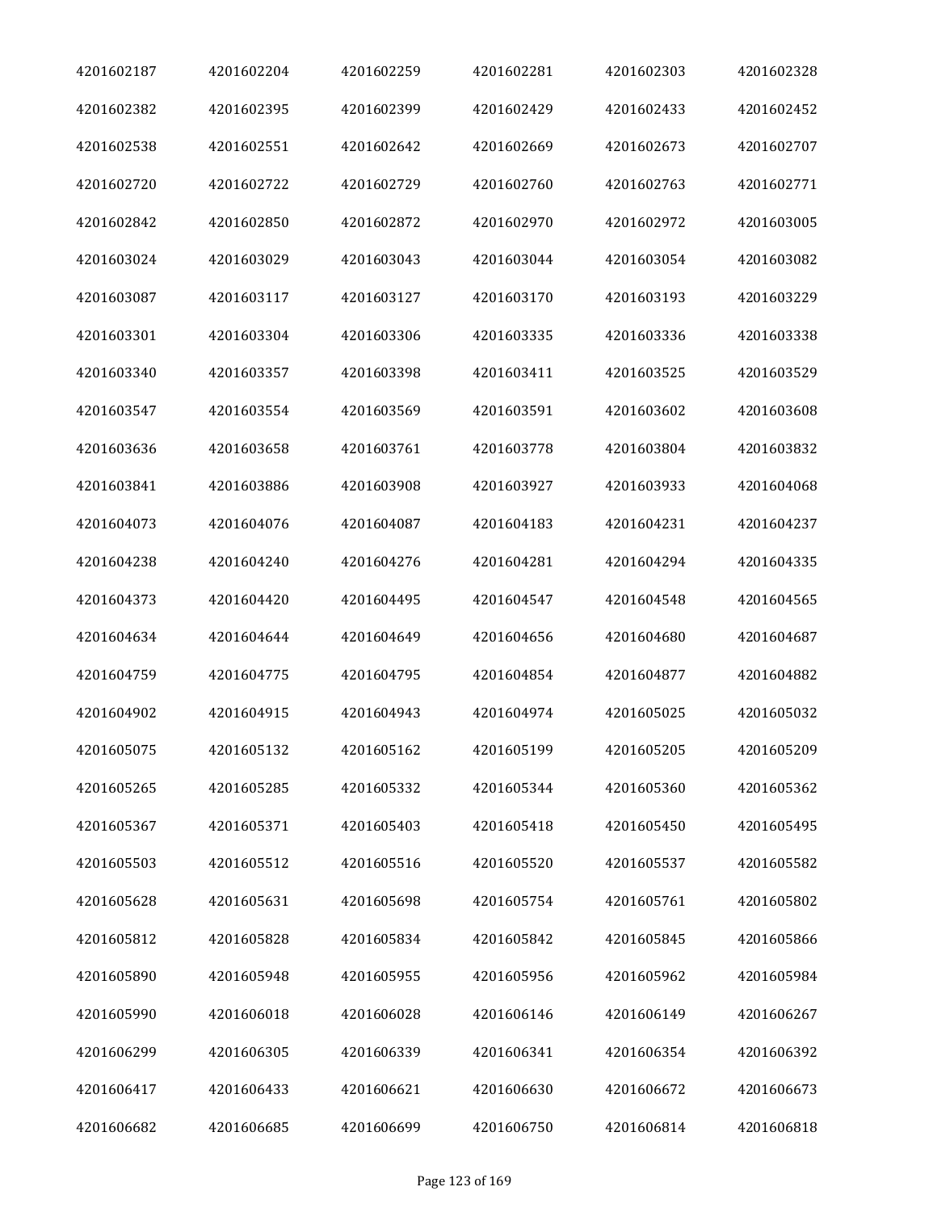| | | | | | |
|---|---|---|---|---|---|
| 4201602187 | 4201602204 | 4201602259 | 4201602281 | 4201602303 | 4201602328 |
| 4201602382 | 4201602395 | 4201602399 | 4201602429 | 4201602433 | 4201602452 |
| 4201602538 | 4201602551 | 4201602642 | 4201602669 | 4201602673 | 4201602707 |
| 4201602720 | 4201602722 | 4201602729 | 4201602760 | 4201602763 | 4201602771 |
| 4201602842 | 4201602850 | 4201602872 | 4201602970 | 4201602972 | 4201603005 |
| 4201603024 | 4201603029 | 4201603043 | 4201603044 | 4201603054 | 4201603082 |
| 4201603087 | 4201603117 | 4201603127 | 4201603170 | 4201603193 | 4201603229 |
| 4201603301 | 4201603304 | 4201603306 | 4201603335 | 4201603336 | 4201603338 |
| 4201603340 | 4201603357 | 4201603398 | 4201603411 | 4201603525 | 4201603529 |
| 4201603547 | 4201603554 | 4201603569 | 4201603591 | 4201603602 | 4201603608 |
| 4201603636 | 4201603658 | 4201603761 | 4201603778 | 4201603804 | 4201603832 |
| 4201603841 | 4201603886 | 4201603908 | 4201603927 | 4201603933 | 4201604068 |
| 4201604073 | 4201604076 | 4201604087 | 4201604183 | 4201604231 | 4201604237 |
| 4201604238 | 4201604240 | 4201604276 | 4201604281 | 4201604294 | 4201604335 |
| 4201604373 | 4201604420 | 4201604495 | 4201604547 | 4201604548 | 4201604565 |
| 4201604634 | 4201604644 | 4201604649 | 4201604656 | 4201604680 | 4201604687 |
| 4201604759 | 4201604775 | 4201604795 | 4201604854 | 4201604877 | 4201604882 |
| 4201604902 | 4201604915 | 4201604943 | 4201604974 | 4201605025 | 4201605032 |
| 4201605075 | 4201605132 | 4201605162 | 4201605199 | 4201605205 | 4201605209 |
| 4201605265 | 4201605285 | 4201605332 | 4201605344 | 4201605360 | 4201605362 |
| 4201605367 | 4201605371 | 4201605403 | 4201605418 | 4201605450 | 4201605495 |
| 4201605503 | 4201605512 | 4201605516 | 4201605520 | 4201605537 | 4201605582 |
| 4201605628 | 4201605631 | 4201605698 | 4201605754 | 4201605761 | 4201605802 |
| 4201605812 | 4201605828 | 4201605834 | 4201605842 | 4201605845 | 4201605866 |
| 4201605890 | 4201605948 | 4201605955 | 4201605956 | 4201605962 | 4201605984 |
| 4201605990 | 4201606018 | 4201606028 | 4201606146 | 4201606149 | 4201606267 |
| 4201606299 | 4201606305 | 4201606339 | 4201606341 | 4201606354 | 4201606392 |
| 4201606417 | 4201606433 | 4201606621 | 4201606630 | 4201606672 | 4201606673 |
| 4201606682 | 4201606685 | 4201606699 | 4201606750 | 4201606814 | 4201606818 |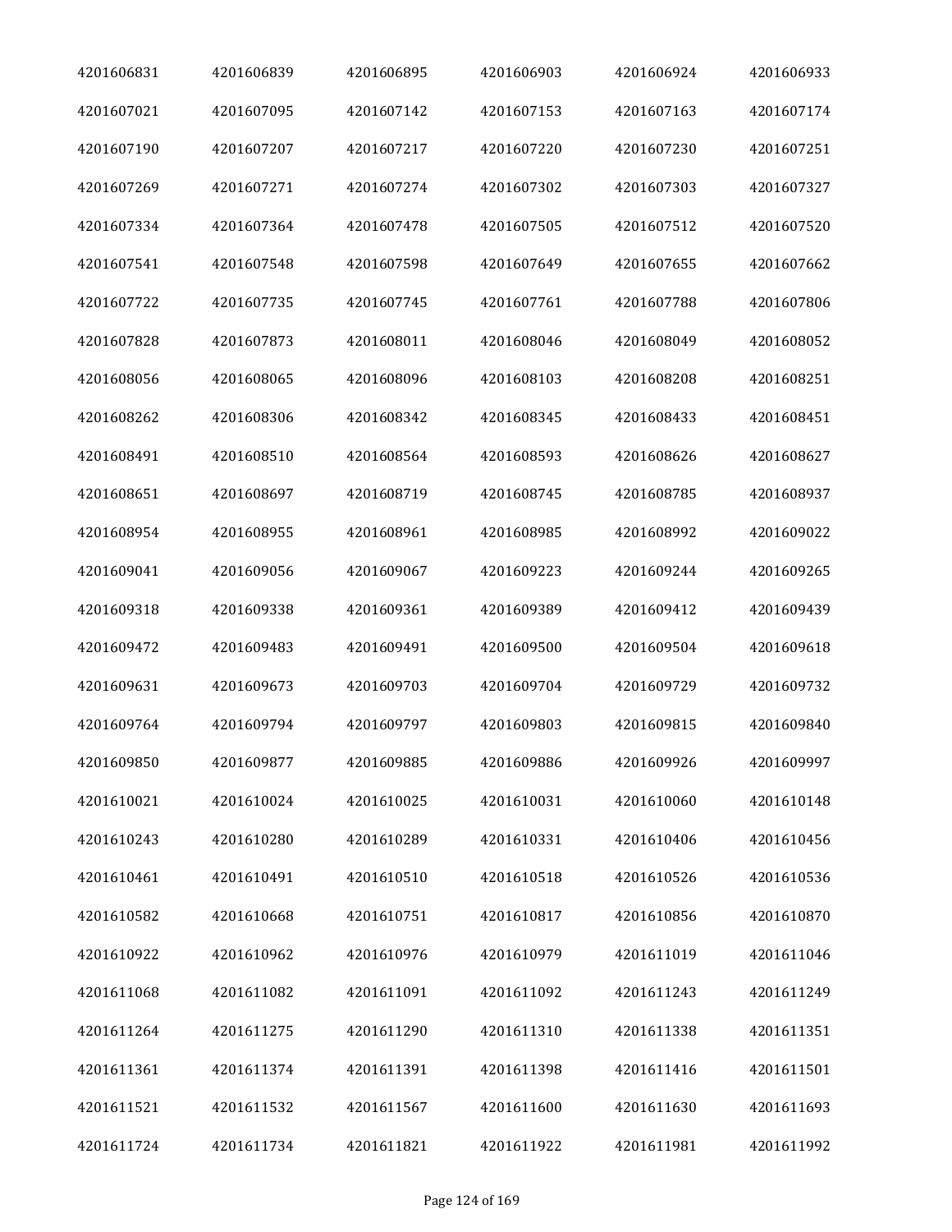| 4201606831 | 4201606839 | 4201606895 | 4201606903 | 4201606924 | 4201606933 |
|---|---|---|---|---|---|
| 4201607021 | 4201607095 | 4201607142 | 4201607153 | 4201607163 | 4201607174 |
| 4201607190 | 4201607207 | 4201607217 | 4201607220 | 4201607230 | 4201607251 |
| 4201607269 | 4201607271 | 4201607274 | 4201607302 | 4201607303 | 4201607327 |
| 4201607334 | 4201607364 | 4201607478 | 4201607505 | 4201607512 | 4201607520 |
| 4201607541 | 4201607548 | 4201607598 | 4201607649 | 4201607655 | 4201607662 |
| 4201607722 | 4201607735 | 4201607745 | 4201607761 | 4201607788 | 4201607806 |
| 4201607828 | 4201607873 | 4201608011 | 4201608046 | 4201608049 | 4201608052 |
| 4201608056 | 4201608065 | 4201608096 | 4201608103 | 4201608208 | 4201608251 |
| 4201608262 | 4201608306 | 4201608342 | 4201608345 | 4201608433 | 4201608451 |
| 4201608491 | 4201608510 | 4201608564 | 4201608593 | 4201608626 | 4201608627 |
| 4201608651 | 4201608697 | 4201608719 | 4201608745 | 4201608785 | 4201608937 |
| 4201608954 | 4201608955 | 4201608961 | 4201608985 | 4201608992 | 4201609022 |
| 4201609041 | 4201609056 | 4201609067 | 4201609223 | 4201609244 | 4201609265 |
| 4201609318 | 4201609338 | 4201609361 | 4201609389 | 4201609412 | 4201609439 |
| 4201609472 | 4201609483 | 4201609491 | 4201609500 | 4201609504 | 4201609618 |
| 4201609631 | 4201609673 | 4201609703 | 4201609704 | 4201609729 | 4201609732 |
| 4201609764 | 4201609794 | 4201609797 | 4201609803 | 4201609815 | 4201609840 |
| 4201609850 | 4201609877 | 4201609885 | 4201609886 | 4201609926 | 4201609997 |
| 4201610021 | 4201610024 | 4201610025 | 4201610031 | 4201610060 | 4201610148 |
| 4201610243 | 4201610280 | 4201610289 | 4201610331 | 4201610406 | 4201610456 |
| 4201610461 | 4201610491 | 4201610510 | 4201610518 | 4201610526 | 4201610536 |
| 4201610582 | 4201610668 | 4201610751 | 4201610817 | 4201610856 | 4201610870 |
| 4201610922 | 4201610962 | 4201610976 | 4201610979 | 4201611019 | 4201611046 |
| 4201611068 | 4201611082 | 4201611091 | 4201611092 | 4201611243 | 4201611249 |
| 4201611264 | 4201611275 | 4201611290 | 4201611310 | 4201611338 | 4201611351 |
| 4201611361 | 4201611374 | 4201611391 | 4201611398 | 4201611416 | 4201611501 |
| 4201611521 | 4201611532 | 4201611567 | 4201611600 | 4201611630 | 4201611693 |
| 4201611724 | 4201611734 | 4201611821 | 4201611922 | 4201611981 | 4201611992 |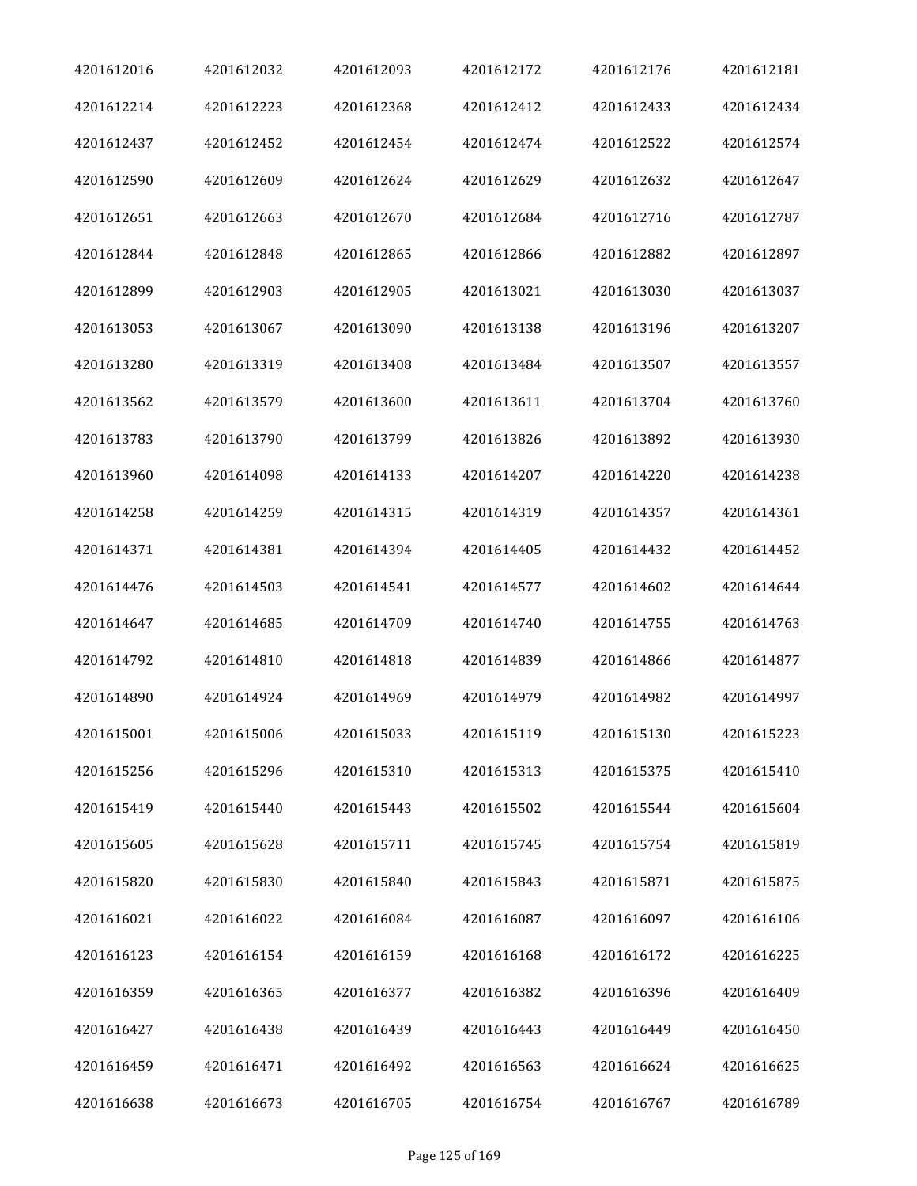| 4201612016 | 4201612032 | 4201612093 | 4201612172 | 4201612176 | 4201612181 |
|---|---|---|---|---|---|
| 4201612214 | 4201612223 | 4201612368 | 4201612412 | 4201612433 | 4201612434 |
| 4201612437 | 4201612452 | 4201612454 | 4201612474 | 4201612522 | 4201612574 |
| 4201612590 | 4201612609 | 4201612624 | 4201612629 | 4201612632 | 4201612647 |
| 4201612651 | 4201612663 | 4201612670 | 4201612684 | 4201612716 | 4201612787 |
| 4201612844 | 4201612848 | 4201612865 | 4201612866 | 4201612882 | 4201612897 |
| 4201612899 | 4201612903 | 4201612905 | 4201613021 | 4201613030 | 4201613037 |
| 4201613053 | 4201613067 | 4201613090 | 4201613138 | 4201613196 | 4201613207 |
| 4201613280 | 4201613319 | 4201613408 | 4201613484 | 4201613507 | 4201613557 |
| 4201613562 | 4201613579 | 4201613600 | 4201613611 | 4201613704 | 4201613760 |
| 4201613783 | 4201613790 | 4201613799 | 4201613826 | 4201613892 | 4201613930 |
| 4201613960 | 4201614098 | 4201614133 | 4201614207 | 4201614220 | 4201614238 |
| 4201614258 | 4201614259 | 4201614315 | 4201614319 | 4201614357 | 4201614361 |
| 4201614371 | 4201614381 | 4201614394 | 4201614405 | 4201614432 | 4201614452 |
| 4201614476 | 4201614503 | 4201614541 | 4201614577 | 4201614602 | 4201614644 |
| 4201614647 | 4201614685 | 4201614709 | 4201614740 | 4201614755 | 4201614763 |
| 4201614792 | 4201614810 | 4201614818 | 4201614839 | 4201614866 | 4201614877 |
| 4201614890 | 4201614924 | 4201614969 | 4201614979 | 4201614982 | 4201614997 |
| 4201615001 | 4201615006 | 4201615033 | 4201615119 | 4201615130 | 4201615223 |
| 4201615256 | 4201615296 | 4201615310 | 4201615313 | 4201615375 | 4201615410 |
| 4201615419 | 4201615440 | 4201615443 | 4201615502 | 4201615544 | 4201615604 |
| 4201615605 | 4201615628 | 4201615711 | 4201615745 | 4201615754 | 4201615819 |
| 4201615820 | 4201615830 | 4201615840 | 4201615843 | 4201615871 | 4201615875 |
| 4201616021 | 4201616022 | 4201616084 | 4201616087 | 4201616097 | 4201616106 |
| 4201616123 | 4201616154 | 4201616159 | 4201616168 | 4201616172 | 4201616225 |
| 4201616359 | 4201616365 | 4201616377 | 4201616382 | 4201616396 | 4201616409 |
| 4201616427 | 4201616438 | 4201616439 | 4201616443 | 4201616449 | 4201616450 |
| 4201616459 | 4201616471 | 4201616492 | 4201616563 | 4201616624 | 4201616625 |
| 4201616638 | 4201616673 | 4201616705 | 4201616754 | 4201616767 | 4201616789 |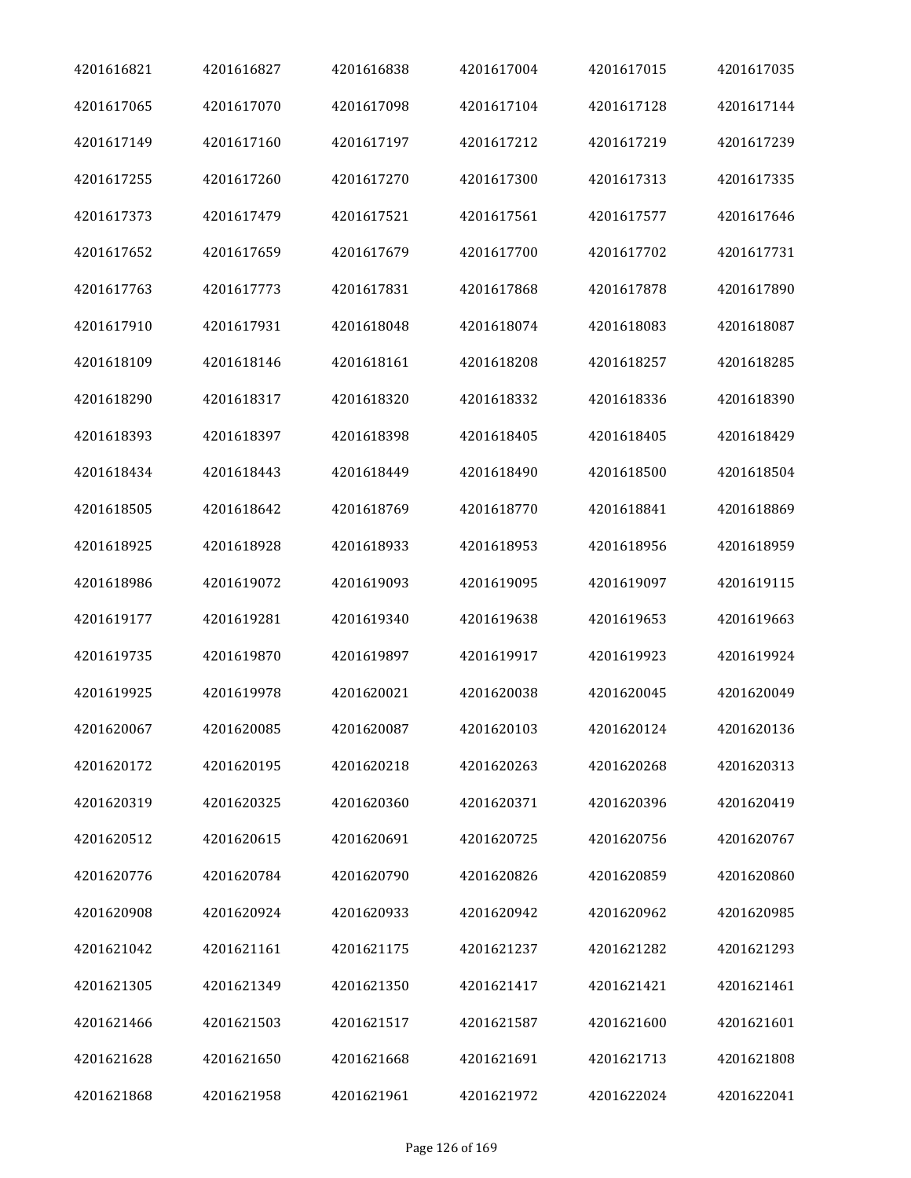| | | | | | |
|---|---|---|---|---|---|
| 4201616821 | 4201616827 | 4201616838 | 4201617004 | 4201617015 | 4201617035 |
| 4201617065 | 4201617070 | 4201617098 | 4201617104 | 4201617128 | 4201617144 |
| 4201617149 | 4201617160 | 4201617197 | 4201617212 | 4201617219 | 4201617239 |
| 4201617255 | 4201617260 | 4201617270 | 4201617300 | 4201617313 | 4201617335 |
| 4201617373 | 4201617479 | 4201617521 | 4201617561 | 4201617577 | 4201617646 |
| 4201617652 | 4201617659 | 4201617679 | 4201617700 | 4201617702 | 4201617731 |
| 4201617763 | 4201617773 | 4201617831 | 4201617868 | 4201617878 | 4201617890 |
| 4201617910 | 4201617931 | 4201618048 | 4201618074 | 4201618083 | 4201618087 |
| 4201618109 | 4201618146 | 4201618161 | 4201618208 | 4201618257 | 4201618285 |
| 4201618290 | 4201618317 | 4201618320 | 4201618332 | 4201618336 | 4201618390 |
| 4201618393 | 4201618397 | 4201618398 | 4201618405 | 4201618405 | 4201618429 |
| 4201618434 | 4201618443 | 4201618449 | 4201618490 | 4201618500 | 4201618504 |
| 4201618505 | 4201618642 | 4201618769 | 4201618770 | 4201618841 | 4201618869 |
| 4201618925 | 4201618928 | 4201618933 | 4201618953 | 4201618956 | 4201618959 |
| 4201618986 | 4201619072 | 4201619093 | 4201619095 | 4201619097 | 4201619115 |
| 4201619177 | 4201619281 | 4201619340 | 4201619638 | 4201619653 | 4201619663 |
| 4201619735 | 4201619870 | 4201619897 | 4201619917 | 4201619923 | 4201619924 |
| 4201619925 | 4201619978 | 4201620021 | 4201620038 | 4201620045 | 4201620049 |
| 4201620067 | 4201620085 | 4201620087 | 4201620103 | 4201620124 | 4201620136 |
| 4201620172 | 4201620195 | 4201620218 | 4201620263 | 4201620268 | 4201620313 |
| 4201620319 | 4201620325 | 4201620360 | 4201620371 | 4201620396 | 4201620419 |
| 4201620512 | 4201620615 | 4201620691 | 4201620725 | 4201620756 | 4201620767 |
| 4201620776 | 4201620784 | 4201620790 | 4201620826 | 4201620859 | 4201620860 |
| 4201620908 | 4201620924 | 4201620933 | 4201620942 | 4201620962 | 4201620985 |
| 4201621042 | 4201621161 | 4201621175 | 4201621237 | 4201621282 | 4201621293 |
| 4201621305 | 4201621349 | 4201621350 | 4201621417 | 4201621421 | 4201621461 |
| 4201621466 | 4201621503 | 4201621517 | 4201621587 | 4201621600 | 4201621601 |
| 4201621628 | 4201621650 | 4201621668 | 4201621691 | 4201621713 | 4201621808 |
| 4201621868 | 4201621958 | 4201621961 | 4201621972 | 4201622024 | 4201622041 |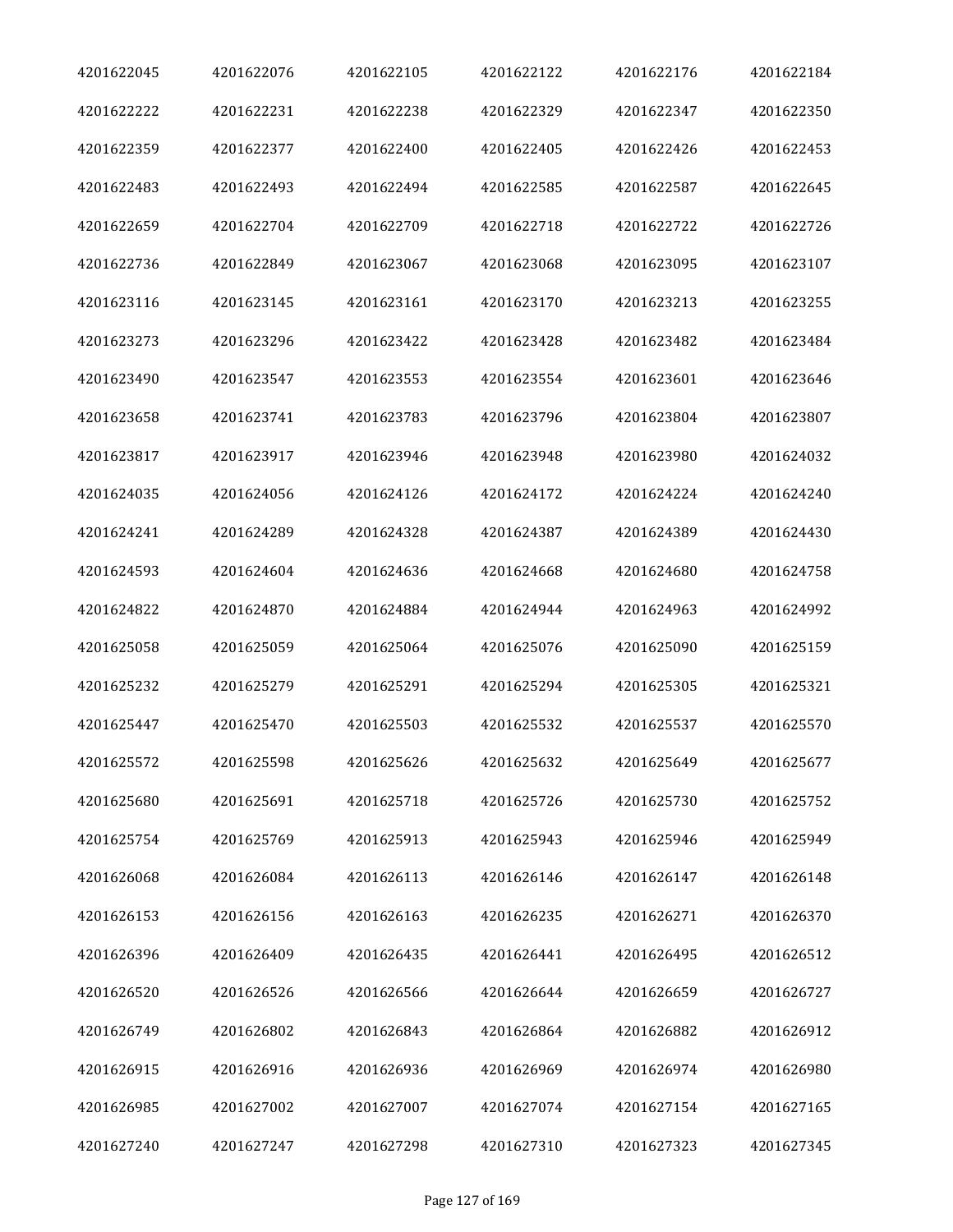| 4201622045 | 4201622076 | 4201622105 | 4201622122 | 4201622176 | 4201622184 |
|---|---|---|---|---|---|
| 4201622222 | 4201622231 | 4201622238 | 4201622329 | 4201622347 | 4201622350 |
| 4201622359 | 4201622377 | 4201622400 | 4201622405 | 4201622426 | 4201622453 |
| 4201622483 | 4201622493 | 4201622494 | 4201622585 | 4201622587 | 4201622645 |
| 4201622659 | 4201622704 | 4201622709 | 4201622718 | 4201622722 | 4201622726 |
| 4201622736 | 4201622849 | 4201623067 | 4201623068 | 4201623095 | 4201623107 |
| 4201623116 | 4201623145 | 4201623161 | 4201623170 | 4201623213 | 4201623255 |
| 4201623273 | 4201623296 | 4201623422 | 4201623428 | 4201623482 | 4201623484 |
| 4201623490 | 4201623547 | 4201623553 | 4201623554 | 4201623601 | 4201623646 |
| 4201623658 | 4201623741 | 4201623783 | 4201623796 | 4201623804 | 4201623807 |
| 4201623817 | 4201623917 | 4201623946 | 4201623948 | 4201623980 | 4201624032 |
| 4201624035 | 4201624056 | 4201624126 | 4201624172 | 4201624224 | 4201624240 |
| 4201624241 | 4201624289 | 4201624328 | 4201624387 | 4201624389 | 4201624430 |
| 4201624593 | 4201624604 | 4201624636 | 4201624668 | 4201624680 | 4201624758 |
| 4201624822 | 4201624870 | 4201624884 | 4201624944 | 4201624963 | 4201624992 |
| 4201625058 | 4201625059 | 4201625064 | 4201625076 | 4201625090 | 4201625159 |
| 4201625232 | 4201625279 | 4201625291 | 4201625294 | 4201625305 | 4201625321 |
| 4201625447 | 4201625470 | 4201625503 | 4201625532 | 4201625537 | 4201625570 |
| 4201625572 | 4201625598 | 4201625626 | 4201625632 | 4201625649 | 4201625677 |
| 4201625680 | 4201625691 | 4201625718 | 4201625726 | 4201625730 | 4201625752 |
| 4201625754 | 4201625769 | 4201625913 | 4201625943 | 4201625946 | 4201625949 |
| 4201626068 | 4201626084 | 4201626113 | 4201626146 | 4201626147 | 4201626148 |
| 4201626153 | 4201626156 | 4201626163 | 4201626235 | 4201626271 | 4201626370 |
| 4201626396 | 4201626409 | 4201626435 | 4201626441 | 4201626495 | 4201626512 |
| 4201626520 | 4201626526 | 4201626566 | 4201626644 | 4201626659 | 4201626727 |
| 4201626749 | 4201626802 | 4201626843 | 4201626864 | 4201626882 | 4201626912 |
| 4201626915 | 4201626916 | 4201626936 | 4201626969 | 4201626974 | 4201626980 |
| 4201626985 | 4201627002 | 4201627007 | 4201627074 | 4201627154 | 4201627165 |
| 4201627240 | 4201627247 | 4201627298 | 4201627310 | 4201627323 | 4201627345 |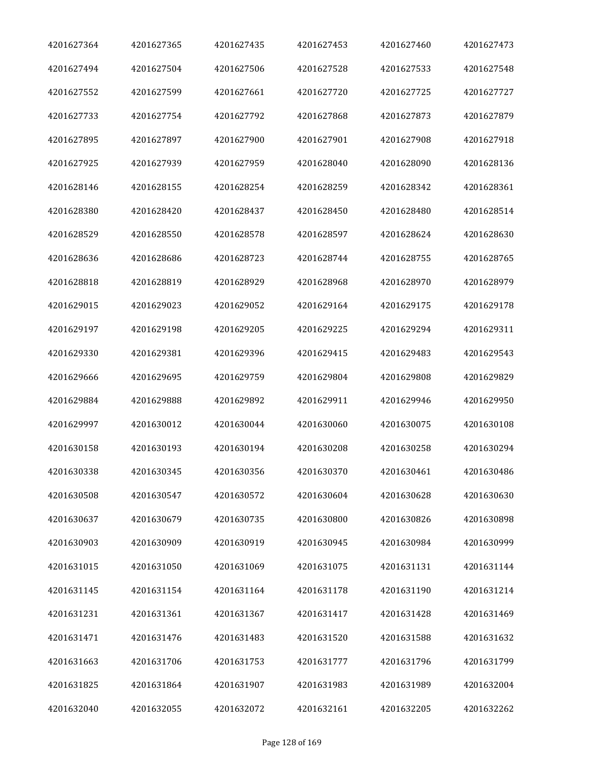| | | | | | |
|---|---|---|---|---|---|
| 4201627364 | 4201627365 | 4201627435 | 4201627453 | 4201627460 | 4201627473 |
| 4201627494 | 4201627504 | 4201627506 | 4201627528 | 4201627533 | 4201627548 |
| 4201627552 | 4201627599 | 4201627661 | 4201627720 | 4201627725 | 4201627727 |
| 4201627733 | 4201627754 | 4201627792 | 4201627868 | 4201627873 | 4201627879 |
| 4201627895 | 4201627897 | 4201627900 | 4201627901 | 4201627908 | 4201627918 |
| 4201627925 | 4201627939 | 4201627959 | 4201628040 | 4201628090 | 4201628136 |
| 4201628146 | 4201628155 | 4201628254 | 4201628259 | 4201628342 | 4201628361 |
| 4201628380 | 4201628420 | 4201628437 | 4201628450 | 4201628480 | 4201628514 |
| 4201628529 | 4201628550 | 4201628578 | 4201628597 | 4201628624 | 4201628630 |
| 4201628636 | 4201628686 | 4201628723 | 4201628744 | 4201628755 | 4201628765 |
| 4201628818 | 4201628819 | 4201628929 | 4201628968 | 4201628970 | 4201628979 |
| 4201629015 | 4201629023 | 4201629052 | 4201629164 | 4201629175 | 4201629178 |
| 4201629197 | 4201629198 | 4201629205 | 4201629225 | 4201629294 | 4201629311 |
| 4201629330 | 4201629381 | 4201629396 | 4201629415 | 4201629483 | 4201629543 |
| 4201629666 | 4201629695 | 4201629759 | 4201629804 | 4201629808 | 4201629829 |
| 4201629884 | 4201629888 | 4201629892 | 4201629911 | 4201629946 | 4201629950 |
| 4201629997 | 4201630012 | 4201630044 | 4201630060 | 4201630075 | 4201630108 |
| 4201630158 | 4201630193 | 4201630194 | 4201630208 | 4201630258 | 4201630294 |
| 4201630338 | 4201630345 | 4201630356 | 4201630370 | 4201630461 | 4201630486 |
| 4201630508 | 4201630547 | 4201630572 | 4201630604 | 4201630628 | 4201630630 |
| 4201630637 | 4201630679 | 4201630735 | 4201630800 | 4201630826 | 4201630898 |
| 4201630903 | 4201630909 | 4201630919 | 4201630945 | 4201630984 | 4201630999 |
| 4201631015 | 4201631050 | 4201631069 | 4201631075 | 4201631131 | 4201631144 |
| 4201631145 | 4201631154 | 4201631164 | 4201631178 | 4201631190 | 4201631214 |
| 4201631231 | 4201631361 | 4201631367 | 4201631417 | 4201631428 | 4201631469 |
| 4201631471 | 4201631476 | 4201631483 | 4201631520 | 4201631588 | 4201631632 |
| 4201631663 | 4201631706 | 4201631753 | 4201631777 | 4201631796 | 4201631799 |
| 4201631825 | 4201631864 | 4201631907 | 4201631983 | 4201631989 | 4201632004 |
| 4201632040 | 4201632055 | 4201632072 | 4201632161 | 4201632205 | 4201632262 |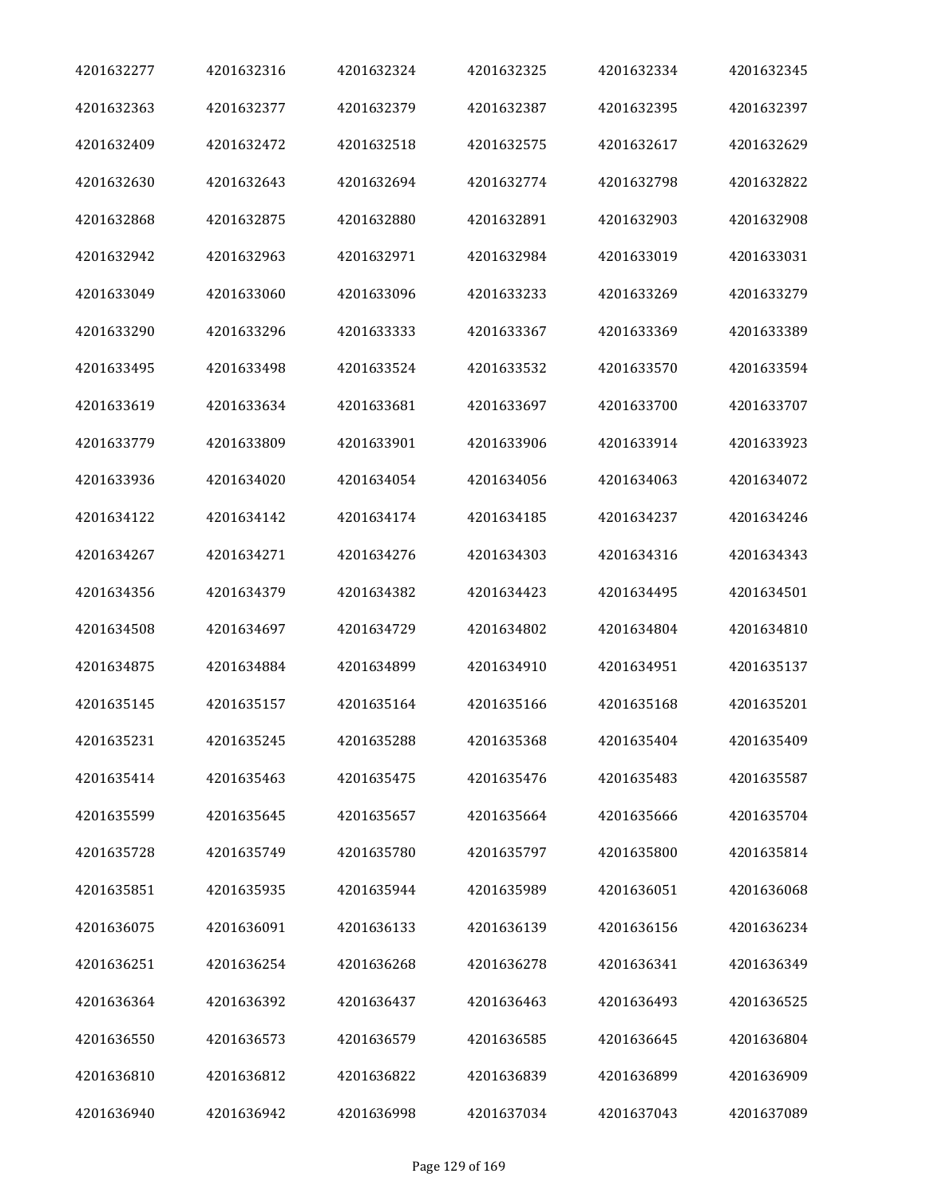| 4201632277 | 4201632316 | 4201632324 | 4201632325 | 4201632334 | 4201632345 |
|---|---|---|---|---|---|
| 4201632363 | 4201632377 | 4201632379 | 4201632387 | 4201632395 | 4201632397 |
| 4201632409 | 4201632472 | 4201632518 | 4201632575 | 4201632617 | 4201632629 |
| 4201632630 | 4201632643 | 4201632694 | 4201632774 | 4201632798 | 4201632822 |
| 4201632868 | 4201632875 | 4201632880 | 4201632891 | 4201632903 | 4201632908 |
| 4201632942 | 4201632963 | 4201632971 | 4201632984 | 4201633019 | 4201633031 |
| 4201633049 | 4201633060 | 4201633096 | 4201633233 | 4201633269 | 4201633279 |
| 4201633290 | 4201633296 | 4201633333 | 4201633367 | 4201633369 | 4201633389 |
| 4201633495 | 4201633498 | 4201633524 | 4201633532 | 4201633570 | 4201633594 |
| 4201633619 | 4201633634 | 4201633681 | 4201633697 | 4201633700 | 4201633707 |
| 4201633779 | 4201633809 | 4201633901 | 4201633906 | 4201633914 | 4201633923 |
| 4201633936 | 4201634020 | 4201634054 | 4201634056 | 4201634063 | 4201634072 |
| 4201634122 | 4201634142 | 4201634174 | 4201634185 | 4201634237 | 4201634246 |
| 4201634267 | 4201634271 | 4201634276 | 4201634303 | 4201634316 | 4201634343 |
| 4201634356 | 4201634379 | 4201634382 | 4201634423 | 4201634495 | 4201634501 |
| 4201634508 | 4201634697 | 4201634729 | 4201634802 | 4201634804 | 4201634810 |
| 4201634875 | 4201634884 | 4201634899 | 4201634910 | 4201634951 | 4201635137 |
| 4201635145 | 4201635157 | 4201635164 | 4201635166 | 4201635168 | 4201635201 |
| 4201635231 | 4201635245 | 4201635288 | 4201635368 | 4201635404 | 4201635409 |
| 4201635414 | 4201635463 | 4201635475 | 4201635476 | 4201635483 | 4201635587 |
| 4201635599 | 4201635645 | 4201635657 | 4201635664 | 4201635666 | 4201635704 |
| 4201635728 | 4201635749 | 4201635780 | 4201635797 | 4201635800 | 4201635814 |
| 4201635851 | 4201635935 | 4201635944 | 4201635989 | 4201636051 | 4201636068 |
| 4201636075 | 4201636091 | 4201636133 | 4201636139 | 4201636156 | 4201636234 |
| 4201636251 | 4201636254 | 4201636268 | 4201636278 | 4201636341 | 4201636349 |
| 4201636364 | 4201636392 | 4201636437 | 4201636463 | 4201636493 | 4201636525 |
| 4201636550 | 4201636573 | 4201636579 | 4201636585 | 4201636645 | 4201636804 |
| 4201636810 | 4201636812 | 4201636822 | 4201636839 | 4201636899 | 4201636909 |
| 4201636940 | 4201636942 | 4201636998 | 4201637034 | 4201637043 | 4201637089 |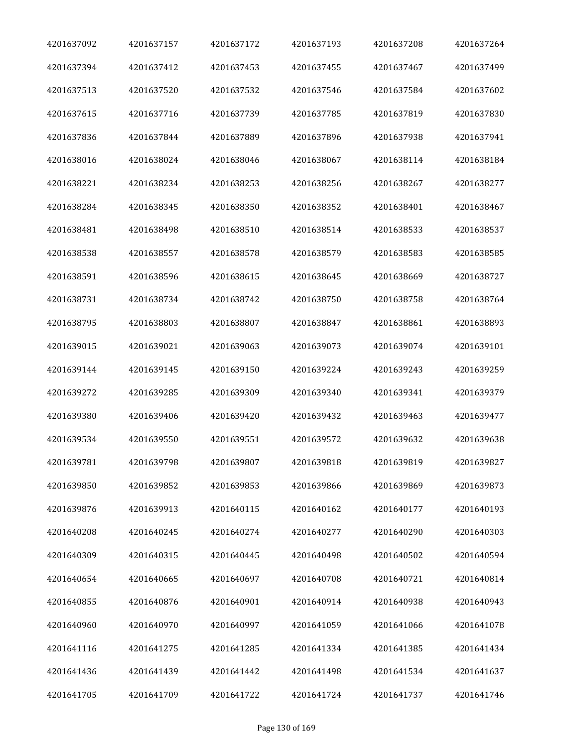| 4201637092 | 4201637157 | 4201637172 | 4201637193 | 4201637208 | 4201637264 |
|---|---|---|---|---|---|
| 4201637394 | 4201637412 | 4201637453 | 4201637455 | 4201637467 | 4201637499 |
| 4201637513 | 4201637520 | 4201637532 | 4201637546 | 4201637584 | 4201637602 |
| 4201637615 | 4201637716 | 4201637739 | 4201637785 | 4201637819 | 4201637830 |
| 4201637836 | 4201637844 | 4201637889 | 4201637896 | 4201637938 | 4201637941 |
| 4201638016 | 4201638024 | 4201638046 | 4201638067 | 4201638114 | 4201638184 |
| 4201638221 | 4201638234 | 4201638253 | 4201638256 | 4201638267 | 4201638277 |
| 4201638284 | 4201638345 | 4201638350 | 4201638352 | 4201638401 | 4201638467 |
| 4201638481 | 4201638498 | 4201638510 | 4201638514 | 4201638533 | 4201638537 |
| 4201638538 | 4201638557 | 4201638578 | 4201638579 | 4201638583 | 4201638585 |
| 4201638591 | 4201638596 | 4201638615 | 4201638645 | 4201638669 | 4201638727 |
| 4201638731 | 4201638734 | 4201638742 | 4201638750 | 4201638758 | 4201638764 |
| 4201638795 | 4201638803 | 4201638807 | 4201638847 | 4201638861 | 4201638893 |
| 4201639015 | 4201639021 | 4201639063 | 4201639073 | 4201639074 | 4201639101 |
| 4201639144 | 4201639145 | 4201639150 | 4201639224 | 4201639243 | 4201639259 |
| 4201639272 | 4201639285 | 4201639309 | 4201639340 | 4201639341 | 4201639379 |
| 4201639380 | 4201639406 | 4201639420 | 4201639432 | 4201639463 | 4201639477 |
| 4201639534 | 4201639550 | 4201639551 | 4201639572 | 4201639632 | 4201639638 |
| 4201639781 | 4201639798 | 4201639807 | 4201639818 | 4201639819 | 4201639827 |
| 4201639850 | 4201639852 | 4201639853 | 4201639866 | 4201639869 | 4201639873 |
| 4201639876 | 4201639913 | 4201640115 | 4201640162 | 4201640177 | 4201640193 |
| 4201640208 | 4201640245 | 4201640274 | 4201640277 | 4201640290 | 4201640303 |
| 4201640309 | 4201640315 | 4201640445 | 4201640498 | 4201640502 | 4201640594 |
| 4201640654 | 4201640665 | 4201640697 | 4201640708 | 4201640721 | 4201640814 |
| 4201640855 | 4201640876 | 4201640901 | 4201640914 | 4201640938 | 4201640943 |
| 4201640960 | 4201640970 | 4201640997 | 4201641059 | 4201641066 | 4201641078 |
| 4201641116 | 4201641275 | 4201641285 | 4201641334 | 4201641385 | 4201641434 |
| 4201641436 | 4201641439 | 4201641442 | 4201641498 | 4201641534 | 4201641637 |
| 4201641705 | 4201641709 | 4201641722 | 4201641724 | 4201641737 | 4201641746 |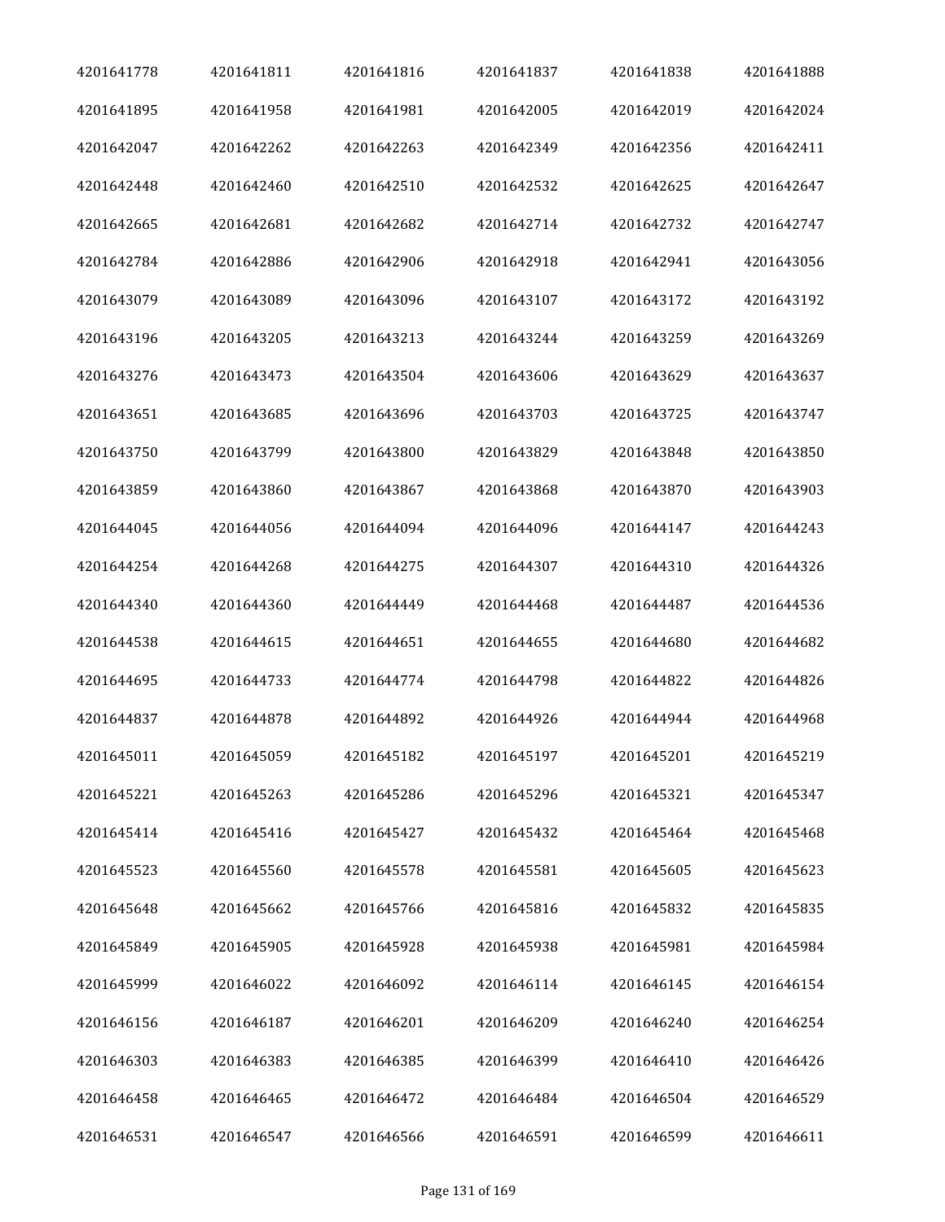| 4201641778 | 4201641811 | 4201641816 | 4201641837 | 4201641838 | 4201641888 |
|---|---|---|---|---|---|
| 4201641895 | 4201641958 | 4201641981 | 4201642005 | 4201642019 | 4201642024 |
| 4201642047 | 4201642262 | 4201642263 | 4201642349 | 4201642356 | 4201642411 |
| 4201642448 | 4201642460 | 4201642510 | 4201642532 | 4201642625 | 4201642647 |
| 4201642665 | 4201642681 | 4201642682 | 4201642714 | 4201642732 | 4201642747 |
| 4201642784 | 4201642886 | 4201642906 | 4201642918 | 4201642941 | 4201643056 |
| 4201643079 | 4201643089 | 4201643096 | 4201643107 | 4201643172 | 4201643192 |
| 4201643196 | 4201643205 | 4201643213 | 4201643244 | 4201643259 | 4201643269 |
| 4201643276 | 4201643473 | 4201643504 | 4201643606 | 4201643629 | 4201643637 |
| 4201643651 | 4201643685 | 4201643696 | 4201643703 | 4201643725 | 4201643747 |
| 4201643750 | 4201643799 | 4201643800 | 4201643829 | 4201643848 | 4201643850 |
| 4201643859 | 4201643860 | 4201643867 | 4201643868 | 4201643870 | 4201643903 |
| 4201644045 | 4201644056 | 4201644094 | 4201644096 | 4201644147 | 4201644243 |
| 4201644254 | 4201644268 | 4201644275 | 4201644307 | 4201644310 | 4201644326 |
| 4201644340 | 4201644360 | 4201644449 | 4201644468 | 4201644487 | 4201644536 |
| 4201644538 | 4201644615 | 4201644651 | 4201644655 | 4201644680 | 4201644682 |
| 4201644695 | 4201644733 | 4201644774 | 4201644798 | 4201644822 | 4201644826 |
| 4201644837 | 4201644878 | 4201644892 | 4201644926 | 4201644944 | 4201644968 |
| 4201645011 | 4201645059 | 4201645182 | 4201645197 | 4201645201 | 4201645219 |
| 4201645221 | 4201645263 | 4201645286 | 4201645296 | 4201645321 | 4201645347 |
| 4201645414 | 4201645416 | 4201645427 | 4201645432 | 4201645464 | 4201645468 |
| 4201645523 | 4201645560 | 4201645578 | 4201645581 | 4201645605 | 4201645623 |
| 4201645648 | 4201645662 | 4201645766 | 4201645816 | 4201645832 | 4201645835 |
| 4201645849 | 4201645905 | 4201645928 | 4201645938 | 4201645981 | 4201645984 |
| 4201645999 | 4201646022 | 4201646092 | 4201646114 | 4201646145 | 4201646154 |
| 4201646156 | 4201646187 | 4201646201 | 4201646209 | 4201646240 | 4201646254 |
| 4201646303 | 4201646383 | 4201646385 | 4201646399 | 4201646410 | 4201646426 |
| 4201646458 | 4201646465 | 4201646472 | 4201646484 | 4201646504 | 4201646529 |
| 4201646531 | 4201646547 | 4201646566 | 4201646591 | 4201646599 | 4201646611 |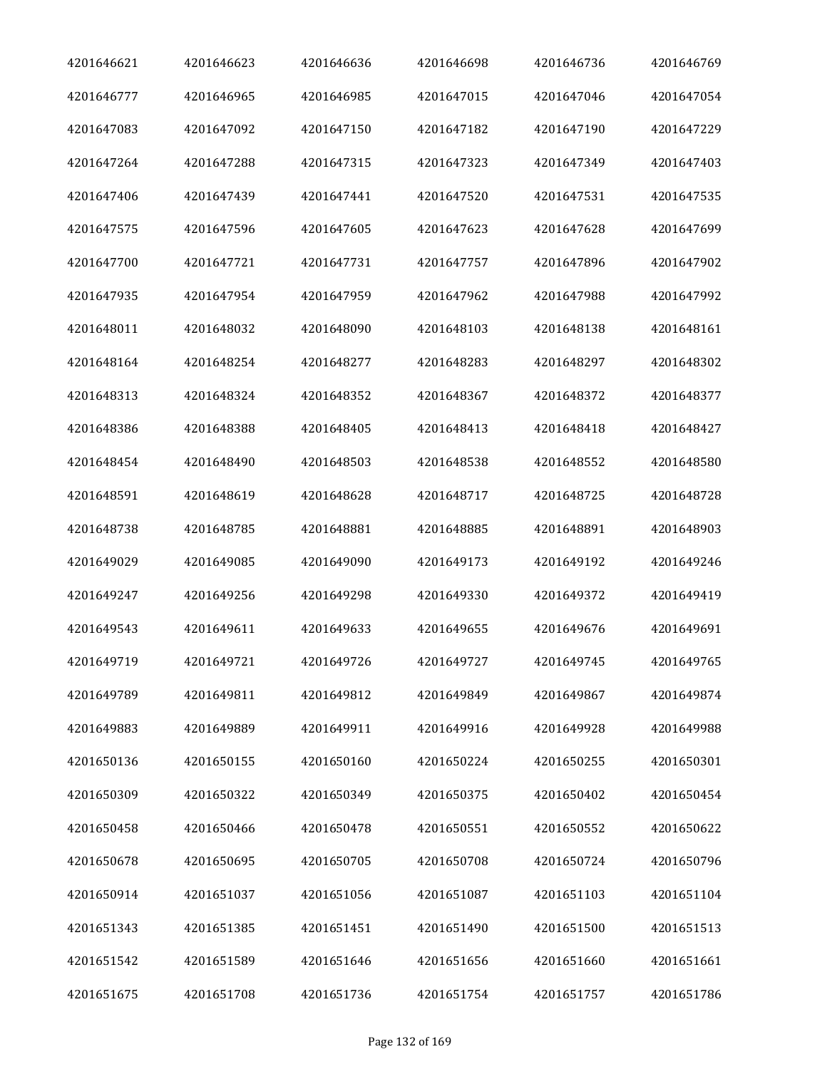| 4201646621 | 4201646623 | 4201646636 | 4201646698 | 4201646736 | 4201646769 |
|---|---|---|---|---|---|
| 4201646777 | 4201646965 | 4201646985 | 4201647015 | 4201647046 | 4201647054 |
| 4201647083 | 4201647092 | 4201647150 | 4201647182 | 4201647190 | 4201647229 |
| 4201647264 | 4201647288 | 4201647315 | 4201647323 | 4201647349 | 4201647403 |
| 4201647406 | 4201647439 | 4201647441 | 4201647520 | 4201647531 | 4201647535 |
| 4201647575 | 4201647596 | 4201647605 | 4201647623 | 4201647628 | 4201647699 |
| 4201647700 | 4201647721 | 4201647731 | 4201647757 | 4201647896 | 4201647902 |
| 4201647935 | 4201647954 | 4201647959 | 4201647962 | 4201647988 | 4201647992 |
| 4201648011 | 4201648032 | 4201648090 | 4201648103 | 4201648138 | 4201648161 |
| 4201648164 | 4201648254 | 4201648277 | 4201648283 | 4201648297 | 4201648302 |
| 4201648313 | 4201648324 | 4201648352 | 4201648367 | 4201648372 | 4201648377 |
| 4201648386 | 4201648388 | 4201648405 | 4201648413 | 4201648418 | 4201648427 |
| 4201648454 | 4201648490 | 4201648503 | 4201648538 | 4201648552 | 4201648580 |
| 4201648591 | 4201648619 | 4201648628 | 4201648717 | 4201648725 | 4201648728 |
| 4201648738 | 4201648785 | 4201648881 | 4201648885 | 4201648891 | 4201648903 |
| 4201649029 | 4201649085 | 4201649090 | 4201649173 | 4201649192 | 4201649246 |
| 4201649247 | 4201649256 | 4201649298 | 4201649330 | 4201649372 | 4201649419 |
| 4201649543 | 4201649611 | 4201649633 | 4201649655 | 4201649676 | 4201649691 |
| 4201649719 | 4201649721 | 4201649726 | 4201649727 | 4201649745 | 4201649765 |
| 4201649789 | 4201649811 | 4201649812 | 4201649849 | 4201649867 | 4201649874 |
| 4201649883 | 4201649889 | 4201649911 | 4201649916 | 4201649928 | 4201649988 |
| 4201650136 | 4201650155 | 4201650160 | 4201650224 | 4201650255 | 4201650301 |
| 4201650309 | 4201650322 | 4201650349 | 4201650375 | 4201650402 | 4201650454 |
| 4201650458 | 4201650466 | 4201650478 | 4201650551 | 4201650552 | 4201650622 |
| 4201650678 | 4201650695 | 4201650705 | 4201650708 | 4201650724 | 4201650796 |
| 4201650914 | 4201651037 | 4201651056 | 4201651087 | 4201651103 | 4201651104 |
| 4201651343 | 4201651385 | 4201651451 | 4201651490 | 4201651500 | 4201651513 |
| 4201651542 | 4201651589 | 4201651646 | 4201651656 | 4201651660 | 4201651661 |
| 4201651675 | 4201651708 | 4201651736 | 4201651754 | 4201651757 | 4201651786 |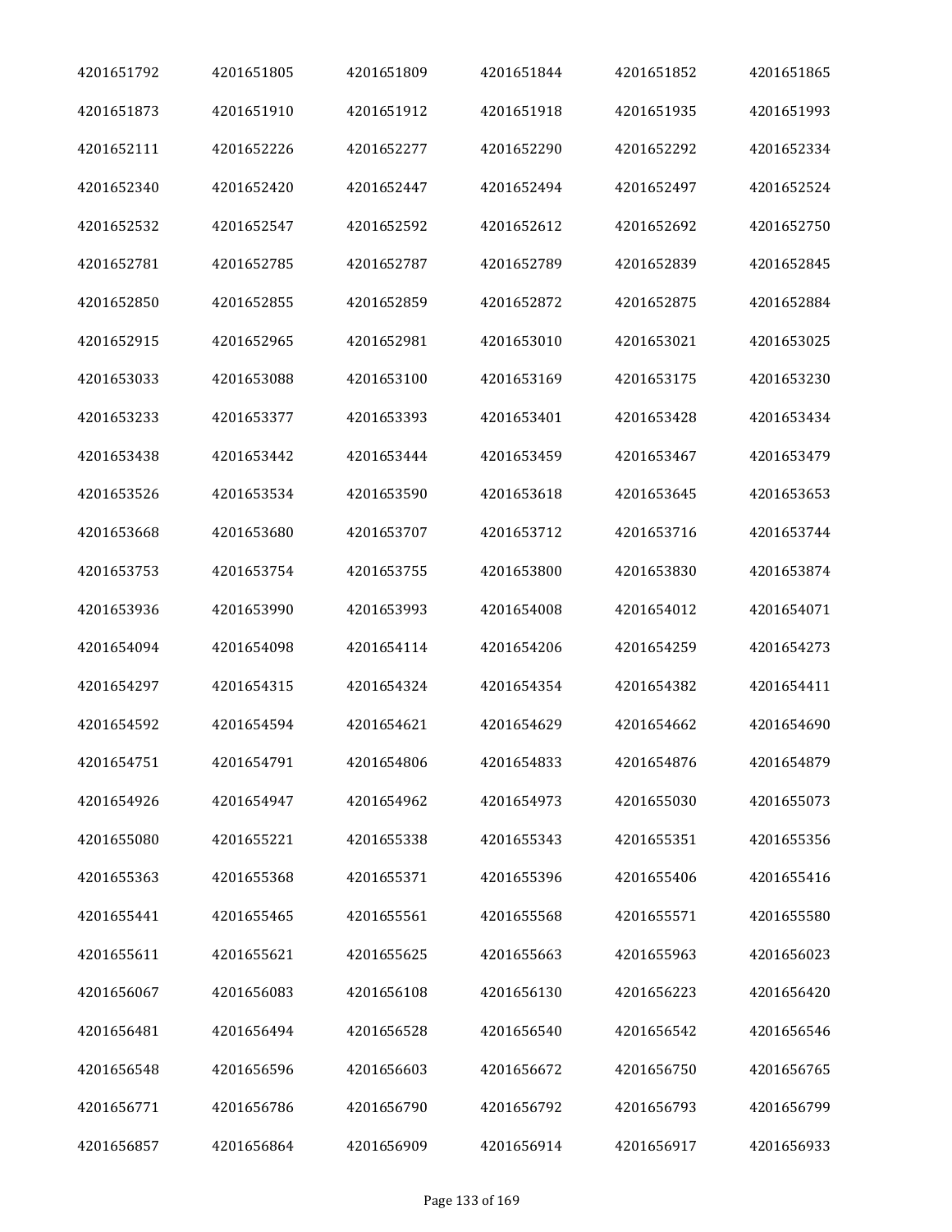| | | | | | |
|---|---|---|---|---|---|
| 4201651792 | 4201651805 | 4201651809 | 4201651844 | 4201651852 | 4201651865 |
| 4201651873 | 4201651910 | 4201651912 | 4201651918 | 4201651935 | 4201651993 |
| 4201652111 | 4201652226 | 4201652277 | 4201652290 | 4201652292 | 4201652334 |
| 4201652340 | 4201652420 | 4201652447 | 4201652494 | 4201652497 | 4201652524 |
| 4201652532 | 4201652547 | 4201652592 | 4201652612 | 4201652692 | 4201652750 |
| 4201652781 | 4201652785 | 4201652787 | 4201652789 | 4201652839 | 4201652845 |
| 4201652850 | 4201652855 | 4201652859 | 4201652872 | 4201652875 | 4201652884 |
| 4201652915 | 4201652965 | 4201652981 | 4201653010 | 4201653021 | 4201653025 |
| 4201653033 | 4201653088 | 4201653100 | 4201653169 | 4201653175 | 4201653230 |
| 4201653233 | 4201653377 | 4201653393 | 4201653401 | 4201653428 | 4201653434 |
| 4201653438 | 4201653442 | 4201653444 | 4201653459 | 4201653467 | 4201653479 |
| 4201653526 | 4201653534 | 4201653590 | 4201653618 | 4201653645 | 4201653653 |
| 4201653668 | 4201653680 | 4201653707 | 4201653712 | 4201653716 | 4201653744 |
| 4201653753 | 4201653754 | 4201653755 | 4201653800 | 4201653830 | 4201653874 |
| 4201653936 | 4201653990 | 4201653993 | 4201654008 | 4201654012 | 4201654071 |
| 4201654094 | 4201654098 | 4201654114 | 4201654206 | 4201654259 | 4201654273 |
| 4201654297 | 4201654315 | 4201654324 | 4201654354 | 4201654382 | 4201654411 |
| 4201654592 | 4201654594 | 4201654621 | 4201654629 | 4201654662 | 4201654690 |
| 4201654751 | 4201654791 | 4201654806 | 4201654833 | 4201654876 | 4201654879 |
| 4201654926 | 4201654947 | 4201654962 | 4201654973 | 4201655030 | 4201655073 |
| 4201655080 | 4201655221 | 4201655338 | 4201655343 | 4201655351 | 4201655356 |
| 4201655363 | 4201655368 | 4201655371 | 4201655396 | 4201655406 | 4201655416 |
| 4201655441 | 4201655465 | 4201655561 | 4201655568 | 4201655571 | 4201655580 |
| 4201655611 | 4201655621 | 4201655625 | 4201655663 | 4201655963 | 4201656023 |
| 4201656067 | 4201656083 | 4201656108 | 4201656130 | 4201656223 | 4201656420 |
| 4201656481 | 4201656494 | 4201656528 | 4201656540 | 4201656542 | 4201656546 |
| 4201656548 | 4201656596 | 4201656603 | 4201656672 | 4201656750 | 4201656765 |
| 4201656771 | 4201656786 | 4201656790 | 4201656792 | 4201656793 | 4201656799 |
| 4201656857 | 4201656864 | 4201656909 | 4201656914 | 4201656917 | 4201656933 |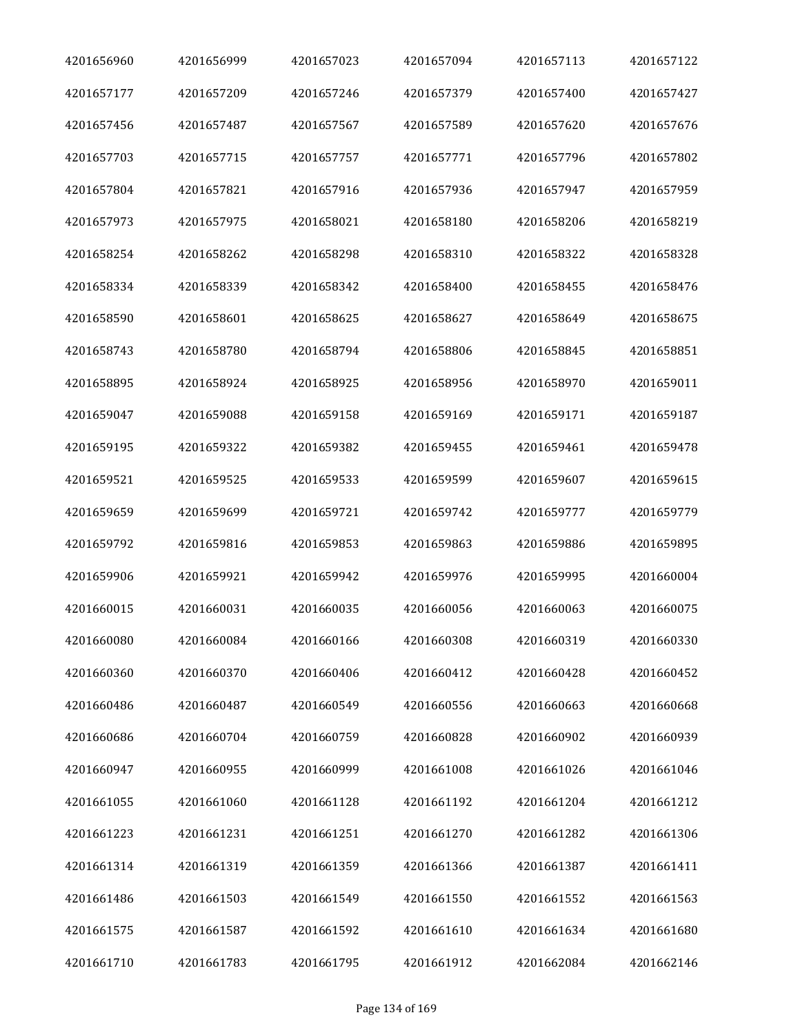| 4201656960 | 4201656999 | 4201657023 | 4201657094 | 4201657113 | 4201657122 |
|---|---|---|---|---|---|
| 4201657177 | 4201657209 | 4201657246 | 4201657379 | 4201657400 | 4201657427 |
| 4201657456 | 4201657487 | 4201657567 | 4201657589 | 4201657620 | 4201657676 |
| 4201657703 | 4201657715 | 4201657757 | 4201657771 | 4201657796 | 4201657802 |
| 4201657804 | 4201657821 | 4201657916 | 4201657936 | 4201657947 | 4201657959 |
| 4201657973 | 4201657975 | 4201658021 | 4201658180 | 4201658206 | 4201658219 |
| 4201658254 | 4201658262 | 4201658298 | 4201658310 | 4201658322 | 4201658328 |
| 4201658334 | 4201658339 | 4201658342 | 4201658400 | 4201658455 | 4201658476 |
| 4201658590 | 4201658601 | 4201658625 | 4201658627 | 4201658649 | 4201658675 |
| 4201658743 | 4201658780 | 4201658794 | 4201658806 | 4201658845 | 4201658851 |
| 4201658895 | 4201658924 | 4201658925 | 4201658956 | 4201658970 | 4201659011 |
| 4201659047 | 4201659088 | 4201659158 | 4201659169 | 4201659171 | 4201659187 |
| 4201659195 | 4201659322 | 4201659382 | 4201659455 | 4201659461 | 4201659478 |
| 4201659521 | 4201659525 | 4201659533 | 4201659599 | 4201659607 | 4201659615 |
| 4201659659 | 4201659699 | 4201659721 | 4201659742 | 4201659777 | 4201659779 |
| 4201659792 | 4201659816 | 4201659853 | 4201659863 | 4201659886 | 4201659895 |
| 4201659906 | 4201659921 | 4201659942 | 4201659976 | 4201659995 | 4201660004 |
| 4201660015 | 4201660031 | 4201660035 | 4201660056 | 4201660063 | 4201660075 |
| 4201660080 | 4201660084 | 4201660166 | 4201660308 | 4201660319 | 4201660330 |
| 4201660360 | 4201660370 | 4201660406 | 4201660412 | 4201660428 | 4201660452 |
| 4201660486 | 4201660487 | 4201660549 | 4201660556 | 4201660663 | 4201660668 |
| 4201660686 | 4201660704 | 4201660759 | 4201660828 | 4201660902 | 4201660939 |
| 4201660947 | 4201660955 | 4201660999 | 4201661008 | 4201661026 | 4201661046 |
| 4201661055 | 4201661060 | 4201661128 | 4201661192 | 4201661204 | 4201661212 |
| 4201661223 | 4201661231 | 4201661251 | 4201661270 | 4201661282 | 4201661306 |
| 4201661314 | 4201661319 | 4201661359 | 4201661366 | 4201661387 | 4201661411 |
| 4201661486 | 4201661503 | 4201661549 | 4201661550 | 4201661552 | 4201661563 |
| 4201661575 | 4201661587 | 4201661592 | 4201661610 | 4201661634 | 4201661680 |
| 4201661710 | 4201661783 | 4201661795 | 4201661912 | 4201662084 | 4201662146 |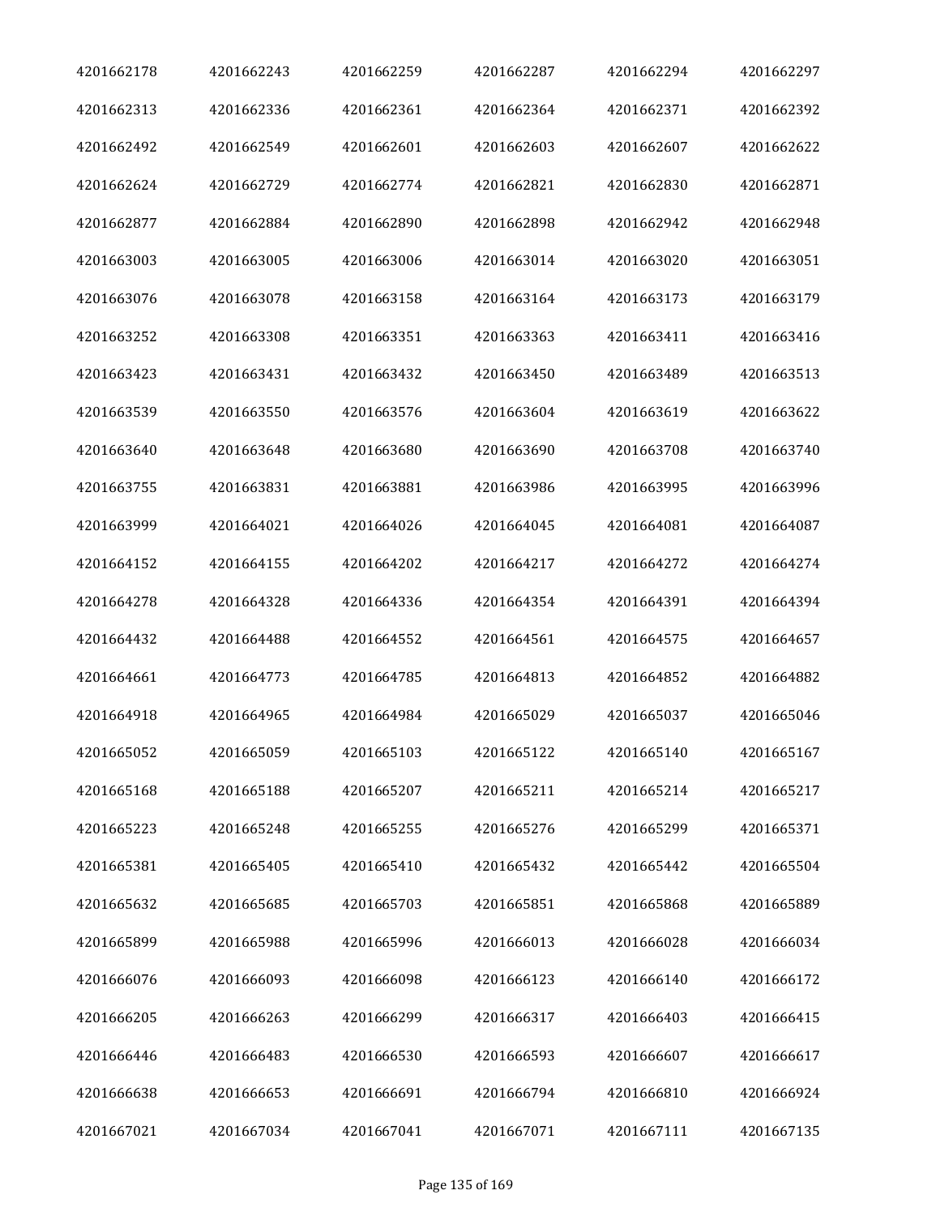| | | | | | |
|---|---|---|---|---|---|
| 4201662178 | 4201662243 | 4201662259 | 4201662287 | 4201662294 | 4201662297 |
| 4201662313 | 4201662336 | 4201662361 | 4201662364 | 4201662371 | 4201662392 |
| 4201662492 | 4201662549 | 4201662601 | 4201662603 | 4201662607 | 4201662622 |
| 4201662624 | 4201662729 | 4201662774 | 4201662821 | 4201662830 | 4201662871 |
| 4201662877 | 4201662884 | 4201662890 | 4201662898 | 4201662942 | 4201662948 |
| 4201663003 | 4201663005 | 4201663006 | 4201663014 | 4201663020 | 4201663051 |
| 4201663076 | 4201663078 | 4201663158 | 4201663164 | 4201663173 | 4201663179 |
| 4201663252 | 4201663308 | 4201663351 | 4201663363 | 4201663411 | 4201663416 |
| 4201663423 | 4201663431 | 4201663432 | 4201663450 | 4201663489 | 4201663513 |
| 4201663539 | 4201663550 | 4201663576 | 4201663604 | 4201663619 | 4201663622 |
| 4201663640 | 4201663648 | 4201663680 | 4201663690 | 4201663708 | 4201663740 |
| 4201663755 | 4201663831 | 4201663881 | 4201663986 | 4201663995 | 4201663996 |
| 4201663999 | 4201664021 | 4201664026 | 4201664045 | 4201664081 | 4201664087 |
| 4201664152 | 4201664155 | 4201664202 | 4201664217 | 4201664272 | 4201664274 |
| 4201664278 | 4201664328 | 4201664336 | 4201664354 | 4201664391 | 4201664394 |
| 4201664432 | 4201664488 | 4201664552 | 4201664561 | 4201664575 | 4201664657 |
| 4201664661 | 4201664773 | 4201664785 | 4201664813 | 4201664852 | 4201664882 |
| 4201664918 | 4201664965 | 4201664984 | 4201665029 | 4201665037 | 4201665046 |
| 4201665052 | 4201665059 | 4201665103 | 4201665122 | 4201665140 | 4201665167 |
| 4201665168 | 4201665188 | 4201665207 | 4201665211 | 4201665214 | 4201665217 |
| 4201665223 | 4201665248 | 4201665255 | 4201665276 | 4201665299 | 4201665371 |
| 4201665381 | 4201665405 | 4201665410 | 4201665432 | 4201665442 | 4201665504 |
| 4201665632 | 4201665685 | 4201665703 | 4201665851 | 4201665868 | 4201665889 |
| 4201665899 | 4201665988 | 4201665996 | 4201666013 | 4201666028 | 4201666034 |
| 4201666076 | 4201666093 | 4201666098 | 4201666123 | 4201666140 | 4201666172 |
| 4201666205 | 4201666263 | 4201666299 | 4201666317 | 4201666403 | 4201666415 |
| 4201666446 | 4201666483 | 4201666530 | 4201666593 | 4201666607 | 4201666617 |
| 4201666638 | 4201666653 | 4201666691 | 4201666794 | 4201666810 | 4201666924 |
| 4201667021 | 4201667034 | 4201667041 | 4201667071 | 4201667111 | 4201667135 |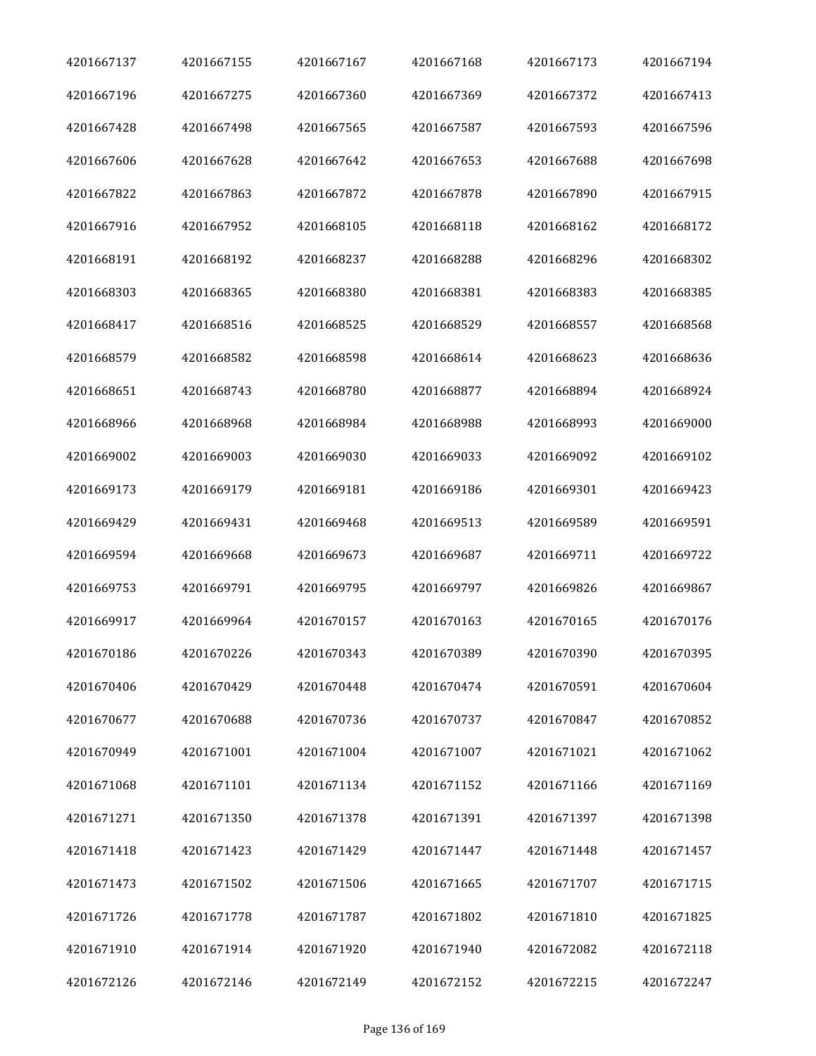| | | | | | |
|---|---|---|---|---|---|
| 4201667137 | 4201667155 | 4201667167 | 4201667168 | 4201667173 | 4201667194 |
| 4201667196 | 4201667275 | 4201667360 | 4201667369 | 4201667372 | 4201667413 |
| 4201667428 | 4201667498 | 4201667565 | 4201667587 | 4201667593 | 4201667596 |
| 4201667606 | 4201667628 | 4201667642 | 4201667653 | 4201667688 | 4201667698 |
| 4201667822 | 4201667863 | 4201667872 | 4201667878 | 4201667890 | 4201667915 |
| 4201667916 | 4201667952 | 4201668105 | 4201668118 | 4201668162 | 4201668172 |
| 4201668191 | 4201668192 | 4201668237 | 4201668288 | 4201668296 | 4201668302 |
| 4201668303 | 4201668365 | 4201668380 | 4201668381 | 4201668383 | 4201668385 |
| 4201668417 | 4201668516 | 4201668525 | 4201668529 | 4201668557 | 4201668568 |
| 4201668579 | 4201668582 | 4201668598 | 4201668614 | 4201668623 | 4201668636 |
| 4201668651 | 4201668743 | 4201668780 | 4201668877 | 4201668894 | 4201668924 |
| 4201668966 | 4201668968 | 4201668984 | 4201668988 | 4201668993 | 4201669000 |
| 4201669002 | 4201669003 | 4201669030 | 4201669033 | 4201669092 | 4201669102 |
| 4201669173 | 4201669179 | 4201669181 | 4201669186 | 4201669301 | 4201669423 |
| 4201669429 | 4201669431 | 4201669468 | 4201669513 | 4201669589 | 4201669591 |
| 4201669594 | 4201669668 | 4201669673 | 4201669687 | 4201669711 | 4201669722 |
| 4201669753 | 4201669791 | 4201669795 | 4201669797 | 4201669826 | 4201669867 |
| 4201669917 | 4201669964 | 4201670157 | 4201670163 | 4201670165 | 4201670176 |
| 4201670186 | 4201670226 | 4201670343 | 4201670389 | 4201670390 | 4201670395 |
| 4201670406 | 4201670429 | 4201670448 | 4201670474 | 4201670591 | 4201670604 |
| 4201670677 | 4201670688 | 4201670736 | 4201670737 | 4201670847 | 4201670852 |
| 4201670949 | 4201671001 | 4201671004 | 4201671007 | 4201671021 | 4201671062 |
| 4201671068 | 4201671101 | 4201671134 | 4201671152 | 4201671166 | 4201671169 |
| 4201671271 | 4201671350 | 4201671378 | 4201671391 | 4201671397 | 4201671398 |
| 4201671418 | 4201671423 | 4201671429 | 4201671447 | 4201671448 | 4201671457 |
| 4201671473 | 4201671502 | 4201671506 | 4201671665 | 4201671707 | 4201671715 |
| 4201671726 | 4201671778 | 4201671787 | 4201671802 | 4201671810 | 4201671825 |
| 4201671910 | 4201671914 | 4201671920 | 4201671940 | 4201672082 | 4201672118 |
| 4201672126 | 4201672146 | 4201672149 | 4201672152 | 4201672215 | 4201672247 |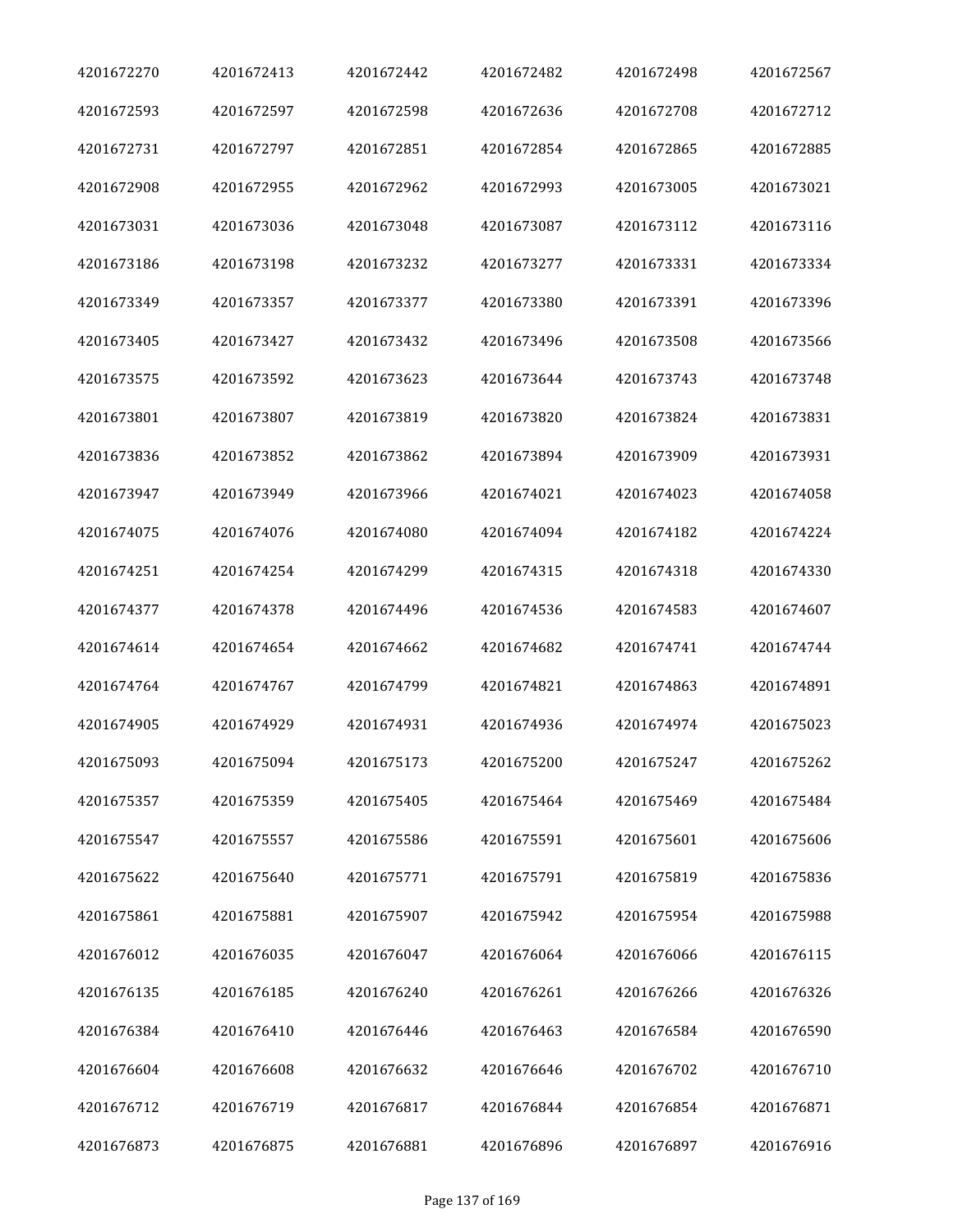| | | | | | |
|---|---|---|---|---|---|
| 4201672270 | 4201672413 | 4201672442 | 4201672482 | 4201672498 | 4201672567 |
| 4201672593 | 4201672597 | 4201672598 | 4201672636 | 4201672708 | 4201672712 |
| 4201672731 | 4201672797 | 4201672851 | 4201672854 | 4201672865 | 4201672885 |
| 4201672908 | 4201672955 | 4201672962 | 4201672993 | 4201673005 | 4201673021 |
| 4201673031 | 4201673036 | 4201673048 | 4201673087 | 4201673112 | 4201673116 |
| 4201673186 | 4201673198 | 4201673232 | 4201673277 | 4201673331 | 4201673334 |
| 4201673349 | 4201673357 | 4201673377 | 4201673380 | 4201673391 | 4201673396 |
| 4201673405 | 4201673427 | 4201673432 | 4201673496 | 4201673508 | 4201673566 |
| 4201673575 | 4201673592 | 4201673623 | 4201673644 | 4201673743 | 4201673748 |
| 4201673801 | 4201673807 | 4201673819 | 4201673820 | 4201673824 | 4201673831 |
| 4201673836 | 4201673852 | 4201673862 | 4201673894 | 4201673909 | 4201673931 |
| 4201673947 | 4201673949 | 4201673966 | 4201674021 | 4201674023 | 4201674058 |
| 4201674075 | 4201674076 | 4201674080 | 4201674094 | 4201674182 | 4201674224 |
| 4201674251 | 4201674254 | 4201674299 | 4201674315 | 4201674318 | 4201674330 |
| 4201674377 | 4201674378 | 4201674496 | 4201674536 | 4201674583 | 4201674607 |
| 4201674614 | 4201674654 | 4201674662 | 4201674682 | 4201674741 | 4201674744 |
| 4201674764 | 4201674767 | 4201674799 | 4201674821 | 4201674863 | 4201674891 |
| 4201674905 | 4201674929 | 4201674931 | 4201674936 | 4201674974 | 4201675023 |
| 4201675093 | 4201675094 | 4201675173 | 4201675200 | 4201675247 | 4201675262 |
| 4201675357 | 4201675359 | 4201675405 | 4201675464 | 4201675469 | 4201675484 |
| 4201675547 | 4201675557 | 4201675586 | 4201675591 | 4201675601 | 4201675606 |
| 4201675622 | 4201675640 | 4201675771 | 4201675791 | 4201675819 | 4201675836 |
| 4201675861 | 4201675881 | 4201675907 | 4201675942 | 4201675954 | 4201675988 |
| 4201676012 | 4201676035 | 4201676047 | 4201676064 | 4201676066 | 4201676115 |
| 4201676135 | 4201676185 | 4201676240 | 4201676261 | 4201676266 | 4201676326 |
| 4201676384 | 4201676410 | 4201676446 | 4201676463 | 4201676584 | 4201676590 |
| 4201676604 | 4201676608 | 4201676632 | 4201676646 | 4201676702 | 4201676710 |
| 4201676712 | 4201676719 | 4201676817 | 4201676844 | 4201676854 | 4201676871 |
| 4201676873 | 4201676875 | 4201676881 | 4201676896 | 4201676897 | 4201676916 |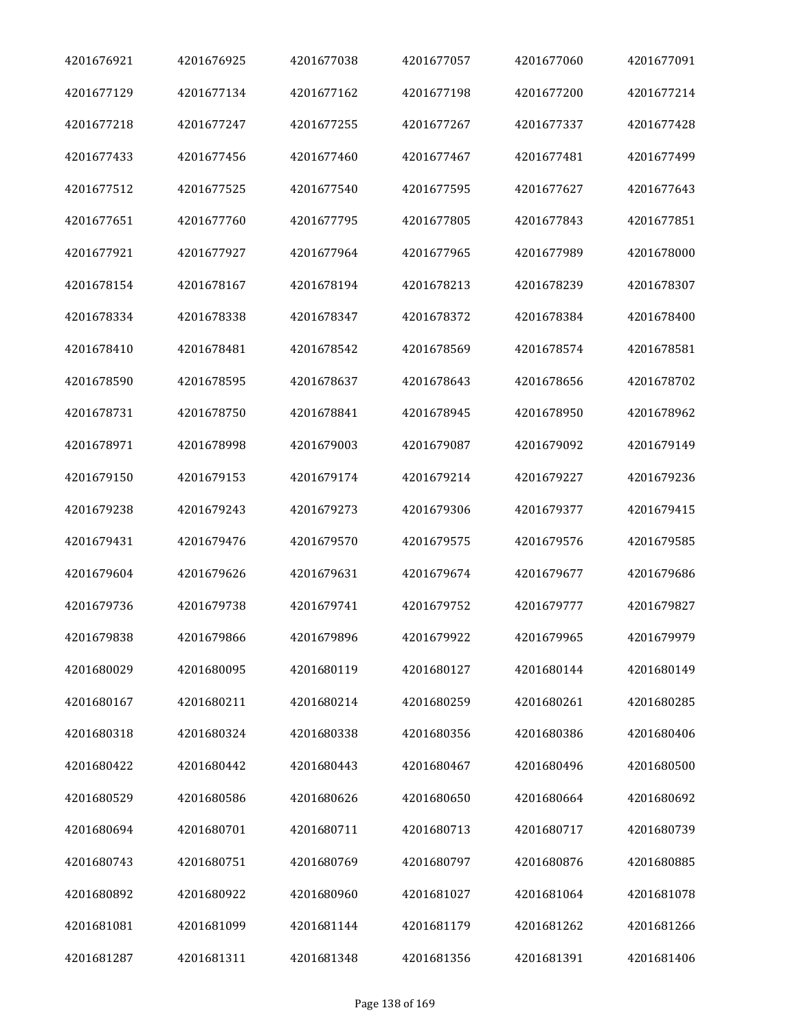| 4201676921 | 4201676925 | 4201677038 | 4201677057 | 4201677060 | 4201677091 |
|---|---|---|---|---|---|
| 4201677129 | 4201677134 | 4201677162 | 4201677198 | 4201677200 | 4201677214 |
| 4201677218 | 4201677247 | 4201677255 | 4201677267 | 4201677337 | 4201677428 |
| 4201677433 | 4201677456 | 4201677460 | 4201677467 | 4201677481 | 4201677499 |
| 4201677512 | 4201677525 | 4201677540 | 4201677595 | 4201677627 | 4201677643 |
| 4201677651 | 4201677760 | 4201677795 | 4201677805 | 4201677843 | 4201677851 |
| 4201677921 | 4201677927 | 4201677964 | 4201677965 | 4201677989 | 4201678000 |
| 4201678154 | 4201678167 | 4201678194 | 4201678213 | 4201678239 | 4201678307 |
| 4201678334 | 4201678338 | 4201678347 | 4201678372 | 4201678384 | 4201678400 |
| 4201678410 | 4201678481 | 4201678542 | 4201678569 | 4201678574 | 4201678581 |
| 4201678590 | 4201678595 | 4201678637 | 4201678643 | 4201678656 | 4201678702 |
| 4201678731 | 4201678750 | 4201678841 | 4201678945 | 4201678950 | 4201678962 |
| 4201678971 | 4201678998 | 4201679003 | 4201679087 | 4201679092 | 4201679149 |
| 4201679150 | 4201679153 | 4201679174 | 4201679214 | 4201679227 | 4201679236 |
| 4201679238 | 4201679243 | 4201679273 | 4201679306 | 4201679377 | 4201679415 |
| 4201679431 | 4201679476 | 4201679570 | 4201679575 | 4201679576 | 4201679585 |
| 4201679604 | 4201679626 | 4201679631 | 4201679674 | 4201679677 | 4201679686 |
| 4201679736 | 4201679738 | 4201679741 | 4201679752 | 4201679777 | 4201679827 |
| 4201679838 | 4201679866 | 4201679896 | 4201679922 | 4201679965 | 4201679979 |
| 4201680029 | 4201680095 | 4201680119 | 4201680127 | 4201680144 | 4201680149 |
| 4201680167 | 4201680211 | 4201680214 | 4201680259 | 4201680261 | 4201680285 |
| 4201680318 | 4201680324 | 4201680338 | 4201680356 | 4201680386 | 4201680406 |
| 4201680422 | 4201680442 | 4201680443 | 4201680467 | 4201680496 | 4201680500 |
| 4201680529 | 4201680586 | 4201680626 | 4201680650 | 4201680664 | 4201680692 |
| 4201680694 | 4201680701 | 4201680711 | 4201680713 | 4201680717 | 4201680739 |
| 4201680743 | 4201680751 | 4201680769 | 4201680797 | 4201680876 | 4201680885 |
| 4201680892 | 4201680922 | 4201680960 | 4201681027 | 4201681064 | 4201681078 |
| 4201681081 | 4201681099 | 4201681144 | 4201681179 | 4201681262 | 4201681266 |
| 4201681287 | 4201681311 | 4201681348 | 4201681356 | 4201681391 | 4201681406 |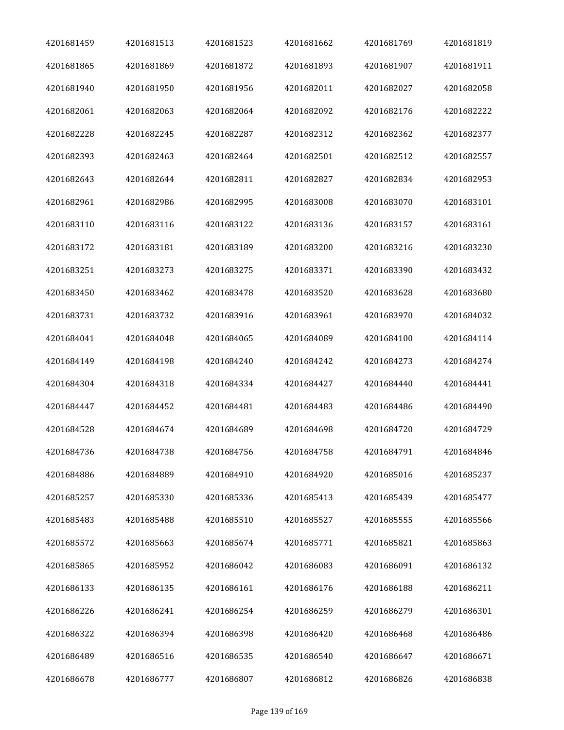| 4201681459 | 4201681513 | 4201681523 | 4201681662 | 4201681769 | 4201681819 |
|---|---|---|---|---|---|
| 4201681865 | 4201681869 | 4201681872 | 4201681893 | 4201681907 | 4201681911 |
| 4201681940 | 4201681950 | 4201681956 | 4201682011 | 4201682027 | 4201682058 |
| 4201682061 | 4201682063 | 4201682064 | 4201682092 | 4201682176 | 4201682222 |
| 4201682228 | 4201682245 | 4201682287 | 4201682312 | 4201682362 | 4201682377 |
| 4201682393 | 4201682463 | 4201682464 | 4201682501 | 4201682512 | 4201682557 |
| 4201682643 | 4201682644 | 4201682811 | 4201682827 | 4201682834 | 4201682953 |
| 4201682961 | 4201682986 | 4201682995 | 4201683008 | 4201683070 | 4201683101 |
| 4201683110 | 4201683116 | 4201683122 | 4201683136 | 4201683157 | 4201683161 |
| 4201683172 | 4201683181 | 4201683189 | 4201683200 | 4201683216 | 4201683230 |
| 4201683251 | 4201683273 | 4201683275 | 4201683371 | 4201683390 | 4201683432 |
| 4201683450 | 4201683462 | 4201683478 | 4201683520 | 4201683628 | 4201683680 |
| 4201683731 | 4201683732 | 4201683916 | 4201683961 | 4201683970 | 4201684032 |
| 4201684041 | 4201684048 | 4201684065 | 4201684089 | 4201684100 | 4201684114 |
| 4201684149 | 4201684198 | 4201684240 | 4201684242 | 4201684273 | 4201684274 |
| 4201684304 | 4201684318 | 4201684334 | 4201684427 | 4201684440 | 4201684441 |
| 4201684447 | 4201684452 | 4201684481 | 4201684483 | 4201684486 | 4201684490 |
| 4201684528 | 4201684674 | 4201684689 | 4201684698 | 4201684720 | 4201684729 |
| 4201684736 | 4201684738 | 4201684756 | 4201684758 | 4201684791 | 4201684846 |
| 4201684886 | 4201684889 | 4201684910 | 4201684920 | 4201685016 | 4201685237 |
| 4201685257 | 4201685330 | 4201685336 | 4201685413 | 4201685439 | 4201685477 |
| 4201685483 | 4201685488 | 4201685510 | 4201685527 | 4201685555 | 4201685566 |
| 4201685572 | 4201685663 | 4201685674 | 4201685771 | 4201685821 | 4201685863 |
| 4201685865 | 4201685952 | 4201686042 | 4201686083 | 4201686091 | 4201686132 |
| 4201686133 | 4201686135 | 4201686161 | 4201686176 | 4201686188 | 4201686211 |
| 4201686226 | 4201686241 | 4201686254 | 4201686259 | 4201686279 | 4201686301 |
| 4201686322 | 4201686394 | 4201686398 | 4201686420 | 4201686468 | 4201686486 |
| 4201686489 | 4201686516 | 4201686535 | 4201686540 | 4201686647 | 4201686671 |
| 4201686678 | 4201686777 | 4201686807 | 4201686812 | 4201686826 | 4201686838 |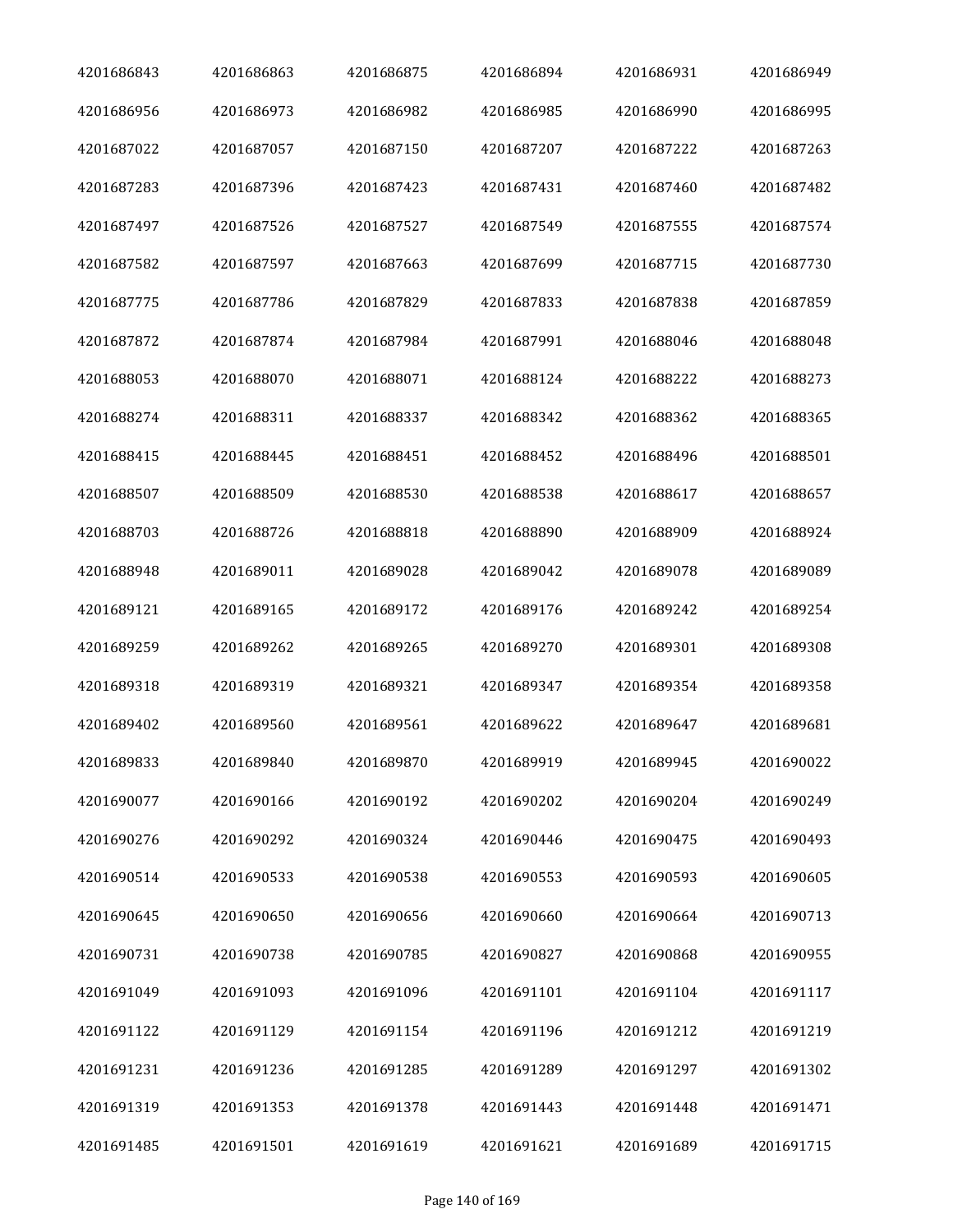| 4201686843 | 4201686863 | 4201686875 | 4201686894 | 4201686931 | 4201686949 |
|---|---|---|---|---|---|
| 4201686956 | 4201686973 | 4201686982 | 4201686985 | 4201686990 | 4201686995 |
| 4201687022 | 4201687057 | 4201687150 | 4201687207 | 4201687222 | 4201687263 |
| 4201687283 | 4201687396 | 4201687423 | 4201687431 | 4201687460 | 4201687482 |
| 4201687497 | 4201687526 | 4201687527 | 4201687549 | 4201687555 | 4201687574 |
| 4201687582 | 4201687597 | 4201687663 | 4201687699 | 4201687715 | 4201687730 |
| 4201687775 | 4201687786 | 4201687829 | 4201687833 | 4201687838 | 4201687859 |
| 4201687872 | 4201687874 | 4201687984 | 4201687991 | 4201688046 | 4201688048 |
| 4201688053 | 4201688070 | 4201688071 | 4201688124 | 4201688222 | 4201688273 |
| 4201688274 | 4201688311 | 4201688337 | 4201688342 | 4201688362 | 4201688365 |
| 4201688415 | 4201688445 | 4201688451 | 4201688452 | 4201688496 | 4201688501 |
| 4201688507 | 4201688509 | 4201688530 | 4201688538 | 4201688617 | 4201688657 |
| 4201688703 | 4201688726 | 4201688818 | 4201688890 | 4201688909 | 4201688924 |
| 4201688948 | 4201689011 | 4201689028 | 4201689042 | 4201689078 | 4201689089 |
| 4201689121 | 4201689165 | 4201689172 | 4201689176 | 4201689242 | 4201689254 |
| 4201689259 | 4201689262 | 4201689265 | 4201689270 | 4201689301 | 4201689308 |
| 4201689318 | 4201689319 | 4201689321 | 4201689347 | 4201689354 | 4201689358 |
| 4201689402 | 4201689560 | 4201689561 | 4201689622 | 4201689647 | 4201689681 |
| 4201689833 | 4201689840 | 4201689870 | 4201689919 | 4201689945 | 4201690022 |
| 4201690077 | 4201690166 | 4201690192 | 4201690202 | 4201690204 | 4201690249 |
| 4201690276 | 4201690292 | 4201690324 | 4201690446 | 4201690475 | 4201690493 |
| 4201690514 | 4201690533 | 4201690538 | 4201690553 | 4201690593 | 4201690605 |
| 4201690645 | 4201690650 | 4201690656 | 4201690660 | 4201690664 | 4201690713 |
| 4201690731 | 4201690738 | 4201690785 | 4201690827 | 4201690868 | 4201690955 |
| 4201691049 | 4201691093 | 4201691096 | 4201691101 | 4201691104 | 4201691117 |
| 4201691122 | 4201691129 | 4201691154 | 4201691196 | 4201691212 | 4201691219 |
| 4201691231 | 4201691236 | 4201691285 | 4201691289 | 4201691297 | 4201691302 |
| 4201691319 | 4201691353 | 4201691378 | 4201691443 | 4201691448 | 4201691471 |
| 4201691485 | 4201691501 | 4201691619 | 4201691621 | 4201691689 | 4201691715 |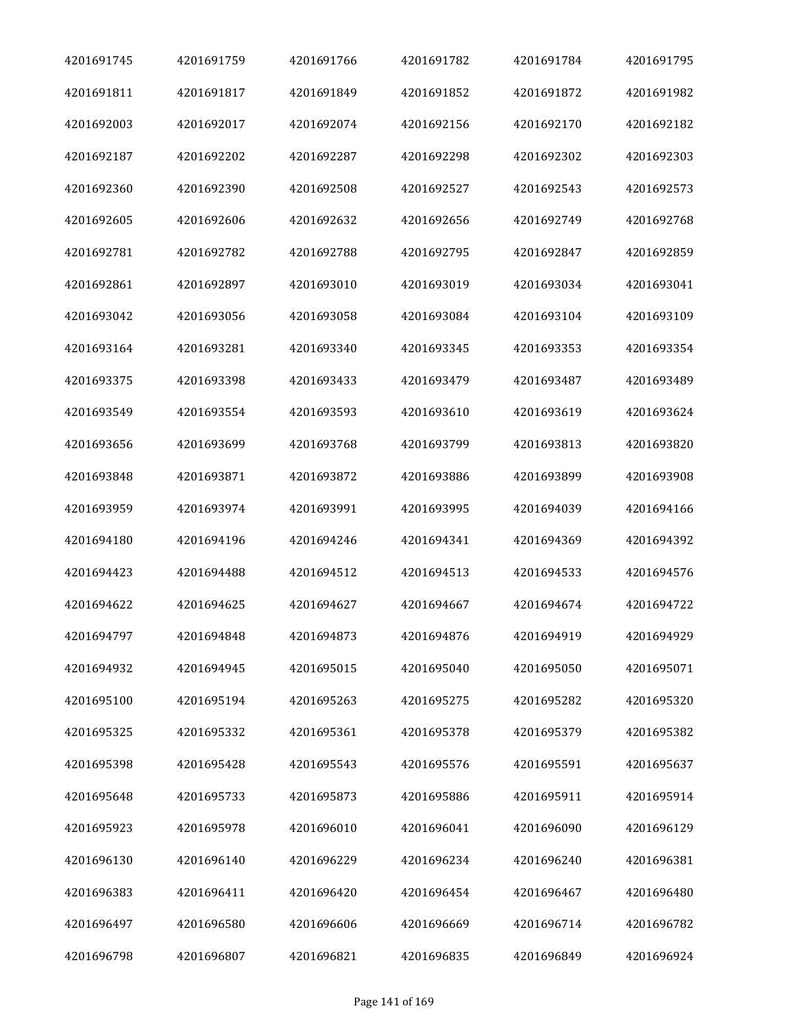| | | | | | |
|---|---|---|---|---|---|
| 4201691745 | 4201691759 | 4201691766 | 4201691782 | 4201691784 | 4201691795 |
| 4201691811 | 4201691817 | 4201691849 | 4201691852 | 4201691872 | 4201691982 |
| 4201692003 | 4201692017 | 4201692074 | 4201692156 | 4201692170 | 4201692182 |
| 4201692187 | 4201692202 | 4201692287 | 4201692298 | 4201692302 | 4201692303 |
| 4201692360 | 4201692390 | 4201692508 | 4201692527 | 4201692543 | 4201692573 |
| 4201692605 | 4201692606 | 4201692632 | 4201692656 | 4201692749 | 4201692768 |
| 4201692781 | 4201692782 | 4201692788 | 4201692795 | 4201692847 | 4201692859 |
| 4201692861 | 4201692897 | 4201693010 | 4201693019 | 4201693034 | 4201693041 |
| 4201693042 | 4201693056 | 4201693058 | 4201693084 | 4201693104 | 4201693109 |
| 4201693164 | 4201693281 | 4201693340 | 4201693345 | 4201693353 | 4201693354 |
| 4201693375 | 4201693398 | 4201693433 | 4201693479 | 4201693487 | 4201693489 |
| 4201693549 | 4201693554 | 4201693593 | 4201693610 | 4201693619 | 4201693624 |
| 4201693656 | 4201693699 | 4201693768 | 4201693799 | 4201693813 | 4201693820 |
| 4201693848 | 4201693871 | 4201693872 | 4201693886 | 4201693899 | 4201693908 |
| 4201693959 | 4201693974 | 4201693991 | 4201693995 | 4201694039 | 4201694166 |
| 4201694180 | 4201694196 | 4201694246 | 4201694341 | 4201694369 | 4201694392 |
| 4201694423 | 4201694488 | 4201694512 | 4201694513 | 4201694533 | 4201694576 |
| 4201694622 | 4201694625 | 4201694627 | 4201694667 | 4201694674 | 4201694722 |
| 4201694797 | 4201694848 | 4201694873 | 4201694876 | 4201694919 | 4201694929 |
| 4201694932 | 4201694945 | 4201695015 | 4201695040 | 4201695050 | 4201695071 |
| 4201695100 | 4201695194 | 4201695263 | 4201695275 | 4201695282 | 4201695320 |
| 4201695325 | 4201695332 | 4201695361 | 4201695378 | 4201695379 | 4201695382 |
| 4201695398 | 4201695428 | 4201695543 | 4201695576 | 4201695591 | 4201695637 |
| 4201695648 | 4201695733 | 4201695873 | 4201695886 | 4201695911 | 4201695914 |
| 4201695923 | 4201695978 | 4201696010 | 4201696041 | 4201696090 | 4201696129 |
| 4201696130 | 4201696140 | 4201696229 | 4201696234 | 4201696240 | 4201696381 |
| 4201696383 | 4201696411 | 4201696420 | 4201696454 | 4201696467 | 4201696480 |
| 4201696497 | 4201696580 | 4201696606 | 4201696669 | 4201696714 | 4201696782 |
| 4201696798 | 4201696807 | 4201696821 | 4201696835 | 4201696849 | 4201696924 |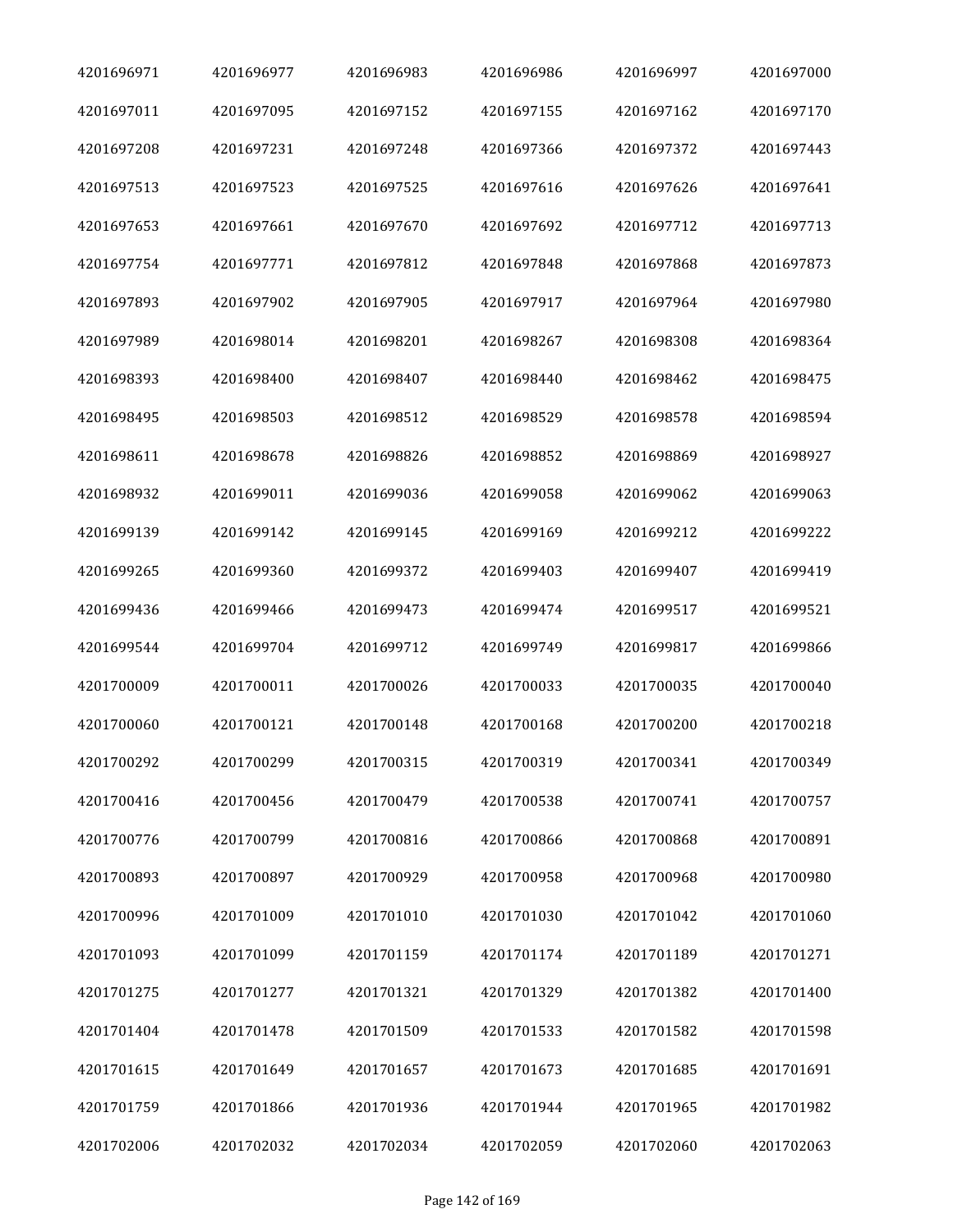| 4201696971 | 4201696977 | 4201696983 | 4201696986 | 4201696997 | 4201697000 |
|---|---|---|---|---|---|
| 4201697011 | 4201697095 | 4201697152 | 4201697155 | 4201697162 | 4201697170 |
| 4201697208 | 4201697231 | 4201697248 | 4201697366 | 4201697372 | 4201697443 |
| 4201697513 | 4201697523 | 4201697525 | 4201697616 | 4201697626 | 4201697641 |
| 4201697653 | 4201697661 | 4201697670 | 4201697692 | 4201697712 | 4201697713 |
| 4201697754 | 4201697771 | 4201697812 | 4201697848 | 4201697868 | 4201697873 |
| 4201697893 | 4201697902 | 4201697905 | 4201697917 | 4201697964 | 4201697980 |
| 4201697989 | 4201698014 | 4201698201 | 4201698267 | 4201698308 | 4201698364 |
| 4201698393 | 4201698400 | 4201698407 | 4201698440 | 4201698462 | 4201698475 |
| 4201698495 | 4201698503 | 4201698512 | 4201698529 | 4201698578 | 4201698594 |
| 4201698611 | 4201698678 | 4201698826 | 4201698852 | 4201698869 | 4201698927 |
| 4201698932 | 4201699011 | 4201699036 | 4201699058 | 4201699062 | 4201699063 |
| 4201699139 | 4201699142 | 4201699145 | 4201699169 | 4201699212 | 4201699222 |
| 4201699265 | 4201699360 | 4201699372 | 4201699403 | 4201699407 | 4201699419 |
| 4201699436 | 4201699466 | 4201699473 | 4201699474 | 4201699517 | 4201699521 |
| 4201699544 | 4201699704 | 4201699712 | 4201699749 | 4201699817 | 4201699866 |
| 4201700009 | 4201700011 | 4201700026 | 4201700033 | 4201700035 | 4201700040 |
| 4201700060 | 4201700121 | 4201700148 | 4201700168 | 4201700200 | 4201700218 |
| 4201700292 | 4201700299 | 4201700315 | 4201700319 | 4201700341 | 4201700349 |
| 4201700416 | 4201700456 | 4201700479 | 4201700538 | 4201700741 | 4201700757 |
| 4201700776 | 4201700799 | 4201700816 | 4201700866 | 4201700868 | 4201700891 |
| 4201700893 | 4201700897 | 4201700929 | 4201700958 | 4201700968 | 4201700980 |
| 4201700996 | 4201701009 | 4201701010 | 4201701030 | 4201701042 | 4201701060 |
| 4201701093 | 4201701099 | 4201701159 | 4201701174 | 4201701189 | 4201701271 |
| 4201701275 | 4201701277 | 4201701321 | 4201701329 | 4201701382 | 4201701400 |
| 4201701404 | 4201701478 | 4201701509 | 4201701533 | 4201701582 | 4201701598 |
| 4201701615 | 4201701649 | 4201701657 | 4201701673 | 4201701685 | 4201701691 |
| 4201701759 | 4201701866 | 4201701936 | 4201701944 | 4201701965 | 4201701982 |
| 4201702006 | 4201702032 | 4201702034 | 4201702059 | 4201702060 | 4201702063 |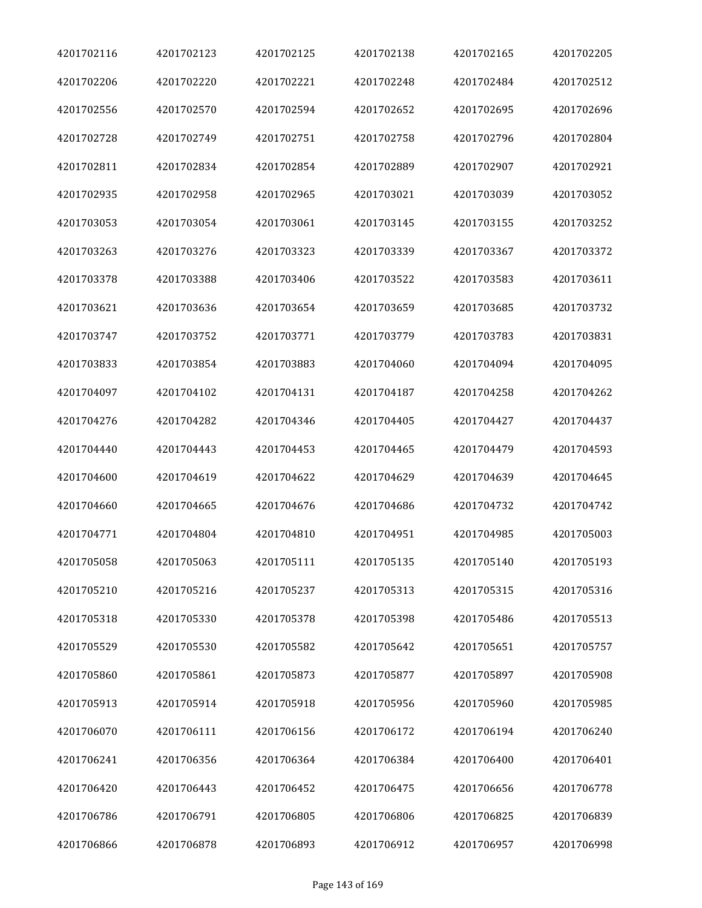| 4201702116 | 4201702123 | 4201702125 | 4201702138 | 4201702165 | 4201702205 |
|---|---|---|---|---|---|
| 4201702206 | 4201702220 | 4201702221 | 4201702248 | 4201702484 | 4201702512 |
| 4201702556 | 4201702570 | 4201702594 | 4201702652 | 4201702695 | 4201702696 |
| 4201702728 | 4201702749 | 4201702751 | 4201702758 | 4201702796 | 4201702804 |
| 4201702811 | 4201702834 | 4201702854 | 4201702889 | 4201702907 | 4201702921 |
| 4201702935 | 4201702958 | 4201702965 | 4201703021 | 4201703039 | 4201703052 |
| 4201703053 | 4201703054 | 4201703061 | 4201703145 | 4201703155 | 4201703252 |
| 4201703263 | 4201703276 | 4201703323 | 4201703339 | 4201703367 | 4201703372 |
| 4201703378 | 4201703388 | 4201703406 | 4201703522 | 4201703583 | 4201703611 |
| 4201703621 | 4201703636 | 4201703654 | 4201703659 | 4201703685 | 4201703732 |
| 4201703747 | 4201703752 | 4201703771 | 4201703779 | 4201703783 | 4201703831 |
| 4201703833 | 4201703854 | 4201703883 | 4201704060 | 4201704094 | 4201704095 |
| 4201704097 | 4201704102 | 4201704131 | 4201704187 | 4201704258 | 4201704262 |
| 4201704276 | 4201704282 | 4201704346 | 4201704405 | 4201704427 | 4201704437 |
| 4201704440 | 4201704443 | 4201704453 | 4201704465 | 4201704479 | 4201704593 |
| 4201704600 | 4201704619 | 4201704622 | 4201704629 | 4201704639 | 4201704645 |
| 4201704660 | 4201704665 | 4201704676 | 4201704686 | 4201704732 | 4201704742 |
| 4201704771 | 4201704804 | 4201704810 | 4201704951 | 4201704985 | 4201705003 |
| 4201705058 | 4201705063 | 4201705111 | 4201705135 | 4201705140 | 4201705193 |
| 4201705210 | 4201705216 | 4201705237 | 4201705313 | 4201705315 | 4201705316 |
| 4201705318 | 4201705330 | 4201705378 | 4201705398 | 4201705486 | 4201705513 |
| 4201705529 | 4201705530 | 4201705582 | 4201705642 | 4201705651 | 4201705757 |
| 4201705860 | 4201705861 | 4201705873 | 4201705877 | 4201705897 | 4201705908 |
| 4201705913 | 4201705914 | 4201705918 | 4201705956 | 4201705960 | 4201705985 |
| 4201706070 | 4201706111 | 4201706156 | 4201706172 | 4201706194 | 4201706240 |
| 4201706241 | 4201706356 | 4201706364 | 4201706384 | 4201706400 | 4201706401 |
| 4201706420 | 4201706443 | 4201706452 | 4201706475 | 4201706656 | 4201706778 |
| 4201706786 | 4201706791 | 4201706805 | 4201706806 | 4201706825 | 4201706839 |
| 4201706866 | 4201706878 | 4201706893 | 4201706912 | 4201706957 | 4201706998 |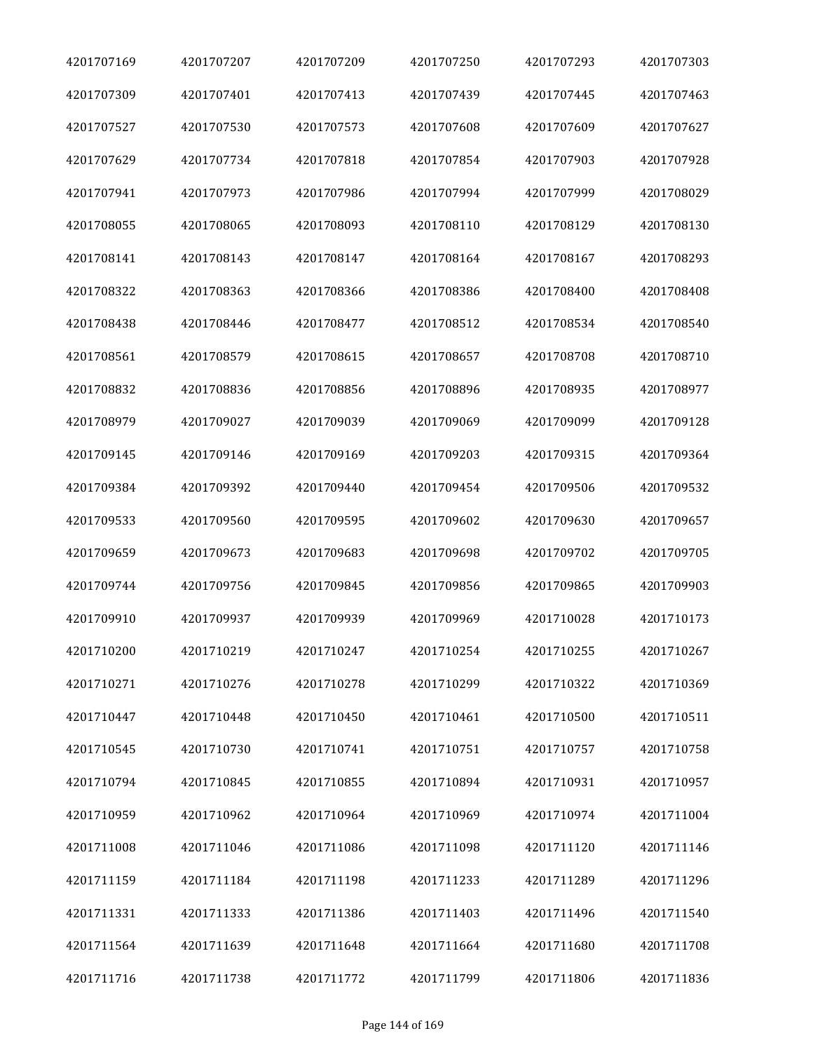| 4201707169 | 4201707207 | 4201707209 | 4201707250 | 4201707293 | 4201707303 |
|---|---|---|---|---|---|
| 4201707309 | 4201707401 | 4201707413 | 4201707439 | 4201707445 | 4201707463 |
| 4201707527 | 4201707530 | 4201707573 | 4201707608 | 4201707609 | 4201707627 |
| 4201707629 | 4201707734 | 4201707818 | 4201707854 | 4201707903 | 4201707928 |
| 4201707941 | 4201707973 | 4201707986 | 4201707994 | 4201707999 | 4201708029 |
| 4201708055 | 4201708065 | 4201708093 | 4201708110 | 4201708129 | 4201708130 |
| 4201708141 | 4201708143 | 4201708147 | 4201708164 | 4201708167 | 4201708293 |
| 4201708322 | 4201708363 | 4201708366 | 4201708386 | 4201708400 | 4201708408 |
| 4201708438 | 4201708446 | 4201708477 | 4201708512 | 4201708534 | 4201708540 |
| 4201708561 | 4201708579 | 4201708615 | 4201708657 | 4201708708 | 4201708710 |
| 4201708832 | 4201708836 | 4201708856 | 4201708896 | 4201708935 | 4201708977 |
| 4201708979 | 4201709027 | 4201709039 | 4201709069 | 4201709099 | 4201709128 |
| 4201709145 | 4201709146 | 4201709169 | 4201709203 | 4201709315 | 4201709364 |
| 4201709384 | 4201709392 | 4201709440 | 4201709454 | 4201709506 | 4201709532 |
| 4201709533 | 4201709560 | 4201709595 | 4201709602 | 4201709630 | 4201709657 |
| 4201709659 | 4201709673 | 4201709683 | 4201709698 | 4201709702 | 4201709705 |
| 4201709744 | 4201709756 | 4201709845 | 4201709856 | 4201709865 | 4201709903 |
| 4201709910 | 4201709937 | 4201709939 | 4201709969 | 4201710028 | 4201710173 |
| 4201710200 | 4201710219 | 4201710247 | 4201710254 | 4201710255 | 4201710267 |
| 4201710271 | 4201710276 | 4201710278 | 4201710299 | 4201710322 | 4201710369 |
| 4201710447 | 4201710448 | 4201710450 | 4201710461 | 4201710500 | 4201710511 |
| 4201710545 | 4201710730 | 4201710741 | 4201710751 | 4201710757 | 4201710758 |
| 4201710794 | 4201710845 | 4201710855 | 4201710894 | 4201710931 | 4201710957 |
| 4201710959 | 4201710962 | 4201710964 | 4201710969 | 4201710974 | 4201711004 |
| 4201711008 | 4201711046 | 4201711086 | 4201711098 | 4201711120 | 4201711146 |
| 4201711159 | 4201711184 | 4201711198 | 4201711233 | 4201711289 | 4201711296 |
| 4201711331 | 4201711333 | 4201711386 | 4201711403 | 4201711496 | 4201711540 |
| 4201711564 | 4201711639 | 4201711648 | 4201711664 | 4201711680 | 4201711708 |
| 4201711716 | 4201711738 | 4201711772 | 4201711799 | 4201711806 | 4201711836 |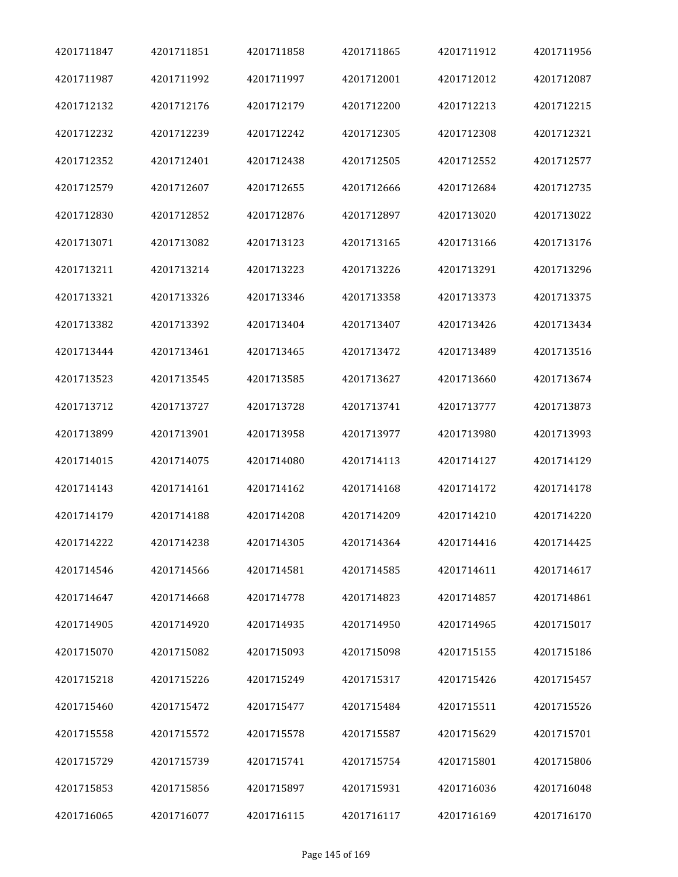| 4201711847 | 4201711851 | 4201711858 | 4201711865 | 4201711912 | 4201711956 |
|---|---|---|---|---|---|
| 4201711987 | 4201711992 | 4201711997 | 4201712001 | 4201712012 | 4201712087 |
| 4201712132 | 4201712176 | 4201712179 | 4201712200 | 4201712213 | 4201712215 |
| 4201712232 | 4201712239 | 4201712242 | 4201712305 | 4201712308 | 4201712321 |
| 4201712352 | 4201712401 | 4201712438 | 4201712505 | 4201712552 | 4201712577 |
| 4201712579 | 4201712607 | 4201712655 | 4201712666 | 4201712684 | 4201712735 |
| 4201712830 | 4201712852 | 4201712876 | 4201712897 | 4201713020 | 4201713022 |
| 4201713071 | 4201713082 | 4201713123 | 4201713165 | 4201713166 | 4201713176 |
| 4201713211 | 4201713214 | 4201713223 | 4201713226 | 4201713291 | 4201713296 |
| 4201713321 | 4201713326 | 4201713346 | 4201713358 | 4201713373 | 4201713375 |
| 4201713382 | 4201713392 | 4201713404 | 4201713407 | 4201713426 | 4201713434 |
| 4201713444 | 4201713461 | 4201713465 | 4201713472 | 4201713489 | 4201713516 |
| 4201713523 | 4201713545 | 4201713585 | 4201713627 | 4201713660 | 4201713674 |
| 4201713712 | 4201713727 | 4201713728 | 4201713741 | 4201713777 | 4201713873 |
| 4201713899 | 4201713901 | 4201713958 | 4201713977 | 4201713980 | 4201713993 |
| 4201714015 | 4201714075 | 4201714080 | 4201714113 | 4201714127 | 4201714129 |
| 4201714143 | 4201714161 | 4201714162 | 4201714168 | 4201714172 | 4201714178 |
| 4201714179 | 4201714188 | 4201714208 | 4201714209 | 4201714210 | 4201714220 |
| 4201714222 | 4201714238 | 4201714305 | 4201714364 | 4201714416 | 4201714425 |
| 4201714546 | 4201714566 | 4201714581 | 4201714585 | 4201714611 | 4201714617 |
| 4201714647 | 4201714668 | 4201714778 | 4201714823 | 4201714857 | 4201714861 |
| 4201714905 | 4201714920 | 4201714935 | 4201714950 | 4201714965 | 4201715017 |
| 4201715070 | 4201715082 | 4201715093 | 4201715098 | 4201715155 | 4201715186 |
| 4201715218 | 4201715226 | 4201715249 | 4201715317 | 4201715426 | 4201715457 |
| 4201715460 | 4201715472 | 4201715477 | 4201715484 | 4201715511 | 4201715526 |
| 4201715558 | 4201715572 | 4201715578 | 4201715587 | 4201715629 | 4201715701 |
| 4201715729 | 4201715739 | 4201715741 | 4201715754 | 4201715801 | 4201715806 |
| 4201715853 | 4201715856 | 4201715897 | 4201715931 | 4201716036 | 4201716048 |
| 4201716065 | 4201716077 | 4201716115 | 4201716117 | 4201716169 | 4201716170 |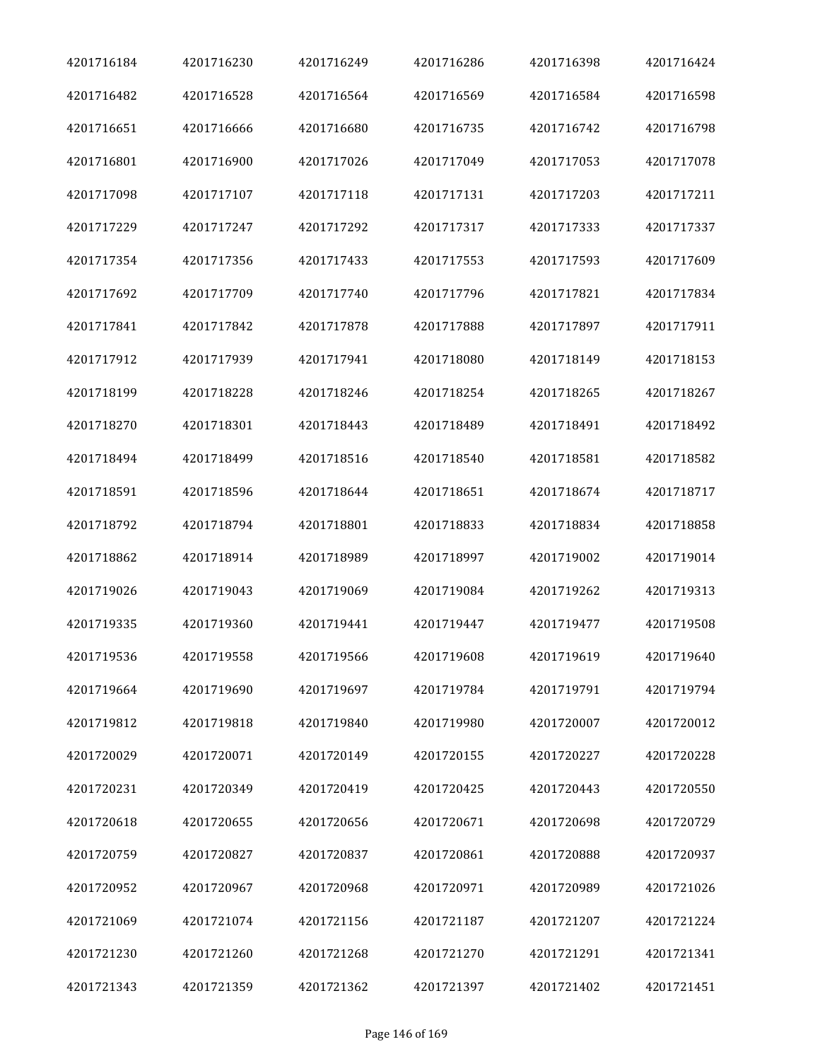| | | | | | |
|---|---|---|---|---|---|
| 4201716184 | 4201716230 | 4201716249 | 4201716286 | 4201716398 | 4201716424 |
| 4201716482 | 4201716528 | 4201716564 | 4201716569 | 4201716584 | 4201716598 |
| 4201716651 | 4201716666 | 4201716680 | 4201716735 | 4201716742 | 4201716798 |
| 4201716801 | 4201716900 | 4201717026 | 4201717049 | 4201717053 | 4201717078 |
| 4201717098 | 4201717107 | 4201717118 | 4201717131 | 4201717203 | 4201717211 |
| 4201717229 | 4201717247 | 4201717292 | 4201717317 | 4201717333 | 4201717337 |
| 4201717354 | 4201717356 | 4201717433 | 4201717553 | 4201717593 | 4201717609 |
| 4201717692 | 4201717709 | 4201717740 | 4201717796 | 4201717821 | 4201717834 |
| 4201717841 | 4201717842 | 4201717878 | 4201717888 | 4201717897 | 4201717911 |
| 4201717912 | 4201717939 | 4201717941 | 4201718080 | 4201718149 | 4201718153 |
| 4201718199 | 4201718228 | 4201718246 | 4201718254 | 4201718265 | 4201718267 |
| 4201718270 | 4201718301 | 4201718443 | 4201718489 | 4201718491 | 4201718492 |
| 4201718494 | 4201718499 | 4201718516 | 4201718540 | 4201718581 | 4201718582 |
| 4201718591 | 4201718596 | 4201718644 | 4201718651 | 4201718674 | 4201718717 |
| 4201718792 | 4201718794 | 4201718801 | 4201718833 | 4201718834 | 4201718858 |
| 4201718862 | 4201718914 | 4201718989 | 4201718997 | 4201719002 | 4201719014 |
| 4201719026 | 4201719043 | 4201719069 | 4201719084 | 4201719262 | 4201719313 |
| 4201719335 | 4201719360 | 4201719441 | 4201719447 | 4201719477 | 4201719508 |
| 4201719536 | 4201719558 | 4201719566 | 4201719608 | 4201719619 | 4201719640 |
| 4201719664 | 4201719690 | 4201719697 | 4201719784 | 4201719791 | 4201719794 |
| 4201719812 | 4201719818 | 4201719840 | 4201719980 | 4201720007 | 4201720012 |
| 4201720029 | 4201720071 | 4201720149 | 4201720155 | 4201720227 | 4201720228 |
| 4201720231 | 4201720349 | 4201720419 | 4201720425 | 4201720443 | 4201720550 |
| 4201720618 | 4201720655 | 4201720656 | 4201720671 | 4201720698 | 4201720729 |
| 4201720759 | 4201720827 | 4201720837 | 4201720861 | 4201720888 | 4201720937 |
| 4201720952 | 4201720967 | 4201720968 | 4201720971 | 4201720989 | 4201721026 |
| 4201721069 | 4201721074 | 4201721156 | 4201721187 | 4201721207 | 4201721224 |
| 4201721230 | 4201721260 | 4201721268 | 4201721270 | 4201721291 | 4201721341 |
| 4201721343 | 4201721359 | 4201721362 | 4201721397 | 4201721402 | 4201721451 |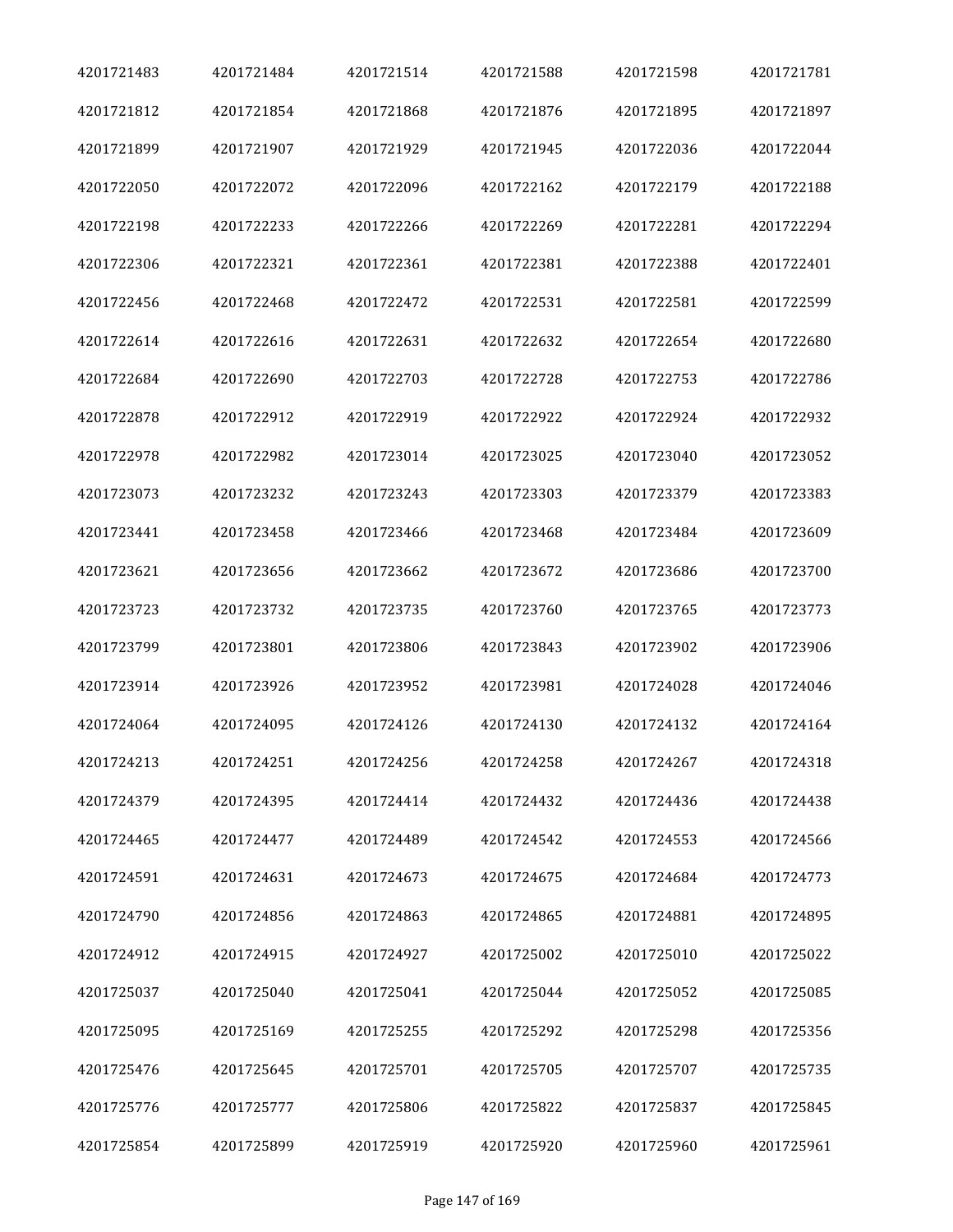| 4201721483 | 4201721484 | 4201721514 | 4201721588 | 4201721598 | 4201721781 |
|---|---|---|---|---|---|
| 4201721812 | 4201721854 | 4201721868 | 4201721876 | 4201721895 | 4201721897 |
| 4201721899 | 4201721907 | 4201721929 | 4201721945 | 4201722036 | 4201722044 |
| 4201722050 | 4201722072 | 4201722096 | 4201722162 | 4201722179 | 4201722188 |
| 4201722198 | 4201722233 | 4201722266 | 4201722269 | 4201722281 | 4201722294 |
| 4201722306 | 4201722321 | 4201722361 | 4201722381 | 4201722388 | 4201722401 |
| 4201722456 | 4201722468 | 4201722472 | 4201722531 | 4201722581 | 4201722599 |
| 4201722614 | 4201722616 | 4201722631 | 4201722632 | 4201722654 | 4201722680 |
| 4201722684 | 4201722690 | 4201722703 | 4201722728 | 4201722753 | 4201722786 |
| 4201722878 | 4201722912 | 4201722919 | 4201722922 | 4201722924 | 4201722932 |
| 4201722978 | 4201722982 | 4201723014 | 4201723025 | 4201723040 | 4201723052 |
| 4201723073 | 4201723232 | 4201723243 | 4201723303 | 4201723379 | 4201723383 |
| 4201723441 | 4201723458 | 4201723466 | 4201723468 | 4201723484 | 4201723609 |
| 4201723621 | 4201723656 | 4201723662 | 4201723672 | 4201723686 | 4201723700 |
| 4201723723 | 4201723732 | 4201723735 | 4201723760 | 4201723765 | 4201723773 |
| 4201723799 | 4201723801 | 4201723806 | 4201723843 | 4201723902 | 4201723906 |
| 4201723914 | 4201723926 | 4201723952 | 4201723981 | 4201724028 | 4201724046 |
| 4201724064 | 4201724095 | 4201724126 | 4201724130 | 4201724132 | 4201724164 |
| 4201724213 | 4201724251 | 4201724256 | 4201724258 | 4201724267 | 4201724318 |
| 4201724379 | 4201724395 | 4201724414 | 4201724432 | 4201724436 | 4201724438 |
| 4201724465 | 4201724477 | 4201724489 | 4201724542 | 4201724553 | 4201724566 |
| 4201724591 | 4201724631 | 4201724673 | 4201724675 | 4201724684 | 4201724773 |
| 4201724790 | 4201724856 | 4201724863 | 4201724865 | 4201724881 | 4201724895 |
| 4201724912 | 4201724915 | 4201724927 | 4201725002 | 4201725010 | 4201725022 |
| 4201725037 | 4201725040 | 4201725041 | 4201725044 | 4201725052 | 4201725085 |
| 4201725095 | 4201725169 | 4201725255 | 4201725292 | 4201725298 | 4201725356 |
| 4201725476 | 4201725645 | 4201725701 | 4201725705 | 4201725707 | 4201725735 |
| 4201725776 | 4201725777 | 4201725806 | 4201725822 | 4201725837 | 4201725845 |
| 4201725854 | 4201725899 | 4201725919 | 4201725920 | 4201725960 | 4201725961 |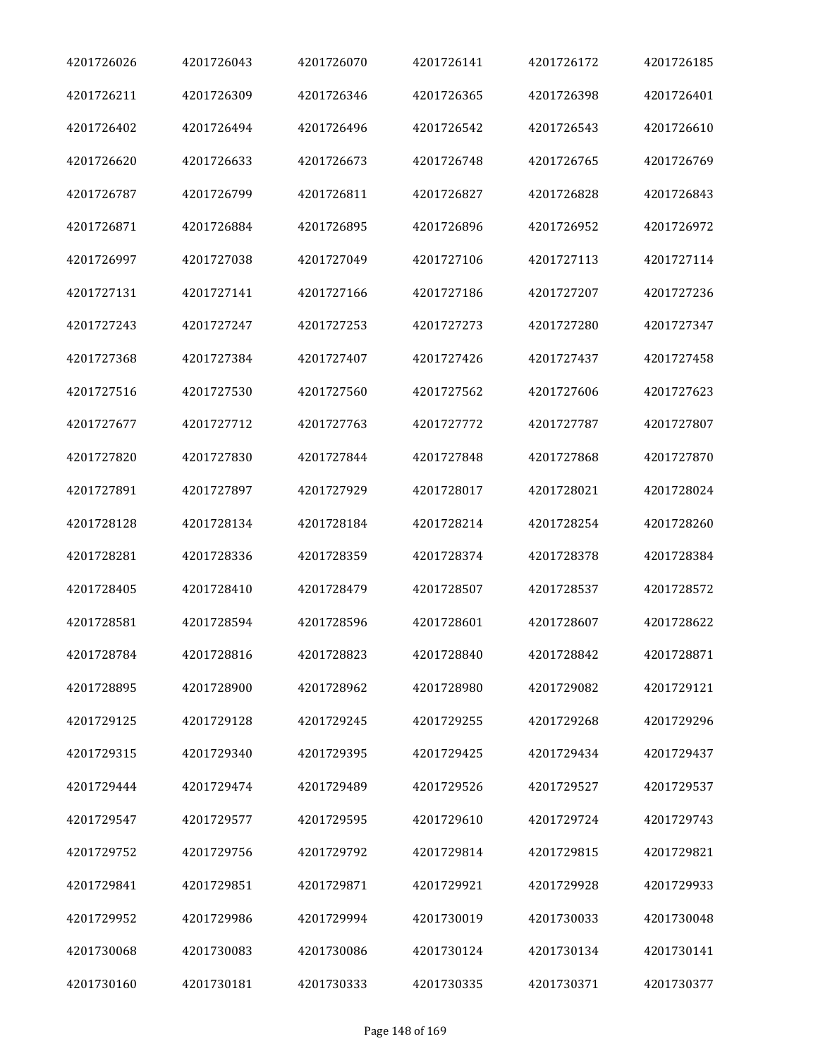| 4201726026 | 4201726043 | 4201726070 | 4201726141 | 4201726172 | 4201726185 |
|---|---|---|---|---|---|
| 4201726211 | 4201726309 | 4201726346 | 4201726365 | 4201726398 | 4201726401 |
| 4201726402 | 4201726494 | 4201726496 | 4201726542 | 4201726543 | 4201726610 |
| 4201726620 | 4201726633 | 4201726673 | 4201726748 | 4201726765 | 4201726769 |
| 4201726787 | 4201726799 | 4201726811 | 4201726827 | 4201726828 | 4201726843 |
| 4201726871 | 4201726884 | 4201726895 | 4201726896 | 4201726952 | 4201726972 |
| 4201726997 | 4201727038 | 4201727049 | 4201727106 | 4201727113 | 4201727114 |
| 4201727131 | 4201727141 | 4201727166 | 4201727186 | 4201727207 | 4201727236 |
| 4201727243 | 4201727247 | 4201727253 | 4201727273 | 4201727280 | 4201727347 |
| 4201727368 | 4201727384 | 4201727407 | 4201727426 | 4201727437 | 4201727458 |
| 4201727516 | 4201727530 | 4201727560 | 4201727562 | 4201727606 | 4201727623 |
| 4201727677 | 4201727712 | 4201727763 | 4201727772 | 4201727787 | 4201727807 |
| 4201727820 | 4201727830 | 4201727844 | 4201727848 | 4201727868 | 4201727870 |
| 4201727891 | 4201727897 | 4201727929 | 4201728017 | 4201728021 | 4201728024 |
| 4201728128 | 4201728134 | 4201728184 | 4201728214 | 4201728254 | 4201728260 |
| 4201728281 | 4201728336 | 4201728359 | 4201728374 | 4201728378 | 4201728384 |
| 4201728405 | 4201728410 | 4201728479 | 4201728507 | 4201728537 | 4201728572 |
| 4201728581 | 4201728594 | 4201728596 | 4201728601 | 4201728607 | 4201728622 |
| 4201728784 | 4201728816 | 4201728823 | 4201728840 | 4201728842 | 4201728871 |
| 4201728895 | 4201728900 | 4201728962 | 4201728980 | 4201729082 | 4201729121 |
| 4201729125 | 4201729128 | 4201729245 | 4201729255 | 4201729268 | 4201729296 |
| 4201729315 | 4201729340 | 4201729395 | 4201729425 | 4201729434 | 4201729437 |
| 4201729444 | 4201729474 | 4201729489 | 4201729526 | 4201729527 | 4201729537 |
| 4201729547 | 4201729577 | 4201729595 | 4201729610 | 4201729724 | 4201729743 |
| 4201729752 | 4201729756 | 4201729792 | 4201729814 | 4201729815 | 4201729821 |
| 4201729841 | 4201729851 | 4201729871 | 4201729921 | 4201729928 | 4201729933 |
| 4201729952 | 4201729986 | 4201729994 | 4201730019 | 4201730033 | 4201730048 |
| 4201730068 | 4201730083 | 4201730086 | 4201730124 | 4201730134 | 4201730141 |
| 4201730160 | 4201730181 | 4201730333 | 4201730335 | 4201730371 | 4201730377 |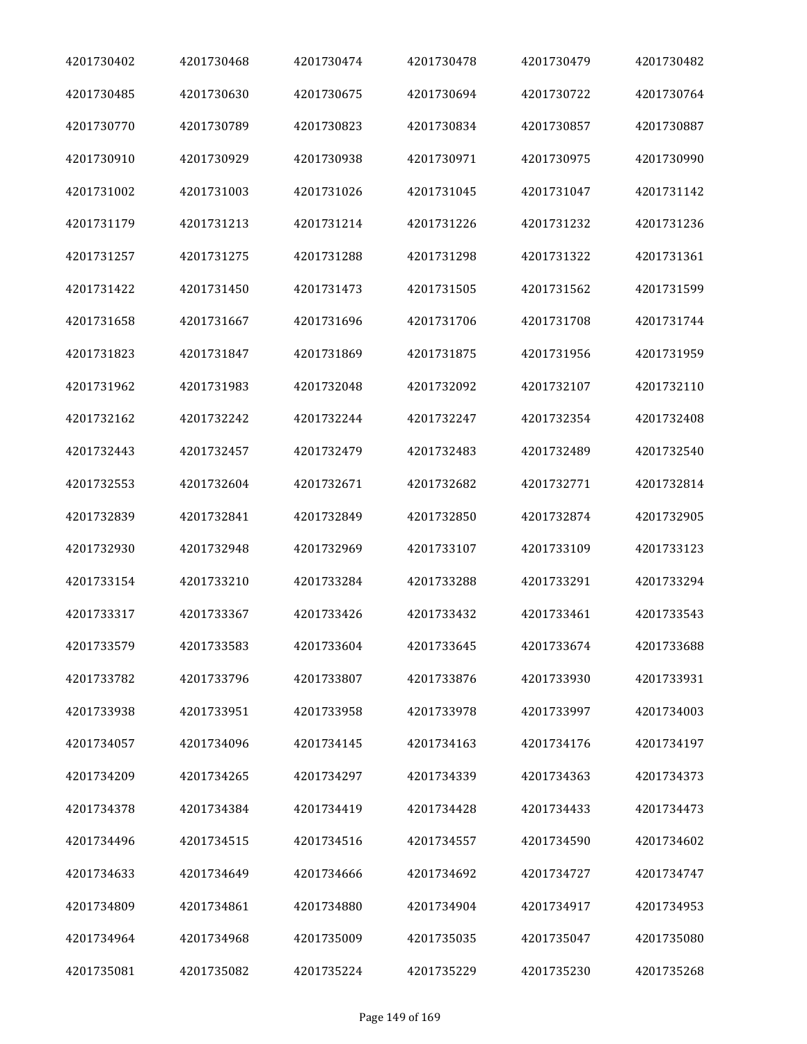| 4201730402 | 4201730468 | 4201730474 | 4201730478 | 4201730479 | 4201730482 |
|---|---|---|---|---|---|
| 4201730485 | 4201730630 | 4201730675 | 4201730694 | 4201730722 | 4201730764 |
| 4201730770 | 4201730789 | 4201730823 | 4201730834 | 4201730857 | 4201730887 |
| 4201730910 | 4201730929 | 4201730938 | 4201730971 | 4201730975 | 4201730990 |
| 4201731002 | 4201731003 | 4201731026 | 4201731045 | 4201731047 | 4201731142 |
| 4201731179 | 4201731213 | 4201731214 | 4201731226 | 4201731232 | 4201731236 |
| 4201731257 | 4201731275 | 4201731288 | 4201731298 | 4201731322 | 4201731361 |
| 4201731422 | 4201731450 | 4201731473 | 4201731505 | 4201731562 | 4201731599 |
| 4201731658 | 4201731667 | 4201731696 | 4201731706 | 4201731708 | 4201731744 |
| 4201731823 | 4201731847 | 4201731869 | 4201731875 | 4201731956 | 4201731959 |
| 4201731962 | 4201731983 | 4201732048 | 4201732092 | 4201732107 | 4201732110 |
| 4201732162 | 4201732242 | 4201732244 | 4201732247 | 4201732354 | 4201732408 |
| 4201732443 | 4201732457 | 4201732479 | 4201732483 | 4201732489 | 4201732540 |
| 4201732553 | 4201732604 | 4201732671 | 4201732682 | 4201732771 | 4201732814 |
| 4201732839 | 4201732841 | 4201732849 | 4201732850 | 4201732874 | 4201732905 |
| 4201732930 | 4201732948 | 4201732969 | 4201733107 | 4201733109 | 4201733123 |
| 4201733154 | 4201733210 | 4201733284 | 4201733288 | 4201733291 | 4201733294 |
| 4201733317 | 4201733367 | 4201733426 | 4201733432 | 4201733461 | 4201733543 |
| 4201733579 | 4201733583 | 4201733604 | 4201733645 | 4201733674 | 4201733688 |
| 4201733782 | 4201733796 | 4201733807 | 4201733876 | 4201733930 | 4201733931 |
| 4201733938 | 4201733951 | 4201733958 | 4201733978 | 4201733997 | 4201734003 |
| 4201734057 | 4201734096 | 4201734145 | 4201734163 | 4201734176 | 4201734197 |
| 4201734209 | 4201734265 | 4201734297 | 4201734339 | 4201734363 | 4201734373 |
| 4201734378 | 4201734384 | 4201734419 | 4201734428 | 4201734433 | 4201734473 |
| 4201734496 | 4201734515 | 4201734516 | 4201734557 | 4201734590 | 4201734602 |
| 4201734633 | 4201734649 | 4201734666 | 4201734692 | 4201734727 | 4201734747 |
| 4201734809 | 4201734861 | 4201734880 | 4201734904 | 4201734917 | 4201734953 |
| 4201734964 | 4201734968 | 4201735009 | 4201735035 | 4201735047 | 4201735080 |
| 4201735081 | 4201735082 | 4201735224 | 4201735229 | 4201735230 | 4201735268 |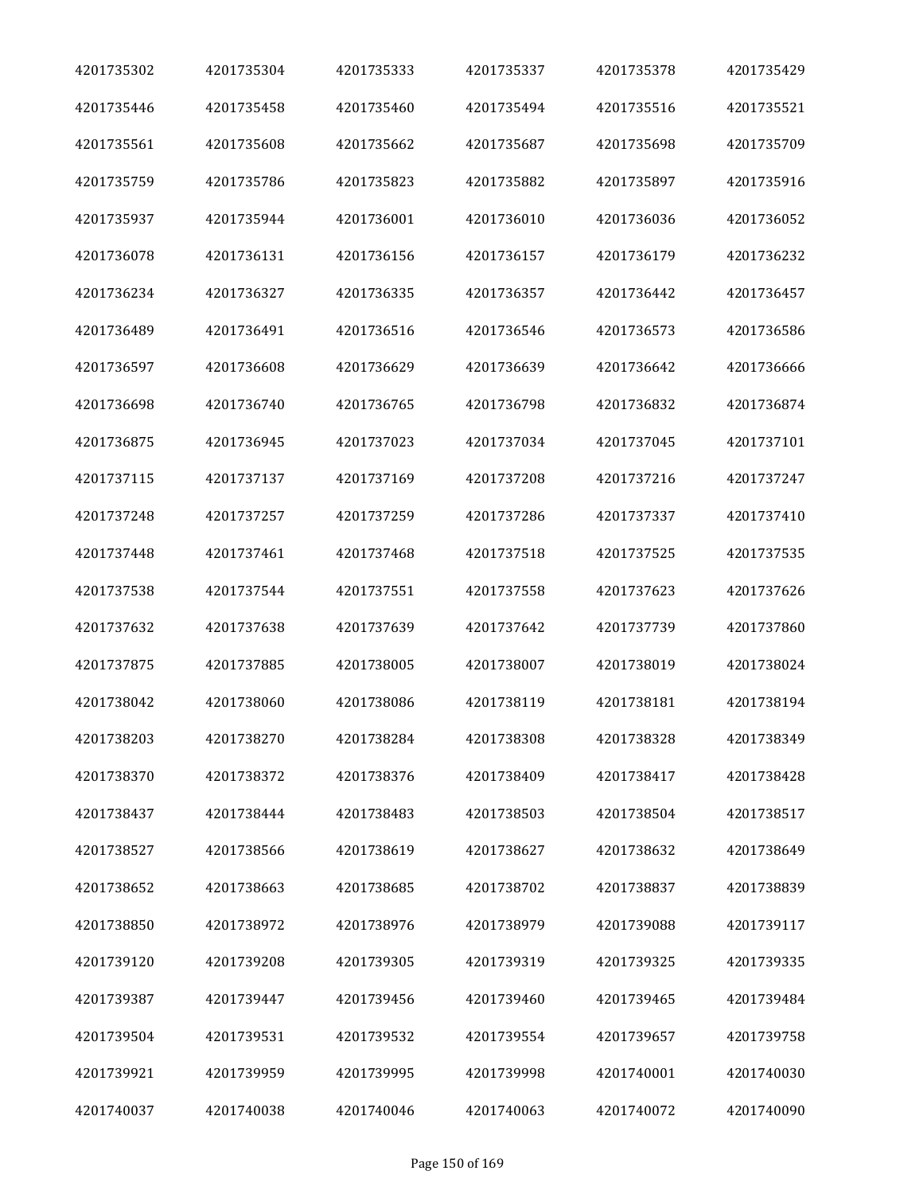| 4201735302 | 4201735304 | 4201735333 | 4201735337 | 4201735378 | 4201735429 |
|---|---|---|---|---|---|
| 4201735446 | 4201735458 | 4201735460 | 4201735494 | 4201735516 | 4201735521 |
| 4201735561 | 4201735608 | 4201735662 | 4201735687 | 4201735698 | 4201735709 |
| 4201735759 | 4201735786 | 4201735823 | 4201735882 | 4201735897 | 4201735916 |
| 4201735937 | 4201735944 | 4201736001 | 4201736010 | 4201736036 | 4201736052 |
| 4201736078 | 4201736131 | 4201736156 | 4201736157 | 4201736179 | 4201736232 |
| 4201736234 | 4201736327 | 4201736335 | 4201736357 | 4201736442 | 4201736457 |
| 4201736489 | 4201736491 | 4201736516 | 4201736546 | 4201736573 | 4201736586 |
| 4201736597 | 4201736608 | 4201736629 | 4201736639 | 4201736642 | 4201736666 |
| 4201736698 | 4201736740 | 4201736765 | 4201736798 | 4201736832 | 4201736874 |
| 4201736875 | 4201736945 | 4201737023 | 4201737034 | 4201737045 | 4201737101 |
| 4201737115 | 4201737137 | 4201737169 | 4201737208 | 4201737216 | 4201737247 |
| 4201737248 | 4201737257 | 4201737259 | 4201737286 | 4201737337 | 4201737410 |
| 4201737448 | 4201737461 | 4201737468 | 4201737518 | 4201737525 | 4201737535 |
| 4201737538 | 4201737544 | 4201737551 | 4201737558 | 4201737623 | 4201737626 |
| 4201737632 | 4201737638 | 4201737639 | 4201737642 | 4201737739 | 4201737860 |
| 4201737875 | 4201737885 | 4201738005 | 4201738007 | 4201738019 | 4201738024 |
| 4201738042 | 4201738060 | 4201738086 | 4201738119 | 4201738181 | 4201738194 |
| 4201738203 | 4201738270 | 4201738284 | 4201738308 | 4201738328 | 4201738349 |
| 4201738370 | 4201738372 | 4201738376 | 4201738409 | 4201738417 | 4201738428 |
| 4201738437 | 4201738444 | 4201738483 | 4201738503 | 4201738504 | 4201738517 |
| 4201738527 | 4201738566 | 4201738619 | 4201738627 | 4201738632 | 4201738649 |
| 4201738652 | 4201738663 | 4201738685 | 4201738702 | 4201738837 | 4201738839 |
| 4201738850 | 4201738972 | 4201738976 | 4201738979 | 4201739088 | 4201739117 |
| 4201739120 | 4201739208 | 4201739305 | 4201739319 | 4201739325 | 4201739335 |
| 4201739387 | 4201739447 | 4201739456 | 4201739460 | 4201739465 | 4201739484 |
| 4201739504 | 4201739531 | 4201739532 | 4201739554 | 4201739657 | 4201739758 |
| 4201739921 | 4201739959 | 4201739995 | 4201739998 | 4201740001 | 4201740030 |
| 4201740037 | 4201740038 | 4201740046 | 4201740063 | 4201740072 | 4201740090 |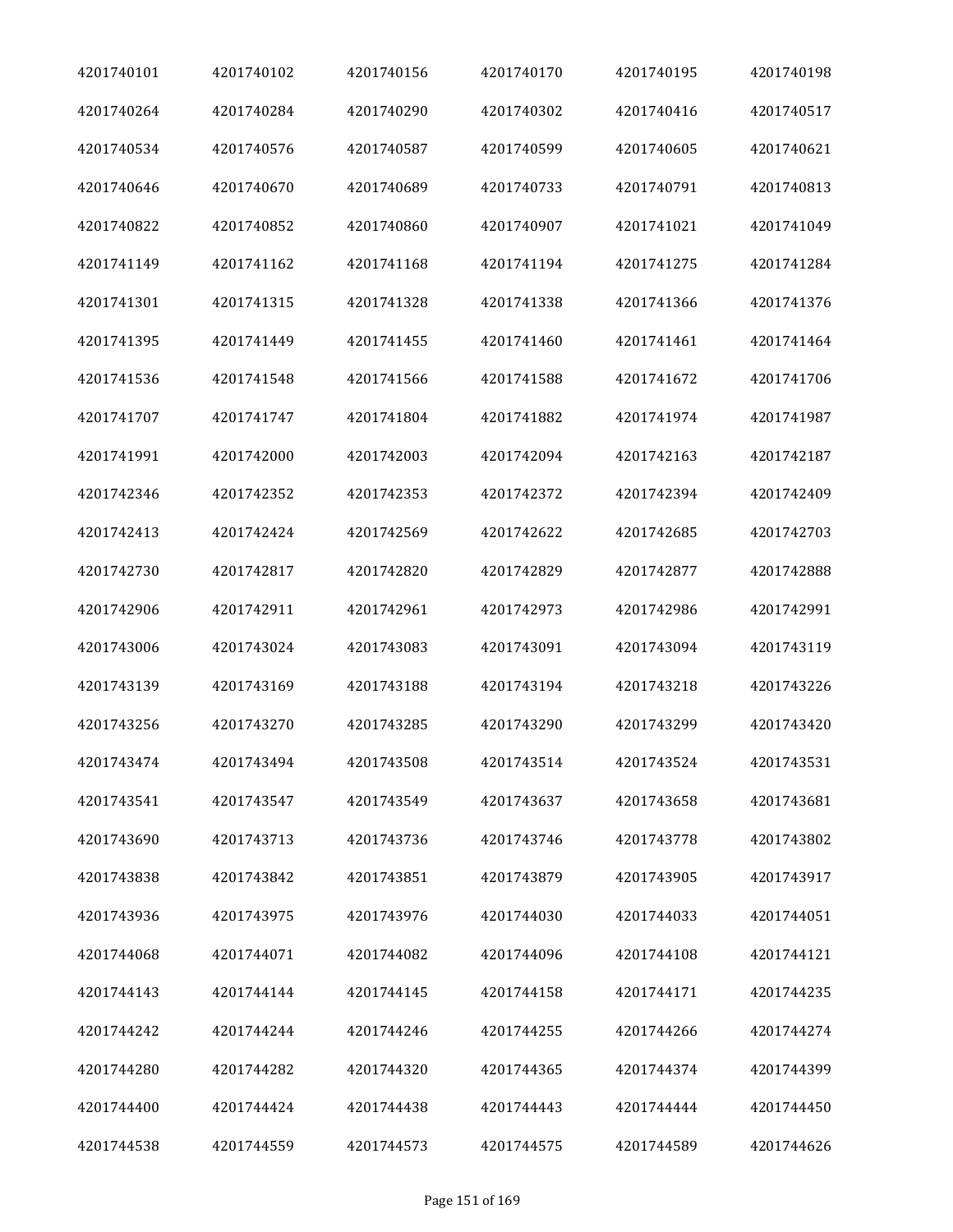| 4201740101 | 4201740102 | 4201740156 | 4201740170 | 4201740195 | 4201740198 |
|---|---|---|---|---|---|
| 4201740264 | 4201740284 | 4201740290 | 4201740302 | 4201740416 | 4201740517 |
| 4201740534 | 4201740576 | 4201740587 | 4201740599 | 4201740605 | 4201740621 |
| 4201740646 | 4201740670 | 4201740689 | 4201740733 | 4201740791 | 4201740813 |
| 4201740822 | 4201740852 | 4201740860 | 4201740907 | 4201741021 | 4201741049 |
| 4201741149 | 4201741162 | 4201741168 | 4201741194 | 4201741275 | 4201741284 |
| 4201741301 | 4201741315 | 4201741328 | 4201741338 | 4201741366 | 4201741376 |
| 4201741395 | 4201741449 | 4201741455 | 4201741460 | 4201741461 | 4201741464 |
| 4201741536 | 4201741548 | 4201741566 | 4201741588 | 4201741672 | 4201741706 |
| 4201741707 | 4201741747 | 4201741804 | 4201741882 | 4201741974 | 4201741987 |
| 4201741991 | 4201742000 | 4201742003 | 4201742094 | 4201742163 | 4201742187 |
| 4201742346 | 4201742352 | 4201742353 | 4201742372 | 4201742394 | 4201742409 |
| 4201742413 | 4201742424 | 4201742569 | 4201742622 | 4201742685 | 4201742703 |
| 4201742730 | 4201742817 | 4201742820 | 4201742829 | 4201742877 | 4201742888 |
| 4201742906 | 4201742911 | 4201742961 | 4201742973 | 4201742986 | 4201742991 |
| 4201743006 | 4201743024 | 4201743083 | 4201743091 | 4201743094 | 4201743119 |
| 4201743139 | 4201743169 | 4201743188 | 4201743194 | 4201743218 | 4201743226 |
| 4201743256 | 4201743270 | 4201743285 | 4201743290 | 4201743299 | 4201743420 |
| 4201743474 | 4201743494 | 4201743508 | 4201743514 | 4201743524 | 4201743531 |
| 4201743541 | 4201743547 | 4201743549 | 4201743637 | 4201743658 | 4201743681 |
| 4201743690 | 4201743713 | 4201743736 | 4201743746 | 4201743778 | 4201743802 |
| 4201743838 | 4201743842 | 4201743851 | 4201743879 | 4201743905 | 4201743917 |
| 4201743936 | 4201743975 | 4201743976 | 4201744030 | 4201744033 | 4201744051 |
| 4201744068 | 4201744071 | 4201744082 | 4201744096 | 4201744108 | 4201744121 |
| 4201744143 | 4201744144 | 4201744145 | 4201744158 | 4201744171 | 4201744235 |
| 4201744242 | 4201744244 | 4201744246 | 4201744255 | 4201744266 | 4201744274 |
| 4201744280 | 4201744282 | 4201744320 | 4201744365 | 4201744374 | 4201744399 |
| 4201744400 | 4201744424 | 4201744438 | 4201744443 | 4201744444 | 4201744450 |
| 4201744538 | 4201744559 | 4201744573 | 4201744575 | 4201744589 | 4201744626 |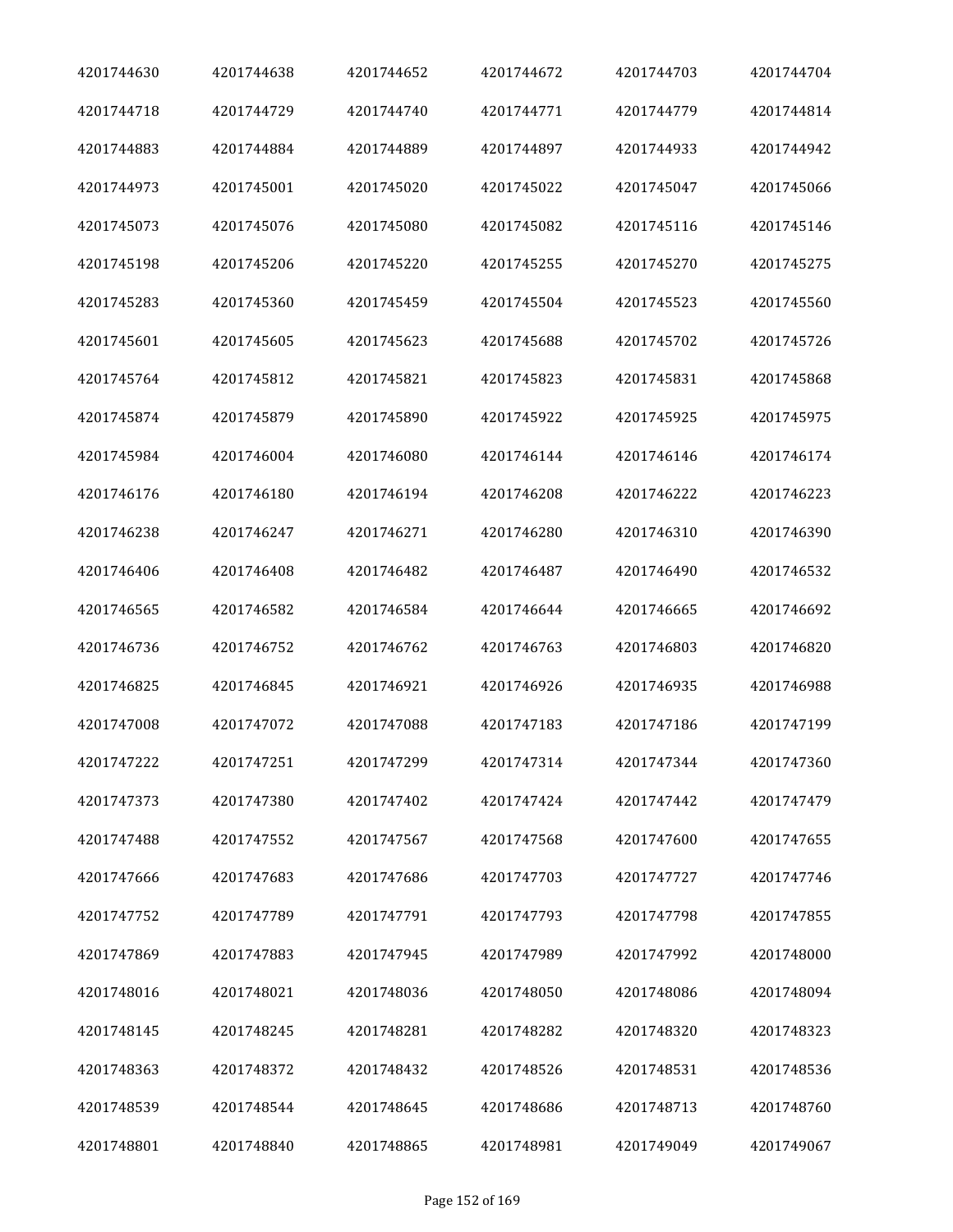| | | | | | |
|---|---|---|---|---|---|
| 4201744630 | 4201744638 | 4201744652 | 4201744672 | 4201744703 | 4201744704 |
| 4201744718 | 4201744729 | 4201744740 | 4201744771 | 4201744779 | 4201744814 |
| 4201744883 | 4201744884 | 4201744889 | 4201744897 | 4201744933 | 4201744942 |
| 4201744973 | 4201745001 | 4201745020 | 4201745022 | 4201745047 | 4201745066 |
| 4201745073 | 4201745076 | 4201745080 | 4201745082 | 4201745116 | 4201745146 |
| 4201745198 | 4201745206 | 4201745220 | 4201745255 | 4201745270 | 4201745275 |
| 4201745283 | 4201745360 | 4201745459 | 4201745504 | 4201745523 | 4201745560 |
| 4201745601 | 4201745605 | 4201745623 | 4201745688 | 4201745702 | 4201745726 |
| 4201745764 | 4201745812 | 4201745821 | 4201745823 | 4201745831 | 4201745868 |
| 4201745874 | 4201745879 | 4201745890 | 4201745922 | 4201745925 | 4201745975 |
| 4201745984 | 4201746004 | 4201746080 | 4201746144 | 4201746146 | 4201746174 |
| 4201746176 | 4201746180 | 4201746194 | 4201746208 | 4201746222 | 4201746223 |
| 4201746238 | 4201746247 | 4201746271 | 4201746280 | 4201746310 | 4201746390 |
| 4201746406 | 4201746408 | 4201746482 | 4201746487 | 4201746490 | 4201746532 |
| 4201746565 | 4201746582 | 4201746584 | 4201746644 | 4201746665 | 4201746692 |
| 4201746736 | 4201746752 | 4201746762 | 4201746763 | 4201746803 | 4201746820 |
| 4201746825 | 4201746845 | 4201746921 | 4201746926 | 4201746935 | 4201746988 |
| 4201747008 | 4201747072 | 4201747088 | 4201747183 | 4201747186 | 4201747199 |
| 4201747222 | 4201747251 | 4201747299 | 4201747314 | 4201747344 | 4201747360 |
| 4201747373 | 4201747380 | 4201747402 | 4201747424 | 4201747442 | 4201747479 |
| 4201747488 | 4201747552 | 4201747567 | 4201747568 | 4201747600 | 4201747655 |
| 4201747666 | 4201747683 | 4201747686 | 4201747703 | 4201747727 | 4201747746 |
| 4201747752 | 4201747789 | 4201747791 | 4201747793 | 4201747798 | 4201747855 |
| 4201747869 | 4201747883 | 4201747945 | 4201747989 | 4201747992 | 4201748000 |
| 4201748016 | 4201748021 | 4201748036 | 4201748050 | 4201748086 | 4201748094 |
| 4201748145 | 4201748245 | 4201748281 | 4201748282 | 4201748320 | 4201748323 |
| 4201748363 | 4201748372 | 4201748432 | 4201748526 | 4201748531 | 4201748536 |
| 4201748539 | 4201748544 | 4201748645 | 4201748686 | 4201748713 | 4201748760 |
| 4201748801 | 4201748840 | 4201748865 | 4201748981 | 4201749049 | 4201749067 |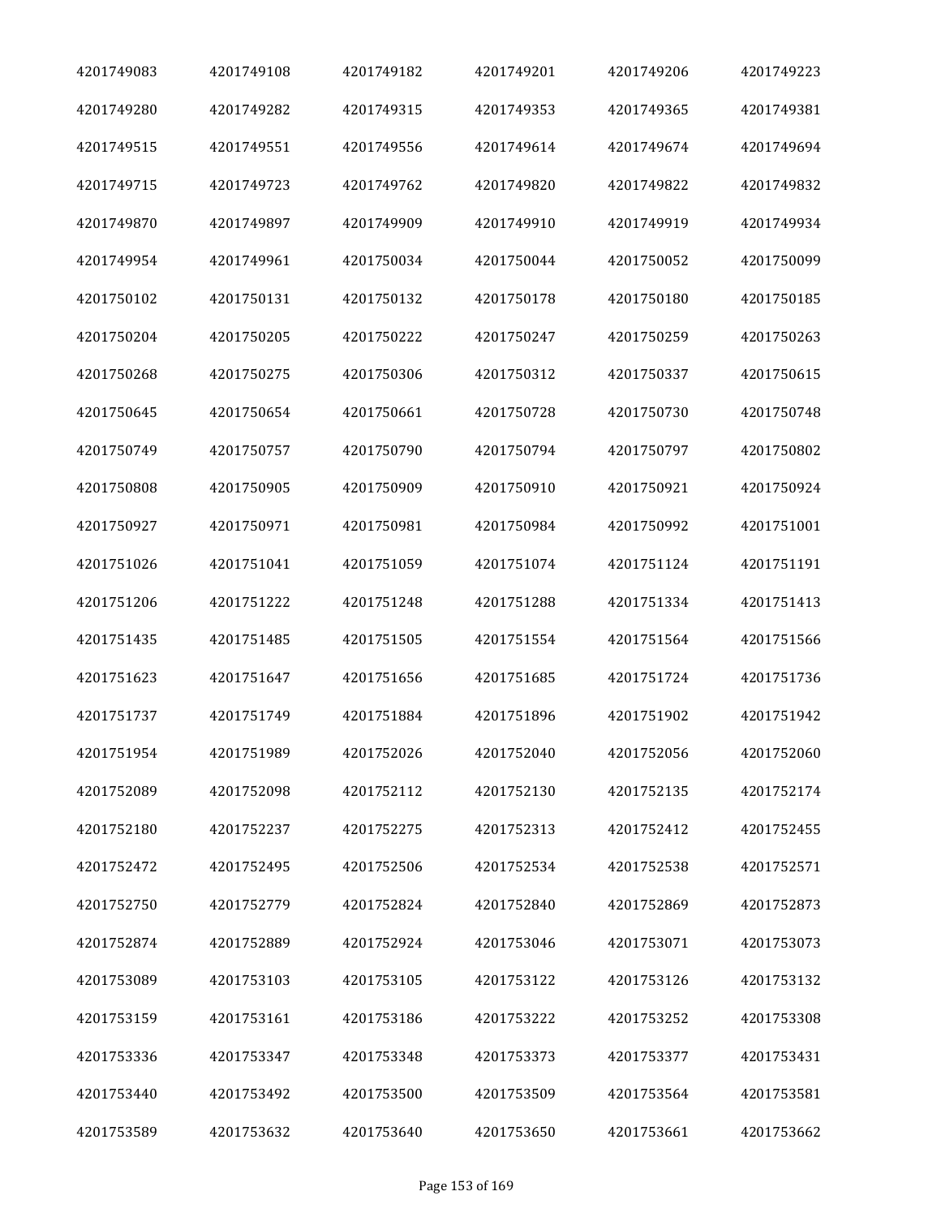| | | | | | |
|---|---|---|---|---|---|
| 4201749083 | 4201749108 | 4201749182 | 4201749201 | 4201749206 | 4201749223 |
| 4201749280 | 4201749282 | 4201749315 | 4201749353 | 4201749365 | 4201749381 |
| 4201749515 | 4201749551 | 4201749556 | 4201749614 | 4201749674 | 4201749694 |
| 4201749715 | 4201749723 | 4201749762 | 4201749820 | 4201749822 | 4201749832 |
| 4201749870 | 4201749897 | 4201749909 | 4201749910 | 4201749919 | 4201749934 |
| 4201749954 | 4201749961 | 4201750034 | 4201750044 | 4201750052 | 4201750099 |
| 4201750102 | 4201750131 | 4201750132 | 4201750178 | 4201750180 | 4201750185 |
| 4201750204 | 4201750205 | 4201750222 | 4201750247 | 4201750259 | 4201750263 |
| 4201750268 | 4201750275 | 4201750306 | 4201750312 | 4201750337 | 4201750615 |
| 4201750645 | 4201750654 | 4201750661 | 4201750728 | 4201750730 | 4201750748 |
| 4201750749 | 4201750757 | 4201750790 | 4201750794 | 4201750797 | 4201750802 |
| 4201750808 | 4201750905 | 4201750909 | 4201750910 | 4201750921 | 4201750924 |
| 4201750927 | 4201750971 | 4201750981 | 4201750984 | 4201750992 | 4201751001 |
| 4201751026 | 4201751041 | 4201751059 | 4201751074 | 4201751124 | 4201751191 |
| 4201751206 | 4201751222 | 4201751248 | 4201751288 | 4201751334 | 4201751413 |
| 4201751435 | 4201751485 | 4201751505 | 4201751554 | 4201751564 | 4201751566 |
| 4201751623 | 4201751647 | 4201751656 | 4201751685 | 4201751724 | 4201751736 |
| 4201751737 | 4201751749 | 4201751884 | 4201751896 | 4201751902 | 4201751942 |
| 4201751954 | 4201751989 | 4201752026 | 4201752040 | 4201752056 | 4201752060 |
| 4201752089 | 4201752098 | 4201752112 | 4201752130 | 4201752135 | 4201752174 |
| 4201752180 | 4201752237 | 4201752275 | 4201752313 | 4201752412 | 4201752455 |
| 4201752472 | 4201752495 | 4201752506 | 4201752534 | 4201752538 | 4201752571 |
| 4201752750 | 4201752779 | 4201752824 | 4201752840 | 4201752869 | 4201752873 |
| 4201752874 | 4201752889 | 4201752924 | 4201753046 | 4201753071 | 4201753073 |
| 4201753089 | 4201753103 | 4201753105 | 4201753122 | 4201753126 | 4201753132 |
| 4201753159 | 4201753161 | 4201753186 | 4201753222 | 4201753252 | 4201753308 |
| 4201753336 | 4201753347 | 4201753348 | 4201753373 | 4201753377 | 4201753431 |
| 4201753440 | 4201753492 | 4201753500 | 4201753509 | 4201753564 | 4201753581 |
| 4201753589 | 4201753632 | 4201753640 | 4201753650 | 4201753661 | 4201753662 |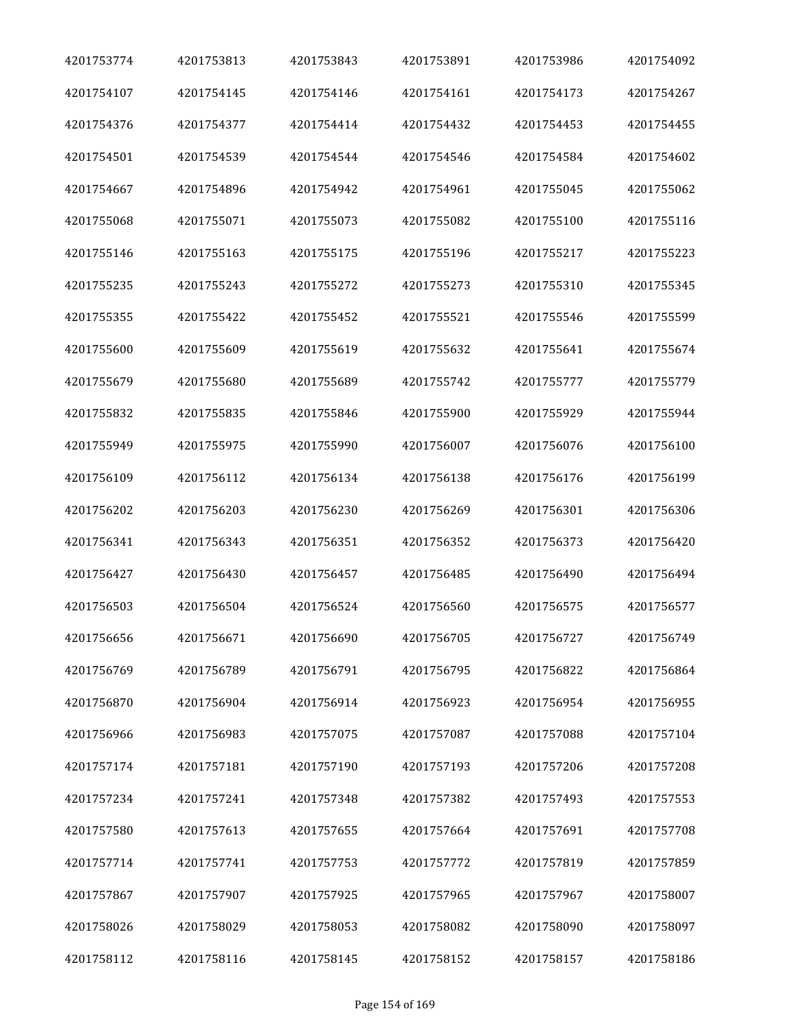| | | | | | |
|---|---|---|---|---|---|
| 4201753774 | 4201753813 | 4201753843 | 4201753891 | 4201753986 | 4201754092 |
| 4201754107 | 4201754145 | 4201754146 | 4201754161 | 4201754173 | 4201754267 |
| 4201754376 | 4201754377 | 4201754414 | 4201754432 | 4201754453 | 4201754455 |
| 4201754501 | 4201754539 | 4201754544 | 4201754546 | 4201754584 | 4201754602 |
| 4201754667 | 4201754896 | 4201754942 | 4201754961 | 4201755045 | 4201755062 |
| 4201755068 | 4201755071 | 4201755073 | 4201755082 | 4201755100 | 4201755116 |
| 4201755146 | 4201755163 | 4201755175 | 4201755196 | 4201755217 | 4201755223 |
| 4201755235 | 4201755243 | 4201755272 | 4201755273 | 4201755310 | 4201755345 |
| 4201755355 | 4201755422 | 4201755452 | 4201755521 | 4201755546 | 4201755599 |
| 4201755600 | 4201755609 | 4201755619 | 4201755632 | 4201755641 | 4201755674 |
| 4201755679 | 4201755680 | 4201755689 | 4201755742 | 4201755777 | 4201755779 |
| 4201755832 | 4201755835 | 4201755846 | 4201755900 | 4201755929 | 4201755944 |
| 4201755949 | 4201755975 | 4201755990 | 4201756007 | 4201756076 | 4201756100 |
| 4201756109 | 4201756112 | 4201756134 | 4201756138 | 4201756176 | 4201756199 |
| 4201756202 | 4201756203 | 4201756230 | 4201756269 | 4201756301 | 4201756306 |
| 4201756341 | 4201756343 | 4201756351 | 4201756352 | 4201756373 | 4201756420 |
| 4201756427 | 4201756430 | 4201756457 | 4201756485 | 4201756490 | 4201756494 |
| 4201756503 | 4201756504 | 4201756524 | 4201756560 | 4201756575 | 4201756577 |
| 4201756656 | 4201756671 | 4201756690 | 4201756705 | 4201756727 | 4201756749 |
| 4201756769 | 4201756789 | 4201756791 | 4201756795 | 4201756822 | 4201756864 |
| 4201756870 | 4201756904 | 4201756914 | 4201756923 | 4201756954 | 4201756955 |
| 4201756966 | 4201756983 | 4201757075 | 4201757087 | 4201757088 | 4201757104 |
| 4201757174 | 4201757181 | 4201757190 | 4201757193 | 4201757206 | 4201757208 |
| 4201757234 | 4201757241 | 4201757348 | 4201757382 | 4201757493 | 4201757553 |
| 4201757580 | 4201757613 | 4201757655 | 4201757664 | 4201757691 | 4201757708 |
| 4201757714 | 4201757741 | 4201757753 | 4201757772 | 4201757819 | 4201757859 |
| 4201757867 | 4201757907 | 4201757925 | 4201757965 | 4201757967 | 4201758007 |
| 4201758026 | 4201758029 | 4201758053 | 4201758082 | 4201758090 | 4201758097 |
| 4201758112 | 4201758116 | 4201758145 | 4201758152 | 4201758157 | 4201758186 |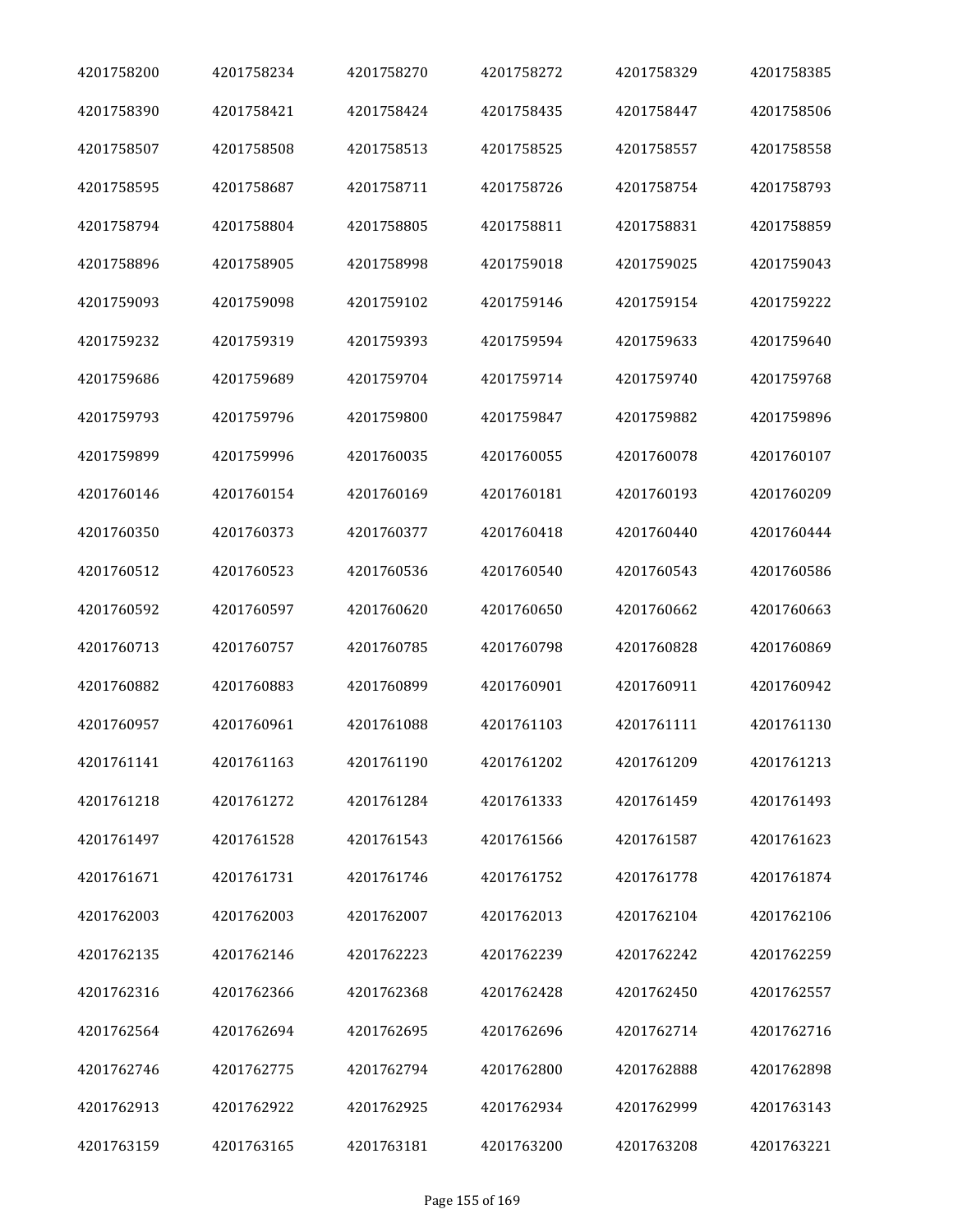| | | | | | |
|---|---|---|---|---|---|
| 4201758200 | 4201758234 | 4201758270 | 4201758272 | 4201758329 | 4201758385 |
| 4201758390 | 4201758421 | 4201758424 | 4201758435 | 4201758447 | 4201758506 |
| 4201758507 | 4201758508 | 4201758513 | 4201758525 | 4201758557 | 4201758558 |
| 4201758595 | 4201758687 | 4201758711 | 4201758726 | 4201758754 | 4201758793 |
| 4201758794 | 4201758804 | 4201758805 | 4201758811 | 4201758831 | 4201758859 |
| 4201758896 | 4201758905 | 4201758998 | 4201759018 | 4201759025 | 4201759043 |
| 4201759093 | 4201759098 | 4201759102 | 4201759146 | 4201759154 | 4201759222 |
| 4201759232 | 4201759319 | 4201759393 | 4201759594 | 4201759633 | 4201759640 |
| 4201759686 | 4201759689 | 4201759704 | 4201759714 | 4201759740 | 4201759768 |
| 4201759793 | 4201759796 | 4201759800 | 4201759847 | 4201759882 | 4201759896 |
| 4201759899 | 4201759996 | 4201760035 | 4201760055 | 4201760078 | 4201760107 |
| 4201760146 | 4201760154 | 4201760169 | 4201760181 | 4201760193 | 4201760209 |
| 4201760350 | 4201760373 | 4201760377 | 4201760418 | 4201760440 | 4201760444 |
| 4201760512 | 4201760523 | 4201760536 | 4201760540 | 4201760543 | 4201760586 |
| 4201760592 | 4201760597 | 4201760620 | 4201760650 | 4201760662 | 4201760663 |
| 4201760713 | 4201760757 | 4201760785 | 4201760798 | 4201760828 | 4201760869 |
| 4201760882 | 4201760883 | 4201760899 | 4201760901 | 4201760911 | 4201760942 |
| 4201760957 | 4201760961 | 4201761088 | 4201761103 | 4201761111 | 4201761130 |
| 4201761141 | 4201761163 | 4201761190 | 4201761202 | 4201761209 | 4201761213 |
| 4201761218 | 4201761272 | 4201761284 | 4201761333 | 4201761459 | 4201761493 |
| 4201761497 | 4201761528 | 4201761543 | 4201761566 | 4201761587 | 4201761623 |
| 4201761671 | 4201761731 | 4201761746 | 4201761752 | 4201761778 | 4201761874 |
| 4201762003 | 4201762003 | 4201762007 | 4201762013 | 4201762104 | 4201762106 |
| 4201762135 | 4201762146 | 4201762223 | 4201762239 | 4201762242 | 4201762259 |
| 4201762316 | 4201762366 | 4201762368 | 4201762428 | 4201762450 | 4201762557 |
| 4201762564 | 4201762694 | 4201762695 | 4201762696 | 4201762714 | 4201762716 |
| 4201762746 | 4201762775 | 4201762794 | 4201762800 | 4201762888 | 4201762898 |
| 4201762913 | 4201762922 | 4201762925 | 4201762934 | 4201762999 | 4201763143 |
| 4201763159 | 4201763165 | 4201763181 | 4201763200 | 4201763208 | 4201763221 |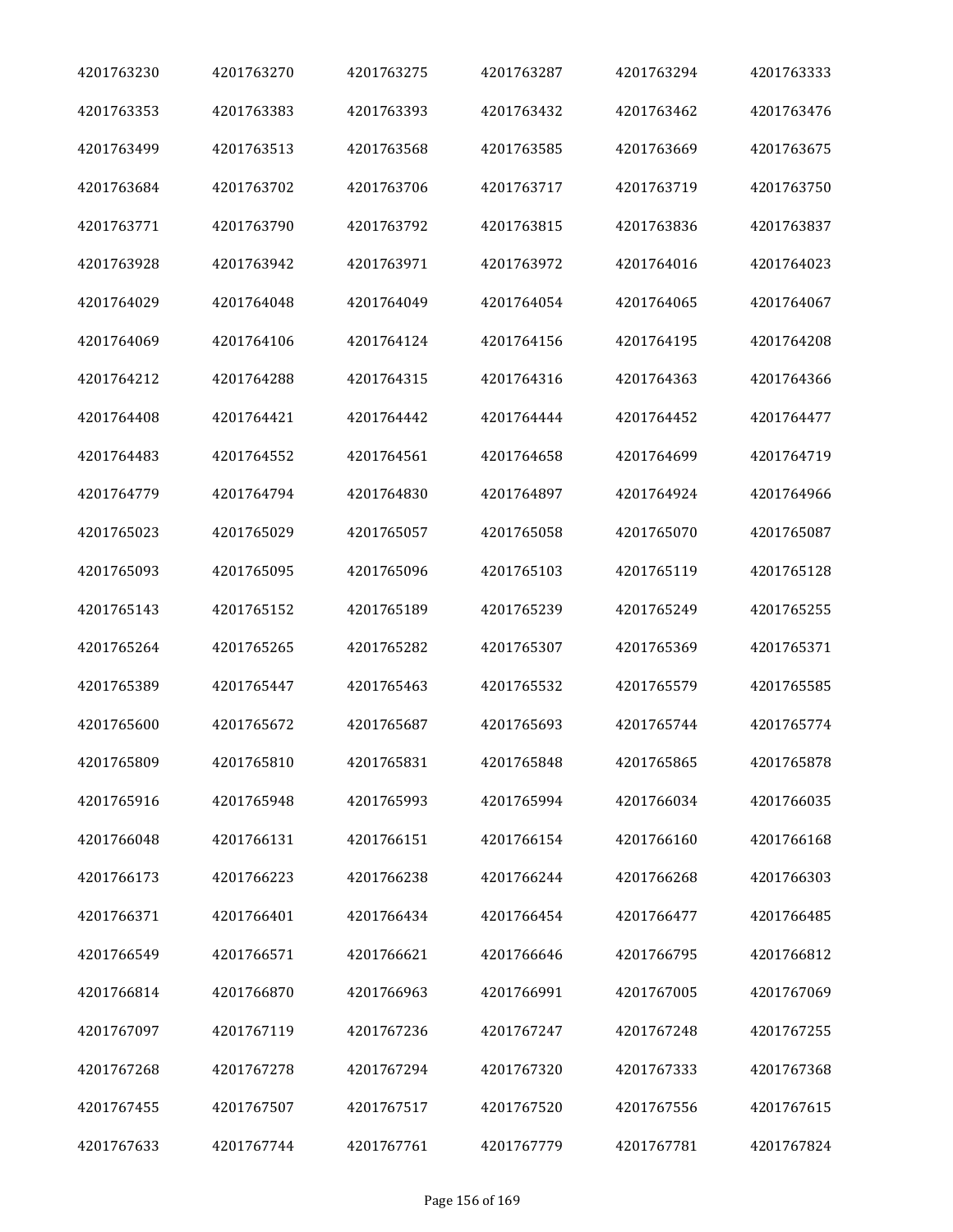| | | | | | |
|---|---|---|---|---|---|
| 4201763230 | 4201763270 | 4201763275 | 4201763287 | 4201763294 | 4201763333 |
| 4201763353 | 4201763383 | 4201763393 | 4201763432 | 4201763462 | 4201763476 |
| 4201763499 | 4201763513 | 4201763568 | 4201763585 | 4201763669 | 4201763675 |
| 4201763684 | 4201763702 | 4201763706 | 4201763717 | 4201763719 | 4201763750 |
| 4201763771 | 4201763790 | 4201763792 | 4201763815 | 4201763836 | 4201763837 |
| 4201763928 | 4201763942 | 4201763971 | 4201763972 | 4201764016 | 4201764023 |
| 4201764029 | 4201764048 | 4201764049 | 4201764054 | 4201764065 | 4201764067 |
| 4201764069 | 4201764106 | 4201764124 | 4201764156 | 4201764195 | 4201764208 |
| 4201764212 | 4201764288 | 4201764315 | 4201764316 | 4201764363 | 4201764366 |
| 4201764408 | 4201764421 | 4201764442 | 4201764444 | 4201764452 | 4201764477 |
| 4201764483 | 4201764552 | 4201764561 | 4201764658 | 4201764699 | 4201764719 |
| 4201764779 | 4201764794 | 4201764830 | 4201764897 | 4201764924 | 4201764966 |
| 4201765023 | 4201765029 | 4201765057 | 4201765058 | 4201765070 | 4201765087 |
| 4201765093 | 4201765095 | 4201765096 | 4201765103 | 4201765119 | 4201765128 |
| 4201765143 | 4201765152 | 4201765189 | 4201765239 | 4201765249 | 4201765255 |
| 4201765264 | 4201765265 | 4201765282 | 4201765307 | 4201765369 | 4201765371 |
| 4201765389 | 4201765447 | 4201765463 | 4201765532 | 4201765579 | 4201765585 |
| 4201765600 | 4201765672 | 4201765687 | 4201765693 | 4201765744 | 4201765774 |
| 4201765809 | 4201765810 | 4201765831 | 4201765848 | 4201765865 | 4201765878 |
| 4201765916 | 4201765948 | 4201765993 | 4201765994 | 4201766034 | 4201766035 |
| 4201766048 | 4201766131 | 4201766151 | 4201766154 | 4201766160 | 4201766168 |
| 4201766173 | 4201766223 | 4201766238 | 4201766244 | 4201766268 | 4201766303 |
| 4201766371 | 4201766401 | 4201766434 | 4201766454 | 4201766477 | 4201766485 |
| 4201766549 | 4201766571 | 4201766621 | 4201766646 | 4201766795 | 4201766812 |
| 4201766814 | 4201766870 | 4201766963 | 4201766991 | 4201767005 | 4201767069 |
| 4201767097 | 4201767119 | 4201767236 | 4201767247 | 4201767248 | 4201767255 |
| 4201767268 | 4201767278 | 4201767294 | 4201767320 | 4201767333 | 4201767368 |
| 4201767455 | 4201767507 | 4201767517 | 4201767520 | 4201767556 | 4201767615 |
| 4201767633 | 4201767744 | 4201767761 | 4201767779 | 4201767781 | 4201767824 |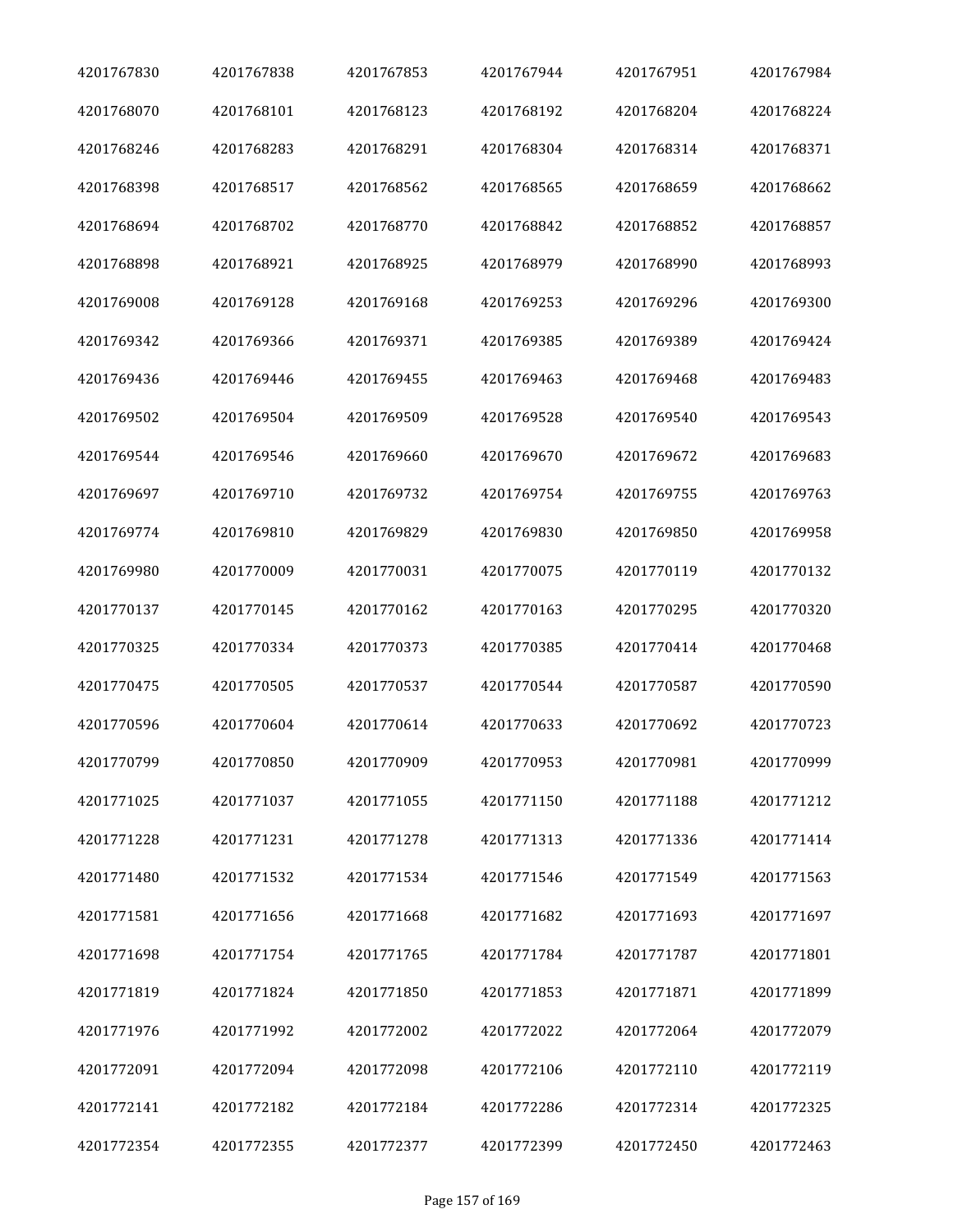| 4201767830 | 4201767838 | 4201767853 | 4201767944 | 4201767951 | 4201767984 |
|---|---|---|---|---|---|
| 4201768070 | 4201768101 | 4201768123 | 4201768192 | 4201768204 | 4201768224 |
| 4201768246 | 4201768283 | 4201768291 | 4201768304 | 4201768314 | 4201768371 |
| 4201768398 | 4201768517 | 4201768562 | 4201768565 | 4201768659 | 4201768662 |
| 4201768694 | 4201768702 | 4201768770 | 4201768842 | 4201768852 | 4201768857 |
| 4201768898 | 4201768921 | 4201768925 | 4201768979 | 4201768990 | 4201768993 |
| 4201769008 | 4201769128 | 4201769168 | 4201769253 | 4201769296 | 4201769300 |
| 4201769342 | 4201769366 | 4201769371 | 4201769385 | 4201769389 | 4201769424 |
| 4201769436 | 4201769446 | 4201769455 | 4201769463 | 4201769468 | 4201769483 |
| 4201769502 | 4201769504 | 4201769509 | 4201769528 | 4201769540 | 4201769543 |
| 4201769544 | 4201769546 | 4201769660 | 4201769670 | 4201769672 | 4201769683 |
| 4201769697 | 4201769710 | 4201769732 | 4201769754 | 4201769755 | 4201769763 |
| 4201769774 | 4201769810 | 4201769829 | 4201769830 | 4201769850 | 4201769958 |
| 4201769980 | 4201770009 | 4201770031 | 4201770075 | 4201770119 | 4201770132 |
| 4201770137 | 4201770145 | 4201770162 | 4201770163 | 4201770295 | 4201770320 |
| 4201770325 | 4201770334 | 4201770373 | 4201770385 | 4201770414 | 4201770468 |
| 4201770475 | 4201770505 | 4201770537 | 4201770544 | 4201770587 | 4201770590 |
| 4201770596 | 4201770604 | 4201770614 | 4201770633 | 4201770692 | 4201770723 |
| 4201770799 | 4201770850 | 4201770909 | 4201770953 | 4201770981 | 4201770999 |
| 4201771025 | 4201771037 | 4201771055 | 4201771150 | 4201771188 | 4201771212 |
| 4201771228 | 4201771231 | 4201771278 | 4201771313 | 4201771336 | 4201771414 |
| 4201771480 | 4201771532 | 4201771534 | 4201771546 | 4201771549 | 4201771563 |
| 4201771581 | 4201771656 | 4201771668 | 4201771682 | 4201771693 | 4201771697 |
| 4201771698 | 4201771754 | 4201771765 | 4201771784 | 4201771787 | 4201771801 |
| 4201771819 | 4201771824 | 4201771850 | 4201771853 | 4201771871 | 4201771899 |
| 4201771976 | 4201771992 | 4201772002 | 4201772022 | 4201772064 | 4201772079 |
| 4201772091 | 4201772094 | 4201772098 | 4201772106 | 4201772110 | 4201772119 |
| 4201772141 | 4201772182 | 4201772184 | 4201772286 | 4201772314 | 4201772325 |
| 4201772354 | 4201772355 | 4201772377 | 4201772399 | 4201772450 | 4201772463 |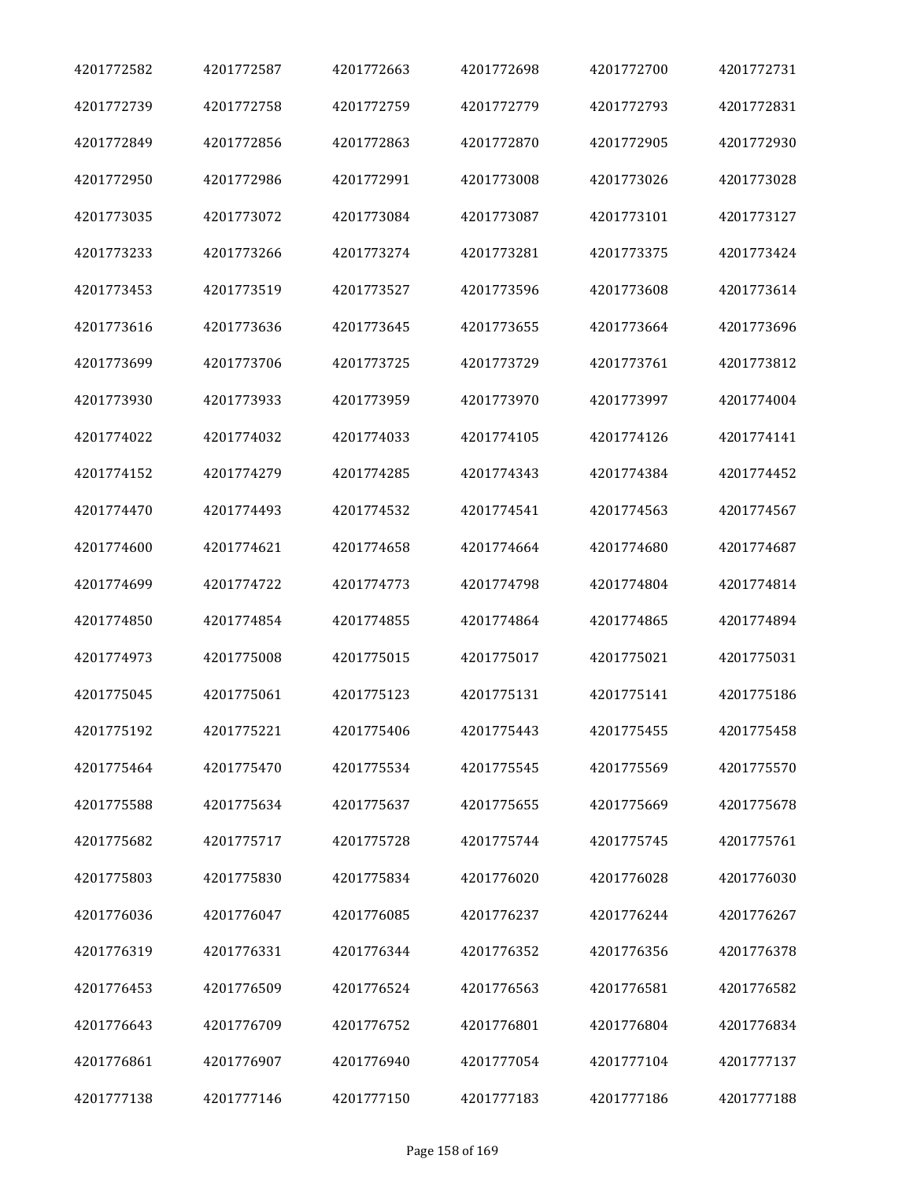| 4201772582 | 4201772587 | 4201772663 | 4201772698 | 4201772700 | 4201772731 |
|---|---|---|---|---|---|
| 4201772739 | 4201772758 | 4201772759 | 4201772779 | 4201772793 | 4201772831 |
| 4201772849 | 4201772856 | 4201772863 | 4201772870 | 4201772905 | 4201772930 |
| 4201772950 | 4201772986 | 4201772991 | 4201773008 | 4201773026 | 4201773028 |
| 4201773035 | 4201773072 | 4201773084 | 4201773087 | 4201773101 | 4201773127 |
| 4201773233 | 4201773266 | 4201773274 | 4201773281 | 4201773375 | 4201773424 |
| 4201773453 | 4201773519 | 4201773527 | 4201773596 | 4201773608 | 4201773614 |
| 4201773616 | 4201773636 | 4201773645 | 4201773655 | 4201773664 | 4201773696 |
| 4201773699 | 4201773706 | 4201773725 | 4201773729 | 4201773761 | 4201773812 |
| 4201773930 | 4201773933 | 4201773959 | 4201773970 | 4201773997 | 4201774004 |
| 4201774022 | 4201774032 | 4201774033 | 4201774105 | 4201774126 | 4201774141 |
| 4201774152 | 4201774279 | 4201774285 | 4201774343 | 4201774384 | 4201774452 |
| 4201774470 | 4201774493 | 4201774532 | 4201774541 | 4201774563 | 4201774567 |
| 4201774600 | 4201774621 | 4201774658 | 4201774664 | 4201774680 | 4201774687 |
| 4201774699 | 4201774722 | 4201774773 | 4201774798 | 4201774804 | 4201774814 |
| 4201774850 | 4201774854 | 4201774855 | 4201774864 | 4201774865 | 4201774894 |
| 4201774973 | 4201775008 | 4201775015 | 4201775017 | 4201775021 | 4201775031 |
| 4201775045 | 4201775061 | 4201775123 | 4201775131 | 4201775141 | 4201775186 |
| 4201775192 | 4201775221 | 4201775406 | 4201775443 | 4201775455 | 4201775458 |
| 4201775464 | 4201775470 | 4201775534 | 4201775545 | 4201775569 | 4201775570 |
| 4201775588 | 4201775634 | 4201775637 | 4201775655 | 4201775669 | 4201775678 |
| 4201775682 | 4201775717 | 4201775728 | 4201775744 | 4201775745 | 4201775761 |
| 4201775803 | 4201775830 | 4201775834 | 4201776020 | 4201776028 | 4201776030 |
| 4201776036 | 4201776047 | 4201776085 | 4201776237 | 4201776244 | 4201776267 |
| 4201776319 | 4201776331 | 4201776344 | 4201776352 | 4201776356 | 4201776378 |
| 4201776453 | 4201776509 | 4201776524 | 4201776563 | 4201776581 | 4201776582 |
| 4201776643 | 4201776709 | 4201776752 | 4201776801 | 4201776804 | 4201776834 |
| 4201776861 | 4201776907 | 4201776940 | 4201777054 | 4201777104 | 4201777137 |
| 4201777138 | 4201777146 | 4201777150 | 4201777183 | 4201777186 | 4201777188 |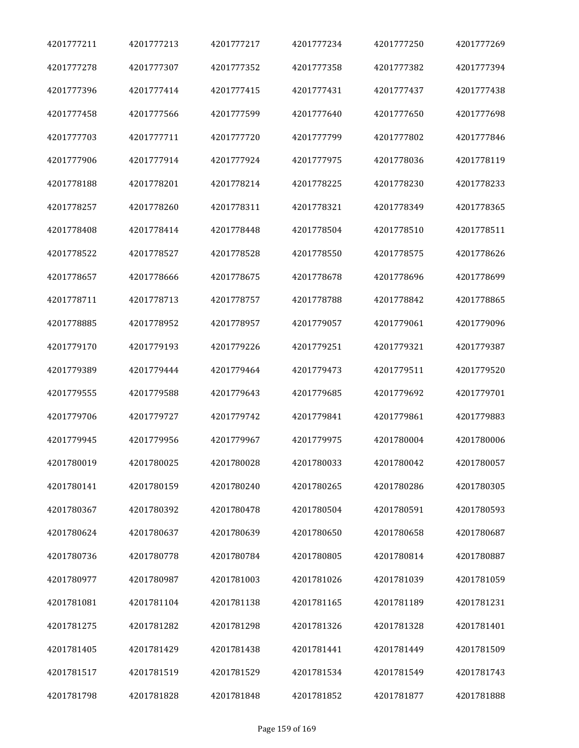| 4201777211 | 4201777213 | 4201777217 | 4201777234 | 4201777250 | 4201777269 |
|---|---|---|---|---|---|
| 4201777278 | 4201777307 | 4201777352 | 4201777358 | 4201777382 | 4201777394 |
| 4201777396 | 4201777414 | 4201777415 | 4201777431 | 4201777437 | 4201777438 |
| 4201777458 | 4201777566 | 4201777599 | 4201777640 | 4201777650 | 4201777698 |
| 4201777703 | 4201777711 | 4201777720 | 4201777799 | 4201777802 | 4201777846 |
| 4201777906 | 4201777914 | 4201777924 | 4201777975 | 4201778036 | 4201778119 |
| 4201778188 | 4201778201 | 4201778214 | 4201778225 | 4201778230 | 4201778233 |
| 4201778257 | 4201778260 | 4201778311 | 4201778321 | 4201778349 | 4201778365 |
| 4201778408 | 4201778414 | 4201778448 | 4201778504 | 4201778510 | 4201778511 |
| 4201778522 | 4201778527 | 4201778528 | 4201778550 | 4201778575 | 4201778626 |
| 4201778657 | 4201778666 | 4201778675 | 4201778678 | 4201778696 | 4201778699 |
| 4201778711 | 4201778713 | 4201778757 | 4201778788 | 4201778842 | 4201778865 |
| 4201778885 | 4201778952 | 4201778957 | 4201779057 | 4201779061 | 4201779096 |
| 4201779170 | 4201779193 | 4201779226 | 4201779251 | 4201779321 | 4201779387 |
| 4201779389 | 4201779444 | 4201779464 | 4201779473 | 4201779511 | 4201779520 |
| 4201779555 | 4201779588 | 4201779643 | 4201779685 | 4201779692 | 4201779701 |
| 4201779706 | 4201779727 | 4201779742 | 4201779841 | 4201779861 | 4201779883 |
| 4201779945 | 4201779956 | 4201779967 | 4201779975 | 4201780004 | 4201780006 |
| 4201780019 | 4201780025 | 4201780028 | 4201780033 | 4201780042 | 4201780057 |
| 4201780141 | 4201780159 | 4201780240 | 4201780265 | 4201780286 | 4201780305 |
| 4201780367 | 4201780392 | 4201780478 | 4201780504 | 4201780591 | 4201780593 |
| 4201780624 | 4201780637 | 4201780639 | 4201780650 | 4201780658 | 4201780687 |
| 4201780736 | 4201780778 | 4201780784 | 4201780805 | 4201780814 | 4201780887 |
| 4201780977 | 4201780987 | 4201781003 | 4201781026 | 4201781039 | 4201781059 |
| 4201781081 | 4201781104 | 4201781138 | 4201781165 | 4201781189 | 4201781231 |
| 4201781275 | 4201781282 | 4201781298 | 4201781326 | 4201781328 | 4201781401 |
| 4201781405 | 4201781429 | 4201781438 | 4201781441 | 4201781449 | 4201781509 |
| 4201781517 | 4201781519 | 4201781529 | 4201781534 | 4201781549 | 4201781743 |
| 4201781798 | 4201781828 | 4201781848 | 4201781852 | 4201781877 | 4201781888 |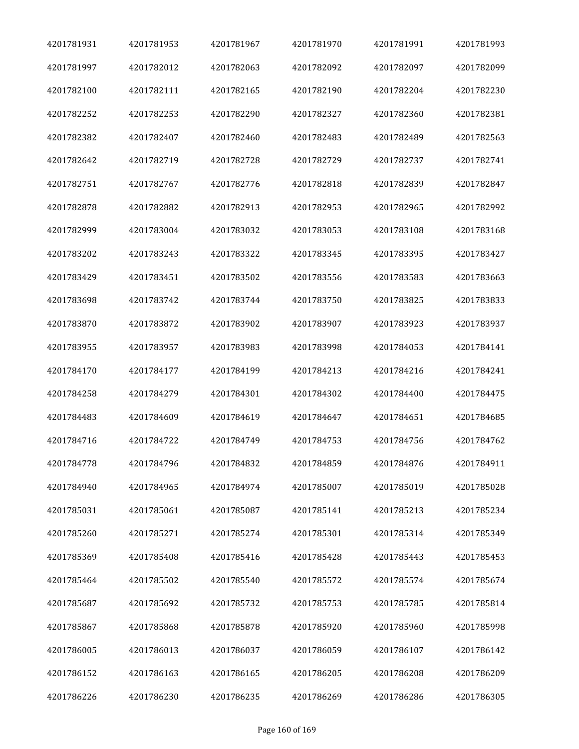| | | | | | |
|---|---|---|---|---|---|
| 4201781931 | 4201781953 | 4201781967 | 4201781970 | 4201781991 | 4201781993 |
| 4201781997 | 4201782012 | 4201782063 | 4201782092 | 4201782097 | 4201782099 |
| 4201782100 | 4201782111 | 4201782165 | 4201782190 | 4201782204 | 4201782230 |
| 4201782252 | 4201782253 | 4201782290 | 4201782327 | 4201782360 | 4201782381 |
| 4201782382 | 4201782407 | 4201782460 | 4201782483 | 4201782489 | 4201782563 |
| 4201782642 | 4201782719 | 4201782728 | 4201782729 | 4201782737 | 4201782741 |
| 4201782751 | 4201782767 | 4201782776 | 4201782818 | 4201782839 | 4201782847 |
| 4201782878 | 4201782882 | 4201782913 | 4201782953 | 4201782965 | 4201782992 |
| 4201782999 | 4201783004 | 4201783032 | 4201783053 | 4201783108 | 4201783168 |
| 4201783202 | 4201783243 | 4201783322 | 4201783345 | 4201783395 | 4201783427 |
| 4201783429 | 4201783451 | 4201783502 | 4201783556 | 4201783583 | 4201783663 |
| 4201783698 | 4201783742 | 4201783744 | 4201783750 | 4201783825 | 4201783833 |
| 4201783870 | 4201783872 | 4201783902 | 4201783907 | 4201783923 | 4201783937 |
| 4201783955 | 4201783957 | 4201783983 | 4201783998 | 4201784053 | 4201784141 |
| 4201784170 | 4201784177 | 4201784199 | 4201784213 | 4201784216 | 4201784241 |
| 4201784258 | 4201784279 | 4201784301 | 4201784302 | 4201784400 | 4201784475 |
| 4201784483 | 4201784609 | 4201784619 | 4201784647 | 4201784651 | 4201784685 |
| 4201784716 | 4201784722 | 4201784749 | 4201784753 | 4201784756 | 4201784762 |
| 4201784778 | 4201784796 | 4201784832 | 4201784859 | 4201784876 | 4201784911 |
| 4201784940 | 4201784965 | 4201784974 | 4201785007 | 4201785019 | 4201785028 |
| 4201785031 | 4201785061 | 4201785087 | 4201785141 | 4201785213 | 4201785234 |
| 4201785260 | 4201785271 | 4201785274 | 4201785301 | 4201785314 | 4201785349 |
| 4201785369 | 4201785408 | 4201785416 | 4201785428 | 4201785443 | 4201785453 |
| 4201785464 | 4201785502 | 4201785540 | 4201785572 | 4201785574 | 4201785674 |
| 4201785687 | 4201785692 | 4201785732 | 4201785753 | 4201785785 | 4201785814 |
| 4201785867 | 4201785868 | 4201785878 | 4201785920 | 4201785960 | 4201785998 |
| 4201786005 | 4201786013 | 4201786037 | 4201786059 | 4201786107 | 4201786142 |
| 4201786152 | 4201786163 | 4201786165 | 4201786205 | 4201786208 | 4201786209 |
| 4201786226 | 4201786230 | 4201786235 | 4201786269 | 4201786286 | 4201786305 |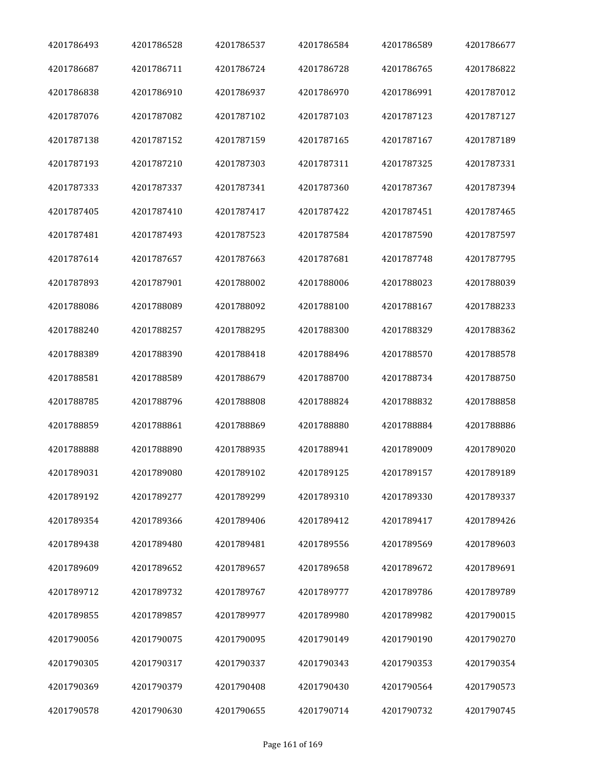| 4201786493 | 4201786528 | 4201786537 | 4201786584 | 4201786589 | 4201786677 |
|---|---|---|---|---|---|
| 4201786687 | 4201786711 | 4201786724 | 4201786728 | 4201786765 | 4201786822 |
| 4201786838 | 4201786910 | 4201786937 | 4201786970 | 4201786991 | 4201787012 |
| 4201787076 | 4201787082 | 4201787102 | 4201787103 | 4201787123 | 4201787127 |
| 4201787138 | 4201787152 | 4201787159 | 4201787165 | 4201787167 | 4201787189 |
| 4201787193 | 4201787210 | 4201787303 | 4201787311 | 4201787325 | 4201787331 |
| 4201787333 | 4201787337 | 4201787341 | 4201787360 | 4201787367 | 4201787394 |
| 4201787405 | 4201787410 | 4201787417 | 4201787422 | 4201787451 | 4201787465 |
| 4201787481 | 4201787493 | 4201787523 | 4201787584 | 4201787590 | 4201787597 |
| 4201787614 | 4201787657 | 4201787663 | 4201787681 | 4201787748 | 4201787795 |
| 4201787893 | 4201787901 | 4201788002 | 4201788006 | 4201788023 | 4201788039 |
| 4201788086 | 4201788089 | 4201788092 | 4201788100 | 4201788167 | 4201788233 |
| 4201788240 | 4201788257 | 4201788295 | 4201788300 | 4201788329 | 4201788362 |
| 4201788389 | 4201788390 | 4201788418 | 4201788496 | 4201788570 | 4201788578 |
| 4201788581 | 4201788589 | 4201788679 | 4201788700 | 4201788734 | 4201788750 |
| 4201788785 | 4201788796 | 4201788808 | 4201788824 | 4201788832 | 4201788858 |
| 4201788859 | 4201788861 | 4201788869 | 4201788880 | 4201788884 | 4201788886 |
| 4201788888 | 4201788890 | 4201788935 | 4201788941 | 4201789009 | 4201789020 |
| 4201789031 | 4201789080 | 4201789102 | 4201789125 | 4201789157 | 4201789189 |
| 4201789192 | 4201789277 | 4201789299 | 4201789310 | 4201789330 | 4201789337 |
| 4201789354 | 4201789366 | 4201789406 | 4201789412 | 4201789417 | 4201789426 |
| 4201789438 | 4201789480 | 4201789481 | 4201789556 | 4201789569 | 4201789603 |
| 4201789609 | 4201789652 | 4201789657 | 4201789658 | 4201789672 | 4201789691 |
| 4201789712 | 4201789732 | 4201789767 | 4201789777 | 4201789786 | 4201789789 |
| 4201789855 | 4201789857 | 4201789977 | 4201789980 | 4201789982 | 4201790015 |
| 4201790056 | 4201790075 | 4201790095 | 4201790149 | 4201790190 | 4201790270 |
| 4201790305 | 4201790317 | 4201790337 | 4201790343 | 4201790353 | 4201790354 |
| 4201790369 | 4201790379 | 4201790408 | 4201790430 | 4201790564 | 4201790573 |
| 4201790578 | 4201790630 | 4201790655 | 4201790714 | 4201790732 | 4201790745 |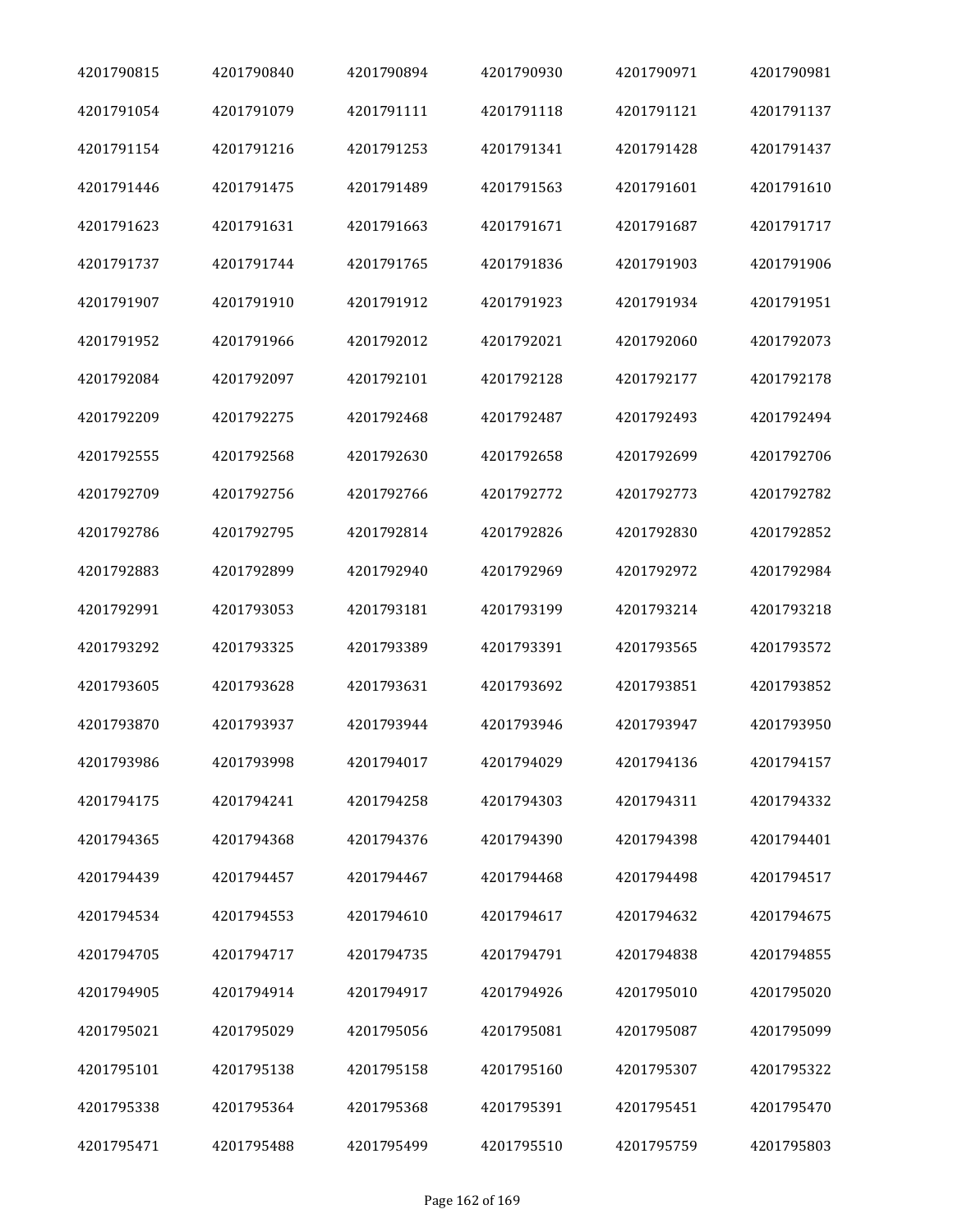| 4201790815 | 4201790840 | 4201790894 | 4201790930 | 4201790971 | 4201790981 |
|---|---|---|---|---|---|
| 4201791054 | 4201791079 | 4201791111 | 4201791118 | 4201791121 | 4201791137 |
| 4201791154 | 4201791216 | 4201791253 | 4201791341 | 4201791428 | 4201791437 |
| 4201791446 | 4201791475 | 4201791489 | 4201791563 | 4201791601 | 4201791610 |
| 4201791623 | 4201791631 | 4201791663 | 4201791671 | 4201791687 | 4201791717 |
| 4201791737 | 4201791744 | 4201791765 | 4201791836 | 4201791903 | 4201791906 |
| 4201791907 | 4201791910 | 4201791912 | 4201791923 | 4201791934 | 4201791951 |
| 4201791952 | 4201791966 | 4201792012 | 4201792021 | 4201792060 | 4201792073 |
| 4201792084 | 4201792097 | 4201792101 | 4201792128 | 4201792177 | 4201792178 |
| 4201792209 | 4201792275 | 4201792468 | 4201792487 | 4201792493 | 4201792494 |
| 4201792555 | 4201792568 | 4201792630 | 4201792658 | 4201792699 | 4201792706 |
| 4201792709 | 4201792756 | 4201792766 | 4201792772 | 4201792773 | 4201792782 |
| 4201792786 | 4201792795 | 4201792814 | 4201792826 | 4201792830 | 4201792852 |
| 4201792883 | 4201792899 | 4201792940 | 4201792969 | 4201792972 | 4201792984 |
| 4201792991 | 4201793053 | 4201793181 | 4201793199 | 4201793214 | 4201793218 |
| 4201793292 | 4201793325 | 4201793389 | 4201793391 | 4201793565 | 4201793572 |
| 4201793605 | 4201793628 | 4201793631 | 4201793692 | 4201793851 | 4201793852 |
| 4201793870 | 4201793937 | 4201793944 | 4201793946 | 4201793947 | 4201793950 |
| 4201793986 | 4201793998 | 4201794017 | 4201794029 | 4201794136 | 4201794157 |
| 4201794175 | 4201794241 | 4201794258 | 4201794303 | 4201794311 | 4201794332 |
| 4201794365 | 4201794368 | 4201794376 | 4201794390 | 4201794398 | 4201794401 |
| 4201794439 | 4201794457 | 4201794467 | 4201794468 | 4201794498 | 4201794517 |
| 4201794534 | 4201794553 | 4201794610 | 4201794617 | 4201794632 | 4201794675 |
| 4201794705 | 4201794717 | 4201794735 | 4201794791 | 4201794838 | 4201794855 |
| 4201794905 | 4201794914 | 4201794917 | 4201794926 | 4201795010 | 4201795020 |
| 4201795021 | 4201795029 | 4201795056 | 4201795081 | 4201795087 | 4201795099 |
| 4201795101 | 4201795138 | 4201795158 | 4201795160 | 4201795307 | 4201795322 |
| 4201795338 | 4201795364 | 4201795368 | 4201795391 | 4201795451 | 4201795470 |
| 4201795471 | 4201795488 | 4201795499 | 4201795510 | 4201795759 | 4201795803 |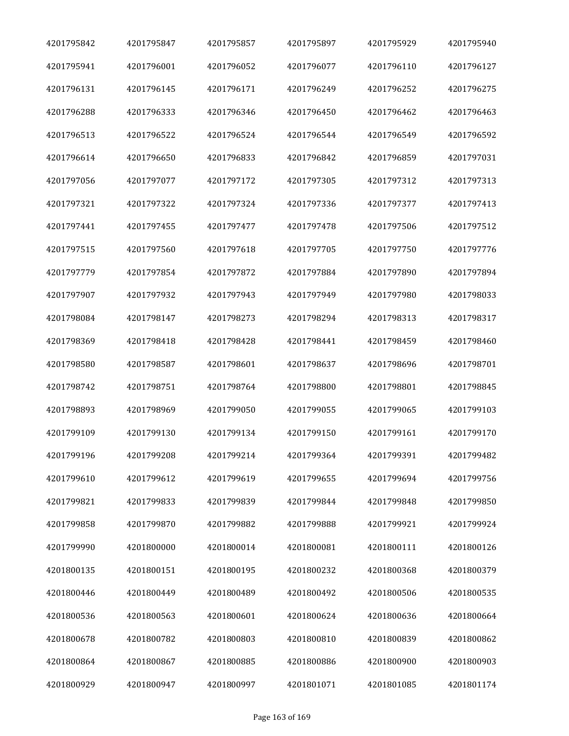| 4201795842 | 4201795847 | 4201795857 | 4201795897 | 4201795929 | 4201795940 |
|---|---|---|---|---|---|
| 4201795941 | 4201796001 | 4201796052 | 4201796077 | 4201796110 | 4201796127 |
| 4201796131 | 4201796145 | 4201796171 | 4201796249 | 4201796252 | 4201796275 |
| 4201796288 | 4201796333 | 4201796346 | 4201796450 | 4201796462 | 4201796463 |
| 4201796513 | 4201796522 | 4201796524 | 4201796544 | 4201796549 | 4201796592 |
| 4201796614 | 4201796650 | 4201796833 | 4201796842 | 4201796859 | 4201797031 |
| 4201797056 | 4201797077 | 4201797172 | 4201797305 | 4201797312 | 4201797313 |
| 4201797321 | 4201797322 | 4201797324 | 4201797336 | 4201797377 | 4201797413 |
| 4201797441 | 4201797455 | 4201797477 | 4201797478 | 4201797506 | 4201797512 |
| 4201797515 | 4201797560 | 4201797618 | 4201797705 | 4201797750 | 4201797776 |
| 4201797779 | 4201797854 | 4201797872 | 4201797884 | 4201797890 | 4201797894 |
| 4201797907 | 4201797932 | 4201797943 | 4201797949 | 4201797980 | 4201798033 |
| 4201798084 | 4201798147 | 4201798273 | 4201798294 | 4201798313 | 4201798317 |
| 4201798369 | 4201798418 | 4201798428 | 4201798441 | 4201798459 | 4201798460 |
| 4201798580 | 4201798587 | 4201798601 | 4201798637 | 4201798696 | 4201798701 |
| 4201798742 | 4201798751 | 4201798764 | 4201798800 | 4201798801 | 4201798845 |
| 4201798893 | 4201798969 | 4201799050 | 4201799055 | 4201799065 | 4201799103 |
| 4201799109 | 4201799130 | 4201799134 | 4201799150 | 4201799161 | 4201799170 |
| 4201799196 | 4201799208 | 4201799214 | 4201799364 | 4201799391 | 4201799482 |
| 4201799610 | 4201799612 | 4201799619 | 4201799655 | 4201799694 | 4201799756 |
| 4201799821 | 4201799833 | 4201799839 | 4201799844 | 4201799848 | 4201799850 |
| 4201799858 | 4201799870 | 4201799882 | 4201799888 | 4201799921 | 4201799924 |
| 4201799990 | 4201800000 | 4201800014 | 4201800081 | 4201800111 | 4201800126 |
| 4201800135 | 4201800151 | 4201800195 | 4201800232 | 4201800368 | 4201800379 |
| 4201800446 | 4201800449 | 4201800489 | 4201800492 | 4201800506 | 4201800535 |
| 4201800536 | 4201800563 | 4201800601 | 4201800624 | 4201800636 | 4201800664 |
| 4201800678 | 4201800782 | 4201800803 | 4201800810 | 4201800839 | 4201800862 |
| 4201800864 | 4201800867 | 4201800885 | 4201800886 | 4201800900 | 4201800903 |
| 4201800929 | 4201800947 | 4201800997 | 4201801071 | 4201801085 | 4201801174 |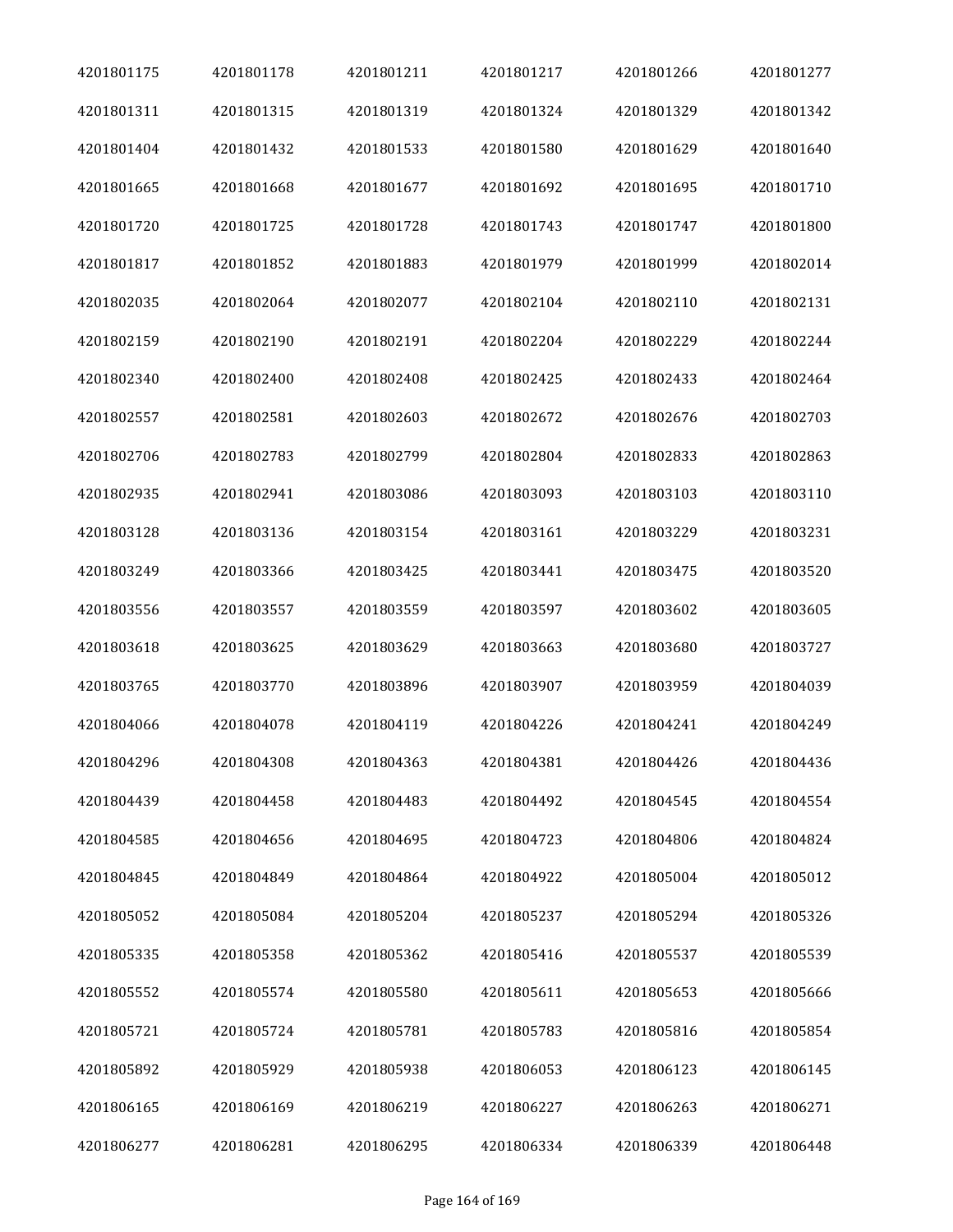| | | | | | |
|---|---|---|---|---|---|
| 4201801175 | 4201801178 | 4201801211 | 4201801217 | 4201801266 | 4201801277 |
| 4201801311 | 4201801315 | 4201801319 | 4201801324 | 4201801329 | 4201801342 |
| 4201801404 | 4201801432 | 4201801533 | 4201801580 | 4201801629 | 4201801640 |
| 4201801665 | 4201801668 | 4201801677 | 4201801692 | 4201801695 | 4201801710 |
| 4201801720 | 4201801725 | 4201801728 | 4201801743 | 4201801747 | 4201801800 |
| 4201801817 | 4201801852 | 4201801883 | 4201801979 | 4201801999 | 4201802014 |
| 4201802035 | 4201802064 | 4201802077 | 4201802104 | 4201802110 | 4201802131 |
| 4201802159 | 4201802190 | 4201802191 | 4201802204 | 4201802229 | 4201802244 |
| 4201802340 | 4201802400 | 4201802408 | 4201802425 | 4201802433 | 4201802464 |
| 4201802557 | 4201802581 | 4201802603 | 4201802672 | 4201802676 | 4201802703 |
| 4201802706 | 4201802783 | 4201802799 | 4201802804 | 4201802833 | 4201802863 |
| 4201802935 | 4201802941 | 4201803086 | 4201803093 | 4201803103 | 4201803110 |
| 4201803128 | 4201803136 | 4201803154 | 4201803161 | 4201803229 | 4201803231 |
| 4201803249 | 4201803366 | 4201803425 | 4201803441 | 4201803475 | 4201803520 |
| 4201803556 | 4201803557 | 4201803559 | 4201803597 | 4201803602 | 4201803605 |
| 4201803618 | 4201803625 | 4201803629 | 4201803663 | 4201803680 | 4201803727 |
| 4201803765 | 4201803770 | 4201803896 | 4201803907 | 4201803959 | 4201804039 |
| 4201804066 | 4201804078 | 4201804119 | 4201804226 | 4201804241 | 4201804249 |
| 4201804296 | 4201804308 | 4201804363 | 4201804381 | 4201804426 | 4201804436 |
| 4201804439 | 4201804458 | 4201804483 | 4201804492 | 4201804545 | 4201804554 |
| 4201804585 | 4201804656 | 4201804695 | 4201804723 | 4201804806 | 4201804824 |
| 4201804845 | 4201804849 | 4201804864 | 4201804922 | 4201805004 | 4201805012 |
| 4201805052 | 4201805084 | 4201805204 | 4201805237 | 4201805294 | 4201805326 |
| 4201805335 | 4201805358 | 4201805362 | 4201805416 | 4201805537 | 4201805539 |
| 4201805552 | 4201805574 | 4201805580 | 4201805611 | 4201805653 | 4201805666 |
| 4201805721 | 4201805724 | 4201805781 | 4201805783 | 4201805816 | 4201805854 |
| 4201805892 | 4201805929 | 4201805938 | 4201806053 | 4201806123 | 4201806145 |
| 4201806165 | 4201806169 | 4201806219 | 4201806227 | 4201806263 | 4201806271 |
| 4201806277 | 4201806281 | 4201806295 | 4201806334 | 4201806339 | 4201806448 |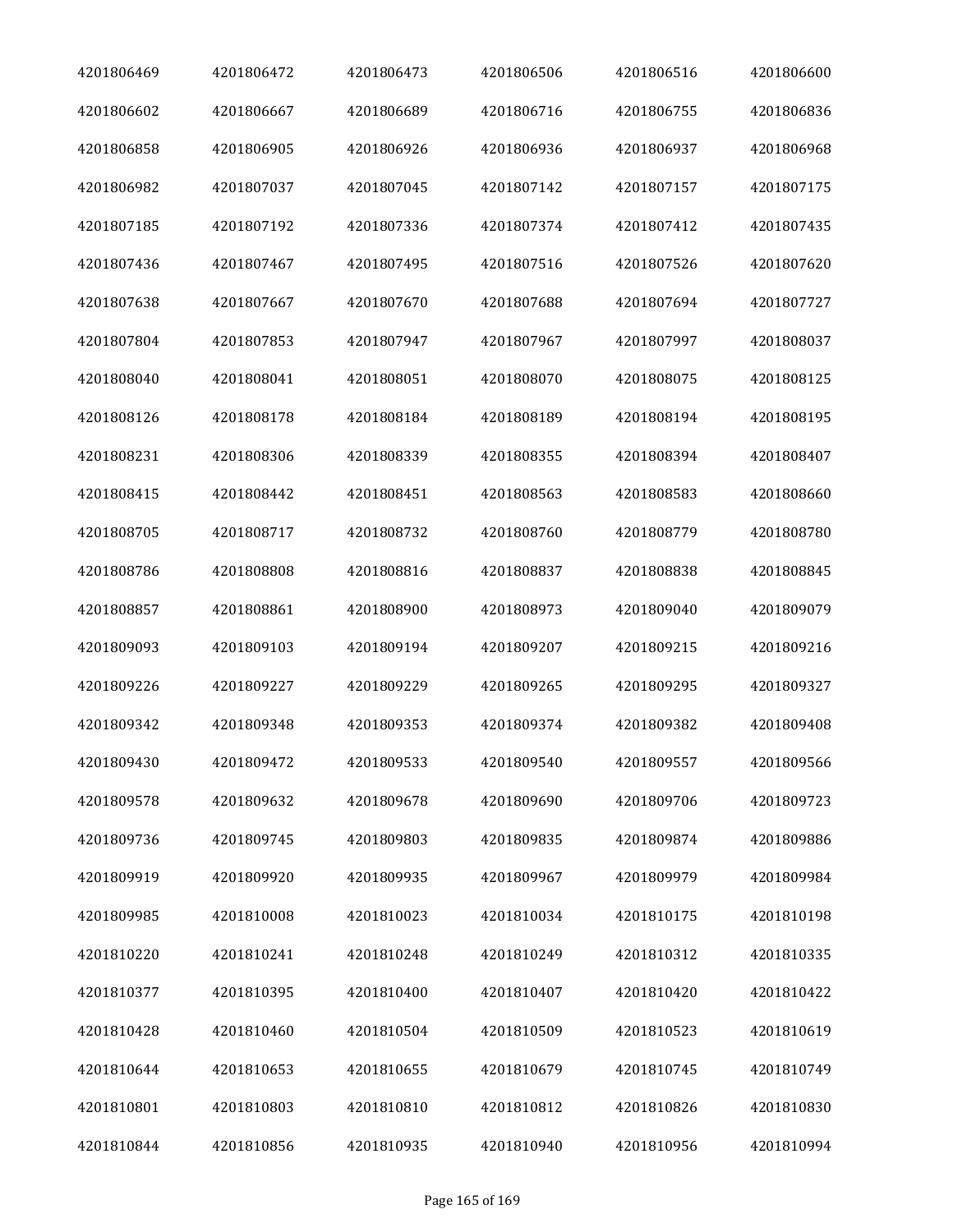| | | | | | |
|---|---|---|---|---|---|
| 4201806469 | 4201806472 | 4201806473 | 4201806506 | 4201806516 | 4201806600 |
| 4201806602 | 4201806667 | 4201806689 | 4201806716 | 4201806755 | 4201806836 |
| 4201806858 | 4201806905 | 4201806926 | 4201806936 | 4201806937 | 4201806968 |
| 4201806982 | 4201807037 | 4201807045 | 4201807142 | 4201807157 | 4201807175 |
| 4201807185 | 4201807192 | 4201807336 | 4201807374 | 4201807412 | 4201807435 |
| 4201807436 | 4201807467 | 4201807495 | 4201807516 | 4201807526 | 4201807620 |
| 4201807638 | 4201807667 | 4201807670 | 4201807688 | 4201807694 | 4201807727 |
| 4201807804 | 4201807853 | 4201807947 | 4201807967 | 4201807997 | 4201808037 |
| 4201808040 | 4201808041 | 4201808051 | 4201808070 | 4201808075 | 4201808125 |
| 4201808126 | 4201808178 | 4201808184 | 4201808189 | 4201808194 | 4201808195 |
| 4201808231 | 4201808306 | 4201808339 | 4201808355 | 4201808394 | 4201808407 |
| 4201808415 | 4201808442 | 4201808451 | 4201808563 | 4201808583 | 4201808660 |
| 4201808705 | 4201808717 | 4201808732 | 4201808760 | 4201808779 | 4201808780 |
| 4201808786 | 4201808808 | 4201808816 | 4201808837 | 4201808838 | 4201808845 |
| 4201808857 | 4201808861 | 4201808900 | 4201808973 | 4201809040 | 4201809079 |
| 4201809093 | 4201809103 | 4201809194 | 4201809207 | 4201809215 | 4201809216 |
| 4201809226 | 4201809227 | 4201809229 | 4201809265 | 4201809295 | 4201809327 |
| 4201809342 | 4201809348 | 4201809353 | 4201809374 | 4201809382 | 4201809408 |
| 4201809430 | 4201809472 | 4201809533 | 4201809540 | 4201809557 | 4201809566 |
| 4201809578 | 4201809632 | 4201809678 | 4201809690 | 4201809706 | 4201809723 |
| 4201809736 | 4201809745 | 4201809803 | 4201809835 | 4201809874 | 4201809886 |
| 4201809919 | 4201809920 | 4201809935 | 4201809967 | 4201809979 | 4201809984 |
| 4201809985 | 4201810008 | 4201810023 | 4201810034 | 4201810175 | 4201810198 |
| 4201810220 | 4201810241 | 4201810248 | 4201810249 | 4201810312 | 4201810335 |
| 4201810377 | 4201810395 | 4201810400 | 4201810407 | 4201810420 | 4201810422 |
| 4201810428 | 4201810460 | 4201810504 | 4201810509 | 4201810523 | 4201810619 |
| 4201810644 | 4201810653 | 4201810655 | 4201810679 | 4201810745 | 4201810749 |
| 4201810801 | 4201810803 | 4201810810 | 4201810812 | 4201810826 | 4201810830 |
| 4201810844 | 4201810856 | 4201810935 | 4201810940 | 4201810956 | 4201810994 |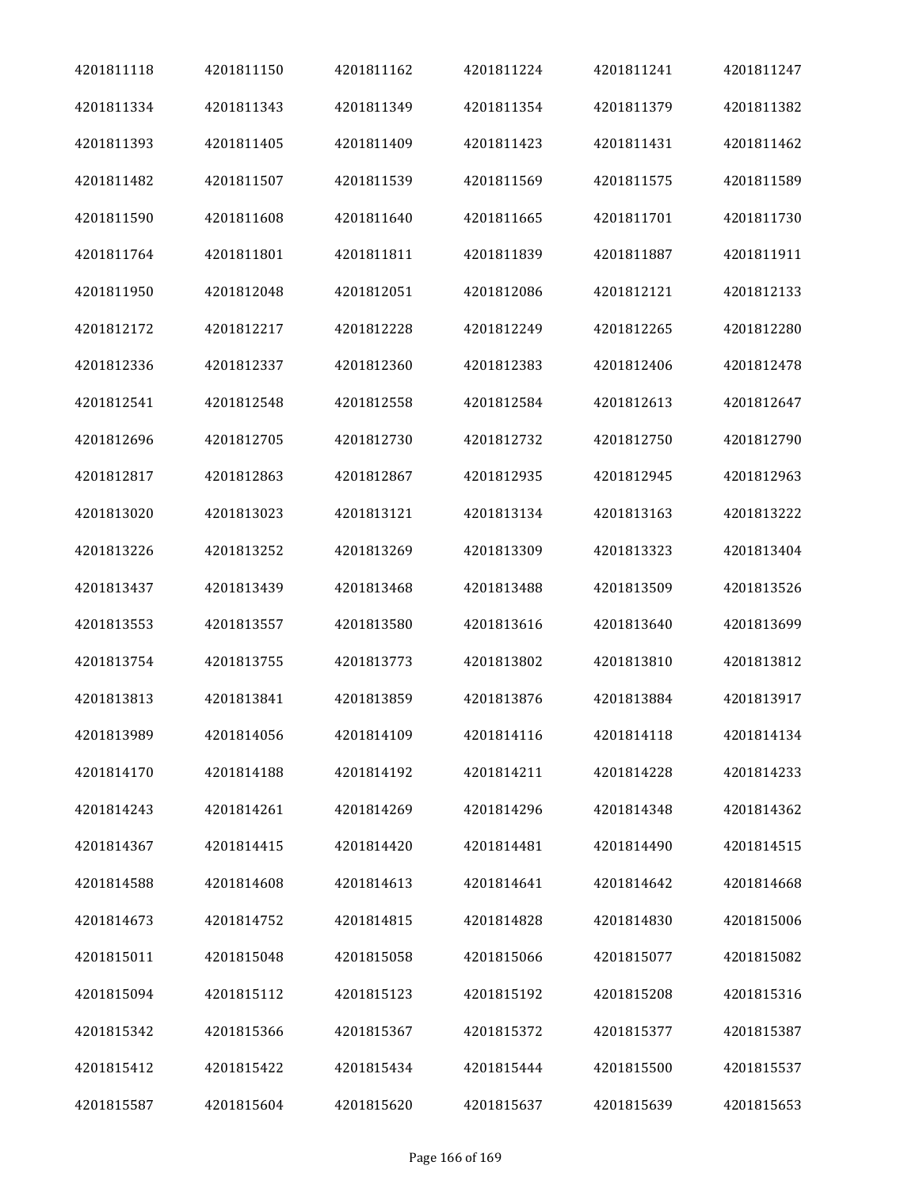| 4201811118 | 4201811150 | 4201811162 | 4201811224 | 4201811241 | 4201811247 |
|---|---|---|---|---|---|
| 4201811334 | 4201811343 | 4201811349 | 4201811354 | 4201811379 | 4201811382 |
| 4201811393 | 4201811405 | 4201811409 | 4201811423 | 4201811431 | 4201811462 |
| 4201811482 | 4201811507 | 4201811539 | 4201811569 | 4201811575 | 4201811589 |
| 4201811590 | 4201811608 | 4201811640 | 4201811665 | 4201811701 | 4201811730 |
| 4201811764 | 4201811801 | 4201811811 | 4201811839 | 4201811887 | 4201811911 |
| 4201811950 | 4201812048 | 4201812051 | 4201812086 | 4201812121 | 4201812133 |
| 4201812172 | 4201812217 | 4201812228 | 4201812249 | 4201812265 | 4201812280 |
| 4201812336 | 4201812337 | 4201812360 | 4201812383 | 4201812406 | 4201812478 |
| 4201812541 | 4201812548 | 4201812558 | 4201812584 | 4201812613 | 4201812647 |
| 4201812696 | 4201812705 | 4201812730 | 4201812732 | 4201812750 | 4201812790 |
| 4201812817 | 4201812863 | 4201812867 | 4201812935 | 4201812945 | 4201812963 |
| 4201813020 | 4201813023 | 4201813121 | 4201813134 | 4201813163 | 4201813222 |
| 4201813226 | 4201813252 | 4201813269 | 4201813309 | 4201813323 | 4201813404 |
| 4201813437 | 4201813439 | 4201813468 | 4201813488 | 4201813509 | 4201813526 |
| 4201813553 | 4201813557 | 4201813580 | 4201813616 | 4201813640 | 4201813699 |
| 4201813754 | 4201813755 | 4201813773 | 4201813802 | 4201813810 | 4201813812 |
| 4201813813 | 4201813841 | 4201813859 | 4201813876 | 4201813884 | 4201813917 |
| 4201813989 | 4201814056 | 4201814109 | 4201814116 | 4201814118 | 4201814134 |
| 4201814170 | 4201814188 | 4201814192 | 4201814211 | 4201814228 | 4201814233 |
| 4201814243 | 4201814261 | 4201814269 | 4201814296 | 4201814348 | 4201814362 |
| 4201814367 | 4201814415 | 4201814420 | 4201814481 | 4201814490 | 4201814515 |
| 4201814588 | 4201814608 | 4201814613 | 4201814641 | 4201814642 | 4201814668 |
| 4201814673 | 4201814752 | 4201814815 | 4201814828 | 4201814830 | 4201815006 |
| 4201815011 | 4201815048 | 4201815058 | 4201815066 | 4201815077 | 4201815082 |
| 4201815094 | 4201815112 | 4201815123 | 4201815192 | 4201815208 | 4201815316 |
| 4201815342 | 4201815366 | 4201815367 | 4201815372 | 4201815377 | 4201815387 |
| 4201815412 | 4201815422 | 4201815434 | 4201815444 | 4201815500 | 4201815537 |
| 4201815587 | 4201815604 | 4201815620 | 4201815637 | 4201815639 | 4201815653 |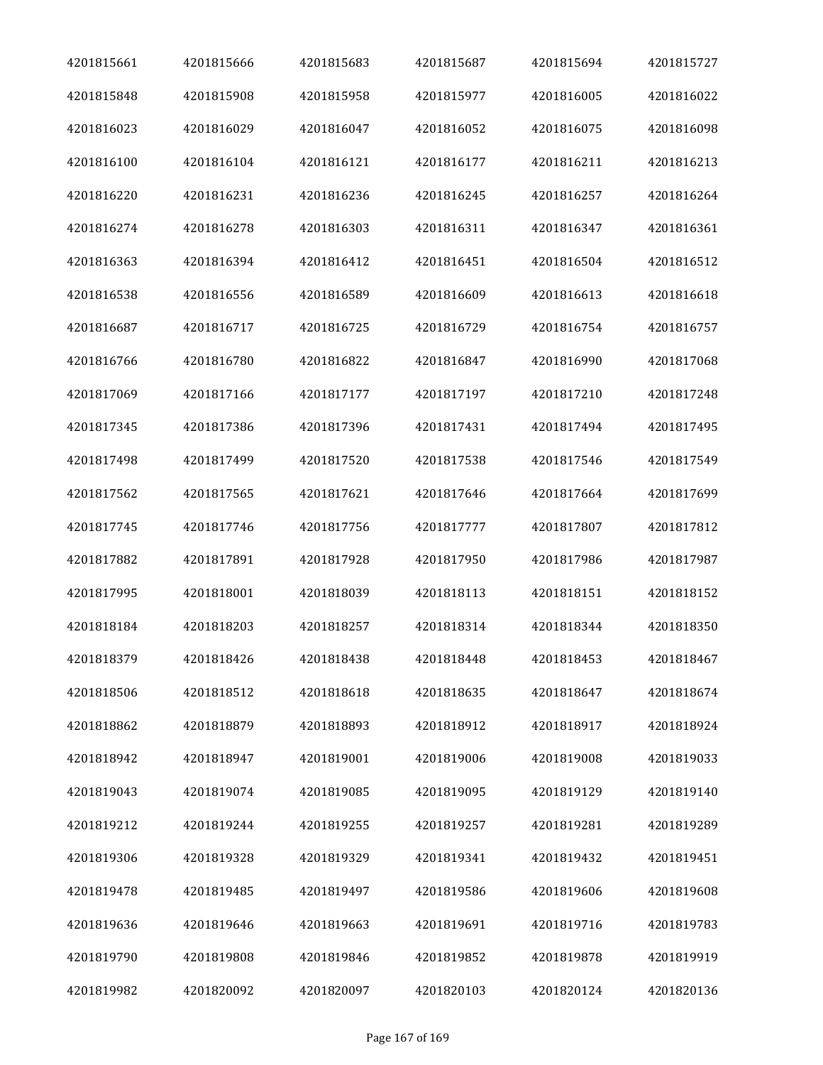| 4201815661 | 4201815666 | 4201815683 | 4201815687 | 4201815694 | 4201815727 |
|---|---|---|---|---|---|
| 4201815848 | 4201815908 | 4201815958 | 4201815977 | 4201816005 | 4201816022 |
| 4201816023 | 4201816029 | 4201816047 | 4201816052 | 4201816075 | 4201816098 |
| 4201816100 | 4201816104 | 4201816121 | 4201816177 | 4201816211 | 4201816213 |
| 4201816220 | 4201816231 | 4201816236 | 4201816245 | 4201816257 | 4201816264 |
| 4201816274 | 4201816278 | 4201816303 | 4201816311 | 4201816347 | 4201816361 |
| 4201816363 | 4201816394 | 4201816412 | 4201816451 | 4201816504 | 4201816512 |
| 4201816538 | 4201816556 | 4201816589 | 4201816609 | 4201816613 | 4201816618 |
| 4201816687 | 4201816717 | 4201816725 | 4201816729 | 4201816754 | 4201816757 |
| 4201816766 | 4201816780 | 4201816822 | 4201816847 | 4201816990 | 4201817068 |
| 4201817069 | 4201817166 | 4201817177 | 4201817197 | 4201817210 | 4201817248 |
| 4201817345 | 4201817386 | 4201817396 | 4201817431 | 4201817494 | 4201817495 |
| 4201817498 | 4201817499 | 4201817520 | 4201817538 | 4201817546 | 4201817549 |
| 4201817562 | 4201817565 | 4201817621 | 4201817646 | 4201817664 | 4201817699 |
| 4201817745 | 4201817746 | 4201817756 | 4201817777 | 4201817807 | 4201817812 |
| 4201817882 | 4201817891 | 4201817928 | 4201817950 | 4201817986 | 4201817987 |
| 4201817995 | 4201818001 | 4201818039 | 4201818113 | 4201818151 | 4201818152 |
| 4201818184 | 4201818203 | 4201818257 | 4201818314 | 4201818344 | 4201818350 |
| 4201818379 | 4201818426 | 4201818438 | 4201818448 | 4201818453 | 4201818467 |
| 4201818506 | 4201818512 | 4201818618 | 4201818635 | 4201818647 | 4201818674 |
| 4201818862 | 4201818879 | 4201818893 | 4201818912 | 4201818917 | 4201818924 |
| 4201818942 | 4201818947 | 4201819001 | 4201819006 | 4201819008 | 4201819033 |
| 4201819043 | 4201819074 | 4201819085 | 4201819095 | 4201819129 | 4201819140 |
| 4201819212 | 4201819244 | 4201819255 | 4201819257 | 4201819281 | 4201819289 |
| 4201819306 | 4201819328 | 4201819329 | 4201819341 | 4201819432 | 4201819451 |
| 4201819478 | 4201819485 | 4201819497 | 4201819586 | 4201819606 | 4201819608 |
| 4201819636 | 4201819646 | 4201819663 | 4201819691 | 4201819716 | 4201819783 |
| 4201819790 | 4201819808 | 4201819846 | 4201819852 | 4201819878 | 4201819919 |
| 4201819982 | 4201820092 | 4201820097 | 4201820103 | 4201820124 | 4201820136 |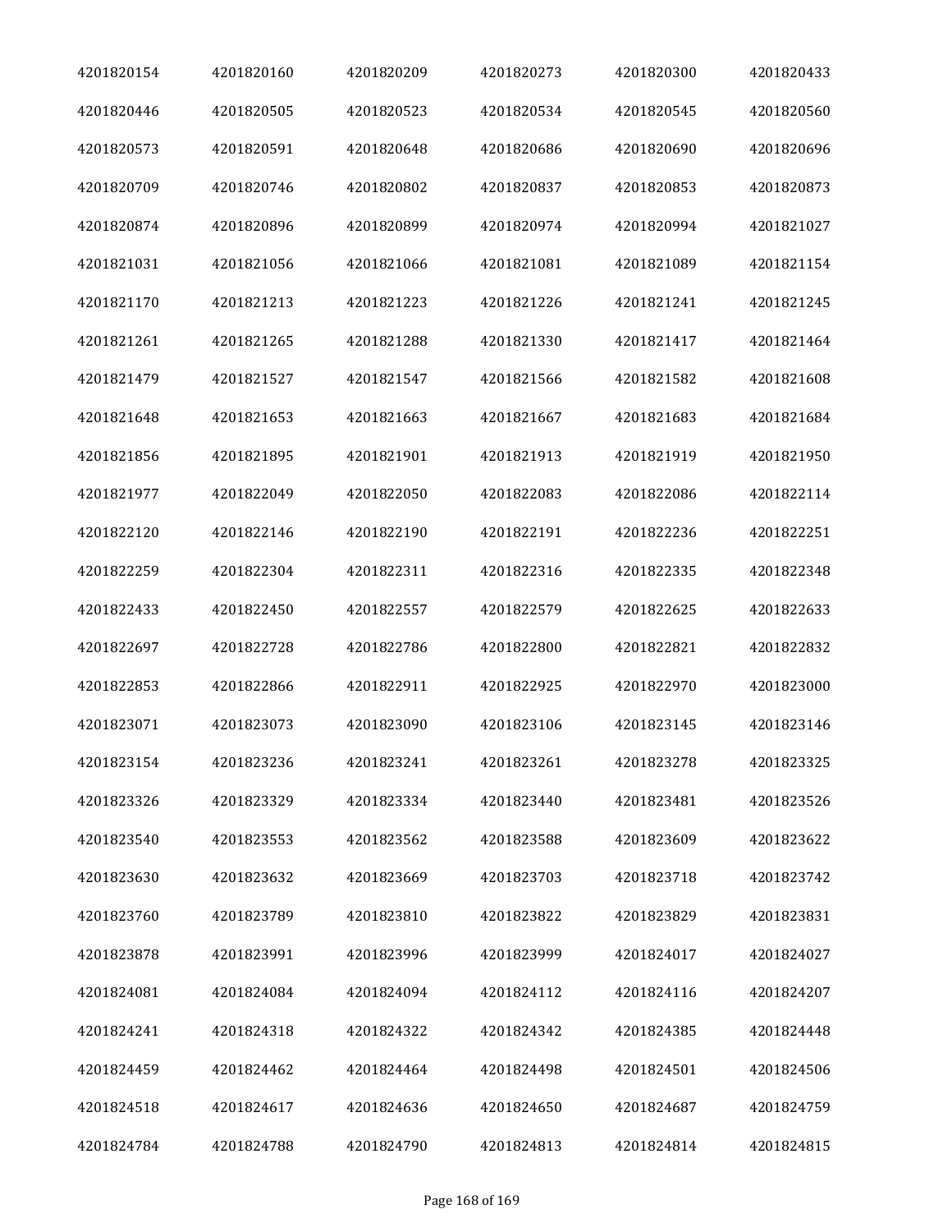| | | | | | |
|---|---|---|---|---|---|
| 4201820154 | 4201820160 | 4201820209 | 4201820273 | 4201820300 | 4201820433 |
| 4201820446 | 4201820505 | 4201820523 | 4201820534 | 4201820545 | 4201820560 |
| 4201820573 | 4201820591 | 4201820648 | 4201820686 | 4201820690 | 4201820696 |
| 4201820709 | 4201820746 | 4201820802 | 4201820837 | 4201820853 | 4201820873 |
| 4201820874 | 4201820896 | 4201820899 | 4201820974 | 4201820994 | 4201821027 |
| 4201821031 | 4201821056 | 4201821066 | 4201821081 | 4201821089 | 4201821154 |
| 4201821170 | 4201821213 | 4201821223 | 4201821226 | 4201821241 | 4201821245 |
| 4201821261 | 4201821265 | 4201821288 | 4201821330 | 4201821417 | 4201821464 |
| 4201821479 | 4201821527 | 4201821547 | 4201821566 | 4201821582 | 4201821608 |
| 4201821648 | 4201821653 | 4201821663 | 4201821667 | 4201821683 | 4201821684 |
| 4201821856 | 4201821895 | 4201821901 | 4201821913 | 4201821919 | 4201821950 |
| 4201821977 | 4201822049 | 4201822050 | 4201822083 | 4201822086 | 4201822114 |
| 4201822120 | 4201822146 | 4201822190 | 4201822191 | 4201822236 | 4201822251 |
| 4201822259 | 4201822304 | 4201822311 | 4201822316 | 4201822335 | 4201822348 |
| 4201822433 | 4201822450 | 4201822557 | 4201822579 | 4201822625 | 4201822633 |
| 4201822697 | 4201822728 | 4201822786 | 4201822800 | 4201822821 | 4201822832 |
| 4201822853 | 4201822866 | 4201822911 | 4201822925 | 4201822970 | 4201823000 |
| 4201823071 | 4201823073 | 4201823090 | 4201823106 | 4201823145 | 4201823146 |
| 4201823154 | 4201823236 | 4201823241 | 4201823261 | 4201823278 | 4201823325 |
| 4201823326 | 4201823329 | 4201823334 | 4201823440 | 4201823481 | 4201823526 |
| 4201823540 | 4201823553 | 4201823562 | 4201823588 | 4201823609 | 4201823622 |
| 4201823630 | 4201823632 | 4201823669 | 4201823703 | 4201823718 | 4201823742 |
| 4201823760 | 4201823789 | 4201823810 | 4201823822 | 4201823829 | 4201823831 |
| 4201823878 | 4201823991 | 4201823996 | 4201823999 | 4201824017 | 4201824027 |
| 4201824081 | 4201824084 | 4201824094 | 4201824112 | 4201824116 | 4201824207 |
| 4201824241 | 4201824318 | 4201824322 | 4201824342 | 4201824385 | 4201824448 |
| 4201824459 | 4201824462 | 4201824464 | 4201824498 | 4201824501 | 4201824506 |
| 4201824518 | 4201824617 | 4201824636 | 4201824650 | 4201824687 | 4201824759 |
| 4201824784 | 4201824788 | 4201824790 | 4201824813 | 4201824814 | 4201824815 |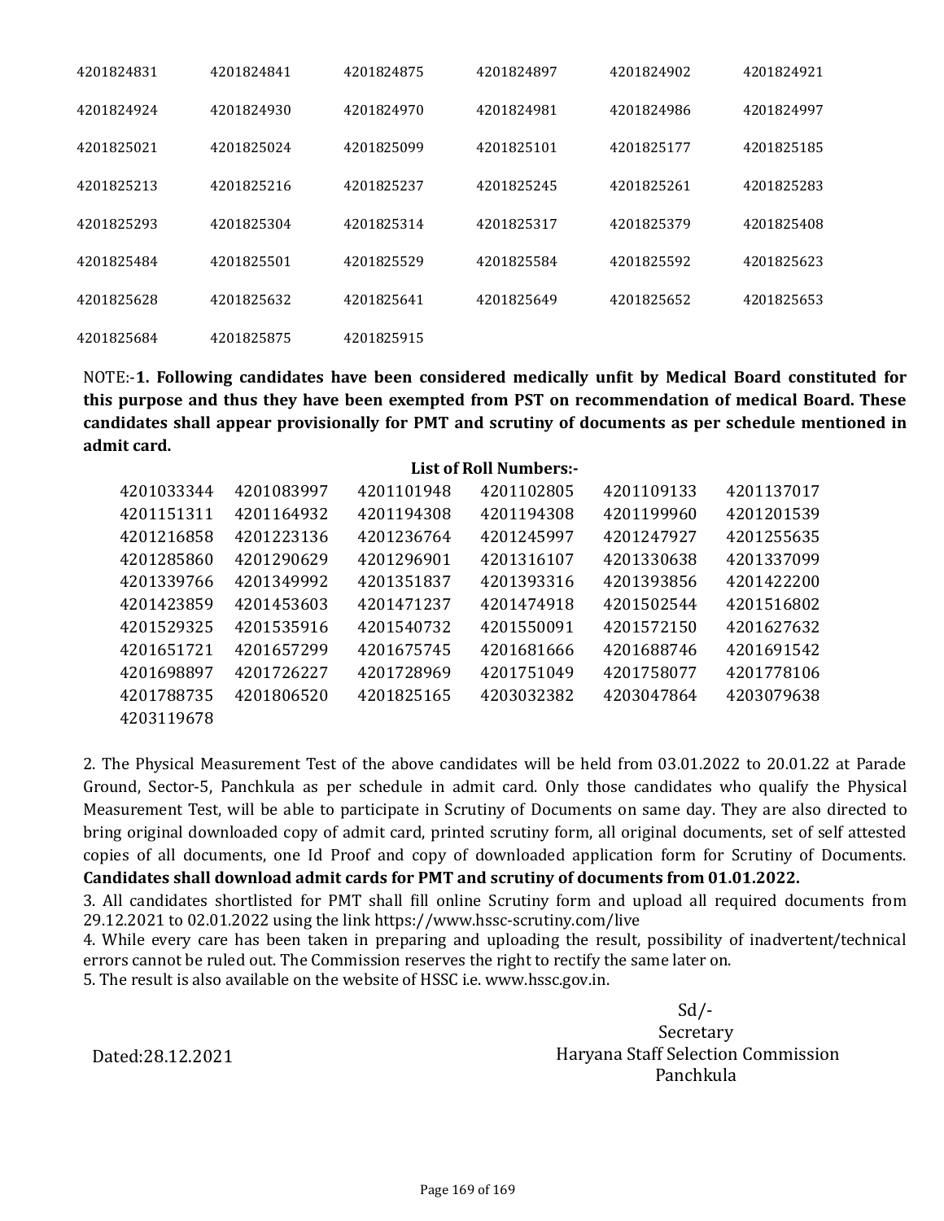| | | | | | |
|---|---|---|---|---|---|
| 4201824831 | 4201824841 | 4201824875 | 4201824897 | 4201824902 | 4201824921 |
| 4201824924 | 4201824930 | 4201824970 | 4201824981 | 4201824986 | 4201824997 |
| 4201825021 | 4201825024 | 4201825099 | 4201825101 | 4201825177 | 4201825185 |
| 4201825213 | 4201825216 | 4201825237 | 4201825245 | 4201825261 | 4201825283 |
| 4201825293 | 4201825304 | 4201825314 | 4201825317 | 4201825379 | 4201825408 |
| 4201825484 | 4201825501 | 4201825529 | 4201825584 | 4201825592 | 4201825623 |
| 4201825628 | 4201825632 | 4201825641 | 4201825649 | 4201825652 | 4201825653 |
| 4201825684 | 4201825875 | 4201825915 | | | |

NOTE:-**1. Following candidates have been considered medically unfit by Medical Board constituted for this purpose and thus they have been exempted from PST on recommendation of medical Board. These candidates shall appear provisionally for PMT and scrutiny of documents as per schedule mentioned in admit card.**

**List of Roll Numbers:-**

| | | | | | |
|---|---|---|---|---|---|
| 4201033344 | 4201083997 | 4201101948 | 4201102805 | 4201109133 | 4201137017 |
| 4201151311 | 4201164932 | 4201194308 | 4201194308 | 4201199960 | 4201201539 |
| 4201216858 | 4201223136 | 4201236764 | 4201245997 | 4201247927 | 4201255635 |
| 4201285860 | 4201290629 | 4201296901 | 4201316107 | 4201330638 | 4201337099 |
| 4201339766 | 4201349992 | 4201351837 | 4201393316 | 4201393856 | 4201422200 |
| 4201423859 | 4201453603 | 4201471237 | 4201474918 | 4201502544 | 4201516802 |
| 4201529325 | 4201535916 | 4201540732 | 4201550091 | 4201572150 | 4201627632 |
| 4201651721 | 4201657299 | 4201675745 | 4201681666 | 4201688746 | 4201691542 |
| 4201698897 | 4201726227 | 4201728969 | 4201751049 | 4201758077 | 4201778106 |
| 4201788735 | 4201806520 | 4201825165 | 4203032382 | 4203047864 | 4203079638 |
| 4203119678 | | | | | |

2. The Physical Measurement Test of the above candidates will be held from 03.01.2022 to 20.01.22 at Parade Ground, Sector-5, Panchkula as per schedule in admit card. Only those candidates who qualify the Physical Measurement Test, will be able to participate in Scrutiny of Documents on same day. They are also directed to bring original downloaded copy of admit card, printed scrutiny form, all original documents, set of self attested copies of all documents, one Id Proof and copy of downloaded application form for Scrutiny of Documents. **Candidates shall download admit cards for PMT and scrutiny of documents from 01.01.2022.**

3. All candidates shortlisted for PMT shall fill online Scrutiny form and upload all required documents from 29.12.2021 to 02.01.2022 using the link https://www.hssc-scrutiny.com/live

4. While every care has been taken in preparing and uploading the result, possibility of inadvertent/technical errors cannot be ruled out. The Commission reserves the right to rectify the same later on.

5. The result is also available on the website of HSSC i.e. www.hssc.gov.in.

Dated:28.12.2021

Sd/-
Secretary
Haryana Staff Selection Commission
Panchkula